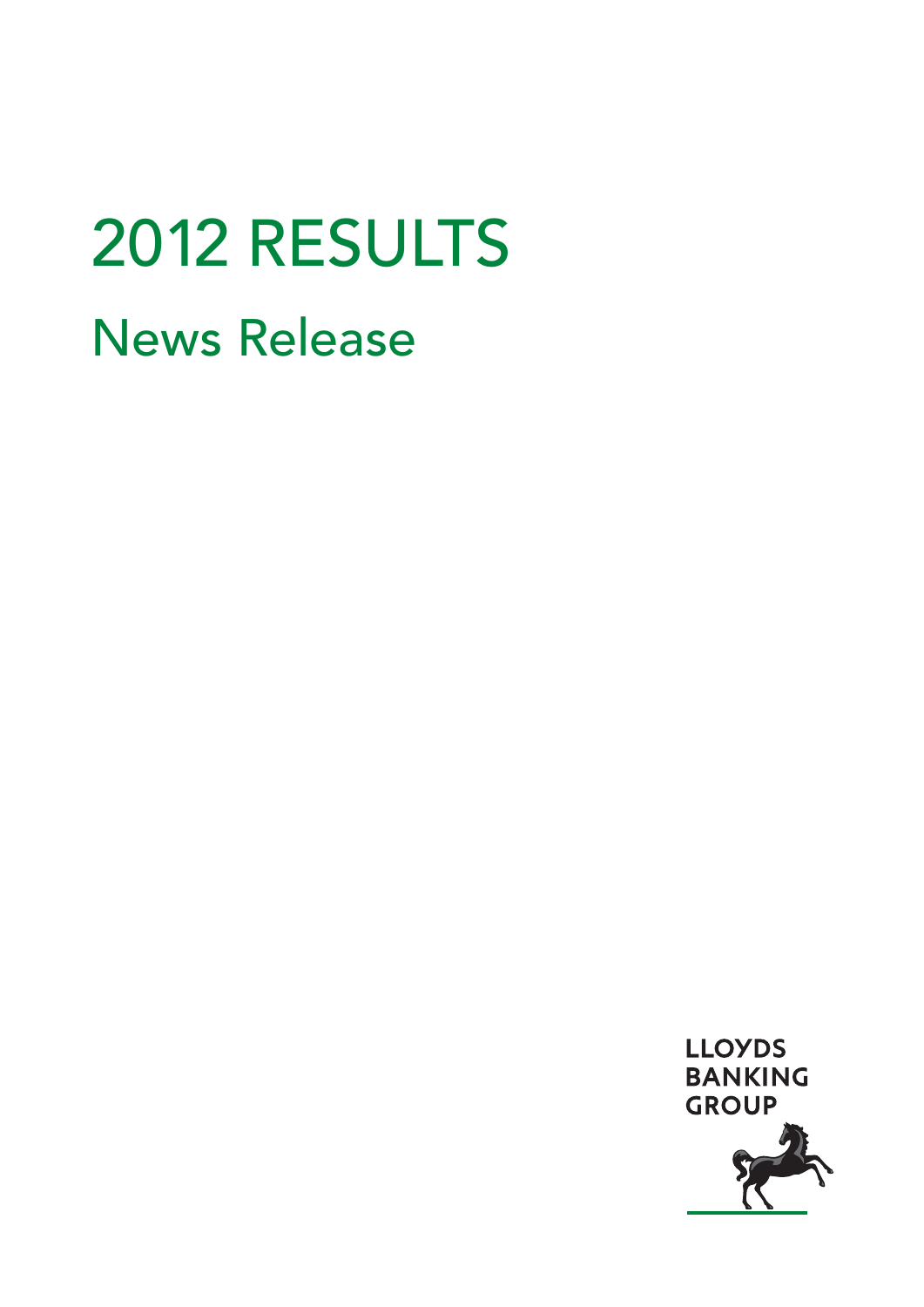# 2012 RESULTS

## News Release

LLOYDS BANKING GROUP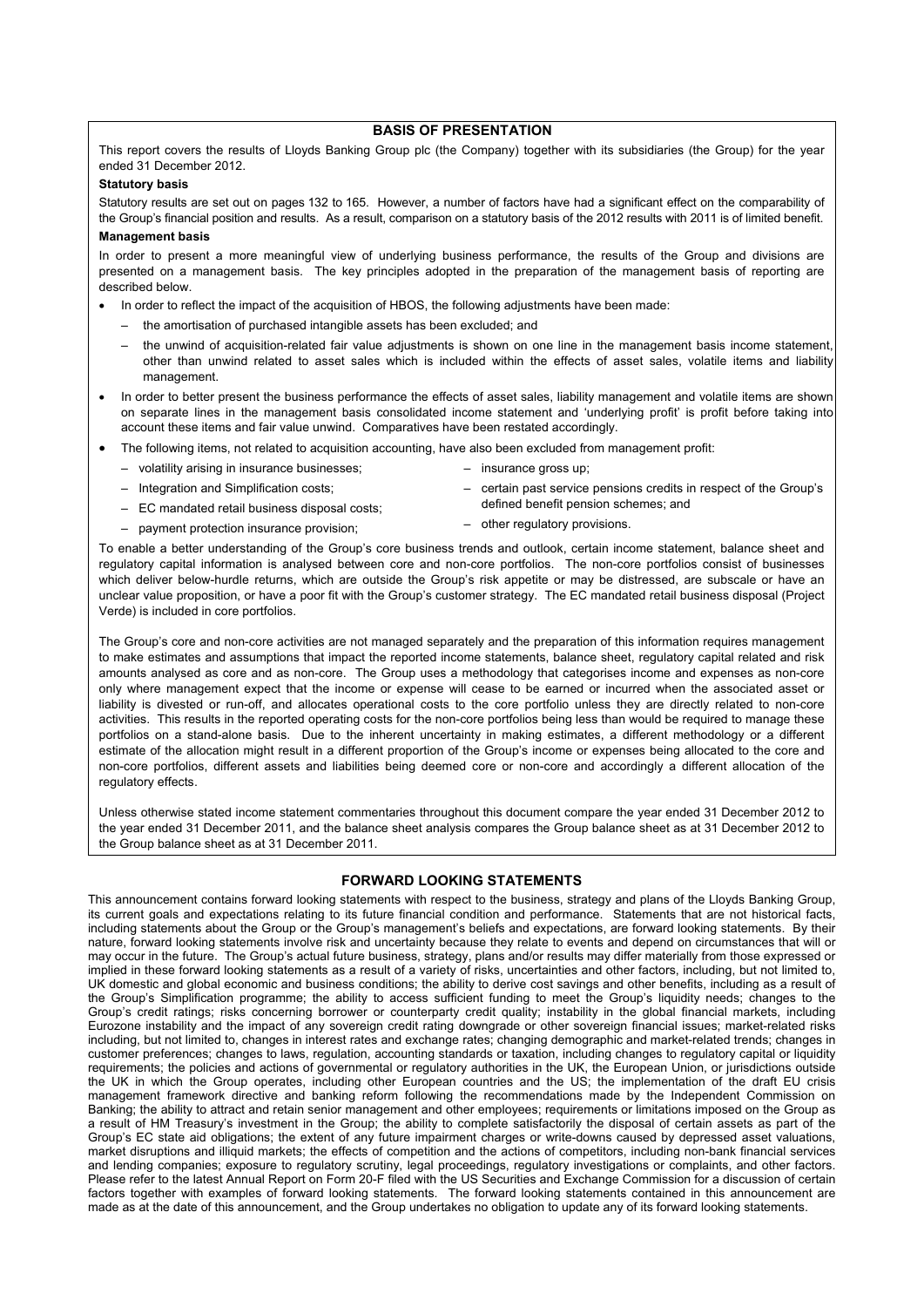## BASIS OF PRESENTATION

This report covers the results of Lloyds Banking Group plc (the Company) together with its subsidiaries (the Group) for the year ended 31 December 2012.

**Statutory basis**

Statutory results are set out on pages 132 to 165. However, a number of factors have had a significant effect on the comparability of the Group's financial position and results. As a result, comparison on a statutory basis of the 2012 results with 2011 is of limited benefit.

**Management basis**

In order to present a more meaningful view of underlying business performance, the results of the Group and divisions are presented on a management basis. The key principles adopted in the preparation of the management basis of reporting are described below.

- In order to reflect the impact of the acquisition of HBOS, the following adjustments have been made:
  - the amortisation of purchased intangible assets has been excluded; and
  - the unwind of acquisition-related fair value adjustments is shown on one line in the management basis income statement, other than unwind related to asset sales which is included within the effects of asset sales, volatile items and liability management.
- In order to better present the business performance the effects of asset sales, liability management and volatile items are shown on separate lines in the management basis consolidated income statement and 'underlying profit' is profit before taking into account these items and fair value unwind. Comparatives have been restated accordingly.
- The following items, not related to acquisition accounting, have also been excluded from management profit:
  - volatility arising in insurance businesses;
  - Integration and Simplification costs;
  - EC mandated retail business disposal costs;
  - payment protection insurance provision;
  - insurance gross up;
  - certain past service pensions credits in respect of the Group's defined benefit pension schemes; and
  - other regulatory provisions.

To enable a better understanding of the Group's core business trends and outlook, certain income statement, balance sheet and regulatory capital information is analysed between core and non-core portfolios. The non-core portfolios consist of businesses which deliver below-hurdle returns, which are outside the Group's risk appetite or may be distressed, are subscale or have an unclear value proposition, or have a poor fit with the Group's customer strategy. The EC mandated retail business disposal (Project Verde) is included in core portfolios.

The Group's core and non-core activities are not managed separately and the preparation of this information requires management to make estimates and assumptions that impact the reported income statements, balance sheet, regulatory capital related and risk amounts analysed as core and as non-core. The Group uses a methodology that categorises income and expenses as non-core only where management expect that the income or expense will cease to be earned or incurred when the associated asset or liability is divested or run-off, and allocates operational costs to the core portfolio unless they are directly related to non-core activities. This results in the reported operating costs for the non-core portfolios being less than would be required to manage these portfolios on a stand-alone basis. Due to the inherent uncertainty in making estimates, a different methodology or a different estimate of the allocation might result in a different proportion of the Group's income or expenses being allocated to the core and non-core portfolios, different assets and liabilities being deemed core or non-core and accordingly a different allocation of the regulatory effects.

Unless otherwise stated income statement commentaries throughout this document compare the year ended 31 December 2012 to the year ended 31 December 2011, and the balance sheet analysis compares the Group balance sheet as at 31 December 2012 to the Group balance sheet as at 31 December 2011.

## FORWARD LOOKING STATEMENTS

This announcement contains forward looking statements with respect to the business, strategy and plans of the Lloyds Banking Group, its current goals and expectations relating to its future financial condition and performance. Statements that are not historical facts, including statements about the Group or the Group's management's beliefs and expectations, are forward looking statements. By their nature, forward looking statements involve risk and uncertainty because they relate to events and depend on circumstances that will or may occur in the future. The Group's actual future business, strategy, plans and/or results may differ materially from those expressed or implied in these forward looking statements as a result of a variety of risks, uncertainties and other factors, including, but not limited to, UK domestic and global economic and business conditions; the ability to derive cost savings and other benefits, including as a result of the Group's Simplification programme; the ability to access sufficient funding to meet the Group's liquidity needs; changes to the Group's credit ratings; risks concerning borrower or counterparty credit quality; instability in the global financial markets, including Eurozone instability and the impact of any sovereign credit rating downgrade or other sovereign financial issues; market-related risks including, but not limited to, changes in interest rates and exchange rates; changing demographic and market-related trends; changes in customer preferences; changes to laws, regulation, accounting standards or taxation, including changes to regulatory capital or liquidity requirements; the policies and actions of governmental or regulatory authorities in the UK, the European Union, or jurisdictions outside the UK in which the Group operates, including other European countries and the US; the implementation of the draft EU crisis management framework directive and banking reform following the recommendations made by the Independent Commission on Banking; the ability to attract and retain senior management and other employees; requirements or limitations imposed on the Group as a result of HM Treasury's investment in the Group; the ability to complete satisfactorily the disposal of certain assets as part of the Group's EC state aid obligations; the extent of any future impairment charges or write-downs caused by depressed asset valuations, market disruptions and illiquid markets; the effects of competition and the actions of competitors, including non-bank financial services and lending companies; exposure to regulatory scrutiny, legal proceedings, regulatory investigations or complaints, and other factors. Please refer to the latest Annual Report on Form 20-F filed with the US Securities and Exchange Commission for a discussion of certain factors together with examples of forward looking statements. The forward looking statements contained in this announcement are made as at the date of this announcement, and the Group undertakes no obligation to update any of its forward looking statements.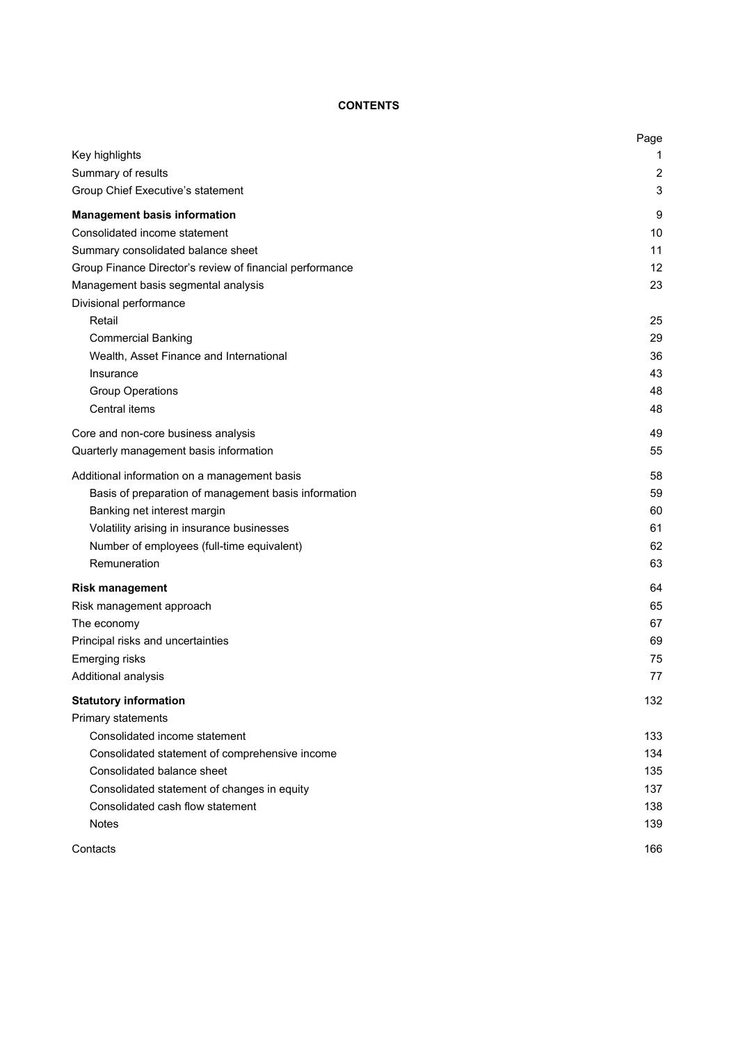# CONTENTS

| | Page |
|---|---|
| Key highlights | 1 |
| Summary of results | 2 |
| Group Chief Executive's statement | 3 |
| **Management basis information** | 9 |
| Consolidated income statement | 10 |
| Summary consolidated balance sheet | 11 |
| Group Finance Director's review of financial performance | 12 |
| Management basis segmental analysis | 23 |
| Divisional performance | |
| Retail | 25 |
| Commercial Banking | 29 |
| Wealth, Asset Finance and International | 36 |
| Insurance | 43 |
| Group Operations | 48 |
| Central items | 48 |
| Core and non-core business analysis | 49 |
| Quarterly management basis information | 55 |
| Additional information on a management basis | 58 |
| Basis of preparation of management basis information | 59 |
| Banking net interest margin | 60 |
| Volatility arising in insurance businesses | 61 |
| Number of employees (full-time equivalent) | 62 |
| Remuneration | 63 |
| **Risk management** | 64 |
| Risk management approach | 65 |
| The economy | 67 |
| Principal risks and uncertainties | 69 |
| Emerging risks | 75 |
| Additional analysis | 77 |
| **Statutory information** | 132 |
| Primary statements | |
| Consolidated income statement | 133 |
| Consolidated statement of comprehensive income | 134 |
| Consolidated balance sheet | 135 |
| Consolidated statement of changes in equity | 137 |
| Consolidated cash flow statement | 138 |
| Notes | 139 |
| Contacts | 166 |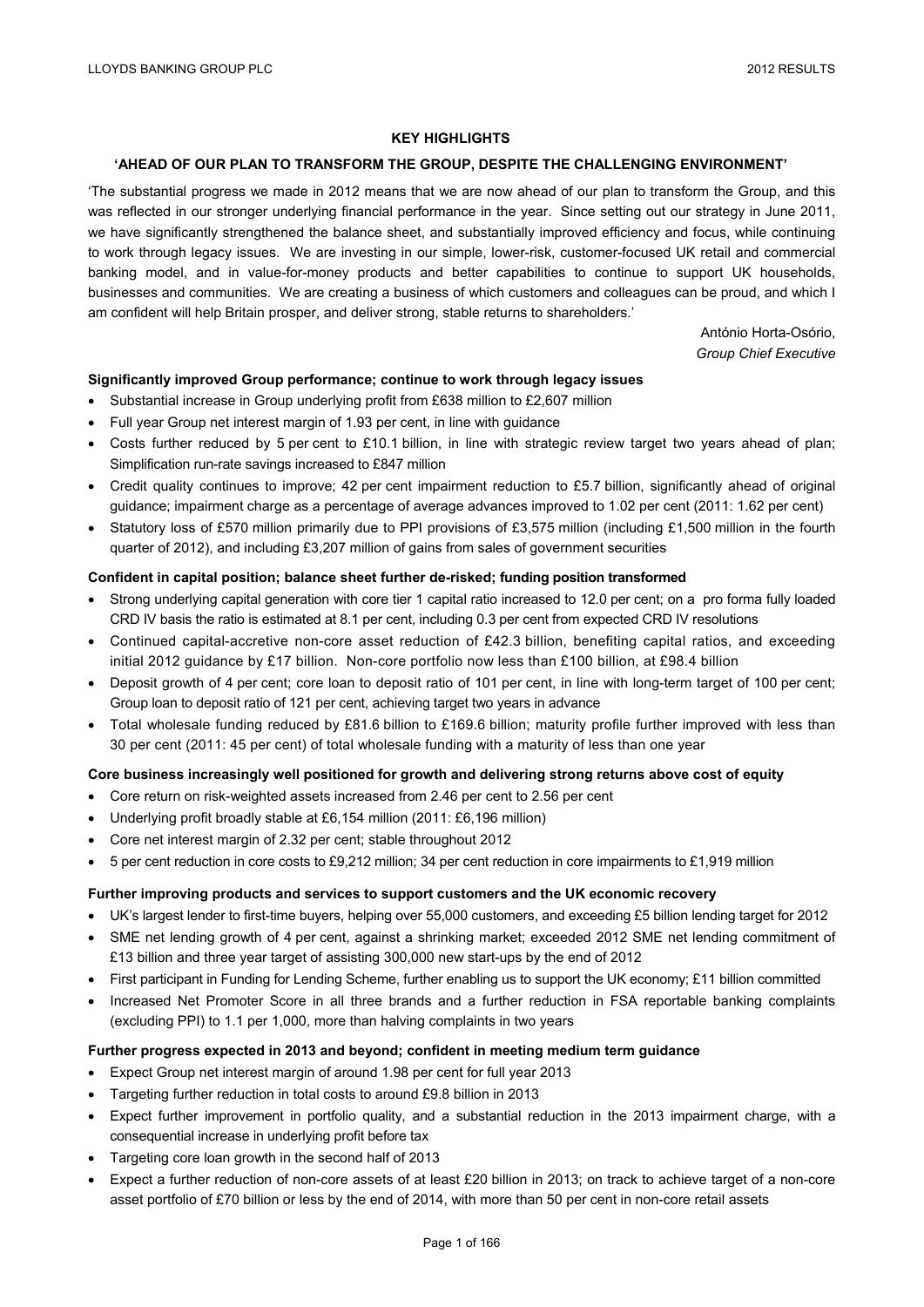## KEY HIGHLIGHTS

### 'AHEAD OF OUR PLAN TO TRANSFORM THE GROUP, DESPITE THE CHALLENGING ENVIRONMENT'

'The substantial progress we made in 2012 means that we are now ahead of our plan to transform the Group, and this was reflected in our stronger underlying financial performance in the year. Since setting out our strategy in June 2011, we have significantly strengthened the balance sheet, and substantially improved efficiency and focus, while continuing to work through legacy issues. We are investing in our simple, lower-risk, customer-focused UK retail and commercial banking model, and in value-for-money products and better capabilities to continue to support UK households, businesses and communities. We are creating a business of which customers and colleagues can be proud, and which I am confident will help Britain prosper, and deliver strong, stable returns to shareholders.'

António Horta-Osório,
*Group Chief Executive*

**Significantly improved Group performance; continue to work through legacy issues**

- Substantial increase in Group underlying profit from £638 million to £2,607 million
- Full year Group net interest margin of 1.93 per cent, in line with guidance
- Costs further reduced by 5 per cent to £10.1 billion, in line with strategic review target two years ahead of plan; Simplification run-rate savings increased to £847 million
- Credit quality continues to improve; 42 per cent impairment reduction to £5.7 billion, significantly ahead of original guidance; impairment charge as a percentage of average advances improved to 1.02 per cent (2011: 1.62 per cent)
- Statutory loss of £570 million primarily due to PPI provisions of £3,575 million (including £1,500 million in the fourth quarter of 2012), and including £3,207 million of gains from sales of government securities

**Confident in capital position; balance sheet further de-risked; funding position transformed**

- Strong underlying capital generation with core tier 1 capital ratio increased to 12.0 per cent; on a pro forma fully loaded CRD IV basis the ratio is estimated at 8.1 per cent, including 0.3 per cent from expected CRD IV resolutions
- Continued capital-accretive non-core asset reduction of £42.3 billion, benefiting capital ratios, and exceeding initial 2012 guidance by £17 billion. Non-core portfolio now less than £100 billion, at £98.4 billion
- Deposit growth of 4 per cent; core loan to deposit ratio of 101 per cent, in line with long-term target of 100 per cent; Group loan to deposit ratio of 121 per cent, achieving target two years in advance
- Total wholesale funding reduced by £81.6 billion to £169.6 billion; maturity profile further improved with less than 30 per cent (2011: 45 per cent) of total wholesale funding with a maturity of less than one year

**Core business increasingly well positioned for growth and delivering strong returns above cost of equity**

- Core return on risk-weighted assets increased from 2.46 per cent to 2.56 per cent
- Underlying profit broadly stable at £6,154 million (2011: £6,196 million)
- Core net interest margin of 2.32 per cent; stable throughout 2012
- 5 per cent reduction in core costs to £9,212 million; 34 per cent reduction in core impairments to £1,919 million

**Further improving products and services to support customers and the UK economic recovery**

- UK's largest lender to first-time buyers, helping over 55,000 customers, and exceeding £5 billion lending target for 2012
- SME net lending growth of 4 per cent, against a shrinking market; exceeded 2012 SME net lending commitment of £13 billion and three year target of assisting 300,000 new start-ups by the end of 2012
- First participant in Funding for Lending Scheme, further enabling us to support the UK economy; £11 billion committed
- Increased Net Promoter Score in all three brands and a further reduction in FSA reportable banking complaints (excluding PPI) to 1.1 per 1,000, more than halving complaints in two years

**Further progress expected in 2013 and beyond; confident in meeting medium term guidance**

- Expect Group net interest margin of around 1.98 per cent for full year 2013
- Targeting further reduction in total costs to around £9.8 billion in 2013
- Expect further improvement in portfolio quality, and a substantial reduction in the 2013 impairment charge, with a consequential increase in underlying profit before tax
- Targeting core loan growth in the second half of 2013
- Expect a further reduction of non-core assets of at least £20 billion in 2013; on track to achieve target of a non-core asset portfolio of £70 billion or less by the end of 2014, with more than 50 per cent in non-core retail assets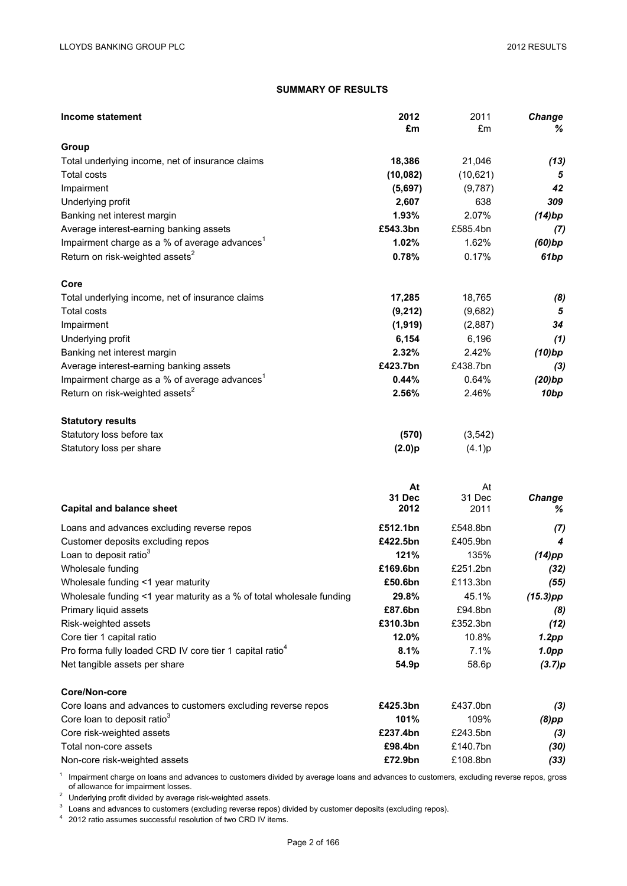## SUMMARY OF RESULTS

| Income statement | 2012<br>£m | 2011<br>£m | Change<br>% |
|---|---|---|---|
| **Group** | | | |
| Total underlying income, net of insurance claims | **18,386** | 21,046 | *(13)* |
| Total costs | **(10,082)** | (10,621) | *5* |
| Impairment | **(5,697)** | (9,787) | *42* |
| Underlying profit | **2,607** | 638 | *309* |
| Banking net interest margin | **1.93%** | 2.07% | *(14)bp* |
| Average interest-earning banking assets | **£543.3bn** | £585.4bn | *(7)* |
| Impairment charge as a % of average advances[1] | **1.02%** | 1.62% | *(60)bp* |
| Return on risk-weighted assets[2] | **0.78%** | 0.17% | *61bp* |
| **Core** | | | |
| Total underlying income, net of insurance claims | **17,285** | 18,765 | *(8)* |
| Total costs | **(9,212)** | (9,682) | *5* |
| Impairment | **(1,919)** | (2,887) | *34* |
| Underlying profit | **6,154** | 6,196 | *(1)* |
| Banking net interest margin | **2.32%** | 2.42% | *(10)bp* |
| Average interest-earning banking assets | **£423.7bn** | £438.7bn | *(3)* |
| Impairment charge as a % of average advances[1] | **0.44%** | 0.64% | *(20)bp* |
| Return on risk-weighted assets[2] | **2.56%** | 2.46% | *10bp* |
| **Statutory results** | | | |
| Statutory loss before tax | **(570)** | (3,542) | |
| Statutory loss per share | **(2.0)p** | (4.1)p | |

| Capital and balance sheet | At<br>31 Dec<br>2012 | At<br>31 Dec<br>2011 | Change<br>% |
|---|---|---|---|
| Loans and advances excluding reverse repos | **£512.1bn** | £548.8bn | *(7)* |
| Customer deposits excluding repos | **£422.5bn** | £405.9bn | *4* |
| Loan to deposit ratio[3] | **121%** | 135% | *(14)pp* |
| Wholesale funding | **£169.6bn** | £251.2bn | *(32)* |
| Wholesale funding <1 year maturity | **£50.6bn** | £113.3bn | *(55)* |
| Wholesale funding <1 year maturity as a % of total wholesale funding | **29.8%** | 45.1% | *(15.3)pp* |
| Primary liquid assets | **£87.6bn** | £94.8bn | *(8)* |
| Risk-weighted assets | **£310.3bn** | £352.3bn | *(12)* |
| Core tier 1 capital ratio | **12.0%** | 10.8% | *1.2pp* |
| Pro forma fully loaded CRD IV core tier 1 capital ratio[4] | **8.1%** | 7.1% | *1.0pp* |
| Net tangible assets per share | **54.9p** | 58.6p | *(3.7)p* |
| **Core/Non-core** | | | |
| Core loans and advances to customers excluding reverse repos | **£425.3bn** | £437.0bn | *(3)* |
| Core loan to deposit ratio[3] | **101%** | 109% | *(8)pp* |
| Core risk-weighted assets | **£237.4bn** | £243.5bn | *(3)* |
| Total non-core assets | **£98.4bn** | £140.7bn | *(30)* |
| Non-core risk-weighted assets | **£72.9bn** | £108.8bn | *(33)* |

[1] Impairment charge on loans and advances to customers divided by average loans and advances to customers, excluding reverse repos, gross of allowance for impairment losses.

[2] Underlying profit divided by average risk-weighted assets.

[3] Loans and advances to customers (excluding reverse repos) divided by customer deposits (excluding repos).

[4] 2012 ratio assumes successful resolution of two CRD IV items.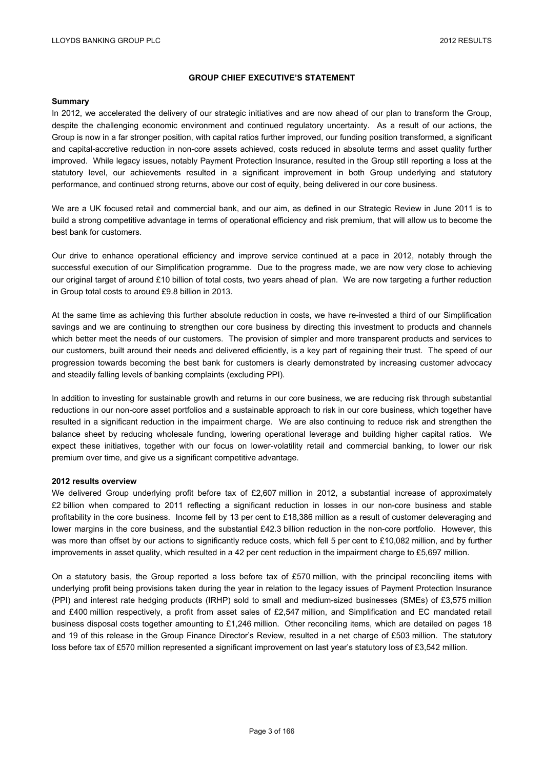# GROUP CHIEF EXECUTIVE'S STATEMENT

**Summary**

In 2012, we accelerated the delivery of our strategic initiatives and are now ahead of our plan to transform the Group, despite the challenging economic environment and continued regulatory uncertainty. As a result of our actions, the Group is now in a far stronger position, with capital ratios further improved, our funding position transformed, a significant and capital-accretive reduction in non-core assets achieved, costs reduced in absolute terms and asset quality further improved. While legacy issues, notably Payment Protection Insurance, resulted in the Group still reporting a loss at the statutory level, our achievements resulted in a significant improvement in both Group underlying and statutory performance, and continued strong returns, above our cost of equity, being delivered in our core business.

We are a UK focused retail and commercial bank, and our aim, as defined in our Strategic Review in June 2011 is to build a strong competitive advantage in terms of operational efficiency and risk premium, that will allow us to become the best bank for customers.

Our drive to enhance operational efficiency and improve service continued at a pace in 2012, notably through the successful execution of our Simplification programme. Due to the progress made, we are now very close to achieving our original target of around £10 billion of total costs, two years ahead of plan. We are now targeting a further reduction in Group total costs to around £9.8 billion in 2013.

At the same time as achieving this further absolute reduction in costs, we have re-invested a third of our Simplification savings and we are continuing to strengthen our core business by directing this investment to products and channels which better meet the needs of our customers. The provision of simpler and more transparent products and services to our customers, built around their needs and delivered efficiently, is a key part of regaining their trust. The speed of our progression towards becoming the best bank for customers is clearly demonstrated by increasing customer advocacy and steadily falling levels of banking complaints (excluding PPI).

In addition to investing for sustainable growth and returns in our core business, we are reducing risk through substantial reductions in our non-core asset portfolios and a sustainable approach to risk in our core business, which together have resulted in a significant reduction in the impairment charge. We are also continuing to reduce risk and strengthen the balance sheet by reducing wholesale funding, lowering operational leverage and building higher capital ratios. We expect these initiatives, together with our focus on lower-volatility retail and commercial banking, to lower our risk premium over time, and give us a significant competitive advantage.

**2012 results overview**

We delivered Group underlying profit before tax of £2,607 million in 2012, a substantial increase of approximately £2 billion when compared to 2011 reflecting a significant reduction in losses in our non-core business and stable profitability in the core business. Income fell by 13 per cent to £18,386 million as a result of customer deleveraging and lower margins in the core business, and the substantial £42.3 billion reduction in the non-core portfolio. However, this was more than offset by our actions to significantly reduce costs, which fell 5 per cent to £10,082 million, and by further improvements in asset quality, which resulted in a 42 per cent reduction in the impairment charge to £5,697 million.

On a statutory basis, the Group reported a loss before tax of £570 million, with the principal reconciling items with underlying profit being provisions taken during the year in relation to the legacy issues of Payment Protection Insurance (PPI) and interest rate hedging products (IRHP) sold to small and medium-sized businesses (SMEs) of £3,575 million and £400 million respectively, a profit from asset sales of £2,547 million, and Simplification and EC mandated retail business disposal costs together amounting to £1,246 million. Other reconciling items, which are detailed on pages 18 and 19 of this release in the Group Finance Director's Review, resulted in a net charge of £503 million. The statutory loss before tax of £570 million represented a significant improvement on last year's statutory loss of £3,542 million.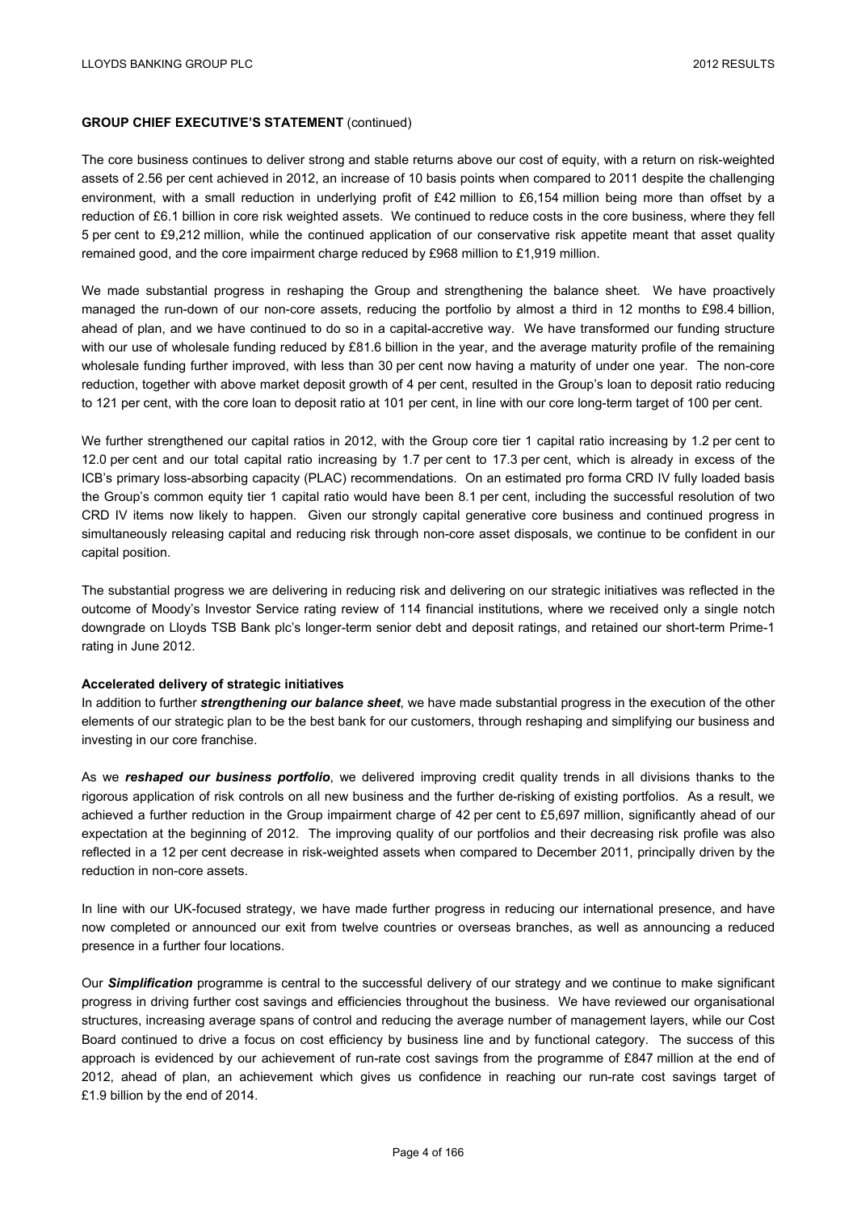**GROUP CHIEF EXECUTIVE'S STATEMENT** (continued)

The core business continues to deliver strong and stable returns above our cost of equity, with a return on risk-weighted assets of 2.56 per cent achieved in 2012, an increase of 10 basis points when compared to 2011 despite the challenging environment, with a small reduction in underlying profit of £42 million to £6,154 million being more than offset by a reduction of £6.1 billion in core risk weighted assets. We continued to reduce costs in the core business, where they fell 5 per cent to £9,212 million, while the continued application of our conservative risk appetite meant that asset quality remained good, and the core impairment charge reduced by £968 million to £1,919 million.

We made substantial progress in reshaping the Group and strengthening the balance sheet. We have proactively managed the run-down of our non-core assets, reducing the portfolio by almost a third in 12 months to £98.4 billion, ahead of plan, and we have continued to do so in a capital-accretive way. We have transformed our funding structure with our use of wholesale funding reduced by £81.6 billion in the year, and the average maturity profile of the remaining wholesale funding further improved, with less than 30 per cent now having a maturity of under one year. The non-core reduction, together with above market deposit growth of 4 per cent, resulted in the Group's loan to deposit ratio reducing to 121 per cent, with the core loan to deposit ratio at 101 per cent, in line with our core long-term target of 100 per cent.

We further strengthened our capital ratios in 2012, with the Group core tier 1 capital ratio increasing by 1.2 per cent to 12.0 per cent and our total capital ratio increasing by 1.7 per cent to 17.3 per cent, which is already in excess of the ICB's primary loss-absorbing capacity (PLAC) recommendations. On an estimated pro forma CRD IV fully loaded basis the Group's common equity tier 1 capital ratio would have been 8.1 per cent, including the successful resolution of two CRD IV items now likely to happen. Given our strongly capital generative core business and continued progress in simultaneously releasing capital and reducing risk through non-core asset disposals, we continue to be confident in our capital position.

The substantial progress we are delivering in reducing risk and delivering on our strategic initiatives was reflected in the outcome of Moody's Investor Service rating review of 114 financial institutions, where we received only a single notch downgrade on Lloyds TSB Bank plc's longer-term senior debt and deposit ratings, and retained our short-term Prime-1 rating in June 2012.

**Accelerated delivery of strategic initiatives**

In addition to further ***strengthening our balance sheet***, we have made substantial progress in the execution of the other elements of our strategic plan to be the best bank for our customers, through reshaping and simplifying our business and investing in our core franchise.

As we ***reshaped our business portfolio***, we delivered improving credit quality trends in all divisions thanks to the rigorous application of risk controls on all new business and the further de-risking of existing portfolios. As a result, we achieved a further reduction in the Group impairment charge of 42 per cent to £5,697 million, significantly ahead of our expectation at the beginning of 2012. The improving quality of our portfolios and their decreasing risk profile was also reflected in a 12 per cent decrease in risk-weighted assets when compared to December 2011, principally driven by the reduction in non-core assets.

In line with our UK-focused strategy, we have made further progress in reducing our international presence, and have now completed or announced our exit from twelve countries or overseas branches, as well as announcing a reduced presence in a further four locations.

Our ***Simplification*** programme is central to the successful delivery of our strategy and we continue to make significant progress in driving further cost savings and efficiencies throughout the business. We have reviewed our organisational structures, increasing average spans of control and reducing the average number of management layers, while our Cost Board continued to drive a focus on cost efficiency by business line and by functional category. The success of this approach is evidenced by our achievement of run-rate cost savings from the programme of £847 million at the end of 2012, ahead of plan, an achievement which gives us confidence in reaching our run-rate cost savings target of £1.9 billion by the end of 2014.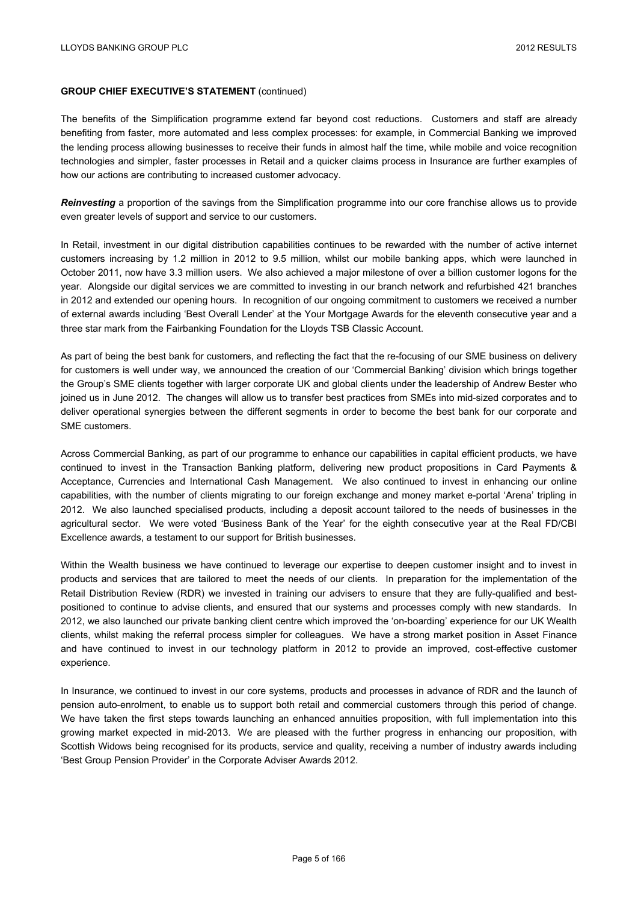**GROUP CHIEF EXECUTIVE'S STATEMENT** (continued)

The benefits of the Simplification programme extend far beyond cost reductions. Customers and staff are already benefiting from faster, more automated and less complex processes: for example, in Commercial Banking we improved the lending process allowing businesses to receive their funds in almost half the time, while mobile and voice recognition technologies and simpler, faster processes in Retail and a quicker claims process in Insurance are further examples of how our actions are contributing to increased customer advocacy.

***Reinvesting*** a proportion of the savings from the Simplification programme into our core franchise allows us to provide even greater levels of support and service to our customers.

In Retail, investment in our digital distribution capabilities continues to be rewarded with the number of active internet customers increasing by 1.2 million in 2012 to 9.5 million, whilst our mobile banking apps, which were launched in October 2011, now have 3.3 million users. We also achieved a major milestone of over a billion customer logons for the year. Alongside our digital services we are committed to investing in our branch network and refurbished 421 branches in 2012 and extended our opening hours. In recognition of our ongoing commitment to customers we received a number of external awards including 'Best Overall Lender' at the Your Mortgage Awards for the eleventh consecutive year and a three star mark from the Fairbanking Foundation for the Lloyds TSB Classic Account.

As part of being the best bank for customers, and reflecting the fact that the re-focusing of our SME business on delivery for customers is well under way, we announced the creation of our 'Commercial Banking' division which brings together the Group's SME clients together with larger corporate UK and global clients under the leadership of Andrew Bester who joined us in June 2012. The changes will allow us to transfer best practices from SMEs into mid-sized corporates and to deliver operational synergies between the different segments in order to become the best bank for our corporate and SME customers.

Across Commercial Banking, as part of our programme to enhance our capabilities in capital efficient products, we have continued to invest in the Transaction Banking platform, delivering new product propositions in Card Payments & Acceptance, Currencies and International Cash Management. We also continued to invest in enhancing our online capabilities, with the number of clients migrating to our foreign exchange and money market e-portal 'Arena' tripling in 2012. We also launched specialised products, including a deposit account tailored to the needs of businesses in the agricultural sector. We were voted 'Business Bank of the Year' for the eighth consecutive year at the Real FD/CBI Excellence awards, a testament to our support for British businesses.

Within the Wealth business we have continued to leverage our expertise to deepen customer insight and to invest in products and services that are tailored to meet the needs of our clients. In preparation for the implementation of the Retail Distribution Review (RDR) we invested in training our advisers to ensure that they are fully-qualified and best-positioned to continue to advise clients, and ensured that our systems and processes comply with new standards. In 2012, we also launched our private banking client centre which improved the 'on-boarding' experience for our UK Wealth clients, whilst making the referral process simpler for colleagues. We have a strong market position in Asset Finance and have continued to invest in our technology platform in 2012 to provide an improved, cost-effective customer experience.

In Insurance, we continued to invest in our core systems, products and processes in advance of RDR and the launch of pension auto-enrolment, to enable us to support both retail and commercial customers through this period of change. We have taken the first steps towards launching an enhanced annuities proposition, with full implementation into this growing market expected in mid-2013. We are pleased with the further progress in enhancing our proposition, with Scottish Widows being recognised for its products, service and quality, receiving a number of industry awards including 'Best Group Pension Provider' in the Corporate Adviser Awards 2012.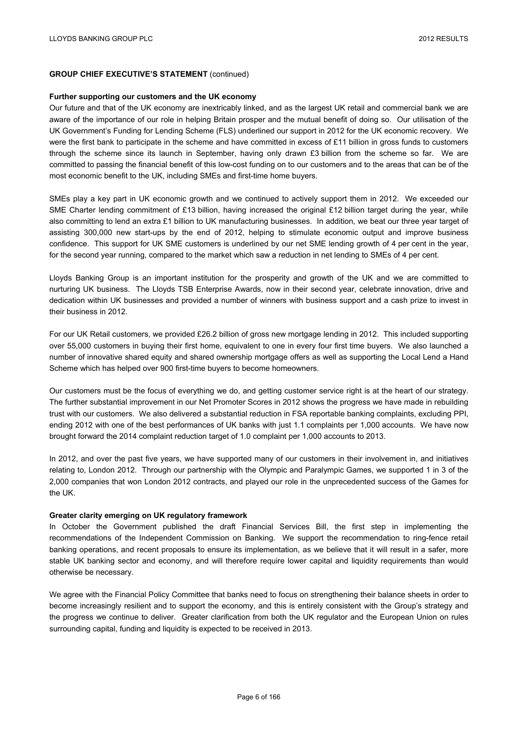## GROUP CHIEF EXECUTIVE'S STATEMENT (continued)

### Further supporting our customers and the UK economy

Our future and that of the UK economy are inextricably linked, and as the largest UK retail and commercial bank we are aware of the importance of our role in helping Britain prosper and the mutual benefit of doing so. Our utilisation of the UK Government's Funding for Lending Scheme (FLS) underlined our support in 2012 for the UK economic recovery. We were the first bank to participate in the scheme and have committed in excess of £11 billion in gross funds to customers through the scheme since its launch in September, having only drawn £3 billion from the scheme so far. We are committed to passing the financial benefit of this low-cost funding on to our customers and to the areas that can be of the most economic benefit to the UK, including SMEs and first-time home buyers.

SMEs play a key part in UK economic growth and we continued to actively support them in 2012. We exceeded our SME Charter lending commitment of £13 billion, having increased the original £12 billion target during the year, while also committing to lend an extra £1 billion to UK manufacturing businesses. In addition, we beat our three year target of assisting 300,000 new start-ups by the end of 2012, helping to stimulate economic output and improve business confidence. This support for UK SME customers is underlined by our net SME lending growth of 4 per cent in the year, for the second year running, compared to the market which saw a reduction in net lending to SMEs of 4 per cent.

Lloyds Banking Group is an important institution for the prosperity and growth of the UK and we are committed to nurturing UK business. The Lloyds TSB Enterprise Awards, now in their second year, celebrate innovation, drive and dedication within UK businesses and provided a number of winners with business support and a cash prize to invest in their business in 2012.

For our UK Retail customers, we provided £26.2 billion of gross new mortgage lending in 2012. This included supporting over 55,000 customers in buying their first home, equivalent to one in every four first time buyers. We also launched a number of innovative shared equity and shared ownership mortgage offers as well as supporting the Local Lend a Hand Scheme which has helped over 900 first-time buyers to become homeowners.

Our customers must be the focus of everything we do, and getting customer service right is at the heart of our strategy. The further substantial improvement in our Net Promoter Scores in 2012 shows the progress we have made in rebuilding trust with our customers. We also delivered a substantial reduction in FSA reportable banking complaints, excluding PPI, ending 2012 with one of the best performances of UK banks with just 1.1 complaints per 1,000 accounts. We have now brought forward the 2014 complaint reduction target of 1.0 complaint per 1,000 accounts to 2013.

In 2012, and over the past five years, we have supported many of our customers in their involvement in, and initiatives relating to, London 2012. Through our partnership with the Olympic and Paralympic Games, we supported 1 in 3 of the 2,000 companies that won London 2012 contracts, and played our role in the unprecedented success of the Games for the UK.

### Greater clarity emerging on UK regulatory framework

In October the Government published the draft Financial Services Bill, the first step in implementing the recommendations of the Independent Commission on Banking. We support the recommendation to ring-fence retail banking operations, and recent proposals to ensure its implementation, as we believe that it will result in a safer, more stable UK banking sector and economy, and will therefore require lower capital and liquidity requirements than would otherwise be necessary.

We agree with the Financial Policy Committee that banks need to focus on strengthening their balance sheets in order to become increasingly resilient and to support the economy, and this is entirely consistent with the Group's strategy and the progress we continue to deliver. Greater clarification from both the UK regulator and the European Union on rules surrounding capital, funding and liquidity is expected to be received in 2013.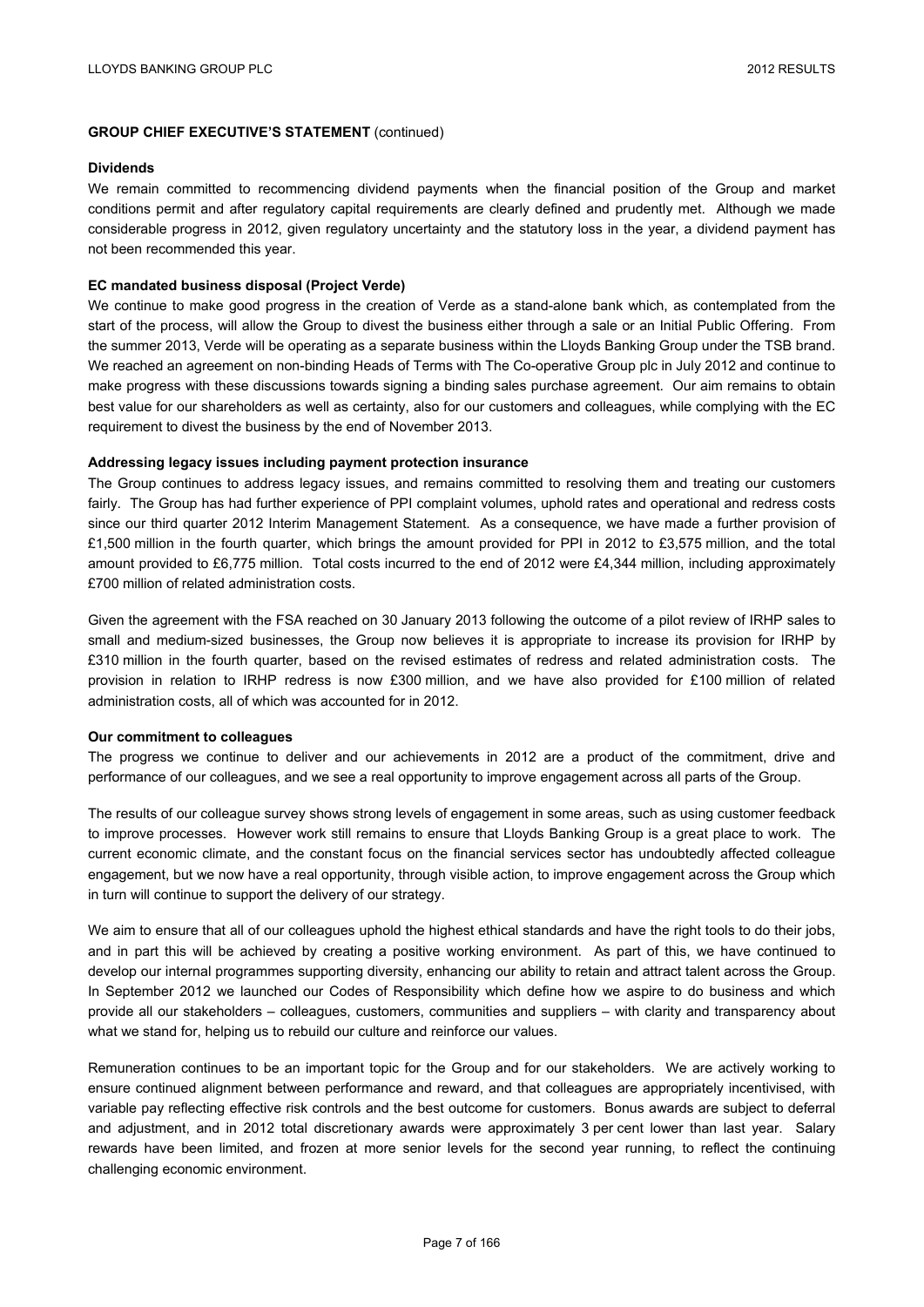**GROUP CHIEF EXECUTIVE'S STATEMENT** (continued)

**Dividends**

We remain committed to recommencing dividend payments when the financial position of the Group and market conditions permit and after regulatory capital requirements are clearly defined and prudently met. Although we made considerable progress in 2012, given regulatory uncertainty and the statutory loss in the year, a dividend payment has not been recommended this year.

**EC mandated business disposal (Project Verde)**

We continue to make good progress in the creation of Verde as a stand-alone bank which, as contemplated from the start of the process, will allow the Group to divest the business either through a sale or an Initial Public Offering. From the summer 2013, Verde will be operating as a separate business within the Lloyds Banking Group under the TSB brand. We reached an agreement on non-binding Heads of Terms with The Co-operative Group plc in July 2012 and continue to make progress with these discussions towards signing a binding sales purchase agreement. Our aim remains to obtain best value for our shareholders as well as certainty, also for our customers and colleagues, while complying with the EC requirement to divest the business by the end of November 2013.

**Addressing legacy issues including payment protection insurance**

The Group continues to address legacy issues, and remains committed to resolving them and treating our customers fairly. The Group has had further experience of PPI complaint volumes, uphold rates and operational and redress costs since our third quarter 2012 Interim Management Statement. As a consequence, we have made a further provision of £1,500 million in the fourth quarter, which brings the amount provided for PPI in 2012 to £3,575 million, and the total amount provided to £6,775 million. Total costs incurred to the end of 2012 were £4,344 million, including approximately £700 million of related administration costs.

Given the agreement with the FSA reached on 30 January 2013 following the outcome of a pilot review of IRHP sales to small and medium-sized businesses, the Group now believes it is appropriate to increase its provision for IRHP by £310 million in the fourth quarter, based on the revised estimates of redress and related administration costs. The provision in relation to IRHP redress is now £300 million, and we have also provided for £100 million of related administration costs, all of which was accounted for in 2012.

**Our commitment to colleagues**

The progress we continue to deliver and our achievements in 2012 are a product of the commitment, drive and performance of our colleagues, and we see a real opportunity to improve engagement across all parts of the Group.

The results of our colleague survey shows strong levels of engagement in some areas, such as using customer feedback to improve processes. However work still remains to ensure that Lloyds Banking Group is a great place to work. The current economic climate, and the constant focus on the financial services sector has undoubtedly affected colleague engagement, but we now have a real opportunity, through visible action, to improve engagement across the Group which in turn will continue to support the delivery of our strategy.

We aim to ensure that all of our colleagues uphold the highest ethical standards and have the right tools to do their jobs, and in part this will be achieved by creating a positive working environment. As part of this, we have continued to develop our internal programmes supporting diversity, enhancing our ability to retain and attract talent across the Group. In September 2012 we launched our Codes of Responsibility which define how we aspire to do business and which provide all our stakeholders – colleagues, customers, communities and suppliers – with clarity and transparency about what we stand for, helping us to rebuild our culture and reinforce our values.

Remuneration continues to be an important topic for the Group and for our stakeholders. We are actively working to ensure continued alignment between performance and reward, and that colleagues are appropriately incentivised, with variable pay reflecting effective risk controls and the best outcome for customers. Bonus awards are subject to deferral and adjustment, and in 2012 total discretionary awards were approximately 3 per cent lower than last year. Salary rewards have been limited, and frozen at more senior levels for the second year running, to reflect the continuing challenging economic environment.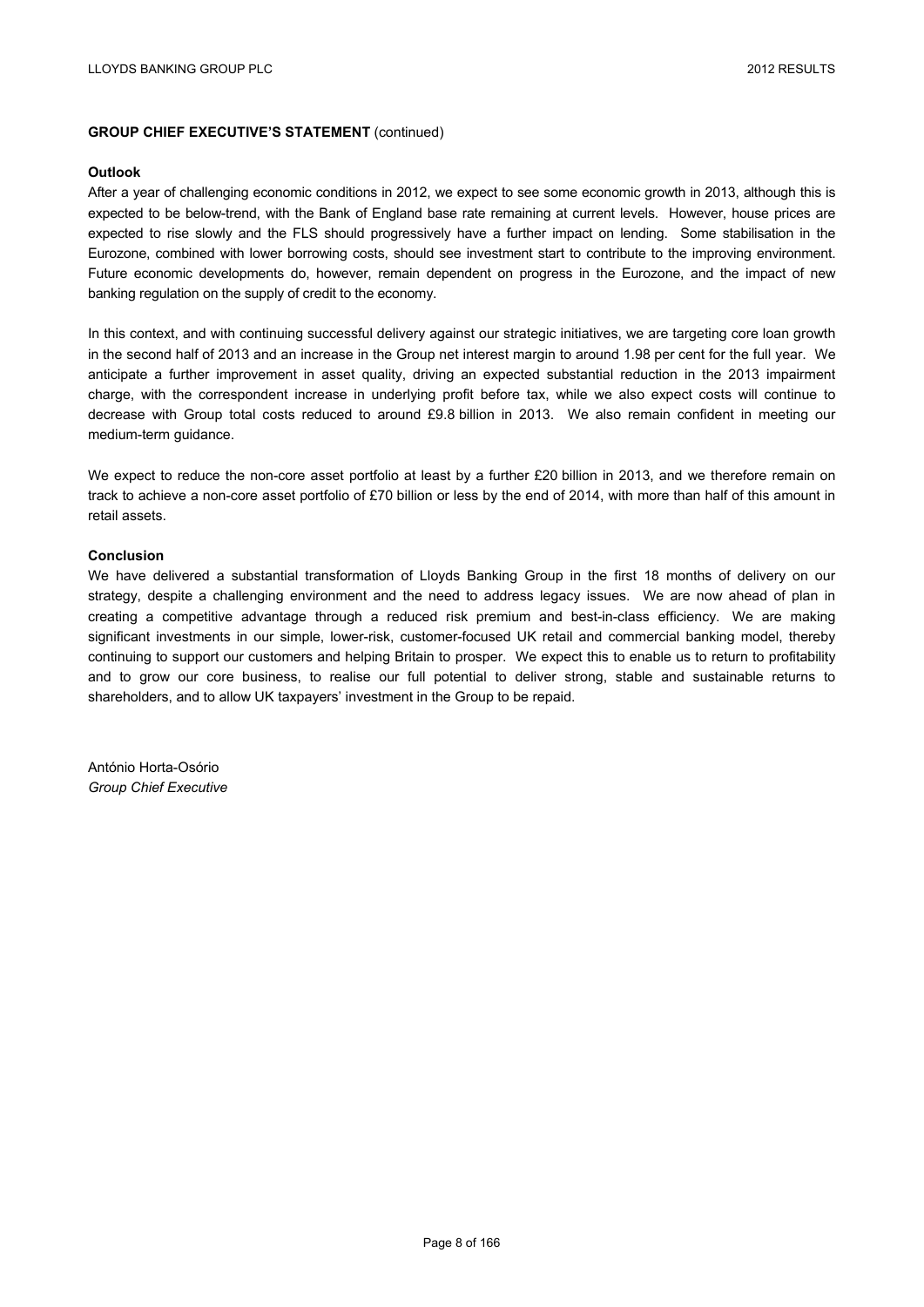**GROUP CHIEF EXECUTIVE'S STATEMENT** (continued)

**Outlook**

After a year of challenging economic conditions in 2012, we expect to see some economic growth in 2013, although this is expected to be below-trend, with the Bank of England base rate remaining at current levels. However, house prices are expected to rise slowly and the FLS should progressively have a further impact on lending. Some stabilisation in the Eurozone, combined with lower borrowing costs, should see investment start to contribute to the improving environment. Future economic developments do, however, remain dependent on progress in the Eurozone, and the impact of new banking regulation on the supply of credit to the economy.

In this context, and with continuing successful delivery against our strategic initiatives, we are targeting core loan growth in the second half of 2013 and an increase in the Group net interest margin to around 1.98 per cent for the full year. We anticipate a further improvement in asset quality, driving an expected substantial reduction in the 2013 impairment charge, with the correspondent increase in underlying profit before tax, while we also expect costs will continue to decrease with Group total costs reduced to around £9.8 billion in 2013. We also remain confident in meeting our medium-term guidance.

We expect to reduce the non-core asset portfolio at least by a further £20 billion in 2013, and we therefore remain on track to achieve a non-core asset portfolio of £70 billion or less by the end of 2014, with more than half of this amount in retail assets.

**Conclusion**

We have delivered a substantial transformation of Lloyds Banking Group in the first 18 months of delivery on our strategy, despite a challenging environment and the need to address legacy issues. We are now ahead of plan in creating a competitive advantage through a reduced risk premium and best-in-class efficiency. We are making significant investments in our simple, lower-risk, customer-focused UK retail and commercial banking model, thereby continuing to support our customers and helping Britain to prosper. We expect this to enable us to return to profitability and to grow our core business, to realise our full potential to deliver strong, stable and sustainable returns to shareholders, and to allow UK taxpayers' investment in the Group to be repaid.

António Horta-Osório
*Group Chief Executive*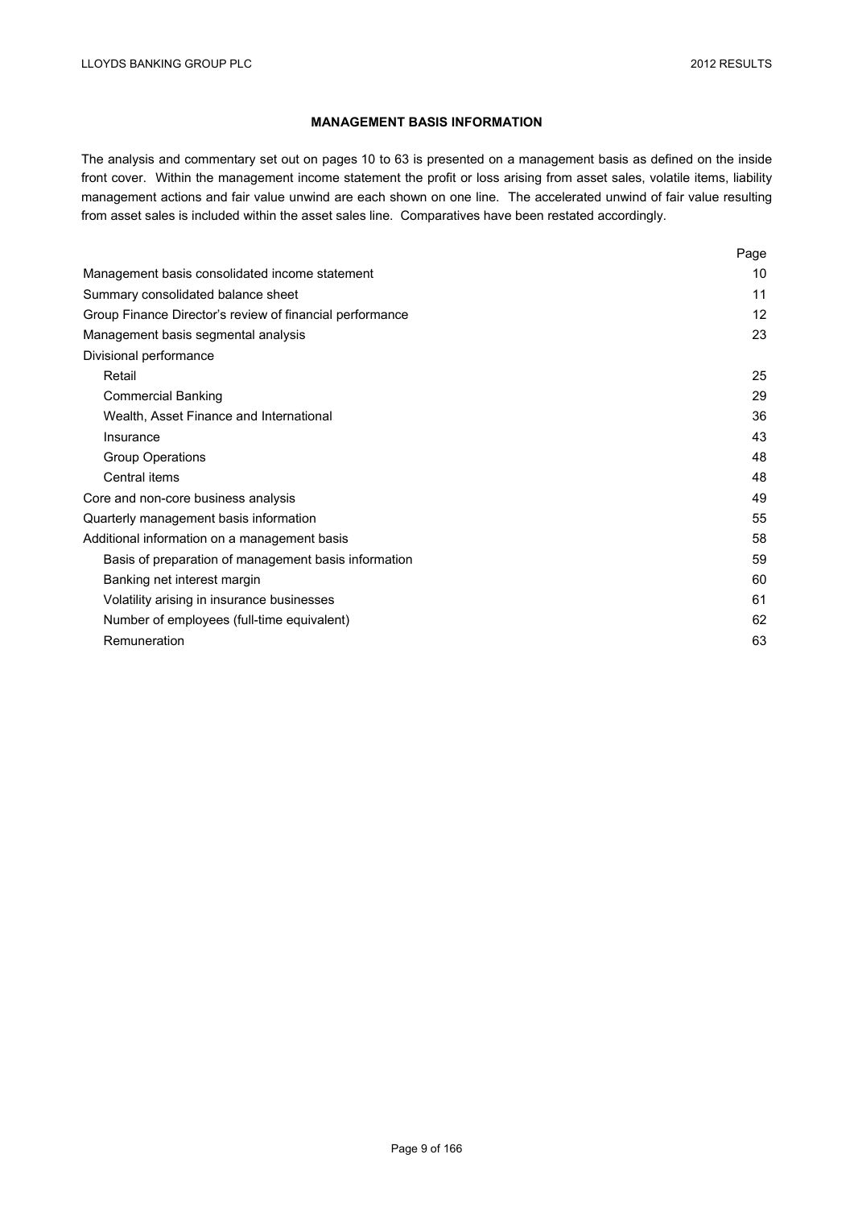## MANAGEMENT BASIS INFORMATION

The analysis and commentary set out on pages 10 to 63 is presented on a management basis as defined on the inside front cover. Within the management income statement the profit or loss arising from asset sales, volatile items, liability management actions and fair value unwind are each shown on one line. The accelerated unwind of fair value resulting from asset sales is included within the asset sales line. Comparatives have been restated accordingly.

| | Page |
|---|---|
| Management basis consolidated income statement | 10 |
| Summary consolidated balance sheet | 11 |
| Group Finance Director's review of financial performance | 12 |
| Management basis segmental analysis | 23 |
| Divisional performance | |
| Retail | 25 |
| Commercial Banking | 29 |
| Wealth, Asset Finance and International | 36 |
| Insurance | 43 |
| Group Operations | 48 |
| Central items | 48 |
| Core and non-core business analysis | 49 |
| Quarterly management basis information | 55 |
| Additional information on a management basis | 58 |
| Basis of preparation of management basis information | 59 |
| Banking net interest margin | 60 |
| Volatility arising in insurance businesses | 61 |
| Number of employees (full-time equivalent) | 62 |
| Remuneration | 63 |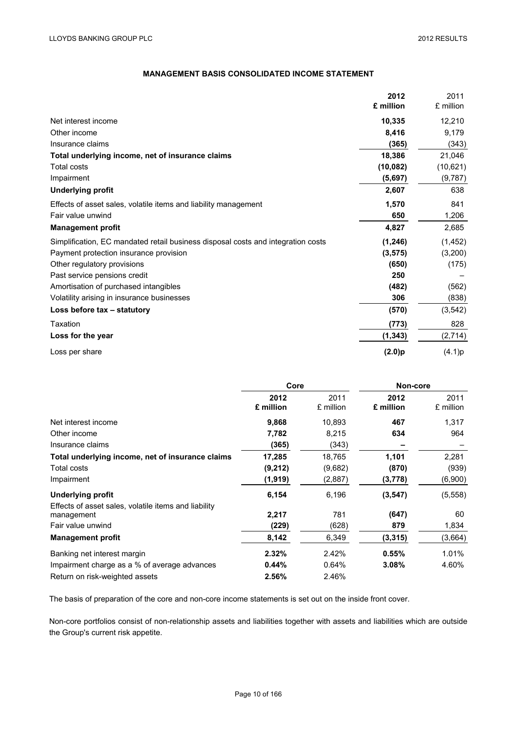## MANAGEMENT BASIS CONSOLIDATED INCOME STATEMENT

| | 2012 £ million | 2011 £ million |
|---|---|---|
| Net interest income | **10,335** | 12,210 |
| Other income | **8,416** | 9,179 |
| Insurance claims | **(365)** | (343) |
| **Total underlying income, net of insurance claims** | **18,386** | 21,046 |
| Total costs | **(10,082)** | (10,621) |
| Impairment | **(5,697)** | (9,787) |
| **Underlying profit** | **2,607** | 638 |
| Effects of asset sales, volatile items and liability management | **1,570** | 841 |
| Fair value unwind | **650** | 1,206 |
| **Management profit** | **4,827** | 2,685 |
| Simplification, EC mandated retail business disposal costs and integration costs | **(1,246)** | (1,452) |
| Payment protection insurance provision | **(3,575)** | (3,200) |
| Other regulatory provisions | **(650)** | (175) |
| Past service pensions credit | **250** | – |
| Amortisation of purchased intangibles | **(482)** | (562) |
| Volatility arising in insurance businesses | **306** | (838) |
| **Loss before tax – statutory** | **(570)** | (3,542) |
| Taxation | **(773)** | 828 |
| **Loss for the year** | **(1,343)** | (2,714) |
| Loss per share | **(2.0)p** | (4.1)p |

| | Core | | Non-core | |
|---|---|---|---|---|
| | 2012 £ million | 2011 £ million | 2012 £ million | 2011 £ million |
| Net interest income | **9,868** | 10,893 | **467** | 1,317 |
| Other income | **7,782** | 8,215 | **634** | 964 |
| Insurance claims | **(365)** | (343) | **–** | – |
| **Total underlying income, net of insurance claims** | **17,285** | 18,765 | **1,101** | 2,281 |
| Total costs | **(9,212)** | (9,682) | **(870)** | (939) |
| Impairment | **(1,919)** | (2,887) | **(3,778)** | (6,900) |
| **Underlying profit** | **6,154** | 6,196 | **(3,547)** | (5,558) |
| Effects of asset sales, volatile items and liability management | **2,217** | 781 | **(647)** | 60 |
| Fair value unwind | **(229)** | (628) | **879** | 1,834 |
| **Management profit** | **8,142** | 6,349 | **(3,315)** | (3,664) |
| Banking net interest margin | **2.32%** | 2.42% | **0.55%** | 1.01% |
| Impairment charge as a % of average advances | **0.44%** | 0.64% | **3.08%** | 4.60% |
| Return on risk-weighted assets | **2.56%** | 2.46% | | |

The basis of preparation of the core and non-core income statements is set out on the inside front cover.

Non-core portfolios consist of non-relationship assets and liabilities together with assets and liabilities which are outside the Group's current risk appetite.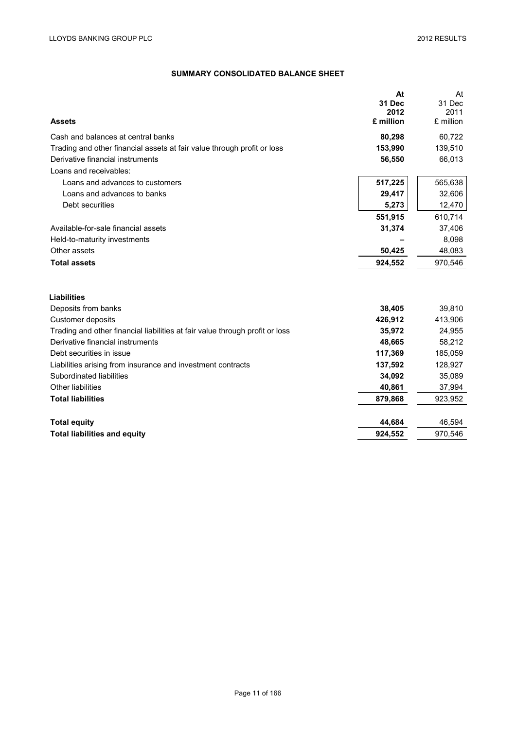## SUMMARY CONSOLIDATED BALANCE SHEET

| Assets | At 31 Dec 2012 £ million | At 31 Dec 2011 £ million |
|---|---|---|
| Cash and balances at central banks | **80,298** | 60,722 |
| Trading and other financial assets at fair value through profit or loss | **153,990** | 139,510 |
| Derivative financial instruments | **56,550** | 66,013 |
| Loans and receivables: | | |
| Loans and advances to customers | **517,225** | 565,638 |
| Loans and advances to banks | **29,417** | 32,606 |
| Debt securities | **5,273** | 12,470 |
| | **551,915** | 610,714 |
| Available-for-sale financial assets | **31,374** | 37,406 |
| Held-to-maturity investments | **–** | 8,098 |
| Other assets | **50,425** | 48,083 |
| **Total assets** | **924,552** | 970,546 |

| Liabilities | At 31 Dec 2012 £ million | At 31 Dec 2011 £ million |
|---|---|---|
| Deposits from banks | **38,405** | 39,810 |
| Customer deposits | **426,912** | 413,906 |
| Trading and other financial liabilities at fair value through profit or loss | **35,972** | 24,955 |
| Derivative financial instruments | **48,665** | 58,212 |
| Debt securities in issue | **117,369** | 185,059 |
| Liabilities arising from insurance and investment contracts | **137,592** | 128,927 |
| Subordinated liabilities | **34,092** | 35,089 |
| Other liabilities | **40,861** | 37,994 |
| **Total liabilities** | **879,868** | 923,952 |
| | | |
| **Total equity** | **44,684** | 46,594 |
| **Total liabilities and equity** | **924,552** | 970,546 |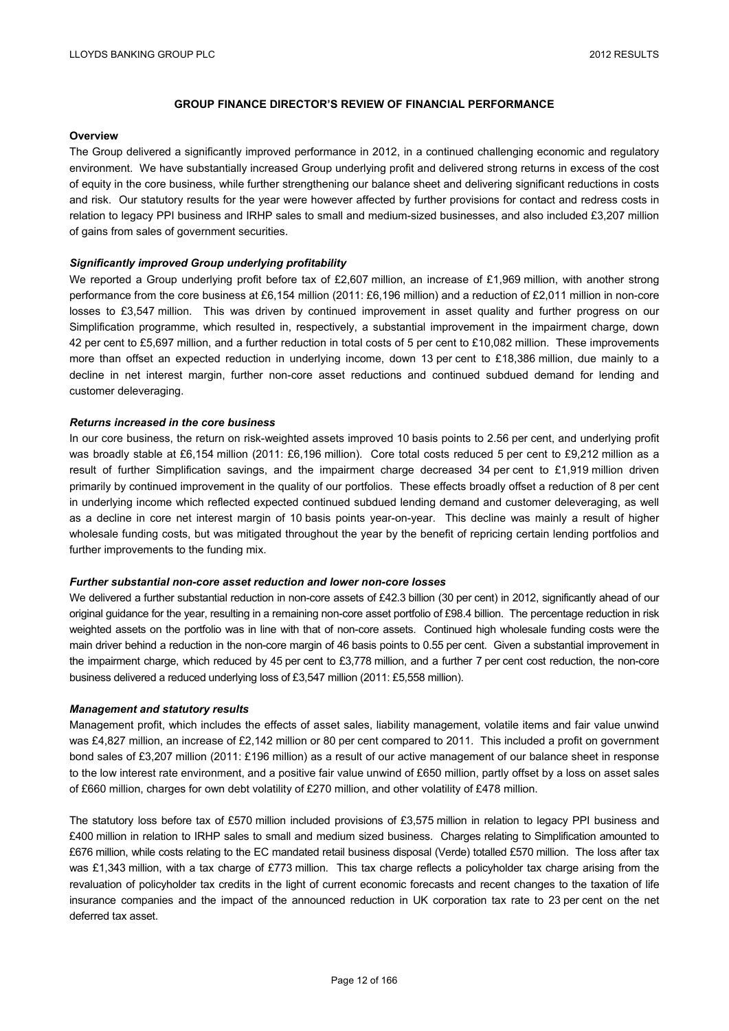## GROUP FINANCE DIRECTOR'S REVIEW OF FINANCIAL PERFORMANCE

**Overview**

The Group delivered a significantly improved performance in 2012, in a continued challenging economic and regulatory environment. We have substantially increased Group underlying profit and delivered strong returns in excess of the cost of equity in the core business, while further strengthening our balance sheet and delivering significant reductions in costs and risk. Our statutory results for the year were however affected by further provisions for contact and redress costs in relation to legacy PPI business and IRHP sales to small and medium-sized businesses, and also included £3,207 million of gains from sales of government securities.

***Significantly improved Group underlying profitability***

We reported a Group underlying profit before tax of £2,607 million, an increase of £1,969 million, with another strong performance from the core business at £6,154 million (2011: £6,196 million) and a reduction of £2,011 million in non-core losses to £3,547 million. This was driven by continued improvement in asset quality and further progress on our Simplification programme, which resulted in, respectively, a substantial improvement in the impairment charge, down 42 per cent to £5,697 million, and a further reduction in total costs of 5 per cent to £10,082 million. These improvements more than offset an expected reduction in underlying income, down 13 per cent to £18,386 million, due mainly to a decline in net interest margin, further non-core asset reductions and continued subdued demand for lending and customer deleveraging.

***Returns increased in the core business***

In our core business, the return on risk-weighted assets improved 10 basis points to 2.56 per cent, and underlying profit was broadly stable at £6,154 million (2011: £6,196 million). Core total costs reduced 5 per cent to £9,212 million as a result of further Simplification savings, and the impairment charge decreased 34 per cent to £1,919 million driven primarily by continued improvement in the quality of our portfolios. These effects broadly offset a reduction of 8 per cent in underlying income which reflected expected continued subdued lending demand and customer deleveraging, as well as a decline in core net interest margin of 10 basis points year-on-year. This decline was mainly a result of higher wholesale funding costs, but was mitigated throughout the year by the benefit of repricing certain lending portfolios and further improvements to the funding mix.

***Further substantial non-core asset reduction and lower non-core losses***

We delivered a further substantial reduction in non-core assets of £42.3 billion (30 per cent) in 2012, significantly ahead of our original guidance for the year, resulting in a remaining non-core asset portfolio of £98.4 billion. The percentage reduction in risk weighted assets on the portfolio was in line with that of non-core assets. Continued high wholesale funding costs were the main driver behind a reduction in the non-core margin of 46 basis points to 0.55 per cent. Given a substantial improvement in the impairment charge, which reduced by 45 per cent to £3,778 million, and a further 7 per cent cost reduction, the non-core business delivered a reduced underlying loss of £3,547 million (2011: £5,558 million).

***Management and statutory results***

Management profit, which includes the effects of asset sales, liability management, volatile items and fair value unwind was £4,827 million, an increase of £2,142 million or 80 per cent compared to 2011. This included a profit on government bond sales of £3,207 million (2011: £196 million) as a result of our active management of our balance sheet in response to the low interest rate environment, and a positive fair value unwind of £650 million, partly offset by a loss on asset sales of £660 million, charges for own debt volatility of £270 million, and other volatility of £478 million.

The statutory loss before tax of £570 million included provisions of £3,575 million in relation to legacy PPI business and £400 million in relation to IRHP sales to small and medium sized business. Charges relating to Simplification amounted to £676 million, while costs relating to the EC mandated retail business disposal (Verde) totalled £570 million. The loss after tax was £1,343 million, with a tax charge of £773 million. This tax charge reflects a policyholder tax charge arising from the revaluation of policyholder tax credits in the light of current economic forecasts and recent changes to the taxation of life insurance companies and the impact of the announced reduction in UK corporation tax rate to 23 per cent on the net deferred tax asset.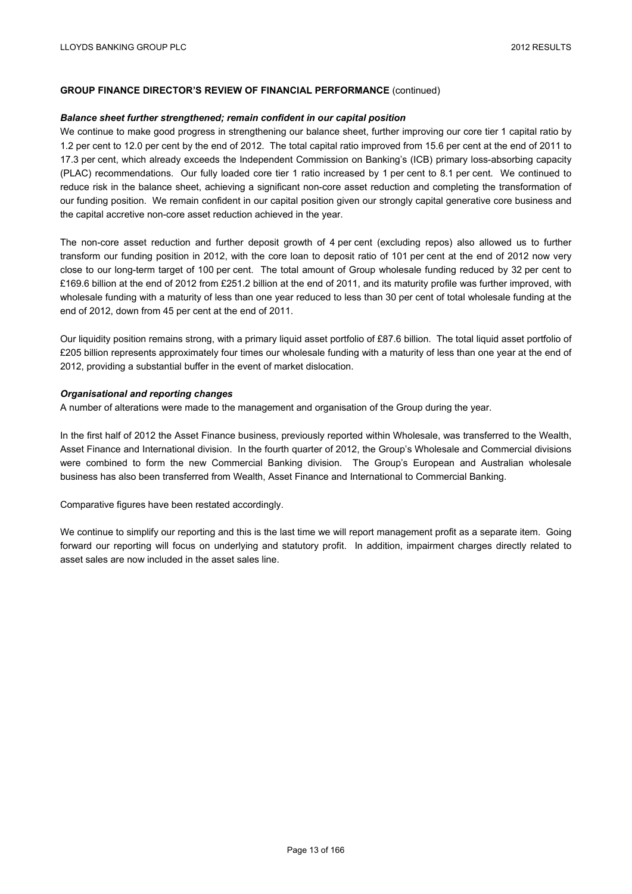**GROUP FINANCE DIRECTOR'S REVIEW OF FINANCIAL PERFORMANCE** (continued)

***Balance sheet further strengthened; remain confident in our capital position***

We continue to make good progress in strengthening our balance sheet, further improving our core tier 1 capital ratio by 1.2 per cent to 12.0 per cent by the end of 2012. The total capital ratio improved from 15.6 per cent at the end of 2011 to 17.3 per cent, which already exceeds the Independent Commission on Banking's (ICB) primary loss-absorbing capacity (PLAC) recommendations. Our fully loaded core tier 1 ratio increased by 1 per cent to 8.1 per cent. We continued to reduce risk in the balance sheet, achieving a significant non-core asset reduction and completing the transformation of our funding position. We remain confident in our capital position given our strongly capital generative core business and the capital accretive non-core asset reduction achieved in the year.

The non-core asset reduction and further deposit growth of 4 per cent (excluding repos) also allowed us to further transform our funding position in 2012, with the core loan to deposit ratio of 101 per cent at the end of 2012 now very close to our long-term target of 100 per cent. The total amount of Group wholesale funding reduced by 32 per cent to £169.6 billion at the end of 2012 from £251.2 billion at the end of 2011, and its maturity profile was further improved, with wholesale funding with a maturity of less than one year reduced to less than 30 per cent of total wholesale funding at the end of 2012, down from 45 per cent at the end of 2011.

Our liquidity position remains strong, with a primary liquid asset portfolio of £87.6 billion. The total liquid asset portfolio of £205 billion represents approximately four times our wholesale funding with a maturity of less than one year at the end of 2012, providing a substantial buffer in the event of market dislocation.

***Organisational and reporting changes***

A number of alterations were made to the management and organisation of the Group during the year.

In the first half of 2012 the Asset Finance business, previously reported within Wholesale, was transferred to the Wealth, Asset Finance and International division. In the fourth quarter of 2012, the Group's Wholesale and Commercial divisions were combined to form the new Commercial Banking division. The Group's European and Australian wholesale business has also been transferred from Wealth, Asset Finance and International to Commercial Banking.

Comparative figures have been restated accordingly.

We continue to simplify our reporting and this is the last time we will report management profit as a separate item. Going forward our reporting will focus on underlying and statutory profit. In addition, impairment charges directly related to asset sales are now included in the asset sales line.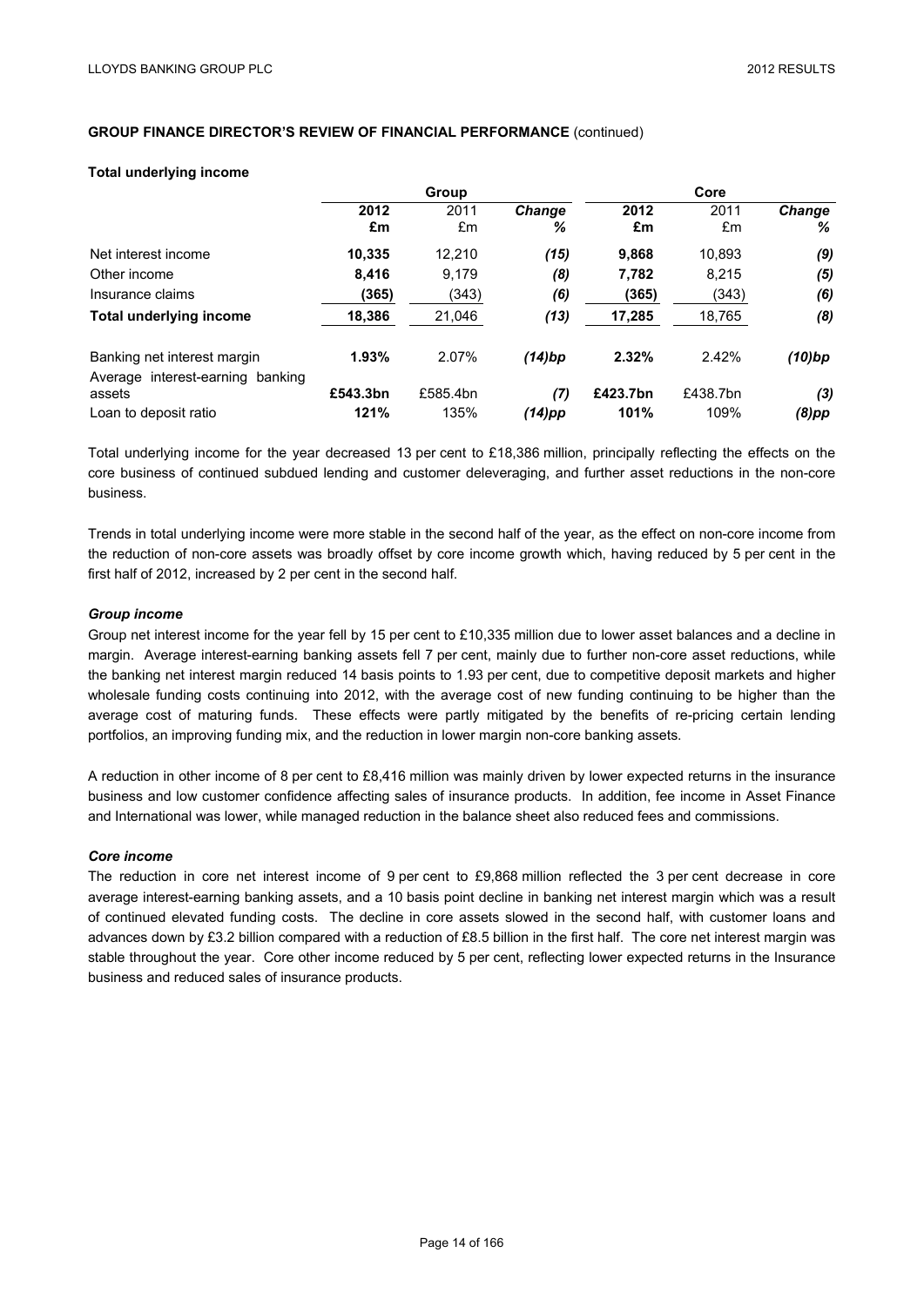**GROUP FINANCE DIRECTOR'S REVIEW OF FINANCIAL PERFORMANCE** (continued)

**Total underlying income**

| | Group | | | Core | | |
|---|---|---|---|---|---|---|
| | **2012** | 2011 | ***Change*** | **2012** | 2011 | ***Change*** |
| | **£m** | £m | ***%*** | **£m** | £m | ***%*** |
| Net interest income | **10,335** | 12,210 | ***(15)*** | **9,868** | 10,893 | ***(9)*** |
| Other income | **8,416** | 9,179 | ***(8)*** | **7,782** | 8,215 | ***(5)*** |
| Insurance claims | **(365)** | (343) | ***(6)*** | **(365)** | (343) | ***(6)*** |
| **Total underlying income** | **18,386** | 21,046 | ***(13)*** | **17,285** | 18,765 | ***(8)*** |
| | | | | | | |
| Banking net interest margin | **1.93%** | 2.07% | ***(14)bp*** | **2.32%** | 2.42% | ***(10)bp*** |
| Average interest-earning banking assets | **£543.3bn** | £585.4bn | ***(7)*** | **£423.7bn** | £438.7bn | ***(3)*** |
| Loan to deposit ratio | **121%** | 135% | ***(14)pp*** | **101%** | 109% | ***(8)pp*** |

Total underlying income for the year decreased 13 per cent to £18,386 million, principally reflecting the effects on the core business of continued subdued lending and customer deleveraging, and further asset reductions in the non-core business.

Trends in total underlying income were more stable in the second half of the year, as the effect on non-core income from the reduction of non-core assets was broadly offset by core income growth which, having reduced by 5 per cent in the first half of 2012, increased by 2 per cent in the second half.

***Group income***

Group net interest income for the year fell by 15 per cent to £10,335 million due to lower asset balances and a decline in margin. Average interest-earning banking assets fell 7 per cent, mainly due to further non-core asset reductions, while the banking net interest margin reduced 14 basis points to 1.93 per cent, due to competitive deposit markets and higher wholesale funding costs continuing into 2012, with the average cost of new funding continuing to be higher than the average cost of maturing funds. These effects were partly mitigated by the benefits of re-pricing certain lending portfolios, an improving funding mix, and the reduction in lower margin non-core banking assets.

A reduction in other income of 8 per cent to £8,416 million was mainly driven by lower expected returns in the insurance business and low customer confidence affecting sales of insurance products. In addition, fee income in Asset Finance and International was lower, while managed reduction in the balance sheet also reduced fees and commissions.

***Core income***

The reduction in core net interest income of 9 per cent to £9,868 million reflected the 3 per cent decrease in core average interest-earning banking assets, and a 10 basis point decline in banking net interest margin which was a result of continued elevated funding costs. The decline in core assets slowed in the second half, with customer loans and advances down by £3.2 billion compared with a reduction of £8.5 billion in the first half. The core net interest margin was stable throughout the year. Core other income reduced by 5 per cent, reflecting lower expected returns in the Insurance business and reduced sales of insurance products.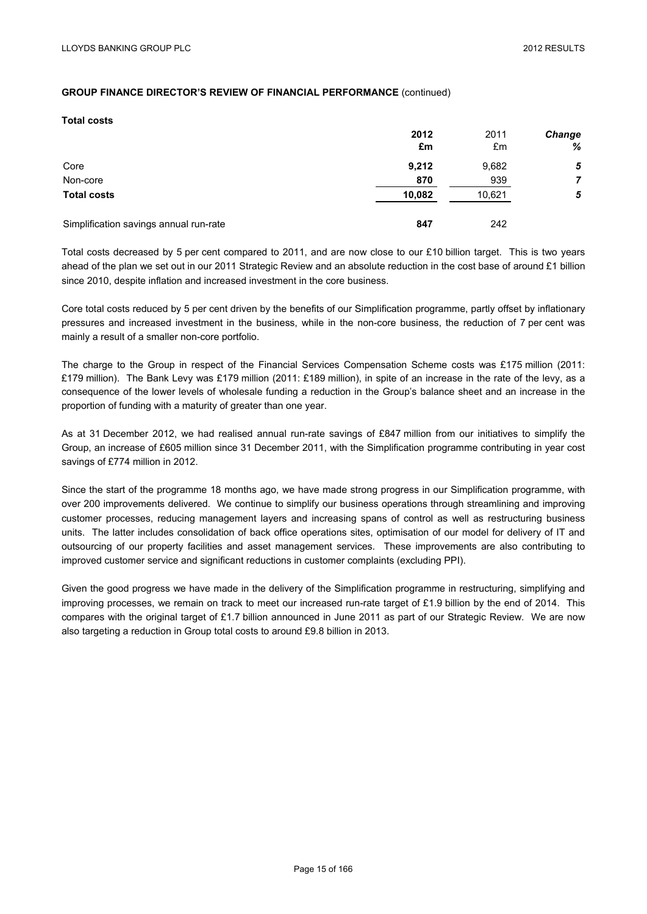**GROUP FINANCE DIRECTOR'S REVIEW OF FINANCIAL PERFORMANCE** (continued)

**Total costs**

| | **2012** | 2011 | ***Change*** |
|---|---|---|---|
| | **£m** | £m | ***%*** |
| Core | **9,212** | 9,682 | ***5*** |
| Non-core | **870** | 939 | ***7*** |
| **Total costs** | **10,082** | 10,621 | ***5*** |
| | | | |
| Simplification savings annual run-rate | **847** | 242 | |

Total costs decreased by 5 per cent compared to 2011, and are now close to our £10 billion target. This is two years ahead of the plan we set out in our 2011 Strategic Review and an absolute reduction in the cost base of around £1 billion since 2010, despite inflation and increased investment in the core business.

Core total costs reduced by 5 per cent driven by the benefits of our Simplification programme, partly offset by inflationary pressures and increased investment in the business, while in the non-core business, the reduction of 7 per cent was mainly a result of a smaller non-core portfolio.

The charge to the Group in respect of the Financial Services Compensation Scheme costs was £175 million (2011: £179 million). The Bank Levy was £179 million (2011: £189 million), in spite of an increase in the rate of the levy, as a consequence of the lower levels of wholesale funding a reduction in the Group's balance sheet and an increase in the proportion of funding with a maturity of greater than one year.

As at 31 December 2012, we had realised annual run-rate savings of £847 million from our initiatives to simplify the Group, an increase of £605 million since 31 December 2011, with the Simplification programme contributing in year cost savings of £774 million in 2012.

Since the start of the programme 18 months ago, we have made strong progress in our Simplification programme, with over 200 improvements delivered. We continue to simplify our business operations through streamlining and improving customer processes, reducing management layers and increasing spans of control as well as restructuring business units. The latter includes consolidation of back office operations sites, optimisation of our model for delivery of IT and outsourcing of our property facilities and asset management services. These improvements are also contributing to improved customer service and significant reductions in customer complaints (excluding PPI).

Given the good progress we have made in the delivery of the Simplification programme in restructuring, simplifying and improving processes, we remain on track to meet our increased run-rate target of £1.9 billion by the end of 2014. This compares with the original target of £1.7 billion announced in June 2011 as part of our Strategic Review. We are now also targeting a reduction in Group total costs to around £9.8 billion in 2013.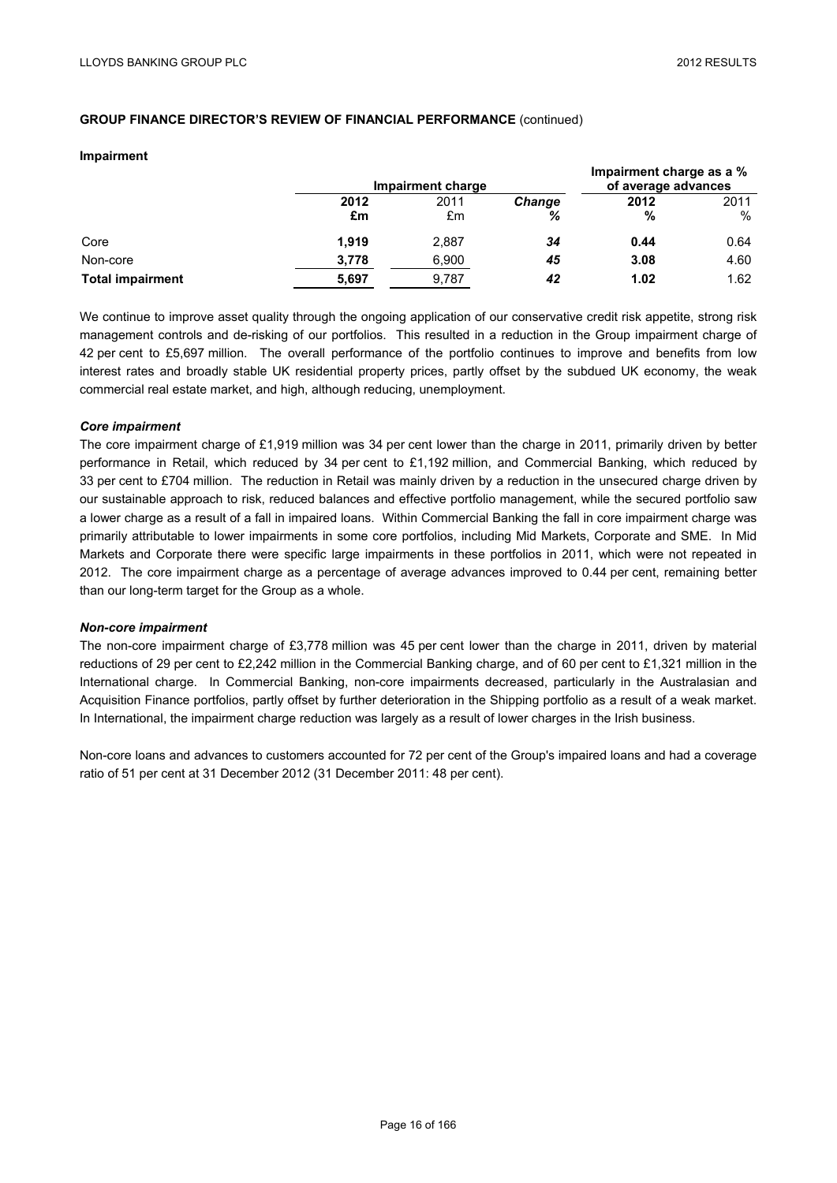## GROUP FINANCE DIRECTOR'S REVIEW OF FINANCIAL PERFORMANCE (continued)

### Impairment

| | Impairment charge | | | Impairment charge as a % of average advances | |
|---|---|---|---|---|---|
| | **2012** | 2011 | ***Change*** | **2012** | 2011 |
| | **£m** | £m | ***%*** | **%** | % |
| Core | **1,919** | 2,887 | ***34*** | **0.44** | 0.64 |
| Non-core | **3,778** | 6,900 | ***45*** | **3.08** | 4.60 |
| **Total impairment** | **5,697** | 9,787 | ***42*** | **1.02** | 1.62 |

We continue to improve asset quality through the ongoing application of our conservative credit risk appetite, strong risk management controls and de-risking of our portfolios. This resulted in a reduction in the Group impairment charge of 42 per cent to £5,697 million. The overall performance of the portfolio continues to improve and benefits from low interest rates and broadly stable UK residential property prices, partly offset by the subdued UK economy, the weak commercial real estate market, and high, although reducing, unemployment.

***Core impairment***

The core impairment charge of £1,919 million was 34 per cent lower than the charge in 2011, primarily driven by better performance in Retail, which reduced by 34 per cent to £1,192 million, and Commercial Banking, which reduced by 33 per cent to £704 million. The reduction in Retail was mainly driven by a reduction in the unsecured charge driven by our sustainable approach to risk, reduced balances and effective portfolio management, while the secured portfolio saw a lower charge as a result of a fall in impaired loans. Within Commercial Banking the fall in core impairment charge was primarily attributable to lower impairments in some core portfolios, including Mid Markets, Corporate and SME. In Mid Markets and Corporate there were specific large impairments in these portfolios in 2011, which were not repeated in 2012. The core impairment charge as a percentage of average advances improved to 0.44 per cent, remaining better than our long-term target for the Group as a whole.

***Non-core impairment***

The non-core impairment charge of £3,778 million was 45 per cent lower than the charge in 2011, driven by material reductions of 29 per cent to £2,242 million in the Commercial Banking charge, and of 60 per cent to £1,321 million in the International charge. In Commercial Banking, non-core impairments decreased, particularly in the Australasian and Acquisition Finance portfolios, partly offset by further deterioration in the Shipping portfolio as a result of a weak market. In International, the impairment charge reduction was largely as a result of lower charges in the Irish business.

Non-core loans and advances to customers accounted for 72 per cent of the Group's impaired loans and had a coverage ratio of 51 per cent at 31 December 2012 (31 December 2011: 48 per cent).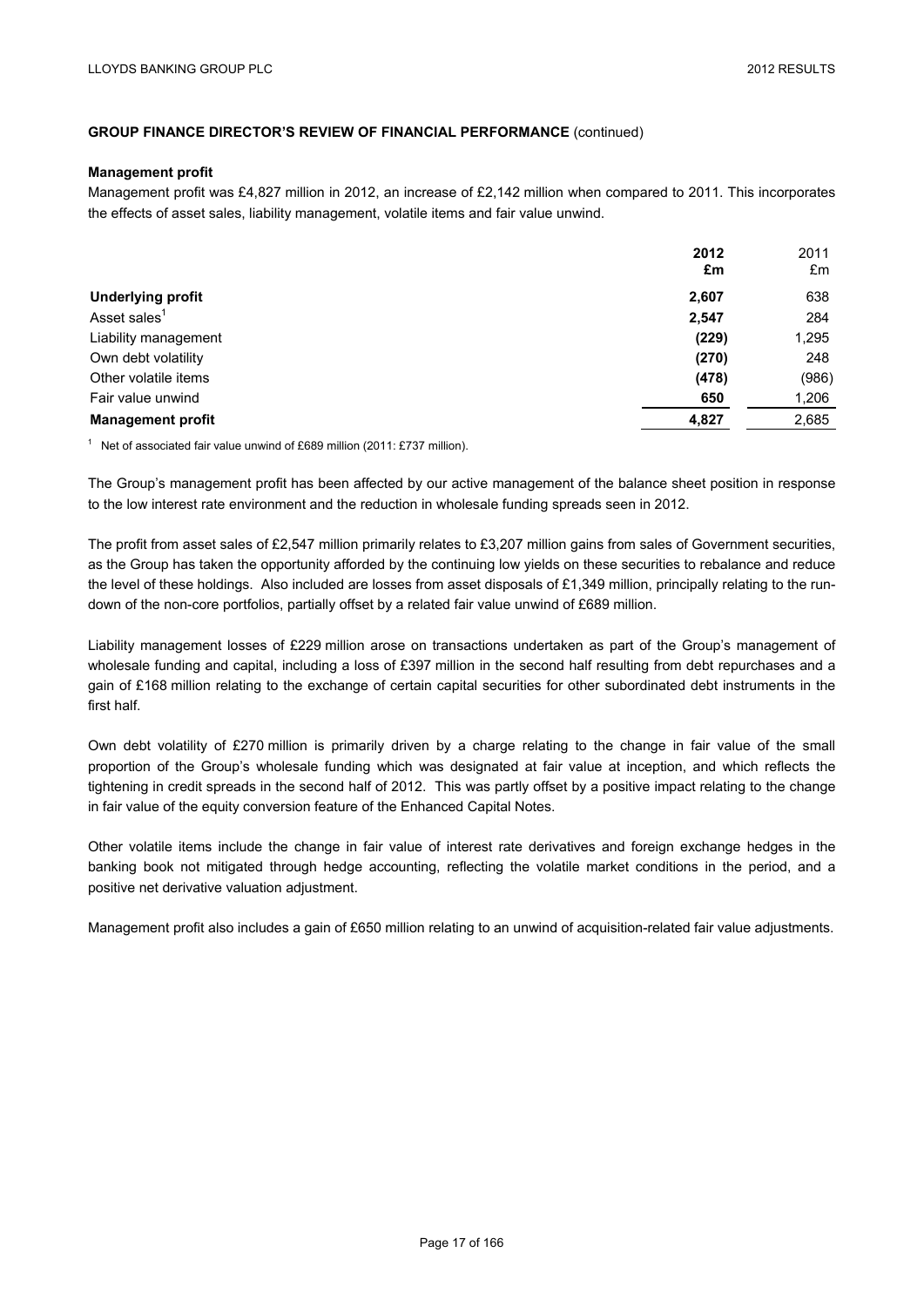**GROUP FINANCE DIRECTOR'S REVIEW OF FINANCIAL PERFORMANCE** (continued)

**Management profit**

Management profit was £4,827 million in 2012, an increase of £2,142 million when compared to 2011. This incorporates the effects of asset sales, liability management, volatile items and fair value unwind.

| | 2012 £m | 2011 £m |
|---|---|---|
| **Underlying profit** | **2,607** | 638 |
| Asset sales[1] | **2,547** | 284 |
| Liability management | **(229)** | 1,295 |
| Own debt volatility | **(270)** | 248 |
| Other volatile items | **(478)** | (986) |
| Fair value unwind | **650** | 1,206 |
| **Management profit** | **4,827** | 2,685 |

[1] Net of associated fair value unwind of £689 million (2011: £737 million).

The Group's management profit has been affected by our active management of the balance sheet position in response to the low interest rate environment and the reduction in wholesale funding spreads seen in 2012.

The profit from asset sales of £2,547 million primarily relates to £3,207 million gains from sales of Government securities, as the Group has taken the opportunity afforded by the continuing low yields on these securities to rebalance and reduce the level of these holdings. Also included are losses from asset disposals of £1,349 million, principally relating to the run-down of the non-core portfolios, partially offset by a related fair value unwind of £689 million.

Liability management losses of £229 million arose on transactions undertaken as part of the Group's management of wholesale funding and capital, including a loss of £397 million in the second half resulting from debt repurchases and a gain of £168 million relating to the exchange of certain capital securities for other subordinated debt instruments in the first half.

Own debt volatility of £270 million is primarily driven by a charge relating to the change in fair value of the small proportion of the Group's wholesale funding which was designated at fair value at inception, and which reflects the tightening in credit spreads in the second half of 2012. This was partly offset by a positive impact relating to the change in fair value of the equity conversion feature of the Enhanced Capital Notes.

Other volatile items include the change in fair value of interest rate derivatives and foreign exchange hedges in the banking book not mitigated through hedge accounting, reflecting the volatile market conditions in the period, and a positive net derivative valuation adjustment.

Management profit also includes a gain of £650 million relating to an unwind of acquisition-related fair value adjustments.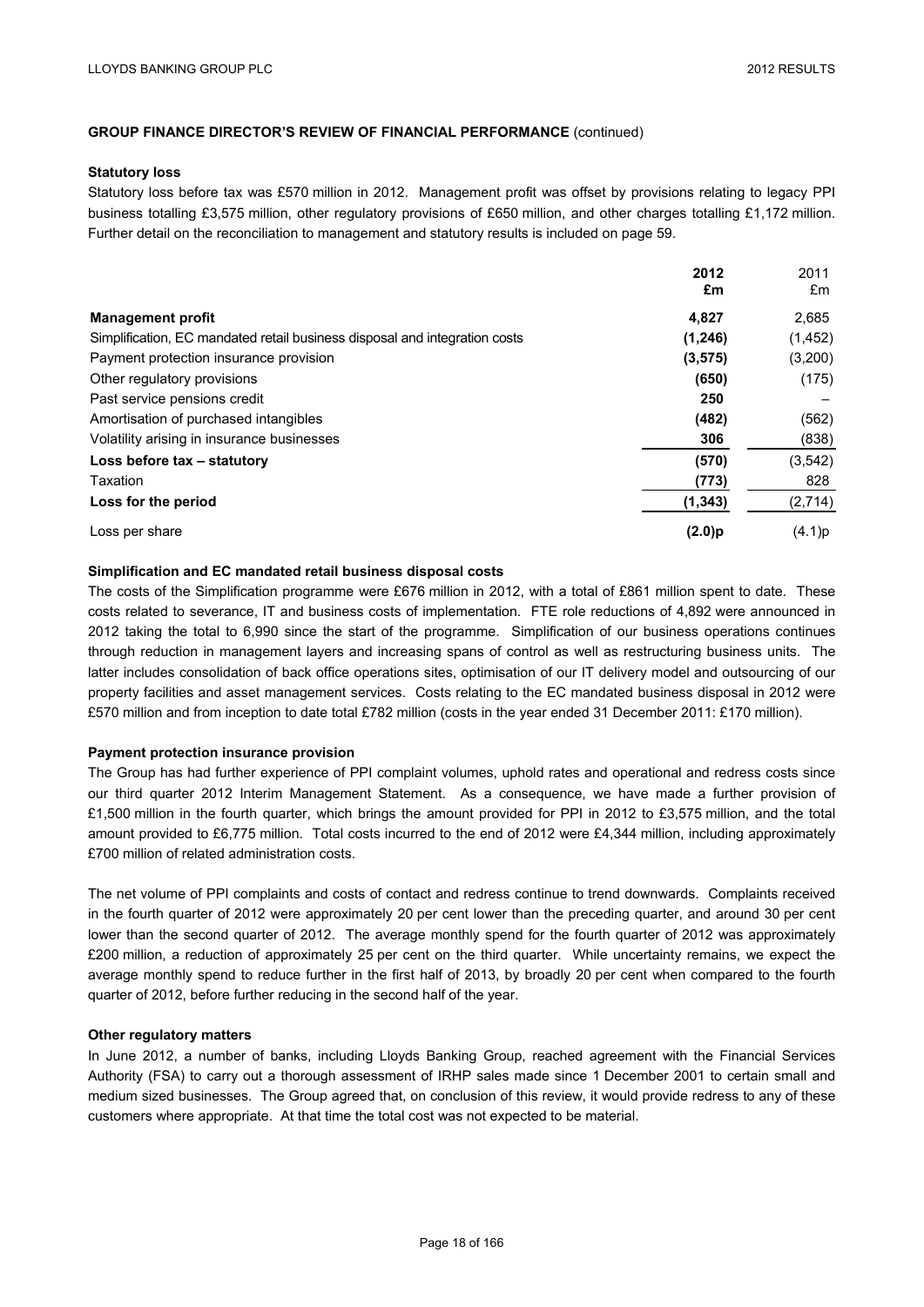## GROUP FINANCE DIRECTOR'S REVIEW OF FINANCIAL PERFORMANCE (continued)

### Statutory loss

Statutory loss before tax was £570 million in 2012. Management profit was offset by provisions relating to legacy PPI business totalling £3,575 million, other regulatory provisions of £650 million, and other charges totalling £1,172 million. Further detail on the reconciliation to management and statutory results is included on page 59.

| | 2012 £m | 2011 £m |
|---|---|---|
| **Management profit** | **4,827** | 2,685 |
| Simplification, EC mandated retail business disposal and integration costs | **(1,246)** | (1,452) |
| Payment protection insurance provision | **(3,575)** | (3,200) |
| Other regulatory provisions | **(650)** | (175) |
| Past service pensions credit | **250** | – |
| Amortisation of purchased intangibles | **(482)** | (562) |
| Volatility arising in insurance businesses | **306** | (838) |
| **Loss before tax – statutory** | **(570)** | (3,542) |
| Taxation | **(773)** | 828 |
| **Loss for the period** | **(1,343)** | (2,714) |
| Loss per share | **(2.0)p** | (4.1)p |

### Simplification and EC mandated retail business disposal costs

The costs of the Simplification programme were £676 million in 2012, with a total of £861 million spent to date. These costs related to severance, IT and business costs of implementation. FTE role reductions of 4,892 were announced in 2012 taking the total to 6,990 since the start of the programme. Simplification of our business operations continues through reduction in management layers and increasing spans of control as well as restructuring business units. The latter includes consolidation of back office operations sites, optimisation of our IT delivery model and outsourcing of our property facilities and asset management services. Costs relating to the EC mandated business disposal in 2012 were £570 million and from inception to date total £782 million (costs in the year ended 31 December 2011: £170 million).

### Payment protection insurance provision

The Group has had further experience of PPI complaint volumes, uphold rates and operational and redress costs since our third quarter 2012 Interim Management Statement. As a consequence, we have made a further provision of £1,500 million in the fourth quarter, which brings the amount provided for PPI in 2012 to £3,575 million, and the total amount provided to £6,775 million. Total costs incurred to the end of 2012 were £4,344 million, including approximately £700 million of related administration costs.

The net volume of PPI complaints and costs of contact and redress continue to trend downwards. Complaints received in the fourth quarter of 2012 were approximately 20 per cent lower than the preceding quarter, and around 30 per cent lower than the second quarter of 2012. The average monthly spend for the fourth quarter of 2012 was approximately £200 million, a reduction of approximately 25 per cent on the third quarter. While uncertainty remains, we expect the average monthly spend to reduce further in the first half of 2013, by broadly 20 per cent when compared to the fourth quarter of 2012, before further reducing in the second half of the year.

### Other regulatory matters

In June 2012, a number of banks, including Lloyds Banking Group, reached agreement with the Financial Services Authority (FSA) to carry out a thorough assessment of IRHP sales made since 1 December 2001 to certain small and medium sized businesses. The Group agreed that, on conclusion of this review, it would provide redress to any of these customers where appropriate. At that time the total cost was not expected to be material.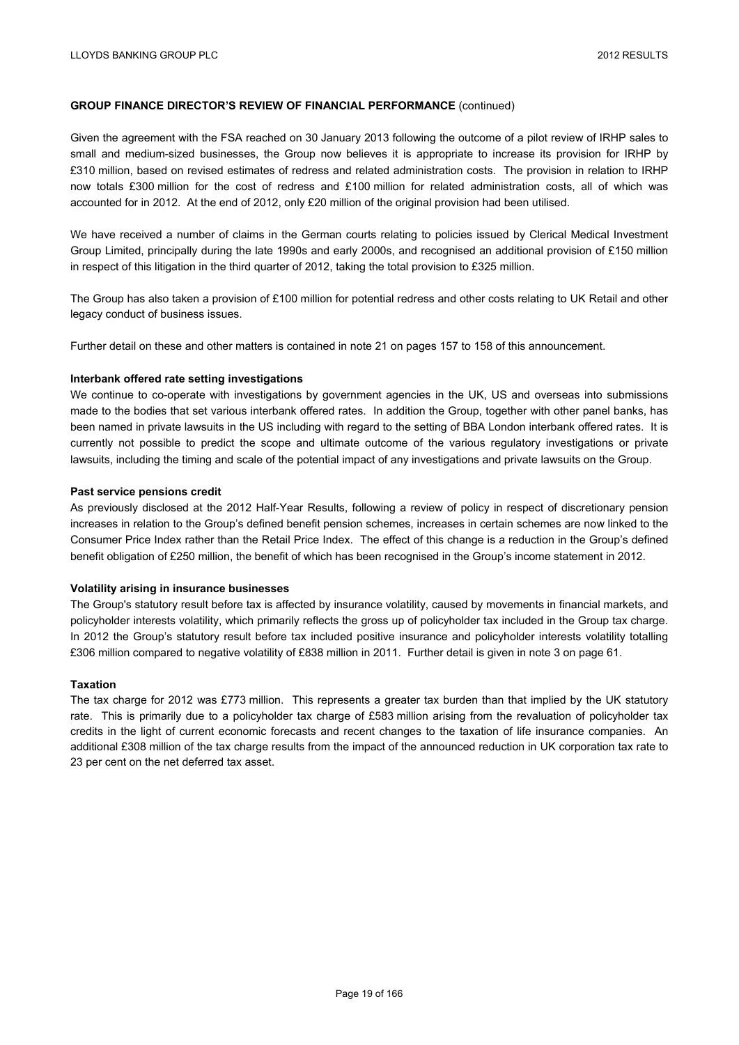**GROUP FINANCE DIRECTOR'S REVIEW OF FINANCIAL PERFORMANCE** (continued)

Given the agreement with the FSA reached on 30 January 2013 following the outcome of a pilot review of IRHP sales to small and medium-sized businesses, the Group now believes it is appropriate to increase its provision for IRHP by £310 million, based on revised estimates of redress and related administration costs. The provision in relation to IRHP now totals £300 million for the cost of redress and £100 million for related administration costs, all of which was accounted for in 2012. At the end of 2012, only £20 million of the original provision had been utilised.

We have received a number of claims in the German courts relating to policies issued by Clerical Medical Investment Group Limited, principally during the late 1990s and early 2000s, and recognised an additional provision of £150 million in respect of this litigation in the third quarter of 2012, taking the total provision to £325 million.

The Group has also taken a provision of £100 million for potential redress and other costs relating to UK Retail and other legacy conduct of business issues.

Further detail on these and other matters is contained in note 21 on pages 157 to 158 of this announcement.

**Interbank offered rate setting investigations**

We continue to co-operate with investigations by government agencies in the UK, US and overseas into submissions made to the bodies that set various interbank offered rates. In addition the Group, together with other panel banks, has been named in private lawsuits in the US including with regard to the setting of BBA London interbank offered rates. It is currently not possible to predict the scope and ultimate outcome of the various regulatory investigations or private lawsuits, including the timing and scale of the potential impact of any investigations and private lawsuits on the Group.

**Past service pensions credit**

As previously disclosed at the 2012 Half-Year Results, following a review of policy in respect of discretionary pension increases in relation to the Group's defined benefit pension schemes, increases in certain schemes are now linked to the Consumer Price Index rather than the Retail Price Index. The effect of this change is a reduction in the Group's defined benefit obligation of £250 million, the benefit of which has been recognised in the Group's income statement in 2012.

**Volatility arising in insurance businesses**

The Group's statutory result before tax is affected by insurance volatility, caused by movements in financial markets, and policyholder interests volatility, which primarily reflects the gross up of policyholder tax included in the Group tax charge. In 2012 the Group's statutory result before tax included positive insurance and policyholder interests volatility totalling £306 million compared to negative volatility of £838 million in 2011. Further detail is given in note 3 on page 61.

**Taxation**

The tax charge for 2012 was £773 million. This represents a greater tax burden than that implied by the UK statutory rate. This is primarily due to a policyholder tax charge of £583 million arising from the revaluation of policyholder tax credits in the light of current economic forecasts and recent changes to the taxation of life insurance companies. An additional £308 million of the tax charge results from the impact of the announced reduction in UK corporation tax rate to 23 per cent on the net deferred tax asset.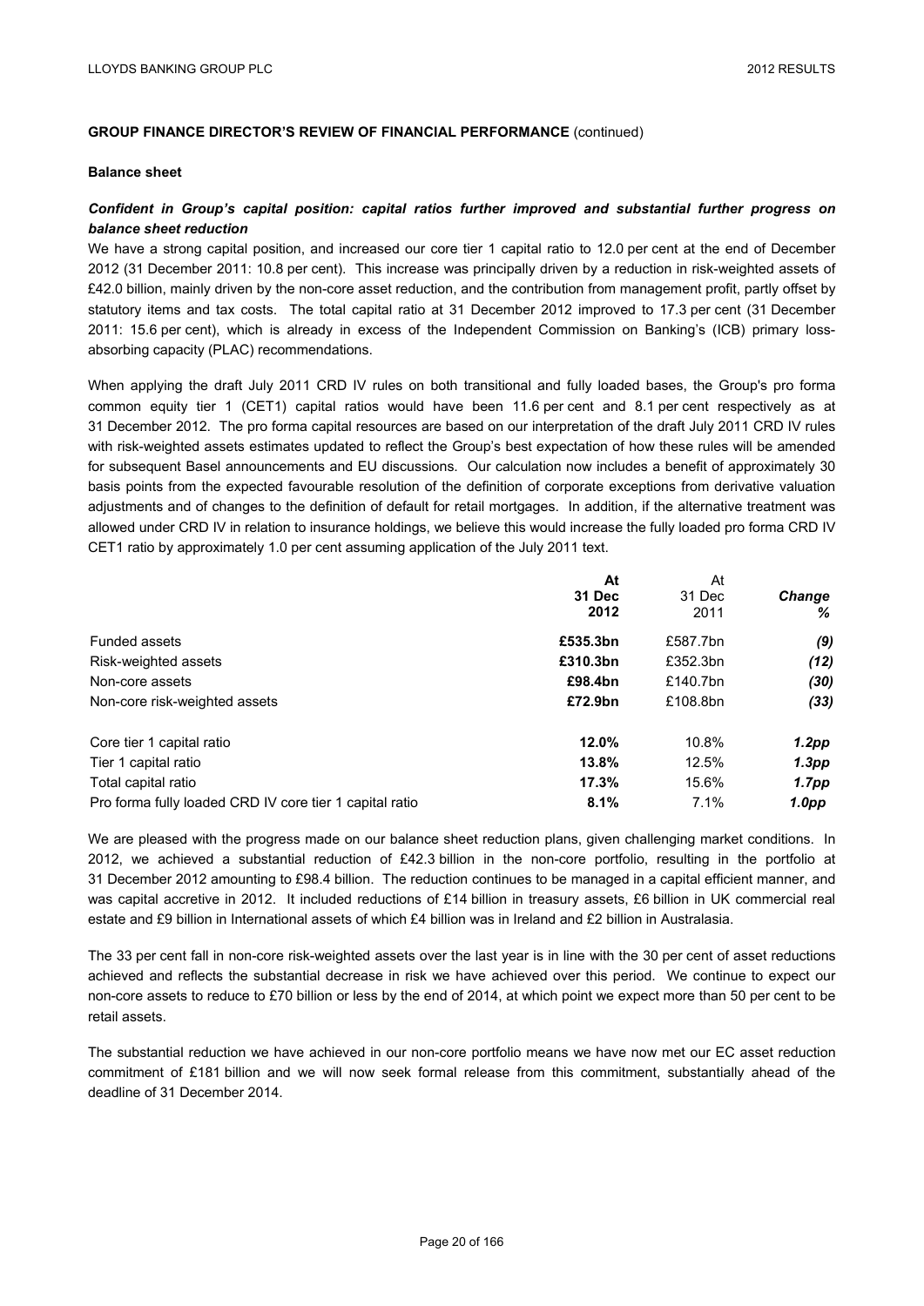**GROUP FINANCE DIRECTOR'S REVIEW OF FINANCIAL PERFORMANCE** (continued)

**Balance sheet**

***Confident in Group's capital position: capital ratios further improved and substantial further progress on balance sheet reduction***

We have a strong capital position, and increased our core tier 1 capital ratio to 12.0 per cent at the end of December 2012 (31 December 2011: 10.8 per cent). This increase was principally driven by a reduction in risk-weighted assets of £42.0 billion, mainly driven by the non-core asset reduction, and the contribution from management profit, partly offset by statutory items and tax costs. The total capital ratio at 31 December 2012 improved to 17.3 per cent (31 December 2011: 15.6 per cent), which is already in excess of the Independent Commission on Banking's (ICB) primary loss-absorbing capacity (PLAC) recommendations.

When applying the draft July 2011 CRD IV rules on both transitional and fully loaded bases, the Group's pro forma common equity tier 1 (CET1) capital ratios would have been 11.6 per cent and 8.1 per cent respectively as at 31 December 2012. The pro forma capital resources are based on our interpretation of the draft July 2011 CRD IV rules with risk-weighted assets estimates updated to reflect the Group's best expectation of how these rules will be amended for subsequent Basel announcements and EU discussions. Our calculation now includes a benefit of approximately 30 basis points from the expected favourable resolution of the definition of corporate exceptions from derivative valuation adjustments and of changes to the definition of default for retail mortgages. In addition, if the alternative treatment was allowed under CRD IV in relation to insurance holdings, we believe this would increase the fully loaded pro forma CRD IV CET1 ratio by approximately 1.0 per cent assuming application of the July 2011 text.

| | **At 31 Dec 2012** | At 31 Dec 2011 | ***Change %*** |
|---|---|---|---|
| Funded assets | **£535.3bn** | £587.7bn | ***(9)*** |
| Risk-weighted assets | **£310.3bn** | £352.3bn | ***(12)*** |
| Non-core assets | **£98.4bn** | £140.7bn | ***(30)*** |
| Non-core risk-weighted assets | **£72.9bn** | £108.8bn | ***(33)*** |
| | | | |
| Core tier 1 capital ratio | **12.0%** | 10.8% | ***1.2pp*** |
| Tier 1 capital ratio | **13.8%** | 12.5% | ***1.3pp*** |
| Total capital ratio | **17.3%** | 15.6% | ***1.7pp*** |
| Pro forma fully loaded CRD IV core tier 1 capital ratio | **8.1%** | 7.1% | ***1.0pp*** |

We are pleased with the progress made on our balance sheet reduction plans, given challenging market conditions. In 2012, we achieved a substantial reduction of £42.3 billion in the non-core portfolio, resulting in the portfolio at 31 December 2012 amounting to £98.4 billion. The reduction continues to be managed in a capital efficient manner, and was capital accretive in 2012. It included reductions of £14 billion in treasury assets, £6 billion in UK commercial real estate and £9 billion in International assets of which £4 billion was in Ireland and £2 billion in Australasia.

The 33 per cent fall in non-core risk-weighted assets over the last year is in line with the 30 per cent of asset reductions achieved and reflects the substantial decrease in risk we have achieved over this period. We continue to expect our non-core assets to reduce to £70 billion or less by the end of 2014, at which point we expect more than 50 per cent to be retail assets.

The substantial reduction we have achieved in our non-core portfolio means we have now met our EC asset reduction commitment of £181 billion and we will now seek formal release from this commitment, substantially ahead of the deadline of 31 December 2014.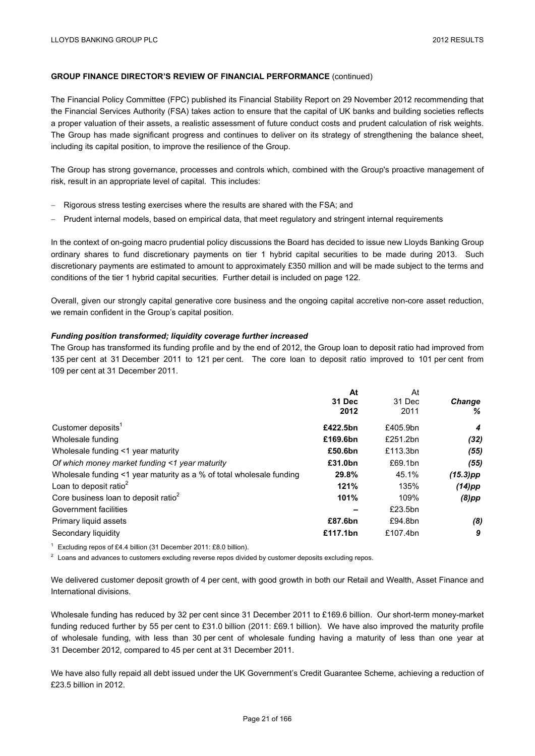**GROUP FINANCE DIRECTOR'S REVIEW OF FINANCIAL PERFORMANCE** (continued)

The Financial Policy Committee (FPC) published its Financial Stability Report on 29 November 2012 recommending that the Financial Services Authority (FSA) takes action to ensure that the capital of UK banks and building societies reflects a proper valuation of their assets, a realistic assessment of future conduct costs and prudent calculation of risk weights. The Group has made significant progress and continues to deliver on its strategy of strengthening the balance sheet, including its capital position, to improve the resilience of the Group.

The Group has strong governance, processes and controls which, combined with the Group's proactive management of risk, result in an appropriate level of capital. This includes:

- Rigorous stress testing exercises where the results are shared with the FSA; and
- Prudent internal models, based on empirical data, that meet regulatory and stringent internal requirements

In the context of on-going macro prudential policy discussions the Board has decided to issue new Lloyds Banking Group ordinary shares to fund discretionary payments on tier 1 hybrid capital securities to be made during 2013. Such discretionary payments are estimated to amount to approximately £350 million and will be made subject to the terms and conditions of the tier 1 hybrid capital securities. Further detail is included on page 122.

Overall, given our strongly capital generative core business and the ongoing capital accretive non-core asset reduction, we remain confident in the Group's capital position.

***Funding position transformed; liquidity coverage further increased***

The Group has transformed its funding profile and by the end of 2012, the Group loan to deposit ratio had improved from 135 per cent at 31 December 2011 to 121 per cent. The core loan to deposit ratio improved to 101 per cent from 109 per cent at 31 December 2011.

| | **At 31 Dec 2012** | At 31 Dec 2011 | ***Change %*** |
|---|---|---|---|
| Customer deposits[1] | **£422.5bn** | £405.9bn | ***4*** |
| Wholesale funding | **£169.6bn** | £251.2bn | ***(32)*** |
| Wholesale funding <1 year maturity | **£50.6bn** | £113.3bn | ***(55)*** |
| *Of which money market funding <1 year maturity* | **£31.0bn** | £69.1bn | ***(55)*** |
| Wholesale funding <1 year maturity as a % of total wholesale funding | **29.8%** | 45.1% | ***(15.3)pp*** |
| Loan to deposit ratio[2] | **121%** | 135% | ***(14)pp*** |
| Core business loan to deposit ratio[2] | **101%** | 109% | ***(8)pp*** |
| Government facilities | **–** | £23.5bn | |
| Primary liquid assets | **£87.6bn** | £94.8bn | ***(8)*** |
| Secondary liquidity | **£117.1bn** | £107.4bn | ***9*** |

[1] Excluding repos of £4.4 billion (31 December 2011: £8.0 billion).

[2] Loans and advances to customers excluding reverse repos divided by customer deposits excluding repos.

We delivered customer deposit growth of 4 per cent, with good growth in both our Retail and Wealth, Asset Finance and International divisions.

Wholesale funding has reduced by 32 per cent since 31 December 2011 to £169.6 billion. Our short-term money-market funding reduced further by 55 per cent to £31.0 billion (2011: £69.1 billion). We have also improved the maturity profile of wholesale funding, with less than 30 per cent of wholesale funding having a maturity of less than one year at 31 December 2012, compared to 45 per cent at 31 December 2011.

We have also fully repaid all debt issued under the UK Government's Credit Guarantee Scheme, achieving a reduction of £23.5 billion in 2012.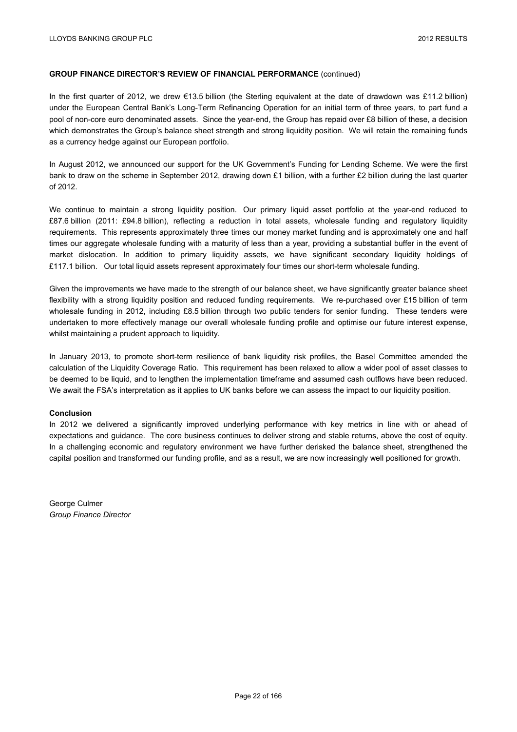**GROUP FINANCE DIRECTOR'S REVIEW OF FINANCIAL PERFORMANCE** (continued)

In the first quarter of 2012, we drew €13.5 billion (the Sterling equivalent at the date of drawdown was £11.2 billion) under the European Central Bank's Long-Term Refinancing Operation for an initial term of three years, to part fund a pool of non-core euro denominated assets. Since the year-end, the Group has repaid over £8 billion of these, a decision which demonstrates the Group's balance sheet strength and strong liquidity position. We will retain the remaining funds as a currency hedge against our European portfolio.

In August 2012, we announced our support for the UK Government's Funding for Lending Scheme. We were the first bank to draw on the scheme in September 2012, drawing down £1 billion, with a further £2 billion during the last quarter of 2012.

We continue to maintain a strong liquidity position. Our primary liquid asset portfolio at the year-end reduced to £87.6 billion (2011: £94.8 billion), reflecting a reduction in total assets, wholesale funding and regulatory liquidity requirements. This represents approximately three times our money market funding and is approximately one and half times our aggregate wholesale funding with a maturity of less than a year, providing a substantial buffer in the event of market dislocation. In addition to primary liquidity assets, we have significant secondary liquidity holdings of £117.1 billion. Our total liquid assets represent approximately four times our short-term wholesale funding.

Given the improvements we have made to the strength of our balance sheet, we have significantly greater balance sheet flexibility with a strong liquidity position and reduced funding requirements. We re-purchased over £15 billion of term wholesale funding in 2012, including £8.5 billion through two public tenders for senior funding. These tenders were undertaken to more effectively manage our overall wholesale funding profile and optimise our future interest expense, whilst maintaining a prudent approach to liquidity.

In January 2013, to promote short-term resilience of bank liquidity risk profiles, the Basel Committee amended the calculation of the Liquidity Coverage Ratio. This requirement has been relaxed to allow a wider pool of asset classes to be deemed to be liquid, and to lengthen the implementation timeframe and assumed cash outflows have been reduced. We await the FSA's interpretation as it applies to UK banks before we can assess the impact to our liquidity position.

**Conclusion**

In 2012 we delivered a significantly improved underlying performance with key metrics in line with or ahead of expectations and guidance. The core business continues to deliver strong and stable returns, above the cost of equity. In a challenging economic and regulatory environment we have further derisked the balance sheet, strengthened the capital position and transformed our funding profile, and as a result, we are now increasingly well positioned for growth.

George Culmer
*Group Finance Director*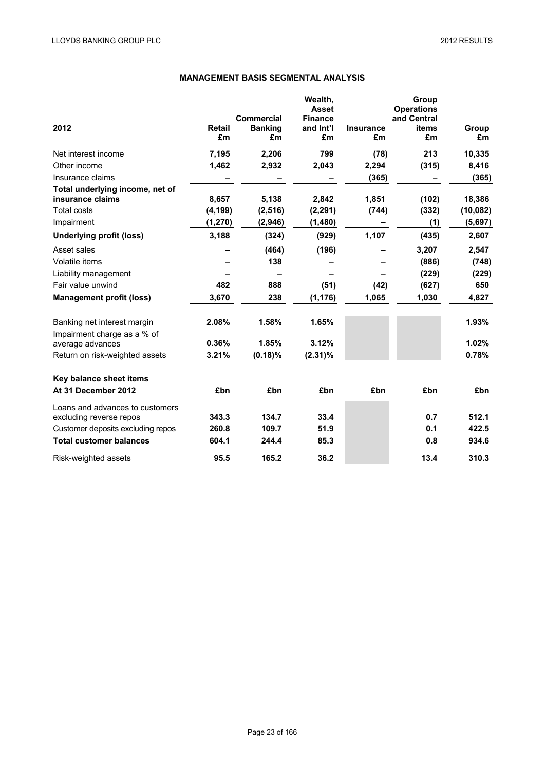## MANAGEMENT BASIS SEGMENTAL ANALYSIS

| 2012 | Retail £m | Commercial Banking £m | Wealth, Asset Finance and Int'l £m | Insurance £m | Group Operations and Central items £m | Group £m |
|---|---|---|---|---|---|---|
| Net interest income | 7,195 | 2,206 | 799 | (78) | 213 | 10,335 |
| Other income | 1,462 | 2,932 | 2,043 | 2,294 | (315) | 8,416 |
| Insurance claims | – | – | – | (365) | – | (365) |
| Total underlying income, net of insurance claims | 8,657 | 5,138 | 2,842 | 1,851 | (102) | 18,386 |
| Total costs | (4,199) | (2,516) | (2,291) | (744) | (332) | (10,082) |
| Impairment | (1,270) | (2,946) | (1,480) | – | (1) | (5,697) |
| **Underlying profit (loss)** | **3,188** | **(324)** | **(929)** | **1,107** | **(435)** | **2,607** |
| Asset sales | – | (464) | (196) | – | 3,207 | 2,547 |
| Volatile items | – | 138 | – | – | (886) | (748) |
| Liability management | – | – | – | – | (229) | (229) |
| Fair value unwind | 482 | 888 | (51) | (42) | (627) | 650 |
| **Management profit (loss)** | **3,670** | **238** | **(1,176)** | **1,065** | **1,030** | **4,827** |
| | | | | | | |
| Banking net interest margin | 2.08% | 1.58% | 1.65% | | | 1.93% |
| Impairment charge as a % of average advances | 0.36% | 1.85% | 3.12% | | | 1.02% |
| Return on risk-weighted assets | 3.21% | (0.18)% | (2.31)% | | | 0.78% |
| | | | | | | |
| **Key balance sheet items** | | | | | | |
| **At 31 December 2012** | **£bn** | **£bn** | **£bn** | **£bn** | **£bn** | **£bn** |
| Loans and advances to customers excluding reverse repos | 343.3 | 134.7 | 33.4 | | 0.7 | 512.1 |
| Customer deposits excluding repos | 260.8 | 109.7 | 51.9 | | 0.1 | 422.5 |
| **Total customer balances** | **604.1** | **244.4** | **85.3** | | **0.8** | **934.6** |
| Risk-weighted assets | 95.5 | 165.2 | 36.2 | | 13.4 | 310.3 |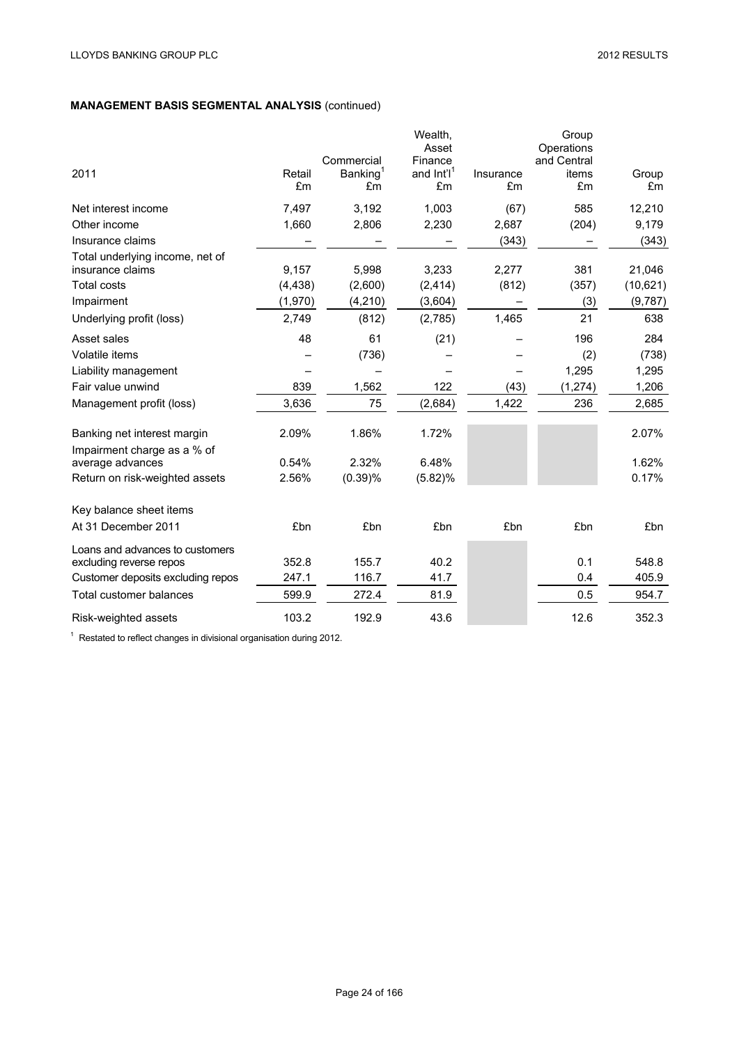**MANAGEMENT BASIS SEGMENTAL ANALYSIS** (continued)

| 2011 | Retail £m | Commercial Banking[1] £m | Wealth, Asset Finance and Int'l[1] £m | Insurance £m | Group Operations and Central items £m | Group £m |
|---|---|---|---|---|---|---|
| Net interest income | 7,497 | 3,192 | 1,003 | (67) | 585 | 12,210 |
| Other income | 1,660 | 2,806 | 2,230 | 2,687 | (204) | 9,179 |
| Insurance claims | – | – | – | (343) | – | (343) |
| Total underlying income, net of insurance claims | 9,157 | 5,998 | 3,233 | 2,277 | 381 | 21,046 |
| Total costs | (4,438) | (2,600) | (2,414) | (812) | (357) | (10,621) |
| Impairment | (1,970) | (4,210) | (3,604) | – | (3) | (9,787) |
| Underlying profit (loss) | 2,749 | (812) | (2,785) | 1,465 | 21 | 638 |
| Asset sales | 48 | 61 | (21) | – | 196 | 284 |
| Volatile items | – | (736) | – | – | (2) | (738) |
| Liability management | – | – | – | – | 1,295 | 1,295 |
| Fair value unwind | 839 | 1,562 | 122 | (43) | (1,274) | 1,206 |
| Management profit (loss) | 3,636 | 75 | (2,684) | 1,422 | 236 | 2,685 |
| | | | | | | |
| Banking net interest margin | 2.09% | 1.86% | 1.72% | | | 2.07% |
| Impairment charge as a % of average advances | 0.54% | 2.32% | 6.48% | | | 1.62% |
| Return on risk-weighted assets | 2.56% | (0.39)% | (5.82)% | | | 0.17% |
| | | | | | | |
| Key balance sheet items | | | | | | |
| At 31 December 2011 | £bn | £bn | £bn | £bn | £bn | £bn |
| Loans and advances to customers excluding reverse repos | 352.8 | 155.7 | 40.2 | | 0.1 | 548.8 |
| Customer deposits excluding repos | 247.1 | 116.7 | 41.7 | | 0.4 | 405.9 |
| Total customer balances | 599.9 | 272.4 | 81.9 | | 0.5 | 954.7 |
| Risk-weighted assets | 103.2 | 192.9 | 43.6 | | 12.6 | 352.3 |

[1] Restated to reflect changes in divisional organisation during 2012.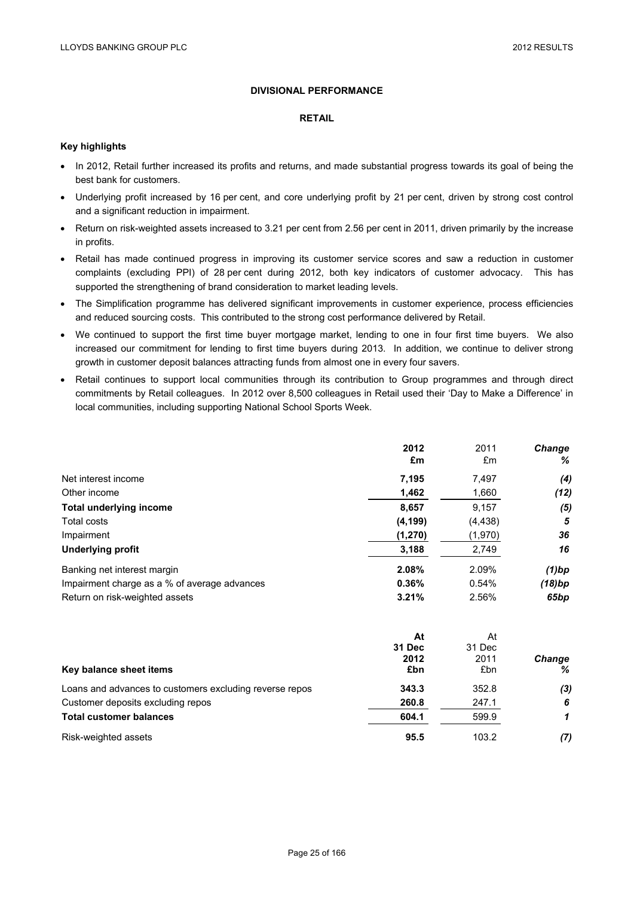## DIVISIONAL PERFORMANCE

### RETAIL

**Key highlights**

- In 2012, Retail further increased its profits and returns, and made substantial progress towards its goal of being the best bank for customers.
- Underlying profit increased by 16 per cent, and core underlying profit by 21 per cent, driven by strong cost control and a significant reduction in impairment.
- Return on risk-weighted assets increased to 3.21 per cent from 2.56 per cent in 2011, driven primarily by the increase in profits.
- Retail has made continued progress in improving its customer service scores and saw a reduction in customer complaints (excluding PPI) of 28 per cent during 2012, both key indicators of customer advocacy. This has supported the strengthening of brand consideration to market leading levels.
- The Simplification programme has delivered significant improvements in customer experience, process efficiencies and reduced sourcing costs. This contributed to the strong cost performance delivered by Retail.
- We continued to support the first time buyer mortgage market, lending to one in four first time buyers. We also increased our commitment for lending to first time buyers during 2013. In addition, we continue to deliver strong growth in customer deposit balances attracting funds from almost one in every four savers.
- Retail continues to support local communities through its contribution to Group programmes and through direct commitments by Retail colleagues. In 2012 over 8,500 colleagues in Retail used their 'Day to Make a Difference' in local communities, including supporting National School Sports Week.

| | **2012 £m** | 2011 £m | ***Change %*** |
|---|---|---|---|
| Net interest income | **7,195** | 7,497 | ***(4)*** |
| Other income | **1,462** | 1,660 | ***(12)*** |
| **Total underlying income** | **8,657** | 9,157 | ***(5)*** |
| Total costs | **(4,199)** | (4,438) | ***5*** |
| Impairment | **(1,270)** | (1,970) | ***36*** |
| **Underlying profit** | **3,188** | 2,749 | ***16*** |
| Banking net interest margin | **2.08%** | 2.09% | ***(1)bp*** |
| Impairment charge as a % of average advances | **0.36%** | 0.54% | ***(18)bp*** |
| Return on risk-weighted assets | **3.21%** | 2.56% | ***65bp*** |

| **Key balance sheet items** | **At 31 Dec 2012 £bn** | At 31 Dec 2011 £bn | ***Change %*** |
|---|---|---|---|
| Loans and advances to customers excluding reverse repos | **343.3** | 352.8 | ***(3)*** |
| Customer deposits excluding repos | **260.8** | 247.1 | ***6*** |
| **Total customer balances** | **604.1** | 599.9 | ***1*** |
| Risk-weighted assets | **95.5** | 103.2 | ***(7)*** |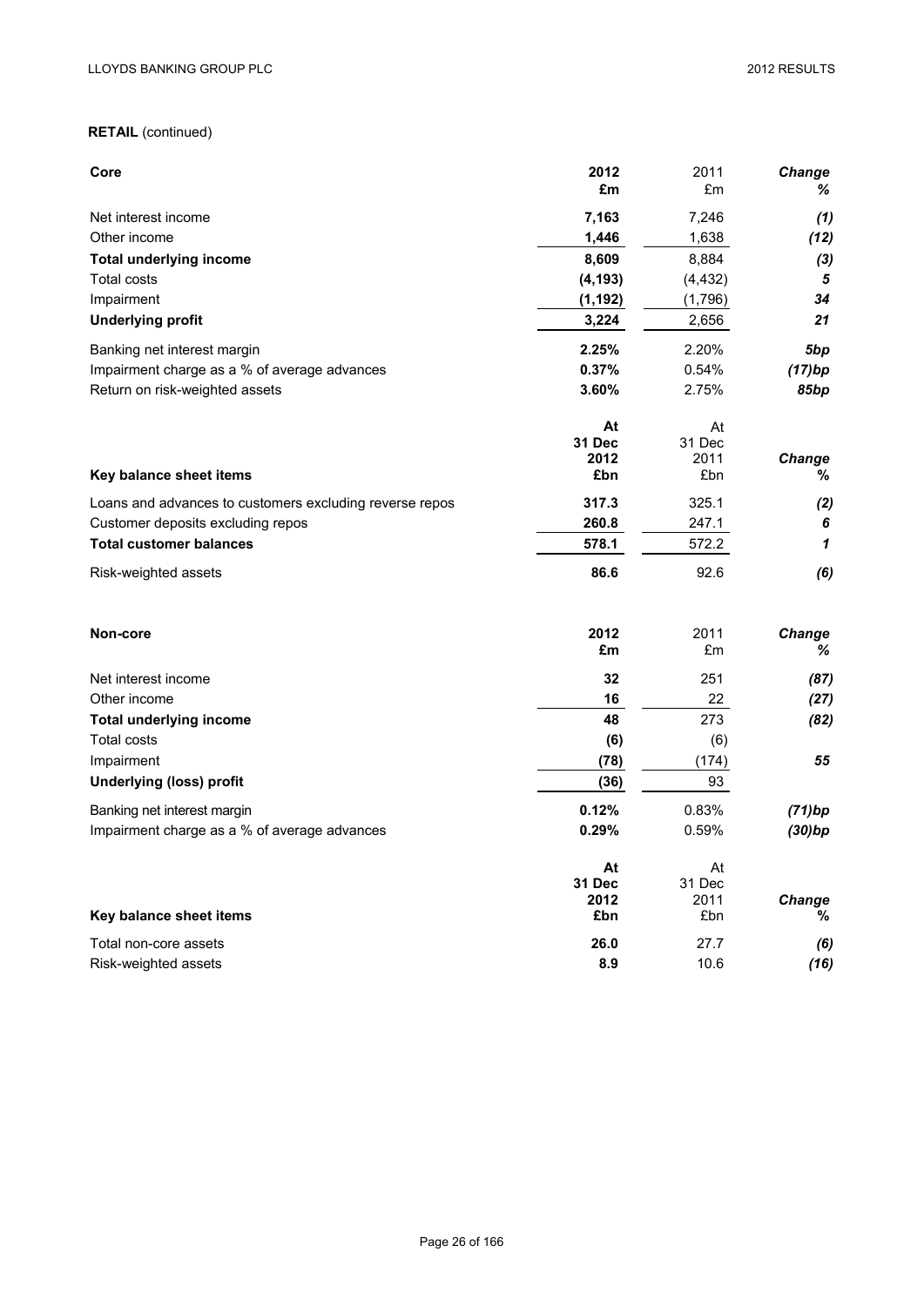**RETAIL** (continued)

| **Core** | **2012** **£m** | 2011 £m | ***Change*** ***%*** |
|---|---|---|---|
| Net interest income | **7,163** | 7,246 | ***(1)*** |
| Other income | **1,446** | 1,638 | ***(12)*** |
| **Total underlying income** | **8,609** | 8,884 | ***(3)*** |
| Total costs | **(4,193)** | (4,432) | ***5*** |
| Impairment | **(1,192)** | (1,796) | ***34*** |
| **Underlying profit** | **3,224** | 2,656 | ***21*** |
| Banking net interest margin | **2.25%** | 2.20% | ***5bp*** |
| Impairment charge as a % of average advances | **0.37%** | 0.54% | ***(17)bp*** |
| Return on risk-weighted assets | **3.60%** | 2.75% | ***85bp*** |

| **Key balance sheet items** | **At 31 Dec 2012 £bn** | At 31 Dec 2011 £bn | ***Change*** ***%*** |
|---|---|---|---|
| Loans and advances to customers excluding reverse repos | **317.3** | 325.1 | ***(2)*** |
| Customer deposits excluding repos | **260.8** | 247.1 | ***6*** |
| **Total customer balances** | **578.1** | 572.2 | ***1*** |
| Risk-weighted assets | **86.6** | 92.6 | ***(6)*** |

| **Non-core** | **2012** **£m** | 2011 £m | ***Change*** ***%*** |
|---|---|---|---|
| Net interest income | **32** | 251 | ***(87)*** |
| Other income | **16** | 22 | ***(27)*** |
| **Total underlying income** | **48** | 273 | ***(82)*** |
| Total costs | **(6)** | (6) | |
| Impairment | **(78)** | (174) | ***55*** |
| **Underlying (loss) profit** | **(36)** | 93 | |
| Banking net interest margin | **0.12%** | 0.83% | ***(71)bp*** |
| Impairment charge as a % of average advances | **0.29%** | 0.59% | ***(30)bp*** |

| **Key balance sheet items** | **At 31 Dec 2012 £bn** | At 31 Dec 2011 £bn | ***Change*** ***%*** |
|---|---|---|---|
| Total non-core assets | **26.0** | 27.7 | ***(6)*** |
| Risk-weighted assets | **8.9** | 10.6 | ***(16)*** |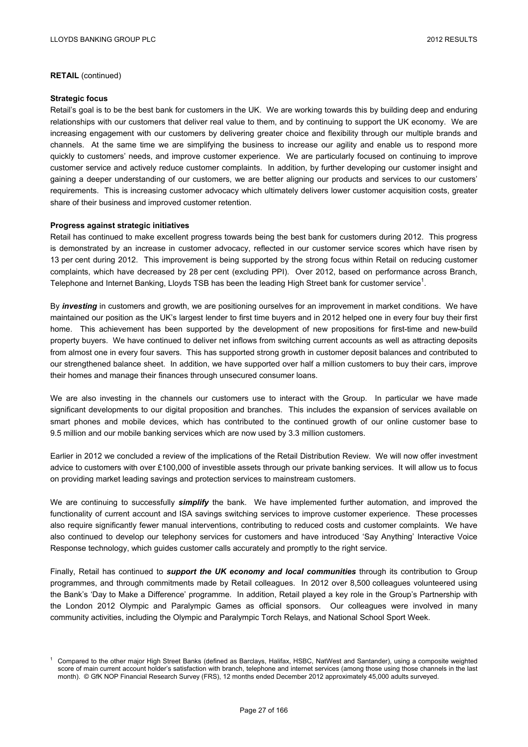**RETAIL** (continued)

**Strategic focus**

Retail's goal is to be the best bank for customers in the UK. We are working towards this by building deep and enduring relationships with our customers that deliver real value to them, and by continuing to support the UK economy. We are increasing engagement with our customers by delivering greater choice and flexibility through our multiple brands and channels. At the same time we are simplifying the business to increase our agility and enable us to respond more quickly to customers' needs, and improve customer experience. We are particularly focused on continuing to improve customer service and actively reduce customer complaints. In addition, by further developing our customer insight and gaining a deeper understanding of our customers, we are better aligning our products and services to our customers' requirements. This is increasing customer advocacy which ultimately delivers lower customer acquisition costs, greater share of their business and improved customer retention.

**Progress against strategic initiatives**

Retail has continued to make excellent progress towards being the best bank for customers during 2012. This progress is demonstrated by an increase in customer advocacy, reflected in our customer service scores which have risen by 13 per cent during 2012. This improvement is being supported by the strong focus within Retail on reducing customer complaints, which have decreased by 28 per cent (excluding PPI). Over 2012, based on performance across Branch, Telephone and Internet Banking, Lloyds TSB has been the leading High Street bank for customer service[1].

By ***investing*** in customers and growth, we are positioning ourselves for an improvement in market conditions. We have maintained our position as the UK's largest lender to first time buyers and in 2012 helped one in every four buy their first home. This achievement has been supported by the development of new propositions for first-time and new-build property buyers. We have continued to deliver net inflows from switching current accounts as well as attracting deposits from almost one in every four savers. This has supported strong growth in customer deposit balances and contributed to our strengthened balance sheet. In addition, we have supported over half a million customers to buy their cars, improve their homes and manage their finances through unsecured consumer loans.

We are also investing in the channels our customers use to interact with the Group. In particular we have made significant developments to our digital proposition and branches. This includes the expansion of services available on smart phones and mobile devices, which has contributed to the continued growth of our online customer base to 9.5 million and our mobile banking services which are now used by 3.3 million customers.

Earlier in 2012 we concluded a review of the implications of the Retail Distribution Review. We will now offer investment advice to customers with over £100,000 of investible assets through our private banking services. It will allow us to focus on providing market leading savings and protection services to mainstream customers.

We are continuing to successfully ***simplify*** the bank. We have implemented further automation, and improved the functionality of current account and ISA savings switching services to improve customer experience. These processes also require significantly fewer manual interventions, contributing to reduced costs and customer complaints. We have also continued to develop our telephony services for customers and have introduced 'Say Anything' Interactive Voice Response technology, which guides customer calls accurately and promptly to the right service.

Finally, Retail has continued to ***support the UK economy and local communities*** through its contribution to Group programmes, and through commitments made by Retail colleagues. In 2012 over 8,500 colleagues volunteered using the Bank's 'Day to Make a Difference' programme. In addition, Retail played a key role in the Group's Partnership with the London 2012 Olympic and Paralympic Games as official sponsors. Our colleagues were involved in many community activities, including the Olympic and Paralympic Torch Relays, and National School Sport Week.

[1] Compared to the other major High Street Banks (defined as Barclays, Halifax, HSBC, NatWest and Santander), using a composite weighted score of main current account holder's satisfaction with branch, telephone and internet services (among those using those channels in the last month). © GfK NOP Financial Research Survey (FRS), 12 months ended December 2012 approximately 45,000 adults surveyed.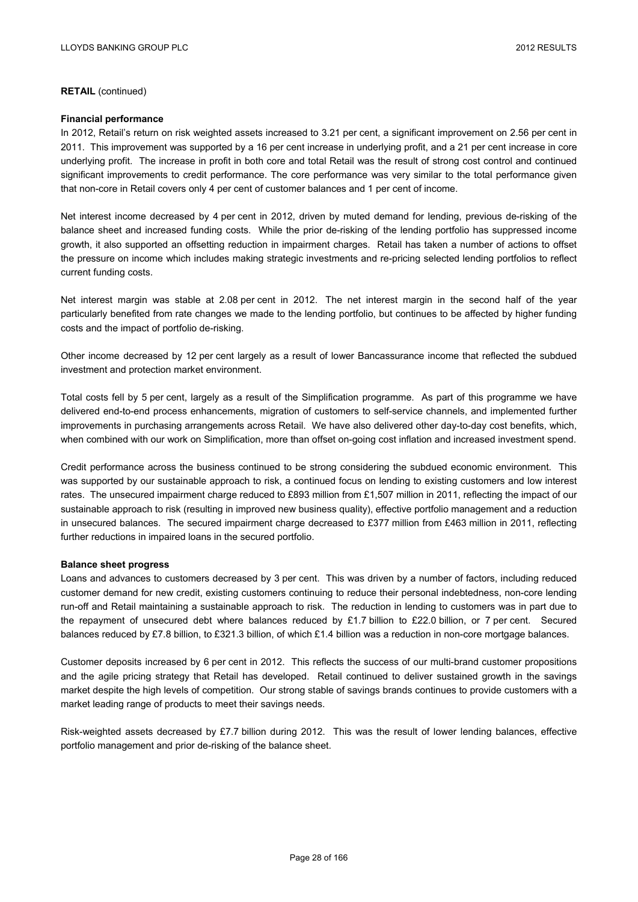**RETAIL** (continued)

**Financial performance**

In 2012, Retail's return on risk weighted assets increased to 3.21 per cent, a significant improvement on 2.56 per cent in 2011. This improvement was supported by a 16 per cent increase in underlying profit, and a 21 per cent increase in core underlying profit. The increase in profit in both core and total Retail was the result of strong cost control and continued significant improvements to credit performance. The core performance was very similar to the total performance given that non-core in Retail covers only 4 per cent of customer balances and 1 per cent of income.

Net interest income decreased by 4 per cent in 2012, driven by muted demand for lending, previous de-risking of the balance sheet and increased funding costs. While the prior de-risking of the lending portfolio has suppressed income growth, it also supported an offsetting reduction in impairment charges. Retail has taken a number of actions to offset the pressure on income which includes making strategic investments and re-pricing selected lending portfolios to reflect current funding costs.

Net interest margin was stable at 2.08 per cent in 2012. The net interest margin in the second half of the year particularly benefited from rate changes we made to the lending portfolio, but continues to be affected by higher funding costs and the impact of portfolio de-risking.

Other income decreased by 12 per cent largely as a result of lower Bancassurance income that reflected the subdued investment and protection market environment.

Total costs fell by 5 per cent, largely as a result of the Simplification programme. As part of this programme we have delivered end-to-end process enhancements, migration of customers to self-service channels, and implemented further improvements in purchasing arrangements across Retail. We have also delivered other day-to-day cost benefits, which, when combined with our work on Simplification, more than offset on-going cost inflation and increased investment spend.

Credit performance across the business continued to be strong considering the subdued economic environment. This was supported by our sustainable approach to risk, a continued focus on lending to existing customers and low interest rates. The unsecured impairment charge reduced to £893 million from £1,507 million in 2011, reflecting the impact of our sustainable approach to risk (resulting in improved new business quality), effective portfolio management and a reduction in unsecured balances. The secured impairment charge decreased to £377 million from £463 million in 2011, reflecting further reductions in impaired loans in the secured portfolio.

**Balance sheet progress**

Loans and advances to customers decreased by 3 per cent. This was driven by a number of factors, including reduced customer demand for new credit, existing customers continuing to reduce their personal indebtedness, non-core lending run-off and Retail maintaining a sustainable approach to risk. The reduction in lending to customers was in part due to the repayment of unsecured debt where balances reduced by £1.7 billion to £22.0 billion, or 7 per cent. Secured balances reduced by £7.8 billion, to £321.3 billion, of which £1.4 billion was a reduction in non-core mortgage balances.

Customer deposits increased by 6 per cent in 2012. This reflects the success of our multi-brand customer propositions and the agile pricing strategy that Retail has developed. Retail continued to deliver sustained growth in the savings market despite the high levels of competition. Our strong stable of savings brands continues to provide customers with a market leading range of products to meet their savings needs.

Risk-weighted assets decreased by £7.7 billion during 2012. This was the result of lower lending balances, effective portfolio management and prior de-risking of the balance sheet.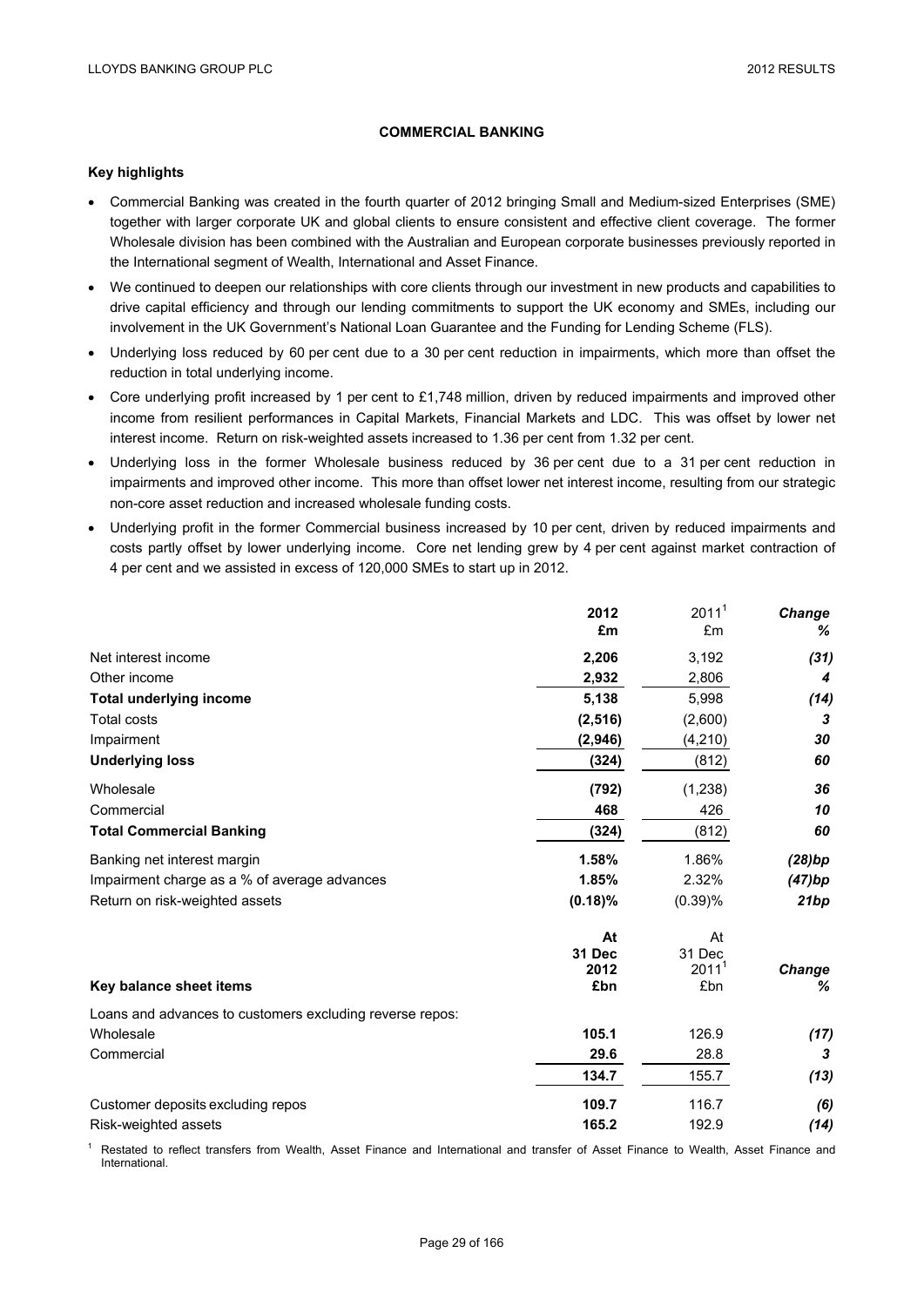## COMMERCIAL BANKING

### Key highlights

- Commercial Banking was created in the fourth quarter of 2012 bringing Small and Medium-sized Enterprises (SME) together with larger corporate UK and global clients to ensure consistent and effective client coverage. The former Wholesale division has been combined with the Australian and European corporate businesses previously reported in the International segment of Wealth, International and Asset Finance.
- We continued to deepen our relationships with core clients through our investment in new products and capabilities to drive capital efficiency and through our lending commitments to support the UK economy and SMEs, including our involvement in the UK Government's National Loan Guarantee and the Funding for Lending Scheme (FLS).
- Underlying loss reduced by 60 per cent due to a 30 per cent reduction in impairments, which more than offset the reduction in total underlying income.
- Core underlying profit increased by 1 per cent to £1,748 million, driven by reduced impairments and improved other income from resilient performances in Capital Markets, Financial Markets and LDC. This was offset by lower net interest income. Return on risk-weighted assets increased to 1.36 per cent from 1.32 per cent.
- Underlying loss in the former Wholesale business reduced by 36 per cent due to a 31 per cent reduction in impairments and improved other income. This more than offset lower net interest income, resulting from our strategic non-core asset reduction and increased wholesale funding costs.
- Underlying profit in the former Commercial business increased by 10 per cent, driven by reduced impairments and costs partly offset by lower underlying income. Core net lending grew by 4 per cent against market contraction of 4 per cent and we assisted in excess of 120,000 SMEs to start up in 2012.

| | **2012 £m** | 2011[1] £m | ***Change %*** |
|---|---|---|---|
| Net interest income | **2,206** | 3,192 | ***(31)*** |
| Other income | **2,932** | 2,806 | ***4*** |
| **Total underlying income** | **5,138** | 5,998 | ***(14)*** |
| Total costs | **(2,516)** | (2,600) | ***3*** |
| Impairment | **(2,946)** | (4,210) | ***30*** |
| **Underlying loss** | **(324)** | (812) | ***60*** |
| Wholesale | **(792)** | (1,238) | ***36*** |
| Commercial | **468** | 426 | ***10*** |
| **Total Commercial Banking** | **(324)** | (812) | ***60*** |
| Banking net interest margin | **1.58%** | 1.86% | ***(28)bp*** |
| Impairment charge as a % of average advances | **1.85%** | 2.32% | ***(47)bp*** |
| Return on risk-weighted assets | **(0.18)%** | (0.39)% | ***21bp*** |

| **Key balance sheet items** | **At 31 Dec 2012 £bn** | At 31 Dec 2011[1] £bn | ***Change %*** |
|---|---|---|---|
| Loans and advances to customers excluding reverse repos: | | | |
| Wholesale | **105.1** | 126.9 | ***(17)*** |
| Commercial | **29.6** | 28.8 | ***3*** |
| | **134.7** | 155.7 | ***(13)*** |
| Customer deposits excluding repos | **109.7** | 116.7 | ***(6)*** |
| Risk-weighted assets | **165.2** | 192.9 | ***(14)*** |

[1] Restated to reflect transfers from Wealth, Asset Finance and International and transfer of Asset Finance to Wealth, Asset Finance and International.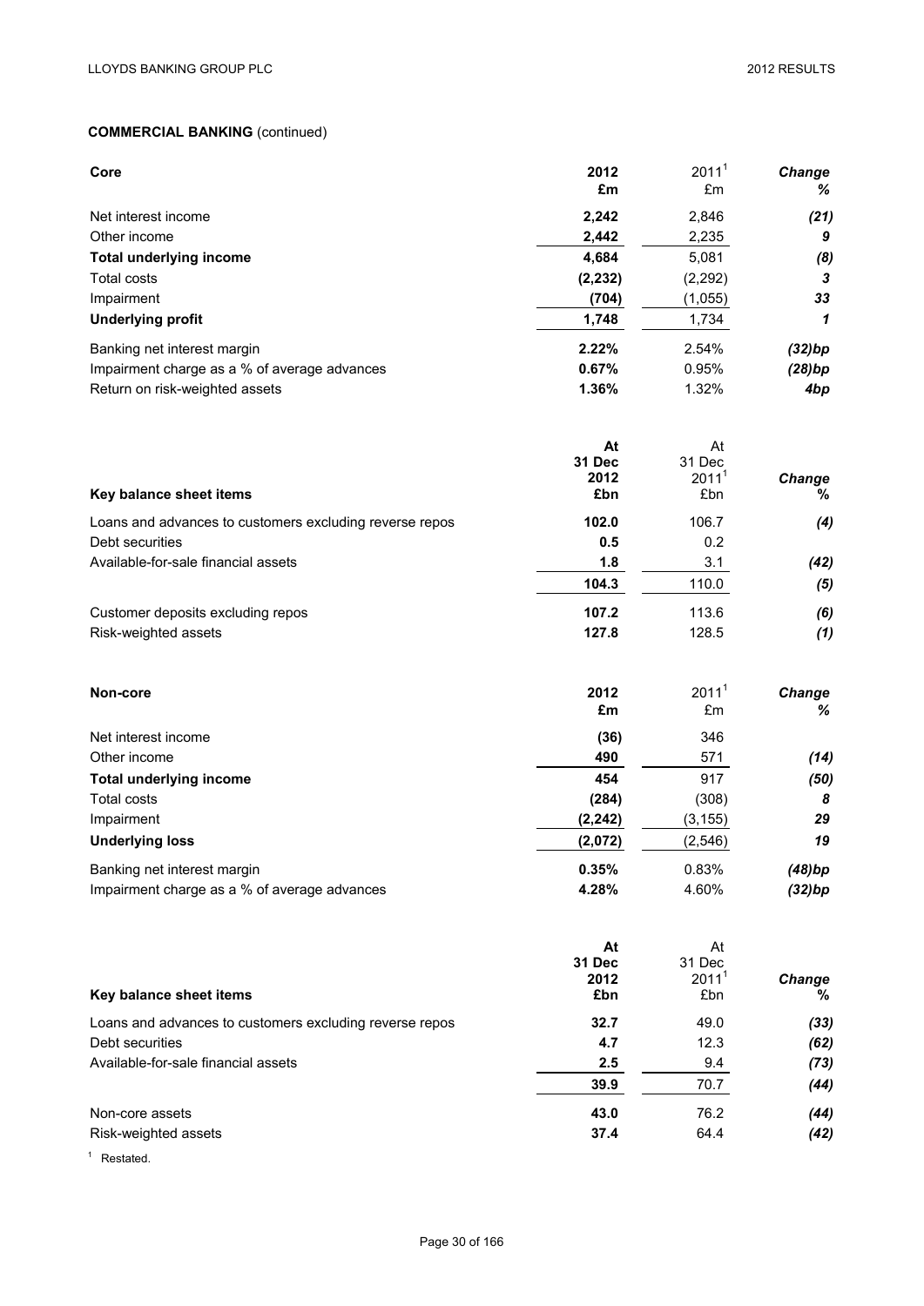**COMMERCIAL BANKING** (continued)

| **Core** | **2012 £m** | 2011[1] £m | ***Change %*** |
|---|---|---|---|
| Net interest income | **2,242** | 2,846 | ***(21)*** |
| Other income | **2,442** | 2,235 | ***9*** |
| **Total underlying income** | **4,684** | 5,081 | ***(8)*** |
| Total costs | **(2,232)** | (2,292) | ***3*** |
| Impairment | **(704)** | (1,055) | ***33*** |
| **Underlying profit** | **1,748** | 1,734 | ***1*** |
| Banking net interest margin | **2.22%** | 2.54% | ***(32)bp*** |
| Impairment charge as a % of average advances | **0.67%** | 0.95% | ***(28)bp*** |
| Return on risk-weighted assets | **1.36%** | 1.32% | ***4bp*** |

| **Key balance sheet items** | **At 31 Dec 2012 £bn** | At 31 Dec 2011[1] £bn | ***Change %*** |
|---|---|---|---|
| Loans and advances to customers excluding reverse repos | **102.0** | 106.7 | ***(4)*** |
| Debt securities | **0.5** | 0.2 | |
| Available-for-sale financial assets | **1.8** | 3.1 | ***(42)*** |
| | **104.3** | 110.0 | ***(5)*** |
| Customer deposits excluding repos | **107.2** | 113.6 | ***(6)*** |
| Risk-weighted assets | **127.8** | 128.5 | ***(1)*** |

| **Non-core** | **2012 £m** | 2011[1] £m | ***Change %*** |
|---|---|---|---|
| Net interest income | **(36)** | 346 | |
| Other income | **490** | 571 | ***(14)*** |
| **Total underlying income** | **454** | 917 | ***(50)*** |
| Total costs | **(284)** | (308) | ***8*** |
| Impairment | **(2,242)** | (3,155) | ***29*** |
| **Underlying loss** | **(2,072)** | (2,546) | ***19*** |
| Banking net interest margin | **0.35%** | 0.83% | ***(48)bp*** |
| Impairment charge as a % of average advances | **4.28%** | 4.60% | ***(32)bp*** |

| **Key balance sheet items** | **At 31 Dec 2012 £bn** | At 31 Dec 2011[1] £bn | ***Change %*** |
|---|---|---|---|
| Loans and advances to customers excluding reverse repos | **32.7** | 49.0 | ***(33)*** |
| Debt securities | **4.7** | 12.3 | ***(62)*** |
| Available-for-sale financial assets | **2.5** | 9.4 | ***(73)*** |
| | **39.9** | 70.7 | ***(44)*** |
| Non-core assets | **43.0** | 76.2 | ***(44)*** |
| Risk-weighted assets | **37.4** | 64.4 | ***(42)*** |

[1] Restated.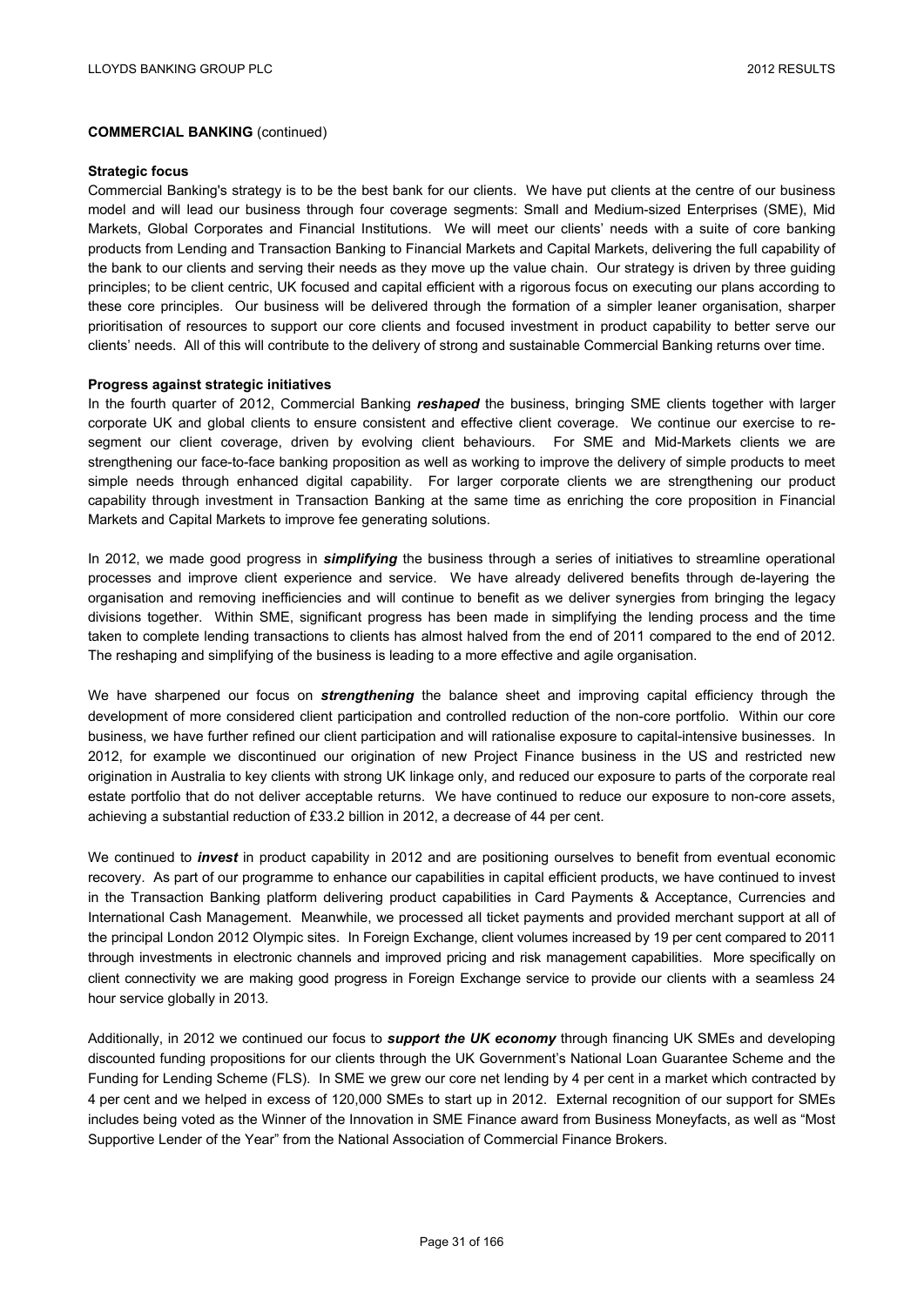**COMMERCIAL BANKING** (continued)

**Strategic focus**

Commercial Banking's strategy is to be the best bank for our clients. We have put clients at the centre of our business model and will lead our business through four coverage segments: Small and Medium-sized Enterprises (SME), Mid Markets, Global Corporates and Financial Institutions. We will meet our clients' needs with a suite of core banking products from Lending and Transaction Banking to Financial Markets and Capital Markets, delivering the full capability of the bank to our clients and serving their needs as they move up the value chain. Our strategy is driven by three guiding principles; to be client centric, UK focused and capital efficient with a rigorous focus on executing our plans according to these core principles. Our business will be delivered through the formation of a simpler leaner organisation, sharper prioritisation of resources to support our core clients and focused investment in product capability to better serve our clients' needs. All of this will contribute to the delivery of strong and sustainable Commercial Banking returns over time.

**Progress against strategic initiatives**

In the fourth quarter of 2012, Commercial Banking ***reshaped*** the business, bringing SME clients together with larger corporate UK and global clients to ensure consistent and effective client coverage. We continue our exercise to re-segment our client coverage, driven by evolving client behaviours. For SME and Mid-Markets clients we are strengthening our face-to-face banking proposition as well as working to improve the delivery of simple products to meet simple needs through enhanced digital capability. For larger corporate clients we are strengthening our product capability through investment in Transaction Banking at the same time as enriching the core proposition in Financial Markets and Capital Markets to improve fee generating solutions.

In 2012, we made good progress in ***simplifying*** the business through a series of initiatives to streamline operational processes and improve client experience and service. We have already delivered benefits through de-layering the organisation and removing inefficiencies and will continue to benefit as we deliver synergies from bringing the legacy divisions together. Within SME, significant progress has been made in simplifying the lending process and the time taken to complete lending transactions to clients has almost halved from the end of 2011 compared to the end of 2012. The reshaping and simplifying of the business is leading to a more effective and agile organisation.

We have sharpened our focus on ***strengthening*** the balance sheet and improving capital efficiency through the development of more considered client participation and controlled reduction of the non-core portfolio. Within our core business, we have further refined our client participation and will rationalise exposure to capital-intensive businesses. In 2012, for example we discontinued our origination of new Project Finance business in the US and restricted new origination in Australia to key clients with strong UK linkage only, and reduced our exposure to parts of the corporate real estate portfolio that do not deliver acceptable returns. We have continued to reduce our exposure to non-core assets, achieving a substantial reduction of £33.2 billion in 2012, a decrease of 44 per cent.

We continued to ***invest*** in product capability in 2012 and are positioning ourselves to benefit from eventual economic recovery. As part of our programme to enhance our capabilities in capital efficient products, we have continued to invest in the Transaction Banking platform delivering product capabilities in Card Payments & Acceptance, Currencies and International Cash Management. Meanwhile, we processed all ticket payments and provided merchant support at all of the principal London 2012 Olympic sites. In Foreign Exchange, client volumes increased by 19 per cent compared to 2011 through investments in electronic channels and improved pricing and risk management capabilities. More specifically on client connectivity we are making good progress in Foreign Exchange service to provide our clients with a seamless 24 hour service globally in 2013.

Additionally, in 2012 we continued our focus to ***support the UK economy*** through financing UK SMEs and developing discounted funding propositions for our clients through the UK Government's National Loan Guarantee Scheme and the Funding for Lending Scheme (FLS). In SME we grew our core net lending by 4 per cent in a market which contracted by 4 per cent and we helped in excess of 120,000 SMEs to start up in 2012. External recognition of our support for SMEs includes being voted as the Winner of the Innovation in SME Finance award from Business Moneyfacts, as well as "Most Supportive Lender of the Year" from the National Association of Commercial Finance Brokers.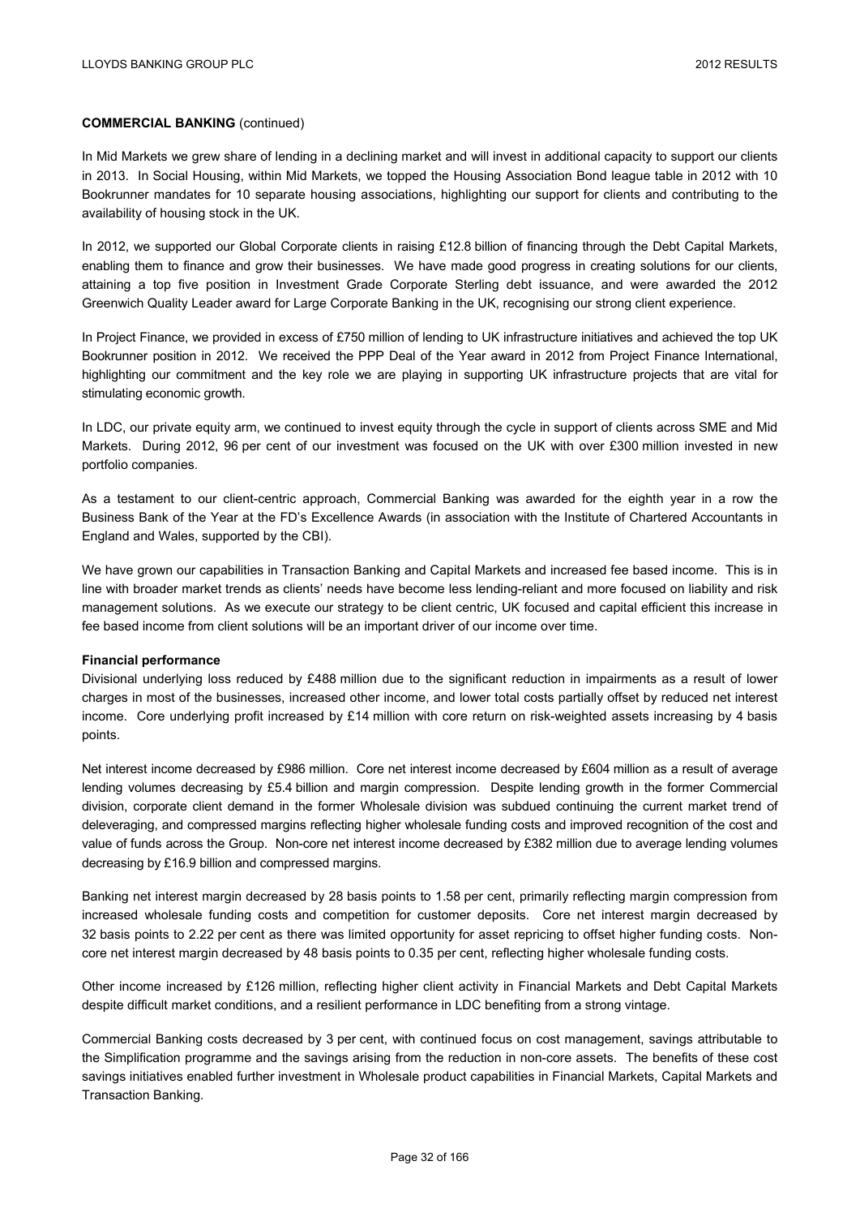**COMMERCIAL BANKING** (continued)

In Mid Markets we grew share of lending in a declining market and will invest in additional capacity to support our clients in 2013. In Social Housing, within Mid Markets, we topped the Housing Association Bond league table in 2012 with 10 Bookrunner mandates for 10 separate housing associations, highlighting our support for clients and contributing to the availability of housing stock in the UK.

In 2012, we supported our Global Corporate clients in raising £12.8 billion of financing through the Debt Capital Markets, enabling them to finance and grow their businesses. We have made good progress in creating solutions for our clients, attaining a top five position in Investment Grade Corporate Sterling debt issuance, and were awarded the 2012 Greenwich Quality Leader award for Large Corporate Banking in the UK, recognising our strong client experience.

In Project Finance, we provided in excess of £750 million of lending to UK infrastructure initiatives and achieved the top UK Bookrunner position in 2012. We received the PPP Deal of the Year award in 2012 from Project Finance International, highlighting our commitment and the key role we are playing in supporting UK infrastructure projects that are vital for stimulating economic growth.

In LDC, our private equity arm, we continued to invest equity through the cycle in support of clients across SME and Mid Markets. During 2012, 96 per cent of our investment was focused on the UK with over £300 million invested in new portfolio companies.

As a testament to our client-centric approach, Commercial Banking was awarded for the eighth year in a row the Business Bank of the Year at the FD's Excellence Awards (in association with the Institute of Chartered Accountants in England and Wales, supported by the CBI).

We have grown our capabilities in Transaction Banking and Capital Markets and increased fee based income. This is in line with broader market trends as clients' needs have become less lending-reliant and more focused on liability and risk management solutions. As we execute our strategy to be client centric, UK focused and capital efficient this increase in fee based income from client solutions will be an important driver of our income over time.

**Financial performance**

Divisional underlying loss reduced by £488 million due to the significant reduction in impairments as a result of lower charges in most of the businesses, increased other income, and lower total costs partially offset by reduced net interest income. Core underlying profit increased by £14 million with core return on risk-weighted assets increasing by 4 basis points.

Net interest income decreased by £986 million. Core net interest income decreased by £604 million as a result of average lending volumes decreasing by £5.4 billion and margin compression. Despite lending growth in the former Commercial division, corporate client demand in the former Wholesale division was subdued continuing the current market trend of deleveraging, and compressed margins reflecting higher wholesale funding costs and improved recognition of the cost and value of funds across the Group. Non-core net interest income decreased by £382 million due to average lending volumes decreasing by £16.9 billion and compressed margins.

Banking net interest margin decreased by 28 basis points to 1.58 per cent, primarily reflecting margin compression from increased wholesale funding costs and competition for customer deposits. Core net interest margin decreased by 32 basis points to 2.22 per cent as there was limited opportunity for asset repricing to offset higher funding costs. Non-core net interest margin decreased by 48 basis points to 0.35 per cent, reflecting higher wholesale funding costs.

Other income increased by £126 million, reflecting higher client activity in Financial Markets and Debt Capital Markets despite difficult market conditions, and a resilient performance in LDC benefiting from a strong vintage.

Commercial Banking costs decreased by 3 per cent, with continued focus on cost management, savings attributable to the Simplification programme and the savings arising from the reduction in non-core assets. The benefits of these cost savings initiatives enabled further investment in Wholesale product capabilities in Financial Markets, Capital Markets and Transaction Banking.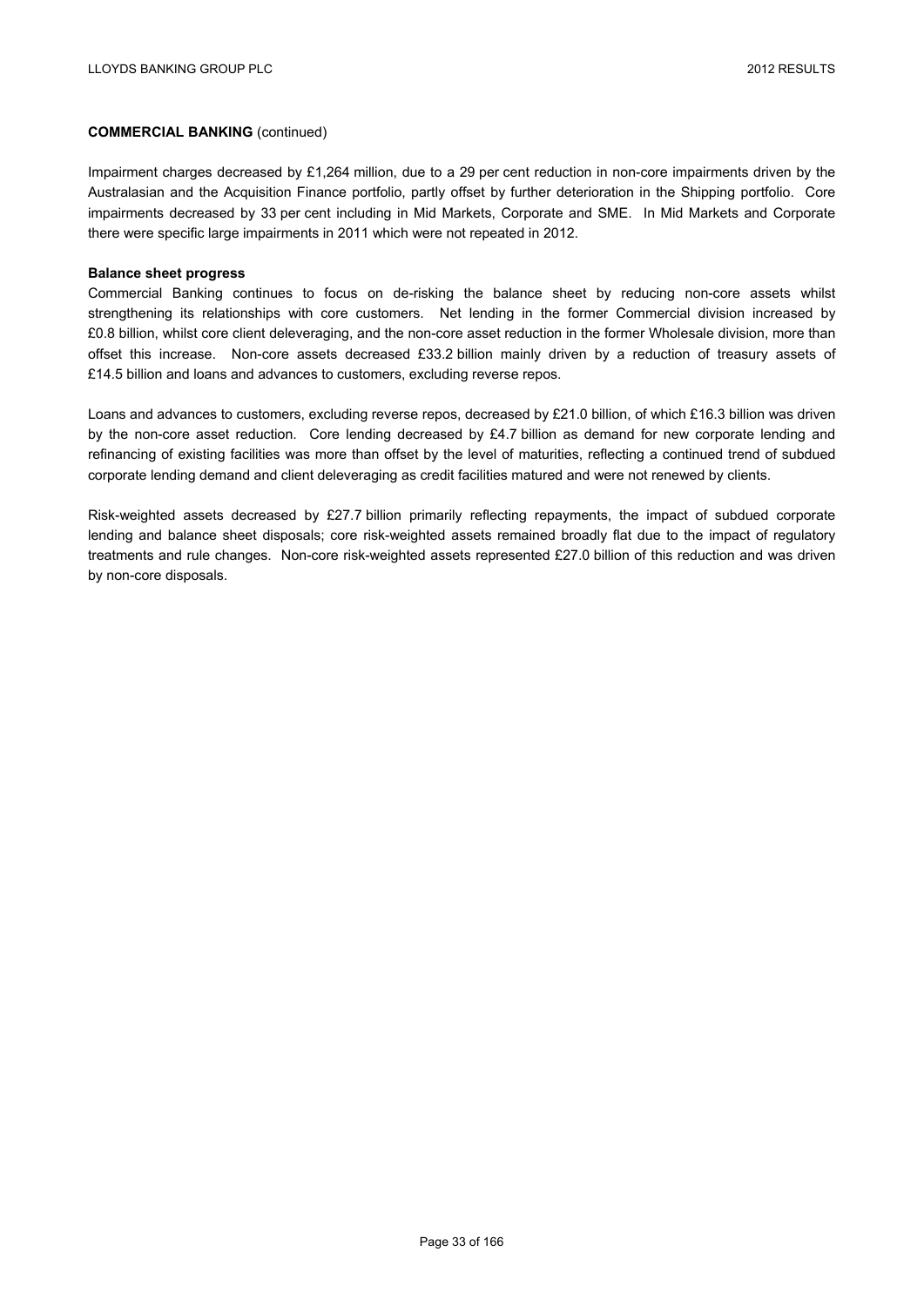**COMMERCIAL BANKING** (continued)

Impairment charges decreased by £1,264 million, due to a 29 per cent reduction in non-core impairments driven by the Australasian and the Acquisition Finance portfolio, partly offset by further deterioration in the Shipping portfolio. Core impairments decreased by 33 per cent including in Mid Markets, Corporate and SME. In Mid Markets and Corporate there were specific large impairments in 2011 which were not repeated in 2012.

**Balance sheet progress**

Commercial Banking continues to focus on de-risking the balance sheet by reducing non-core assets whilst strengthening its relationships with core customers. Net lending in the former Commercial division increased by £0.8 billion, whilst core client deleveraging, and the non-core asset reduction in the former Wholesale division, more than offset this increase. Non-core assets decreased £33.2 billion mainly driven by a reduction of treasury assets of £14.5 billion and loans and advances to customers, excluding reverse repos.

Loans and advances to customers, excluding reverse repos, decreased by £21.0 billion, of which £16.3 billion was driven by the non-core asset reduction. Core lending decreased by £4.7 billion as demand for new corporate lending and refinancing of existing facilities was more than offset by the level of maturities, reflecting a continued trend of subdued corporate lending demand and client deleveraging as credit facilities matured and were not renewed by clients.

Risk-weighted assets decreased by £27.7 billion primarily reflecting repayments, the impact of subdued corporate lending and balance sheet disposals; core risk-weighted assets remained broadly flat due to the impact of regulatory treatments and rule changes. Non-core risk-weighted assets represented £27.0 billion of this reduction and was driven by non-core disposals.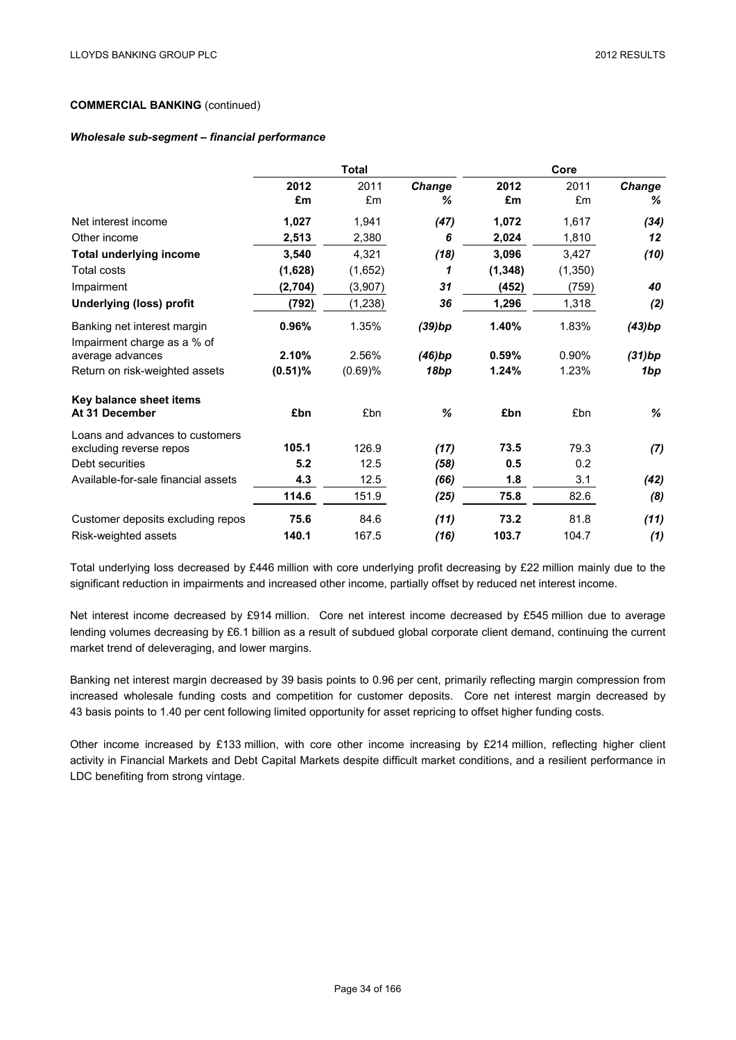**COMMERCIAL BANKING** (continued)

***Wholesale sub-segment – financial performance***

| | Total | | | Core | | |
|---|---|---|---|---|---|---|
| | **2012 £m** | 2011 £m | ***Change %*** | **2012 £m** | 2011 £m | ***Change %*** |
| Net interest income | **1,027** | 1,941 | ***(47)*** | **1,072** | 1,617 | ***(34)*** |
| Other income | **2,513** | 2,380 | ***6*** | **2,024** | 1,810 | ***12*** |
| **Total underlying income** | **3,540** | 4,321 | ***(18)*** | **3,096** | 3,427 | ***(10)*** |
| Total costs | **(1,628)** | (1,652) | ***1*** | **(1,348)** | (1,350) | |
| Impairment | **(2,704)** | (3,907) | ***31*** | **(452)** | (759) | ***40*** |
| **Underlying (loss) profit** | **(792)** | (1,238) | ***36*** | **1,296** | 1,318 | ***(2)*** |
| Banking net interest margin | **0.96%** | 1.35% | ***(39)bp*** | **1.40%** | 1.83% | ***(43)bp*** |
| Impairment charge as a % of average advances | **2.10%** | 2.56% | ***(46)bp*** | **0.59%** | 0.90% | ***(31)bp*** |
| Return on risk-weighted assets | **(0.51)%** | (0.69)% | ***18bp*** | **1.24%** | 1.23% | ***1bp*** |
| **Key balance sheet items At 31 December** | **£bn** | £bn | ***%*** | **£bn** | £bn | ***%*** |
| Loans and advances to customers excluding reverse repos | **105.1** | 126.9 | ***(17)*** | **73.5** | 79.3 | ***(7)*** |
| Debt securities | **5.2** | 12.5 | ***(58)*** | **0.5** | 0.2 | |
| Available-for-sale financial assets | **4.3** | 12.5 | ***(66)*** | **1.8** | 3.1 | ***(42)*** |
| | **114.6** | 151.9 | ***(25)*** | **75.8** | 82.6 | ***(8)*** |
| Customer deposits excluding repos | **75.6** | 84.6 | ***(11)*** | **73.2** | 81.8 | ***(11)*** |
| Risk-weighted assets | **140.1** | 167.5 | ***(16)*** | **103.7** | 104.7 | ***(1)*** |

Total underlying loss decreased by £446 million with core underlying profit decreasing by £22 million mainly due to the significant reduction in impairments and increased other income, partially offset by reduced net interest income.

Net interest income decreased by £914 million. Core net interest income decreased by £545 million due to average lending volumes decreasing by £6.1 billion as a result of subdued global corporate client demand, continuing the current market trend of deleveraging, and lower margins.

Banking net interest margin decreased by 39 basis points to 0.96 per cent, primarily reflecting margin compression from increased wholesale funding costs and competition for customer deposits. Core net interest margin decreased by 43 basis points to 1.40 per cent following limited opportunity for asset repricing to offset higher funding costs.

Other income increased by £133 million, with core other income increasing by £214 million, reflecting higher client activity in Financial Markets and Debt Capital Markets despite difficult market conditions, and a resilient performance in LDC benefiting from strong vintage.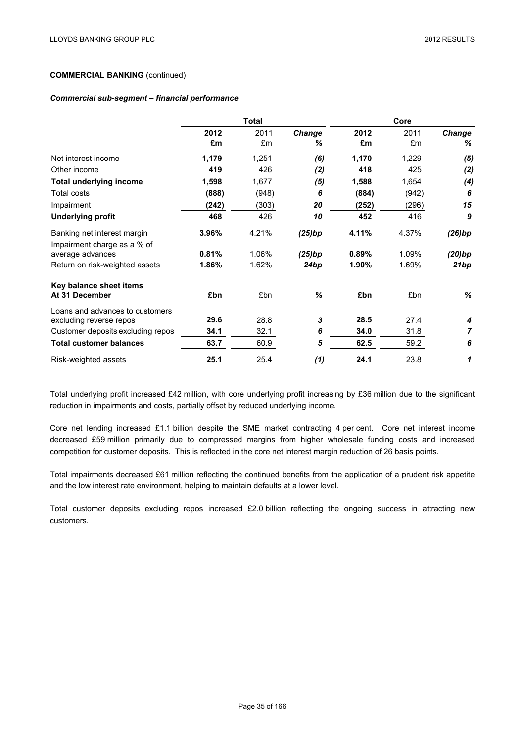**COMMERCIAL BANKING** (continued)

***Commercial sub-segment – financial performance***

| | Total | | | Core | | |
|---|---|---|---|---|---|---|
| | **2012** | 2011 | ***Change*** | **2012** | 2011 | ***Change*** |
| | **£m** | £m | *%* | **£m** | £m | *%* |
| Net interest income | **1,179** | 1,251 | *(6)* | **1,170** | 1,229 | *(5)* |
| Other income | **419** | 426 | *(2)* | **418** | 425 | *(2)* |
| **Total underlying income** | **1,598** | 1,677 | *(5)* | **1,588** | 1,654 | *(4)* |
| Total costs | **(888)** | (948) | *6* | **(884)** | (942) | *6* |
| Impairment | **(242)** | (303) | *20* | **(252)** | (296) | *15* |
| **Underlying profit** | **468** | 426 | *10* | **452** | 416 | *9* |
| Banking net interest margin | **3.96%** | 4.21% | *(25)bp* | **4.11%** | 4.37% | *(26)bp* |
| Impairment charge as a % of average advances | **0.81%** | 1.06% | *(25)bp* | **0.89%** | 1.09% | *(20)bp* |
| Return on risk-weighted assets | **1.86%** | 1.62% | *24bp* | **1.90%** | 1.69% | *21bp* |
| **Key balance sheet items At 31 December** | **£bn** | £bn | *%* | **£bn** | £bn | *%* |
| Loans and advances to customers excluding reverse repos | **29.6** | 28.8 | *3* | **28.5** | 27.4 | *4* |
| Customer deposits excluding repos | **34.1** | 32.1 | *6* | **34.0** | 31.8 | *7* |
| **Total customer balances** | **63.7** | 60.9 | *5* | **62.5** | 59.2 | *6* |
| Risk-weighted assets | **25.1** | 25.4 | *(1)* | **24.1** | 23.8 | *1* |

Total underlying profit increased £42 million, with core underlying profit increasing by £36 million due to the significant reduction in impairments and costs, partially offset by reduced underlying income.

Core net lending increased £1.1 billion despite the SME market contracting 4 per cent. Core net interest income decreased £59 million primarily due to compressed margins from higher wholesale funding costs and increased competition for customer deposits. This is reflected in the core net interest margin reduction of 26 basis points.

Total impairments decreased £61 million reflecting the continued benefits from the application of a prudent risk appetite and the low interest rate environment, helping to maintain defaults at a lower level.

Total customer deposits excluding repos increased £2.0 billion reflecting the ongoing success in attracting new customers.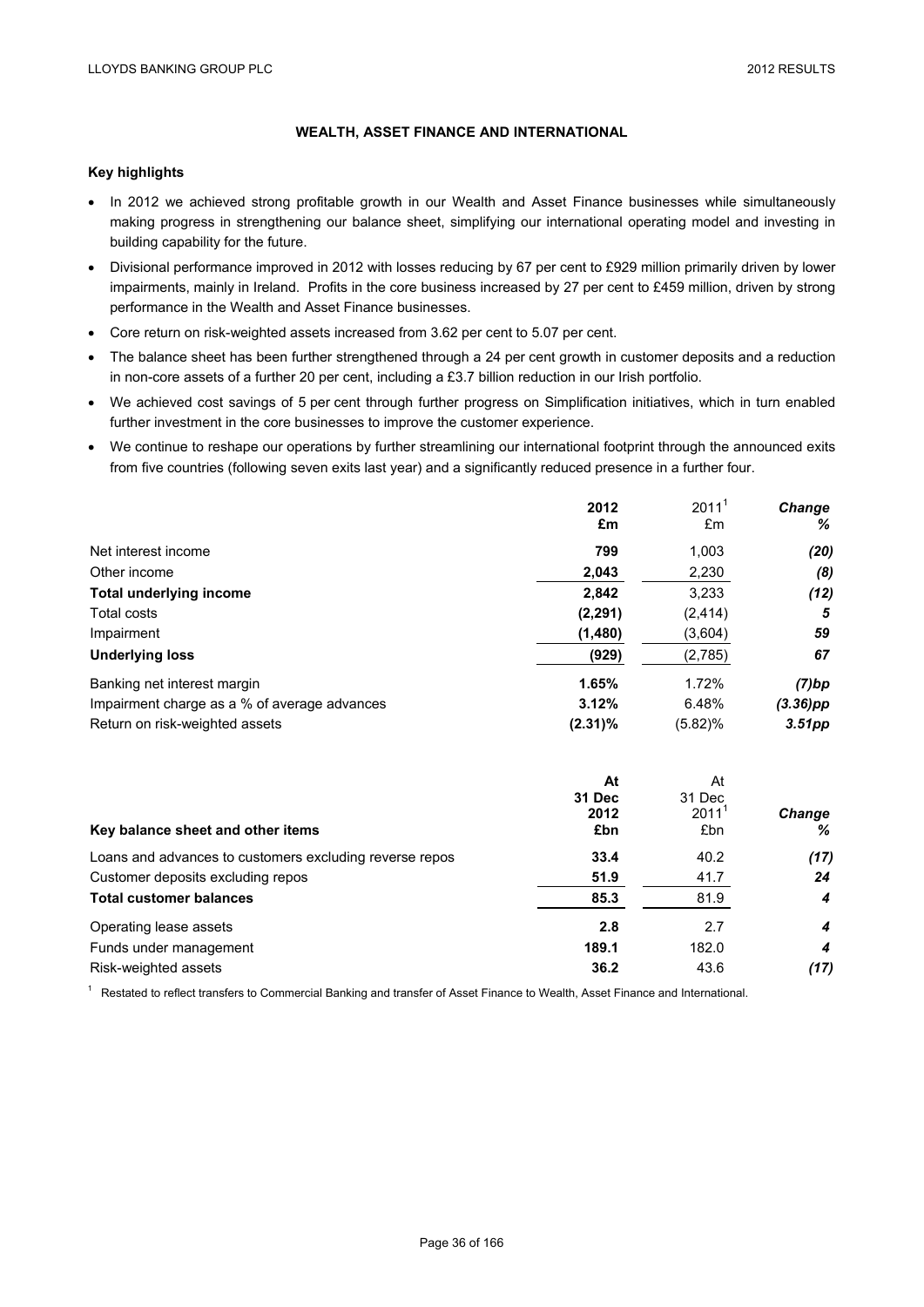## WEALTH, ASSET FINANCE AND INTERNATIONAL

### Key highlights

- In 2012 we achieved strong profitable growth in our Wealth and Asset Finance businesses while simultaneously making progress in strengthening our balance sheet, simplifying our international operating model and investing in building capability for the future.
- Divisional performance improved in 2012 with losses reducing by 67 per cent to £929 million primarily driven by lower impairments, mainly in Ireland. Profits in the core business increased by 27 per cent to £459 million, driven by strong performance in the Wealth and Asset Finance businesses.
- Core return on risk-weighted assets increased from 3.62 per cent to 5.07 per cent.
- The balance sheet has been further strengthened through a 24 per cent growth in customer deposits and a reduction in non-core assets of a further 20 per cent, including a £3.7 billion reduction in our Irish portfolio.
- We achieved cost savings of 5 per cent through further progress on Simplification initiatives, which in turn enabled further investment in the core businesses to improve the customer experience.
- We continue to reshape our operations by further streamlining our international footprint through the announced exits from five countries (following seven exits last year) and a significantly reduced presence in a further four.

| | **2012** **£m** | 2011[1] £m | ***Change*** ***%*** |
|---|---|---|---|
| Net interest income | **799** | 1,003 | *(20)* |
| Other income | **2,043** | 2,230 | *(8)* |
| **Total underlying income** | **2,842** | 3,233 | *(12)* |
| Total costs | **(2,291)** | (2,414) | *5* |
| Impairment | **(1,480)** | (3,604) | *59* |
| **Underlying loss** | **(929)** | (2,785) | *67* |
| Banking net interest margin | **1.65%** | 1.72% | *(7)bp* |
| Impairment charge as a % of average advances | **3.12%** | 6.48% | *(3.36)pp* |
| Return on risk-weighted assets | **(2.31)%** | (5.82)% | *3.51pp* |

| **Key balance sheet and other items** | **At 31 Dec 2012 £bn** | At 31 Dec 2011[1] £bn | ***Change %*** |
|---|---|---|---|
| Loans and advances to customers excluding reverse repos | **33.4** | 40.2 | *(17)* |
| Customer deposits excluding repos | **51.9** | 41.7 | *24* |
| **Total customer balances** | **85.3** | 81.9 | *4* |
| Operating lease assets | **2.8** | 2.7 | *4* |
| Funds under management | **189.1** | 182.0 | *4* |
| Risk-weighted assets | **36.2** | 43.6 | *(17)* |

[1] Restated to reflect transfers to Commercial Banking and transfer of Asset Finance to Wealth, Asset Finance and International.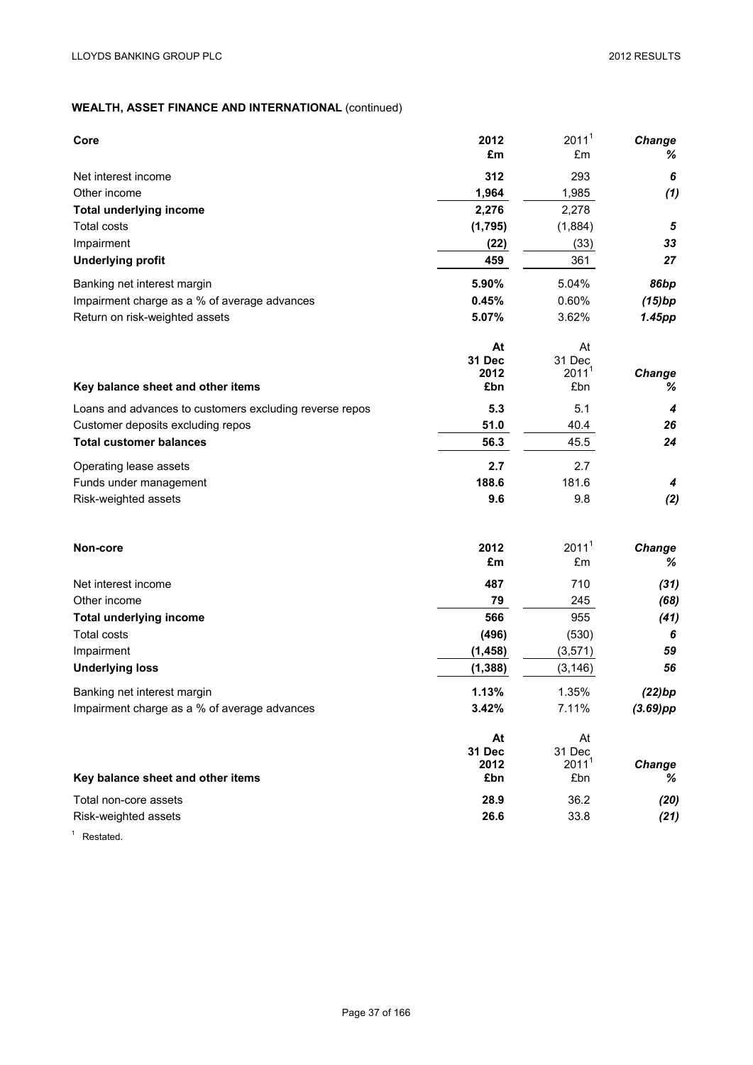## WEALTH, ASSET FINANCE AND INTERNATIONAL (continued)

| Core | 2012 £m | 2011[1] £m | Change % |
|---|---|---|---|
| Net interest income | **312** | 293 | ***6*** |
| Other income | **1,964** | 1,985 | ***(1)*** |
| **Total underlying income** | **2,276** | 2,278 | |
| Total costs | **(1,795)** | (1,884) | ***5*** |
| Impairment | **(22)** | (33) | ***33*** |
| **Underlying profit** | **459** | 361 | ***27*** |
| Banking net interest margin | **5.90%** | 5.04% | ***86bp*** |
| Impairment charge as a % of average advances | **0.45%** | 0.60% | ***(15)bp*** |
| Return on risk-weighted assets | **5.07%** | 3.62% | ***1.45pp*** |

| Key balance sheet and other items | At 31 Dec 2012 £bn | At 31 Dec 2011[1] £bn | Change % |
|---|---|---|---|
| Loans and advances to customers excluding reverse repos | **5.3** | 5.1 | ***4*** |
| Customer deposits excluding repos | **51.0** | 40.4 | ***26*** |
| **Total customer balances** | **56.3** | 45.5 | ***24*** |
| Operating lease assets | **2.7** | 2.7 | |
| Funds under management | **188.6** | 181.6 | ***4*** |
| Risk-weighted assets | **9.6** | 9.8 | ***(2)*** |

| Non-core | 2012 £m | 2011[1] £m | Change % |
|---|---|---|---|
| Net interest income | **487** | 710 | ***(31)*** |
| Other income | **79** | 245 | ***(68)*** |
| **Total underlying income** | **566** | 955 | ***(41)*** |
| Total costs | **(496)** | (530) | ***6*** |
| Impairment | **(1,458)** | (3,571) | ***59*** |
| **Underlying loss** | **(1,388)** | (3,146) | ***56*** |
| Banking net interest margin | **1.13%** | 1.35% | ***(22)bp*** |
| Impairment charge as a % of average advances | **3.42%** | 7.11% | ***(3.69)pp*** |

| Key balance sheet and other items | At 31 Dec 2012 £bn | At 31 Dec 2011[1] £bn | Change % |
|---|---|---|---|
| Total non-core assets | **28.9** | 36.2 | ***(20)*** |
| Risk-weighted assets | **26.6** | 33.8 | ***(21)*** |

[1] Restated.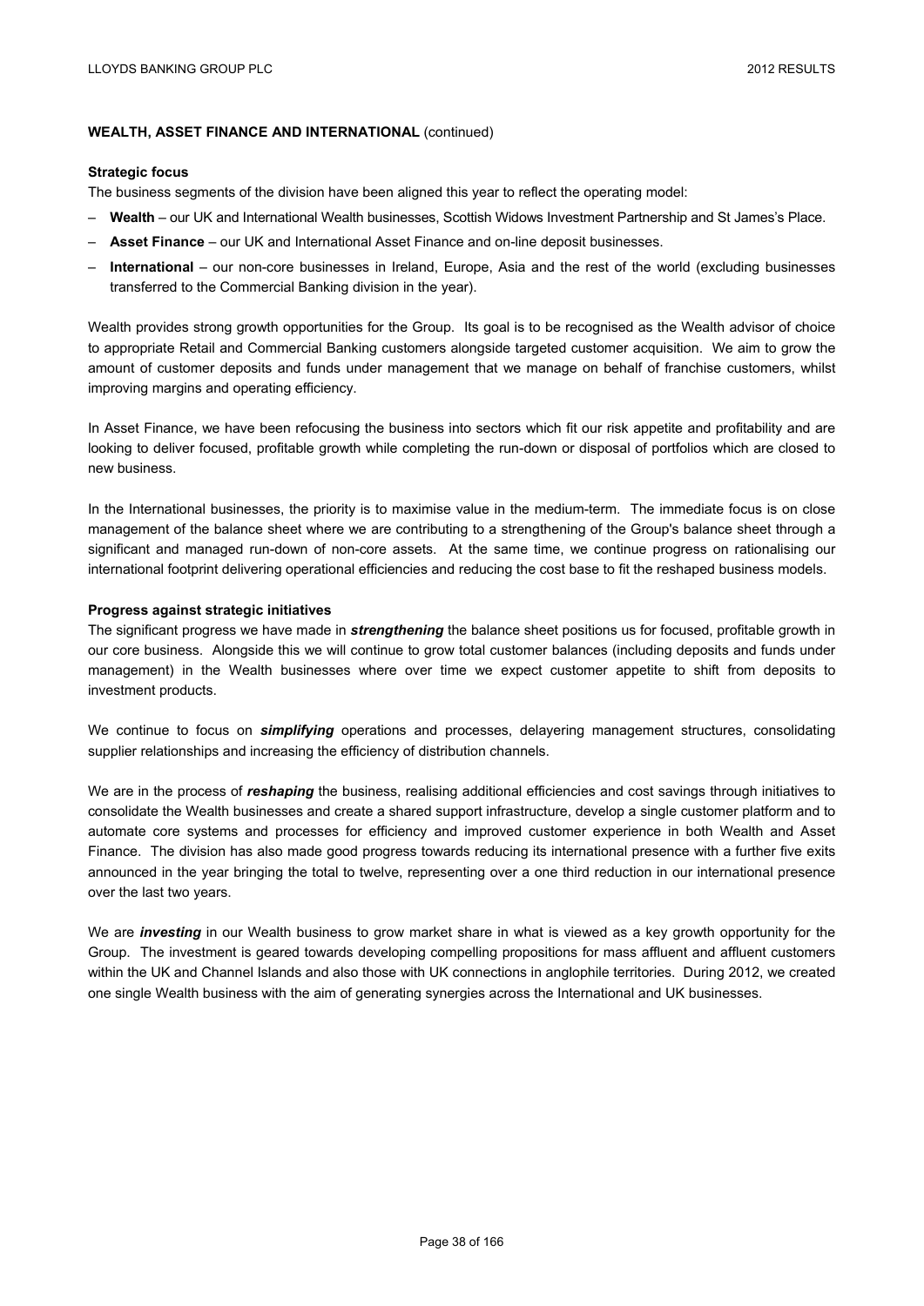**WEALTH, ASSET FINANCE AND INTERNATIONAL** (continued)

**Strategic focus**

The business segments of the division have been aligned this year to reflect the operating model:

– **Wealth** – our UK and International Wealth businesses, Scottish Widows Investment Partnership and St James's Place.
– **Asset Finance** – our UK and International Asset Finance and on-line deposit businesses.
– **International** – our non-core businesses in Ireland, Europe, Asia and the rest of the world (excluding businesses transferred to the Commercial Banking division in the year).

Wealth provides strong growth opportunities for the Group. Its goal is to be recognised as the Wealth advisor of choice to appropriate Retail and Commercial Banking customers alongside targeted customer acquisition. We aim to grow the amount of customer deposits and funds under management that we manage on behalf of franchise customers, whilst improving margins and operating efficiency.

In Asset Finance, we have been refocusing the business into sectors which fit our risk appetite and profitability and are looking to deliver focused, profitable growth while completing the run-down or disposal of portfolios which are closed to new business.

In the International businesses, the priority is to maximise value in the medium-term. The immediate focus is on close management of the balance sheet where we are contributing to a strengthening of the Group's balance sheet through a significant and managed run-down of non-core assets. At the same time, we continue progress on rationalising our international footprint delivering operational efficiencies and reducing the cost base to fit the reshaped business models.

**Progress against strategic initiatives**

The significant progress we have made in ***strengthening*** the balance sheet positions us for focused, profitable growth in our core business. Alongside this we will continue to grow total customer balances (including deposits and funds under management) in the Wealth businesses where over time we expect customer appetite to shift from deposits to investment products.

We continue to focus on ***simplifying*** operations and processes, delayering management structures, consolidating supplier relationships and increasing the efficiency of distribution channels.

We are in the process of ***reshaping*** the business, realising additional efficiencies and cost savings through initiatives to consolidate the Wealth businesses and create a shared support infrastructure, develop a single customer platform and to automate core systems and processes for efficiency and improved customer experience in both Wealth and Asset Finance. The division has also made good progress towards reducing its international presence with a further five exits announced in the year bringing the total to twelve, representing over a one third reduction in our international presence over the last two years.

We are ***investing*** in our Wealth business to grow market share in what is viewed as a key growth opportunity for the Group. The investment is geared towards developing compelling propositions for mass affluent and affluent customers within the UK and Channel Islands and also those with UK connections in anglophile territories. During 2012, we created one single Wealth business with the aim of generating synergies across the International and UK businesses.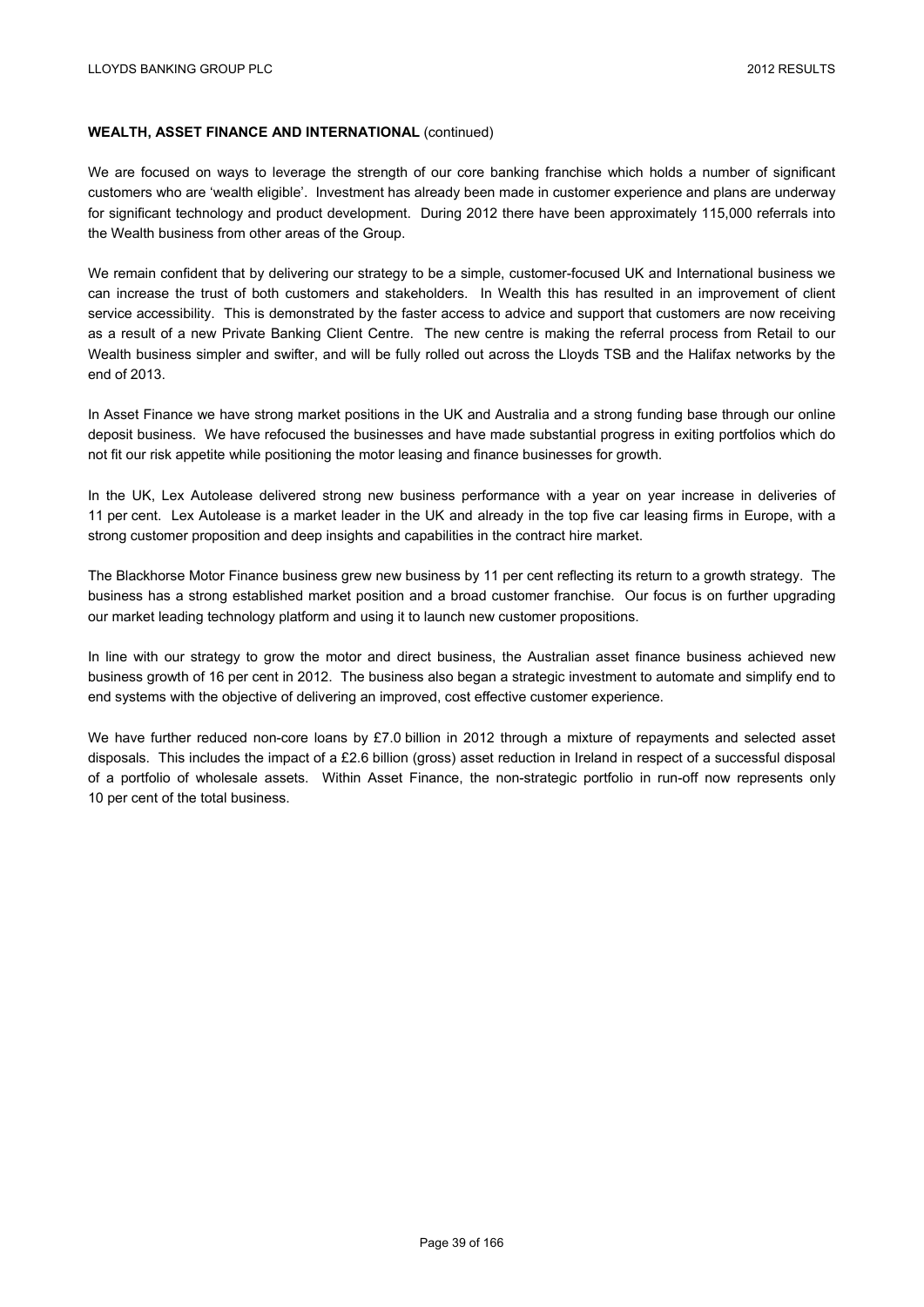**WEALTH, ASSET FINANCE AND INTERNATIONAL** (continued)

We are focused on ways to leverage the strength of our core banking franchise which holds a number of significant customers who are 'wealth eligible'. Investment has already been made in customer experience and plans are underway for significant technology and product development. During 2012 there have been approximately 115,000 referrals into the Wealth business from other areas of the Group.

We remain confident that by delivering our strategy to be a simple, customer-focused UK and International business we can increase the trust of both customers and stakeholders. In Wealth this has resulted in an improvement of client service accessibility. This is demonstrated by the faster access to advice and support that customers are now receiving as a result of a new Private Banking Client Centre. The new centre is making the referral process from Retail to our Wealth business simpler and swifter, and will be fully rolled out across the Lloyds TSB and the Halifax networks by the end of 2013.

In Asset Finance we have strong market positions in the UK and Australia and a strong funding base through our online deposit business. We have refocused the businesses and have made substantial progress in exiting portfolios which do not fit our risk appetite while positioning the motor leasing and finance businesses for growth.

In the UK, Lex Autolease delivered strong new business performance with a year on year increase in deliveries of 11 per cent. Lex Autolease is a market leader in the UK and already in the top five car leasing firms in Europe, with a strong customer proposition and deep insights and capabilities in the contract hire market.

The Blackhorse Motor Finance business grew new business by 11 per cent reflecting its return to a growth strategy. The business has a strong established market position and a broad customer franchise. Our focus is on further upgrading our market leading technology platform and using it to launch new customer propositions.

In line with our strategy to grow the motor and direct business, the Australian asset finance business achieved new business growth of 16 per cent in 2012. The business also began a strategic investment to automate and simplify end to end systems with the objective of delivering an improved, cost effective customer experience.

We have further reduced non-core loans by £7.0 billion in 2012 through a mixture of repayments and selected asset disposals. This includes the impact of a £2.6 billion (gross) asset reduction in Ireland in respect of a successful disposal of a portfolio of wholesale assets. Within Asset Finance, the non-strategic portfolio in run-off now represents only 10 per cent of the total business.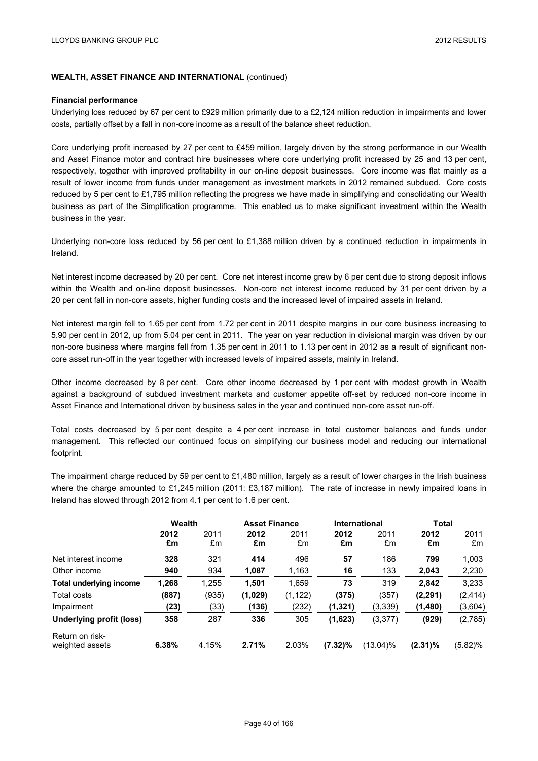**WEALTH, ASSET FINANCE AND INTERNATIONAL** (continued)

**Financial performance**

Underlying loss reduced by 67 per cent to £929 million primarily due to a £2,124 million reduction in impairments and lower costs, partially offset by a fall in non-core income as a result of the balance sheet reduction.

Core underlying profit increased by 27 per cent to £459 million, largely driven by the strong performance in our Wealth and Asset Finance motor and contract hire businesses where core underlying profit increased by 25 and 13 per cent, respectively, together with improved profitability in our on-line deposit businesses. Core income was flat mainly as a result of lower income from funds under management as investment markets in 2012 remained subdued. Core costs reduced by 5 per cent to £1,795 million reflecting the progress we have made in simplifying and consolidating our Wealth business as part of the Simplification programme. This enabled us to make significant investment within the Wealth business in the year.

Underlying non-core loss reduced by 56 per cent to £1,388 million driven by a continued reduction in impairments in Ireland.

Net interest income decreased by 20 per cent. Core net interest income grew by 6 per cent due to strong deposit inflows within the Wealth and on-line deposit businesses. Non-core net interest income reduced by 31 per cent driven by a 20 per cent fall in non-core assets, higher funding costs and the increased level of impaired assets in Ireland.

Net interest margin fell to 1.65 per cent from 1.72 per cent in 2011 despite margins in our core business increasing to 5.90 per cent in 2012, up from 5.04 per cent in 2011. The year on year reduction in divisional margin was driven by our non-core business where margins fell from 1.35 per cent in 2011 to 1.13 per cent in 2012 as a result of significant non-core asset run-off in the year together with increased levels of impaired assets, mainly in Ireland.

Other income decreased by 8 per cent. Core other income decreased by 1 per cent with modest growth in Wealth against a background of subdued investment markets and customer appetite off-set by reduced non-core income in Asset Finance and International driven by business sales in the year and continued non-core asset run-off.

Total costs decreased by 5 per cent despite a 4 per cent increase in total customer balances and funds under management. This reflected our continued focus on simplifying our business model and reducing our international footprint.

The impairment charge reduced by 59 per cent to £1,480 million, largely as a result of lower charges in the Irish business where the charge amounted to £1,245 million (2011: £3,187 million). The rate of increase in newly impaired loans in Ireland has slowed through 2012 from 4.1 per cent to 1.6 per cent.

| | Wealth | | Asset Finance | | International | | Total | |
|---|---|---|---|---|---|---|---|---|
| | **2012 £m** | 2011 £m | **2012 £m** | 2011 £m | **2012 £m** | 2011 £m | **2012 £m** | 2011 £m |
| Net interest income | **328** | 321 | **414** | 496 | **57** | 186 | **799** | 1,003 |
| Other income | **940** | 934 | **1,087** | 1,163 | **16** | 133 | **2,043** | 2,230 |
| **Total underlying income** | **1,268** | 1,255 | **1,501** | 1,659 | **73** | 319 | **2,842** | 3,233 |
| Total costs | **(887)** | (935) | **(1,029)** | (1,122) | **(375)** | (357) | **(2,291)** | (2,414) |
| Impairment | **(23)** | (33) | **(136)** | (232) | **(1,321)** | (3,339) | **(1,480)** | (3,604) |
| **Underlying profit (loss)** | **358** | 287 | **336** | 305 | **(1,623)** | (3,377) | **(929)** | (2,785) |
| Return on risk-weighted assets | **6.38%** | 4.15% | **2.71%** | 2.03% | **(7.32)%** | (13.04)% | **(2.31)%** | (5.82)% |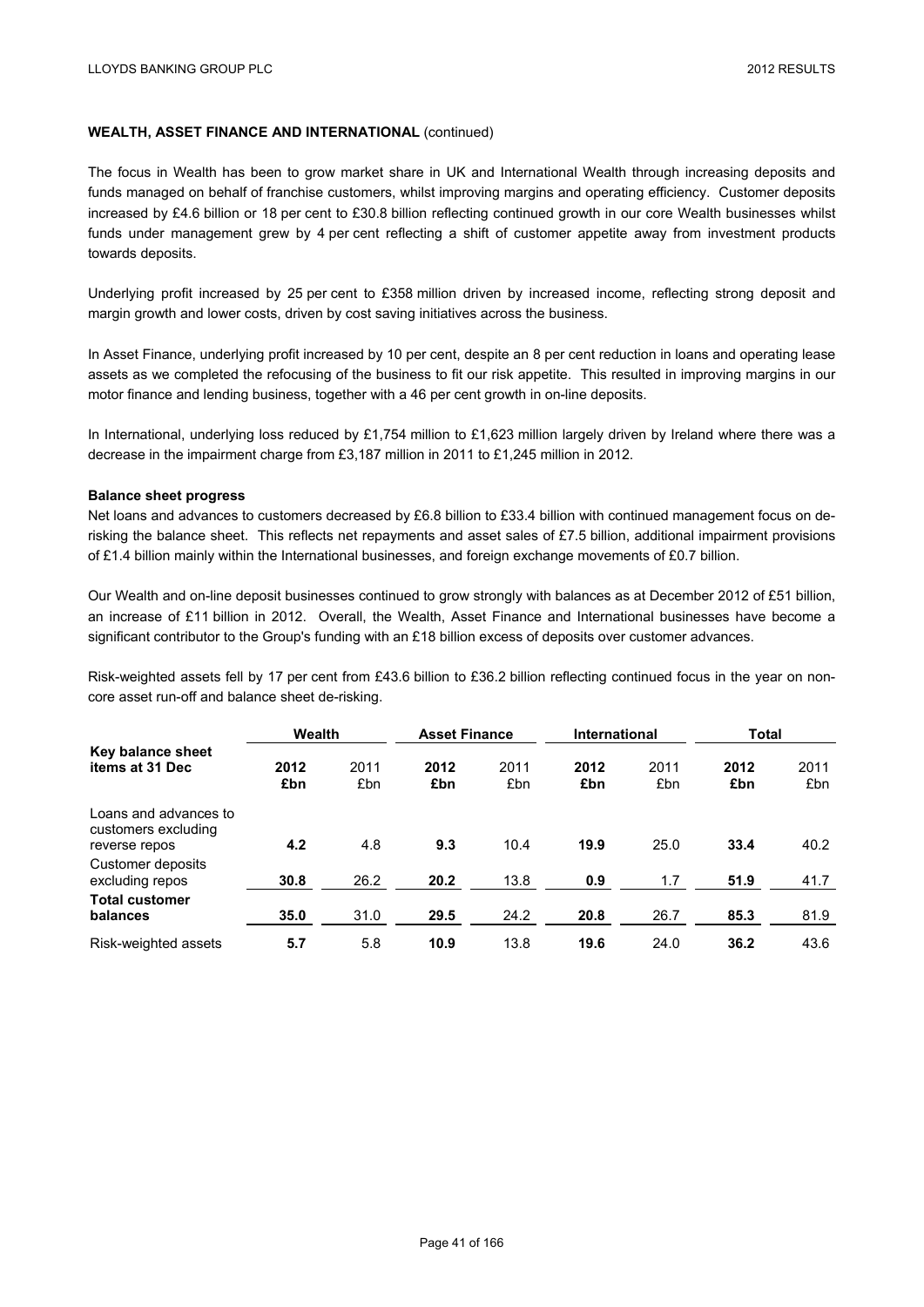**WEALTH, ASSET FINANCE AND INTERNATIONAL** (continued)

The focus in Wealth has been to grow market share in UK and International Wealth through increasing deposits and funds managed on behalf of franchise customers, whilst improving margins and operating efficiency. Customer deposits increased by £4.6 billion or 18 per cent to £30.8 billion reflecting continued growth in our core Wealth businesses whilst funds under management grew by 4 per cent reflecting a shift of customer appetite away from investment products towards deposits.

Underlying profit increased by 25 per cent to £358 million driven by increased income, reflecting strong deposit and margin growth and lower costs, driven by cost saving initiatives across the business.

In Asset Finance, underlying profit increased by 10 per cent, despite an 8 per cent reduction in loans and operating lease assets as we completed the refocusing of the business to fit our risk appetite. This resulted in improving margins in our motor finance and lending business, together with a 46 per cent growth in on-line deposits.

In International, underlying loss reduced by £1,754 million to £1,623 million largely driven by Ireland where there was a decrease in the impairment charge from £3,187 million in 2011 to £1,245 million in 2012.

**Balance sheet progress**

Net loans and advances to customers decreased by £6.8 billion to £33.4 billion with continued management focus on de-risking the balance sheet. This reflects net repayments and asset sales of £7.5 billion, additional impairment provisions of £1.4 billion mainly within the International businesses, and foreign exchange movements of £0.7 billion.

Our Wealth and on-line deposit businesses continued to grow strongly with balances as at December 2012 of £51 billion, an increase of £11 billion in 2012. Overall, the Wealth, Asset Finance and International businesses have become a significant contributor to the Group's funding with an £18 billion excess of deposits over customer advances.

Risk-weighted assets fell by 17 per cent from £43.6 billion to £36.2 billion reflecting continued focus in the year on non-core asset run-off and balance sheet de-risking.

| Key balance sheet items at 31 Dec | Wealth | | Asset Finance | | International | | Total | |
|---|---|---|---|---|---|---|---|---|
| | **2012 £bn** | 2011 £bn | **2012 £bn** | 2011 £bn | **2012 £bn** | 2011 £bn | **2012 £bn** | 2011 £bn |
| Loans and advances to customers excluding reverse repos | **4.2** | 4.8 | **9.3** | 10.4 | **19.9** | 25.0 | **33.4** | 40.2 |
| Customer deposits excluding repos | **30.8** | 26.2 | **20.2** | 13.8 | **0.9** | 1.7 | **51.9** | 41.7 |
| **Total customer balances** | **35.0** | 31.0 | **29.5** | 24.2 | **20.8** | 26.7 | **85.3** | 81.9 |
| Risk-weighted assets | **5.7** | 5.8 | **10.9** | 13.8 | **19.6** | 24.0 | **36.2** | 43.6 |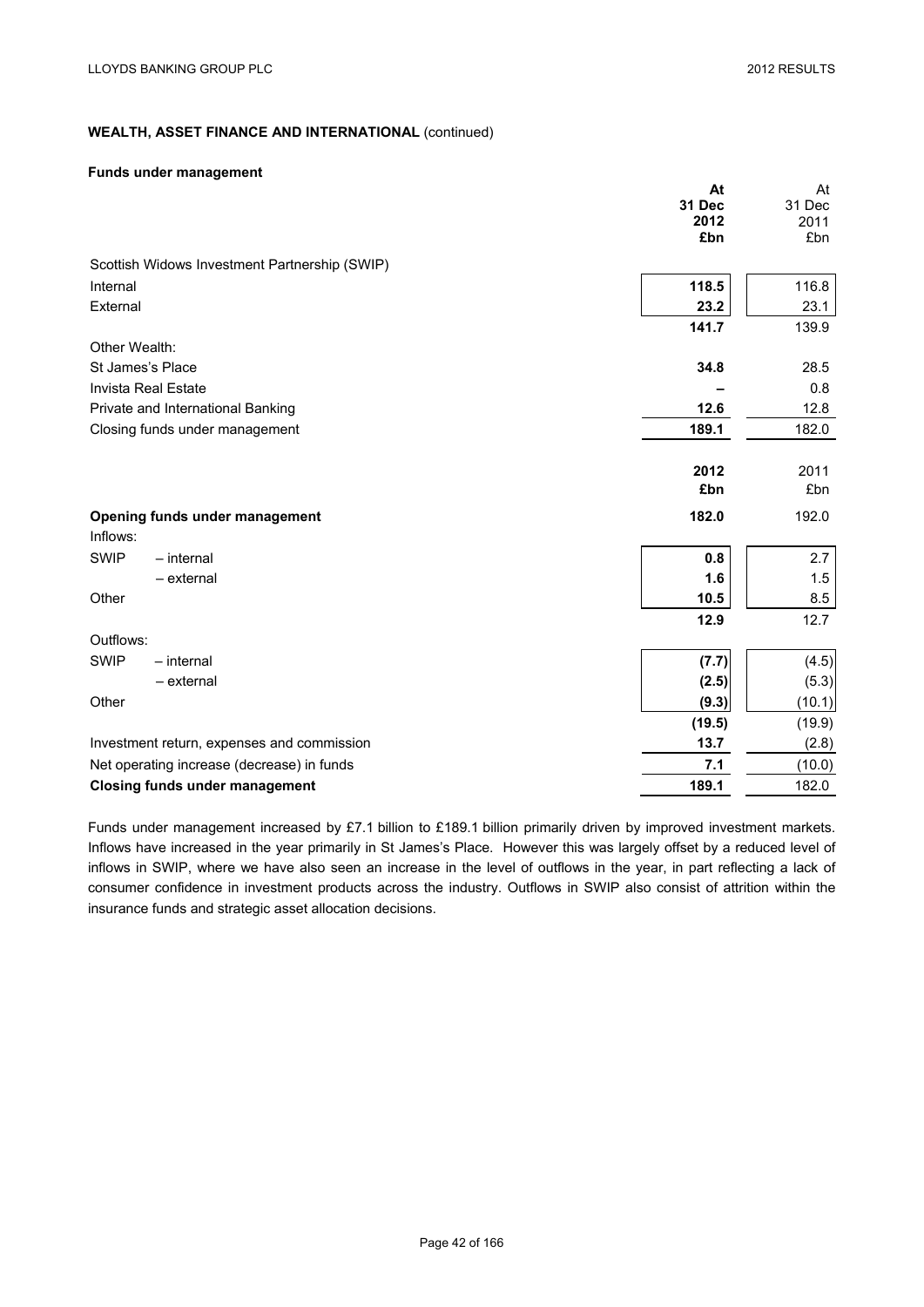**WEALTH, ASSET FINANCE AND INTERNATIONAL** (continued)

**Funds under management**

| | **At 31 Dec 2012 £bn** | At 31 Dec 2011 £bn |
|---|---|---|
| Scottish Widows Investment Partnership (SWIP) | | |
| Internal | **118.5** | 116.8 |
| External | **23.2** | 23.1 |
| | **141.7** | 139.9 |
| Other Wealth: | | |
| St James's Place | **34.8** | 28.5 |
| Invista Real Estate | **–** | 0.8 |
| Private and International Banking | **12.6** | 12.8 |
| Closing funds under management | **189.1** | 182.0 |

| | **2012 £bn** | 2011 £bn |
|---|---|---|
| **Opening funds under management** | **182.0** | 192.0 |
| Inflows: | | |
| SWIP – internal | **0.8** | 2.7 |
| – external | **1.6** | 1.5 |
| Other | **10.5** | 8.5 |
| | **12.9** | 12.7 |
| Outflows: | | |
| SWIP – internal | **(7.7)** | (4.5) |
| – external | **(2.5)** | (5.3) |
| Other | **(9.3)** | (10.1) |
| | **(19.5)** | (19.9) |
| Investment return, expenses and commission | **13.7** | (2.8) |
| Net operating increase (decrease) in funds | **7.1** | (10.0) |
| **Closing funds under management** | **189.1** | 182.0 |

Funds under management increased by £7.1 billion to £189.1 billion primarily driven by improved investment markets. Inflows have increased in the year primarily in St James's Place. However this was largely offset by a reduced level of inflows in SWIP, where we have also seen an increase in the level of outflows in the year, in part reflecting a lack of consumer confidence in investment products across the industry. Outflows in SWIP also consist of attrition within the insurance funds and strategic asset allocation decisions.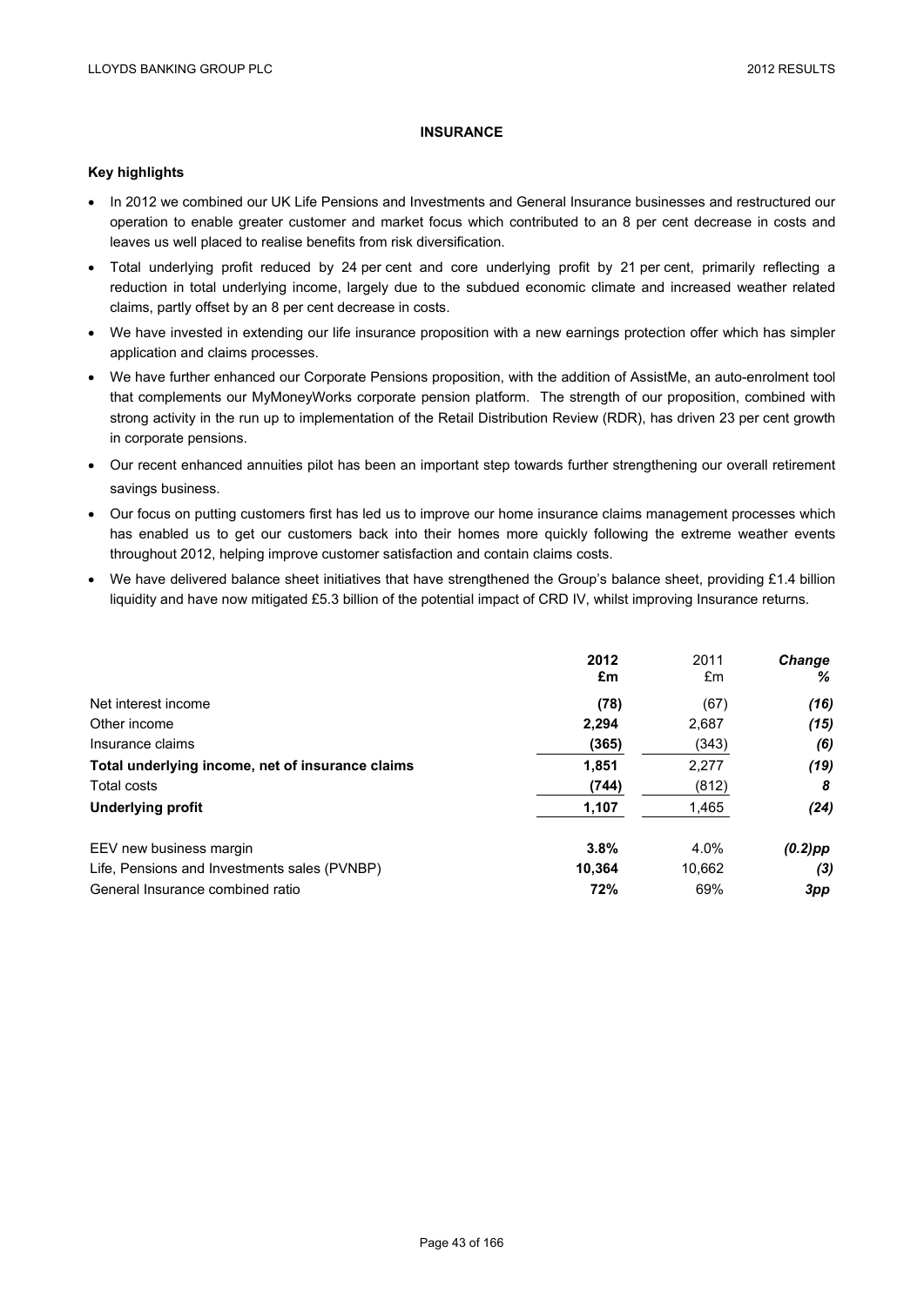# INSURANCE

## Key highlights

- In 2012 we combined our UK Life Pensions and Investments and General Insurance businesses and restructured our operation to enable greater customer and market focus which contributed to an 8 per cent decrease in costs and leaves us well placed to realise benefits from risk diversification.
- Total underlying profit reduced by 24 per cent and core underlying profit by 21 per cent, primarily reflecting a reduction in total underlying income, largely due to the subdued economic climate and increased weather related claims, partly offset by an 8 per cent decrease in costs.
- We have invested in extending our life insurance proposition with a new earnings protection offer which has simpler application and claims processes.
- We have further enhanced our Corporate Pensions proposition, with the addition of AssistMe, an auto-enrolment tool that complements our MyMoneyWorks corporate pension platform. The strength of our proposition, combined with strong activity in the run up to implementation of the Retail Distribution Review (RDR), has driven 23 per cent growth in corporate pensions.
- Our recent enhanced annuities pilot has been an important step towards further strengthening our overall retirement savings business.
- Our focus on putting customers first has led us to improve our home insurance claims management processes which has enabled us to get our customers back into their homes more quickly following the extreme weather events throughout 2012, helping improve customer satisfaction and contain claims costs.
- We have delivered balance sheet initiatives that have strengthened the Group's balance sheet, providing £1.4 billion liquidity and have now mitigated £5.3 billion of the potential impact of CRD IV, whilst improving Insurance returns.

| | **2012 £m** | 2011 £m | ***Change %*** |
|---|---|---|---|
| Net interest income | **(78)** | (67) | ***(16)*** |
| Other income | **2,294** | 2,687 | ***(15)*** |
| Insurance claims | **(365)** | (343) | ***(6)*** |
| **Total underlying income, net of insurance claims** | **1,851** | 2,277 | ***(19)*** |
| Total costs | **(744)** | (812) | ***8*** |
| **Underlying profit** | **1,107** | 1,465 | ***(24)*** |
| | | | |
| EEV new business margin | **3.8%** | 4.0% | ***(0.2)pp*** |
| Life, Pensions and Investments sales (PVNBP) | **10,364** | 10,662 | ***(3)*** |
| General Insurance combined ratio | **72%** | 69% | ***3pp*** |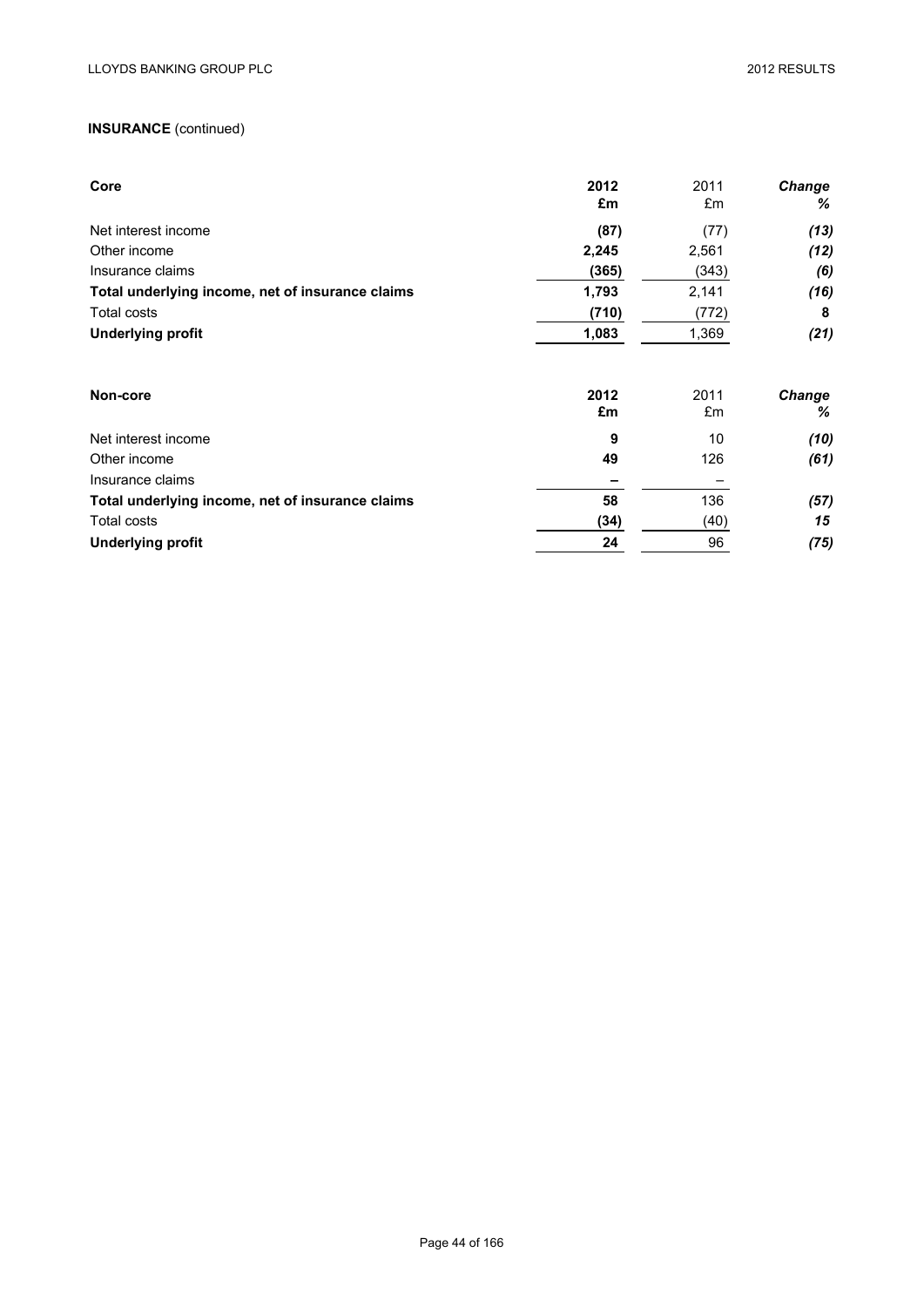**INSURANCE** (continued)

| **Core** | **2012 £m** | 2011 £m | ***Change %*** |
|---|---|---|---|
| Net interest income | **(87)** | (77) | ***(13)*** |
| Other income | **2,245** | 2,561 | ***(12)*** |
| Insurance claims | **(365)** | (343) | ***(6)*** |
| **Total underlying income, net of insurance claims** | **1,793** | 2,141 | ***(16)*** |
| Total costs | **(710)** | (772) | ***8*** |
| **Underlying profit** | **1,083** | 1,369 | ***(21)*** |

| **Non-core** | **2012 £m** | 2011 £m | ***Change %*** |
|---|---|---|---|
| Net interest income | **9** | 10 | ***(10)*** |
| Other income | **49** | 126 | ***(61)*** |
| Insurance claims | **–** | – | |
| **Total underlying income, net of insurance claims** | **58** | 136 | ***(57)*** |
| Total costs | **(34)** | (40) | ***15*** |
| **Underlying profit** | **24** | 96 | ***(75)*** |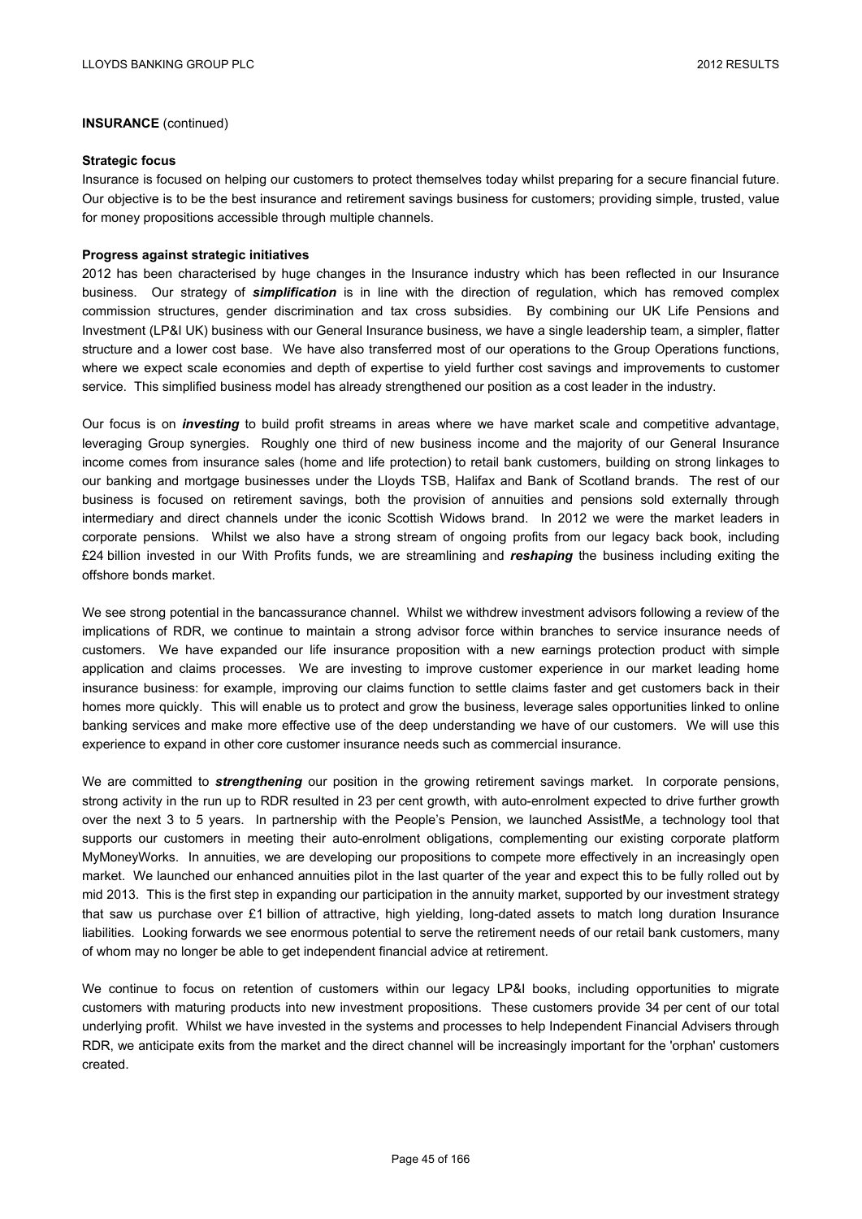**INSURANCE** (continued)

**Strategic focus**

Insurance is focused on helping our customers to protect themselves today whilst preparing for a secure financial future. Our objective is to be the best insurance and retirement savings business for customers; providing simple, trusted, value for money propositions accessible through multiple channels.

**Progress against strategic initiatives**

2012 has been characterised by huge changes in the Insurance industry which has been reflected in our Insurance business. Our strategy of ***simplification*** is in line with the direction of regulation, which has removed complex commission structures, gender discrimination and tax cross subsidies. By combining our UK Life Pensions and Investment (LP&I UK) business with our General Insurance business, we have a single leadership team, a simpler, flatter structure and a lower cost base. We have also transferred most of our operations to the Group Operations functions, where we expect scale economies and depth of expertise to yield further cost savings and improvements to customer service. This simplified business model has already strengthened our position as a cost leader in the industry.

Our focus is on ***investing*** to build profit streams in areas where we have market scale and competitive advantage, leveraging Group synergies. Roughly one third of new business income and the majority of our General Insurance income comes from insurance sales (home and life protection) to retail bank customers, building on strong linkages to our banking and mortgage businesses under the Lloyds TSB, Halifax and Bank of Scotland brands. The rest of our business is focused on retirement savings, both the provision of annuities and pensions sold externally through intermediary and direct channels under the iconic Scottish Widows brand. In 2012 we were the market leaders in corporate pensions. Whilst we also have a strong stream of ongoing profits from our legacy back book, including £24 billion invested in our With Profits funds, we are streamlining and ***reshaping*** the business including exiting the offshore bonds market.

We see strong potential in the bancassurance channel. Whilst we withdrew investment advisors following a review of the implications of RDR, we continue to maintain a strong advisor force within branches to service insurance needs of customers. We have expanded our life insurance proposition with a new earnings protection product with simple application and claims processes. We are investing to improve customer experience in our market leading home insurance business: for example, improving our claims function to settle claims faster and get customers back in their homes more quickly. This will enable us to protect and grow the business, leverage sales opportunities linked to online banking services and make more effective use of the deep understanding we have of our customers. We will use this experience to expand in other core customer insurance needs such as commercial insurance.

We are committed to ***strengthening*** our position in the growing retirement savings market. In corporate pensions, strong activity in the run up to RDR resulted in 23 per cent growth, with auto-enrolment expected to drive further growth over the next 3 to 5 years. In partnership with the People's Pension, we launched AssistMe, a technology tool that supports our customers in meeting their auto-enrolment obligations, complementing our existing corporate platform MyMoneyWorks. In annuities, we are developing our propositions to compete more effectively in an increasingly open market. We launched our enhanced annuities pilot in the last quarter of the year and expect this to be fully rolled out by mid 2013. This is the first step in expanding our participation in the annuity market, supported by our investment strategy that saw us purchase over £1 billion of attractive, high yielding, long-dated assets to match long duration Insurance liabilities. Looking forwards we see enormous potential to serve the retirement needs of our retail bank customers, many of whom may no longer be able to get independent financial advice at retirement.

We continue to focus on retention of customers within our legacy LP&I books, including opportunities to migrate customers with maturing products into new investment propositions. These customers provide 34 per cent of our total underlying profit. Whilst we have invested in the systems and processes to help Independent Financial Advisers through RDR, we anticipate exits from the market and the direct channel will be increasingly important for the 'orphan' customers created.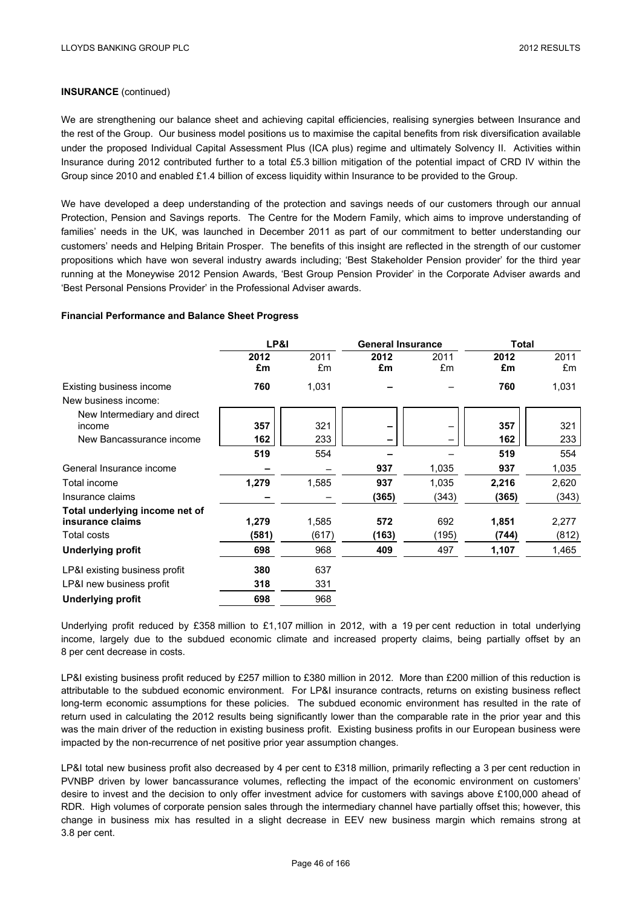**INSURANCE** (continued)

We are strengthening our balance sheet and achieving capital efficiencies, realising synergies between Insurance and the rest of the Group. Our business model positions us to maximise the capital benefits from risk diversification available under the proposed Individual Capital Assessment Plus (ICA plus) regime and ultimately Solvency II. Activities within Insurance during 2012 contributed further to a total £5.3 billion mitigation of the potential impact of CRD IV within the Group since 2010 and enabled £1.4 billion of excess liquidity within Insurance to be provided to the Group.

We have developed a deep understanding of the protection and savings needs of our customers through our annual Protection, Pension and Savings reports. The Centre for the Modern Family, which aims to improve understanding of families' needs in the UK, was launched in December 2011 as part of our commitment to better understanding our customers' needs and Helping Britain Prosper. The benefits of this insight are reflected in the strength of our customer propositions which have won several industry awards including; 'Best Stakeholder Pension provider' for the third year running at the Moneywise 2012 Pension Awards, 'Best Group Pension Provider' in the Corporate Adviser awards and 'Best Personal Pensions Provider' in the Professional Adviser awards.

**Financial Performance and Balance Sheet Progress**

| | LP&I | | General Insurance | | Total | |
|---|---|---|---|---|---|---|
| | **2012 £m** | 2011 £m | **2012 £m** | 2011 £m | **2012 £m** | 2011 £m |
| Existing business income | **760** | 1,031 | **–** | – | **760** | 1,031 |
| New business income: | | | | | | |
| New Intermediary and direct income | **357** | 321 | **–** | – | **357** | 321 |
| New Bancassurance income | **162** | 233 | **–** | – | **162** | 233 |
| | **519** | 554 | **–** | – | **519** | 554 |
| General Insurance income | **–** | – | **937** | 1,035 | **937** | 1,035 |
| Total income | **1,279** | 1,585 | **937** | 1,035 | **2,216** | 2,620 |
| Insurance claims | **–** | – | **(365)** | (343) | **(365)** | (343) |
| **Total underlying income net of insurance claims** | **1,279** | 1,585 | **572** | 692 | **1,851** | 2,277 |
| Total costs | **(581)** | (617) | **(163)** | (195) | **(744)** | (812) |
| **Underlying profit** | **698** | 968 | **409** | 497 | **1,107** | 1,465 |
| LP&I existing business profit | **380** | 637 | | | | |
| LP&I new business profit | **318** | 331 | | | | |
| **Underlying profit** | **698** | 968 | | | | |

Underlying profit reduced by £358 million to £1,107 million in 2012, with a 19 per cent reduction in total underlying income, largely due to the subdued economic climate and increased property claims, being partially offset by an 8 per cent decrease in costs.

LP&I existing business profit reduced by £257 million to £380 million in 2012. More than £200 million of this reduction is attributable to the subdued economic environment. For LP&I insurance contracts, returns on existing business reflect long-term economic assumptions for these policies. The subdued economic environment has resulted in the rate of return used in calculating the 2012 results being significantly lower than the comparable rate in the prior year and this was the main driver of the reduction in existing business profit. Existing business profits in our European business were impacted by the non-recurrence of net positive prior year assumption changes.

LP&I total new business profit also decreased by 4 per cent to £318 million, primarily reflecting a 3 per cent reduction in PVNBP driven by lower bancassurance volumes, reflecting the impact of the economic environment on customers' desire to invest and the decision to only offer investment advice for customers with savings above £100,000 ahead of RDR. High volumes of corporate pension sales through the intermediary channel have partially offset this; however, this change in business mix has resulted in a slight decrease in EEV new business margin which remains strong at 3.8 per cent.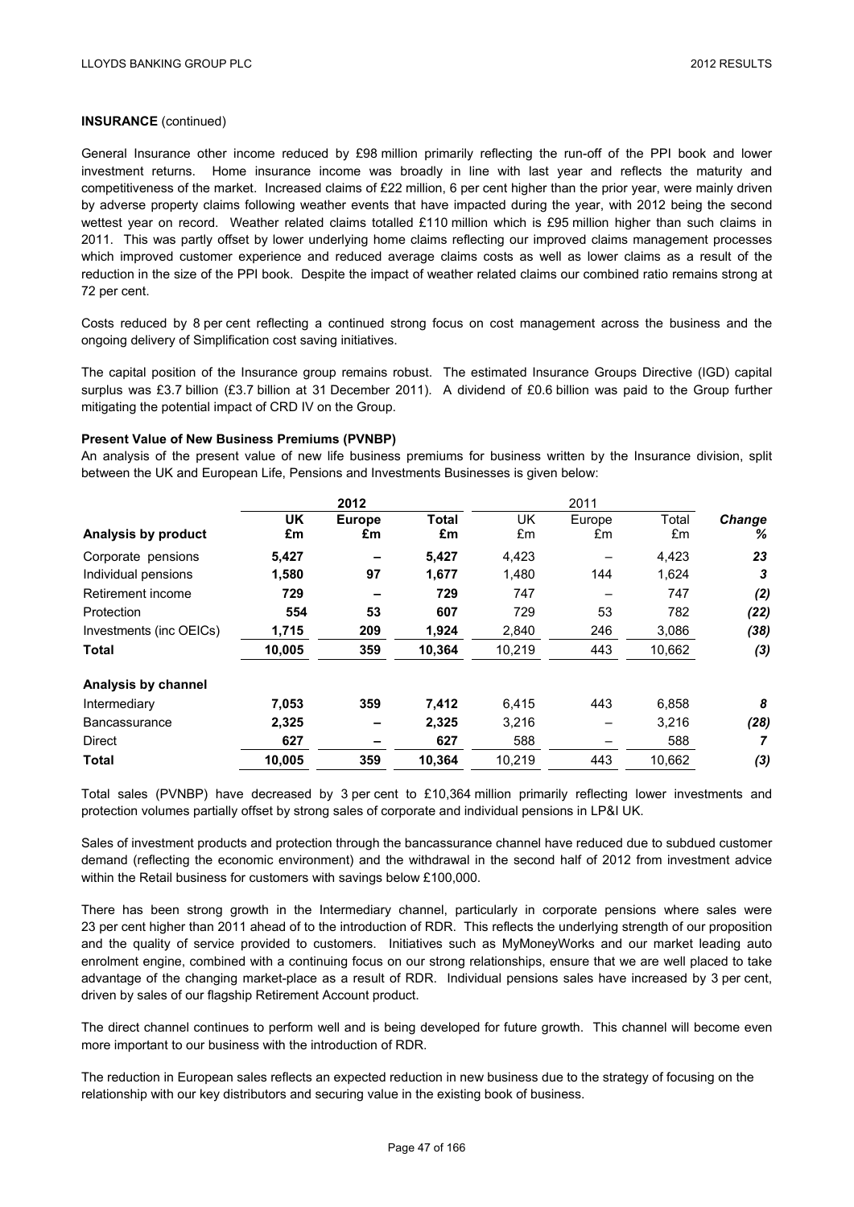**INSURANCE** (continued)

General Insurance other income reduced by £98 million primarily reflecting the run-off of the PPI book and lower investment returns. Home insurance income was broadly in line with last year and reflects the maturity and competitiveness of the market. Increased claims of £22 million, 6 per cent higher than the prior year, were mainly driven by adverse property claims following weather events that have impacted during the year, with 2012 being the second wettest year on record. Weather related claims totalled £110 million which is £95 million higher than such claims in 2011. This was partly offset by lower underlying home claims reflecting our improved claims management processes which improved customer experience and reduced average claims costs as well as lower claims as a result of the reduction in the size of the PPI book. Despite the impact of weather related claims our combined ratio remains strong at 72 per cent.

Costs reduced by 8 per cent reflecting a continued strong focus on cost management across the business and the ongoing delivery of Simplification cost saving initiatives.

The capital position of the Insurance group remains robust. The estimated Insurance Groups Directive (IGD) capital surplus was £3.7 billion (£3.7 billion at 31 December 2011). A dividend of £0.6 billion was paid to the Group further mitigating the potential impact of CRD IV on the Group.

**Present Value of New Business Premiums (PVNBP)**

An analysis of the present value of new life business premiums for business written by the Insurance division, split between the UK and European Life, Pensions and Investments Businesses is given below:

| | **2012** | | | 2011 | | | |
|---|---|---|---|---|---|---|---|
| **Analysis by product** | **UK £m** | **Europe £m** | **Total £m** | UK £m | Europe £m | Total £m | ***Change %*** |
| Corporate pensions | **5,427** | **–** | **5,427** | 4,423 | – | 4,423 | ***23*** |
| Individual pensions | **1,580** | **97** | **1,677** | 1,480 | 144 | 1,624 | ***3*** |
| Retirement income | **729** | **–** | **729** | 747 | – | 747 | ***(2)*** |
| Protection | **554** | **53** | **607** | 729 | 53 | 782 | ***(22)*** |
| Investments (inc OEICs) | **1,715** | **209** | **1,924** | 2,840 | 246 | 3,086 | ***(38)*** |
| **Total** | **10,005** | **359** | **10,364** | 10,219 | 443 | 10,662 | ***(3)*** |
| **Analysis by channel** | | | | | | | |
| Intermediary | **7,053** | **359** | **7,412** | 6,415 | 443 | 6,858 | ***8*** |
| Bancassurance | **2,325** | **–** | **2,325** | 3,216 | – | 3,216 | ***(28)*** |
| Direct | **627** | **–** | **627** | 588 | – | 588 | ***7*** |
| **Total** | **10,005** | **359** | **10,364** | 10,219 | 443 | 10,662 | ***(3)*** |

Total sales (PVNBP) have decreased by 3 per cent to £10,364 million primarily reflecting lower investments and protection volumes partially offset by strong sales of corporate and individual pensions in LP&I UK.

Sales of investment products and protection through the bancassurance channel have reduced due to subdued customer demand (reflecting the economic environment) and the withdrawal in the second half of 2012 from investment advice within the Retail business for customers with savings below £100,000.

There has been strong growth in the Intermediary channel, particularly in corporate pensions where sales were 23 per cent higher than 2011 ahead of to the introduction of RDR. This reflects the underlying strength of our proposition and the quality of service provided to customers. Initiatives such as MyMoneyWorks and our market leading auto enrolment engine, combined with a continuing focus on our strong relationships, ensure that we are well placed to take advantage of the changing market-place as a result of RDR. Individual pensions sales have increased by 3 per cent, driven by sales of our flagship Retirement Account product.

The direct channel continues to perform well and is being developed for future growth. This channel will become even more important to our business with the introduction of RDR.

The reduction in European sales reflects an expected reduction in new business due to the strategy of focusing on the relationship with our key distributors and securing value in the existing book of business.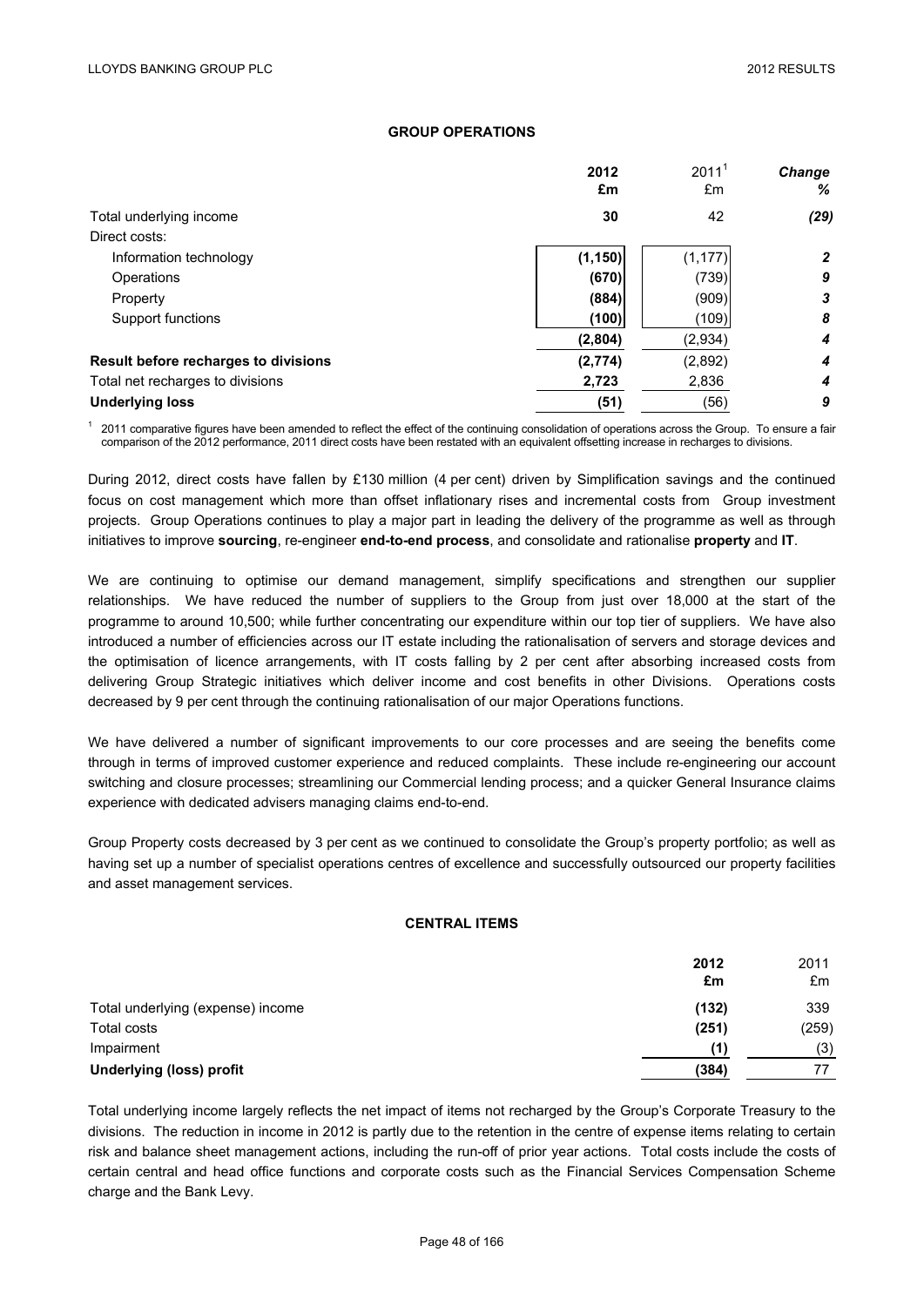## GROUP OPERATIONS

| | 2012 £m | 2011[1] £m | *Change %* |
|---|---|---|---|
| Total underlying income | **30** | 42 | ***(29)*** |
| Direct costs: | | | |
| Information technology | **(1,150)** | (1,177) | ***2*** |
| Operations | **(670)** | (739) | ***9*** |
| Property | **(884)** | (909) | ***3*** |
| Support functions | **(100)** | (109) | ***8*** |
| | **(2,804)** | (2,934) | ***4*** |
| **Result before recharges to divisions** | **(2,774)** | (2,892) | ***4*** |
| Total net recharges to divisions | **2,723** | 2,836 | ***4*** |
| **Underlying loss** | **(51)** | (56) | ***9*** |

[1] 2011 comparative figures have been amended to reflect the effect of the continuing consolidation of operations across the Group. To ensure a fair comparison of the 2012 performance, 2011 direct costs have been restated with an equivalent offsetting increase in recharges to divisions.

During 2012, direct costs have fallen by £130 million (4 per cent) driven by Simplification savings and the continued focus on cost management which more than offset inflationary rises and incremental costs from Group investment projects. Group Operations continues to play a major part in leading the delivery of the programme as well as through initiatives to improve **sourcing**, re-engineer **end-to-end process**, and consolidate and rationalise **property** and **IT**.

We are continuing to optimise our demand management, simplify specifications and strengthen our supplier relationships. We have reduced the number of suppliers to the Group from just over 18,000 at the start of the programme to around 10,500; while further concentrating our expenditure within our top tier of suppliers. We have also introduced a number of efficiencies across our IT estate including the rationalisation of servers and storage devices and the optimisation of licence arrangements, with IT costs falling by 2 per cent after absorbing increased costs from delivering Group Strategic initiatives which deliver income and cost benefits in other Divisions. Operations costs decreased by 9 per cent through the continuing rationalisation of our major Operations functions.

We have delivered a number of significant improvements to our core processes and are seeing the benefits come through in terms of improved customer experience and reduced complaints. These include re-engineering our account switching and closure processes; streamlining our Commercial lending process; and a quicker General Insurance claims experience with dedicated advisers managing claims end-to-end.

Group Property costs decreased by 3 per cent as we continued to consolidate the Group's property portfolio; as well as having set up a number of specialist operations centres of excellence and successfully outsourced our property facilities and asset management services.

## CENTRAL ITEMS

| | 2012 £m | 2011 £m |
|---|---|---|
| Total underlying (expense) income | **(132)** | 339 |
| Total costs | **(251)** | (259) |
| Impairment | **(1)** | (3) |
| **Underlying (loss) profit** | **(384)** | 77 |

Total underlying income largely reflects the net impact of items not recharged by the Group's Corporate Treasury to the divisions. The reduction in income in 2012 is partly due to the retention in the centre of expense items relating to certain risk and balance sheet management actions, including the run-off of prior year actions. Total costs include the costs of certain central and head office functions and corporate costs such as the Financial Services Compensation Scheme charge and the Bank Levy.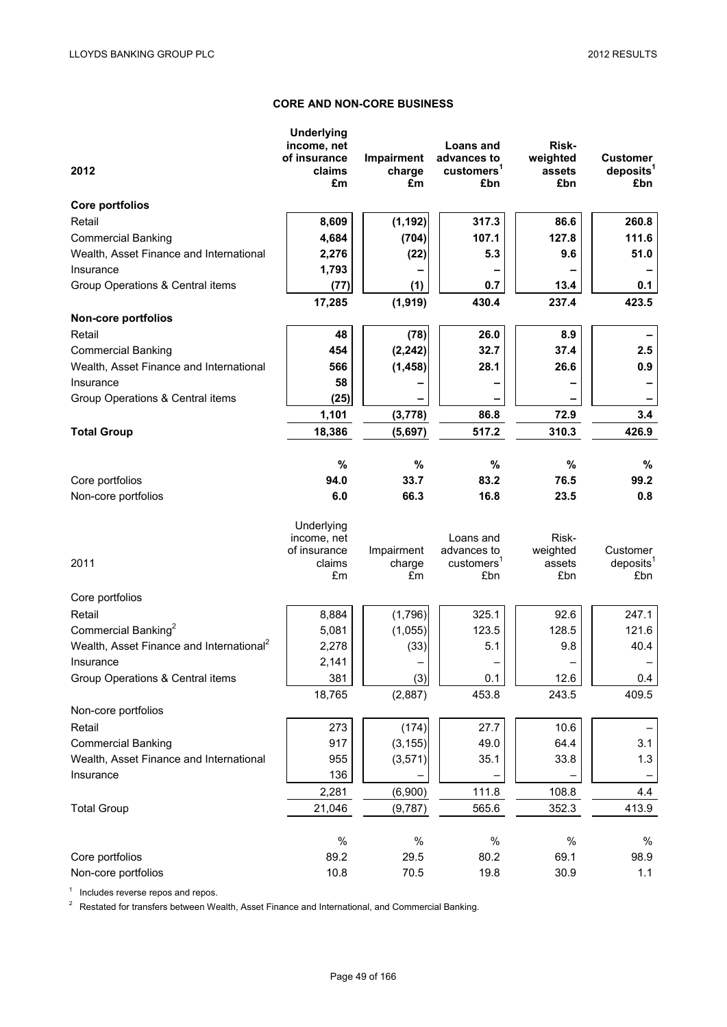## CORE AND NON-CORE BUSINESS

| 2012 | Underlying income, net of insurance claims £m | Impairment charge £m | Loans and advances to customers[1] £bn | Risk-weighted assets £bn | Customer deposits[1] £bn |
|---|---|---|---|---|---|
| **Core portfolios** | | | | | |
| Retail | **8,609** | **(1,192)** | **317.3** | **86.6** | **260.8** |
| Commercial Banking | **4,684** | **(704)** | **107.1** | **127.8** | **111.6** |
| Wealth, Asset Finance and International | **2,276** | **(22)** | **5.3** | **9.6** | **51.0** |
| Insurance | **1,793** | **–** | **–** | **–** | **–** |
| Group Operations & Central items | **(77)** | **(1)** | **0.7** | **13.4** | **0.1** |
| | **17,285** | **(1,919)** | **430.4** | **237.4** | **423.5** |
| **Non-core portfolios** | | | | | |
| Retail | **48** | **(78)** | **26.0** | **8.9** | **–** |
| Commercial Banking | **454** | **(2,242)** | **32.7** | **37.4** | **2.5** |
| Wealth, Asset Finance and International | **566** | **(1,458)** | **28.1** | **26.6** | **0.9** |
| Insurance | **58** | **–** | **–** | **–** | **–** |
| Group Operations & Central items | **(25)** | **–** | **–** | **–** | **–** |
| | **1,101** | **(3,778)** | **86.8** | **72.9** | **3.4** |
| **Total Group** | **18,386** | **(5,697)** | **517.2** | **310.3** | **426.9** |
| | **%** | **%** | **%** | **%** | **%** |
| Core portfolios | **94.0** | **33.7** | **83.2** | **76.5** | **99.2** |
| Non-core portfolios | **6.0** | **66.3** | **16.8** | **23.5** | **0.8** |

| 2011 | Underlying income, net of insurance claims £m | Impairment charge £m | Loans and advances to customers[1] £bn | Risk-weighted assets £bn | Customer deposits[1] £bn |
|---|---|---|---|---|---|
| Core portfolios | | | | | |
| Retail | 8,884 | (1,796) | 325.1 | 92.6 | 247.1 |
| Commercial Banking[2] | 5,081 | (1,055) | 123.5 | 128.5 | 121.6 |
| Wealth, Asset Finance and International[2] | 2,278 | (33) | 5.1 | 9.8 | 40.4 |
| Insurance | 2,141 | – | – | – | – |
| Group Operations & Central items | 381 | (3) | 0.1 | 12.6 | 0.4 |
| | 18,765 | (2,887) | 453.8 | 243.5 | 409.5 |
| Non-core portfolios | | | | | |
| Retail | 273 | (174) | 27.7 | 10.6 | – |
| Commercial Banking | 917 | (3,155) | 49.0 | 64.4 | 3.1 |
| Wealth, Asset Finance and International | 955 | (3,571) | 35.1 | 33.8 | 1.3 |
| Insurance | 136 | – | – | – | – |
| | 2,281 | (6,900) | 111.8 | 108.8 | 4.4 |
| Total Group | 21,046 | (9,787) | 565.6 | 352.3 | 413.9 |
| | % | % | % | % | % |
| Core portfolios | 89.2 | 29.5 | 80.2 | 69.1 | 98.9 |
| Non-core portfolios | 10.8 | 70.5 | 19.8 | 30.9 | 1.1 |

[1] Includes reverse repos and repos.

[2] Restated for transfers between Wealth, Asset Finance and International, and Commercial Banking.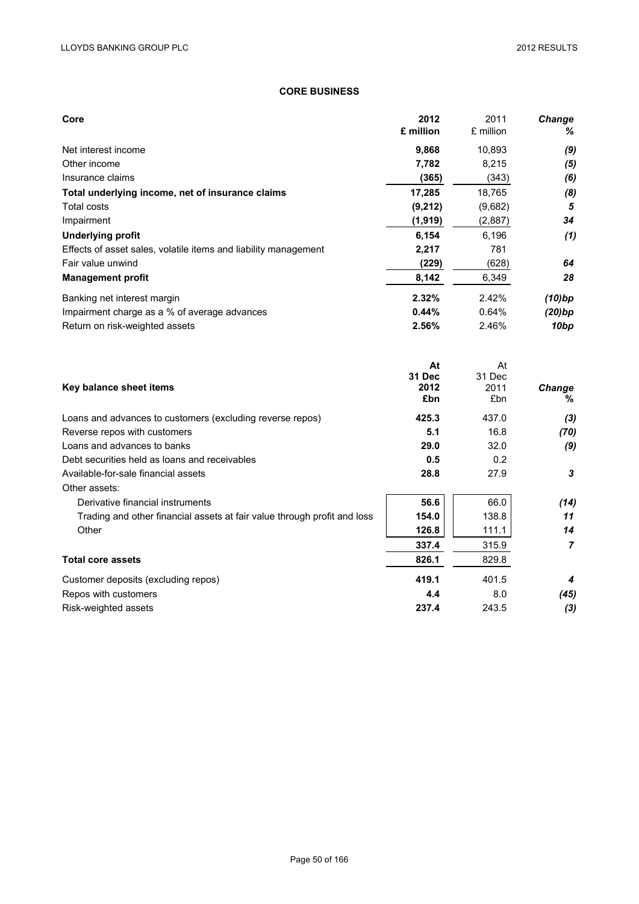## CORE BUSINESS

| Core | 2012 £ million | 2011 £ million | Change % |
|---|---|---|---|
| Net interest income | **9,868** | 10,893 | *(9)* |
| Other income | **7,782** | 8,215 | *(5)* |
| Insurance claims | **(365)** | (343) | *(6)* |
| **Total underlying income, net of insurance claims** | **17,285** | 18,765 | *(8)* |
| Total costs | **(9,212)** | (9,682) | *5* |
| Impairment | **(1,919)** | (2,887) | *34* |
| **Underlying profit** | **6,154** | 6,196 | *(1)* |
| Effects of asset sales, volatile items and liability management | **2,217** | 781 | |
| Fair value unwind | **(229)** | (628) | *64* |
| **Management profit** | **8,142** | 6,349 | *28* |
| Banking net interest margin | **2.32%** | 2.42% | *(10)bp* |
| Impairment charge as a % of average advances | **0.44%** | 0.64% | *(20)bp* |
| Return on risk-weighted assets | **2.56%** | 2.46% | *10bp* |

| Key balance sheet items | At 31 Dec 2012 £bn | At 31 Dec 2011 £bn | Change % |
|---|---|---|---|
| Loans and advances to customers (excluding reverse repos) | **425.3** | 437.0 | *(3)* |
| Reverse repos with customers | **5.1** | 16.8 | *(70)* |
| Loans and advances to banks | **29.0** | 32.0 | *(9)* |
| Debt securities held as loans and receivables | **0.5** | 0.2 | |
| Available-for-sale financial assets | **28.8** | 27.9 | *3* |
| Other assets: | | | |
| Derivative financial instruments | **56.6** | 66.0 | *(14)* |
| Trading and other financial assets at fair value through profit and loss | **154.0** | 138.8 | *11* |
| Other | **126.8** | 111.1 | *14* |
| | **337.4** | 315.9 | *7* |
| **Total core assets** | **826.1** | 829.8 | |
| Customer deposits (excluding repos) | **419.1** | 401.5 | *4* |
| Repos with customers | **4.4** | 8.0 | *(45)* |
| Risk-weighted assets | **237.4** | 243.5 | *(3)* |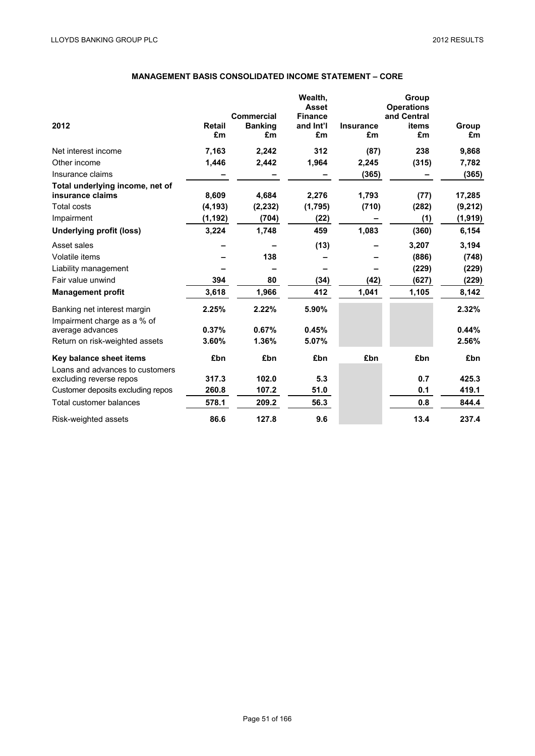## MANAGEMENT BASIS CONSOLIDATED INCOME STATEMENT – CORE

| 2012 | Retail £m | Commercial Banking £m | Wealth, Asset Finance and Int'l £m | Insurance £m | Group Operations and Central items £m | Group £m |
|---|---|---|---|---|---|---|
| Net interest income | 7,163 | 2,242 | 312 | (87) | 238 | 9,868 |
| Other income | 1,446 | 2,442 | 1,964 | 2,245 | (315) | 7,782 |
| Insurance claims | – | – | – | (365) | – | (365) |
| **Total underlying income, net of insurance claims** | 8,609 | 4,684 | 2,276 | 1,793 | (77) | 17,285 |
| Total costs | (4,193) | (2,232) | (1,795) | (710) | (282) | (9,212) |
| Impairment | (1,192) | (704) | (22) | – | (1) | (1,919) |
| **Underlying profit (loss)** | 3,224 | 1,748 | 459 | 1,083 | (360) | 6,154 |
| Asset sales | – | – | (13) | – | 3,207 | 3,194 |
| Volatile items | – | 138 | – | – | (886) | (748) |
| Liability management | – | – | – | – | (229) | (229) |
| Fair value unwind | 394 | 80 | (34) | (42) | (627) | (229) |
| **Management profit** | 3,618 | 1,966 | 412 | 1,041 | 1,105 | 8,142 |
| Banking net interest margin | 2.25% | 2.22% | 5.90% | | | 2.32% |
| Impairment charge as a % of average advances | 0.37% | 0.67% | 0.45% | | | 0.44% |
| Return on risk-weighted assets | 3.60% | 1.36% | 5.07% | | | 2.56% |
| **Key balance sheet items** | £bn | £bn | £bn | £bn | £bn | £bn |
| Loans and advances to customers excluding reverse repos | 317.3 | 102.0 | 5.3 | | 0.7 | 425.3 |
| Customer deposits excluding repos | 260.8 | 107.2 | 51.0 | | 0.1 | 419.1 |
| Total customer balances | 578.1 | 209.2 | 56.3 | | 0.8 | 844.4 |
| Risk-weighted assets | 86.6 | 127.8 | 9.6 | | 13.4 | 237.4 |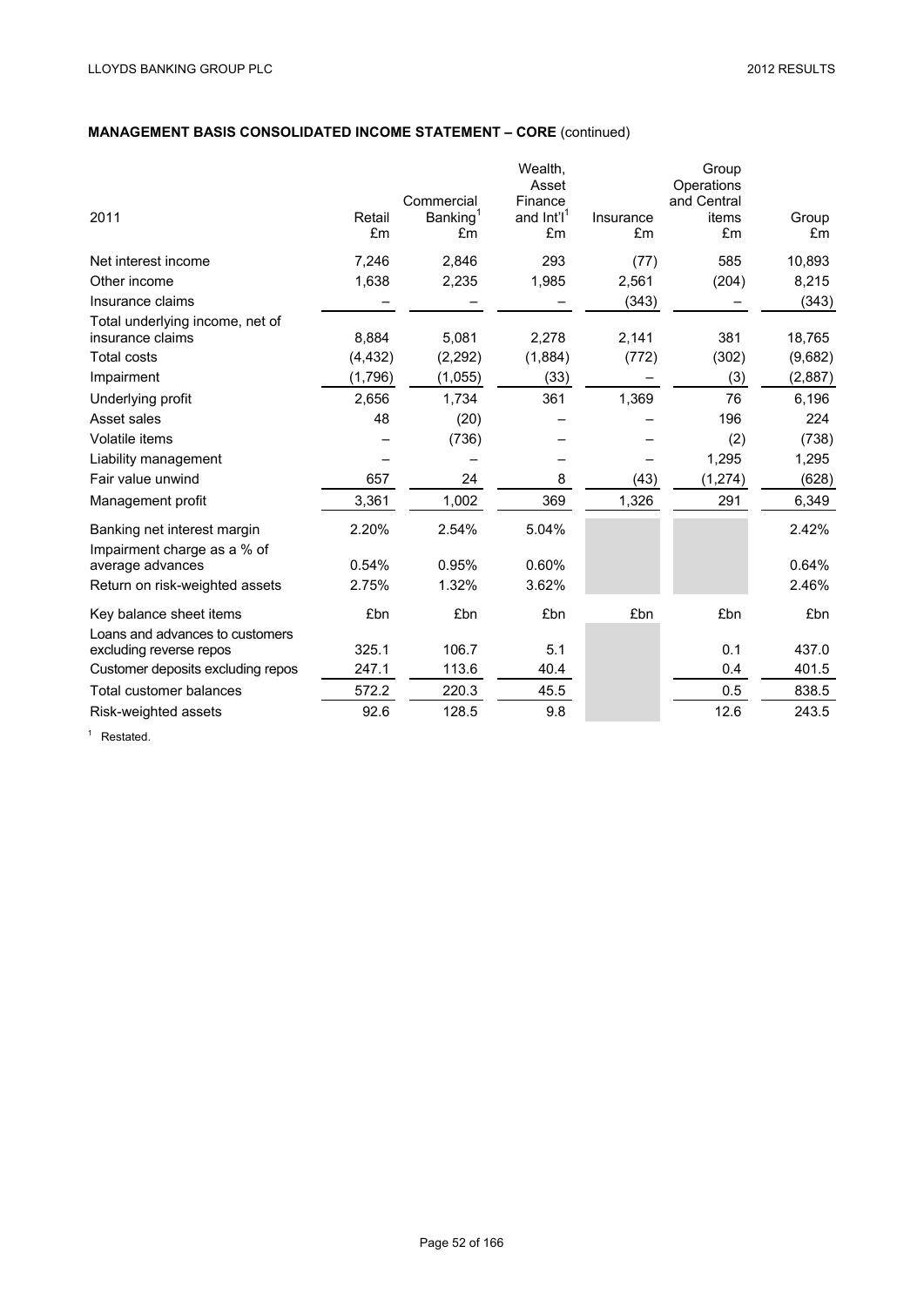## MANAGEMENT BASIS CONSOLIDATED INCOME STATEMENT – CORE (continued)

| 2011 | Retail £m | Commercial Banking[1] £m | Wealth, Asset Finance and Int'l[1] £m | Insurance £m | Group Operations and Central items £m | Group £m |
|---|---|---|---|---|---|---|
| Net interest income | 7,246 | 2,846 | 293 | (77) | 585 | 10,893 |
| Other income | 1,638 | 2,235 | 1,985 | 2,561 | (204) | 8,215 |
| Insurance claims | – | – | – | (343) | – | (343) |
| Total underlying income, net of insurance claims | 8,884 | 5,081 | 2,278 | 2,141 | 381 | 18,765 |
| Total costs | (4,432) | (2,292) | (1,884) | (772) | (302) | (9,682) |
| Impairment | (1,796) | (1,055) | (33) | – | (3) | (2,887) |
| Underlying profit | 2,656 | 1,734 | 361 | 1,369 | 76 | 6,196 |
| Asset sales | 48 | (20) | – | – | 196 | 224 |
| Volatile items | – | (736) | – | – | (2) | (738) |
| Liability management | – | – | – | – | 1,295 | 1,295 |
| Fair value unwind | 657 | 24 | 8 | (43) | (1,274) | (628) |
| Management profit | 3,361 | 1,002 | 369 | 1,326 | 291 | 6,349 |
| Banking net interest margin | 2.20% | 2.54% | 5.04% | | | 2.42% |
| Impairment charge as a % of average advances | 0.54% | 0.95% | 0.60% | | | 0.64% |
| Return on risk-weighted assets | 2.75% | 1.32% | 3.62% | | | 2.46% |
| Key balance sheet items | £bn | £bn | £bn | £bn | £bn | £bn |
| Loans and advances to customers excluding reverse repos | 325.1 | 106.7 | 5.1 | | 0.1 | 437.0 |
| Customer deposits excluding repos | 247.1 | 113.6 | 40.4 | | 0.4 | 401.5 |
| Total customer balances | 572.2 | 220.3 | 45.5 | | 0.5 | 838.5 |
| Risk-weighted assets | 92.6 | 128.5 | 9.8 | | 12.6 | 243.5 |

[1] Restated.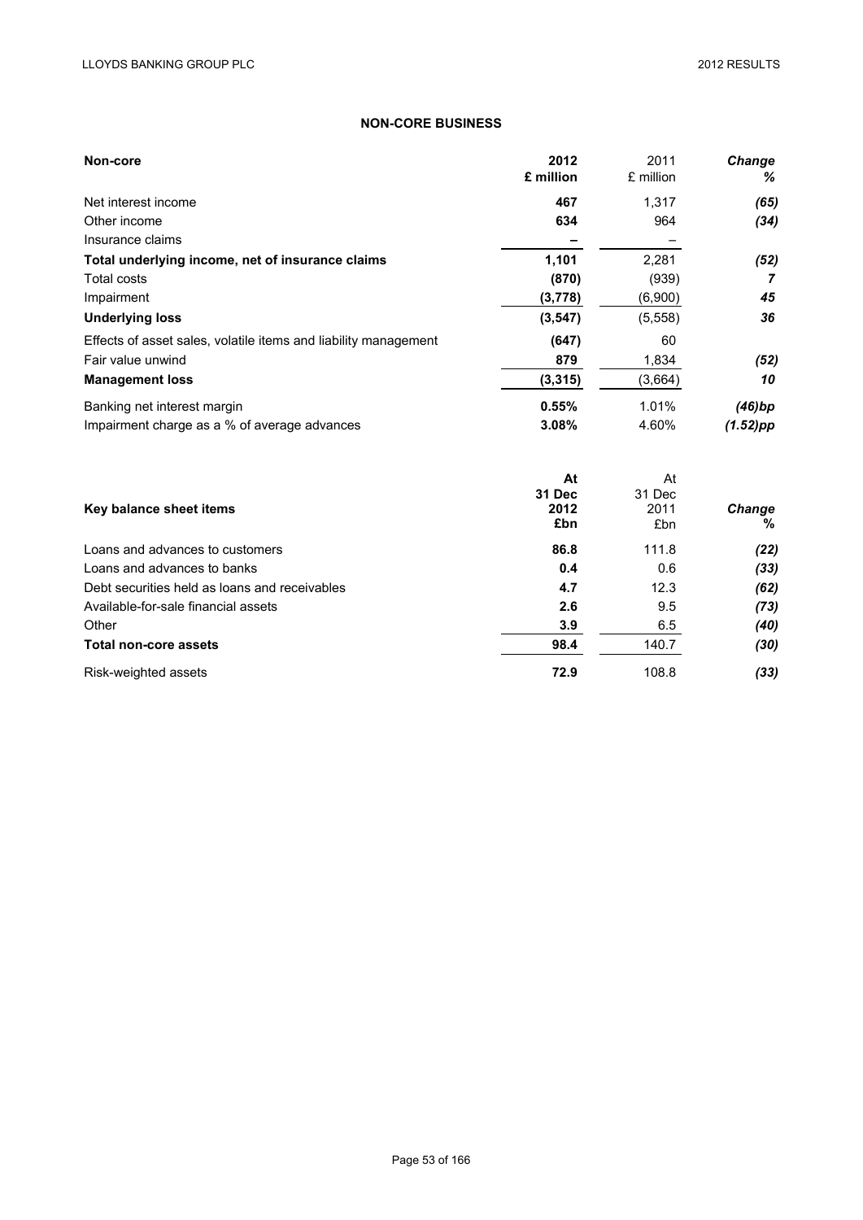## NON-CORE BUSINESS

| Non-core | 2012 £ million | 2011 £ million | Change % |
|---|---|---|---|
| Net interest income | 467 | 1,317 | (65) |
| Other income | 634 | 964 | (34) |
| Insurance claims | – | – | |
| **Total underlying income, net of insurance claims** | 1,101 | 2,281 | (52) |
| Total costs | (870) | (939) | 7 |
| Impairment | (3,778) | (6,900) | 45 |
| **Underlying loss** | (3,547) | (5,558) | 36 |
| Effects of asset sales, volatile items and liability management | (647) | 60 | |
| Fair value unwind | 879 | 1,834 | (52) |
| **Management loss** | (3,315) | (3,664) | 10 |
| Banking net interest margin | 0.55% | 1.01% | (46)bp |
| Impairment charge as a % of average advances | 3.08% | 4.60% | (1.52)pp |

| Key balance sheet items | At 31 Dec 2012 £bn | At 31 Dec 2011 £bn | Change % |
|---|---|---|---|
| Loans and advances to customers | 86.8 | 111.8 | (22) |
| Loans and advances to banks | 0.4 | 0.6 | (33) |
| Debt securities held as loans and receivables | 4.7 | 12.3 | (62) |
| Available-for-sale financial assets | 2.6 | 9.5 | (73) |
| Other | 3.9 | 6.5 | (40) |
| **Total non-core assets** | 98.4 | 140.7 | (30) |
| Risk-weighted assets | 72.9 | 108.8 | (33) |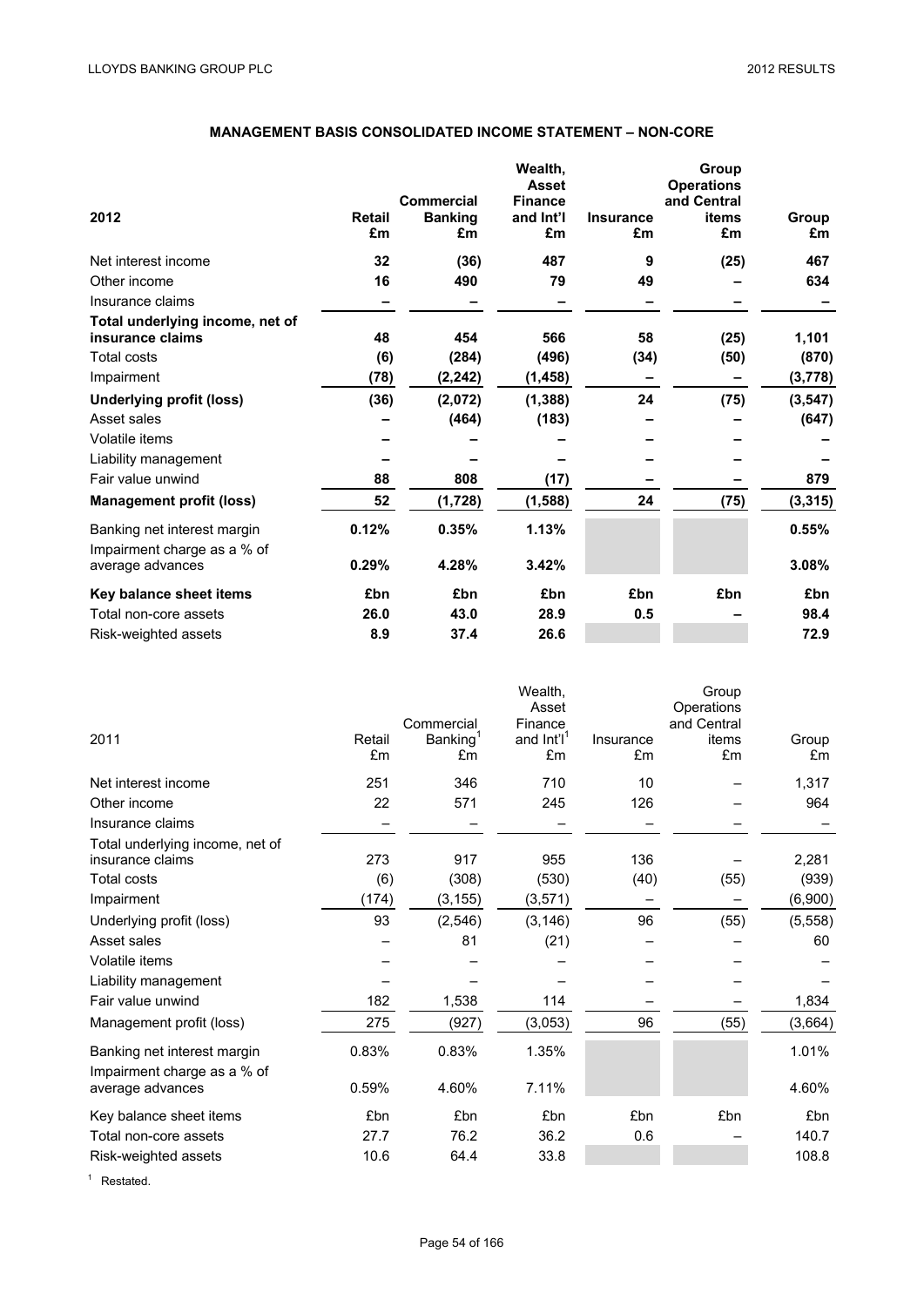## MANAGEMENT BASIS CONSOLIDATED INCOME STATEMENT – NON-CORE

| 2012 | Retail £m | Commercial Banking £m | Wealth, Asset Finance and Int'l £m | Insurance £m | Group Operations and Central items £m | Group £m |
|---|---|---|---|---|---|---|
| Net interest income | **32** | **(36)** | **487** | **9** | **(25)** | **467** |
| Other income | **16** | **490** | **79** | **49** | **–** | **634** |
| Insurance claims | **–** | **–** | **–** | **–** | **–** | **–** |
| **Total underlying income, net of insurance claims** | **48** | **454** | **566** | **58** | **(25)** | **1,101** |
| Total costs | **(6)** | **(284)** | **(496)** | **(34)** | **(50)** | **(870)** |
| Impairment | **(78)** | **(2,242)** | **(1,458)** | **–** | **–** | **(3,778)** |
| **Underlying profit (loss)** | **(36)** | **(2,072)** | **(1,388)** | **24** | **(75)** | **(3,547)** |
| Asset sales | **–** | **(464)** | **(183)** | **–** | **–** | **(647)** |
| Volatile items | **–** | **–** | **–** | **–** | **–** | **–** |
| Liability management | **–** | **–** | **–** | **–** | **–** | **–** |
| Fair value unwind | **88** | **808** | **(17)** | **–** | **–** | **879** |
| **Management profit (loss)** | **52** | **(1,728)** | **(1,588)** | **24** | **(75)** | **(3,315)** |
| Banking net interest margin | **0.12%** | **0.35%** | **1.13%** | | | **0.55%** |
| Impairment charge as a % of average advances | **0.29%** | **4.28%** | **3.42%** | | | **3.08%** |
| **Key balance sheet items** | **£bn** | **£bn** | **£bn** | **£bn** | **£bn** | **£bn** |
| Total non-core assets | **26.0** | **43.0** | **28.9** | **0.5** | **–** | **98.4** |
| Risk-weighted assets | **8.9** | **37.4** | **26.6** | | | **72.9** |

| 2011 | Retail £m | Commercial Banking[1] £m | Wealth, Asset Finance and Int'l[1] £m | Insurance £m | Group Operations and Central items £m | Group £m |
|---|---|---|---|---|---|---|
| Net interest income | 251 | 346 | 710 | 10 | – | 1,317 |
| Other income | 22 | 571 | 245 | 126 | – | 964 |
| Insurance claims | – | – | – | – | – | – |
| Total underlying income, net of insurance claims | 273 | 917 | 955 | 136 | – | 2,281 |
| Total costs | (6) | (308) | (530) | (40) | (55) | (939) |
| Impairment | (174) | (3,155) | (3,571) | – | – | (6,900) |
| Underlying profit (loss) | 93 | (2,546) | (3,146) | 96 | (55) | (5,558) |
| Asset sales | – | 81 | (21) | – | – | 60 |
| Volatile items | – | – | – | – | – | – |
| Liability management | – | – | – | – | – | – |
| Fair value unwind | 182 | 1,538 | 114 | – | – | 1,834 |
| Management profit (loss) | 275 | (927) | (3,053) | 96 | (55) | (3,664) |
| Banking net interest margin | 0.83% | 0.83% | 1.35% | | | 1.01% |
| Impairment charge as a % of average advances | 0.59% | 4.60% | 7.11% | | | 4.60% |
| Key balance sheet items | £bn | £bn | £bn | £bn | £bn | £bn |
| Total non-core assets | 27.7 | 76.2 | 36.2 | 0.6 | – | 140.7 |
| Risk-weighted assets | 10.6 | 64.4 | 33.8 | | | 108.8 |

[1] Restated.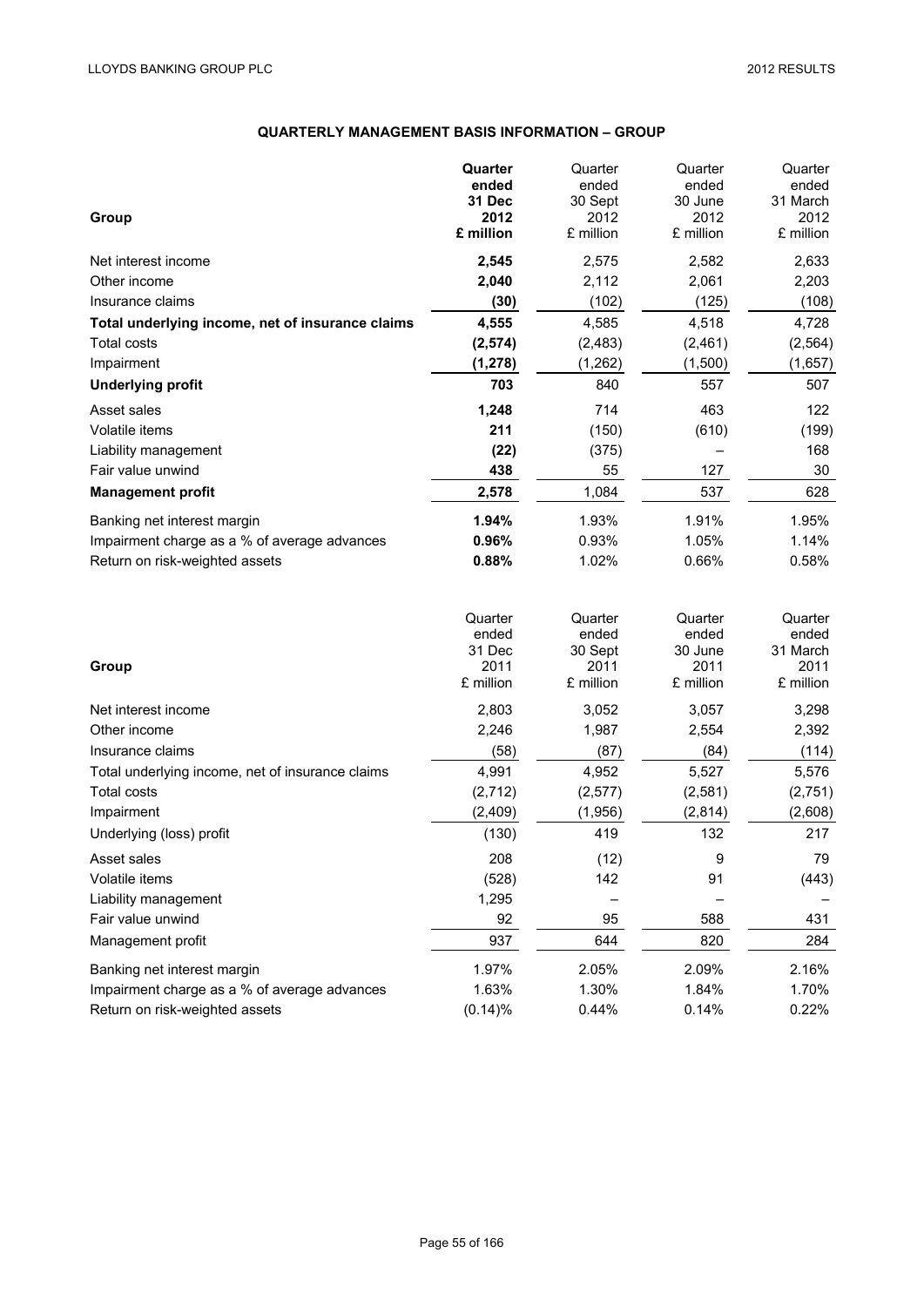## QUARTERLY MANAGEMENT BASIS INFORMATION – GROUP

| Group | **Quarter ended 31 Dec 2012 £ million** | Quarter ended 30 Sept 2012 £ million | Quarter ended 30 June 2012 £ million | Quarter ended 31 March 2012 £ million |
|---|---|---|---|---|
| Net interest income | **2,545** | 2,575 | 2,582 | 2,633 |
| Other income | **2,040** | 2,112 | 2,061 | 2,203 |
| Insurance claims | **(30)** | (102) | (125) | (108) |
| **Total underlying income, net of insurance claims** | **4,555** | 4,585 | 4,518 | 4,728 |
| Total costs | **(2,574)** | (2,483) | (2,461) | (2,564) |
| Impairment | **(1,278)** | (1,262) | (1,500) | (1,657) |
| **Underlying profit** | **703** | 840 | 557 | 507 |
| Asset sales | **1,248** | 714 | 463 | 122 |
| Volatile items | **211** | (150) | (610) | (199) |
| Liability management | **(22)** | (375) | – | 168 |
| Fair value unwind | **438** | 55 | 127 | 30 |
| **Management profit** | **2,578** | 1,084 | 537 | 628 |
| Banking net interest margin | **1.94%** | 1.93% | 1.91% | 1.95% |
| Impairment charge as a % of average advances | **0.96%** | 0.93% | 1.05% | 1.14% |
| Return on risk-weighted assets | **0.88%** | 1.02% | 0.66% | 0.58% |

| Group | Quarter ended 31 Dec 2011 £ million | Quarter ended 30 Sept 2011 £ million | Quarter ended 30 June 2011 £ million | Quarter ended 31 March 2011 £ million |
|---|---|---|---|---|
| Net interest income | 2,803 | 3,052 | 3,057 | 3,298 |
| Other income | 2,246 | 1,987 | 2,554 | 2,392 |
| Insurance claims | (58) | (87) | (84) | (114) |
| Total underlying income, net of insurance claims | 4,991 | 4,952 | 5,527 | 5,576 |
| Total costs | (2,712) | (2,577) | (2,581) | (2,751) |
| Impairment | (2,409) | (1,956) | (2,814) | (2,608) |
| Underlying (loss) profit | (130) | 419 | 132 | 217 |
| Asset sales | 208 | (12) | 9 | 79 |
| Volatile items | (528) | 142 | 91 | (443) |
| Liability management | 1,295 | – | – | – |
| Fair value unwind | 92 | 95 | 588 | 431 |
| Management profit | 937 | 644 | 820 | 284 |
| Banking net interest margin | 1.97% | 2.05% | 2.09% | 2.16% |
| Impairment charge as a % of average advances | 1.63% | 1.30% | 1.84% | 1.70% |
| Return on risk-weighted assets | (0.14)% | 0.44% | 0.14% | 0.22% |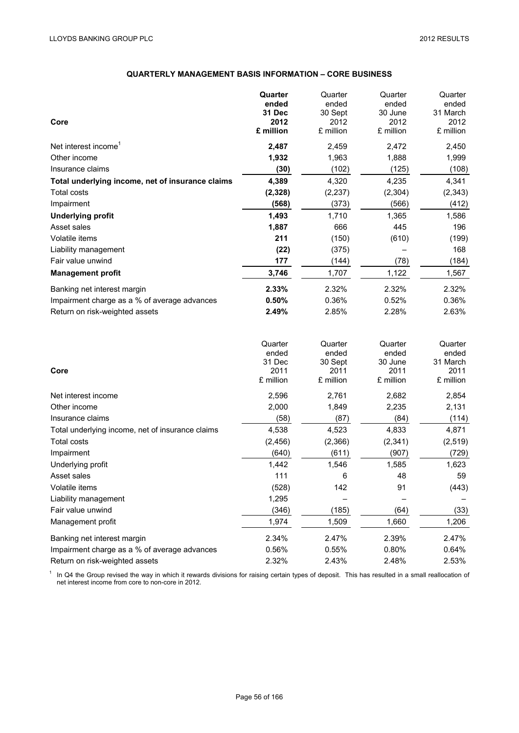## QUARTERLY MANAGEMENT BASIS INFORMATION – CORE BUSINESS

| Core | **Quarter ended 31 Dec 2012 £ million** | Quarter ended 30 Sept 2012 £ million | Quarter ended 30 June 2012 £ million | Quarter ended 31 March 2012 £ million |
|---|---|---|---|---|
| Net interest income[1] | **2,487** | 2,459 | 2,472 | 2,450 |
| Other income | **1,932** | 1,963 | 1,888 | 1,999 |
| Insurance claims | **(30)** | (102) | (125) | (108) |
| **Total underlying income, net of insurance claims** | **4,389** | 4,320 | 4,235 | 4,341 |
| Total costs | **(2,328)** | (2,237) | (2,304) | (2,343) |
| Impairment | **(568)** | (373) | (566) | (412) |
| **Underlying profit** | **1,493** | 1,710 | 1,365 | 1,586 |
| Asset sales | **1,887** | 666 | 445 | 196 |
| Volatile items | **211** | (150) | (610) | (199) |
| Liability management | **(22)** | (375) | – | 168 |
| Fair value unwind | **177** | (144) | (78) | (184) |
| **Management profit** | **3,746** | 1,707 | 1,122 | 1,567 |
| Banking net interest margin | **2.33%** | 2.32% | 2.32% | 2.32% |
| Impairment charge as a % of average advances | **0.50%** | 0.36% | 0.52% | 0.36% |
| Return on risk-weighted assets | **2.49%** | 2.85% | 2.28% | 2.63% |

| Core | Quarter ended 31 Dec 2011 £ million | Quarter ended 30 Sept 2011 £ million | Quarter ended 30 June 2011 £ million | Quarter ended 31 March 2011 £ million |
|---|---|---|---|---|
| Net interest income | 2,596 | 2,761 | 2,682 | 2,854 |
| Other income | 2,000 | 1,849 | 2,235 | 2,131 |
| Insurance claims | (58) | (87) | (84) | (114) |
| Total underlying income, net of insurance claims | 4,538 | 4,523 | 4,833 | 4,871 |
| Total costs | (2,456) | (2,366) | (2,341) | (2,519) |
| Impairment | (640) | (611) | (907) | (729) |
| Underlying profit | 1,442 | 1,546 | 1,585 | 1,623 |
| Asset sales | 111 | 6 | 48 | 59 |
| Volatile items | (528) | 142 | 91 | (443) |
| Liability management | 1,295 | – | – | – |
| Fair value unwind | (346) | (185) | (64) | (33) |
| Management profit | 1,974 | 1,509 | 1,660 | 1,206 |
| Banking net interest margin | 2.34% | 2.47% | 2.39% | 2.47% |
| Impairment charge as a % of average advances | 0.56% | 0.55% | 0.80% | 0.64% |
| Return on risk-weighted assets | 2.32% | 2.43% | 2.48% | 2.53% |

[1] In Q4 the Group revised the way in which it rewards divisions for raising certain types of deposit. This has resulted in a small reallocation of net interest income from core to non-core in 2012.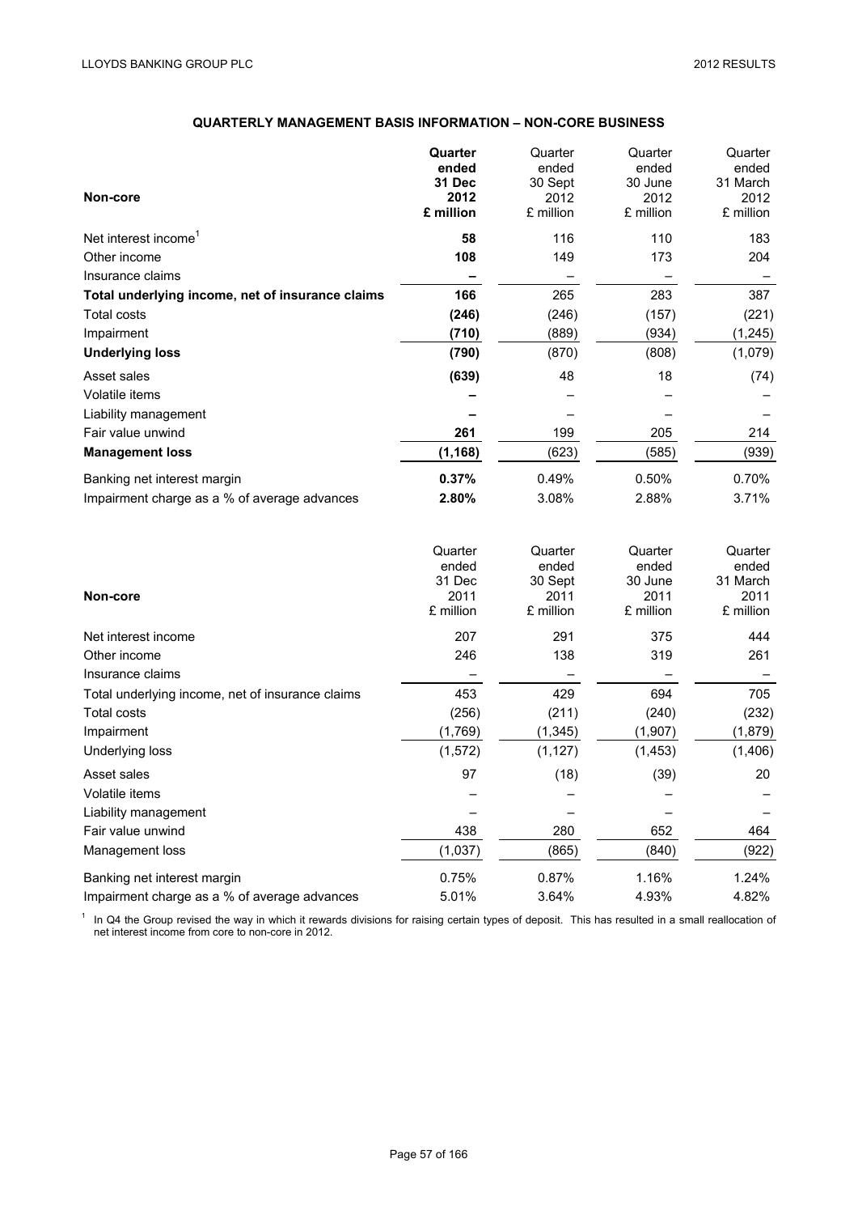## QUARTERLY MANAGEMENT BASIS INFORMATION – NON-CORE BUSINESS

| Non-core | **Quarter ended 31 Dec 2012 £ million** | Quarter ended 30 Sept 2012 £ million | Quarter ended 30 June 2012 £ million | Quarter ended 31 March 2012 £ million |
|---|---|---|---|---|
| Net interest income[1] | **58** | 116 | 110 | 183 |
| Other income | **108** | 149 | 173 | 204 |
| Insurance claims | **–** | – | – | – |
| **Total underlying income, net of insurance claims** | **166** | 265 | 283 | 387 |
| Total costs | **(246)** | (246) | (157) | (221) |
| Impairment | **(710)** | (889) | (934) | (1,245) |
| **Underlying loss** | **(790)** | (870) | (808) | (1,079) |
| Asset sales | **(639)** | 48 | 18 | (74) |
| Volatile items | **–** | – | – | – |
| Liability management | **–** | – | – | – |
| Fair value unwind | **261** | 199 | 205 | 214 |
| **Management loss** | **(1,168)** | (623) | (585) | (939) |
| Banking net interest margin | **0.37%** | 0.49% | 0.50% | 0.70% |
| Impairment charge as a % of average advances | **2.80%** | 3.08% | 2.88% | 3.71% |

| Non-core | Quarter ended 31 Dec 2011 £ million | Quarter ended 30 Sept 2011 £ million | Quarter ended 30 June 2011 £ million | Quarter ended 31 March 2011 £ million |
|---|---|---|---|---|
| Net interest income | 207 | 291 | 375 | 444 |
| Other income | 246 | 138 | 319 | 261 |
| Insurance claims | – | – | – | – |
| Total underlying income, net of insurance claims | 453 | 429 | 694 | 705 |
| Total costs | (256) | (211) | (240) | (232) |
| Impairment | (1,769) | (1,345) | (1,907) | (1,879) |
| Underlying loss | (1,572) | (1,127) | (1,453) | (1,406) |
| Asset sales | 97 | (18) | (39) | 20 |
| Volatile items | – | – | – | – |
| Liability management | – | – | – | – |
| Fair value unwind | 438 | 280 | 652 | 464 |
| Management loss | (1,037) | (865) | (840) | (922) |
| Banking net interest margin | 0.75% | 0.87% | 1.16% | 1.24% |
| Impairment charge as a % of average advances | 5.01% | 3.64% | 4.93% | 4.82% |

[1] In Q4 the Group revised the way in which it rewards divisions for raising certain types of deposit. This has resulted in a small reallocation of net interest income from core to non-core in 2012.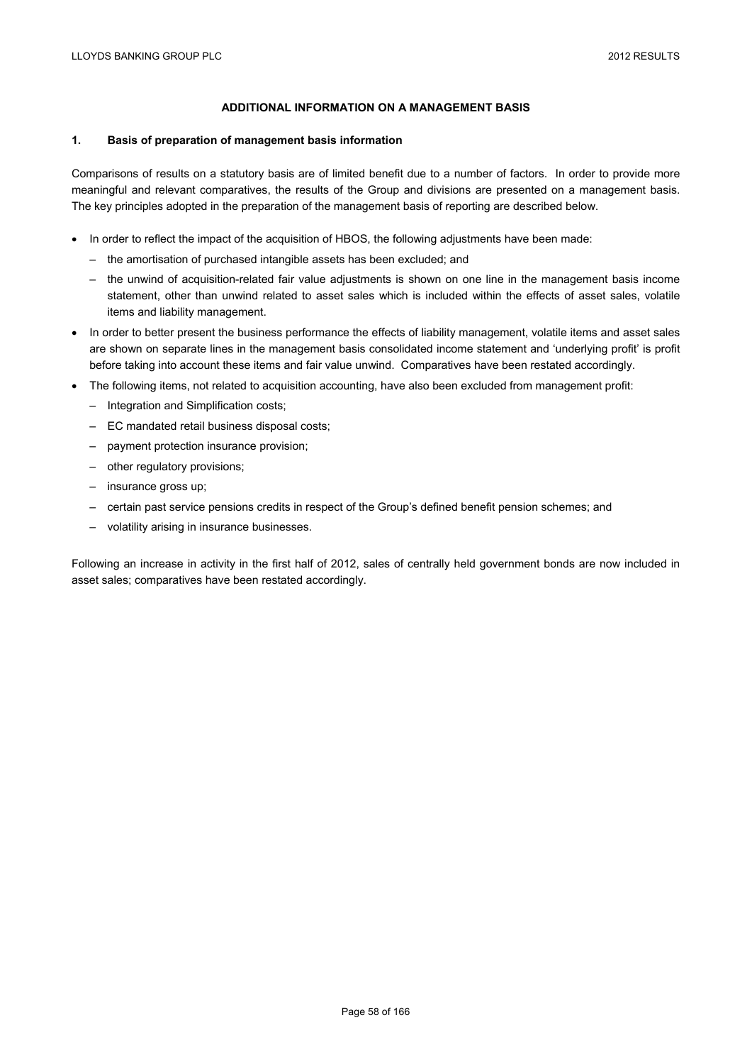## ADDITIONAL INFORMATION ON A MANAGEMENT BASIS

### 1. Basis of preparation of management basis information

Comparisons of results on a statutory basis are of limited benefit due to a number of factors. In order to provide more meaningful and relevant comparatives, the results of the Group and divisions are presented on a management basis. The key principles adopted in the preparation of the management basis of reporting are described below.

- In order to reflect the impact of the acquisition of HBOS, the following adjustments have been made:
  - the amortisation of purchased intangible assets has been excluded; and
  - the unwind of acquisition-related fair value adjustments is shown on one line in the management basis income statement, other than unwind related to asset sales which is included within the effects of asset sales, volatile items and liability management.
- In order to better present the business performance the effects of liability management, volatile items and asset sales are shown on separate lines in the management basis consolidated income statement and 'underlying profit' is profit before taking into account these items and fair value unwind. Comparatives have been restated accordingly.
- The following items, not related to acquisition accounting, have also been excluded from management profit:
  - Integration and Simplification costs;
  - EC mandated retail business disposal costs;
  - payment protection insurance provision;
  - other regulatory provisions;
  - insurance gross up;
  - certain past service pensions credits in respect of the Group's defined benefit pension schemes; and
  - volatility arising in insurance businesses.

Following an increase in activity in the first half of 2012, sales of centrally held government bonds are now included in asset sales; comparatives have been restated accordingly.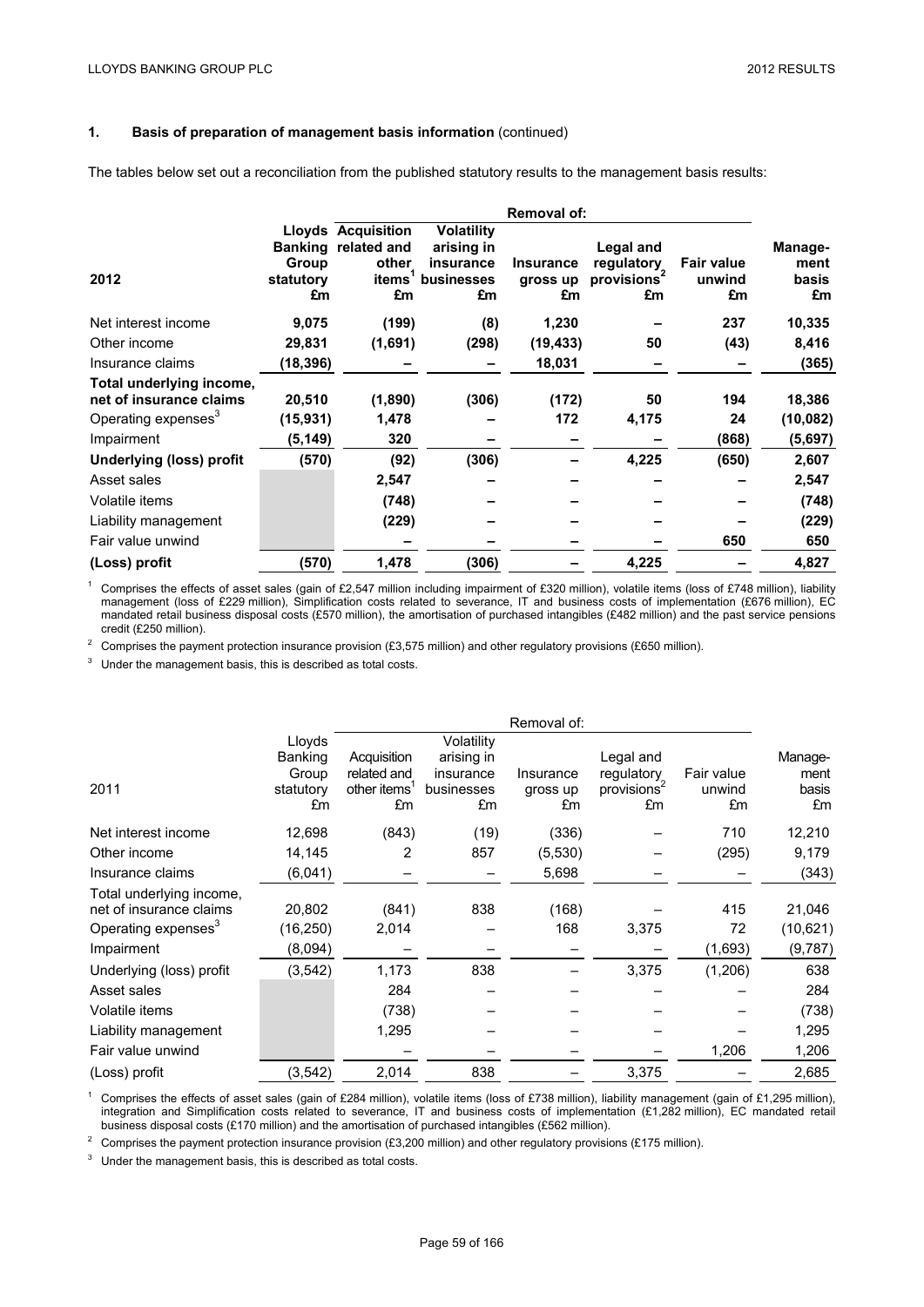## 1. Basis of preparation of management basis information (continued)

The tables below set out a reconciliation from the published statutory results to the management basis results:

| 2012 | Lloyds Banking Group statutory £m | Removal of: Acquisition related and other items[1] £m | Volatility arising in insurance businesses £m | Insurance gross up £m | Legal and regulatory provisions[2] £m | Fair value unwind £m | Management basis £m |
|---|---|---|---|---|---|---|---|
| Net interest income | **9,075** | (199) | (8) | 1,230 | – | 237 | 10,335 |
| Other income | **29,831** | (1,691) | (298) | (19,433) | 50 | (43) | 8,416 |
| Insurance claims | **(18,396)** | – | – | 18,031 | – | – | (365) |
| **Total underlying income, net of insurance claims** | **20,510** | (1,890) | (306) | (172) | 50 | 194 | 18,386 |
| Operating expenses[3] | **(15,931)** | 1,478 | – | 172 | 4,175 | 24 | (10,082) |
| Impairment | **(5,149)** | 320 | – | – | – | (868) | (5,697) |
| **Underlying (loss) profit** | **(570)** | (92) | (306) | – | 4,225 | (650) | 2,607 |
| Asset sales | | 2,547 | – | – | – | – | 2,547 |
| Volatile items | | (748) | – | – | – | – | (748) |
| Liability management | | (229) | – | – | – | – | (229) |
| Fair value unwind | | – | – | – | – | 650 | 650 |
| **(Loss) profit** | **(570)** | 1,478 | (306) | – | 4,225 | – | 4,827 |

[1] Comprises the effects of asset sales (gain of £2,547 million including impairment of £320 million), volatile items (loss of £748 million), liability management (loss of £229 million), Simplification costs related to severance, IT and business costs of implementation (£676 million), EC mandated retail business disposal costs (£570 million), the amortisation of purchased intangibles (£482 million) and the past service pensions credit (£250 million).

[2] Comprises the payment protection insurance provision (£3,575 million) and other regulatory provisions (£650 million).

[3] Under the management basis, this is described as total costs.

| 2011 | Lloyds Banking Group statutory £m | Removal of: Acquisition related and other items[1] £m | Volatility arising in insurance businesses £m | Insurance gross up £m | Legal and regulatory provisions[2] £m | Fair value unwind £m | Management basis £m |
|---|---|---|---|---|---|---|---|
| Net interest income | 12,698 | (843) | (19) | (336) | – | 710 | 12,210 |
| Other income | 14,145 | 2 | 857 | (5,530) | – | (295) | 9,179 |
| Insurance claims | (6,041) | – | – | 5,698 | – | – | (343) |
| Total underlying income, net of insurance claims | 20,802 | (841) | 838 | (168) | – | 415 | 21,046 |
| Operating expenses[3] | (16,250) | 2,014 | – | 168 | 3,375 | 72 | (10,621) |
| Impairment | (8,094) | – | – | – | – | (1,693) | (9,787) |
| Underlying (loss) profit | (3,542) | 1,173 | 838 | – | 3,375 | (1,206) | 638 |
| Asset sales | | 284 | – | – | – | – | 284 |
| Volatile items | | (738) | – | – | – | – | (738) |
| Liability management | | 1,295 | – | – | – | – | 1,295 |
| Fair value unwind | | – | – | – | – | 1,206 | 1,206 |
| (Loss) profit | (3,542) | 2,014 | 838 | – | 3,375 | – | 2,685 |

[1] Comprises the effects of asset sales (gain of £284 million), volatile items (loss of £738 million), liability management (gain of £1,295 million), integration and Simplification costs related to severance, IT and business costs of implementation (£1,282 million), EC mandated retail business disposal costs (£170 million) and the amortisation of purchased intangibles (£562 million).

[2] Comprises the payment protection insurance provision (£3,200 million) and other regulatory provisions (£175 million).

[3] Under the management basis, this is described as total costs.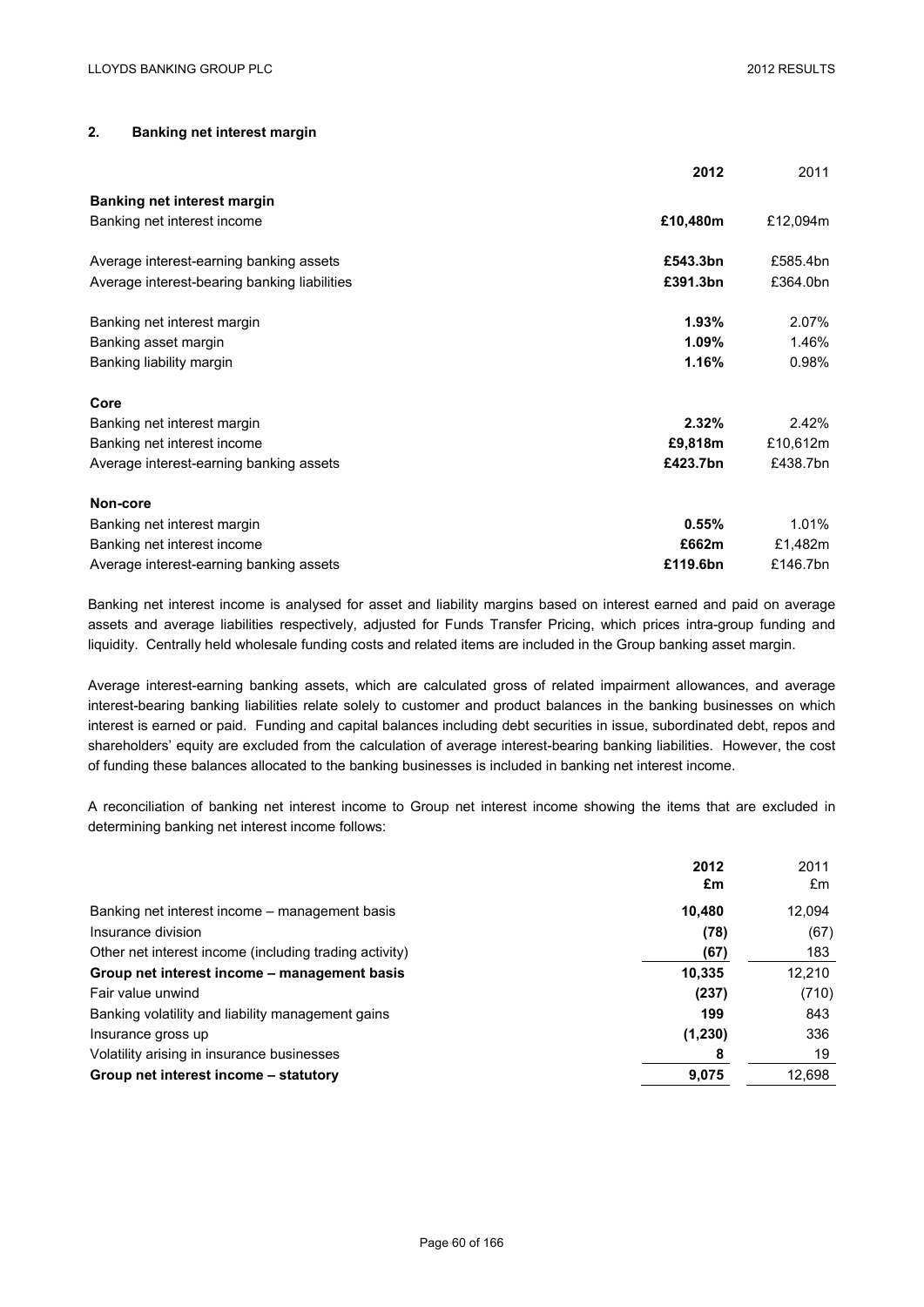## 2. Banking net interest margin

| | 2012 | 2011 |
|---|---|---|
| **Banking net interest margin** | | |
| Banking net interest income | **£10,480m** | £12,094m |
| | | |
| Average interest-earning banking assets | **£543.3bn** | £585.4bn |
| Average interest-bearing banking liabilities | **£391.3bn** | £364.0bn |
| | | |
| Banking net interest margin | **1.93%** | 2.07% |
| Banking asset margin | **1.09%** | 1.46% |
| Banking liability margin | **1.16%** | 0.98% |
| | | |
| **Core** | | |
| Banking net interest margin | **2.32%** | 2.42% |
| Banking net interest income | **£9,818m** | £10,612m |
| Average interest-earning banking assets | **£423.7bn** | £438.7bn |
| | | |
| **Non-core** | | |
| Banking net interest margin | **0.55%** | 1.01% |
| Banking net interest income | **£662m** | £1,482m |
| Average interest-earning banking assets | **£119.6bn** | £146.7bn |

Banking net interest income is analysed for asset and liability margins based on interest earned and paid on average assets and average liabilities respectively, adjusted for Funds Transfer Pricing, which prices intra-group funding and liquidity. Centrally held wholesale funding costs and related items are included in the Group banking asset margin.

Average interest-earning banking assets, which are calculated gross of related impairment allowances, and average interest-bearing banking liabilities relate solely to customer and product balances in the banking businesses on which interest is earned or paid. Funding and capital balances including debt securities in issue, subordinated debt, repos and shareholders' equity are excluded from the calculation of average interest-bearing banking liabilities. However, the cost of funding these balances allocated to the banking businesses is included in banking net interest income.

A reconciliation of banking net interest income to Group net interest income showing the items that are excluded in determining banking net interest income follows:

| | 2012 £m | 2011 £m |
|---|---|---|
| Banking net interest income – management basis | **10,480** | 12,094 |
| Insurance division | **(78)** | (67) |
| Other net interest income (including trading activity) | **(67)** | 183 |
| **Group net interest income – management basis** | **10,335** | 12,210 |
| Fair value unwind | **(237)** | (710) |
| Banking volatility and liability management gains | **199** | 843 |
| Insurance gross up | **(1,230)** | 336 |
| Volatility arising in insurance businesses | **8** | 19 |
| **Group net interest income – statutory** | **9,075** | 12,698 |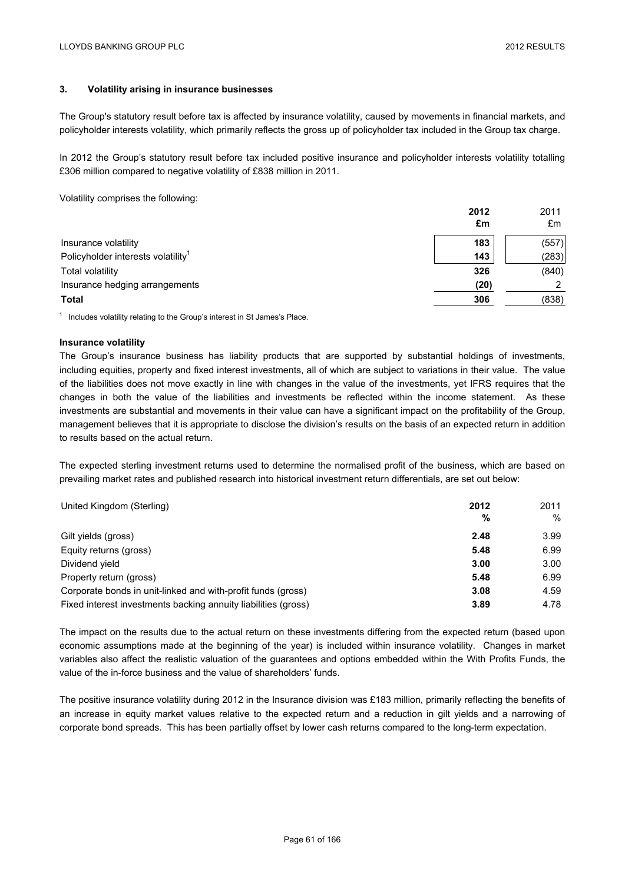### 3. Volatility arising in insurance businesses

The Group's statutory result before tax is affected by insurance volatility, caused by movements in financial markets, and policyholder interests volatility, which primarily reflects the gross up of policyholder tax included in the Group tax charge.

In 2012 the Group's statutory result before tax included positive insurance and policyholder interests volatility totalling £306 million compared to negative volatility of £838 million in 2011.

Volatility comprises the following:

| | **2012** | 2011 |
|---|---|---|
| | **£m** | £m |
| Insurance volatility | **183** | (557) |
| Policyholder interests volatility[1] | **143** | (283) |
| Total volatility | **326** | (840) |
| Insurance hedging arrangements | **(20)** | 2 |
| **Total** | **306** | (838) |

[1] Includes volatility relating to the Group's interest in St James's Place.

**Insurance volatility**

The Group's insurance business has liability products that are supported by substantial holdings of investments, including equities, property and fixed interest investments, all of which are subject to variations in their value. The value of the liabilities does not move exactly in line with changes in the value of the investments, yet IFRS requires that the changes in both the value of the liabilities and investments be reflected within the income statement. As these investments are substantial and movements in their value can have a significant impact on the profitability of the Group, management believes that it is appropriate to disclose the division's results on the basis of an expected return in addition to results based on the actual return.

The expected sterling investment returns used to determine the normalised profit of the business, which are based on prevailing market rates and published research into historical investment return differentials, are set out below:

| United Kingdom (Sterling) | **2012** | 2011 |
|---|---|---|
| | **%** | % |
| Gilt yields (gross) | **2.48** | 3.99 |
| Equity returns (gross) | **5.48** | 6.99 |
| Dividend yield | **3.00** | 3.00 |
| Property return (gross) | **5.48** | 6.99 |
| Corporate bonds in unit-linked and with-profit funds (gross) | **3.08** | 4.59 |
| Fixed interest investments backing annuity liabilities (gross) | **3.89** | 4.78 |

The impact on the results due to the actual return on these investments differing from the expected return (based upon economic assumptions made at the beginning of the year) is included within insurance volatility. Changes in market variables also affect the realistic valuation of the guarantees and options embedded within the With Profits Funds, the value of the in-force business and the value of shareholders' funds.

The positive insurance volatility during 2012 in the Insurance division was £183 million, primarily reflecting the benefits of an increase in equity market values relative to the expected return and a reduction in gilt yields and a narrowing of corporate bond spreads. This has been partially offset by lower cash returns compared to the long-term expectation.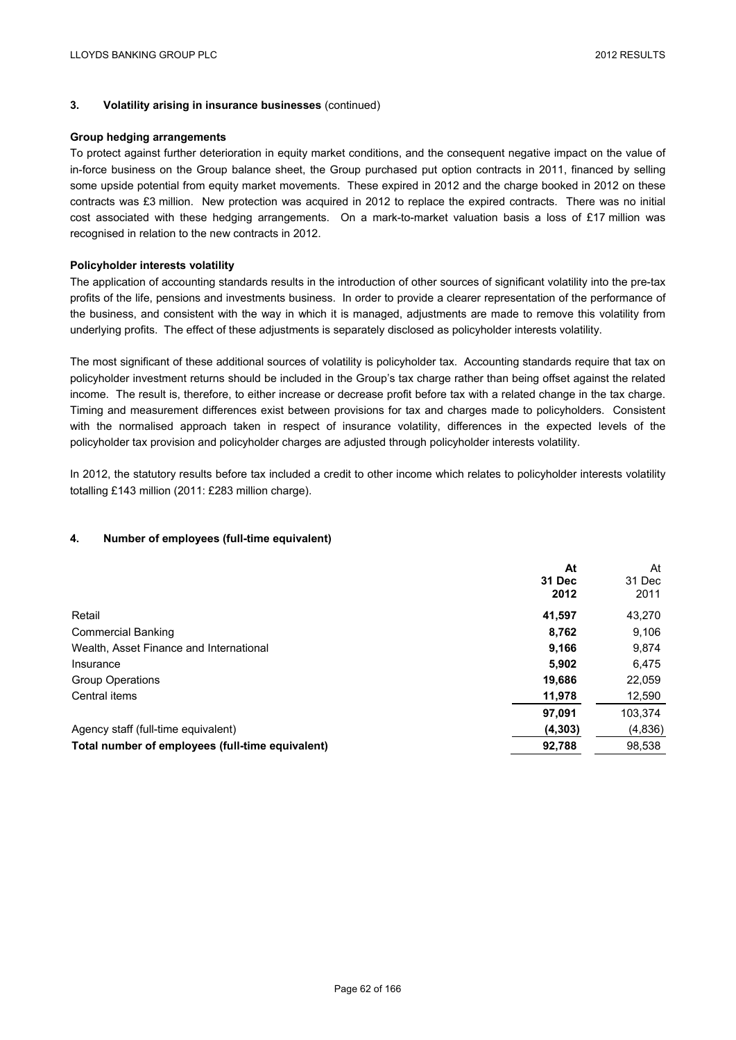## 3. Volatility arising in insurance businesses (continued)

### Group hedging arrangements

To protect against further deterioration in equity market conditions, and the consequent negative impact on the value of in-force business on the Group balance sheet, the Group purchased put option contracts in 2011, financed by selling some upside potential from equity market movements. These expired in 2012 and the charge booked in 2012 on these contracts was £3 million. New protection was acquired in 2012 to replace the expired contracts. There was no initial cost associated with these hedging arrangements. On a mark-to-market valuation basis a loss of £17 million was recognised in relation to the new contracts in 2012.

### Policyholder interests volatility

The application of accounting standards results in the introduction of other sources of significant volatility into the pre-tax profits of the life, pensions and investments business. In order to provide a clearer representation of the performance of the business, and consistent with the way in which it is managed, adjustments are made to remove this volatility from underlying profits. The effect of these adjustments is separately disclosed as policyholder interests volatility.

The most significant of these additional sources of volatility is policyholder tax. Accounting standards require that tax on policyholder investment returns should be included in the Group's tax charge rather than being offset against the related income. The result is, therefore, to either increase or decrease profit before tax with a related change in the tax charge. Timing and measurement differences exist between provisions for tax and charges made to policyholders. Consistent with the normalised approach taken in respect of insurance volatility, differences in the expected levels of the policyholder tax provision and policyholder charges are adjusted through policyholder interests volatility.

In 2012, the statutory results before tax included a credit to other income which relates to policyholder interests volatility totalling £143 million (2011: £283 million charge).

## 4. Number of employees (full-time equivalent)

| | **At 31 Dec 2012** | At 31 Dec 2011 |
|---|---|---|
| Retail | **41,597** | 43,270 |
| Commercial Banking | **8,762** | 9,106 |
| Wealth, Asset Finance and International | **9,166** | 9,874 |
| Insurance | **5,902** | 6,475 |
| Group Operations | **19,686** | 22,059 |
| Central items | **11,978** | 12,590 |
| | **97,091** | 103,374 |
| Agency staff (full-time equivalent) | **(4,303)** | (4,836) |
| **Total number of employees (full-time equivalent)** | **92,788** | 98,538 |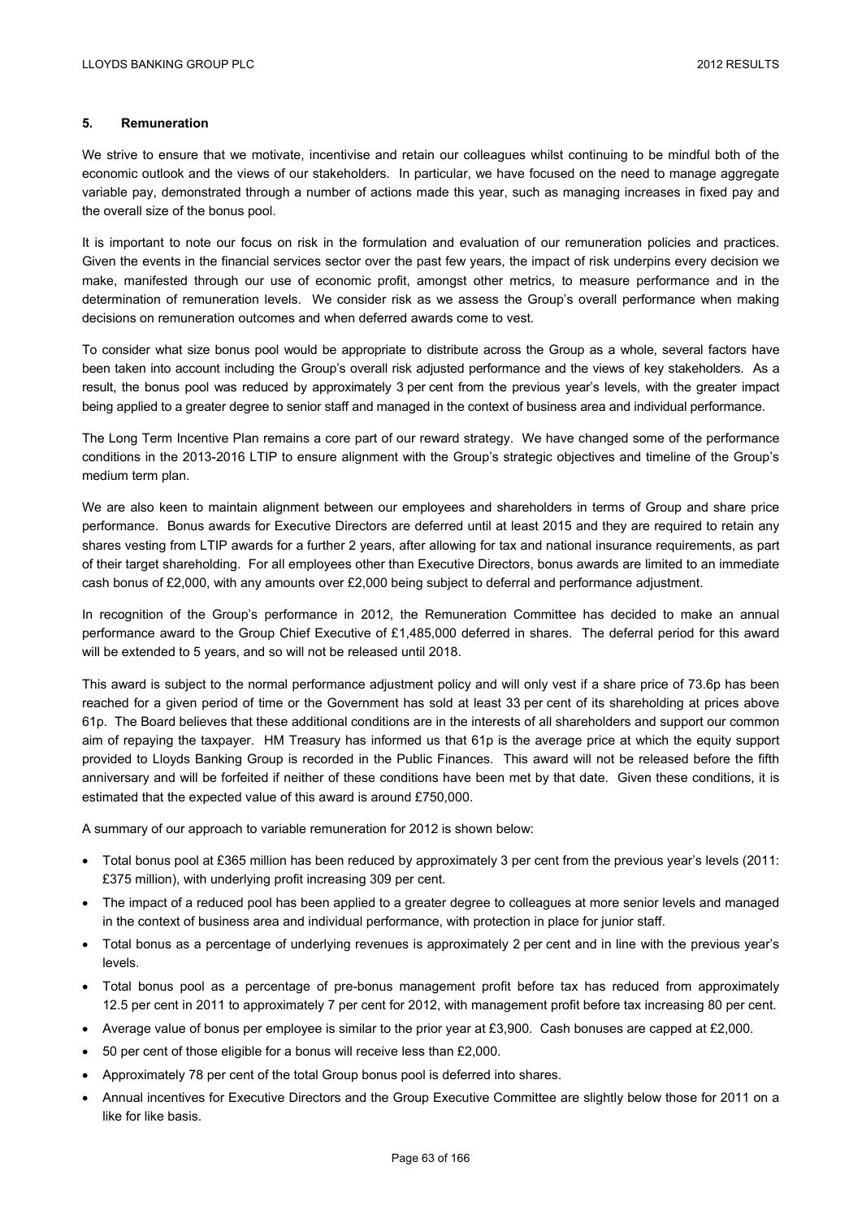## 5. Remuneration

We strive to ensure that we motivate, incentivise and retain our colleagues whilst continuing to be mindful both of the economic outlook and the views of our stakeholders. In particular, we have focused on the need to manage aggregate variable pay, demonstrated through a number of actions made this year, such as managing increases in fixed pay and the overall size of the bonus pool.

It is important to note our focus on risk in the formulation and evaluation of our remuneration policies and practices. Given the events in the financial services sector over the past few years, the impact of risk underpins every decision we make, manifested through our use of economic profit, amongst other metrics, to measure performance and in the determination of remuneration levels. We consider risk as we assess the Group's overall performance when making decisions on remuneration outcomes and when deferred awards come to vest.

To consider what size bonus pool would be appropriate to distribute across the Group as a whole, several factors have been taken into account including the Group's overall risk adjusted performance and the views of key stakeholders. As a result, the bonus pool was reduced by approximately 3 per cent from the previous year's levels, with the greater impact being applied to a greater degree to senior staff and managed in the context of business area and individual performance.

The Long Term Incentive Plan remains a core part of our reward strategy. We have changed some of the performance conditions in the 2013-2016 LTIP to ensure alignment with the Group's strategic objectives and timeline of the Group's medium term plan.

We are also keen to maintain alignment between our employees and shareholders in terms of Group and share price performance. Bonus awards for Executive Directors are deferred until at least 2015 and they are required to retain any shares vesting from LTIP awards for a further 2 years, after allowing for tax and national insurance requirements, as part of their target shareholding. For all employees other than Executive Directors, bonus awards are limited to an immediate cash bonus of £2,000, with any amounts over £2,000 being subject to deferral and performance adjustment.

In recognition of the Group's performance in 2012, the Remuneration Committee has decided to make an annual performance award to the Group Chief Executive of £1,485,000 deferred in shares. The deferral period for this award will be extended to 5 years, and so will not be released until 2018.

This award is subject to the normal performance adjustment policy and will only vest if a share price of 73.6p has been reached for a given period of time or the Government has sold at least 33 per cent of its shareholding at prices above 61p. The Board believes that these additional conditions are in the interests of all shareholders and support our common aim of repaying the taxpayer. HM Treasury has informed us that 61p is the average price at which the equity support provided to Lloyds Banking Group is recorded in the Public Finances. This award will not be released before the fifth anniversary and will be forfeited if neither of these conditions have been met by that date. Given these conditions, it is estimated that the expected value of this award is around £750,000.

A summary of our approach to variable remuneration for 2012 is shown below:

- Total bonus pool at £365 million has been reduced by approximately 3 per cent from the previous year's levels (2011: £375 million), with underlying profit increasing 309 per cent.
- The impact of a reduced pool has been applied to a greater degree to colleagues at more senior levels and managed in the context of business area and individual performance, with protection in place for junior staff.
- Total bonus as a percentage of underlying revenues is approximately 2 per cent and in line with the previous year's levels.
- Total bonus pool as a percentage of pre-bonus management profit before tax has reduced from approximately 12.5 per cent in 2011 to approximately 7 per cent for 2012, with management profit before tax increasing 80 per cent.
- Average value of bonus per employee is similar to the prior year at £3,900. Cash bonuses are capped at £2,000.
- 50 per cent of those eligible for a bonus will receive less than £2,000.
- Approximately 78 per cent of the total Group bonus pool is deferred into shares.
- Annual incentives for Executive Directors and the Group Executive Committee are slightly below those for 2011 on a like for like basis.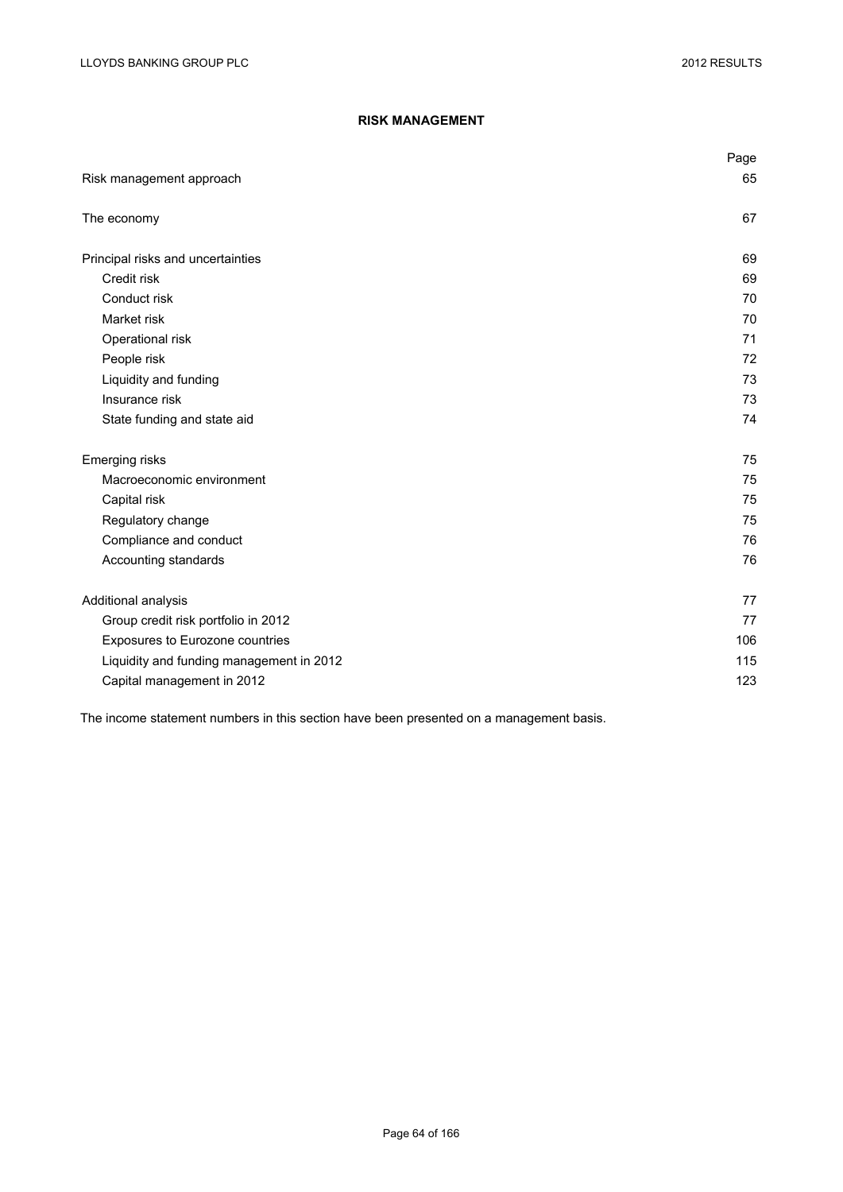# RISK MANAGEMENT

| | Page |
|---|---|
| Risk management approach | 65 |
| | |
| The economy | 67 |
| | |
| Principal risks and uncertainties | 69 |
| Credit risk | 69 |
| Conduct risk | 70 |
| Market risk | 70 |
| Operational risk | 71 |
| People risk | 72 |
| Liquidity and funding | 73 |
| Insurance risk | 73 |
| State funding and state aid | 74 |
| | |
| Emerging risks | 75 |
| Macroeconomic environment | 75 |
| Capital risk | 75 |
| Regulatory change | 75 |
| Compliance and conduct | 76 |
| Accounting standards | 76 |
| | |
| Additional analysis | 77 |
| Group credit risk portfolio in 2012 | 77 |
| Exposures to Eurozone countries | 106 |
| Liquidity and funding management in 2012 | 115 |
| Capital management in 2012 | 123 |

The income statement numbers in this section have been presented on a management basis.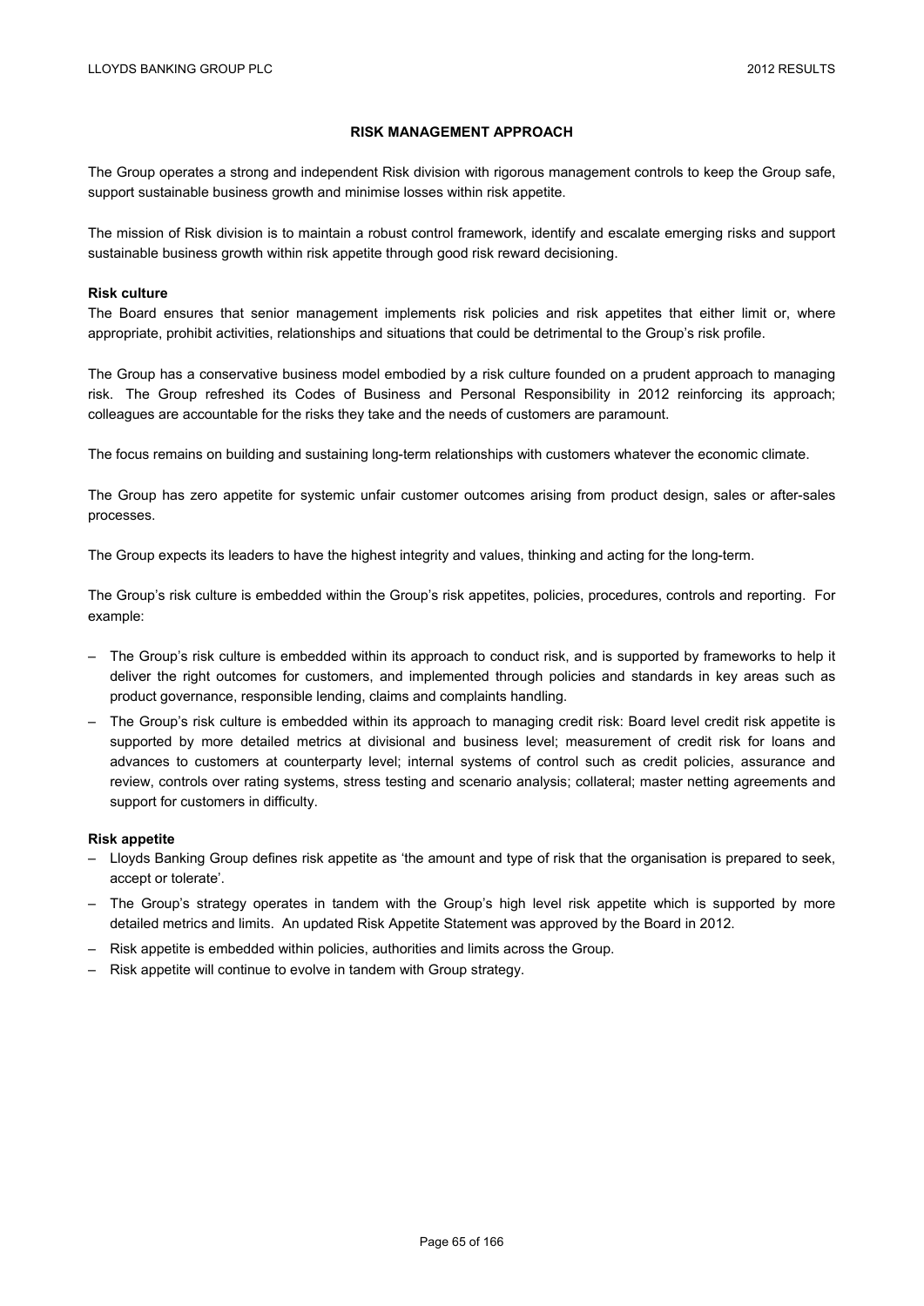## RISK MANAGEMENT APPROACH

The Group operates a strong and independent Risk division with rigorous management controls to keep the Group safe, support sustainable business growth and minimise losses within risk appetite.

The mission of Risk division is to maintain a robust control framework, identify and escalate emerging risks and support sustainable business growth within risk appetite through good risk reward decisioning.

**Risk culture**

The Board ensures that senior management implements risk policies and risk appetites that either limit or, where appropriate, prohibit activities, relationships and situations that could be detrimental to the Group's risk profile.

The Group has a conservative business model embodied by a risk culture founded on a prudent approach to managing risk. The Group refreshed its Codes of Business and Personal Responsibility in 2012 reinforcing its approach; colleagues are accountable for the risks they take and the needs of customers are paramount.

The focus remains on building and sustaining long-term relationships with customers whatever the economic climate.

The Group has zero appetite for systemic unfair customer outcomes arising from product design, sales or after-sales processes.

The Group expects its leaders to have the highest integrity and values, thinking and acting for the long-term.

The Group's risk culture is embedded within the Group's risk appetites, policies, procedures, controls and reporting. For example:

- The Group's risk culture is embedded within its approach to conduct risk, and is supported by frameworks to help it deliver the right outcomes for customers, and implemented through policies and standards in key areas such as product governance, responsible lending, claims and complaints handling.
- The Group's risk culture is embedded within its approach to managing credit risk: Board level credit risk appetite is supported by more detailed metrics at divisional and business level; measurement of credit risk for loans and advances to customers at counterparty level; internal systems of control such as credit policies, assurance and review, controls over rating systems, stress testing and scenario analysis; collateral; master netting agreements and support for customers in difficulty.

**Risk appetite**

- Lloyds Banking Group defines risk appetite as 'the amount and type of risk that the organisation is prepared to seek, accept or tolerate'.
- The Group's strategy operates in tandem with the Group's high level risk appetite which is supported by more detailed metrics and limits. An updated Risk Appetite Statement was approved by the Board in 2012.
- Risk appetite is embedded within policies, authorities and limits across the Group.
- Risk appetite will continue to evolve in tandem with Group strategy.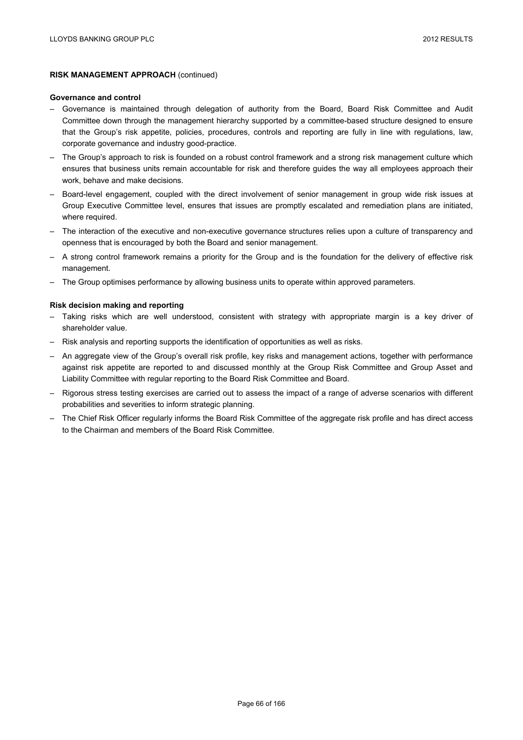**RISK MANAGEMENT APPROACH** (continued)

**Governance and control**

- Governance is maintained through delegation of authority from the Board, Board Risk Committee and Audit Committee down through the management hierarchy supported by a committee-based structure designed to ensure that the Group's risk appetite, policies, procedures, controls and reporting are fully in line with regulations, law, corporate governance and industry good-practice.
- The Group's approach to risk is founded on a robust control framework and a strong risk management culture which ensures that business units remain accountable for risk and therefore guides the way all employees approach their work, behave and make decisions.
- Board-level engagement, coupled with the direct involvement of senior management in group wide risk issues at Group Executive Committee level, ensures that issues are promptly escalated and remediation plans are initiated, where required.
- The interaction of the executive and non-executive governance structures relies upon a culture of transparency and openness that is encouraged by both the Board and senior management.
- A strong control framework remains a priority for the Group and is the foundation for the delivery of effective risk management.
- The Group optimises performance by allowing business units to operate within approved parameters.

**Risk decision making and reporting**

- Taking risks which are well understood, consistent with strategy with appropriate margin is a key driver of shareholder value.
- Risk analysis and reporting supports the identification of opportunities as well as risks.
- An aggregate view of the Group's overall risk profile, key risks and management actions, together with performance against risk appetite are reported to and discussed monthly at the Group Risk Committee and Group Asset and Liability Committee with regular reporting to the Board Risk Committee and Board.
- Rigorous stress testing exercises are carried out to assess the impact of a range of adverse scenarios with different probabilities and severities to inform strategic planning.
- The Chief Risk Officer regularly informs the Board Risk Committee of the aggregate risk profile and has direct access to the Chairman and members of the Board Risk Committee.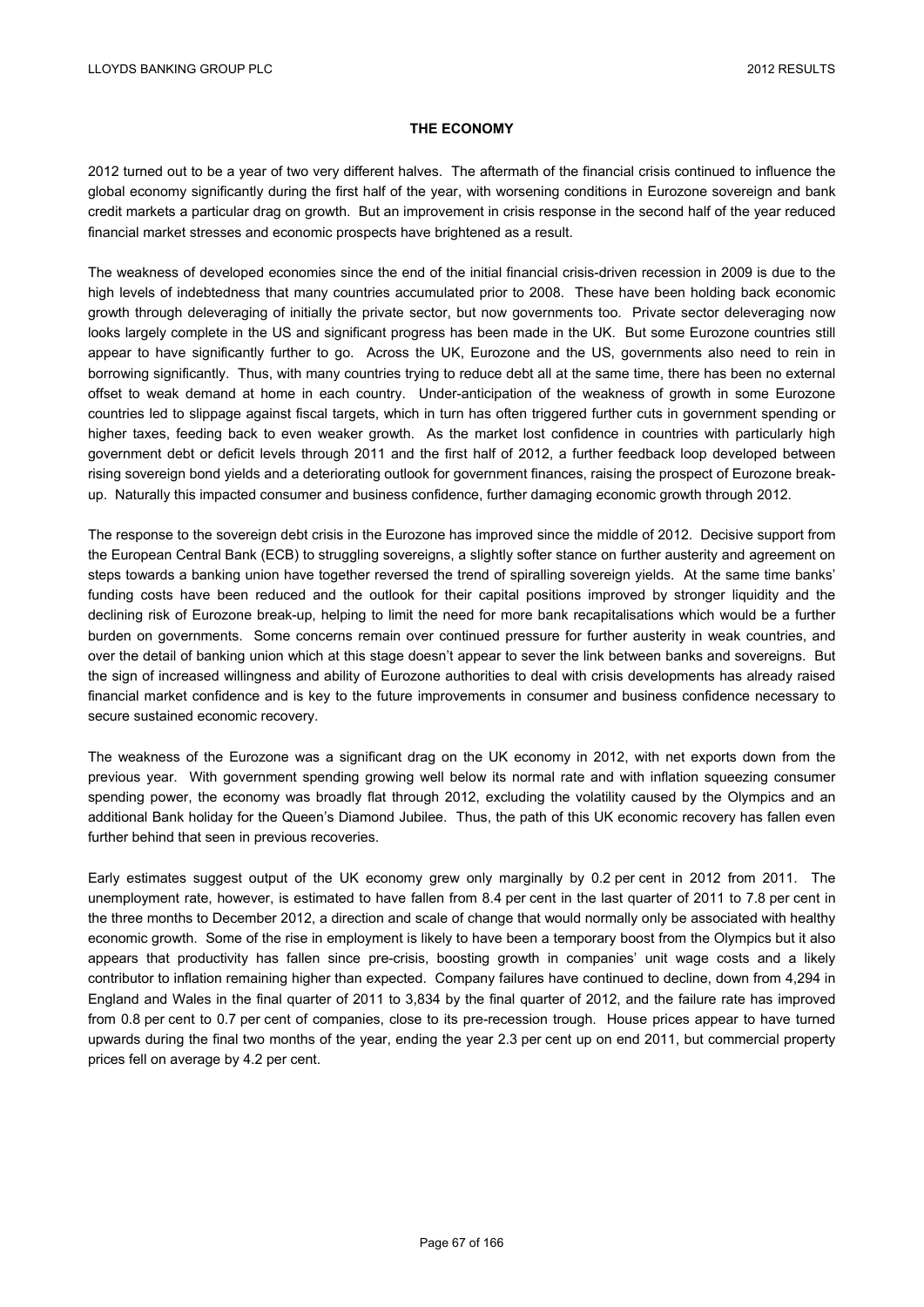## THE ECONOMY

2012 turned out to be a year of two very different halves. The aftermath of the financial crisis continued to influence the global economy significantly during the first half of the year, with worsening conditions in Eurozone sovereign and bank credit markets a particular drag on growth. But an improvement in crisis response in the second half of the year reduced financial market stresses and economic prospects have brightened as a result.

The weakness of developed economies since the end of the initial financial crisis-driven recession in 2009 is due to the high levels of indebtedness that many countries accumulated prior to 2008. These have been holding back economic growth through deleveraging of initially the private sector, but now governments too. Private sector deleveraging now looks largely complete in the US and significant progress has been made in the UK. But some Eurozone countries still appear to have significantly further to go. Across the UK, Eurozone and the US, governments also need to rein in borrowing significantly. Thus, with many countries trying to reduce debt all at the same time, there has been no external offset to weak demand at home in each country. Under-anticipation of the weakness of growth in some Eurozone countries led to slippage against fiscal targets, which in turn has often triggered further cuts in government spending or higher taxes, feeding back to even weaker growth. As the market lost confidence in countries with particularly high government debt or deficit levels through 2011 and the first half of 2012, a further feedback loop developed between rising sovereign bond yields and a deteriorating outlook for government finances, raising the prospect of Eurozone break-up. Naturally this impacted consumer and business confidence, further damaging economic growth through 2012.

The response to the sovereign debt crisis in the Eurozone has improved since the middle of 2012. Decisive support from the European Central Bank (ECB) to struggling sovereigns, a slightly softer stance on further austerity and agreement on steps towards a banking union have together reversed the trend of spiralling sovereign yields. At the same time banks' funding costs have been reduced and the outlook for their capital positions improved by stronger liquidity and the declining risk of Eurozone break-up, helping to limit the need for more bank recapitalisations which would be a further burden on governments. Some concerns remain over continued pressure for further austerity in weak countries, and over the detail of banking union which at this stage doesn't appear to sever the link between banks and sovereigns. But the sign of increased willingness and ability of Eurozone authorities to deal with crisis developments has already raised financial market confidence and is key to the future improvements in consumer and business confidence necessary to secure sustained economic recovery.

The weakness of the Eurozone was a significant drag on the UK economy in 2012, with net exports down from the previous year. With government spending growing well below its normal rate and with inflation squeezing consumer spending power, the economy was broadly flat through 2012, excluding the volatility caused by the Olympics and an additional Bank holiday for the Queen's Diamond Jubilee. Thus, the path of this UK economic recovery has fallen even further behind that seen in previous recoveries.

Early estimates suggest output of the UK economy grew only marginally by 0.2 per cent in 2012 from 2011. The unemployment rate, however, is estimated to have fallen from 8.4 per cent in the last quarter of 2011 to 7.8 per cent in the three months to December 2012, a direction and scale of change that would normally only be associated with healthy economic growth. Some of the rise in employment is likely to have been a temporary boost from the Olympics but it also appears that productivity has fallen since pre-crisis, boosting growth in companies' unit wage costs and a likely contributor to inflation remaining higher than expected. Company failures have continued to decline, down from 4,294 in England and Wales in the final quarter of 2011 to 3,834 by the final quarter of 2012, and the failure rate has improved from 0.8 per cent to 0.7 per cent of companies, close to its pre-recession trough. House prices appear to have turned upwards during the final two months of the year, ending the year 2.3 per cent up on end 2011, but commercial property prices fell on average by 4.2 per cent.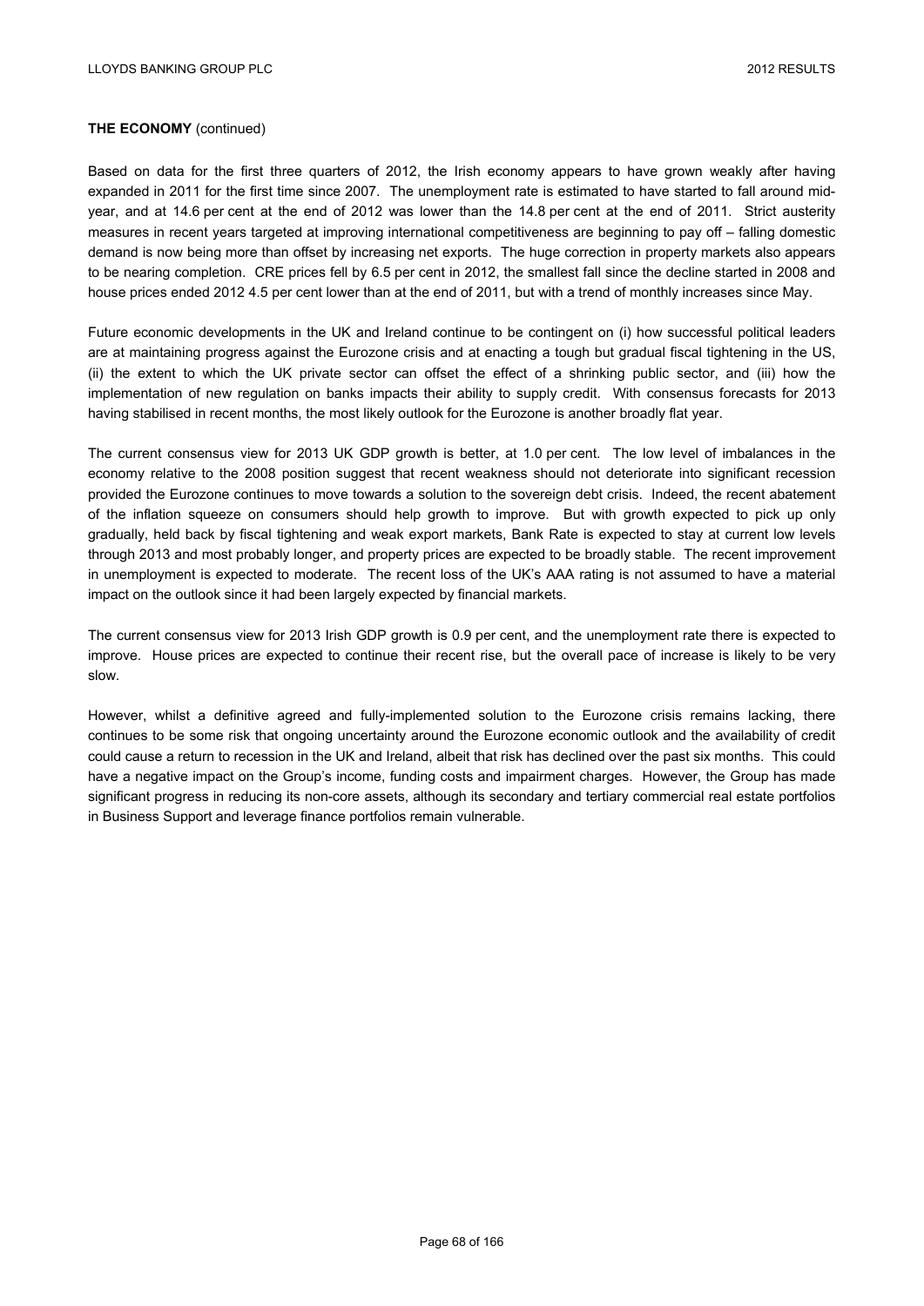**THE ECONOMY** (continued)

Based on data for the first three quarters of 2012, the Irish economy appears to have grown weakly after having expanded in 2011 for the first time since 2007. The unemployment rate is estimated to have started to fall around mid-year, and at 14.6 per cent at the end of 2012 was lower than the 14.8 per cent at the end of 2011. Strict austerity measures in recent years targeted at improving international competitiveness are beginning to pay off – falling domestic demand is now being more than offset by increasing net exports. The huge correction in property markets also appears to be nearing completion. CRE prices fell by 6.5 per cent in 2012, the smallest fall since the decline started in 2008 and house prices ended 2012 4.5 per cent lower than at the end of 2011, but with a trend of monthly increases since May.

Future economic developments in the UK and Ireland continue to be contingent on (i) how successful political leaders are at maintaining progress against the Eurozone crisis and at enacting a tough but gradual fiscal tightening in the US, (ii) the extent to which the UK private sector can offset the effect of a shrinking public sector, and (iii) how the implementation of new regulation on banks impacts their ability to supply credit. With consensus forecasts for 2013 having stabilised in recent months, the most likely outlook for the Eurozone is another broadly flat year.

The current consensus view for 2013 UK GDP growth is better, at 1.0 per cent. The low level of imbalances in the economy relative to the 2008 position suggest that recent weakness should not deteriorate into significant recession provided the Eurozone continues to move towards a solution to the sovereign debt crisis. Indeed, the recent abatement of the inflation squeeze on consumers should help growth to improve. But with growth expected to pick up only gradually, held back by fiscal tightening and weak export markets, Bank Rate is expected to stay at current low levels through 2013 and most probably longer, and property prices are expected to be broadly stable. The recent improvement in unemployment is expected to moderate. The recent loss of the UK's AAA rating is not assumed to have a material impact on the outlook since it had been largely expected by financial markets.

The current consensus view for 2013 Irish GDP growth is 0.9 per cent, and the unemployment rate there is expected to improve. House prices are expected to continue their recent rise, but the overall pace of increase is likely to be very slow.

However, whilst a definitive agreed and fully-implemented solution to the Eurozone crisis remains lacking, there continues to be some risk that ongoing uncertainty around the Eurozone economic outlook and the availability of credit could cause a return to recession in the UK and Ireland, albeit that risk has declined over the past six months. This could have a negative impact on the Group's income, funding costs and impairment charges. However, the Group has made significant progress in reducing its non-core assets, although its secondary and tertiary commercial real estate portfolios in Business Support and leverage finance portfolios remain vulnerable.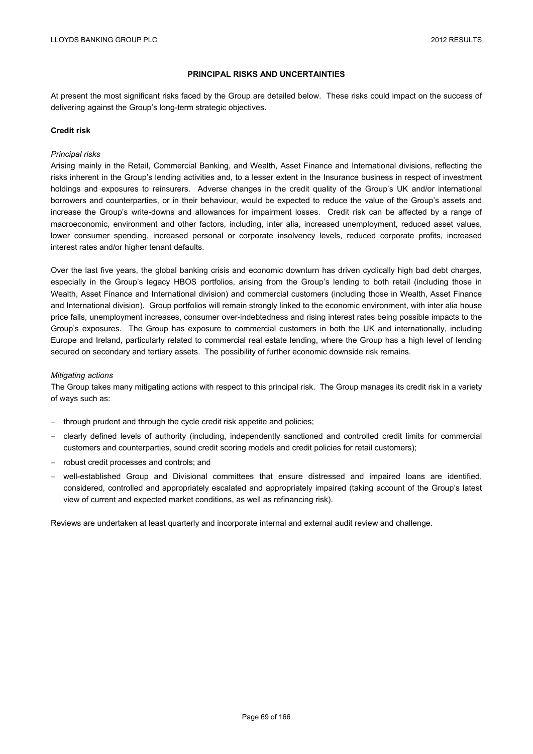## PRINCIPAL RISKS AND UNCERTAINTIES

At present the most significant risks faced by the Group are detailed below. These risks could impact on the success of delivering against the Group's long-term strategic objectives.

### Credit risk

*Principal risks*

Arising mainly in the Retail, Commercial Banking, and Wealth, Asset Finance and International divisions, reflecting the risks inherent in the Group's lending activities and, to a lesser extent in the Insurance business in respect of investment holdings and exposures to reinsurers. Adverse changes in the credit quality of the Group's UK and/or international borrowers and counterparties, or in their behaviour, would be expected to reduce the value of the Group's assets and increase the Group's write-downs and allowances for impairment losses. Credit risk can be affected by a range of macroeconomic, environment and other factors, including, inter alia, increased unemployment, reduced asset values, lower consumer spending, increased personal or corporate insolvency levels, reduced corporate profits, increased interest rates and/or higher tenant defaults.

Over the last five years, the global banking crisis and economic downturn has driven cyclically high bad debt charges, especially in the Group's legacy HBOS portfolios, arising from the Group's lending to both retail (including those in Wealth, Asset Finance and International division) and commercial customers (including those in Wealth, Asset Finance and International division). Group portfolios will remain strongly linked to the economic environment, with inter alia house price falls, unemployment increases, consumer over-indebtedness and rising interest rates being possible impacts to the Group's exposures. The Group has exposure to commercial customers in both the UK and internationally, including Europe and Ireland, particularly related to commercial real estate lending, where the Group has a high level of lending secured on secondary and tertiary assets. The possibility of further economic downside risk remains.

*Mitigating actions*

The Group takes many mitigating actions with respect to this principal risk. The Group manages its credit risk in a variety of ways such as:

- through prudent and through the cycle credit risk appetite and policies;
- clearly defined levels of authority (including, independently sanctioned and controlled credit limits for commercial customers and counterparties, sound credit scoring models and credit policies for retail customers);
- robust credit processes and controls; and
- well-established Group and Divisional committees that ensure distressed and impaired loans are identified, considered, controlled and appropriately escalated and appropriately impaired (taking account of the Group's latest view of current and expected market conditions, as well as refinancing risk).

Reviews are undertaken at least quarterly and incorporate internal and external audit review and challenge.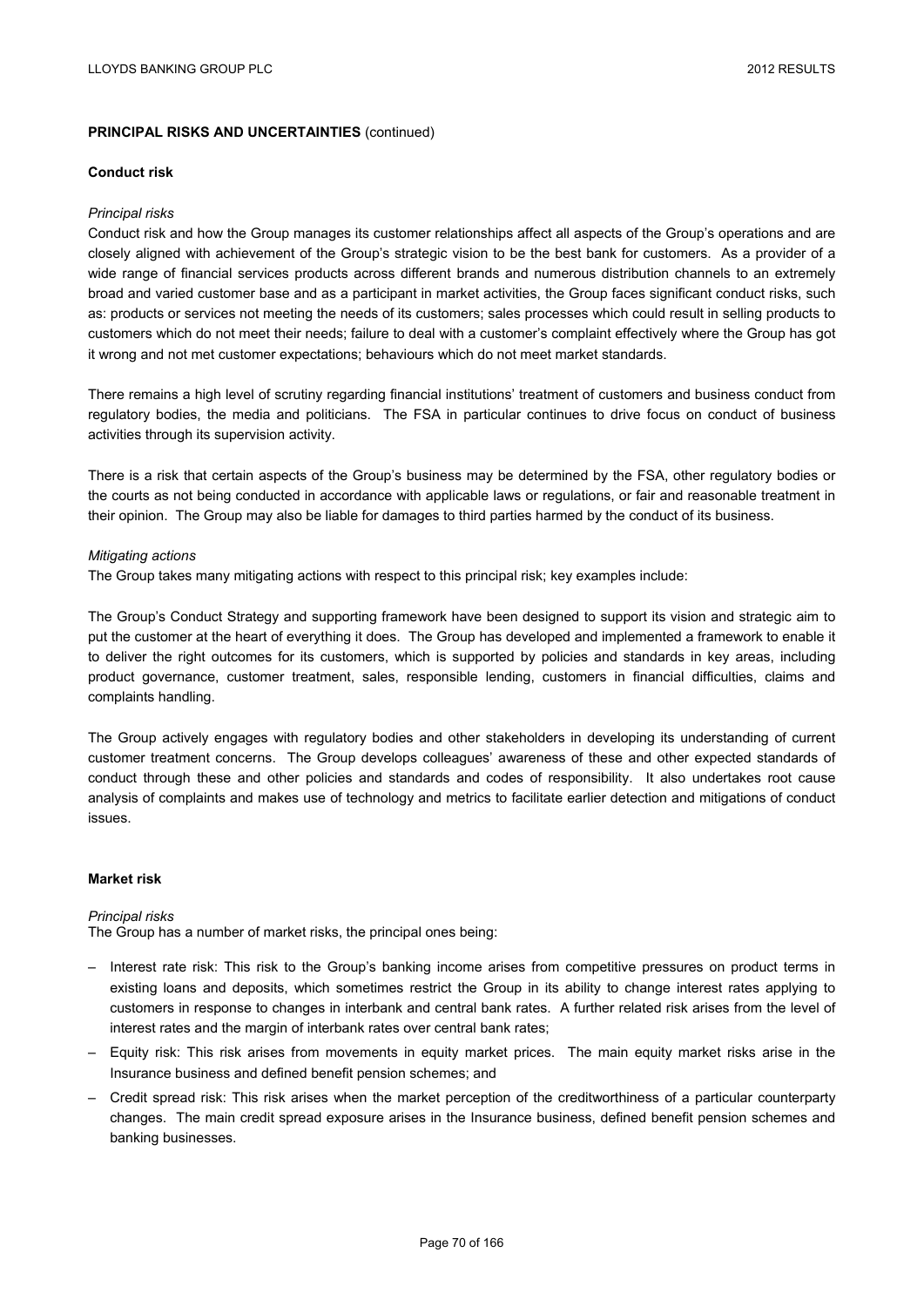**PRINCIPAL RISKS AND UNCERTAINTIES** (continued)

**Conduct risk**

*Principal risks*

Conduct risk and how the Group manages its customer relationships affect all aspects of the Group's operations and are closely aligned with achievement of the Group's strategic vision to be the best bank for customers. As a provider of a wide range of financial services products across different brands and numerous distribution channels to an extremely broad and varied customer base and as a participant in market activities, the Group faces significant conduct risks, such as: products or services not meeting the needs of its customers; sales processes which could result in selling products to customers which do not meet their needs; failure to deal with a customer's complaint effectively where the Group has got it wrong and not met customer expectations; behaviours which do not meet market standards.

There remains a high level of scrutiny regarding financial institutions' treatment of customers and business conduct from regulatory bodies, the media and politicians. The FSA in particular continues to drive focus on conduct of business activities through its supervision activity.

There is a risk that certain aspects of the Group's business may be determined by the FSA, other regulatory bodies or the courts as not being conducted in accordance with applicable laws or regulations, or fair and reasonable treatment in their opinion. The Group may also be liable for damages to third parties harmed by the conduct of its business.

*Mitigating actions*

The Group takes many mitigating actions with respect to this principal risk; key examples include:

The Group's Conduct Strategy and supporting framework have been designed to support its vision and strategic aim to put the customer at the heart of everything it does. The Group has developed and implemented a framework to enable it to deliver the right outcomes for its customers, which is supported by policies and standards in key areas, including product governance, customer treatment, sales, responsible lending, customers in financial difficulties, claims and complaints handling.

The Group actively engages with regulatory bodies and other stakeholders in developing its understanding of current customer treatment concerns. The Group develops colleagues' awareness of these and other expected standards of conduct through these and other policies and standards and codes of responsibility. It also undertakes root cause analysis of complaints and makes use of technology and metrics to facilitate earlier detection and mitigations of conduct issues.

**Market risk**

*Principal risks*

The Group has a number of market risks, the principal ones being:

- Interest rate risk: This risk to the Group's banking income arises from competitive pressures on product terms in existing loans and deposits, which sometimes restrict the Group in its ability to change interest rates applying to customers in response to changes in interbank and central bank rates. A further related risk arises from the level of interest rates and the margin of interbank rates over central bank rates;
- Equity risk: This risk arises from movements in equity market prices. The main equity market risks arise in the Insurance business and defined benefit pension schemes; and
- Credit spread risk: This risk arises when the market perception of the creditworthiness of a particular counterparty changes. The main credit spread exposure arises in the Insurance business, defined benefit pension schemes and banking businesses.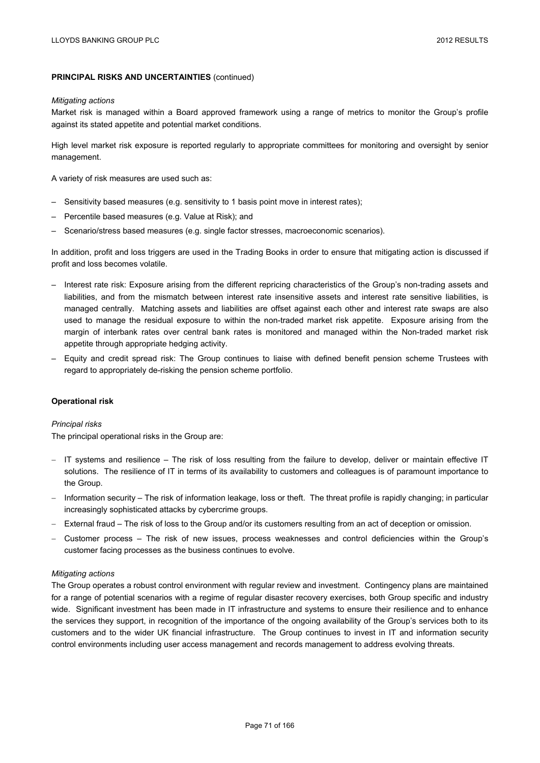**PRINCIPAL RISKS AND UNCERTAINTIES** (continued)

*Mitigating actions*

Market risk is managed within a Board approved framework using a range of metrics to monitor the Group's profile against its stated appetite and potential market conditions.

High level market risk exposure is reported regularly to appropriate committees for monitoring and oversight by senior management.

A variety of risk measures are used such as:

- Sensitivity based measures (e.g. sensitivity to 1 basis point move in interest rates);
- Percentile based measures (e.g. Value at Risk); and
- Scenario/stress based measures (e.g. single factor stresses, macroeconomic scenarios).

In addition, profit and loss triggers are used in the Trading Books in order to ensure that mitigating action is discussed if profit and loss becomes volatile.

- Interest rate risk: Exposure arising from the different repricing characteristics of the Group's non-trading assets and liabilities, and from the mismatch between interest rate insensitive assets and interest rate sensitive liabilities, is managed centrally. Matching assets and liabilities are offset against each other and interest rate swaps are also used to manage the residual exposure to within the non-traded market risk appetite. Exposure arising from the margin of interbank rates over central bank rates is monitored and managed within the Non-traded market risk appetite through appropriate hedging activity.
- Equity and credit spread risk: The Group continues to liaise with defined benefit pension scheme Trustees with regard to appropriately de-risking the pension scheme portfolio.

**Operational risk**

*Principal risks*

The principal operational risks in the Group are:

- IT systems and resilience – The risk of loss resulting from the failure to develop, deliver or maintain effective IT solutions. The resilience of IT in terms of its availability to customers and colleagues is of paramount importance to the Group.
- Information security – The risk of information leakage, loss or theft. The threat profile is rapidly changing; in particular increasingly sophisticated attacks by cybercrime groups.
- External fraud – The risk of loss to the Group and/or its customers resulting from an act of deception or omission.
- Customer process – The risk of new issues, process weaknesses and control deficiencies within the Group's customer facing processes as the business continues to evolve.

*Mitigating actions*

The Group operates a robust control environment with regular review and investment. Contingency plans are maintained for a range of potential scenarios with a regime of regular disaster recovery exercises, both Group specific and industry wide. Significant investment has been made in IT infrastructure and systems to ensure their resilience and to enhance the services they support, in recognition of the importance of the ongoing availability of the Group's services both to its customers and to the wider UK financial infrastructure. The Group continues to invest in IT and information security control environments including user access management and records management to address evolving threats.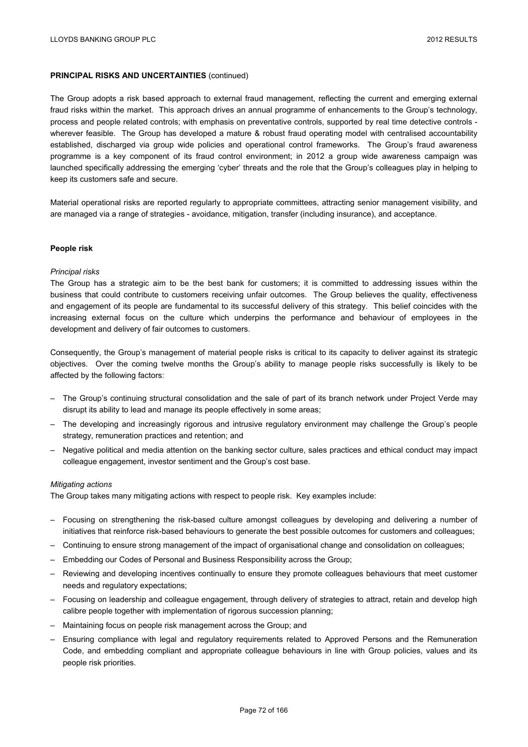**PRINCIPAL RISKS AND UNCERTAINTIES** (continued)

The Group adopts a risk based approach to external fraud management, reflecting the current and emerging external fraud risks within the market. This approach drives an annual programme of enhancements to the Group's technology, process and people related controls; with emphasis on preventative controls, supported by real time detective controls - wherever feasible. The Group has developed a mature & robust fraud operating model with centralised accountability established, discharged via group wide policies and operational control frameworks. The Group's fraud awareness programme is a key component of its fraud control environment; in 2012 a group wide awareness campaign was launched specifically addressing the emerging 'cyber' threats and the role that the Group's colleagues play in helping to keep its customers safe and secure.

Material operational risks are reported regularly to appropriate committees, attracting senior management visibility, and are managed via a range of strategies - avoidance, mitigation, transfer (including insurance), and acceptance.

**People risk**

*Principal risks*

The Group has a strategic aim to be the best bank for customers; it is committed to addressing issues within the business that could contribute to customers receiving unfair outcomes. The Group believes the quality, effectiveness and engagement of its people are fundamental to its successful delivery of this strategy. This belief coincides with the increasing external focus on the culture which underpins the performance and behaviour of employees in the development and delivery of fair outcomes to customers.

Consequently, the Group's management of material people risks is critical to its capacity to deliver against its strategic objectives. Over the coming twelve months the Group's ability to manage people risks successfully is likely to be affected by the following factors:

- The Group's continuing structural consolidation and the sale of part of its branch network under Project Verde may disrupt its ability to lead and manage its people effectively in some areas;
- The developing and increasingly rigorous and intrusive regulatory environment may challenge the Group's people strategy, remuneration practices and retention; and
- Negative political and media attention on the banking sector culture, sales practices and ethical conduct may impact colleague engagement, investor sentiment and the Group's cost base.

*Mitigating actions*

The Group takes many mitigating actions with respect to people risk. Key examples include:

- Focusing on strengthening the risk-based culture amongst colleagues by developing and delivering a number of initiatives that reinforce risk-based behaviours to generate the best possible outcomes for customers and colleagues;
- Continuing to ensure strong management of the impact of organisational change and consolidation on colleagues;
- Embedding our Codes of Personal and Business Responsibility across the Group;
- Reviewing and developing incentives continually to ensure they promote colleagues behaviours that meet customer needs and regulatory expectations;
- Focusing on leadership and colleague engagement, through delivery of strategies to attract, retain and develop high calibre people together with implementation of rigorous succession planning;
- Maintaining focus on people risk management across the Group; and
- Ensuring compliance with legal and regulatory requirements related to Approved Persons and the Remuneration Code, and embedding compliant and appropriate colleague behaviours in line with Group policies, values and its people risk priorities.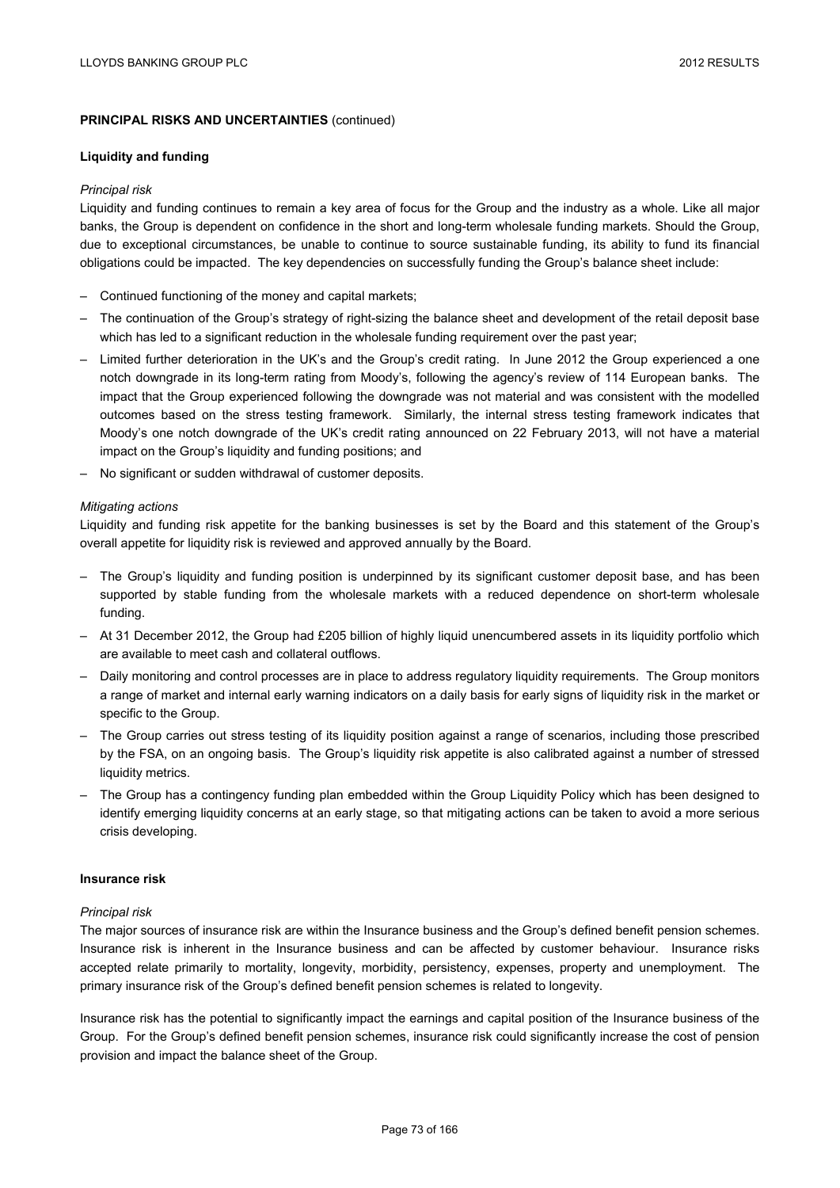**PRINCIPAL RISKS AND UNCERTAINTIES** (continued)

**Liquidity and funding**

*Principal risk*

Liquidity and funding continues to remain a key area of focus for the Group and the industry as a whole. Like all major banks, the Group is dependent on confidence in the short and long-term wholesale funding markets. Should the Group, due to exceptional circumstances, be unable to continue to source sustainable funding, its ability to fund its financial obligations could be impacted. The key dependencies on successfully funding the Group's balance sheet include:

- Continued functioning of the money and capital markets;
- The continuation of the Group's strategy of right-sizing the balance sheet and development of the retail deposit base which has led to a significant reduction in the wholesale funding requirement over the past year;
- Limited further deterioration in the UK's and the Group's credit rating. In June 2012 the Group experienced a one notch downgrade in its long-term rating from Moody's, following the agency's review of 114 European banks. The impact that the Group experienced following the downgrade was not material and was consistent with the modelled outcomes based on the stress testing framework. Similarly, the internal stress testing framework indicates that Moody's one notch downgrade of the UK's credit rating announced on 22 February 2013, will not have a material impact on the Group's liquidity and funding positions; and
- No significant or sudden withdrawal of customer deposits.

*Mitigating actions*

Liquidity and funding risk appetite for the banking businesses is set by the Board and this statement of the Group's overall appetite for liquidity risk is reviewed and approved annually by the Board.

- The Group's liquidity and funding position is underpinned by its significant customer deposit base, and has been supported by stable funding from the wholesale markets with a reduced dependence on short-term wholesale funding.
- At 31 December 2012, the Group had £205 billion of highly liquid unencumbered assets in its liquidity portfolio which are available to meet cash and collateral outflows.
- Daily monitoring and control processes are in place to address regulatory liquidity requirements. The Group monitors a range of market and internal early warning indicators on a daily basis for early signs of liquidity risk in the market or specific to the Group.
- The Group carries out stress testing of its liquidity position against a range of scenarios, including those prescribed by the FSA, on an ongoing basis. The Group's liquidity risk appetite is also calibrated against a number of stressed liquidity metrics.
- The Group has a contingency funding plan embedded within the Group Liquidity Policy which has been designed to identify emerging liquidity concerns at an early stage, so that mitigating actions can be taken to avoid a more serious crisis developing.

**Insurance risk**

*Principal risk*

The major sources of insurance risk are within the Insurance business and the Group's defined benefit pension schemes. Insurance risk is inherent in the Insurance business and can be affected by customer behaviour. Insurance risks accepted relate primarily to mortality, longevity, morbidity, persistency, expenses, property and unemployment. The primary insurance risk of the Group's defined benefit pension schemes is related to longevity.

Insurance risk has the potential to significantly impact the earnings and capital position of the Insurance business of the Group. For the Group's defined benefit pension schemes, insurance risk could significantly increase the cost of pension provision and impact the balance sheet of the Group.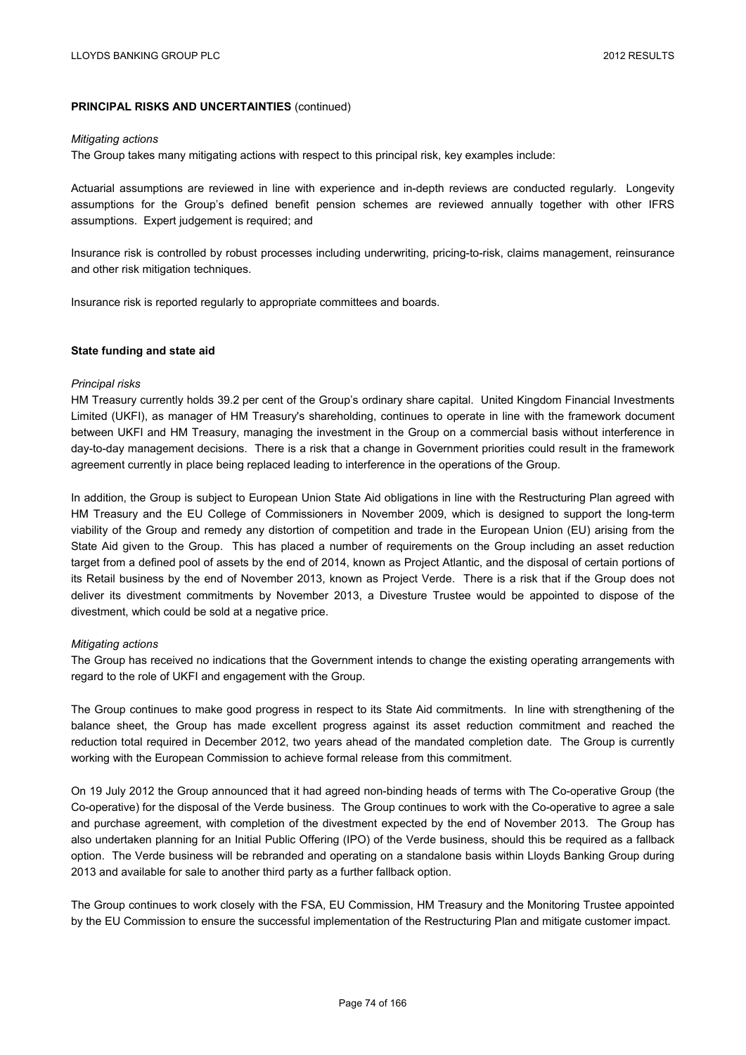## PRINCIPAL RISKS AND UNCERTAINTIES (continued)

*Mitigating actions*

The Group takes many mitigating actions with respect to this principal risk, key examples include:

Actuarial assumptions are reviewed in line with experience and in-depth reviews are conducted regularly. Longevity assumptions for the Group's defined benefit pension schemes are reviewed annually together with other IFRS assumptions. Expert judgement is required; and

Insurance risk is controlled by robust processes including underwriting, pricing-to-risk, claims management, reinsurance and other risk mitigation techniques.

Insurance risk is reported regularly to appropriate committees and boards.

### State funding and state aid

*Principal risks*

HM Treasury currently holds 39.2 per cent of the Group's ordinary share capital. United Kingdom Financial Investments Limited (UKFI), as manager of HM Treasury's shareholding, continues to operate in line with the framework document between UKFI and HM Treasury, managing the investment in the Group on a commercial basis without interference in day-to-day management decisions. There is a risk that a change in Government priorities could result in the framework agreement currently in place being replaced leading to interference in the operations of the Group.

In addition, the Group is subject to European Union State Aid obligations in line with the Restructuring Plan agreed with HM Treasury and the EU College of Commissioners in November 2009, which is designed to support the long-term viability of the Group and remedy any distortion of competition and trade in the European Union (EU) arising from the State Aid given to the Group. This has placed a number of requirements on the Group including an asset reduction target from a defined pool of assets by the end of 2014, known as Project Atlantic, and the disposal of certain portions of its Retail business by the end of November 2013, known as Project Verde. There is a risk that if the Group does not deliver its divestment commitments by November 2013, a Divesture Trustee would be appointed to dispose of the divestment, which could be sold at a negative price.

*Mitigating actions*

The Group has received no indications that the Government intends to change the existing operating arrangements with regard to the role of UKFI and engagement with the Group.

The Group continues to make good progress in respect to its State Aid commitments. In line with strengthening of the balance sheet, the Group has made excellent progress against its asset reduction commitment and reached the reduction total required in December 2012, two years ahead of the mandated completion date. The Group is currently working with the European Commission to achieve formal release from this commitment.

On 19 July 2012 the Group announced that it had agreed non-binding heads of terms with The Co-operative Group (the Co-operative) for the disposal of the Verde business. The Group continues to work with the Co-operative to agree a sale and purchase agreement, with completion of the divestment expected by the end of November 2013. The Group has also undertaken planning for an Initial Public Offering (IPO) of the Verde business, should this be required as a fallback option. The Verde business will be rebranded and operating on a standalone basis within Lloyds Banking Group during 2013 and available for sale to another third party as a further fallback option.

The Group continues to work closely with the FSA, EU Commission, HM Treasury and the Monitoring Trustee appointed by the EU Commission to ensure the successful implementation of the Restructuring Plan and mitigate customer impact.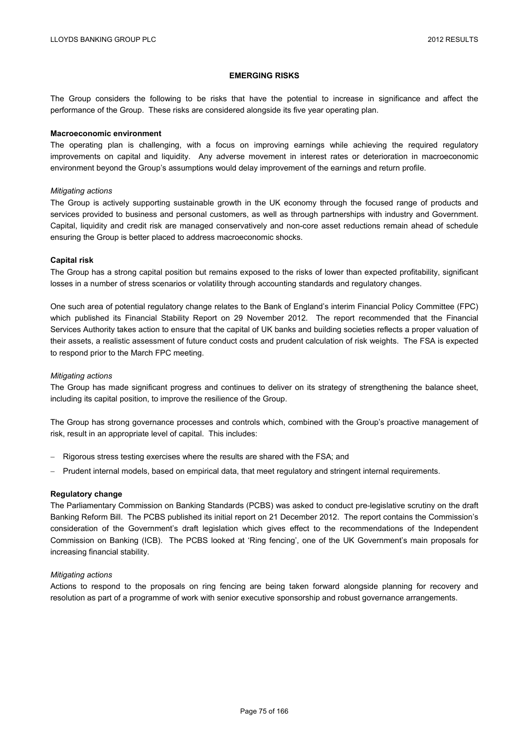## EMERGING RISKS

The Group considers the following to be risks that have the potential to increase in significance and affect the performance of the Group. These risks are considered alongside its five year operating plan.

**Macroeconomic environment**

The operating plan is challenging, with a focus on improving earnings while achieving the required regulatory improvements on capital and liquidity. Any adverse movement in interest rates or deterioration in macroeconomic environment beyond the Group's assumptions would delay improvement of the earnings and return profile.

*Mitigating actions*

The Group is actively supporting sustainable growth in the UK economy through the focused range of products and services provided to business and personal customers, as well as through partnerships with industry and Government. Capital, liquidity and credit risk are managed conservatively and non-core asset reductions remain ahead of schedule ensuring the Group is better placed to address macroeconomic shocks.

**Capital risk**

The Group has a strong capital position but remains exposed to the risks of lower than expected profitability, significant losses in a number of stress scenarios or volatility through accounting standards and regulatory changes.

One such area of potential regulatory change relates to the Bank of England's interim Financial Policy Committee (FPC) which published its Financial Stability Report on 29 November 2012. The report recommended that the Financial Services Authority takes action to ensure that the capital of UK banks and building societies reflects a proper valuation of their assets, a realistic assessment of future conduct costs and prudent calculation of risk weights. The FSA is expected to respond prior to the March FPC meeting.

*Mitigating actions*

The Group has made significant progress and continues to deliver on its strategy of strengthening the balance sheet, including its capital position, to improve the resilience of the Group.

The Group has strong governance processes and controls which, combined with the Group's proactive management of risk, result in an appropriate level of capital. This includes:

- Rigorous stress testing exercises where the results are shared with the FSA; and
- Prudent internal models, based on empirical data, that meet regulatory and stringent internal requirements.

**Regulatory change**

The Parliamentary Commission on Banking Standards (PCBS) was asked to conduct pre-legislative scrutiny on the draft Banking Reform Bill. The PCBS published its initial report on 21 December 2012. The report contains the Commission's consideration of the Government's draft legislation which gives effect to the recommendations of the Independent Commission on Banking (ICB). The PCBS looked at 'Ring fencing', one of the UK Government's main proposals for increasing financial stability.

*Mitigating actions*

Actions to respond to the proposals on ring fencing are being taken forward alongside planning for recovery and resolution as part of a programme of work with senior executive sponsorship and robust governance arrangements.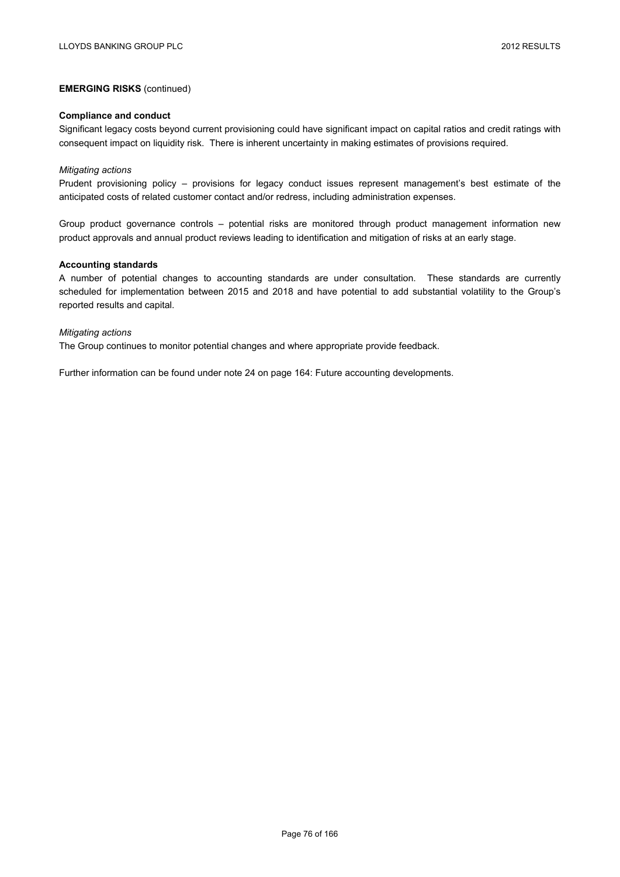**EMERGING RISKS** (continued)

**Compliance and conduct**

Significant legacy costs beyond current provisioning could have significant impact on capital ratios and credit ratings with consequent impact on liquidity risk. There is inherent uncertainty in making estimates of provisions required.

*Mitigating actions*

Prudent provisioning policy – provisions for legacy conduct issues represent management's best estimate of the anticipated costs of related customer contact and/or redress, including administration expenses.

Group product governance controls – potential risks are monitored through product management information new product approvals and annual product reviews leading to identification and mitigation of risks at an early stage.

**Accounting standards**

A number of potential changes to accounting standards are under consultation. These standards are currently scheduled for implementation between 2015 and 2018 and have potential to add substantial volatility to the Group's reported results and capital.

*Mitigating actions*

The Group continues to monitor potential changes and where appropriate provide feedback.

Further information can be found under note 24 on page 164: Future accounting developments.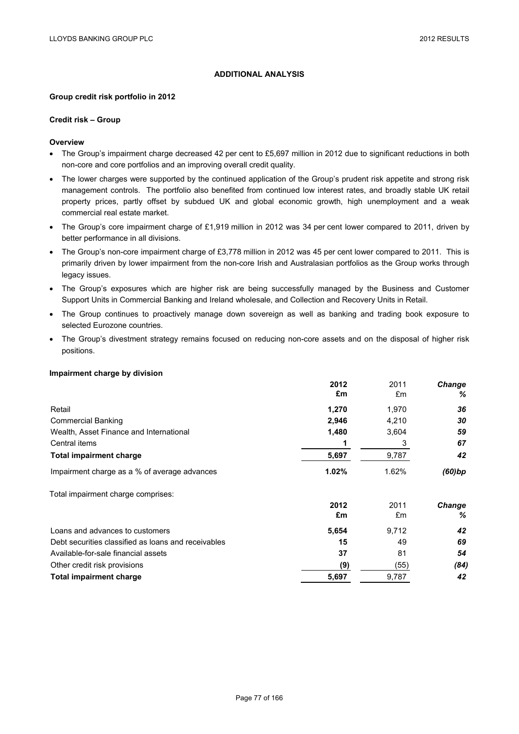## ADDITIONAL ANALYSIS

### Group credit risk portfolio in 2012

### Credit risk – Group

**Overview**

- The Group's impairment charge decreased 42 per cent to £5,697 million in 2012 due to significant reductions in both non-core and core portfolios and an improving overall credit quality.
- The lower charges were supported by the continued application of the Group's prudent risk appetite and strong risk management controls. The portfolio also benefited from continued low interest rates, and broadly stable UK retail property prices, partly offset by subdued UK and global economic growth, high unemployment and a weak commercial real estate market.
- The Group's core impairment charge of £1,919 million in 2012 was 34 per cent lower compared to 2011, driven by better performance in all divisions.
- The Group's non-core impairment charge of £3,778 million in 2012 was 45 per cent lower compared to 2011. This is primarily driven by lower impairment from the non-core Irish and Australasian portfolios as the Group works through legacy issues.
- The Group's exposures which are higher risk are being successfully managed by the Business and Customer Support Units in Commercial Banking and Ireland wholesale, and Collection and Recovery Units in Retail.
- The Group continues to proactively manage down sovereign as well as banking and trading book exposure to selected Eurozone countries.
- The Group's divestment strategy remains focused on reducing non-core assets and on the disposal of higher risk positions.

**Impairment charge by division**

| | **2012 £m** | 2011 £m | ***Change %*** |
|---|---|---|---|
| Retail | **1,270** | 1,970 | ***36*** |
| Commercial Banking | **2,946** | 4,210 | ***30*** |
| Wealth, Asset Finance and International | **1,480** | 3,604 | ***59*** |
| Central items | **1** | 3 | ***67*** |
| **Total impairment charge** | **5,697** | 9,787 | ***42*** |
| Impairment charge as a % of average advances | **1.02%** | 1.62% | ***(60)bp*** |

Total impairment charge comprises:

| | **2012 £m** | 2011 £m | ***Change %*** |
|---|---|---|---|
| Loans and advances to customers | **5,654** | 9,712 | ***42*** |
| Debt securities classified as loans and receivables | **15** | 49 | ***69*** |
| Available-for-sale financial assets | **37** | 81 | ***54*** |
| Other credit risk provisions | **(9)** | (55) | ***(84)*** |
| **Total impairment charge** | **5,697** | 9,787 | ***42*** |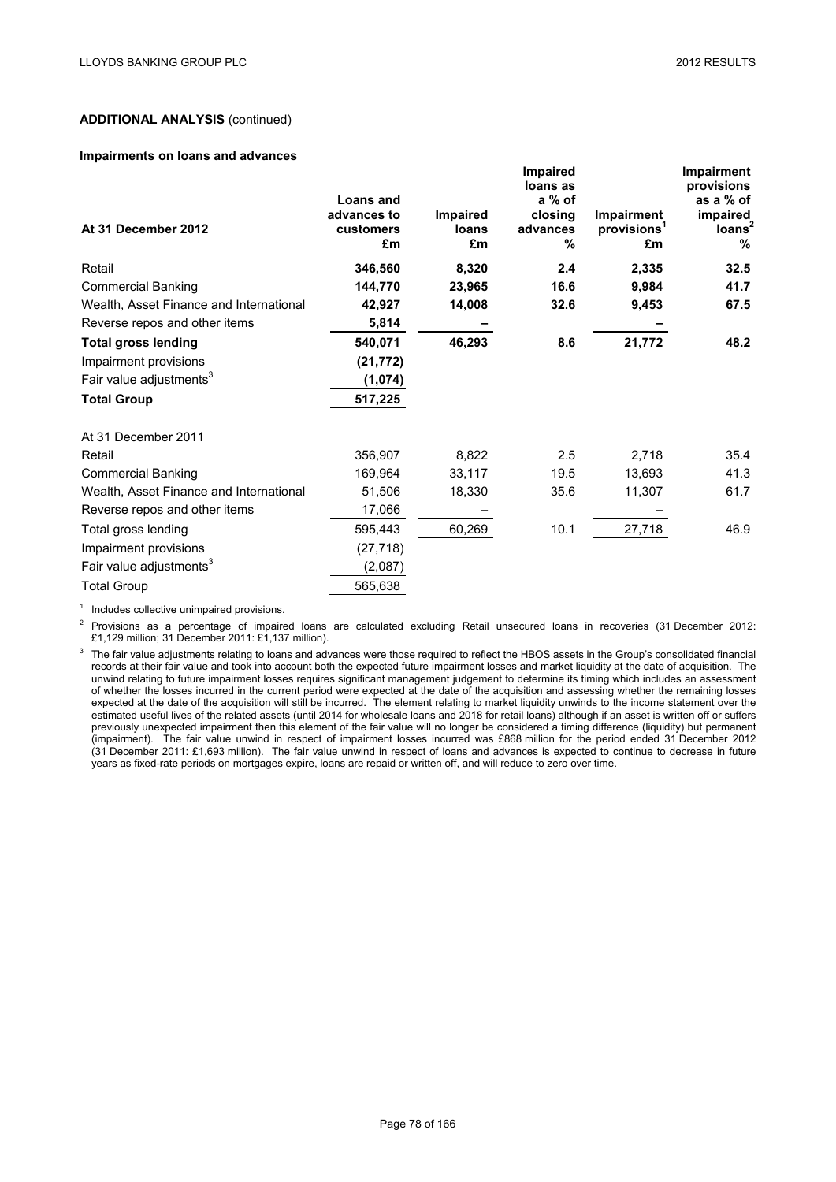**ADDITIONAL ANALYSIS** (continued)

**Impairments on loans and advances**

| At 31 December 2012 | Loans and advances to customers £m | Impaired loans £m | Impaired loans as a % of closing advances % | Impairment provisions[1] £m | Impairment provisions as a % of impaired loans[2] % |
|---|---|---|---|---|---|
| Retail | **346,560** | **8,320** | **2.4** | **2,335** | **32.5** |
| Commercial Banking | **144,770** | **23,965** | **16.6** | **9,984** | **41.7** |
| Wealth, Asset Finance and International | **42,927** | **14,008** | **32.6** | **9,453** | **67.5** |
| Reverse repos and other items | **5,814** | **–** | | **–** | |
| **Total gross lending** | **540,071** | **46,293** | **8.6** | **21,772** | **48.2** |
| Impairment provisions | **(21,772)** | | | | |
| Fair value adjustments[3] | **(1,074)** | | | | |
| **Total Group** | **517,225** | | | | |
| At 31 December 2011 | | | | | |
| Retail | 356,907 | 8,822 | 2.5 | 2,718 | 35.4 |
| Commercial Banking | 169,964 | 33,117 | 19.5 | 13,693 | 41.3 |
| Wealth, Asset Finance and International | 51,506 | 18,330 | 35.6 | 11,307 | 61.7 |
| Reverse repos and other items | 17,066 | – | | – | |
| Total gross lending | 595,443 | 60,269 | 10.1 | 27,718 | 46.9 |
| Impairment provisions | (27,718) | | | | |
| Fair value adjustments[3] | (2,087) | | | | |
| Total Group | 565,638 | | | | |

[1] Includes collective unimpaired provisions.

[2] Provisions as a percentage of impaired loans are calculated excluding Retail unsecured loans in recoveries (31 December 2012: £1,129 million; 31 December 2011: £1,137 million).

[3] The fair value adjustments relating to loans and advances were those required to reflect the HBOS assets in the Group's consolidated financial records at their fair value and took into account both the expected future impairment losses and market liquidity at the date of acquisition. The unwind relating to future impairment losses requires significant management judgement to determine its timing which includes an assessment of whether the losses incurred in the current period were expected at the date of the acquisition and assessing whether the remaining losses expected at the date of the acquisition will still be incurred. The element relating to market liquidity unwinds to the income statement over the estimated useful lives of the related assets (until 2014 for wholesale loans and 2018 for retail loans) although if an asset is written off or suffers previously unexpected impairment then this element of the fair value will no longer be considered a timing difference (liquidity) but permanent (impairment). The fair value unwind in respect of impairment losses incurred was £868 million for the period ended 31 December 2012 (31 December 2011: £1,693 million). The fair value unwind in respect of loans and advances is expected to continue to decrease in future years as fixed-rate periods on mortgages expire, loans are repaid or written off, and will reduce to zero over time.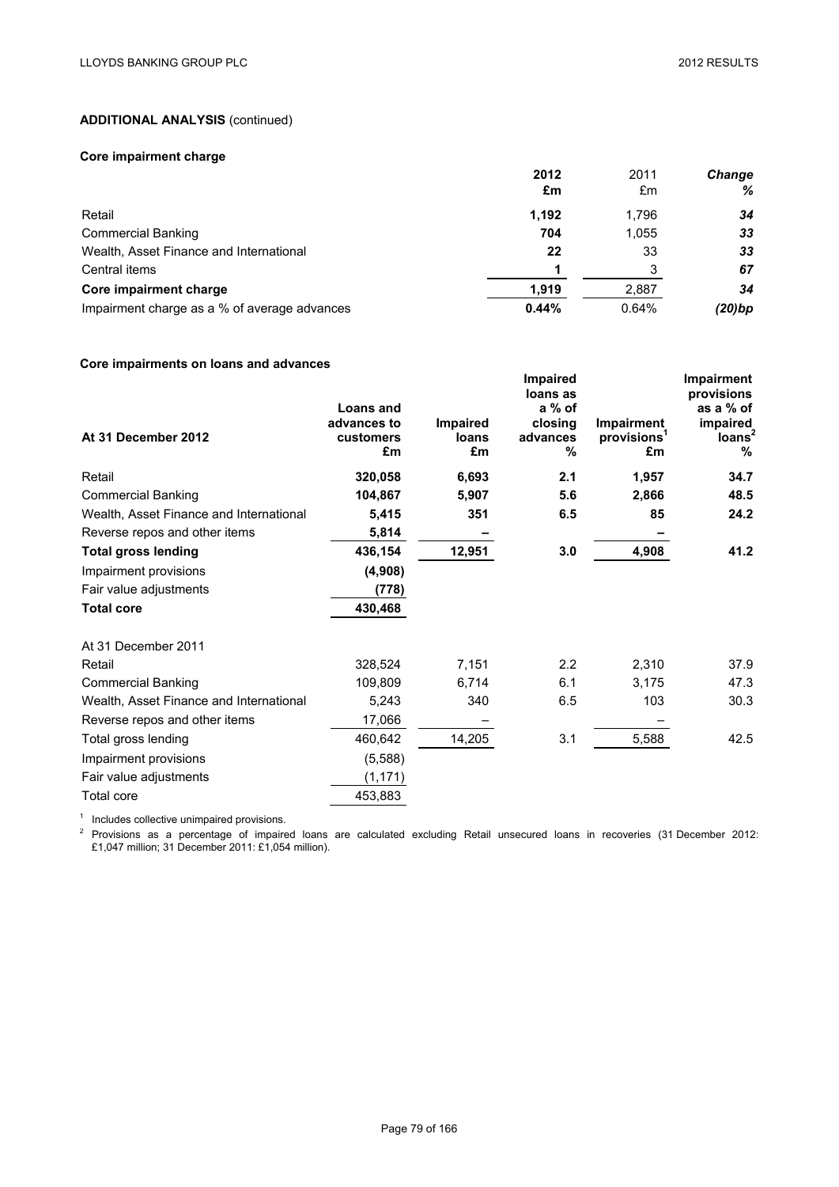## ADDITIONAL ANALYSIS (continued)

### Core impairment charge

| | 2012 £m | 2011 £m | *Change %* |
|---|---|---|---|
| Retail | **1,192** | 1,796 | ***34*** |
| Commercial Banking | **704** | 1,055 | ***33*** |
| Wealth, Asset Finance and International | **22** | 33 | ***33*** |
| Central items | **1** | 3 | ***67*** |
| **Core impairment charge** | **1,919** | 2,887 | ***34*** |
| Impairment charge as a % of average advances | **0.44%** | 0.64% | ***(20)bp*** |

### Core impairments on loans and advances

| At 31 December 2012 | Loans and advances to customers £m | Impaired loans £m | Impaired loans as a % of closing advances % | Impairment provisions[1] £m | Impairment provisions as a % of impaired loans[2] % |
|---|---|---|---|---|---|
| Retail | **320,058** | **6,693** | **2.1** | **1,957** | **34.7** |
| Commercial Banking | **104,867** | **5,907** | **5.6** | **2,866** | **48.5** |
| Wealth, Asset Finance and International | **5,415** | **351** | **6.5** | **85** | **24.2** |
| Reverse repos and other items | **5,814** | **–** | | **–** | |
| **Total gross lending** | **436,154** | **12,951** | **3.0** | **4,908** | **41.2** |
| Impairment provisions | **(4,908)** | | | | |
| Fair value adjustments | **(778)** | | | | |
| **Total core** | **430,468** | | | | |
| | | | | | |
| At 31 December 2011 | | | | | |
| Retail | 328,524 | 7,151 | 2.2 | 2,310 | 37.9 |
| Commercial Banking | 109,809 | 6,714 | 6.1 | 3,175 | 47.3 |
| Wealth, Asset Finance and International | 5,243 | 340 | 6.5 | 103 | 30.3 |
| Reverse repos and other items | 17,066 | – | | – | |
| Total gross lending | 460,642 | 14,205 | 3.1 | 5,588 | 42.5 |
| Impairment provisions | (5,588) | | | | |
| Fair value adjustments | (1,171) | | | | |
| Total core | 453,883 | | | | |

[1] Includes collective unimpaired provisions.

[2] Provisions as a percentage of impaired loans are calculated excluding Retail unsecured loans in recoveries (31 December 2012: £1,047 million; 31 December 2011: £1,054 million).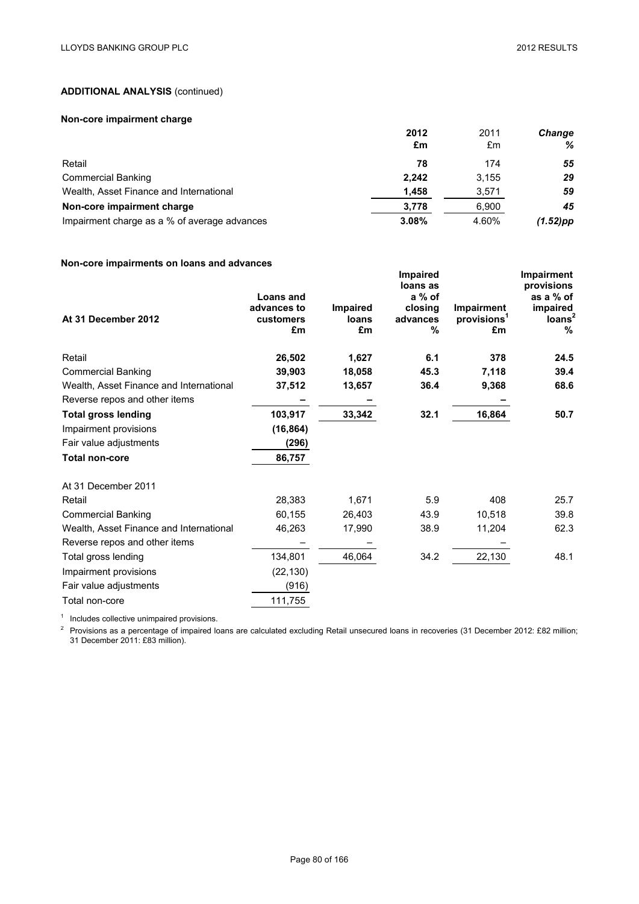## ADDITIONAL ANALYSIS (continued)

### Non-core impairment charge

| | 2012 £m | 2011 £m | *Change %* |
|---|---|---|---|
| Retail | **78** | 174 | ***55*** |
| Commercial Banking | **2,242** | 3,155 | ***29*** |
| Wealth, Asset Finance and International | **1,458** | 3,571 | ***59*** |
| **Non-core impairment charge** | **3,778** | 6,900 | ***45*** |
| Impairment charge as a % of average advances | **3.08%** | 4.60% | ***(1.52)pp*** |

### Non-core impairments on loans and advances

| At 31 December 2012 | Loans and advances to customers £m | Impaired loans £m | Impaired loans as a % of closing advances % | Impairment provisions[1] £m | Impairment provisions as a % of impaired loans[2] % |
|---|---|---|---|---|---|
| Retail | **26,502** | **1,627** | **6.1** | **378** | **24.5** |
| Commercial Banking | **39,903** | **18,058** | **45.3** | **7,118** | **39.4** |
| Wealth, Asset Finance and International | **37,512** | **13,657** | **36.4** | **9,368** | **68.6** |
| Reverse repos and other items | **–** | **–** | | **–** | |
| **Total gross lending** | **103,917** | **33,342** | **32.1** | **16,864** | **50.7** |
| Impairment provisions | **(16,864)** | | | | |
| Fair value adjustments | **(296)** | | | | |
| **Total non-core** | **86,757** | | | | |
| At 31 December 2011 | | | | | |
| Retail | 28,383 | 1,671 | 5.9 | 408 | 25.7 |
| Commercial Banking | 60,155 | 26,403 | 43.9 | 10,518 | 39.8 |
| Wealth, Asset Finance and International | 46,263 | 17,990 | 38.9 | 11,204 | 62.3 |
| Reverse repos and other items | – | – | | – | |
| Total gross lending | 134,801 | 46,064 | 34.2 | 22,130 | 48.1 |
| Impairment provisions | (22,130) | | | | |
| Fair value adjustments | (916) | | | | |
| Total non-core | 111,755 | | | | |

[1] Includes collective unimpaired provisions.

[2] Provisions as a percentage of impaired loans are calculated excluding Retail unsecured loans in recoveries (31 December 2012: £82 million; 31 December 2011: £83 million).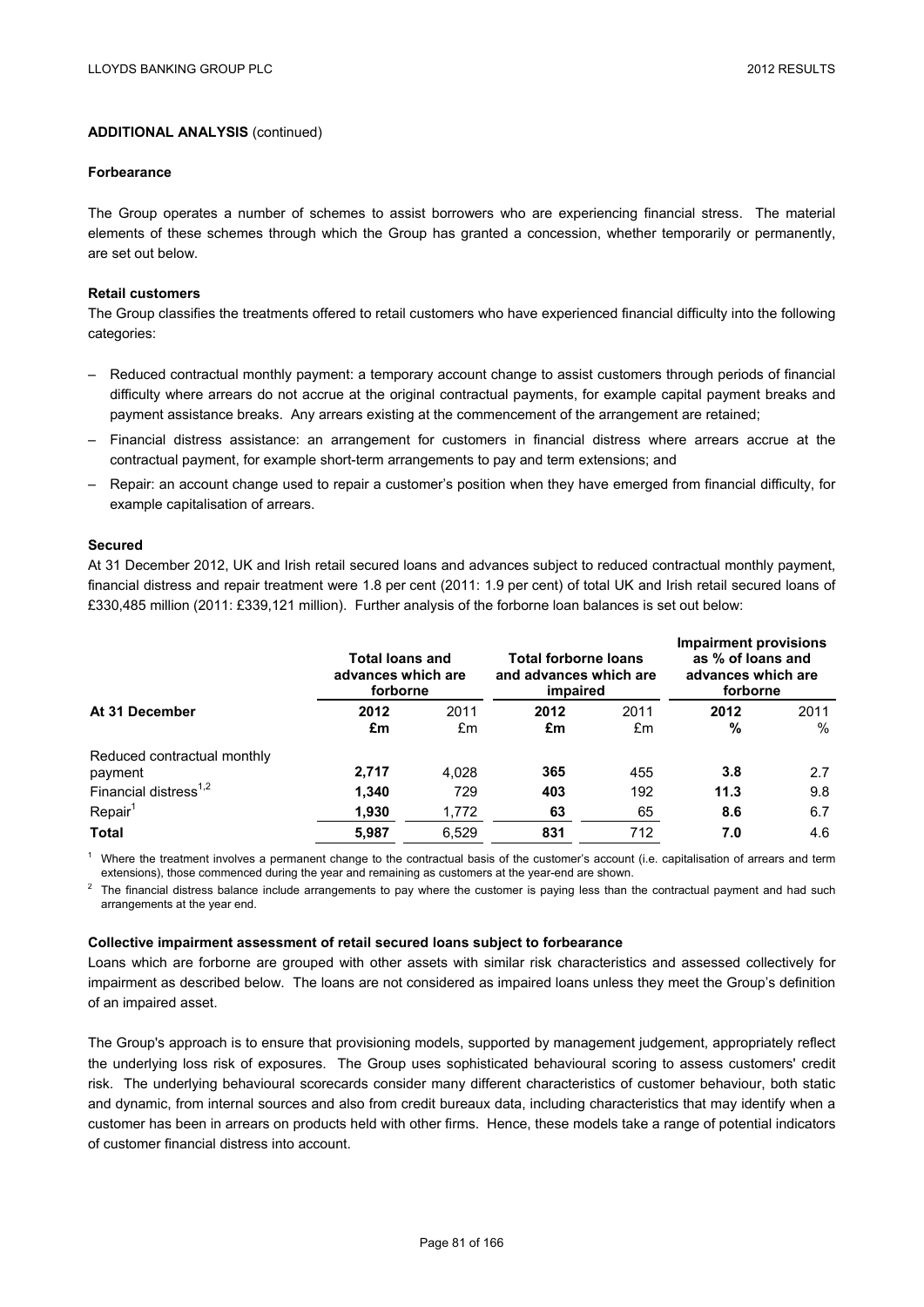**ADDITIONAL ANALYSIS** (continued)

**Forbearance**

The Group operates a number of schemes to assist borrowers who are experiencing financial stress. The material elements of these schemes through which the Group has granted a concession, whether temporarily or permanently, are set out below.

**Retail customers**

The Group classifies the treatments offered to retail customers who have experienced financial difficulty into the following categories:

- Reduced contractual monthly payment: a temporary account change to assist customers through periods of financial difficulty where arrears do not accrue at the original contractual payments, for example capital payment breaks and payment assistance breaks. Any arrears existing at the commencement of the arrangement are retained;
- Financial distress assistance: an arrangement for customers in financial distress where arrears accrue at the contractual payment, for example short-term arrangements to pay and term extensions; and
- Repair: an account change used to repair a customer's position when they have emerged from financial difficulty, for example capitalisation of arrears.

**Secured**

At 31 December 2012, UK and Irish retail secured loans and advances subject to reduced contractual monthly payment, financial distress and repair treatment were 1.8 per cent (2011: 1.9 per cent) of total UK and Irish retail secured loans of £330,485 million (2011: £339,121 million). Further analysis of the forborne loan balances is set out below:

| At 31 December | Total loans and advances which are forborne | | Total forborne loans and advances which are impaired | | Impairment provisions as % of loans and advances which are forborne | |
|---|---|---|---|---|---|---|
| | **2012** | 2011 | **2012** | 2011 | **2012** | 2011 |
| | **£m** | £m | **£m** | £m | **%** | % |
| Reduced contractual monthly payment | **2,717** | 4,028 | **365** | 455 | **3.8** | 2.7 |
| Financial distress[1,2] | **1,340** | 729 | **403** | 192 | **11.3** | 9.8 |
| Repair[1] | **1,930** | 1,772 | **63** | 65 | **8.6** | 6.7 |
| **Total** | **5,987** | 6,529 | **831** | 712 | **7.0** | 4.6 |

[1] Where the treatment involves a permanent change to the contractual basis of the customer's account (i.e. capitalisation of arrears and term extensions), those commenced during the year and remaining as customers at the year-end are shown.

[2] The financial distress balance include arrangements to pay where the customer is paying less than the contractual payment and had such arrangements at the year end.

**Collective impairment assessment of retail secured loans subject to forbearance**

Loans which are forborne are grouped with other assets with similar risk characteristics and assessed collectively for impairment as described below. The loans are not considered as impaired loans unless they meet the Group's definition of an impaired asset.

The Group's approach is to ensure that provisioning models, supported by management judgement, appropriately reflect the underlying loss risk of exposures. The Group uses sophisticated behavioural scoring to assess customers' credit risk. The underlying behavioural scorecards consider many different characteristics of customer behaviour, both static and dynamic, from internal sources and also from credit bureaux data, including characteristics that may identify when a customer has been in arrears on products held with other firms. Hence, these models take a range of potential indicators of customer financial distress into account.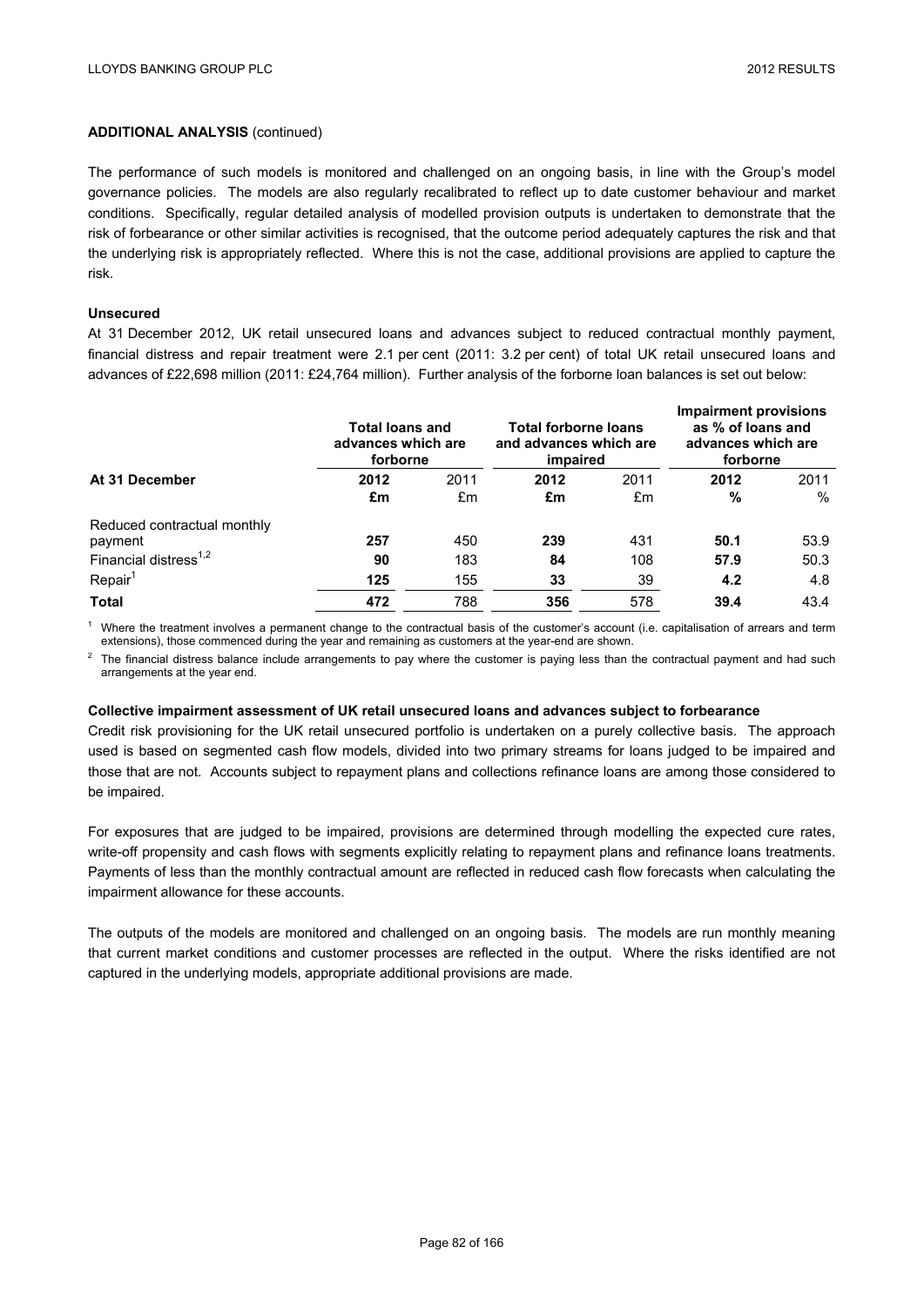**ADDITIONAL ANALYSIS** (continued)

The performance of such models is monitored and challenged on an ongoing basis, in line with the Group's model governance policies. The models are also regularly recalibrated to reflect up to date customer behaviour and market conditions. Specifically, regular detailed analysis of modelled provision outputs is undertaken to demonstrate that the risk of forbearance or other similar activities is recognised, that the outcome period adequately captures the risk and that the underlying risk is appropriately reflected. Where this is not the case, additional provisions are applied to capture the risk.

**Unsecured**

At 31 December 2012, UK retail unsecured loans and advances subject to reduced contractual monthly payment, financial distress and repair treatment were 2.1 per cent (2011: 3.2 per cent) of total UK retail unsecured loans and advances of £22,698 million (2011: £24,764 million). Further analysis of the forborne loan balances is set out below:

| At 31 December | Total loans and advances which are forborne | | Total forborne loans and advances which are impaired | | Impairment provisions as % of loans and advances which are forborne | |
|---|---|---|---|---|---|---|
| | **2012** | 2011 | **2012** | 2011 | **2012** | 2011 |
| | **£m** | £m | **£m** | £m | **%** | % |
| Reduced contractual monthly payment | **257** | 450 | **239** | 431 | **50.1** | 53.9 |
| Financial distress[1,2] | **90** | 183 | **84** | 108 | **57.9** | 50.3 |
| Repair[1] | **125** | 155 | **33** | 39 | **4.2** | 4.8 |
| **Total** | **472** | 788 | **356** | 578 | **39.4** | 43.4 |

[1] Where the treatment involves a permanent change to the contractual basis of the customer's account (i.e. capitalisation of arrears and term extensions), those commenced during the year and remaining as customers at the year-end are shown.

[2] The financial distress balance include arrangements to pay where the customer is paying less than the contractual payment and had such arrangements at the year end.

**Collective impairment assessment of UK retail unsecured loans and advances subject to forbearance**

Credit risk provisioning for the UK retail unsecured portfolio is undertaken on a purely collective basis. The approach used is based on segmented cash flow models, divided into two primary streams for loans judged to be impaired and those that are not. Accounts subject to repayment plans and collections refinance loans are among those considered to be impaired.

For exposures that are judged to be impaired, provisions are determined through modelling the expected cure rates, write-off propensity and cash flows with segments explicitly relating to repayment plans and refinance loans treatments. Payments of less than the monthly contractual amount are reflected in reduced cash flow forecasts when calculating the impairment allowance for these accounts.

The outputs of the models are monitored and challenged on an ongoing basis. The models are run monthly meaning that current market conditions and customer processes are reflected in the output. Where the risks identified are not captured in the underlying models, appropriate additional provisions are made.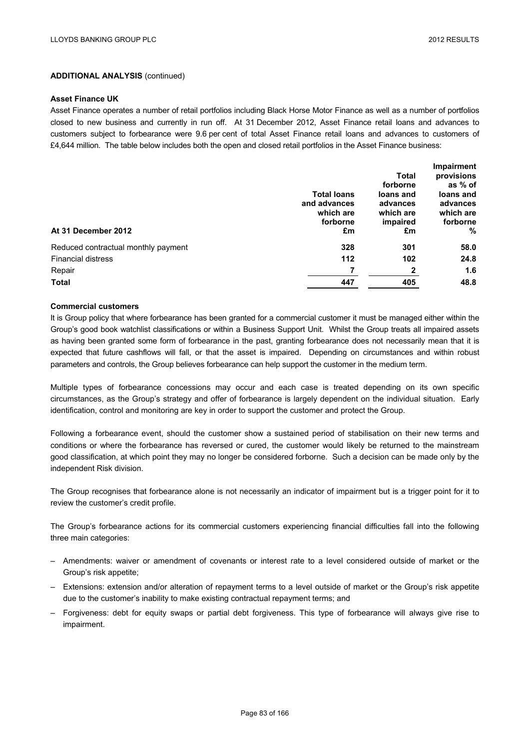**ADDITIONAL ANALYSIS** (continued)

**Asset Finance UK**

Asset Finance operates a number of retail portfolios including Black Horse Motor Finance as well as a number of portfolios closed to new business and currently in run off. At 31 December 2012, Asset Finance retail loans and advances to customers subject to forbearance were 9.6 per cent of total Asset Finance retail loans and advances to customers of £4,644 million. The table below includes both the open and closed retail portfolios in the Asset Finance business:

| At 31 December 2012 | Total loans and advances which are forborne £m | Total forborne loans and advances which are impaired £m | Impairment provisions as % of loans and advances which are forborne % |
|---|---|---|---|
| Reduced contractual monthly payment | **328** | **301** | **58.0** |
| Financial distress | **112** | **102** | **24.8** |
| Repair | **7** | **2** | **1.6** |
| **Total** | **447** | **405** | **48.8** |

**Commercial customers**

It is Group policy that where forbearance has been granted for a commercial customer it must be managed either within the Group's good book watchlist classifications or within a Business Support Unit. Whilst the Group treats all impaired assets as having been granted some form of forbearance in the past, granting forbearance does not necessarily mean that it is expected that future cashflows will fall, or that the asset is impaired. Depending on circumstances and within robust parameters and controls, the Group believes forbearance can help support the customer in the medium term.

Multiple types of forbearance concessions may occur and each case is treated depending on its own specific circumstances, as the Group's strategy and offer of forbearance is largely dependent on the individual situation. Early identification, control and monitoring are key in order to support the customer and protect the Group.

Following a forbearance event, should the customer show a sustained period of stabilisation on their new terms and conditions or where the forbearance has reversed or cured, the customer would likely be returned to the mainstream good classification, at which point they may no longer be considered forborne. Such a decision can be made only by the independent Risk division.

The Group recognises that forbearance alone is not necessarily an indicator of impairment but is a trigger point for it to review the customer's credit profile.

The Group's forbearance actions for its commercial customers experiencing financial difficulties fall into the following three main categories:

- Amendments: waiver or amendment of covenants or interest rate to a level considered outside of market or the Group's risk appetite;
- Extensions: extension and/or alteration of repayment terms to a level outside of market or the Group's risk appetite due to the customer's inability to make existing contractual repayment terms; and
- Forgiveness: debt for equity swaps or partial debt forgiveness. This type of forbearance will always give rise to impairment.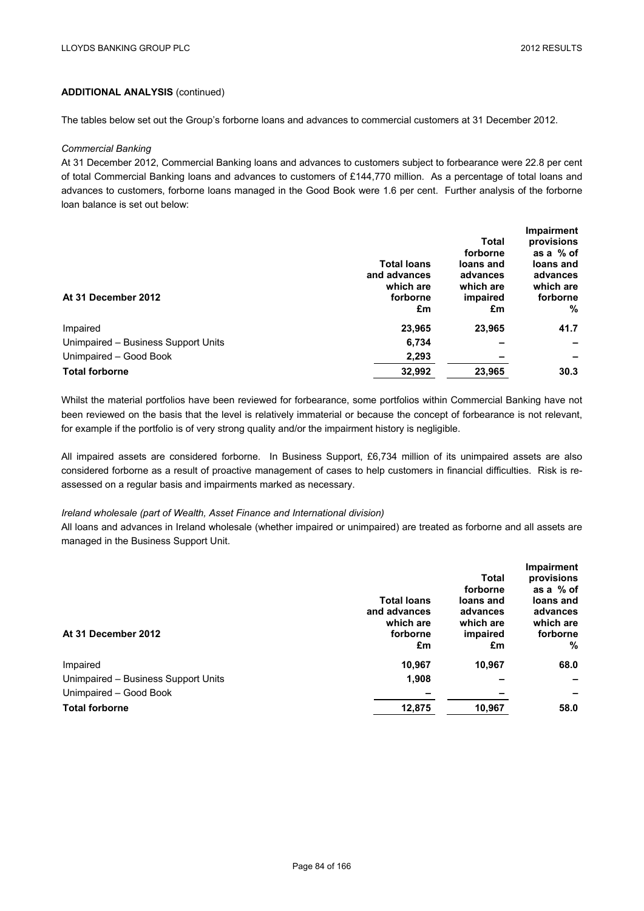## ADDITIONAL ANALYSIS (continued)

The tables below set out the Group's forborne loans and advances to commercial customers at 31 December 2012.

*Commercial Banking*

At 31 December 2012, Commercial Banking loans and advances to customers subject to forbearance were 22.8 per cent of total Commercial Banking loans and advances to customers of £144,770 million. As a percentage of total loans and advances to customers, forborne loans managed in the Good Book were 1.6 per cent. Further analysis of the forborne loan balance is set out below:

| At 31 December 2012 | Total loans and advances which are forborne £m | Total forborne loans and advances which are impaired £m | Impairment provisions as a % of loans and advances which are forborne % |
|---|---|---|---|
| Impaired | **23,965** | **23,965** | **41.7** |
| Unimpaired – Business Support Units | **6,734** | **–** | **–** |
| Unimpaired – Good Book | **2,293** | **–** | **–** |
| **Total forborne** | **32,992** | **23,965** | **30.3** |

Whilst the material portfolios have been reviewed for forbearance, some portfolios within Commercial Banking have not been reviewed on the basis that the level is relatively immaterial or because the concept of forbearance is not relevant, for example if the portfolio is of very strong quality and/or the impairment history is negligible.

All impaired assets are considered forborne. In Business Support, £6,734 million of its unimpaired assets are also considered forborne as a result of proactive management of cases to help customers in financial difficulties. Risk is re-assessed on a regular basis and impairments marked as necessary.

*Ireland wholesale (part of Wealth, Asset Finance and International division)*

All loans and advances in Ireland wholesale (whether impaired or unimpaired) are treated as forborne and all assets are managed in the Business Support Unit.

| At 31 December 2012 | Total loans and advances which are forborne £m | Total forborne loans and advances which are impaired £m | Impairment provisions as a % of loans and advances which are forborne % |
|---|---|---|---|
| Impaired | **10,967** | **10,967** | **68.0** |
| Unimpaired – Business Support Units | **1,908** | **–** | **–** |
| Unimpaired – Good Book | **–** | **–** | **–** |
| **Total forborne** | **12,875** | **10,967** | **58.0** |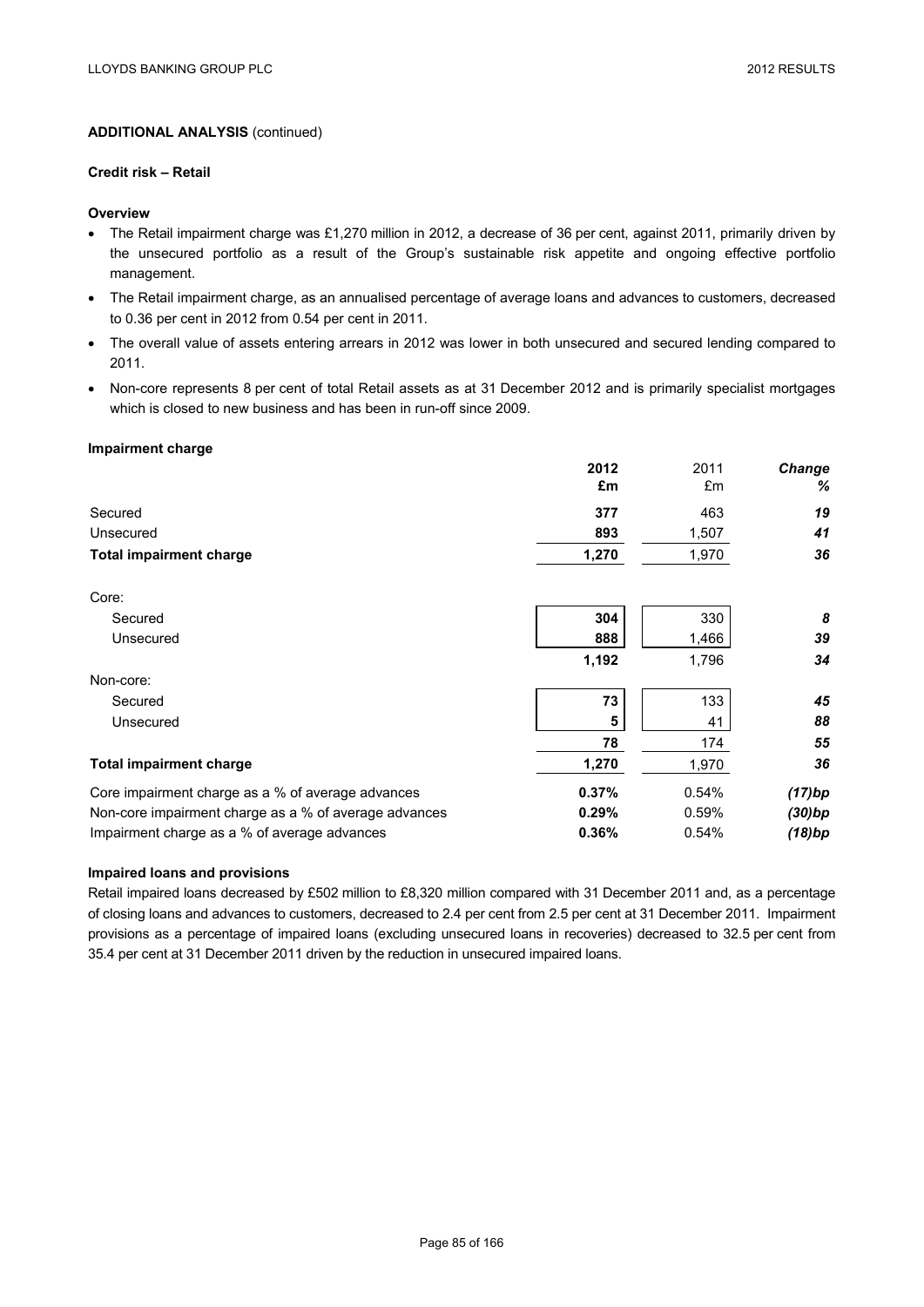**ADDITIONAL ANALYSIS** (continued)

**Credit risk – Retail**

**Overview**

- The Retail impairment charge was £1,270 million in 2012, a decrease of 36 per cent, against 2011, primarily driven by the unsecured portfolio as a result of the Group's sustainable risk appetite and ongoing effective portfolio management.
- The Retail impairment charge, as an annualised percentage of average loans and advances to customers, decreased to 0.36 per cent in 2012 from 0.54 per cent in 2011.
- The overall value of assets entering arrears in 2012 was lower in both unsecured and secured lending compared to 2011.
- Non-core represents 8 per cent of total Retail assets as at 31 December 2012 and is primarily specialist mortgages which is closed to new business and has been in run-off since 2009.

**Impairment charge**

| | **2012 £m** | 2011 £m | ***Change %*** |
|---|---|---|---|
| Secured | **377** | 463 | ***19*** |
| Unsecured | **893** | 1,507 | ***41*** |
| **Total impairment charge** | **1,270** | 1,970 | ***36*** |
| Core: | | | |
| Secured | **304** | 330 | ***8*** |
| Unsecured | **888** | 1,466 | ***39*** |
| | **1,192** | 1,796 | ***34*** |
| Non-core: | | | |
| Secured | **73** | 133 | ***45*** |
| Unsecured | **5** | 41 | ***88*** |
| | **78** | 174 | ***55*** |
| **Total impairment charge** | **1,270** | 1,970 | ***36*** |
| Core impairment charge as a % of average advances | **0.37%** | 0.54% | ***(17)bp*** |
| Non-core impairment charge as a % of average advances | **0.29%** | 0.59% | ***(30)bp*** |
| Impairment charge as a % of average advances | **0.36%** | 0.54% | ***(18)bp*** |

**Impaired loans and provisions**

Retail impaired loans decreased by £502 million to £8,320 million compared with 31 December 2011 and, as a percentage of closing loans and advances to customers, decreased to 2.4 per cent from 2.5 per cent at 31 December 2011. Impairment provisions as a percentage of impaired loans (excluding unsecured loans in recoveries) decreased to 32.5 per cent from 35.4 per cent at 31 December 2011 driven by the reduction in unsecured impaired loans.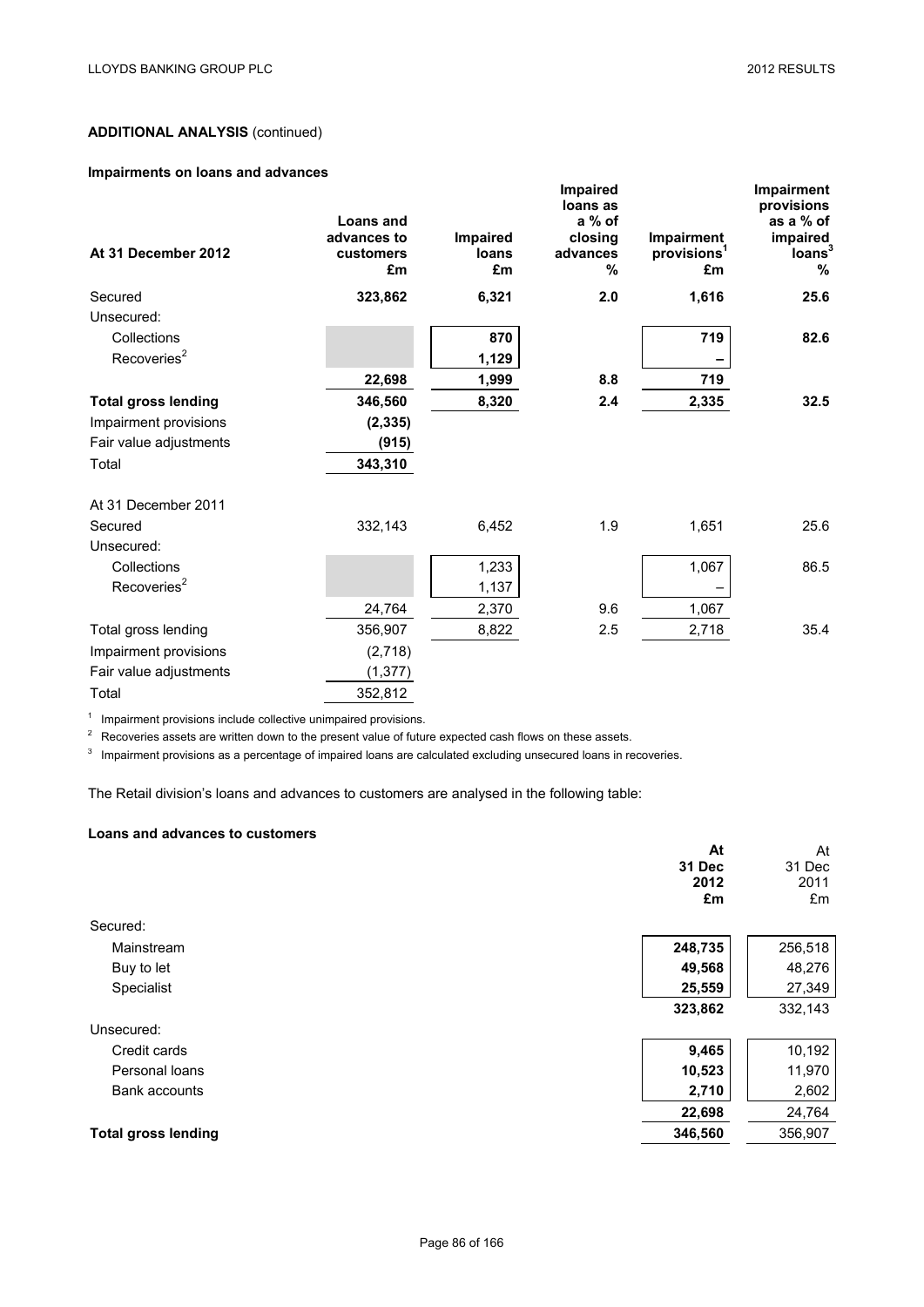## ADDITIONAL ANALYSIS (continued)

### Impairments on loans and advances

| At 31 December 2012 | Loans and advances to customers £m | Impaired loans £m | Impaired loans as a % of closing advances % | Impairment provisions[1] £m | Impairment provisions as a % of impaired loans[3] % |
|---|---|---|---|---|---|
| Secured | **323,862** | **6,321** | **2.0** | **1,616** | **25.6** |
| Unsecured: | | | | | |
| Collections | | **870** | | **719** | **82.6** |
| Recoveries[2] | | **1,129** | | **–** | |
| | **22,698** | **1,999** | **8.8** | **719** | |
| **Total gross lending** | **346,560** | **8,320** | **2.4** | **2,335** | **32.5** |
| Impairment provisions | **(2,335)** | | | | |
| Fair value adjustments | **(915)** | | | | |
| Total | **343,310** | | | | |
| At 31 December 2011 | | | | | |
| Secured | 332,143 | 6,452 | 1.9 | 1,651 | 25.6 |
| Unsecured: | | | | | |
| Collections | | 1,233 | | 1,067 | 86.5 |
| Recoveries[2] | | 1,137 | | – | |
| | 24,764 | 2,370 | 9.6 | 1,067 | |
| Total gross lending | 356,907 | 8,822 | 2.5 | 2,718 | 35.4 |
| Impairment provisions | (2,718) | | | | |
| Fair value adjustments | (1,377) | | | | |
| Total | 352,812 | | | | |

[1] Impairment provisions include collective unimpaired provisions.

[2] Recoveries assets are written down to the present value of future expected cash flows on these assets.

[3] Impairment provisions as a percentage of impaired loans are calculated excluding unsecured loans in recoveries.

The Retail division's loans and advances to customers are analysed in the following table:

### Loans and advances to customers

| | At 31 Dec 2012 £m | At 31 Dec 2011 £m |
|---|---|---|
| Secured: | | |
| Mainstream | **248,735** | 256,518 |
| Buy to let | **49,568** | 48,276 |
| Specialist | **25,559** | 27,349 |
| | **323,862** | 332,143 |
| Unsecured: | | |
| Credit cards | **9,465** | 10,192 |
| Personal loans | **10,523** | 11,970 |
| Bank accounts | **2,710** | 2,602 |
| | **22,698** | 24,764 |
| **Total gross lending** | **346,560** | 356,907 |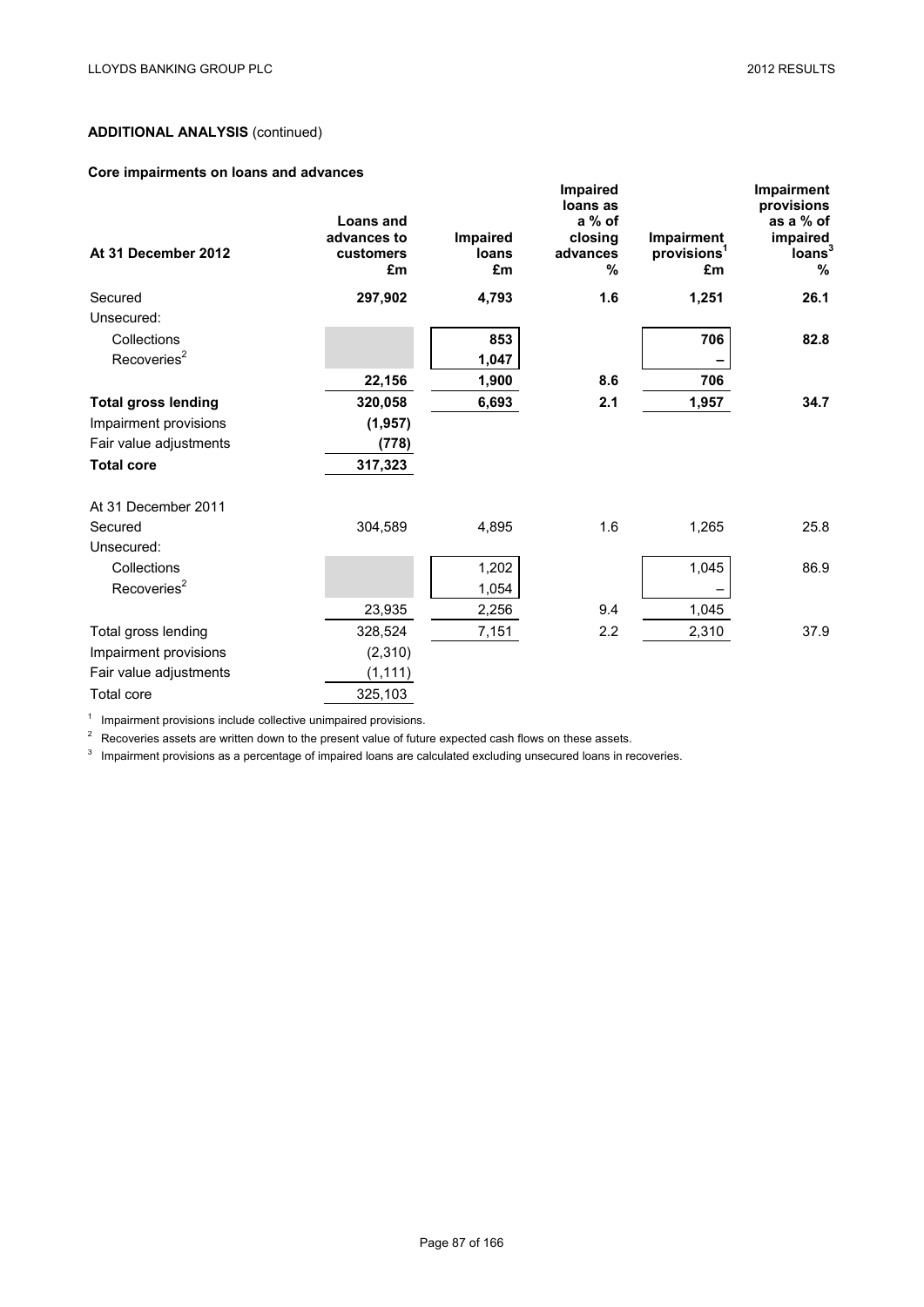**ADDITIONAL ANALYSIS** (continued)

**Core impairments on loans and advances**

| At 31 December 2012 | Loans and advances to customers £m | Impaired loans £m | Impaired loans as a % of closing advances % | Impairment provisions[1] £m | Impairment provisions as a % of impaired loans[3] % |
|---|---|---|---|---|---|
| Secured | **297,902** | **4,793** | **1.6** | **1,251** | **26.1** |
| Unsecured: | | | | | |
| Collections | | **853** | | **706** | **82.8** |
| Recoveries[2] | | **1,047** | | **–** | |
| | **22,156** | **1,900** | **8.6** | **706** | |
| **Total gross lending** | **320,058** | **6,693** | **2.1** | **1,957** | **34.7** |
| Impairment provisions | **(1,957)** | | | | |
| Fair value adjustments | **(778)** | | | | |
| **Total core** | **317,323** | | | | |
| | | | | | |
| At 31 December 2011 | | | | | |
| Secured | 304,589 | 4,895 | 1.6 | 1,265 | 25.8 |
| Unsecured: | | | | | |
| Collections | | 1,202 | | 1,045 | 86.9 |
| Recoveries[2] | | 1,054 | | – | |
| | 23,935 | 2,256 | 9.4 | 1,045 | |
| Total gross lending | 328,524 | 7,151 | 2.2 | 2,310 | 37.9 |
| Impairment provisions | (2,310) | | | | |
| Fair value adjustments | (1,111) | | | | |
| Total core | 325,103 | | | | |

[1] Impairment provisions include collective unimpaired provisions.

[2] Recoveries assets are written down to the present value of future expected cash flows on these assets.

[3] Impairment provisions as a percentage of impaired loans are calculated excluding unsecured loans in recoveries.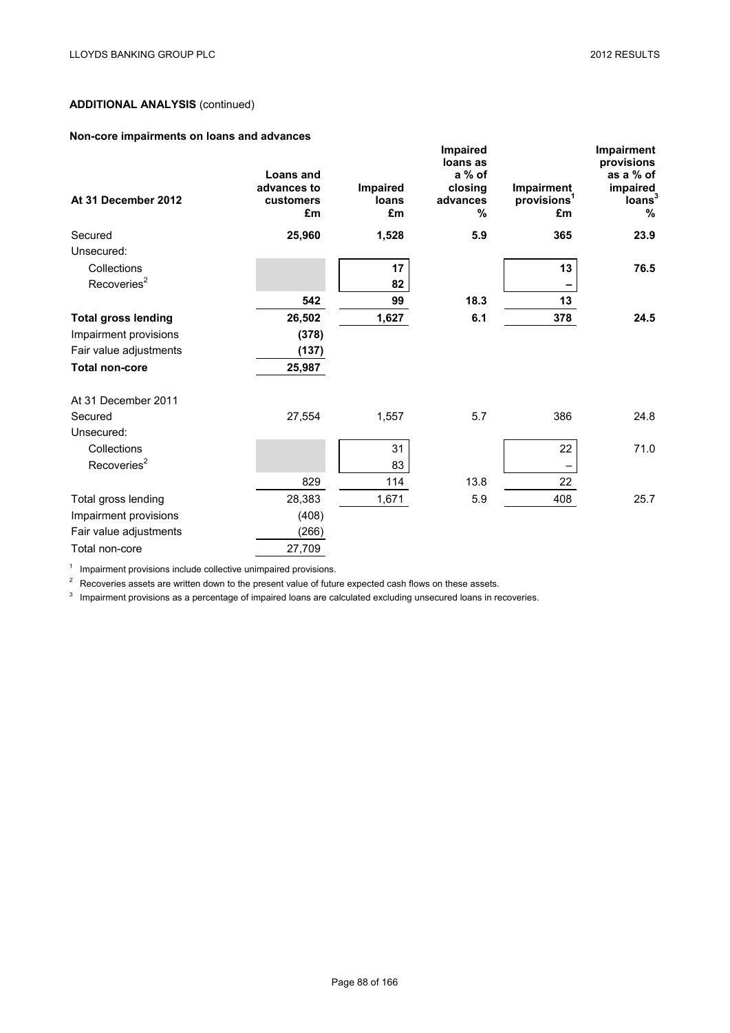## ADDITIONAL ANALYSIS (continued)

### Non-core impairments on loans and advances

| At 31 December 2012 | Loans and advances to customers £m | Impaired loans £m | Impaired loans as a % of closing advances % | Impairment provisions[1] £m | Impairment provisions as a % of impaired loans[3] % |
|---|---|---|---|---|---|
| **Secured** | **25,960** | **1,528** | **5.9** | **365** | **23.9** |
| Unsecured: | | | | | |
| Collections | | **17** | | **13** | **76.5** |
| Recoveries[2] | | **82** | | **–** | |
| | **542** | **99** | **18.3** | **13** | |
| **Total gross lending** | **26,502** | **1,627** | **6.1** | **378** | **24.5** |
| Impairment provisions | **(378)** | | | | |
| Fair value adjustments | **(137)** | | | | |
| **Total non-core** | **25,987** | | | | |
| At 31 December 2011 | | | | | |
| Secured | 27,554 | 1,557 | 5.7 | 386 | 24.8 |
| Unsecured: | | | | | |
| Collections | | 31 | | 22 | 71.0 |
| Recoveries[2] | | 83 | | – | |
| | 829 | 114 | 13.8 | 22 | |
| Total gross lending | 28,383 | 1,671 | 5.9 | 408 | 25.7 |
| Impairment provisions | (408) | | | | |
| Fair value adjustments | (266) | | | | |
| Total non-core | 27,709 | | | | |

[1] Impairment provisions include collective unimpaired provisions.

[2] Recoveries assets are written down to the present value of future expected cash flows on these assets.

[3] Impairment provisions as a percentage of impaired loans are calculated excluding unsecured loans in recoveries.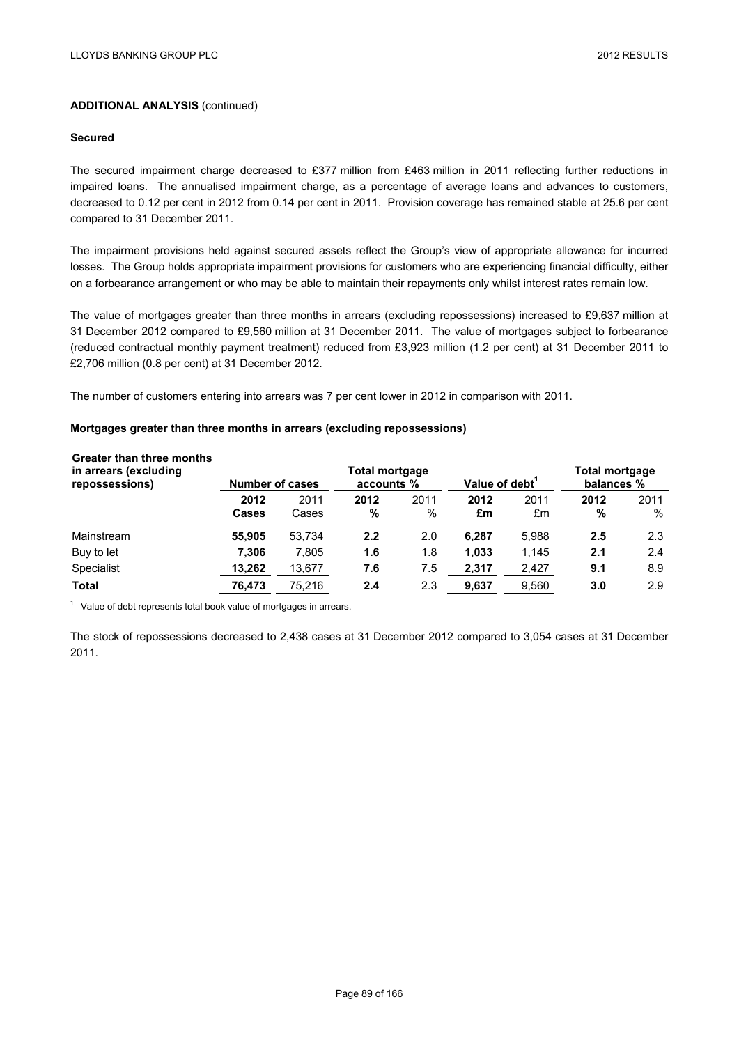**ADDITIONAL ANALYSIS** (continued)

**Secured**

The secured impairment charge decreased to £377 million from £463 million in 2011 reflecting further reductions in impaired loans. The annualised impairment charge, as a percentage of average loans and advances to customers, decreased to 0.12 per cent in 2012 from 0.14 per cent in 2011. Provision coverage has remained stable at 25.6 per cent compared to 31 December 2011.

The impairment provisions held against secured assets reflect the Group's view of appropriate allowance for incurred losses. The Group holds appropriate impairment provisions for customers who are experiencing financial difficulty, either on a forbearance arrangement or who may be able to maintain their repayments only whilst interest rates remain low.

The value of mortgages greater than three months in arrears (excluding repossessions) increased to £9,637 million at 31 December 2012 compared to £9,560 million at 31 December 2011. The value of mortgages subject to forbearance (reduced contractual monthly payment treatment) reduced from £3,923 million (1.2 per cent) at 31 December 2011 to £2,706 million (0.8 per cent) at 31 December 2012.

The number of customers entering into arrears was 7 per cent lower in 2012 in comparison with 2011.

**Mortgages greater than three months in arrears (excluding repossessions)**

| Greater than three months in arrears (excluding repossessions) | Number of cases | | Total mortgage accounts % | | Value of debt[1] | | Total mortgage balances % | |
|---|---|---|---|---|---|---|---|---|
| | **2012 Cases** | 2011 Cases | **2012 %** | 2011 % | **2012 £m** | 2011 £m | **2012 %** | 2011 % |
| Mainstream | **55,905** | 53,734 | **2.2** | 2.0 | **6,287** | 5,988 | **2.5** | 2.3 |
| Buy to let | **7,306** | 7,805 | **1.6** | 1.8 | **1,033** | 1,145 | **2.1** | 2.4 |
| Specialist | **13,262** | 13,677 | **7.6** | 7.5 | **2,317** | 2,427 | **9.1** | 8.9 |
| **Total** | **76,473** | 75,216 | **2.4** | 2.3 | **9,637** | 9,560 | **3.0** | 2.9 |

[1] Value of debt represents total book value of mortgages in arrears.

The stock of repossessions decreased to 2,438 cases at 31 December 2012 compared to 3,054 cases at 31 December 2011.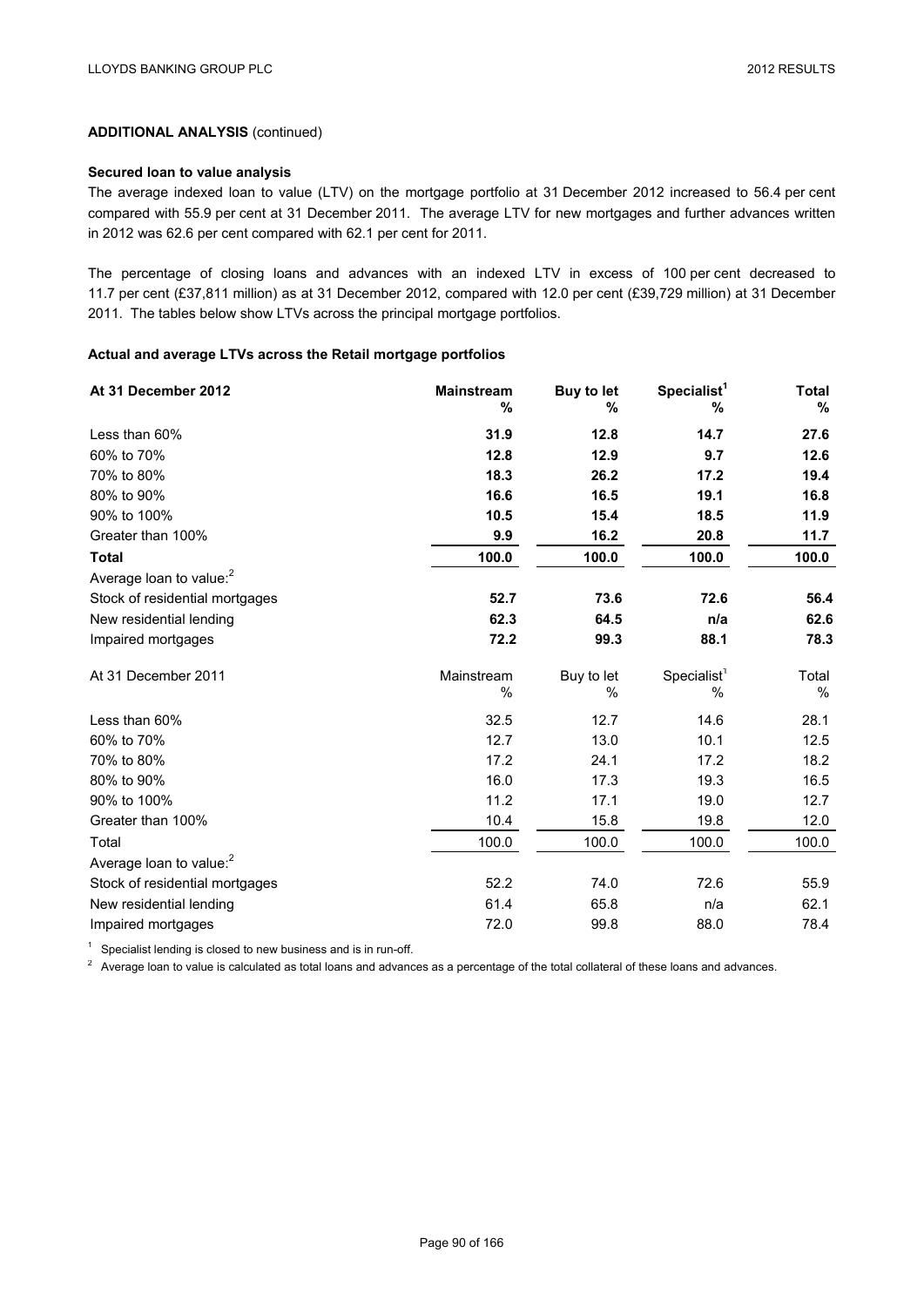**ADDITIONAL ANALYSIS** (continued)

**Secured loan to value analysis**

The average indexed loan to value (LTV) on the mortgage portfolio at 31 December 2012 increased to 56.4 per cent compared with 55.9 per cent at 31 December 2011. The average LTV for new mortgages and further advances written in 2012 was 62.6 per cent compared with 62.1 per cent for 2011.

The percentage of closing loans and advances with an indexed LTV in excess of 100 per cent decreased to 11.7 per cent (£37,811 million) as at 31 December 2012, compared with 12.0 per cent (£39,729 million) at 31 December 2011. The tables below show LTVs across the principal mortgage portfolios.

**Actual and average LTVs across the Retail mortgage portfolios**

| **At 31 December 2012** | **Mainstream %** | **Buy to let %** | **Specialist[1] %** | **Total %** |
|---|---|---|---|---|
| Less than 60% | **31.9** | **12.8** | **14.7** | **27.6** |
| 60% to 70% | **12.8** | **12.9** | **9.7** | **12.6** |
| 70% to 80% | **18.3** | **26.2** | **17.2** | **19.4** |
| 80% to 90% | **16.6** | **16.5** | **19.1** | **16.8** |
| 90% to 100% | **10.5** | **15.4** | **18.5** | **11.9** |
| Greater than 100% | **9.9** | **16.2** | **20.8** | **11.7** |
| **Total** | **100.0** | **100.0** | **100.0** | **100.0** |
| Average loan to value:[2] | | | | |
| Stock of residential mortgages | **52.7** | **73.6** | **72.6** | **56.4** |
| New residential lending | **62.3** | **64.5** | **n/a** | **62.6** |
| Impaired mortgages | **72.2** | **99.3** | **88.1** | **78.3** |

| At 31 December 2011 | Mainstream % | Buy to let % | Specialist[1] % | Total % |
|---|---|---|---|---|
| Less than 60% | 32.5 | 12.7 | 14.6 | 28.1 |
| 60% to 70% | 12.7 | 13.0 | 10.1 | 12.5 |
| 70% to 80% | 17.2 | 24.1 | 17.2 | 18.2 |
| 80% to 90% | 16.0 | 17.3 | 19.3 | 16.5 |
| 90% to 100% | 11.2 | 17.1 | 19.0 | 12.7 |
| Greater than 100% | 10.4 | 15.8 | 19.8 | 12.0 |
| Total | 100.0 | 100.0 | 100.0 | 100.0 |
| Average loan to value:[2] | | | | |
| Stock of residential mortgages | 52.2 | 74.0 | 72.6 | 55.9 |
| New residential lending | 61.4 | 65.8 | n/a | 62.1 |
| Impaired mortgages | 72.0 | 99.8 | 88.0 | 78.4 |

[1] Specialist lending is closed to new business and is in run-off.

[2] Average loan to value is calculated as total loans and advances as a percentage of the total collateral of these loans and advances.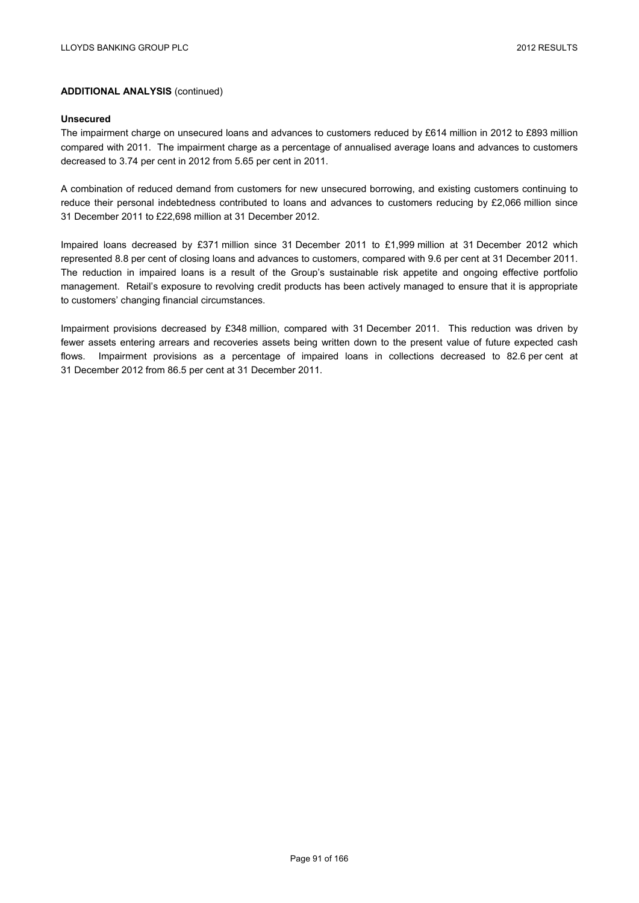**ADDITIONAL ANALYSIS** (continued)

**Unsecured**

The impairment charge on unsecured loans and advances to customers reduced by £614 million in 2012 to £893 million compared with 2011. The impairment charge as a percentage of annualised average loans and advances to customers decreased to 3.74 per cent in 2012 from 5.65 per cent in 2011.

A combination of reduced demand from customers for new unsecured borrowing, and existing customers continuing to reduce their personal indebtedness contributed to loans and advances to customers reducing by £2,066 million since 31 December 2011 to £22,698 million at 31 December 2012.

Impaired loans decreased by £371 million since 31 December 2011 to £1,999 million at 31 December 2012 which represented 8.8 per cent of closing loans and advances to customers, compared with 9.6 per cent at 31 December 2011. The reduction in impaired loans is a result of the Group's sustainable risk appetite and ongoing effective portfolio management. Retail's exposure to revolving credit products has been actively managed to ensure that it is appropriate to customers' changing financial circumstances.

Impairment provisions decreased by £348 million, compared with 31 December 2011. This reduction was driven by fewer assets entering arrears and recoveries assets being written down to the present value of future expected cash flows. Impairment provisions as a percentage of impaired loans in collections decreased to 82.6 per cent at 31 December 2012 from 86.5 per cent at 31 December 2011.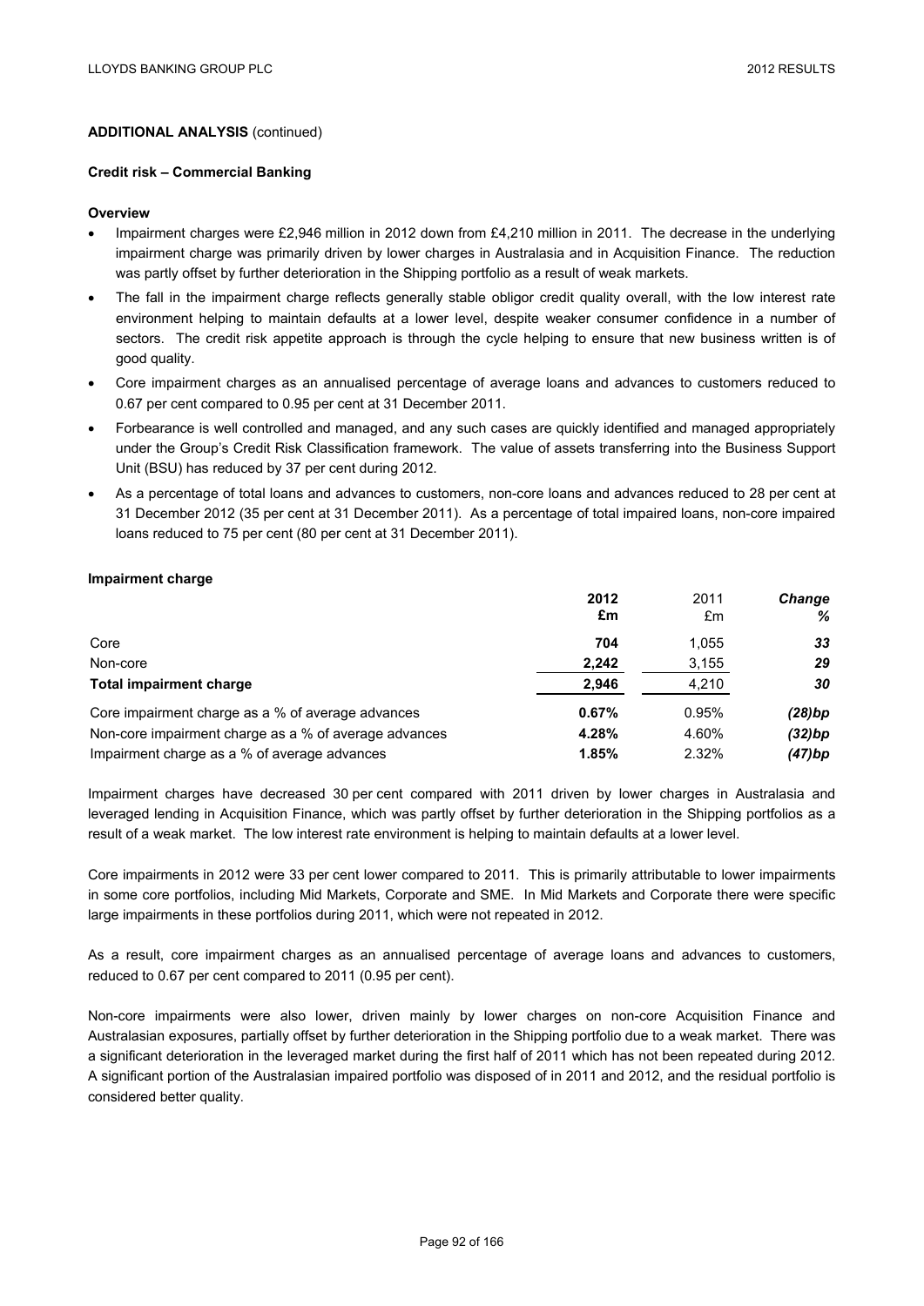**ADDITIONAL ANALYSIS** (continued)

### Credit risk – Commercial Banking

**Overview**

- Impairment charges were £2,946 million in 2012 down from £4,210 million in 2011. The decrease in the underlying impairment charge was primarily driven by lower charges in Australasia and in Acquisition Finance. The reduction was partly offset by further deterioration in the Shipping portfolio as a result of weak markets.
- The fall in the impairment charge reflects generally stable obligor credit quality overall, with the low interest rate environment helping to maintain defaults at a lower level, despite weaker consumer confidence in a number of sectors. The credit risk appetite approach is through the cycle helping to ensure that new business written is of good quality.
- Core impairment charges as an annualised percentage of average loans and advances to customers reduced to 0.67 per cent compared to 0.95 per cent at 31 December 2011.
- Forbearance is well controlled and managed, and any such cases are quickly identified and managed appropriately under the Group's Credit Risk Classification framework. The value of assets transferring into the Business Support Unit (BSU) has reduced by 37 per cent during 2012.
- As a percentage of total loans and advances to customers, non-core loans and advances reduced to 28 per cent at 31 December 2012 (35 per cent at 31 December 2011). As a percentage of total impaired loans, non-core impaired loans reduced to 75 per cent (80 per cent at 31 December 2011).

**Impairment charge**

| | **2012** | 2011 | ***Change*** |
|---|---|---|---|
| | **£m** | £m | ***%*** |
| Core | **704** | 1,055 | ***33*** |
| Non-core | **2,242** | 3,155 | ***29*** |
| **Total impairment charge** | **2,946** | 4,210 | ***30*** |
| Core impairment charge as a % of average advances | **0.67%** | 0.95% | ***(28)bp*** |
| Non-core impairment charge as a % of average advances | **4.28%** | 4.60% | ***(32)bp*** |
| Impairment charge as a % of average advances | **1.85%** | 2.32% | ***(47)bp*** |

Impairment charges have decreased 30 per cent compared with 2011 driven by lower charges in Australasia and leveraged lending in Acquisition Finance, which was partly offset by further deterioration in the Shipping portfolios as a result of a weak market. The low interest rate environment is helping to maintain defaults at a lower level.

Core impairments in 2012 were 33 per cent lower compared to 2011. This is primarily attributable to lower impairments in some core portfolios, including Mid Markets, Corporate and SME. In Mid Markets and Corporate there were specific large impairments in these portfolios during 2011, which were not repeated in 2012.

As a result, core impairment charges as an annualised percentage of average loans and advances to customers, reduced to 0.67 per cent compared to 2011 (0.95 per cent).

Non-core impairments were also lower, driven mainly by lower charges on non-core Acquisition Finance and Australasian exposures, partially offset by further deterioration in the Shipping portfolio due to a weak market. There was a significant deterioration in the leveraged market during the first half of 2011 which has not been repeated during 2012. A significant portion of the Australasian impaired portfolio was disposed of in 2011 and 2012, and the residual portfolio is considered better quality.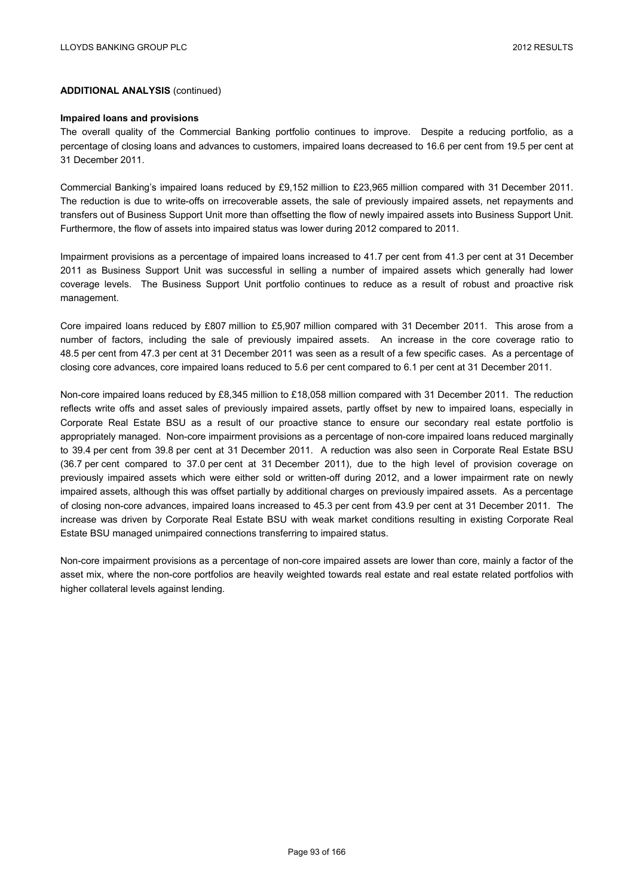**ADDITIONAL ANALYSIS** (continued)

**Impaired loans and provisions**

The overall quality of the Commercial Banking portfolio continues to improve. Despite a reducing portfolio, as a percentage of closing loans and advances to customers, impaired loans decreased to 16.6 per cent from 19.5 per cent at 31 December 2011.

Commercial Banking's impaired loans reduced by £9,152 million to £23,965 million compared with 31 December 2011. The reduction is due to write-offs on irrecoverable assets, the sale of previously impaired assets, net repayments and transfers out of Business Support Unit more than offsetting the flow of newly impaired assets into Business Support Unit. Furthermore, the flow of assets into impaired status was lower during 2012 compared to 2011.

Impairment provisions as a percentage of impaired loans increased to 41.7 per cent from 41.3 per cent at 31 December 2011 as Business Support Unit was successful in selling a number of impaired assets which generally had lower coverage levels. The Business Support Unit portfolio continues to reduce as a result of robust and proactive risk management.

Core impaired loans reduced by £807 million to £5,907 million compared with 31 December 2011. This arose from a number of factors, including the sale of previously impaired assets. An increase in the core coverage ratio to 48.5 per cent from 47.3 per cent at 31 December 2011 was seen as a result of a few specific cases. As a percentage of closing core advances, core impaired loans reduced to 5.6 per cent compared to 6.1 per cent at 31 December 2011.

Non-core impaired loans reduced by £8,345 million to £18,058 million compared with 31 December 2011. The reduction reflects write offs and asset sales of previously impaired assets, partly offset by new to impaired loans, especially in Corporate Real Estate BSU as a result of our proactive stance to ensure our secondary real estate portfolio is appropriately managed. Non-core impairment provisions as a percentage of non-core impaired loans reduced marginally to 39.4 per cent from 39.8 per cent at 31 December 2011. A reduction was also seen in Corporate Real Estate BSU (36.7 per cent compared to 37.0 per cent at 31 December 2011), due to the high level of provision coverage on previously impaired assets which were either sold or written-off during 2012, and a lower impairment rate on newly impaired assets, although this was offset partially by additional charges on previously impaired assets. As a percentage of closing non-core advances, impaired loans increased to 45.3 per cent from 43.9 per cent at 31 December 2011. The increase was driven by Corporate Real Estate BSU with weak market conditions resulting in existing Corporate Real Estate BSU managed unimpaired connections transferring to impaired status.

Non-core impairment provisions as a percentage of non-core impaired assets are lower than core, mainly a factor of the asset mix, where the non-core portfolios are heavily weighted towards real estate and real estate related portfolios with higher collateral levels against lending.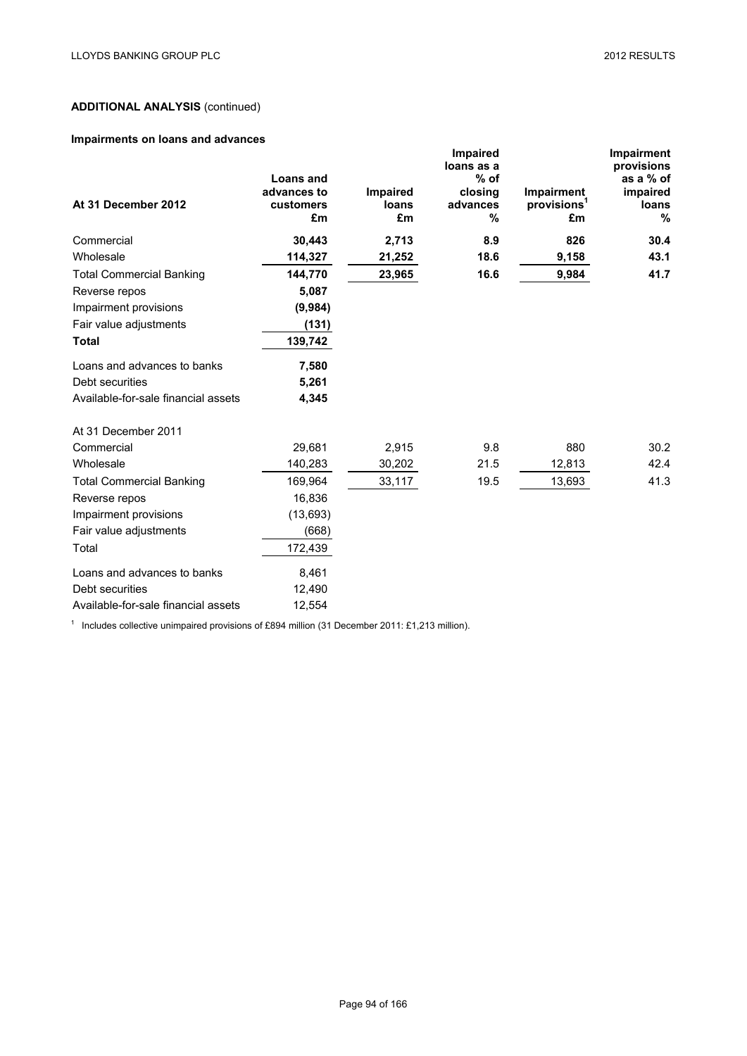**ADDITIONAL ANALYSIS** (continued)

**Impairments on loans and advances**

| At 31 December 2012 | Loans and advances to customers £m | Impaired loans £m | Impaired loans as a % of closing advances % | Impairment provisions[1] £m | Impairment provisions as a % of impaired loans % |
|---|---|---|---|---|---|
| Commercial | **30,443** | **2,713** | **8.9** | **826** | **30.4** |
| Wholesale | **114,327** | **21,252** | **18.6** | **9,158** | **43.1** |
| Total Commercial Banking | **144,770** | **23,965** | **16.6** | **9,984** | **41.7** |
| Reverse repos | **5,087** | | | | |
| Impairment provisions | **(9,984)** | | | | |
| Fair value adjustments | **(131)** | | | | |
| **Total** | **139,742** | | | | |
| Loans and advances to banks | **7,580** | | | | |
| Debt securities | **5,261** | | | | |
| Available-for-sale financial assets | **4,345** | | | | |
| At 31 December 2011 | | | | | |
| Commercial | 29,681 | 2,915 | 9.8 | 880 | 30.2 |
| Wholesale | 140,283 | 30,202 | 21.5 | 12,813 | 42.4 |
| Total Commercial Banking | 169,964 | 33,117 | 19.5 | 13,693 | 41.3 |
| Reverse repos | 16,836 | | | | |
| Impairment provisions | (13,693) | | | | |
| Fair value adjustments | (668) | | | | |
| Total | 172,439 | | | | |
| Loans and advances to banks | 8,461 | | | | |
| Debt securities | 12,490 | | | | |
| Available-for-sale financial assets | 12,554 | | | | |

[1] Includes collective unimpaired provisions of £894 million (31 December 2011: £1,213 million).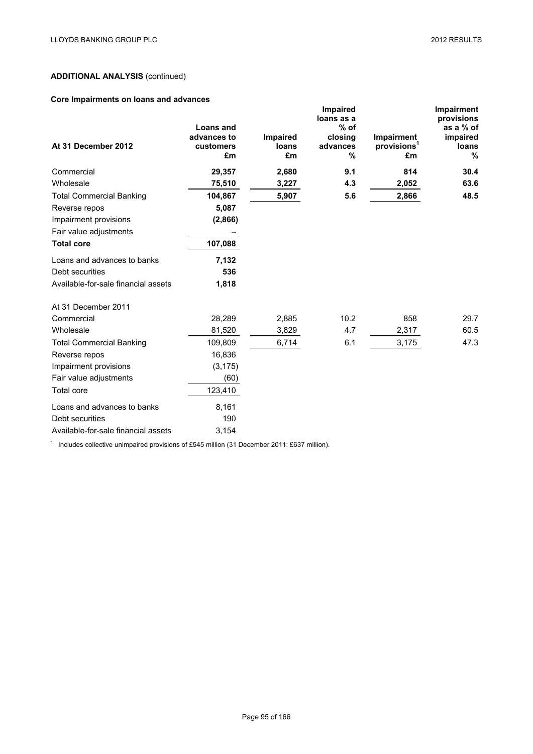## ADDITIONAL ANALYSIS (continued)

### Core Impairments on loans and advances

| At 31 December 2012 | Loans and advances to customers £m | Impaired loans £m | Impaired loans as a % of closing advances % | Impairment provisions[1] £m | Impairment provisions as a % of impaired loans % |
|---|---|---|---|---|---|
| Commercial | **29,357** | **2,680** | **9.1** | **814** | **30.4** |
| Wholesale | **75,510** | **3,227** | **4.3** | **2,052** | **63.6** |
| Total Commercial Banking | **104,867** | **5,907** | **5.6** | **2,866** | **48.5** |
| Reverse repos | **5,087** | | | | |
| Impairment provisions | **(2,866)** | | | | |
| Fair value adjustments | **–** | | | | |
| **Total core** | **107,088** | | | | |
| Loans and advances to banks | **7,132** | | | | |
| Debt securities | **536** | | | | |
| Available-for-sale financial assets | **1,818** | | | | |
| At 31 December 2011 | | | | | |
| Commercial | 28,289 | 2,885 | 10.2 | 858 | 29.7 |
| Wholesale | 81,520 | 3,829 | 4.7 | 2,317 | 60.5 |
| Total Commercial Banking | 109,809 | 6,714 | 6.1 | 3,175 | 47.3 |
| Reverse repos | 16,836 | | | | |
| Impairment provisions | (3,175) | | | | |
| Fair value adjustments | (60) | | | | |
| Total core | 123,410 | | | | |
| Loans and advances to banks | 8,161 | | | | |
| Debt securities | 190 | | | | |
| Available-for-sale financial assets | 3,154 | | | | |

[1] Includes collective unimpaired provisions of £545 million (31 December 2011: £637 million).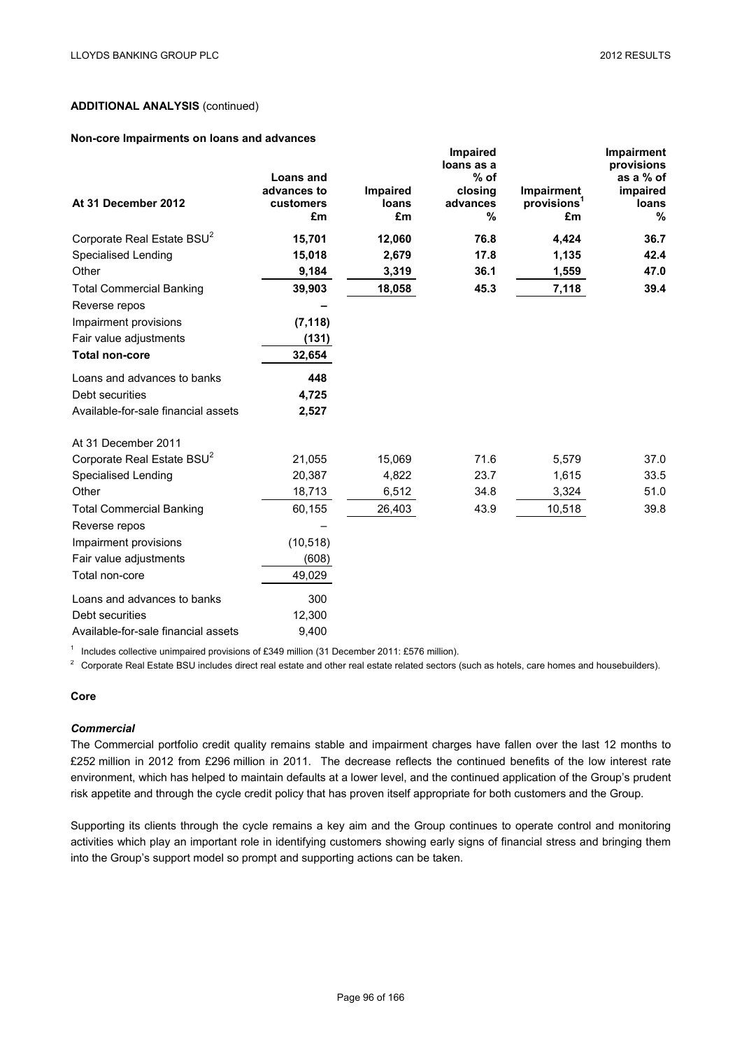## ADDITIONAL ANALYSIS (continued)

### Non-core Impairments on loans and advances

| At 31 December 2012 | Loans and advances to customers £m | Impaired loans £m | Impaired loans as a % of closing advances % | Impairment provisions[1] £m | Impairment provisions as a % of impaired loans % |
|---|---|---|---|---|---|
| Corporate Real Estate BSU[2] | **15,701** | **12,060** | **76.8** | **4,424** | **36.7** |
| Specialised Lending | **15,018** | **2,679** | **17.8** | **1,135** | **42.4** |
| Other | **9,184** | **3,319** | **36.1** | **1,559** | **47.0** |
| Total Commercial Banking | **39,903** | **18,058** | **45.3** | **7,118** | **39.4** |
| Reverse repos | **–** | | | | |
| Impairment provisions | **(7,118)** | | | | |
| Fair value adjustments | **(131)** | | | | |
| **Total non-core** | **32,654** | | | | |
| Loans and advances to banks | **448** | | | | |
| Debt securities | **4,725** | | | | |
| Available-for-sale financial assets | **2,527** | | | | |
| At 31 December 2011 | | | | | |
| Corporate Real Estate BSU[2] | 21,055 | 15,069 | 71.6 | 5,579 | 37.0 |
| Specialised Lending | 20,387 | 4,822 | 23.7 | 1,615 | 33.5 |
| Other | 18,713 | 6,512 | 34.8 | 3,324 | 51.0 |
| Total Commercial Banking | 60,155 | 26,403 | 43.9 | 10,518 | 39.8 |
| Reverse repos | – | | | | |
| Impairment provisions | (10,518) | | | | |
| Fair value adjustments | (608) | | | | |
| Total non-core | 49,029 | | | | |
| Loans and advances to banks | 300 | | | | |
| Debt securities | 12,300 | | | | |
| Available-for-sale financial assets | 9,400 | | | | |

[1] Includes collective unimpaired provisions of £349 million (31 December 2011: £576 million).

[2] Corporate Real Estate BSU includes direct real estate and other real estate related sectors (such as hotels, care homes and housebuilders).

### Core

#### *Commercial*

The Commercial portfolio credit quality remains stable and impairment charges have fallen over the last 12 months to £252 million in 2012 from £296 million in 2011. The decrease reflects the continued benefits of the low interest rate environment, which has helped to maintain defaults at a lower level, and the continued application of the Group's prudent risk appetite and through the cycle credit policy that has proven itself appropriate for both customers and the Group.

Supporting its clients through the cycle remains a key aim and the Group continues to operate control and monitoring activities which play an important role in identifying customers showing early signs of financial stress and bringing them into the Group's support model so prompt and supporting actions can be taken.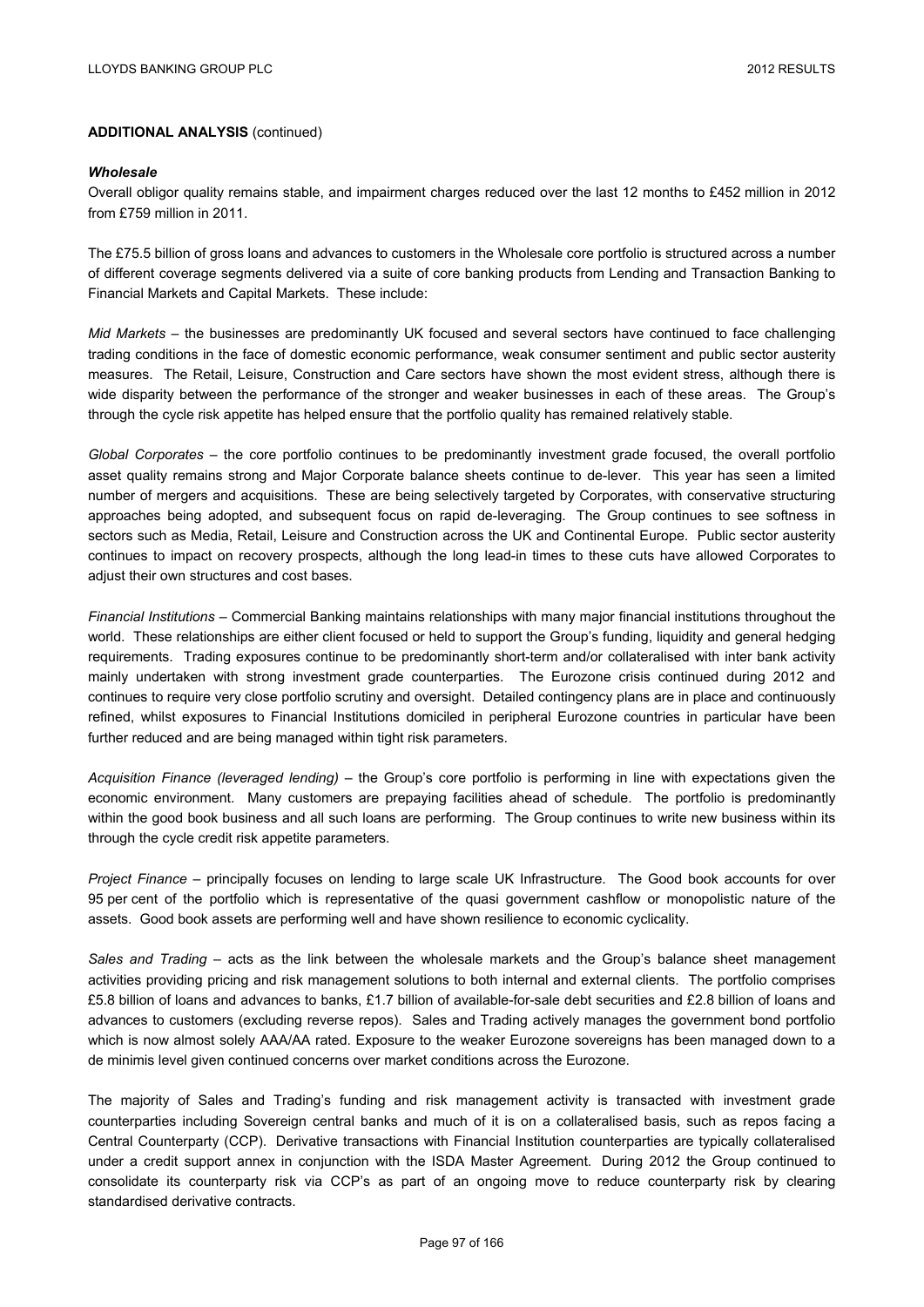**ADDITIONAL ANALYSIS** (continued)

***Wholesale***

Overall obligor quality remains stable, and impairment charges reduced over the last 12 months to £452 million in 2012 from £759 million in 2011.

The £75.5 billion of gross loans and advances to customers in the Wholesale core portfolio is structured across a number of different coverage segments delivered via a suite of core banking products from Lending and Transaction Banking to Financial Markets and Capital Markets. These include:

*Mid Markets* – the businesses are predominantly UK focused and several sectors have continued to face challenging trading conditions in the face of domestic economic performance, weak consumer sentiment and public sector austerity measures. The Retail, Leisure, Construction and Care sectors have shown the most evident stress, although there is wide disparity between the performance of the stronger and weaker businesses in each of these areas. The Group's through the cycle risk appetite has helped ensure that the portfolio quality has remained relatively stable.

*Global Corporates* – the core portfolio continues to be predominantly investment grade focused, the overall portfolio asset quality remains strong and Major Corporate balance sheets continue to de-lever. This year has seen a limited number of mergers and acquisitions. These are being selectively targeted by Corporates, with conservative structuring approaches being adopted, and subsequent focus on rapid de-leveraging. The Group continues to see softness in sectors such as Media, Retail, Leisure and Construction across the UK and Continental Europe. Public sector austerity continues to impact on recovery prospects, although the long lead-in times to these cuts have allowed Corporates to adjust their own structures and cost bases.

*Financial Institutions* – Commercial Banking maintains relationships with many major financial institutions throughout the world. These relationships are either client focused or held to support the Group's funding, liquidity and general hedging requirements. Trading exposures continue to be predominantly short-term and/or collateralised with inter bank activity mainly undertaken with strong investment grade counterparties. The Eurozone crisis continued during 2012 and continues to require very close portfolio scrutiny and oversight. Detailed contingency plans are in place and continuously refined, whilst exposures to Financial Institutions domiciled in peripheral Eurozone countries in particular have been further reduced and are being managed within tight risk parameters.

*Acquisition Finance (leveraged lending)* – the Group's core portfolio is performing in line with expectations given the economic environment. Many customers are prepaying facilities ahead of schedule. The portfolio is predominantly within the good book business and all such loans are performing. The Group continues to write new business within its through the cycle credit risk appetite parameters.

*Project Finance* – principally focuses on lending to large scale UK Infrastructure. The Good book accounts for over 95 per cent of the portfolio which is representative of the quasi government cashflow or monopolistic nature of the assets. Good book assets are performing well and have shown resilience to economic cyclicality.

*Sales and Trading* – acts as the link between the wholesale markets and the Group's balance sheet management activities providing pricing and risk management solutions to both internal and external clients. The portfolio comprises £5.8 billion of loans and advances to banks, £1.7 billion of available-for-sale debt securities and £2.8 billion of loans and advances to customers (excluding reverse repos). Sales and Trading actively manages the government bond portfolio which is now almost solely AAA/AA rated. Exposure to the weaker Eurozone sovereigns has been managed down to a de minimis level given continued concerns over market conditions across the Eurozone.

The majority of Sales and Trading's funding and risk management activity is transacted with investment grade counterparties including Sovereign central banks and much of it is on a collateralised basis, such as repos facing a Central Counterparty (CCP). Derivative transactions with Financial Institution counterparties are typically collateralised under a credit support annex in conjunction with the ISDA Master Agreement. During 2012 the Group continued to consolidate its counterparty risk via CCP's as part of an ongoing move to reduce counterparty risk by clearing standardised derivative contracts.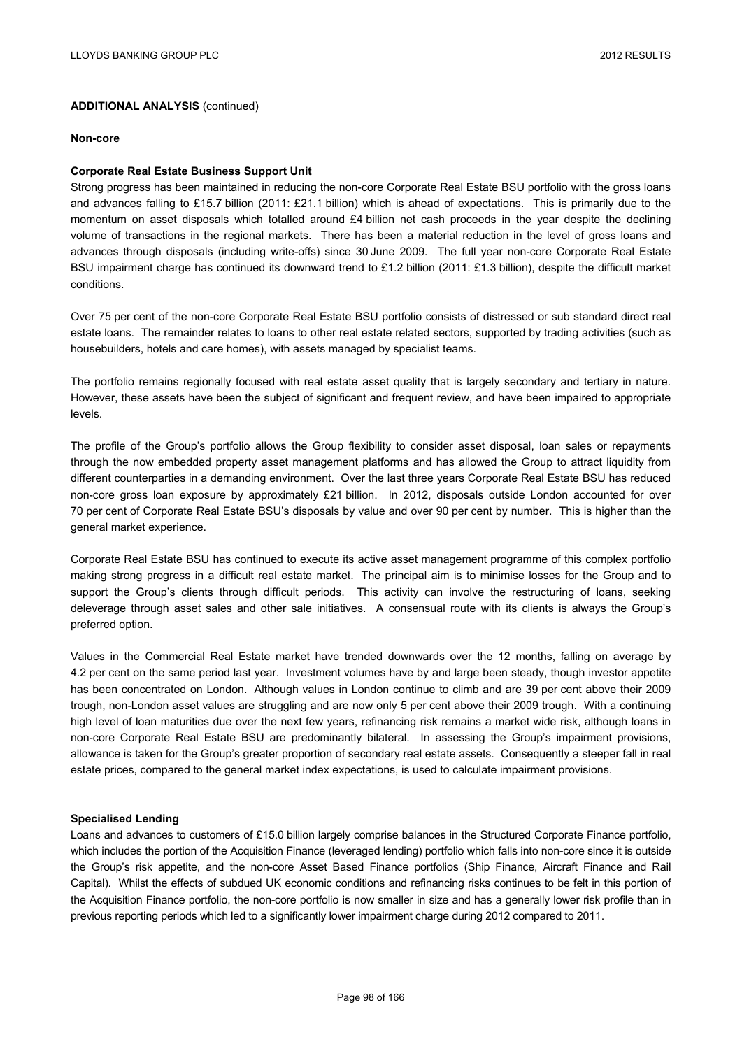**ADDITIONAL ANALYSIS** (continued)

**Non-core**

**Corporate Real Estate Business Support Unit**

Strong progress has been maintained in reducing the non-core Corporate Real Estate BSU portfolio with the gross loans and advances falling to £15.7 billion (2011: £21.1 billion) which is ahead of expectations. This is primarily due to the momentum on asset disposals which totalled around £4 billion net cash proceeds in the year despite the declining volume of transactions in the regional markets. There has been a material reduction in the level of gross loans and advances through disposals (including write-offs) since 30 June 2009. The full year non-core Corporate Real Estate BSU impairment charge has continued its downward trend to £1.2 billion (2011: £1.3 billion), despite the difficult market conditions.

Over 75 per cent of the non-core Corporate Real Estate BSU portfolio consists of distressed or sub standard direct real estate loans. The remainder relates to loans to other real estate related sectors, supported by trading activities (such as housebuilders, hotels and care homes), with assets managed by specialist teams.

The portfolio remains regionally focused with real estate asset quality that is largely secondary and tertiary in nature. However, these assets have been the subject of significant and frequent review, and have been impaired to appropriate levels.

The profile of the Group's portfolio allows the Group flexibility to consider asset disposal, loan sales or repayments through the now embedded property asset management platforms and has allowed the Group to attract liquidity from different counterparties in a demanding environment. Over the last three years Corporate Real Estate BSU has reduced non-core gross loan exposure by approximately £21 billion. In 2012, disposals outside London accounted for over 70 per cent of Corporate Real Estate BSU's disposals by value and over 90 per cent by number. This is higher than the general market experience.

Corporate Real Estate BSU has continued to execute its active asset management programme of this complex portfolio making strong progress in a difficult real estate market. The principal aim is to minimise losses for the Group and to support the Group's clients through difficult periods. This activity can involve the restructuring of loans, seeking deleverage through asset sales and other sale initiatives. A consensual route with its clients is always the Group's preferred option.

Values in the Commercial Real Estate market have trended downwards over the 12 months, falling on average by 4.2 per cent on the same period last year. Investment volumes have by and large been steady, though investor appetite has been concentrated on London. Although values in London continue to climb and are 39 per cent above their 2009 trough, non-London asset values are struggling and are now only 5 per cent above their 2009 trough. With a continuing high level of loan maturities due over the next few years, refinancing risk remains a market wide risk, although loans in non-core Corporate Real Estate BSU are predominantly bilateral. In assessing the Group's impairment provisions, allowance is taken for the Group's greater proportion of secondary real estate assets. Consequently a steeper fall in real estate prices, compared to the general market index expectations, is used to calculate impairment provisions.

**Specialised Lending**

Loans and advances to customers of £15.0 billion largely comprise balances in the Structured Corporate Finance portfolio, which includes the portion of the Acquisition Finance (leveraged lending) portfolio which falls into non-core since it is outside the Group's risk appetite, and the non-core Asset Based Finance portfolios (Ship Finance, Aircraft Finance and Rail Capital). Whilst the effects of subdued UK economic conditions and refinancing risks continues to be felt in this portion of the Acquisition Finance portfolio, the non-core portfolio is now smaller in size and has a generally lower risk profile than in previous reporting periods which led to a significantly lower impairment charge during 2012 compared to 2011.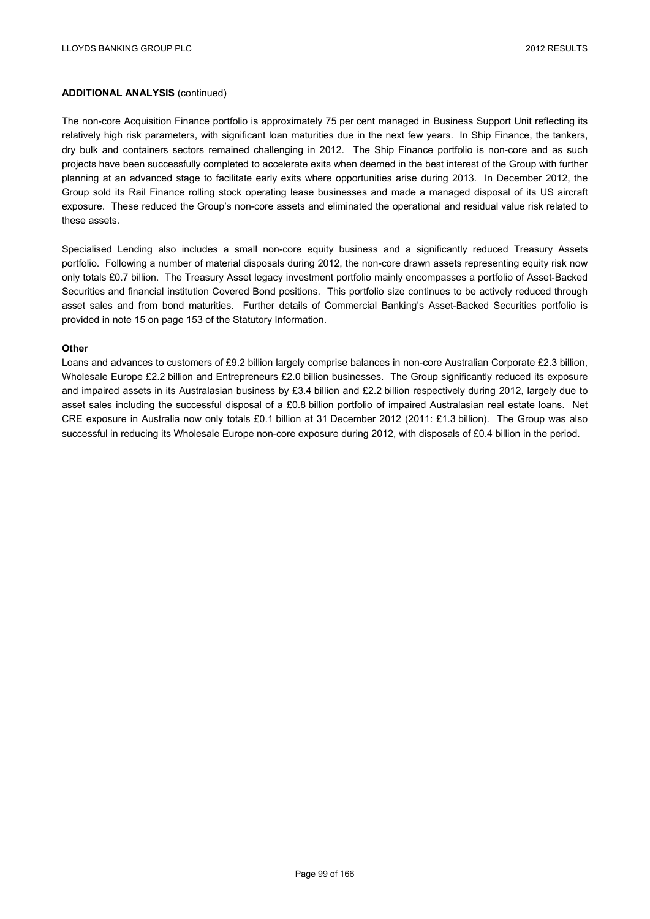**ADDITIONAL ANALYSIS** (continued)

The non-core Acquisition Finance portfolio is approximately 75 per cent managed in Business Support Unit reflecting its relatively high risk parameters, with significant loan maturities due in the next few years. In Ship Finance, the tankers, dry bulk and containers sectors remained challenging in 2012. The Ship Finance portfolio is non-core and as such projects have been successfully completed to accelerate exits when deemed in the best interest of the Group with further planning at an advanced stage to facilitate early exits where opportunities arise during 2013. In December 2012, the Group sold its Rail Finance rolling stock operating lease businesses and made a managed disposal of its US aircraft exposure. These reduced the Group's non-core assets and eliminated the operational and residual value risk related to these assets.

Specialised Lending also includes a small non-core equity business and a significantly reduced Treasury Assets portfolio. Following a number of material disposals during 2012, the non-core drawn assets representing equity risk now only totals £0.7 billion. The Treasury Asset legacy investment portfolio mainly encompasses a portfolio of Asset-Backed Securities and financial institution Covered Bond positions. This portfolio size continues to be actively reduced through asset sales and from bond maturities. Further details of Commercial Banking's Asset-Backed Securities portfolio is provided in note 15 on page 153 of the Statutory Information.

**Other**

Loans and advances to customers of £9.2 billion largely comprise balances in non-core Australian Corporate £2.3 billion, Wholesale Europe £2.2 billion and Entrepreneurs £2.0 billion businesses. The Group significantly reduced its exposure and impaired assets in its Australasian business by £3.4 billion and £2.2 billion respectively during 2012, largely due to asset sales including the successful disposal of a £0.8 billion portfolio of impaired Australasian real estate loans. Net CRE exposure in Australia now only totals £0.1 billion at 31 December 2012 (2011: £1.3 billion). The Group was also successful in reducing its Wholesale Europe non-core exposure during 2012, with disposals of £0.4 billion in the period.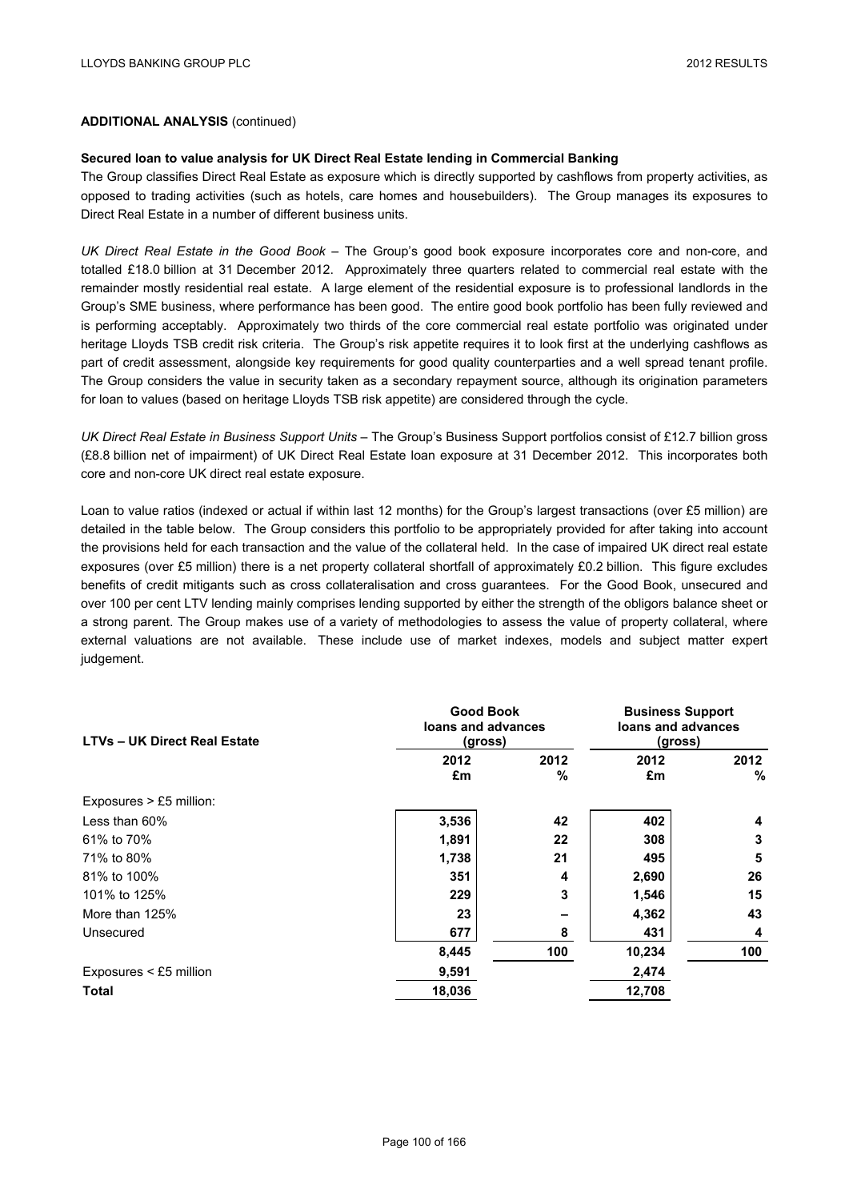**ADDITIONAL ANALYSIS** (continued)

**Secured loan to value analysis for UK Direct Real Estate lending in Commercial Banking**

The Group classifies Direct Real Estate as exposure which is directly supported by cashflows from property activities, as opposed to trading activities (such as hotels, care homes and housebuilders). The Group manages its exposures to Direct Real Estate in a number of different business units.

*UK Direct Real Estate in the Good Book* – The Group's good book exposure incorporates core and non-core, and totalled £18.0 billion at 31 December 2012. Approximately three quarters related to commercial real estate with the remainder mostly residential real estate. A large element of the residential exposure is to professional landlords in the Group's SME business, where performance has been good. The entire good book portfolio has been fully reviewed and is performing acceptably. Approximately two thirds of the core commercial real estate portfolio was originated under heritage Lloyds TSB credit risk criteria. The Group's risk appetite requires it to look first at the underlying cashflows as part of credit assessment, alongside key requirements for good quality counterparties and a well spread tenant profile. The Group considers the value in security taken as a secondary repayment source, although its origination parameters for loan to values (based on heritage Lloyds TSB risk appetite) are considered through the cycle.

*UK Direct Real Estate in Business Support Units* – The Group's Business Support portfolios consist of £12.7 billion gross (£8.8 billion net of impairment) of UK Direct Real Estate loan exposure at 31 December 2012. This incorporates both core and non-core UK direct real estate exposure.

Loan to value ratios (indexed or actual if within last 12 months) for the Group's largest transactions (over £5 million) are detailed in the table below. The Group considers this portfolio to be appropriately provided for after taking into account the provisions held for each transaction and the value of the collateral held. In the case of impaired UK direct real estate exposures (over £5 million) there is a net property collateral shortfall of approximately £0.2 billion. This figure excludes benefits of credit mitigants such as cross collateralisation and cross guarantees. For the Good Book, unsecured and over 100 per cent LTV lending mainly comprises lending supported by either the strength of the obligors balance sheet or a strong parent. The Group makes use of a variety of methodologies to assess the value of property collateral, where external valuations are not available. These include use of market indexes, models and subject matter expert judgement.

| LTVs – UK Direct Real Estate | Good Book loans and advances (gross) | | Business Support loans and advances (gross) | |
|---|---|---|---|---|
| | 2012 £m | 2012 % | 2012 £m | 2012 % |
| Exposures > £5 million: | | | | |
| Less than 60% | 3,536 | 42 | 402 | 4 |
| 61% to 70% | 1,891 | 22 | 308 | 3 |
| 71% to 80% | 1,738 | 21 | 495 | 5 |
| 81% to 100% | 351 | 4 | 2,690 | 26 |
| 101% to 125% | 229 | 3 | 1,546 | 15 |
| More than 125% | 23 | – | 4,362 | 43 |
| Unsecured | 677 | 8 | 431 | 4 |
| | 8,445 | 100 | 10,234 | 100 |
| Exposures < £5 million | 9,591 | | 2,474 | |
| **Total** | 18,036 | | 12,708 | |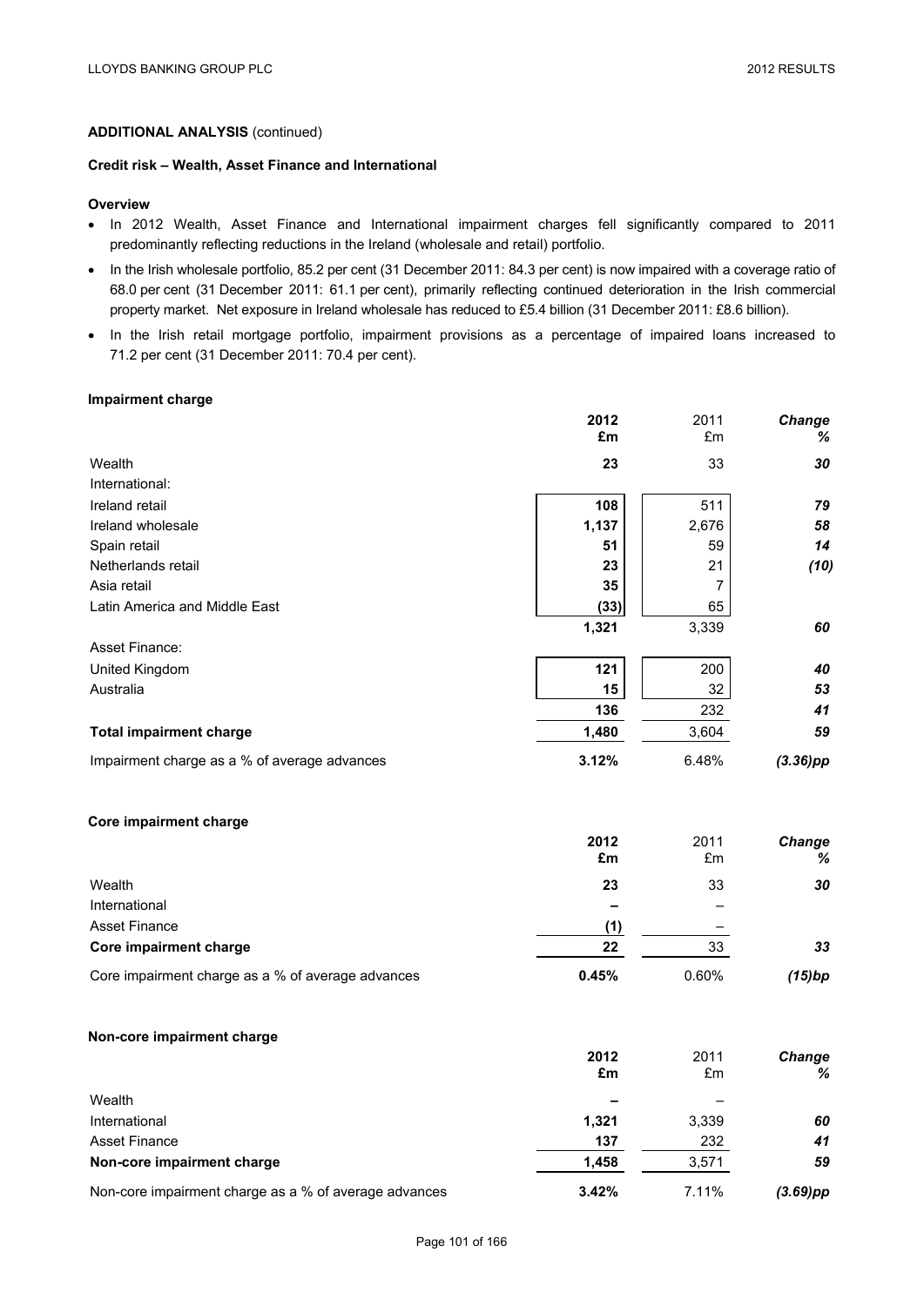**ADDITIONAL ANALYSIS** (continued)

**Credit risk – Wealth, Asset Finance and International**

**Overview**

- In 2012 Wealth, Asset Finance and International impairment charges fell significantly compared to 2011 predominantly reflecting reductions in the Ireland (wholesale and retail) portfolio.
- In the Irish wholesale portfolio, 85.2 per cent (31 December 2011: 84.3 per cent) is now impaired with a coverage ratio of 68.0 per cent (31 December 2011: 61.1 per cent), primarily reflecting continued deterioration in the Irish commercial property market. Net exposure in Ireland wholesale has reduced to £5.4 billion (31 December 2011: £8.6 billion).
- In the Irish retail mortgage portfolio, impairment provisions as a percentage of impaired loans increased to 71.2 per cent (31 December 2011: 70.4 per cent).

**Impairment charge**

| | **2012 £m** | 2011 £m | ***Change %*** |
|---|---|---|---|
| Wealth | **23** | 33 | ***30*** |
| International: | | | |
| Ireland retail | **108** | 511 | ***79*** |
| Ireland wholesale | **1,137** | 2,676 | ***58*** |
| Spain retail | **51** | 59 | ***14*** |
| Netherlands retail | **23** | 21 | ***(10)*** |
| Asia retail | **35** | 7 | |
| Latin America and Middle East | **(33)** | 65 | |
| | **1,321** | 3,339 | ***60*** |
| Asset Finance: | | | |
| United Kingdom | **121** | 200 | ***40*** |
| Australia | **15** | 32 | ***53*** |
| | **136** | 232 | ***41*** |
| **Total impairment charge** | **1,480** | 3,604 | ***59*** |
| Impairment charge as a % of average advances | **3.12%** | 6.48% | ***(3.36)pp*** |

**Core impairment charge**

| | **2012 £m** | 2011 £m | ***Change %*** |
|---|---|---|---|
| Wealth | **23** | 33 | ***30*** |
| International | **–** | – | |
| Asset Finance | **(1)** | – | |
| **Core impairment charge** | **22** | 33 | ***33*** |
| Core impairment charge as a % of average advances | **0.45%** | 0.60% | ***(15)bp*** |

**Non-core impairment charge**

| | **2012 £m** | 2011 £m | ***Change %*** |
|---|---|---|---|
| Wealth | **–** | – | |
| International | **1,321** | 3,339 | ***60*** |
| Asset Finance | **137** | 232 | ***41*** |
| **Non-core impairment charge** | **1,458** | 3,571 | ***59*** |
| Non-core impairment charge as a % of average advances | **3.42%** | 7.11% | ***(3.69)pp*** |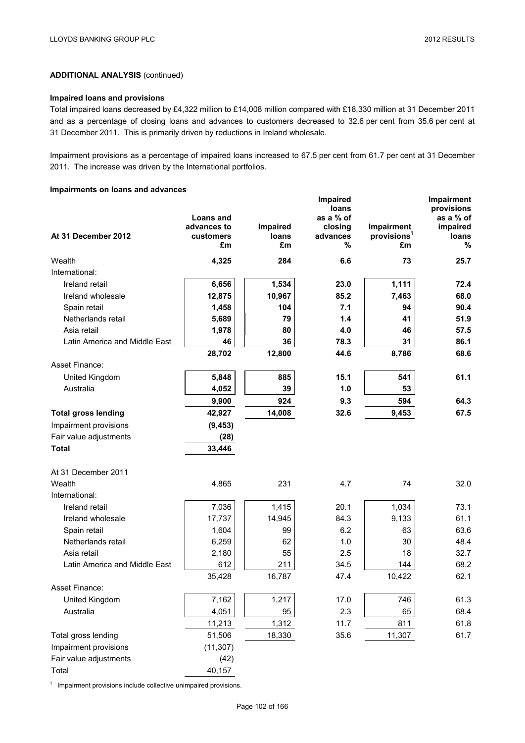**ADDITIONAL ANALYSIS** (continued)

**Impaired loans and provisions**

Total impaired loans decreased by £4,322 million to £14,008 million compared with £18,330 million at 31 December 2011 and as a percentage of closing loans and advances to customers decreased to 32.6 per cent from 35.6 per cent at 31 December 2011. This is primarily driven by reductions in Ireland wholesale.

Impairment provisions as a percentage of impaired loans increased to 67.5 per cent from 61.7 per cent at 31 December 2011. The increase was driven by the International portfolios.

**Impairments on loans and advances**

| At 31 December 2012 | Loans and advances to customers £m | Impaired loans £m | Impaired loans as a % of closing advances % | Impairment provisions[1] £m | Impairment provisions as a % of impaired loans % |
|---|---|---|---|---|---|
| Wealth | **4,325** | **284** | **6.6** | **73** | **25.7** |
| International: | | | | | |
| Ireland retail | **6,656** | **1,534** | **23.0** | **1,111** | **72.4** |
| Ireland wholesale | **12,875** | **10,967** | **85.2** | **7,463** | **68.0** |
| Spain retail | **1,458** | **104** | **7.1** | **94** | **90.4** |
| Netherlands retail | **5,689** | **79** | **1.4** | **41** | **51.9** |
| Asia retail | **1,978** | **80** | **4.0** | **46** | **57.5** |
| Latin America and Middle East | **46** | **36** | **78.3** | **31** | **86.1** |
| | **28,702** | **12,800** | **44.6** | **8,786** | **68.6** |
| Asset Finance: | | | | | |
| United Kingdom | **5,848** | **885** | **15.1** | **541** | **61.1** |
| Australia | **4,052** | **39** | **1.0** | **53** | |
| | **9,900** | **924** | **9.3** | **594** | **64.3** |
| **Total gross lending** | **42,927** | **14,008** | **32.6** | **9,453** | **67.5** |
| Impairment provisions | **(9,453)** | | | | |
| Fair value adjustments | **(28)** | | | | |
| **Total** | **33,446** | | | | |
| | | | | | |
| At 31 December 2011 | | | | | |
| Wealth | 4,865 | 231 | 4.7 | 74 | 32.0 |
| International: | | | | | |
| Ireland retail | 7,036 | 1,415 | 20.1 | 1,034 | 73.1 |
| Ireland wholesale | 17,737 | 14,945 | 84.3 | 9,133 | 61.1 |
| Spain retail | 1,604 | 99 | 6.2 | 63 | 63.6 |
| Netherlands retail | 6,259 | 62 | 1.0 | 30 | 48.4 |
| Asia retail | 2,180 | 55 | 2.5 | 18 | 32.7 |
| Latin America and Middle East | 612 | 211 | 34.5 | 144 | 68.2 |
| | 35,428 | 16,787 | 47.4 | 10,422 | 62.1 |
| Asset Finance: | | | | | |
| United Kingdom | 7,162 | 1,217 | 17.0 | 746 | 61.3 |
| Australia | 4,051 | 95 | 2.3 | 65 | 68.4 |
| | 11,213 | 1,312 | 11.7 | 811 | 61.8 |
| Total gross lending | 51,506 | 18,330 | 35.6 | 11,307 | 61.7 |
| Impairment provisions | (11,307) | | | | |
| Fair value adjustments | (42) | | | | |
| Total | 40,157 | | | | |

[1] Impairment provisions include collective unimpaired provisions.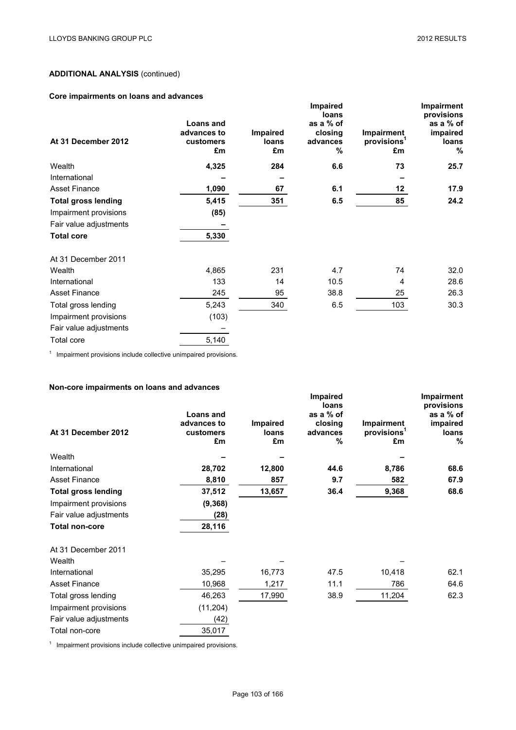## ADDITIONAL ANALYSIS (continued)

### Core impairments on loans and advances

| At 31 December 2012 | Loans and advances to customers £m | Impaired loans £m | Impaired loans as a % of closing advances % | Impairment provisions[1] £m | Impairment provisions as a % of impaired loans % |
|---|---|---|---|---|---|
| Wealth | **4,325** | **284** | **6.6** | **73** | **25.7** |
| International | **–** | **–** | | **–** | |
| Asset Finance | **1,090** | **67** | **6.1** | **12** | **17.9** |
| **Total gross lending** | **5,415** | **351** | **6.5** | **85** | **24.2** |
| Impairment provisions | **(85)** | | | | |
| Fair value adjustments | **–** | | | | |
| **Total core** | **5,330** | | | | |
| At 31 December 2011 | | | | | |
| Wealth | 4,865 | 231 | 4.7 | 74 | 32.0 |
| International | 133 | 14 | 10.5 | 4 | 28.6 |
| Asset Finance | 245 | 95 | 38.8 | 25 | 26.3 |
| Total gross lending | 5,243 | 340 | 6.5 | 103 | 30.3 |
| Impairment provisions | (103) | | | | |
| Fair value adjustments | – | | | | |
| Total core | 5,140 | | | | |

[1] Impairment provisions include collective unimpaired provisions.

### Non-core impairments on loans and advances

| At 31 December 2012 | Loans and advances to customers £m | Impaired loans £m | Impaired loans as a % of closing advances % | Impairment provisions[1] £m | Impairment provisions as a % of impaired loans % |
|---|---|---|---|---|---|
| Wealth | **–** | **–** | | **–** | |
| International | **28,702** | **12,800** | **44.6** | **8,786** | **68.6** |
| Asset Finance | **8,810** | **857** | **9.7** | **582** | **67.9** |
| **Total gross lending** | **37,512** | **13,657** | **36.4** | **9,368** | **68.6** |
| Impairment provisions | **(9,368)** | | | | |
| Fair value adjustments | **(28)** | | | | |
| **Total non-core** | **28,116** | | | | |
| At 31 December 2011 | | | | | |
| Wealth | – | – | | – | |
| International | 35,295 | 16,773 | 47.5 | 10,418 | 62.1 |
| Asset Finance | 10,968 | 1,217 | 11.1 | 786 | 64.6 |
| Total gross lending | 46,263 | 17,990 | 38.9 | 11,204 | 62.3 |
| Impairment provisions | (11,204) | | | | |
| Fair value adjustments | (42) | | | | |
| Total non-core | 35,017 | | | | |

[1] Impairment provisions include collective unimpaired provisions.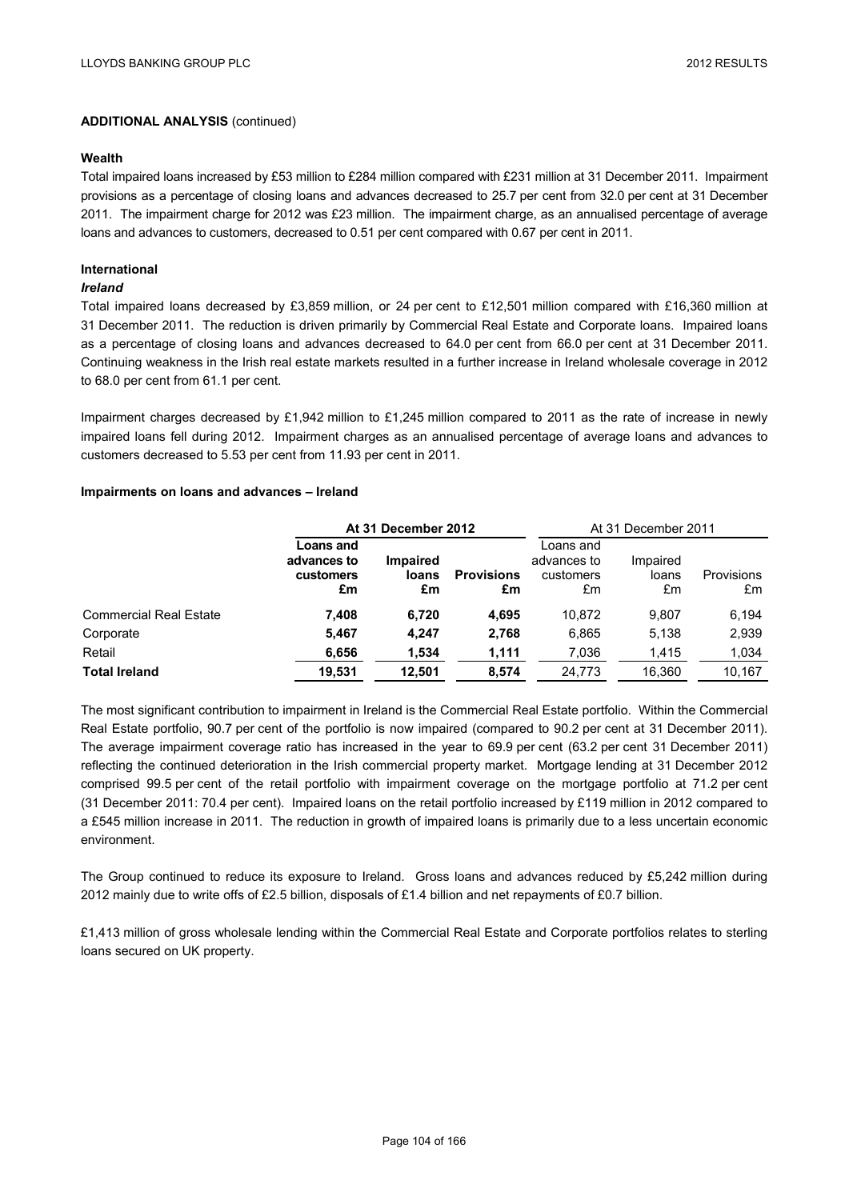**ADDITIONAL ANALYSIS** (continued)

**Wealth**

Total impaired loans increased by £53 million to £284 million compared with £231 million at 31 December 2011. Impairment provisions as a percentage of closing loans and advances decreased to 25.7 per cent from 32.0 per cent at 31 December 2011. The impairment charge for 2012 was £23 million. The impairment charge, as an annualised percentage of average loans and advances to customers, decreased to 0.51 per cent compared with 0.67 per cent in 2011.

**International**

***Ireland***

Total impaired loans decreased by £3,859 million, or 24 per cent to £12,501 million compared with £16,360 million at 31 December 2011. The reduction is driven primarily by Commercial Real Estate and Corporate loans. Impaired loans as a percentage of closing loans and advances decreased to 64.0 per cent from 66.0 per cent at 31 December 2011. Continuing weakness in the Irish real estate markets resulted in a further increase in Ireland wholesale coverage in 2012 to 68.0 per cent from 61.1 per cent.

Impairment charges decreased by £1,942 million to £1,245 million compared to 2011 as the rate of increase in newly impaired loans fell during 2012. Impairment charges as an annualised percentage of average loans and advances to customers decreased to 5.53 per cent from 11.93 per cent in 2011.

**Impairments on loans and advances – Ireland**

| | **At 31 December 2012** | | | At 31 December 2011 | | |
|---|---|---|---|---|---|---|
| | **Loans and advances to customers £m** | **Impaired loans £m** | **Provisions £m** | Loans and advances to customers £m | Impaired loans £m | Provisions £m |
| Commercial Real Estate | **7,408** | **6,720** | **4,695** | 10,872 | 9,807 | 6,194 |
| Corporate | **5,467** | **4,247** | **2,768** | 6,865 | 5,138 | 2,939 |
| Retail | **6,656** | **1,534** | **1,111** | 7,036 | 1,415 | 1,034 |
| **Total Ireland** | **19,531** | **12,501** | **8,574** | 24,773 | 16,360 | 10,167 |

The most significant contribution to impairment in Ireland is the Commercial Real Estate portfolio. Within the Commercial Real Estate portfolio, 90.7 per cent of the portfolio is now impaired (compared to 90.2 per cent at 31 December 2011). The average impairment coverage ratio has increased in the year to 69.9 per cent (63.2 per cent 31 December 2011) reflecting the continued deterioration in the Irish commercial property market. Mortgage lending at 31 December 2012 comprised 99.5 per cent of the retail portfolio with impairment coverage on the mortgage portfolio at 71.2 per cent (31 December 2011: 70.4 per cent). Impaired loans on the retail portfolio increased by £119 million in 2012 compared to a £545 million increase in 2011. The reduction in growth of impaired loans is primarily due to a less uncertain economic environment.

The Group continued to reduce its exposure to Ireland. Gross loans and advances reduced by £5,242 million during 2012 mainly due to write offs of £2.5 billion, disposals of £1.4 billion and net repayments of £0.7 billion.

£1,413 million of gross wholesale lending within the Commercial Real Estate and Corporate portfolios relates to sterling loans secured on UK property.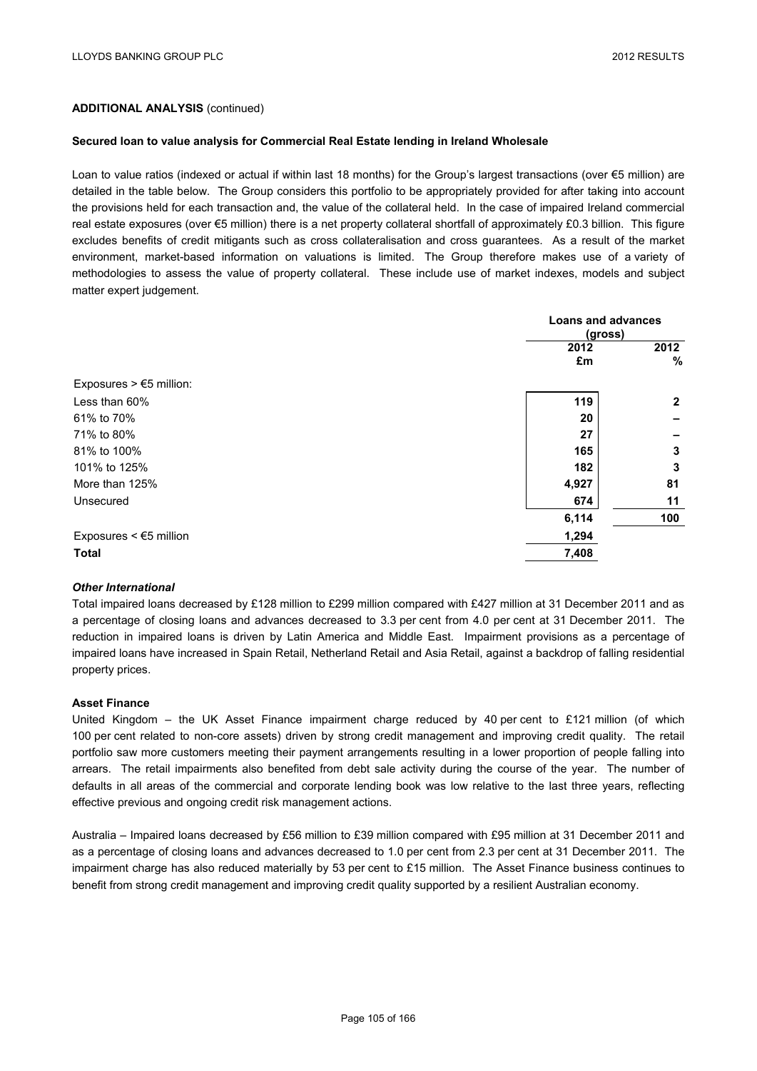**ADDITIONAL ANALYSIS** (continued)

**Secured loan to value analysis for Commercial Real Estate lending in Ireland Wholesale**

Loan to value ratios (indexed or actual if within last 18 months) for the Group's largest transactions (over €5 million) are detailed in the table below. The Group considers this portfolio to be appropriately provided for after taking into account the provisions held for each transaction and, the value of the collateral held. In the case of impaired Ireland commercial real estate exposures (over €5 million) there is a net property collateral shortfall of approximately £0.3 billion. This figure excludes benefits of credit mitigants such as cross collateralisation and cross guarantees. As a result of the market environment, market-based information on valuations is limited. The Group therefore makes use of a variety of methodologies to assess the value of property collateral. These include use of market indexes, models and subject matter expert judgement.

| | Loans and advances (gross) | |
|---|---|---|
| | 2012 £m | 2012 % |
| Exposures > €5 million: | | |
| Less than 60% | 119 | 2 |
| 61% to 70% | 20 | – |
| 71% to 80% | 27 | – |
| 81% to 100% | 165 | 3 |
| 101% to 125% | 182 | 3 |
| More than 125% | 4,927 | 81 |
| Unsecured | 674 | 11 |
| | 6,114 | 100 |
| Exposures < €5 million | 1,294 | |
| **Total** | 7,408 | |

***Other International***

Total impaired loans decreased by £128 million to £299 million compared with £427 million at 31 December 2011 and as a percentage of closing loans and advances decreased to 3.3 per cent from 4.0 per cent at 31 December 2011. The reduction in impaired loans is driven by Latin America and Middle East. Impairment provisions as a percentage of impaired loans have increased in Spain Retail, Netherland Retail and Asia Retail, against a backdrop of falling residential property prices.

**Asset Finance**

United Kingdom – the UK Asset Finance impairment charge reduced by 40 per cent to £121 million (of which 100 per cent related to non-core assets) driven by strong credit management and improving credit quality. The retail portfolio saw more customers meeting their payment arrangements resulting in a lower proportion of people falling into arrears. The retail impairments also benefited from debt sale activity during the course of the year. The number of defaults in all areas of the commercial and corporate lending book was low relative to the last three years, reflecting effective previous and ongoing credit risk management actions.

Australia – Impaired loans decreased by £56 million to £39 million compared with £95 million at 31 December 2011 and as a percentage of closing loans and advances decreased to 1.0 per cent from 2.3 per cent at 31 December 2011. The impairment charge has also reduced materially by 53 per cent to £15 million. The Asset Finance business continues to benefit from strong credit management and improving credit quality supported by a resilient Australian economy.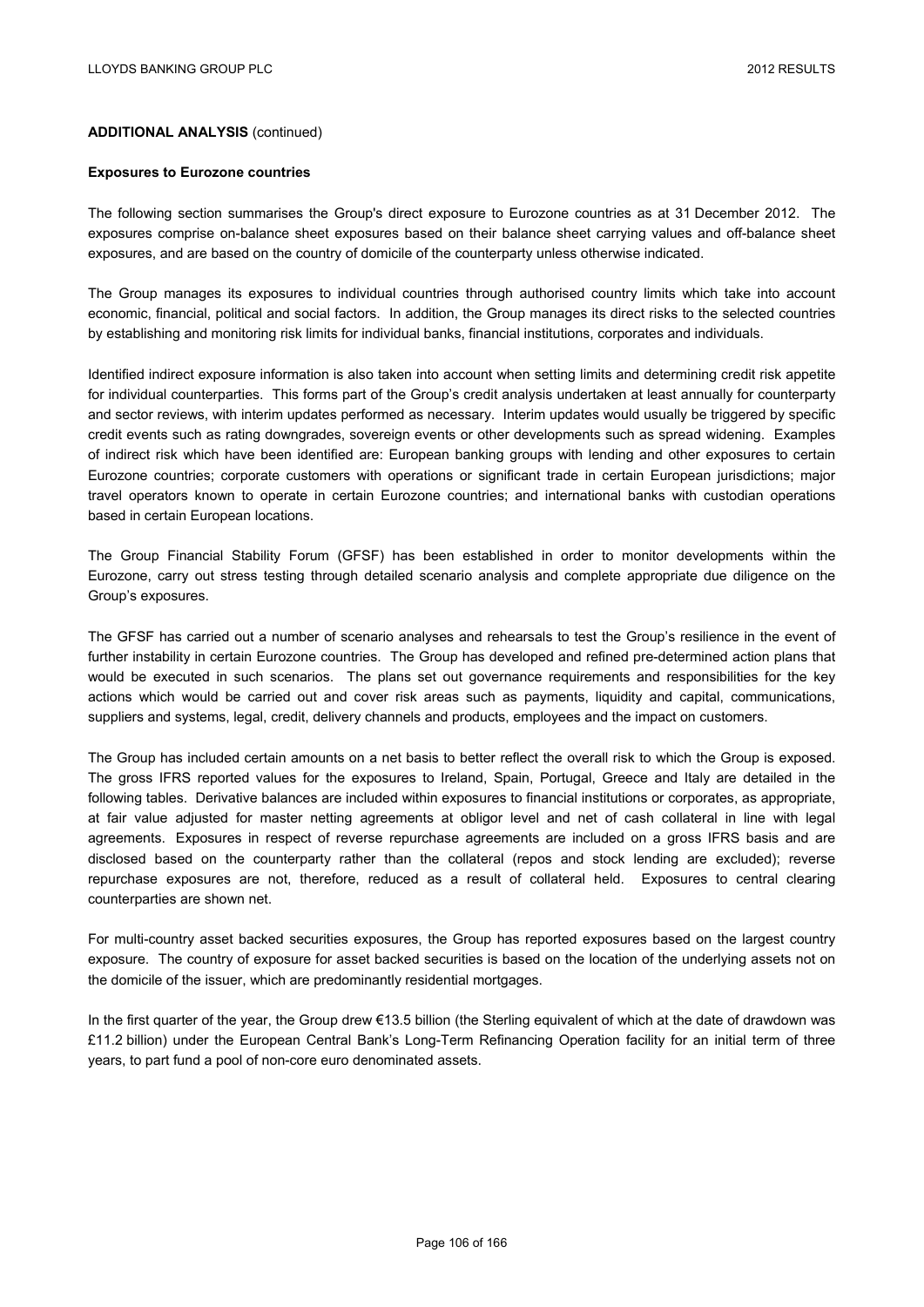**ADDITIONAL ANALYSIS** (continued)

**Exposures to Eurozone countries**

The following section summarises the Group's direct exposure to Eurozone countries as at 31 December 2012. The exposures comprise on-balance sheet exposures based on their balance sheet carrying values and off-balance sheet exposures, and are based on the country of domicile of the counterparty unless otherwise indicated.

The Group manages its exposures to individual countries through authorised country limits which take into account economic, financial, political and social factors. In addition, the Group manages its direct risks to the selected countries by establishing and monitoring risk limits for individual banks, financial institutions, corporates and individuals.

Identified indirect exposure information is also taken into account when setting limits and determining credit risk appetite for individual counterparties. This forms part of the Group's credit analysis undertaken at least annually for counterparty and sector reviews, with interim updates performed as necessary. Interim updates would usually be triggered by specific credit events such as rating downgrades, sovereign events or other developments such as spread widening. Examples of indirect risk which have been identified are: European banking groups with lending and other exposures to certain Eurozone countries; corporate customers with operations or significant trade in certain European jurisdictions; major travel operators known to operate in certain Eurozone countries; and international banks with custodian operations based in certain European locations.

The Group Financial Stability Forum (GFSF) has been established in order to monitor developments within the Eurozone, carry out stress testing through detailed scenario analysis and complete appropriate due diligence on the Group's exposures.

The GFSF has carried out a number of scenario analyses and rehearsals to test the Group's resilience in the event of further instability in certain Eurozone countries. The Group has developed and refined pre-determined action plans that would be executed in such scenarios. The plans set out governance requirements and responsibilities for the key actions which would be carried out and cover risk areas such as payments, liquidity and capital, communications, suppliers and systems, legal, credit, delivery channels and products, employees and the impact on customers.

The Group has included certain amounts on a net basis to better reflect the overall risk to which the Group is exposed. The gross IFRS reported values for the exposures to Ireland, Spain, Portugal, Greece and Italy are detailed in the following tables. Derivative balances are included within exposures to financial institutions or corporates, as appropriate, at fair value adjusted for master netting agreements at obligor level and net of cash collateral in line with legal agreements. Exposures in respect of reverse repurchase agreements are included on a gross IFRS basis and are disclosed based on the counterparty rather than the collateral (repos and stock lending are excluded); reverse repurchase exposures are not, therefore, reduced as a result of collateral held. Exposures to central clearing counterparties are shown net.

For multi-country asset backed securities exposures, the Group has reported exposures based on the largest country exposure. The country of exposure for asset backed securities is based on the location of the underlying assets not on the domicile of the issuer, which are predominantly residential mortgages.

In the first quarter of the year, the Group drew €13.5 billion (the Sterling equivalent of which at the date of drawdown was £11.2 billion) under the European Central Bank's Long-Term Refinancing Operation facility for an initial term of three years, to part fund a pool of non-core euro denominated assets.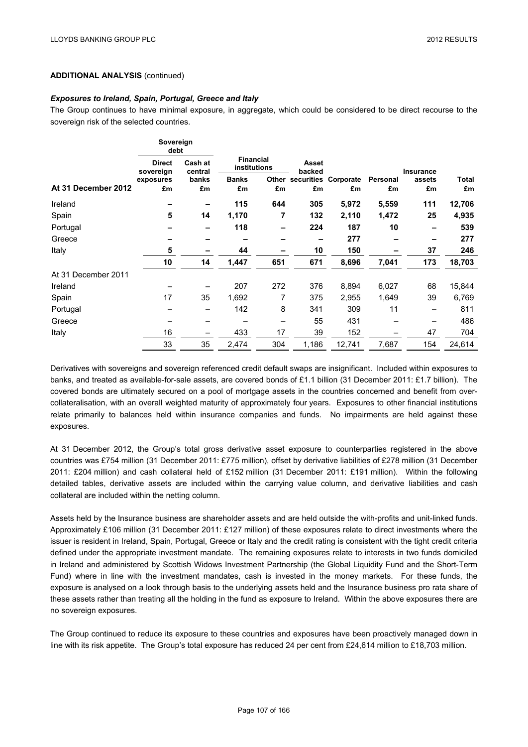**ADDITIONAL ANALYSIS** (continued)

***Exposures to Ireland, Spain, Portugal, Greece and Italy***

The Group continues to have minimal exposure, in aggregate, which could be considered to be direct recourse to the sovereign risk of the selected countries.

| | Sovereign debt | | Financial institutions | | | | | | |
|---|---|---|---|---|---|---|---|---|---|
| | Direct sovereign exposures | Cash at central banks | Banks | Other | Asset backed securities | Corporate | Personal | Insurance assets | Total |
| **At 31 December 2012** | £m | £m | £m | £m | £m | £m | £m | £m | £m |
| Ireland | – | – | **115** | **644** | **305** | **5,972** | **5,559** | **111** | **12,706** |
| Spain | **5** | **14** | **1,170** | **7** | **132** | **2,110** | **1,472** | **25** | **4,935** |
| Portugal | – | – | **118** | – | **224** | **187** | **10** | – | **539** |
| Greece | – | – | – | – | – | **277** | – | – | **277** |
| Italy | **5** | – | **44** | – | **10** | **150** | – | **37** | **246** |
| | **10** | **14** | **1,447** | **651** | **671** | **8,696** | **7,041** | **173** | **18,703** |
| At 31 December 2011 | | | | | | | | | |
| Ireland | – | – | 207 | 272 | 376 | 8,894 | 6,027 | 68 | 15,844 |
| Spain | 17 | 35 | 1,692 | 7 | 375 | 2,955 | 1,649 | 39 | 6,769 |
| Portugal | – | – | 142 | 8 | 341 | 309 | 11 | – | 811 |
| Greece | – | – | – | – | 55 | 431 | – | – | 486 |
| Italy | 16 | – | 433 | 17 | 39 | 152 | – | 47 | 704 |
| | 33 | 35 | 2,474 | 304 | 1,186 | 12,741 | 7,687 | 154 | 24,614 |

Derivatives with sovereigns and sovereign referenced credit default swaps are insignificant. Included within exposures to banks, and treated as available-for-sale assets, are covered bonds of £1.1 billion (31 December 2011: £1.7 billion). The covered bonds are ultimately secured on a pool of mortgage assets in the countries concerned and benefit from over-collateralisation, with an overall weighted maturity of approximately four years. Exposures to other financial institutions relate primarily to balances held within insurance companies and funds. No impairments are held against these exposures.

At 31 December 2012, the Group's total gross derivative asset exposure to counterparties registered in the above countries was £754 million (31 December 2011: £775 million), offset by derivative liabilities of £278 million (31 December 2011: £204 million) and cash collateral held of £152 million (31 December 2011: £191 million). Within the following detailed tables, derivative assets are included within the carrying value column, and derivative liabilities and cash collateral are included within the netting column.

Assets held by the Insurance business are shareholder assets and are held outside the with-profits and unit-linked funds. Approximately £106 million (31 December 2011: £127 million) of these exposures relate to direct investments where the issuer is resident in Ireland, Spain, Portugal, Greece or Italy and the credit rating is consistent with the tight credit criteria defined under the appropriate investment mandate. The remaining exposures relate to interests in two funds domiciled in Ireland and administered by Scottish Widows Investment Partnership (the Global Liquidity Fund and the Short-Term Fund) where in line with the investment mandates, cash is invested in the money markets. For these funds, the exposure is analysed on a look through basis to the underlying assets held and the Insurance business pro rata share of these assets rather than treating all the holding in the fund as exposure to Ireland. Within the above exposures there are no sovereign exposures.

The Group continued to reduce its exposure to these countries and exposures have been proactively managed down in line with its risk appetite. The Group's total exposure has reduced 24 per cent from £24,614 million to £18,703 million.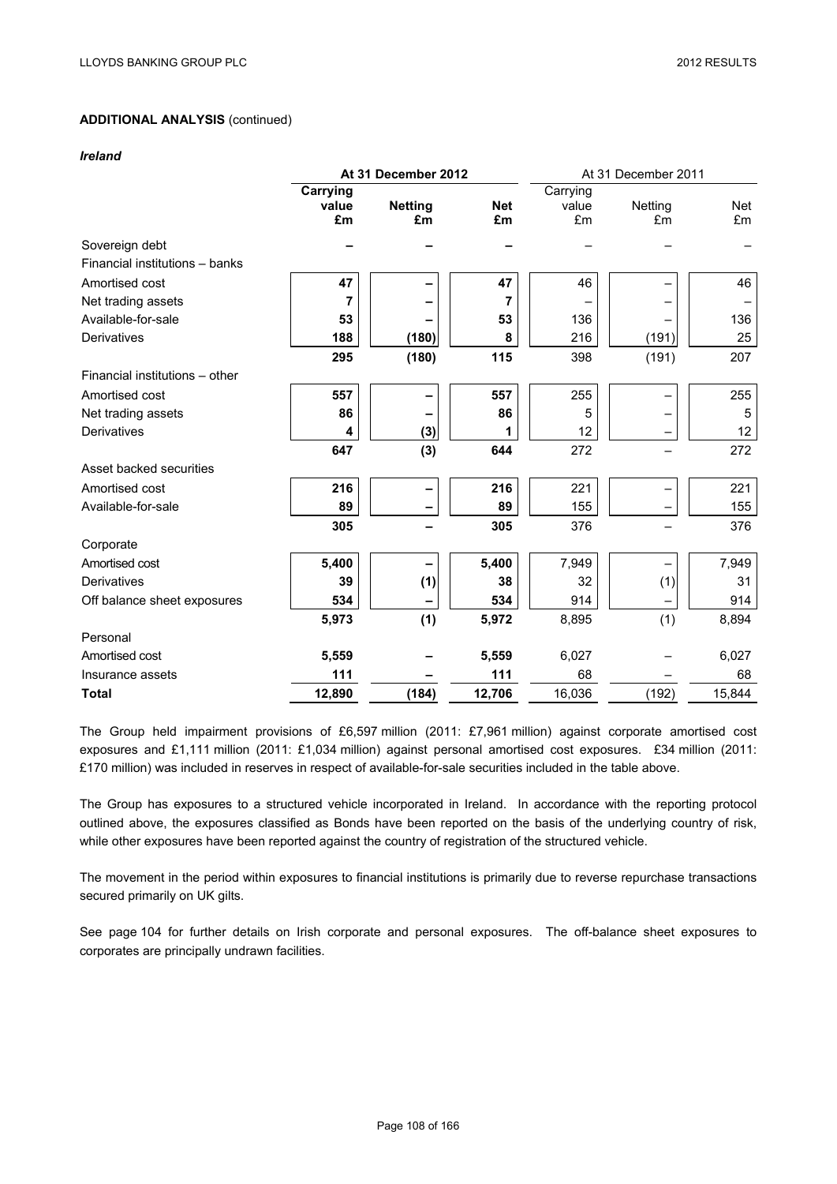**ADDITIONAL ANALYSIS** (continued)

***Ireland***

| | At 31 December 2012 | | | At 31 December 2011 | | |
|---|---|---|---|---|---|---|
| | **Carrying value £m** | **Netting £m** | **Net £m** | Carrying value £m | Netting £m | Net £m |
| Sovereign debt | **–** | **–** | **–** | – | – | – |
| Financial institutions – banks | | | | | | |
| Amortised cost | **47** | **–** | **47** | 46 | – | 46 |
| Net trading assets | **7** | **–** | **7** | – | – | – |
| Available-for-sale | **53** | **–** | **53** | 136 | – | 136 |
| Derivatives | **188** | **(180)** | **8** | 216 | (191) | 25 |
| | **295** | **(180)** | **115** | 398 | (191) | 207 |
| Financial institutions – other | | | | | | |
| Amortised cost | **557** | **–** | **557** | 255 | – | 255 |
| Net trading assets | **86** | **–** | **86** | 5 | – | 5 |
| Derivatives | **4** | **(3)** | **1** | 12 | – | 12 |
| | **647** | **(3)** | **644** | 272 | – | 272 |
| Asset backed securities | | | | | | |
| Amortised cost | **216** | **–** | **216** | 221 | – | 221 |
| Available-for-sale | **89** | **–** | **89** | 155 | – | 155 |
| | **305** | **–** | **305** | 376 | – | 376 |
| Corporate | | | | | | |
| Amortised cost | **5,400** | **–** | **5,400** | 7,949 | – | 7,949 |
| Derivatives | **39** | **(1)** | **38** | 32 | (1) | 31 |
| Off balance sheet exposures | **534** | **–** | **534** | 914 | – | 914 |
| | **5,973** | **(1)** | **5,972** | 8,895 | (1) | 8,894 |
| Personal | | | | | | |
| Amortised cost | **5,559** | **–** | **5,559** | 6,027 | – | 6,027 |
| Insurance assets | **111** | **–** | **111** | 68 | – | 68 |
| **Total** | **12,890** | **(184)** | **12,706** | 16,036 | (192) | 15,844 |

The Group held impairment provisions of £6,597 million (2011: £7,961 million) against corporate amortised cost exposures and £1,111 million (2011: £1,034 million) against personal amortised cost exposures. £34 million (2011: £170 million) was included in reserves in respect of available-for-sale securities included in the table above.

The Group has exposures to a structured vehicle incorporated in Ireland. In accordance with the reporting protocol outlined above, the exposures classified as Bonds have been reported on the basis of the underlying country of risk, while other exposures have been reported against the country of registration of the structured vehicle.

The movement in the period within exposures to financial institutions is primarily due to reverse repurchase transactions secured primarily on UK gilts.

See page 104 for further details on Irish corporate and personal exposures. The off-balance sheet exposures to corporates are principally undrawn facilities.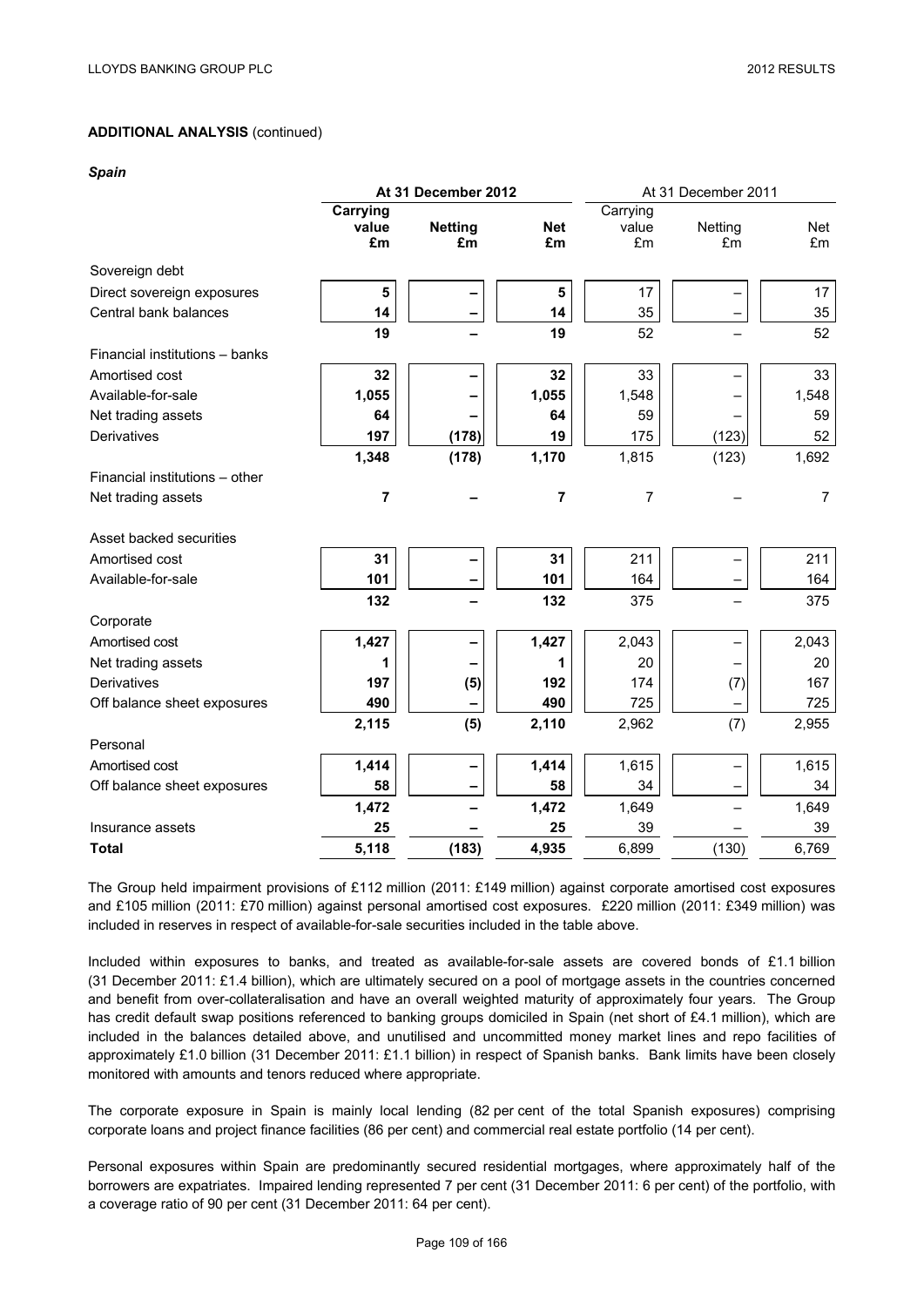**ADDITIONAL ANALYSIS** (continued)

***Spain***

| | At 31 December 2012 | | | At 31 December 2011 | | |
|---|---|---|---|---|---|---|
| | **Carrying value £m** | **Netting £m** | **Net £m** | Carrying value £m | Netting £m | Net £m |
| Sovereign debt | | | | | | |
| Direct sovereign exposures | **5** | **–** | **5** | 17 | – | 17 |
| Central bank balances | **14** | **–** | **14** | 35 | – | 35 |
| | **19** | **–** | **19** | 52 | – | 52 |
| Financial institutions – banks | | | | | | |
| Amortised cost | **32** | **–** | **32** | 33 | – | 33 |
| Available-for-sale | **1,055** | **–** | **1,055** | 1,548 | – | 1,548 |
| Net trading assets | **64** | **–** | **64** | 59 | – | 59 |
| Derivatives | **197** | **(178)** | **19** | 175 | (123) | 52 |
| | **1,348** | **(178)** | **1,170** | 1,815 | (123) | 1,692 |
| Financial institutions – other | | | | | | |
| Net trading assets | **7** | **–** | **7** | 7 | – | 7 |
| Asset backed securities | | | | | | |
| Amortised cost | **31** | **–** | **31** | 211 | – | 211 |
| Available-for-sale | **101** | **–** | **101** | 164 | – | 164 |
| | **132** | **–** | **132** | 375 | – | 375 |
| Corporate | | | | | | |
| Amortised cost | **1,427** | **–** | **1,427** | 2,043 | – | 2,043 |
| Net trading assets | **1** | **–** | **1** | 20 | – | 20 |
| Derivatives | **197** | **(5)** | **192** | 174 | (7) | 167 |
| Off balance sheet exposures | **490** | **–** | **490** | 725 | – | 725 |
| | **2,115** | **(5)** | **2,110** | 2,962 | (7) | 2,955 |
| Personal | | | | | | |
| Amortised cost | **1,414** | **–** | **1,414** | 1,615 | – | 1,615 |
| Off balance sheet exposures | **58** | **–** | **58** | 34 | – | 34 |
| | **1,472** | **–** | **1,472** | 1,649 | – | 1,649 |
| Insurance assets | **25** | **–** | **25** | 39 | – | 39 |
| **Total** | **5,118** | **(183)** | **4,935** | 6,899 | (130) | 6,769 |

The Group held impairment provisions of £112 million (2011: £149 million) against corporate amortised cost exposures and £105 million (2011: £70 million) against personal amortised cost exposures. £220 million (2011: £349 million) was included in reserves in respect of available-for-sale securities included in the table above.

Included within exposures to banks, and treated as available-for-sale assets are covered bonds of £1.1 billion (31 December 2011: £1.4 billion), which are ultimately secured on a pool of mortgage assets in the countries concerned and benefit from over-collateralisation and have an overall weighted maturity of approximately four years. The Group has credit default swap positions referenced to banking groups domiciled in Spain (net short of £4.1 million), which are included in the balances detailed above, and unutilised and uncommitted money market lines and repo facilities of approximately £1.0 billion (31 December 2011: £1.1 billion) in respect of Spanish banks. Bank limits have been closely monitored with amounts and tenors reduced where appropriate.

The corporate exposure in Spain is mainly local lending (82 per cent of the total Spanish exposures) comprising corporate loans and project finance facilities (86 per cent) and commercial real estate portfolio (14 per cent).

Personal exposures within Spain are predominantly secured residential mortgages, where approximately half of the borrowers are expatriates. Impaired lending represented 7 per cent (31 December 2011: 6 per cent) of the portfolio, with a coverage ratio of 90 per cent (31 December 2011: 64 per cent).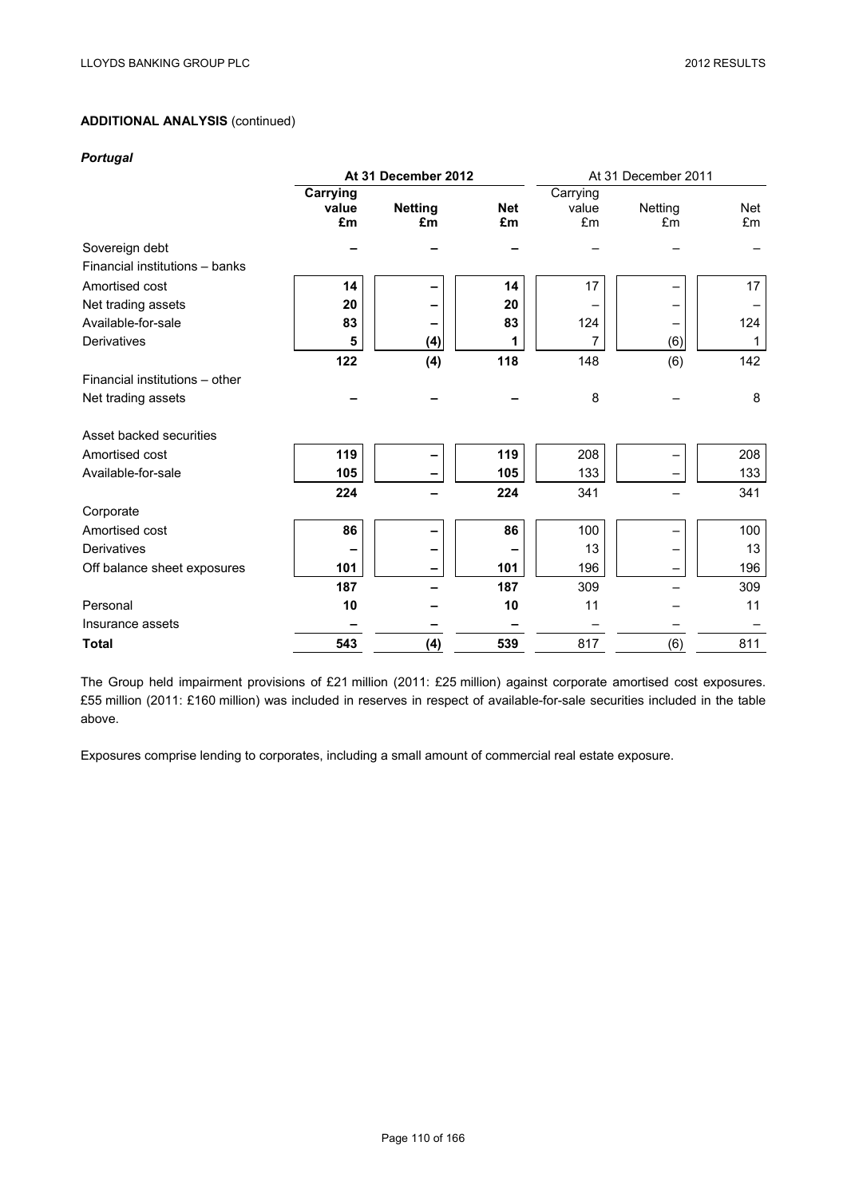**ADDITIONAL ANALYSIS** (continued)

***Portugal***

| | At 31 December 2012 | | | At 31 December 2011 | | |
|---|---|---|---|---|---|---|
| | **Carrying value £m** | **Netting £m** | **Net £m** | Carrying value £m | Netting £m | Net £m |
| Sovereign debt | – | – | – | – | – | – |
| Financial institutions – banks | | | | | | |
| Amortised cost | 14 | – | 14 | 17 | – | 17 |
| Net trading assets | 20 | – | 20 | – | – | – |
| Available-for-sale | 83 | – | 83 | 124 | – | 124 |
| Derivatives | 5 | (4) | 1 | 7 | (6) | 1 |
| | **122** | **(4)** | **118** | 148 | (6) | 142 |
| Financial institutions – other | | | | | | |
| Net trading assets | – | – | – | 8 | – | 8 |
| Asset backed securities | | | | | | |
| Amortised cost | 119 | – | 119 | 208 | – | 208 |
| Available-for-sale | 105 | – | 105 | 133 | – | 133 |
| | **224** | **–** | **224** | 341 | – | 341 |
| Corporate | | | | | | |
| Amortised cost | 86 | – | 86 | 100 | – | 100 |
| Derivatives | – | – | – | 13 | – | 13 |
| Off balance sheet exposures | 101 | – | 101 | 196 | – | 196 |
| | **187** | **–** | **187** | 309 | – | 309 |
| Personal | 10 | – | 10 | 11 | – | 11 |
| Insurance assets | – | – | – | – | – | – |
| **Total** | **543** | **(4)** | **539** | 817 | (6) | 811 |

The Group held impairment provisions of £21 million (2011: £25 million) against corporate amortised cost exposures. £55 million (2011: £160 million) was included in reserves in respect of available-for-sale securities included in the table above.

Exposures comprise lending to corporates, including a small amount of commercial real estate exposure.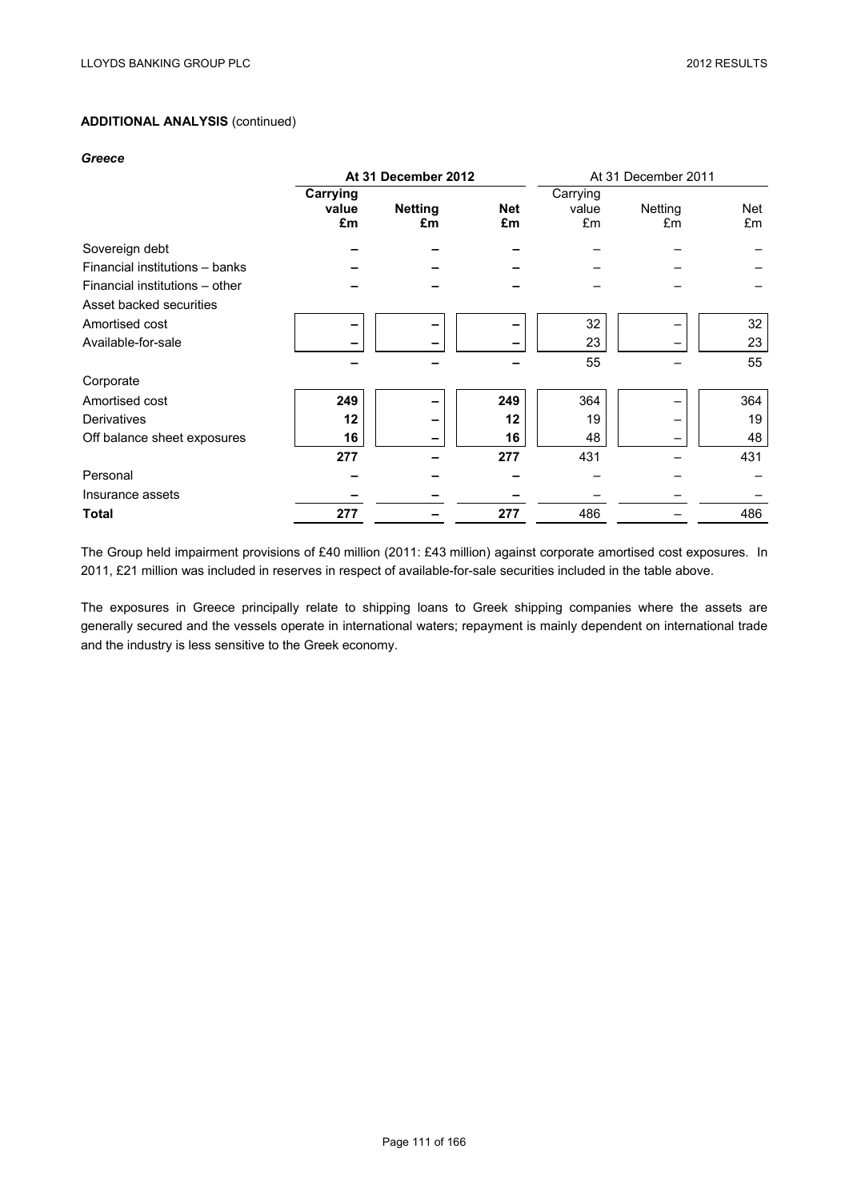**ADDITIONAL ANALYSIS** (continued)

***Greece***

| | At 31 December 2012 | | | At 31 December 2011 | | |
|---|---|---|---|---|---|---|
| | **Carrying value £m** | **Netting £m** | **Net £m** | Carrying value £m | Netting £m | Net £m |
| Sovereign debt | **–** | **–** | **–** | – | – | – |
| Financial institutions – banks | **–** | **–** | **–** | – | – | – |
| Financial institutions – other | **–** | **–** | **–** | – | – | – |
| Asset backed securities | | | | | | |
| Amortised cost | **–** | **–** | **–** | 32 | – | 32 |
| Available-for-sale | **–** | **–** | **–** | 23 | – | 23 |
| | **–** | **–** | **–** | 55 | – | 55 |
| Corporate | | | | | | |
| Amortised cost | **249** | **–** | **249** | 364 | – | 364 |
| Derivatives | **12** | **–** | **12** | 19 | – | 19 |
| Off balance sheet exposures | **16** | **–** | **16** | 48 | – | 48 |
| | **277** | **–** | **277** | 431 | – | 431 |
| Personal | **–** | **–** | **–** | – | – | – |
| Insurance assets | **–** | **–** | **–** | – | – | – |
| **Total** | **277** | **–** | **277** | 486 | – | 486 |

The Group held impairment provisions of £40 million (2011: £43 million) against corporate amortised cost exposures. In 2011, £21 million was included in reserves in respect of available-for-sale securities included in the table above.

The exposures in Greece principally relate to shipping loans to Greek shipping companies where the assets are generally secured and the vessels operate in international waters; repayment is mainly dependent on international trade and the industry is less sensitive to the Greek economy.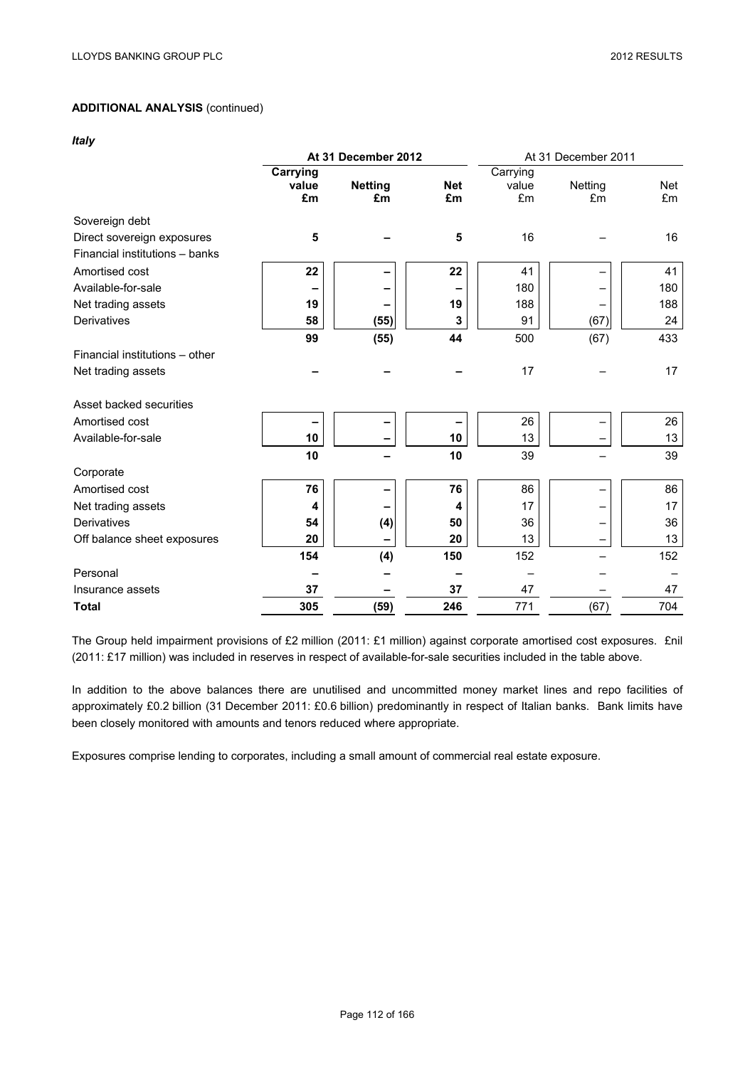**ADDITIONAL ANALYSIS** (continued)

***Italy***

| | At 31 December 2012 | | | At 31 December 2011 | | |
|---|---|---|---|---|---|---|
| | **Carrying value £m** | **Netting £m** | **Net £m** | Carrying value £m | Netting £m | Net £m |
| Sovereign debt | | | | | | |
| Direct sovereign exposures | **5** | **–** | **5** | 16 | – | 16 |
| Financial institutions – banks | | | | | | |
| Amortised cost | **22** | **–** | **22** | 41 | – | 41 |
| Available-for-sale | **–** | **–** | **–** | 180 | – | 180 |
| Net trading assets | **19** | **–** | **19** | 188 | – | 188 |
| Derivatives | **58** | **(55)** | **3** | 91 | (67) | 24 |
| | **99** | **(55)** | **44** | 500 | (67) | 433 |
| Financial institutions – other | | | | | | |
| Net trading assets | **–** | **–** | **–** | 17 | – | 17 |
| Asset backed securities | | | | | | |
| Amortised cost | **–** | **–** | **–** | 26 | – | 26 |
| Available-for-sale | **10** | **–** | **10** | 13 | – | 13 |
| | **10** | **–** | **10** | 39 | – | 39 |
| Corporate | | | | | | |
| Amortised cost | **76** | **–** | **76** | 86 | – | 86 |
| Net trading assets | **4** | **–** | **4** | 17 | – | 17 |
| Derivatives | **54** | **(4)** | **50** | 36 | – | 36 |
| Off balance sheet exposures | **20** | **–** | **20** | 13 | – | 13 |
| | **154** | **(4)** | **150** | 152 | – | 152 |
| Personal | **–** | **–** | **–** | – | – | – |
| Insurance assets | **37** | **–** | **37** | 47 | – | 47 |
| **Total** | **305** | **(59)** | **246** | 771 | (67) | 704 |

The Group held impairment provisions of £2 million (2011: £1 million) against corporate amortised cost exposures. £nil (2011: £17 million) was included in reserves in respect of available-for-sale securities included in the table above.

In addition to the above balances there are unutilised and uncommitted money market lines and repo facilities of approximately £0.2 billion (31 December 2011: £0.6 billion) predominantly in respect of Italian banks. Bank limits have been closely monitored with amounts and tenors reduced where appropriate.

Exposures comprise lending to corporates, including a small amount of commercial real estate exposure.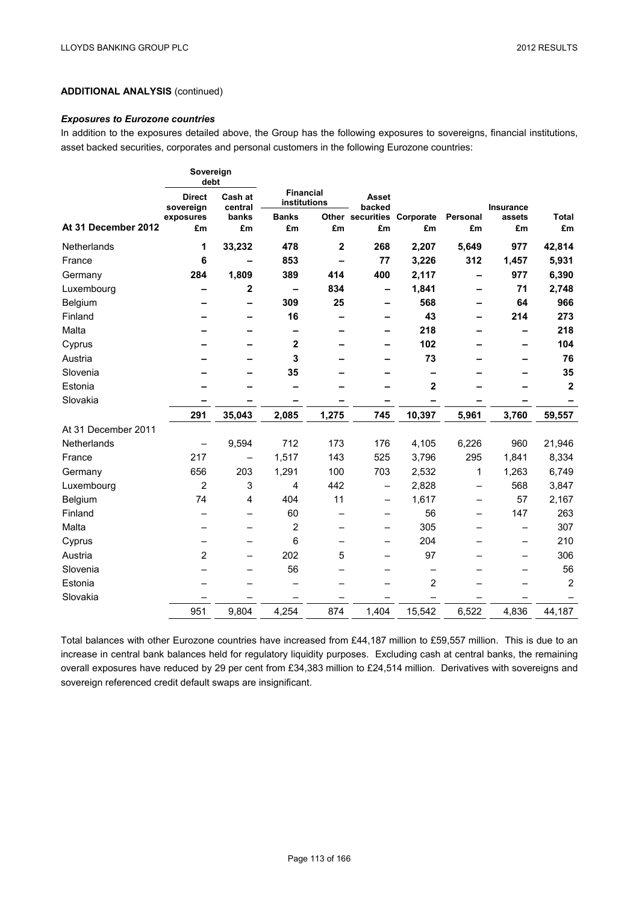**ADDITIONAL ANALYSIS** (continued)

***Exposures to Eurozone countries***

In addition to the exposures detailed above, the Group has the following exposures to sovereigns, financial institutions, asset backed securities, corporates and personal customers in the following Eurozone countries:

| | Sovereign debt | | Financial institutions | | | | | | |
|---|---|---|---|---|---|---|---|---|---|
| | Direct sovereign exposures | Cash at central banks | Banks | Other | Asset backed securities | Corporate | Personal | Insurance assets | Total |
| **At 31 December 2012** | £m | £m | £m | £m | £m | £m | £m | £m | £m |
| Netherlands | **1** | **33,232** | **478** | **2** | **268** | **2,207** | **5,649** | **977** | **42,814** |
| France | **6** | **–** | **853** | **–** | **77** | **3,226** | **312** | **1,457** | **5,931** |
| Germany | **284** | **1,809** | **389** | **414** | **400** | **2,117** | **–** | **977** | **6,390** |
| Luxembourg | **–** | **2** | **–** | **834** | **–** | **1,841** | **–** | **71** | **2,748** |
| Belgium | **–** | **–** | **309** | **25** | **–** | **568** | **–** | **64** | **966** |
| Finland | **–** | **–** | **16** | **–** | **–** | **43** | **–** | **214** | **273** |
| Malta | **–** | **–** | **–** | **–** | **–** | **218** | **–** | **–** | **218** |
| Cyprus | **–** | **–** | **2** | **–** | **–** | **102** | **–** | **–** | **104** |
| Austria | **–** | **–** | **3** | **–** | **–** | **73** | **–** | **–** | **76** |
| Slovenia | **–** | **–** | **35** | **–** | **–** | **–** | **–** | **–** | **35** |
| Estonia | **–** | **–** | **–** | **–** | **–** | **2** | **–** | **–** | **2** |
| Slovakia | **–** | **–** | **–** | **–** | **–** | **–** | **–** | **–** | **–** |
| | **291** | **35,043** | **2,085** | **1,275** | **745** | **10,397** | **5,961** | **3,760** | **59,557** |
| At 31 December 2011 | | | | | | | | | |
| Netherlands | – | 9,594 | 712 | 173 | 176 | 4,105 | 6,226 | 960 | 21,946 |
| France | 217 | – | 1,517 | 143 | 525 | 3,796 | 295 | 1,841 | 8,334 |
| Germany | 656 | 203 | 1,291 | 100 | 703 | 2,532 | 1 | 1,263 | 6,749 |
| Luxembourg | 2 | 3 | 4 | 442 | – | 2,828 | – | 568 | 3,847 |
| Belgium | 74 | 4 | 404 | 11 | – | 1,617 | – | 57 | 2,167 |
| Finland | – | – | 60 | – | – | 56 | – | 147 | 263 |
| Malta | – | – | 2 | – | – | 305 | – | – | 307 |
| Cyprus | – | – | 6 | – | – | 204 | – | – | 210 |
| Austria | 2 | – | 202 | 5 | – | 97 | – | – | 306 |
| Slovenia | – | – | 56 | – | – | – | – | – | 56 |
| Estonia | – | – | – | – | – | 2 | – | – | 2 |
| Slovakia | – | – | – | – | – | – | – | – | – |
| | 951 | 9,804 | 4,254 | 874 | 1,404 | 15,542 | 6,522 | 4,836 | 44,187 |

Total balances with other Eurozone countries have increased from £44,187 million to £59,557 million. This is due to an increase in central bank balances held for regulatory liquidity purposes. Excluding cash at central banks, the remaining overall exposures have reduced by 29 per cent from £34,383 million to £24,514 million. Derivatives with sovereigns and sovereign referenced credit default swaps are insignificant.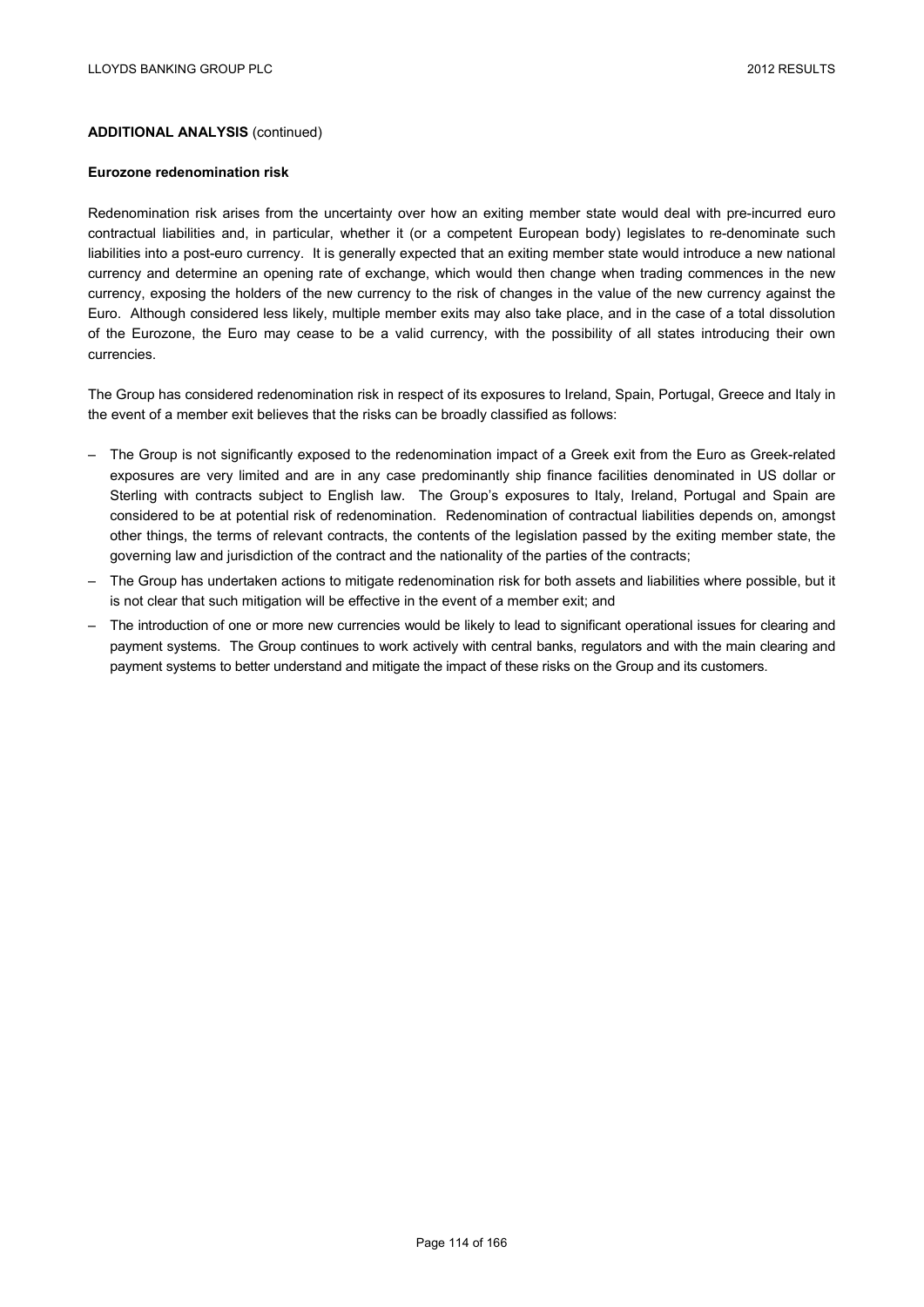**ADDITIONAL ANALYSIS** (continued)

**Eurozone redenomination risk**

Redenomination risk arises from the uncertainty over how an exiting member state would deal with pre-incurred euro contractual liabilities and, in particular, whether it (or a competent European body) legislates to re-denominate such liabilities into a post-euro currency. It is generally expected that an exiting member state would introduce a new national currency and determine an opening rate of exchange, which would then change when trading commences in the new currency, exposing the holders of the new currency to the risk of changes in the value of the new currency against the Euro. Although considered less likely, multiple member exits may also take place, and in the case of a total dissolution of the Eurozone, the Euro may cease to be a valid currency, with the possibility of all states introducing their own currencies.

The Group has considered redenomination risk in respect of its exposures to Ireland, Spain, Portugal, Greece and Italy in the event of a member exit believes that the risks can be broadly classified as follows:

- The Group is not significantly exposed to the redenomination impact of a Greek exit from the Euro as Greek-related exposures are very limited and are in any case predominantly ship finance facilities denominated in US dollar or Sterling with contracts subject to English law. The Group's exposures to Italy, Ireland, Portugal and Spain are considered to be at potential risk of redenomination. Redenomination of contractual liabilities depends on, amongst other things, the terms of relevant contracts, the contents of the legislation passed by the exiting member state, the governing law and jurisdiction of the contract and the nationality of the parties of the contracts;
- The Group has undertaken actions to mitigate redenomination risk for both assets and liabilities where possible, but it is not clear that such mitigation will be effective in the event of a member exit; and
- The introduction of one or more new currencies would be likely to lead to significant operational issues for clearing and payment systems. The Group continues to work actively with central banks, regulators and with the main clearing and payment systems to better understand and mitigate the impact of these risks on the Group and its customers.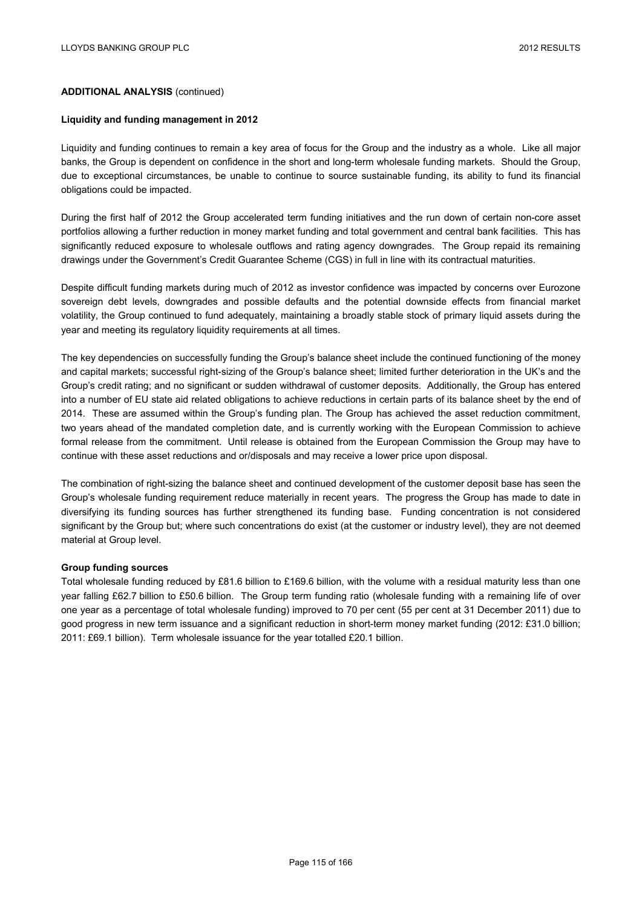**ADDITIONAL ANALYSIS** (continued)

**Liquidity and funding management in 2012**

Liquidity and funding continues to remain a key area of focus for the Group and the industry as a whole. Like all major banks, the Group is dependent on confidence in the short and long-term wholesale funding markets. Should the Group, due to exceptional circumstances, be unable to continue to source sustainable funding, its ability to fund its financial obligations could be impacted.

During the first half of 2012 the Group accelerated term funding initiatives and the run down of certain non-core asset portfolios allowing a further reduction in money market funding and total government and central bank facilities. This has significantly reduced exposure to wholesale outflows and rating agency downgrades. The Group repaid its remaining drawings under the Government's Credit Guarantee Scheme (CGS) in full in line with its contractual maturities.

Despite difficult funding markets during much of 2012 as investor confidence was impacted by concerns over Eurozone sovereign debt levels, downgrades and possible defaults and the potential downside effects from financial market volatility, the Group continued to fund adequately, maintaining a broadly stable stock of primary liquid assets during the year and meeting its regulatory liquidity requirements at all times.

The key dependencies on successfully funding the Group's balance sheet include the continued functioning of the money and capital markets; successful right-sizing of the Group's balance sheet; limited further deterioration in the UK's and the Group's credit rating; and no significant or sudden withdrawal of customer deposits. Additionally, the Group has entered into a number of EU state aid related obligations to achieve reductions in certain parts of its balance sheet by the end of 2014. These are assumed within the Group's funding plan. The Group has achieved the asset reduction commitment, two years ahead of the mandated completion date, and is currently working with the European Commission to achieve formal release from the commitment. Until release is obtained from the European Commission the Group may have to continue with these asset reductions and or/disposals and may receive a lower price upon disposal.

The combination of right-sizing the balance sheet and continued development of the customer deposit base has seen the Group's wholesale funding requirement reduce materially in recent years. The progress the Group has made to date in diversifying its funding sources has further strengthened its funding base. Funding concentration is not considered significant by the Group but; where such concentrations do exist (at the customer or industry level), they are not deemed material at Group level.

**Group funding sources**

Total wholesale funding reduced by £81.6 billion to £169.6 billion, with the volume with a residual maturity less than one year falling £62.7 billion to £50.6 billion. The Group term funding ratio (wholesale funding with a remaining life of over one year as a percentage of total wholesale funding) improved to 70 per cent (55 per cent at 31 December 2011) due to good progress in new term issuance and a significant reduction in short-term money market funding (2012: £31.0 billion; 2011: £69.1 billion). Term wholesale issuance for the year totalled £20.1 billion.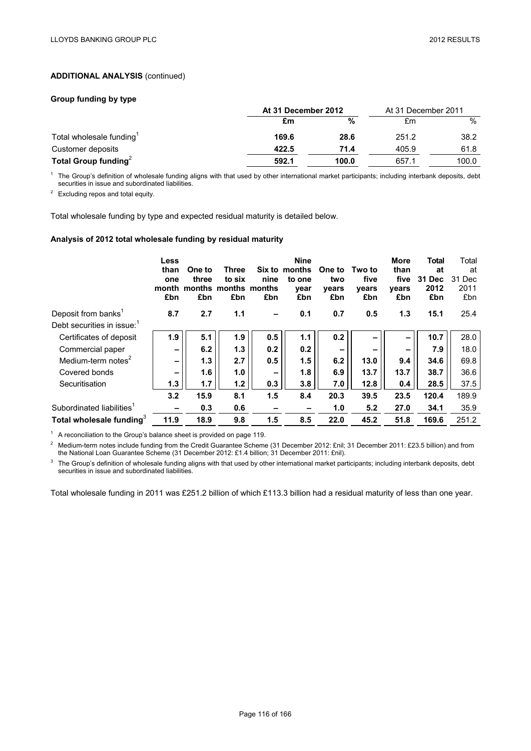## ADDITIONAL ANALYSIS (continued)

### Group funding by type

| | At 31 December 2012 | | At 31 December 2011 | |
|---|---|---|---|---|
| | **£m** | **%** | £m | % |
| Total wholesale funding[1] | **169.6** | **28.6** | 251.2 | 38.2 |
| Customer deposits | **422.5** | **71.4** | 405.9 | 61.8 |
| **Total Group funding**[2] | **592.1** | **100.0** | 657.1 | 100.0 |

[1] The Group's definition of wholesale funding aligns with that used by other international market participants; including interbank deposits, debt securities in issue and subordinated liabilities.

[2] Excluding repos and total equity.

Total wholesale funding by type and expected residual maturity is detailed below.

### Analysis of 2012 total wholesale funding by residual maturity

| | Less than one month £bn | One to three months £bn | Three to six months £bn | Six to nine months £bn | Nine months to one year £bn | One to two years £bn | Two to five years £bn | More than five years £bn | Total at 31 Dec 2012 £bn | Total at 31 Dec 2011 £bn |
|---|---|---|---|---|---|---|---|---|---|---|
| Deposit from banks[1] | **8.7** | **2.7** | **1.1** | **–** | **0.1** | **0.7** | **0.5** | **1.3** | **15.1** | 25.4 |
| Debt securities in issue:[1] | | | | | | | | | | |
| Certificates of deposit | **1.9** | **5.1** | **1.9** | **0.5** | **1.1** | **0.2** | **–** | **–** | **10.7** | 28.0 |
| Commercial paper | **–** | **6.2** | **1.3** | **0.2** | **0.2** | **–** | **–** | **–** | **7.9** | 18.0 |
| Medium-term notes[2] | **–** | **1.3** | **2.7** | **0.5** | **1.5** | **6.2** | **13.0** | **9.4** | **34.6** | 69.8 |
| Covered bonds | **–** | **1.6** | **1.0** | **–** | **1.8** | **6.9** | **13.7** | **13.7** | **38.7** | 36.6 |
| Securitisation | **1.3** | **1.7** | **1.2** | **0.3** | **3.8** | **7.0** | **12.8** | **0.4** | **28.5** | 37.5 |
| | **3.2** | **15.9** | **8.1** | **1.5** | **8.4** | **20.3** | **39.5** | **23.5** | **120.4** | 189.9 |
| Subordinated liabilities[1] | **–** | **0.3** | **0.6** | **–** | **–** | **1.0** | **5.2** | **27.0** | **34.1** | 35.9 |
| **Total wholesale funding**[3] | **11.9** | **18.9** | **9.8** | **1.5** | **8.5** | **22.0** | **45.2** | **51.8** | **169.6** | 251.2 |

[1] A reconciliation to the Group's balance sheet is provided on page 119.

[2] Medium-term notes include funding from the Credit Guarantee Scheme (31 December 2012: £nil; 31 December 2011: £23.5 billion) and from the National Loan Guarantee Scheme (31 December 2012: £1.4 billion; 31 December 2011: £nil).

[3] The Group's definition of wholesale funding aligns with that used by other international market participants; including interbank deposits, debt securities in issue and subordinated liabilities.

Total wholesale funding in 2011 was £251.2 billion of which £113.3 billion had a residual maturity of less than one year.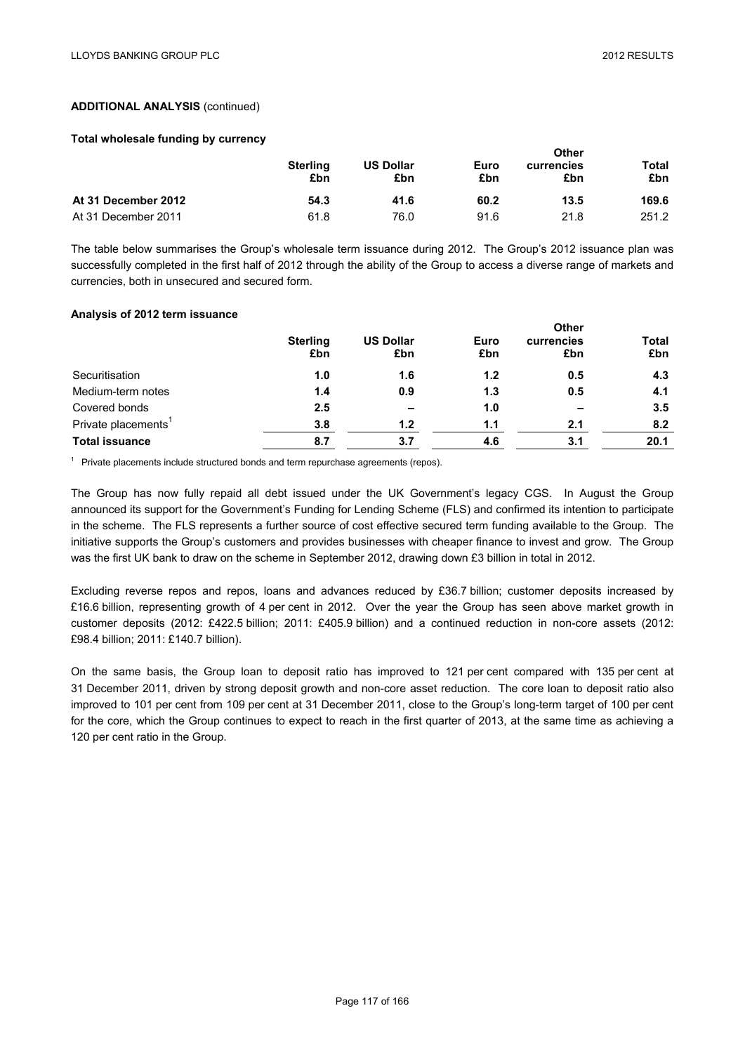## ADDITIONAL ANALYSIS (continued)

### Total wholesale funding by currency

| | Sterling £bn | US Dollar £bn | Euro £bn | Other currencies £bn | Total £bn |
|---|---|---|---|---|---|
| **At 31 December 2012** | **54.3** | **41.6** | **60.2** | **13.5** | **169.6** |
| At 31 December 2011 | 61.8 | 76.0 | 91.6 | 21.8 | 251.2 |

The table below summarises the Group's wholesale term issuance during 2012. The Group's 2012 issuance plan was successfully completed in the first half of 2012 through the ability of the Group to access a diverse range of markets and currencies, both in unsecured and secured form.

### Analysis of 2012 term issuance

| | Sterling £bn | US Dollar £bn | Euro £bn | Other currencies £bn | Total £bn |
|---|---|---|---|---|---|
| Securitisation | **1.0** | **1.6** | **1.2** | **0.5** | **4.3** |
| Medium-term notes | **1.4** | **0.9** | **1.3** | **0.5** | **4.1** |
| Covered bonds | **2.5** | **–** | **1.0** | **–** | **3.5** |
| Private placements[1] | **3.8** | **1.2** | **1.1** | **2.1** | **8.2** |
| **Total issuance** | **8.7** | **3.7** | **4.6** | **3.1** | **20.1** |

[1] Private placements include structured bonds and term repurchase agreements (repos).

The Group has now fully repaid all debt issued under the UK Government's legacy CGS. In August the Group announced its support for the Government's Funding for Lending Scheme (FLS) and confirmed its intention to participate in the scheme. The FLS represents a further source of cost effective secured term funding available to the Group. The initiative supports the Group's customers and provides businesses with cheaper finance to invest and grow. The Group was the first UK bank to draw on the scheme in September 2012, drawing down £3 billion in total in 2012.

Excluding reverse repos and repos, loans and advances reduced by £36.7 billion; customer deposits increased by £16.6 billion, representing growth of 4 per cent in 2012. Over the year the Group has seen above market growth in customer deposits (2012: £422.5 billion; 2011: £405.9 billion) and a continued reduction in non-core assets (2012: £98.4 billion; 2011: £140.7 billion).

On the same basis, the Group loan to deposit ratio has improved to 121 per cent compared with 135 per cent at 31 December 2011, driven by strong deposit growth and non-core asset reduction. The core loan to deposit ratio also improved to 101 per cent from 109 per cent at 31 December 2011, close to the Group's long-term target of 100 per cent for the core, which the Group continues to expect to reach in the first quarter of 2013, at the same time as achieving a 120 per cent ratio in the Group.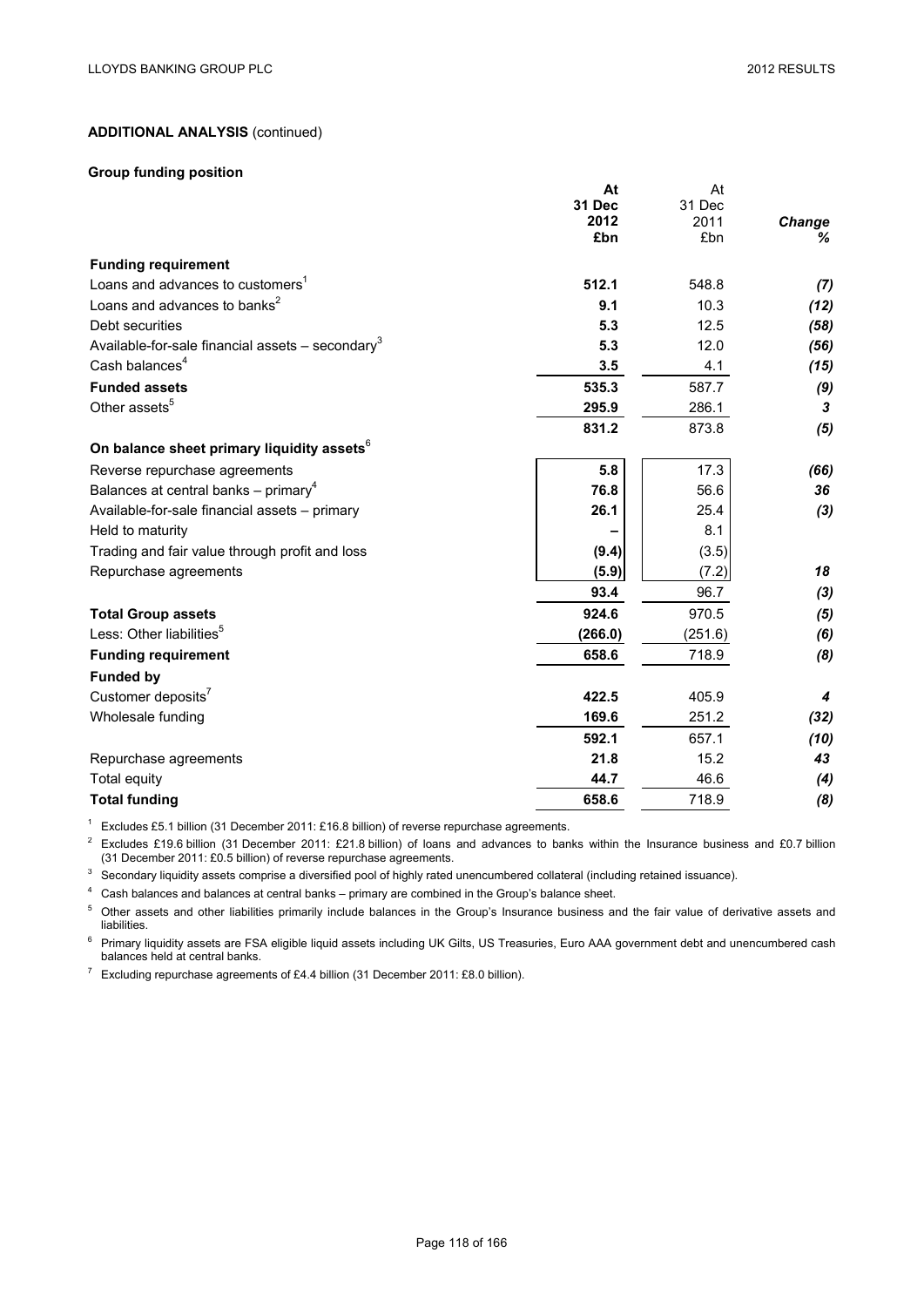## ADDITIONAL ANALYSIS (continued)

### Group funding position

| | At 31 Dec 2012 £bn | At 31 Dec 2011 £bn | Change % |
|---|---|---|---|
| **Funding requirement** | | | |
| Loans and advances to customers[1] | **512.1** | 548.8 | *(7)* |
| Loans and advances to banks[2] | **9.1** | 10.3 | *(12)* |
| Debt securities | **5.3** | 12.5 | *(58)* |
| Available-for-sale financial assets – secondary[3] | **5.3** | 12.0 | *(56)* |
| Cash balances[4] | **3.5** | 4.1 | *(15)* |
| **Funded assets** | **535.3** | 587.7 | *(9)* |
| Other assets[5] | **295.9** | 286.1 | *3* |
| | **831.2** | 873.8 | *(5)* |
| **On balance sheet primary liquidity assets**[6] | | | |
| Reverse repurchase agreements | **5.8** | 17.3 | *(66)* |
| Balances at central banks – primary[4] | **76.8** | 56.6 | *36* |
| Available-for-sale financial assets – primary | **26.1** | 25.4 | *(3)* |
| Held to maturity | **–** | 8.1 | |
| Trading and fair value through profit and loss | **(9.4)** | (3.5) | |
| Repurchase agreements | **(5.9)** | (7.2) | *18* |
| | **93.4** | 96.7 | *(3)* |
| **Total Group assets** | **924.6** | 970.5 | *(5)* |
| Less: Other liabilities[5] | **(266.0)** | (251.6) | *(6)* |
| **Funding requirement** | **658.6** | 718.9 | *(8)* |
| **Funded by** | | | |
| Customer deposits[7] | **422.5** | 405.9 | *4* |
| Wholesale funding | **169.6** | 251.2 | *(32)* |
| | **592.1** | 657.1 | *(10)* |
| Repurchase agreements | **21.8** | 15.2 | *43* |
| Total equity | **44.7** | 46.6 | *(4)* |
| **Total funding** | **658.6** | 718.9 | *(8)* |

[1] Excludes £5.1 billion (31 December 2011: £16.8 billion) of reverse repurchase agreements.

[2] Excludes £19.6 billion (31 December 2011: £21.8 billion) of loans and advances to banks within the Insurance business and £0.7 billion (31 December 2011: £0.5 billion) of reverse repurchase agreements.

[3] Secondary liquidity assets comprise a diversified pool of highly rated unencumbered collateral (including retained issuance).

[4] Cash balances and balances at central banks – primary are combined in the Group's balance sheet.

[5] Other assets and other liabilities primarily include balances in the Group's Insurance business and the fair value of derivative assets and liabilities.

[6] Primary liquidity assets are FSA eligible liquid assets including UK Gilts, US Treasuries, Euro AAA government debt and unencumbered cash balances held at central banks.

[7] Excluding repurchase agreements of £4.4 billion (31 December 2011: £8.0 billion).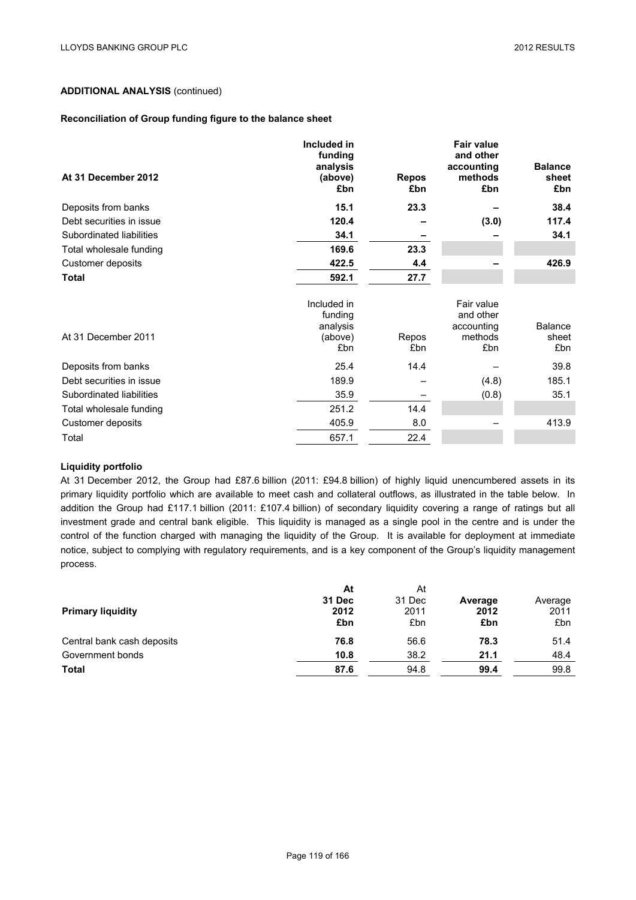## ADDITIONAL ANALYSIS (continued)

### Reconciliation of Group funding figure to the balance sheet

| At 31 December 2012 | Included in funding analysis (above) £bn | Repos £bn | Fair value and other accounting methods £bn | Balance sheet £bn |
|---|---|---|---|---|
| Deposits from banks | **15.1** | **23.3** | **–** | **38.4** |
| Debt securities in issue | **120.4** | **–** | **(3.0)** | **117.4** |
| Subordinated liabilities | **34.1** | **–** | **–** | **34.1** |
| Total wholesale funding | **169.6** | **23.3** | | |
| Customer deposits | **422.5** | **4.4** | **–** | **426.9** |
| **Total** | **592.1** | **27.7** | | |

| At 31 December 2011 | Included in funding analysis (above) £bn | Repos £bn | Fair value and other accounting methods £bn | Balance sheet £bn |
|---|---|---|---|---|
| Deposits from banks | 25.4 | 14.4 | – | 39.8 |
| Debt securities in issue | 189.9 | – | (4.8) | 185.1 |
| Subordinated liabilities | 35.9 | – | (0.8) | 35.1 |
| Total wholesale funding | 251.2 | 14.4 | | |
| Customer deposits | 405.9 | 8.0 | – | 413.9 |
| Total | 657.1 | 22.4 | | |

### Liquidity portfolio

At 31 December 2012, the Group had £87.6 billion (2011: £94.8 billion) of highly liquid unencumbered assets in its primary liquidity portfolio which are available to meet cash and collateral outflows, as illustrated in the table below. In addition the Group had £117.1 billion (2011: £107.4 billion) of secondary liquidity covering a range of ratings but all investment grade and central bank eligible. This liquidity is managed as a single pool in the centre and is under the control of the function charged with managing the liquidity of the Group. It is available for deployment at immediate notice, subject to complying with regulatory requirements, and is a key component of the Group's liquidity management process.

| **Primary liquidity** | **At 31 Dec 2012 £bn** | At 31 Dec 2011 £bn | **Average 2012 £bn** | Average 2011 £bn |
|---|---|---|---|---|
| Central bank cash deposits | **76.8** | 56.6 | **78.3** | 51.4 |
| Government bonds | **10.8** | 38.2 | **21.1** | 48.4 |
| **Total** | **87.6** | 94.8 | **99.4** | 99.8 |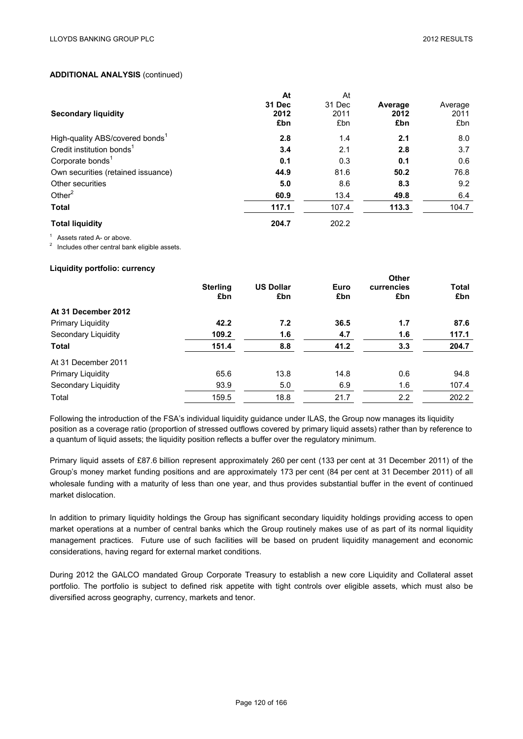**ADDITIONAL ANALYSIS** (continued)

| **Secondary liquidity** | **At 31 Dec 2012 £bn** | At 31 Dec 2011 £bn | **Average 2012 £bn** | Average 2011 £bn |
|---|---|---|---|---|
| High-quality ABS/covered bonds[1] | **2.8** | 1.4 | **2.1** | 8.0 |
| Credit institution bonds[1] | **3.4** | 2.1 | **2.8** | 3.7 |
| Corporate bonds[1] | **0.1** | 0.3 | **0.1** | 0.6 |
| Own securities (retained issuance) | **44.9** | 81.6 | **50.2** | 76.8 |
| Other securities | **5.0** | 8.6 | **8.3** | 9.2 |
| Other[2] | **60.9** | 13.4 | **49.8** | 6.4 |
| **Total** | **117.1** | 107.4 | **113.3** | 104.7 |
| **Total liquidity** | **204.7** | 202.2 | | |

[1] Assets rated A- or above.

[2] Includes other central bank eligible assets.

**Liquidity portfolio: currency**

| | **Sterling £bn** | **US Dollar £bn** | **Euro £bn** | **Other currencies £bn** | **Total £bn** |
|---|---|---|---|---|---|
| **At 31 December 2012** | | | | | |
| Primary Liquidity | **42.2** | **7.2** | **36.5** | **1.7** | **87.6** |
| Secondary Liquidity | **109.2** | **1.6** | **4.7** | **1.6** | **117.1** |
| **Total** | **151.4** | **8.8** | **41.2** | **3.3** | **204.7** |
| At 31 December 2011 | | | | | |
| Primary Liquidity | 65.6 | 13.8 | 14.8 | 0.6 | 94.8 |
| Secondary Liquidity | 93.9 | 5.0 | 6.9 | 1.6 | 107.4 |
| Total | 159.5 | 18.8 | 21.7 | 2.2 | 202.2 |

Following the introduction of the FSA's individual liquidity guidance under ILAS, the Group now manages its liquidity position as a coverage ratio (proportion of stressed outflows covered by primary liquid assets) rather than by reference to a quantum of liquid assets; the liquidity position reflects a buffer over the regulatory minimum.

Primary liquid assets of £87.6 billion represent approximately 260 per cent (133 per cent at 31 December 2011) of the Group's money market funding positions and are approximately 173 per cent (84 per cent at 31 December 2011) of all wholesale funding with a maturity of less than one year, and thus provides substantial buffer in the event of continued market dislocation.

In addition to primary liquidity holdings the Group has significant secondary liquidity holdings providing access to open market operations at a number of central banks which the Group routinely makes use of as part of its normal liquidity management practices. Future use of such facilities will be based on prudent liquidity management and economic considerations, having regard for external market conditions.

During 2012 the GALCO mandated Group Corporate Treasury to establish a new core Liquidity and Collateral asset portfolio. The portfolio is subject to defined risk appetite with tight controls over eligible assets, which must also be diversified across geography, currency, markets and tenor.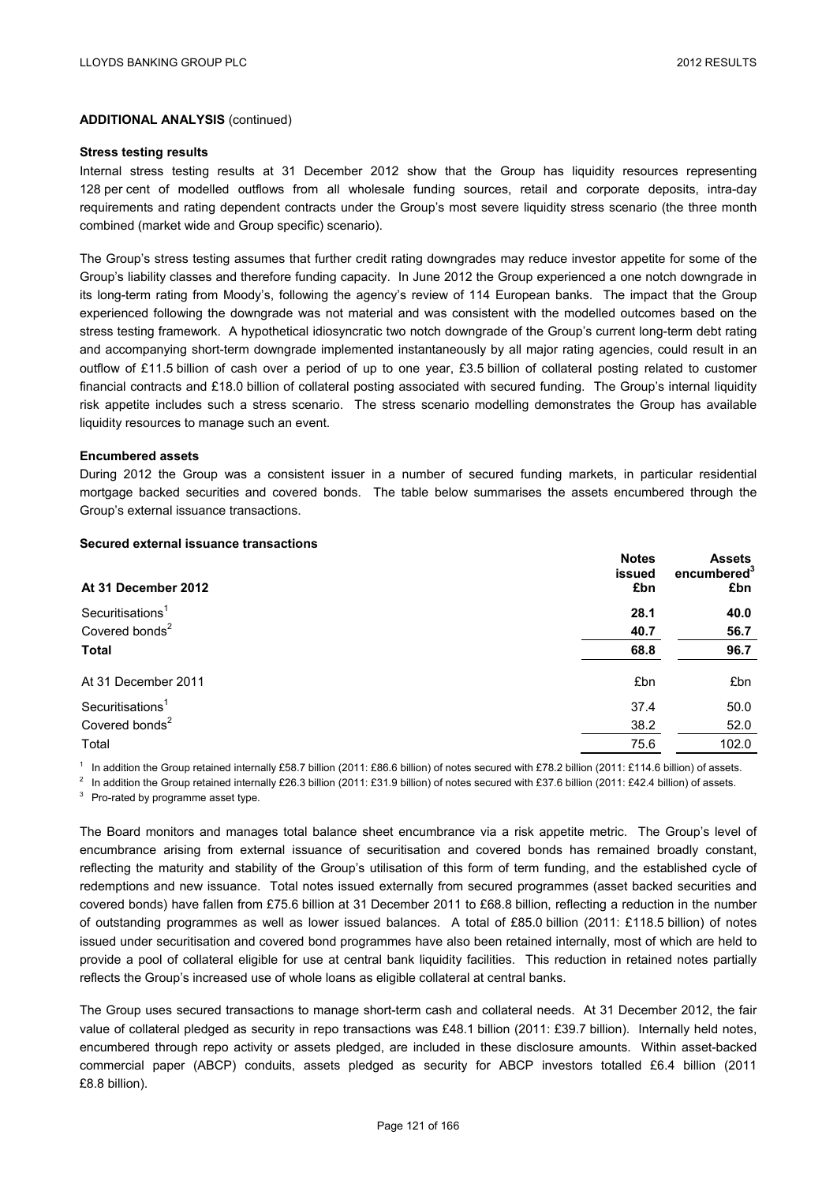**ADDITIONAL ANALYSIS** (continued)

**Stress testing results**

Internal stress testing results at 31 December 2012 show that the Group has liquidity resources representing 128 per cent of modelled outflows from all wholesale funding sources, retail and corporate deposits, intra-day requirements and rating dependent contracts under the Group's most severe liquidity stress scenario (the three month combined (market wide and Group specific) scenario).

The Group's stress testing assumes that further credit rating downgrades may reduce investor appetite for some of the Group's liability classes and therefore funding capacity. In June 2012 the Group experienced a one notch downgrade in its long-term rating from Moody's, following the agency's review of 114 European banks. The impact that the Group experienced following the downgrade was not material and was consistent with the modelled outcomes based on the stress testing framework. A hypothetical idiosyncratic two notch downgrade of the Group's current long-term debt rating and accompanying short-term downgrade implemented instantaneously by all major rating agencies, could result in an outflow of £11.5 billion of cash over a period of up to one year, £3.5 billion of collateral posting related to customer financial contracts and £18.0 billion of collateral posting associated with secured funding. The Group's internal liquidity risk appetite includes such a stress scenario. The stress scenario modelling demonstrates the Group has available liquidity resources to manage such an event.

**Encumbered assets**

During 2012 the Group was a consistent issuer in a number of secured funding markets, in particular residential mortgage backed securities and covered bonds. The table below summarises the assets encumbered through the Group's external issuance transactions.

**Secured external issuance transactions**

| At 31 December 2012 | Notes issued £bn | Assets encumbered[3] £bn |
|---|---|---|
| Securitisations[1] | **28.1** | **40.0** |
| Covered bonds[2] | **40.7** | **56.7** |
| **Total** | **68.8** | **96.7** |
| At 31 December 2011 | £bn | £bn |
| Securitisations[1] | 37.4 | 50.0 |
| Covered bonds[2] | 38.2 | 52.0 |
| Total | 75.6 | 102.0 |

[1] In addition the Group retained internally £58.7 billion (2011: £86.6 billion) of notes secured with £78.2 billion (2011: £114.6 billion) of assets.

[2] In addition the Group retained internally £26.3 billion (2011: £31.9 billion) of notes secured with £37.6 billion (2011: £42.4 billion) of assets.

[3] Pro-rated by programme asset type.

The Board monitors and manages total balance sheet encumbrance via a risk appetite metric. The Group's level of encumbrance arising from external issuance of securitisation and covered bonds has remained broadly constant, reflecting the maturity and stability of the Group's utilisation of this form of term funding, and the established cycle of redemptions and new issuance. Total notes issued externally from secured programmes (asset backed securities and covered bonds) have fallen from £75.6 billion at 31 December 2011 to £68.8 billion, reflecting a reduction in the number of outstanding programmes as well as lower issued balances. A total of £85.0 billion (2011: £118.5 billion) of notes issued under securitisation and covered bond programmes have also been retained internally, most of which are held to provide a pool of collateral eligible for use at central bank liquidity facilities. This reduction in retained notes partially reflects the Group's increased use of whole loans as eligible collateral at central banks.

The Group uses secured transactions to manage short-term cash and collateral needs. At 31 December 2012, the fair value of collateral pledged as security in repo transactions was £48.1 billion (2011: £39.7 billion). Internally held notes, encumbered through repo activity or assets pledged, are included in these disclosure amounts. Within asset-backed commercial paper (ABCP) conduits, assets pledged as security for ABCP investors totalled £6.4 billion (2011 £8.8 billion).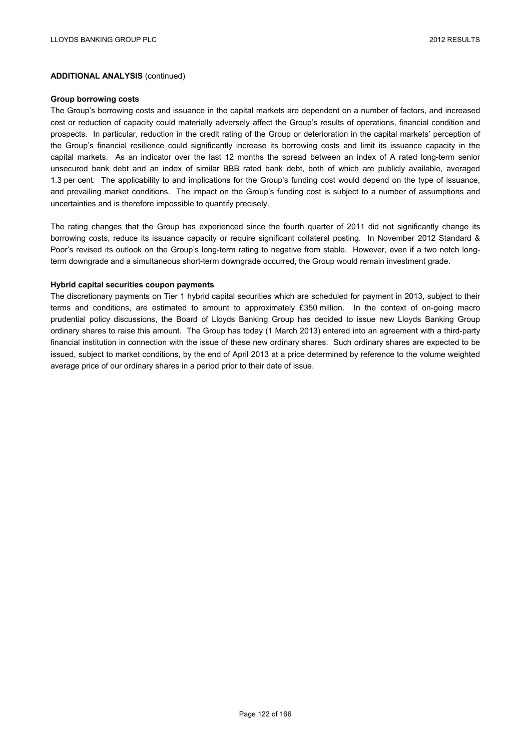**ADDITIONAL ANALYSIS** (continued)

**Group borrowing costs**

The Group's borrowing costs and issuance in the capital markets are dependent on a number of factors, and increased cost or reduction of capacity could materially adversely affect the Group's results of operations, financial condition and prospects. In particular, reduction in the credit rating of the Group or deterioration in the capital markets' perception of the Group's financial resilience could significantly increase its borrowing costs and limit its issuance capacity in the capital markets. As an indicator over the last 12 months the spread between an index of A rated long-term senior unsecured bank debt and an index of similar BBB rated bank debt, both of which are publicly available, averaged 1.3 per cent. The applicability to and implications for the Group's funding cost would depend on the type of issuance, and prevailing market conditions. The impact on the Group's funding cost is subject to a number of assumptions and uncertainties and is therefore impossible to quantify precisely.

The rating changes that the Group has experienced since the fourth quarter of 2011 did not significantly change its borrowing costs, reduce its issuance capacity or require significant collateral posting. In November 2012 Standard & Poor's revised its outlook on the Group's long-term rating to negative from stable. However, even if a two notch long-term downgrade and a simultaneous short-term downgrade occurred, the Group would remain investment grade.

**Hybrid capital securities coupon payments**

The discretionary payments on Tier 1 hybrid capital securities which are scheduled for payment in 2013, subject to their terms and conditions, are estimated to amount to approximately £350 million. In the context of on-going macro prudential policy discussions, the Board of Lloyds Banking Group has decided to issue new Lloyds Banking Group ordinary shares to raise this amount. The Group has today (1 March 2013) entered into an agreement with a third-party financial institution in connection with the issue of these new ordinary shares. Such ordinary shares are expected to be issued, subject to market conditions, by the end of April 2013 at a price determined by reference to the volume weighted average price of our ordinary shares in a period prior to their date of issue.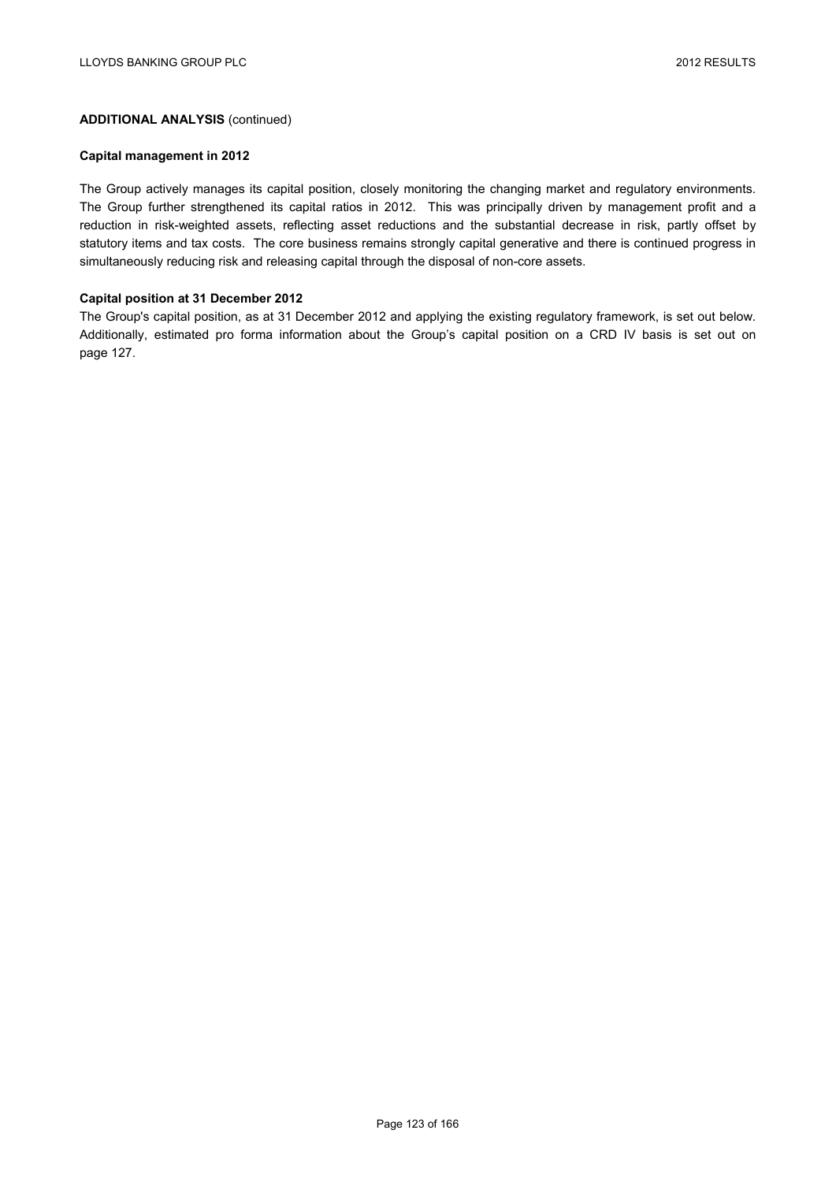**ADDITIONAL ANALYSIS** (continued)

**Capital management in 2012**

The Group actively manages its capital position, closely monitoring the changing market and regulatory environments. The Group further strengthened its capital ratios in 2012. This was principally driven by management profit and a reduction in risk-weighted assets, reflecting asset reductions and the substantial decrease in risk, partly offset by statutory items and tax costs. The core business remains strongly capital generative and there is continued progress in simultaneously reducing risk and releasing capital through the disposal of non-core assets.

**Capital position at 31 December 2012**

The Group's capital position, as at 31 December 2012 and applying the existing regulatory framework, is set out below. Additionally, estimated pro forma information about the Group's capital position on a CRD IV basis is set out on page 127.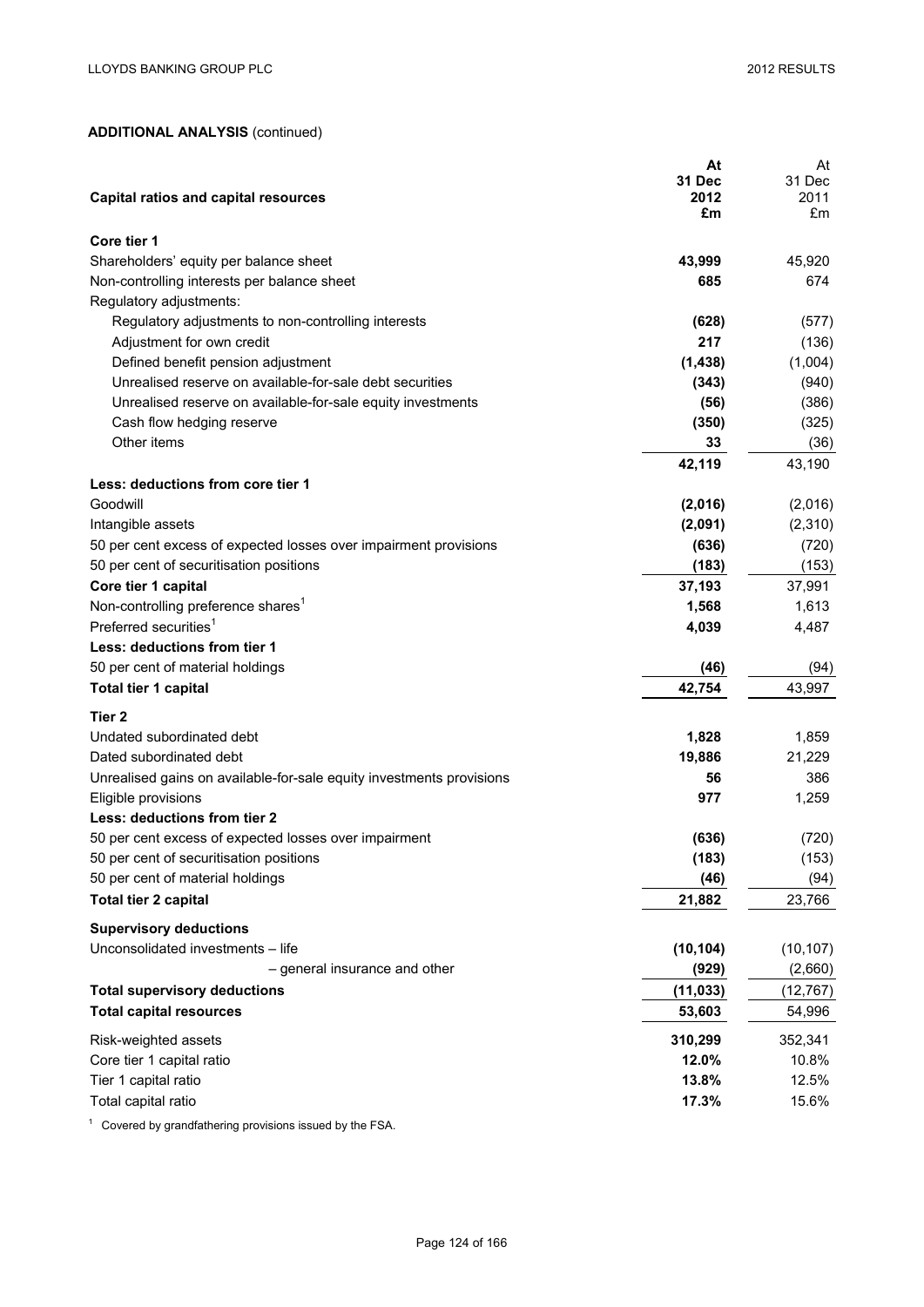**ADDITIONAL ANALYSIS** (continued)

| Capital ratios and capital resources | At 31 Dec 2012 £m | At 31 Dec 2011 £m |
|---|---|---|
| **Core tier 1** | | |
| Shareholders' equity per balance sheet | **43,999** | 45,920 |
| Non-controlling interests per balance sheet | **685** | 674 |
| Regulatory adjustments: | | |
| Regulatory adjustments to non-controlling interests | **(628)** | (577) |
| Adjustment for own credit | **217** | (136) |
| Defined benefit pension adjustment | **(1,438)** | (1,004) |
| Unrealised reserve on available-for-sale debt securities | **(343)** | (940) |
| Unrealised reserve on available-for-sale equity investments | **(56)** | (386) |
| Cash flow hedging reserve | **(350)** | (325) |
| Other items | **33** | (36) |
| | **42,119** | 43,190 |
| **Less: deductions from core tier 1** | | |
| Goodwill | **(2,016)** | (2,016) |
| Intangible assets | **(2,091)** | (2,310) |
| 50 per cent excess of expected losses over impairment provisions | **(636)** | (720) |
| 50 per cent of securitisation positions | **(183)** | (153) |
| **Core tier 1 capital** | **37,193** | 37,991 |
| Non-controlling preference shares[1] | **1,568** | 1,613 |
| Preferred securities[1] | **4,039** | 4,487 |
| **Less: deductions from tier 1** | | |
| 50 per cent of material holdings | **(46)** | (94) |
| **Total tier 1 capital** | **42,754** | 43,997 |
| **Tier 2** | | |
| Undated subordinated debt | **1,828** | 1,859 |
| Dated subordinated debt | **19,886** | 21,229 |
| Unrealised gains on available-for-sale equity investments provisions | **56** | 386 |
| Eligible provisions | **977** | 1,259 |
| **Less: deductions from tier 2** | | |
| 50 per cent excess of expected losses over impairment | **(636)** | (720) |
| 50 per cent of securitisation positions | **(183)** | (153) |
| 50 per cent of material holdings | **(46)** | (94) |
| **Total tier 2 capital** | **21,882** | 23,766 |
| **Supervisory deductions** | | |
| Unconsolidated investments – life | **(10,104)** | (10,107) |
| – general insurance and other | **(929)** | (2,660) |
| **Total supervisory deductions** | **(11,033)** | (12,767) |
| **Total capital resources** | **53,603** | 54,996 |
| Risk-weighted assets | **310,299** | 352,341 |
| Core tier 1 capital ratio | **12.0%** | 10.8% |
| Tier 1 capital ratio | **13.8%** | 12.5% |
| Total capital ratio | **17.3%** | 15.6% |

[1] Covered by grandfathering provisions issued by the FSA.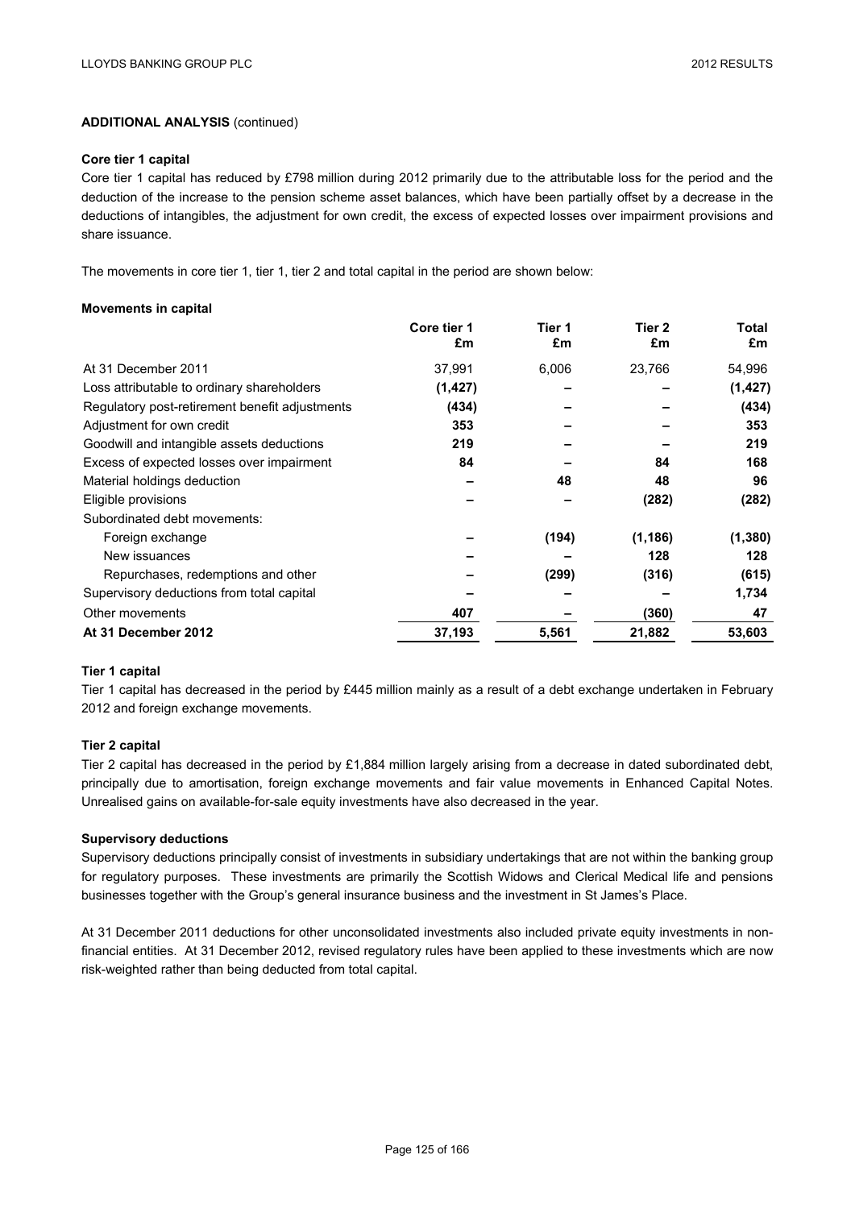## ADDITIONAL ANALYSIS (continued)

### Core tier 1 capital

Core tier 1 capital has reduced by £798 million during 2012 primarily due to the attributable loss for the period and the deduction of the increase to the pension scheme asset balances, which have been partially offset by a decrease in the deductions of intangibles, the adjustment for own credit, the excess of expected losses over impairment provisions and share issuance.

The movements in core tier 1, tier 1, tier 2 and total capital in the period are shown below:

### Movements in capital

| | Core tier 1 £m | Tier 1 £m | Tier 2 £m | Total £m |
|---|---|---|---|---|
| At 31 December 2011 | 37,991 | 6,006 | 23,766 | 54,996 |
| Loss attributable to ordinary shareholders | **(1,427)** | **–** | **–** | **(1,427)** |
| Regulatory post-retirement benefit adjustments | **(434)** | **–** | **–** | **(434)** |
| Adjustment for own credit | **353** | **–** | **–** | **353** |
| Goodwill and intangible assets deductions | **219** | **–** | **–** | **219** |
| Excess of expected losses over impairment | **84** | **–** | **84** | **168** |
| Material holdings deduction | **–** | **48** | **48** | **96** |
| Eligible provisions | **–** | **–** | **(282)** | **(282)** |
| Subordinated debt movements: | | | | |
| Foreign exchange | **–** | **(194)** | **(1,186)** | **(1,380)** |
| New issuances | **–** | **–** | **128** | **128** |
| Repurchases, redemptions and other | **–** | **(299)** | **(316)** | **(615)** |
| Supervisory deductions from total capital | **–** | **–** | **–** | **1,734** |
| Other movements | **407** | **–** | **(360)** | **47** |
| **At 31 December 2012** | **37,193** | **5,561** | **21,882** | **53,603** |

### Tier 1 capital

Tier 1 capital has decreased in the period by £445 million mainly as a result of a debt exchange undertaken in February 2012 and foreign exchange movements.

### Tier 2 capital

Tier 2 capital has decreased in the period by £1,884 million largely arising from a decrease in dated subordinated debt, principally due to amortisation, foreign exchange movements and fair value movements in Enhanced Capital Notes. Unrealised gains on available-for-sale equity investments have also decreased in the year.

### Supervisory deductions

Supervisory deductions principally consist of investments in subsidiary undertakings that are not within the banking group for regulatory purposes. These investments are primarily the Scottish Widows and Clerical Medical life and pensions businesses together with the Group's general insurance business and the investment in St James's Place.

At 31 December 2011 deductions for other unconsolidated investments also included private equity investments in non-financial entities. At 31 December 2012, revised regulatory rules have been applied to these investments which are now risk-weighted rather than being deducted from total capital.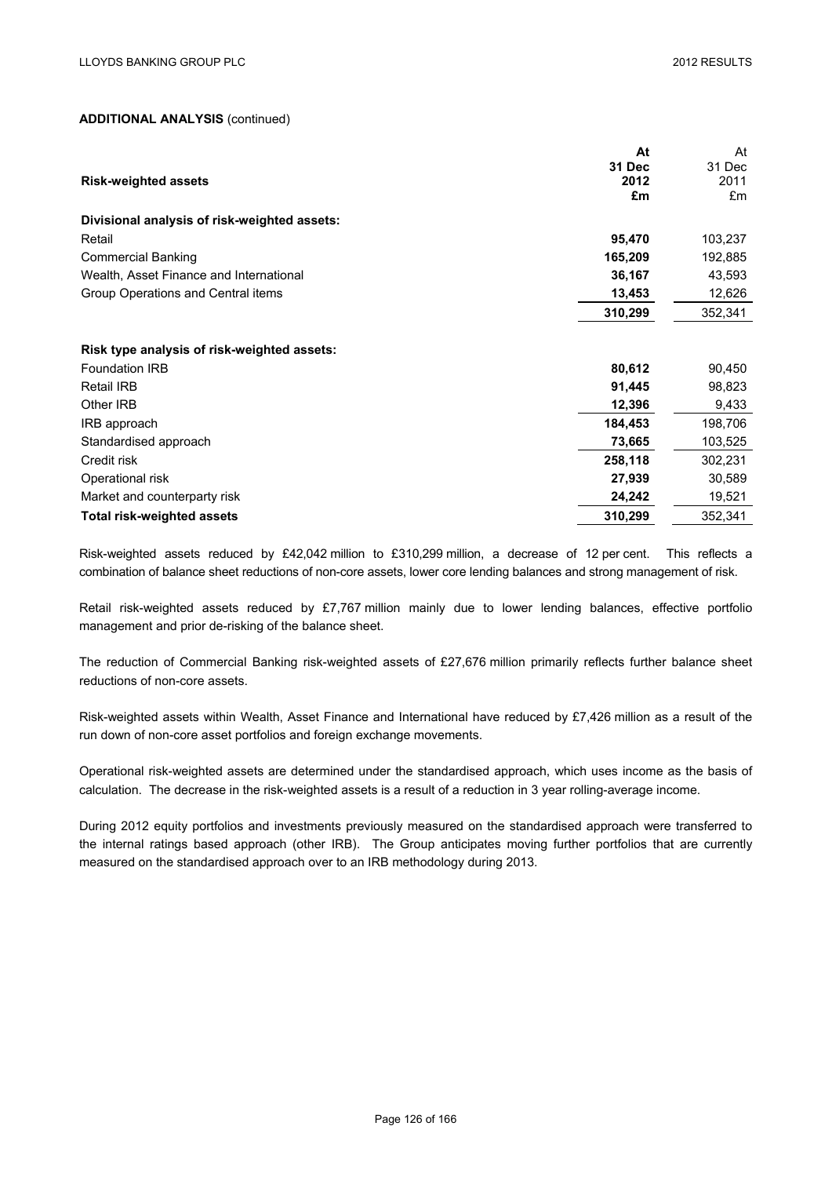**ADDITIONAL ANALYSIS** (continued)

| Risk-weighted assets | At 31 Dec 2012 £m | At 31 Dec 2011 £m |
|---|---|---|
| **Divisional analysis of risk-weighted assets:** | | |
| Retail | **95,470** | 103,237 |
| Commercial Banking | **165,209** | 192,885 |
| Wealth, Asset Finance and International | **36,167** | 43,593 |
| Group Operations and Central items | **13,453** | 12,626 |
| | **310,299** | 352,341 |
| **Risk type analysis of risk-weighted assets:** | | |
| Foundation IRB | **80,612** | 90,450 |
| Retail IRB | **91,445** | 98,823 |
| Other IRB | **12,396** | 9,433 |
| IRB approach | **184,453** | 198,706 |
| Standardised approach | **73,665** | 103,525 |
| Credit risk | **258,118** | 302,231 |
| Operational risk | **27,939** | 30,589 |
| Market and counterparty risk | **24,242** | 19,521 |
| **Total risk-weighted assets** | **310,299** | 352,341 |

Risk-weighted assets reduced by £42,042 million to £310,299 million, a decrease of 12 per cent. This reflects a combination of balance sheet reductions of non-core assets, lower core lending balances and strong management of risk.

Retail risk-weighted assets reduced by £7,767 million mainly due to lower lending balances, effective portfolio management and prior de-risking of the balance sheet.

The reduction of Commercial Banking risk-weighted assets of £27,676 million primarily reflects further balance sheet reductions of non-core assets.

Risk-weighted assets within Wealth, Asset Finance and International have reduced by £7,426 million as a result of the run down of non-core asset portfolios and foreign exchange movements.

Operational risk-weighted assets are determined under the standardised approach, which uses income as the basis of calculation. The decrease in the risk-weighted assets is a result of a reduction in 3 year rolling-average income.

During 2012 equity portfolios and investments previously measured on the standardised approach were transferred to the internal ratings based approach (other IRB). The Group anticipates moving further portfolios that are currently measured on the standardised approach over to an IRB methodology during 2013.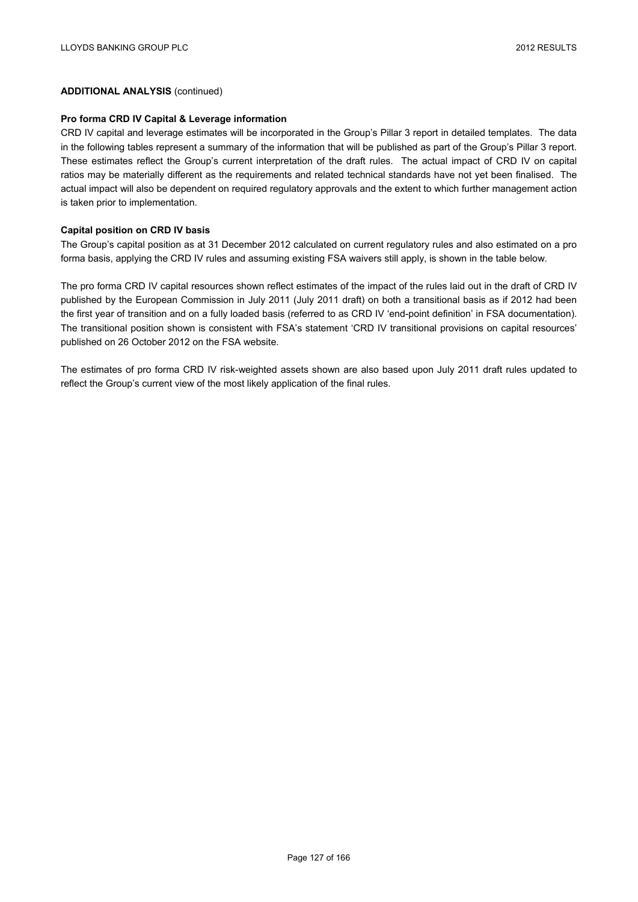**ADDITIONAL ANALYSIS** (continued)

**Pro forma CRD IV Capital & Leverage information**

CRD IV capital and leverage estimates will be incorporated in the Group's Pillar 3 report in detailed templates. The data in the following tables represent a summary of the information that will be published as part of the Group's Pillar 3 report. These estimates reflect the Group's current interpretation of the draft rules. The actual impact of CRD IV on capital ratios may be materially different as the requirements and related technical standards have not yet been finalised. The actual impact will also be dependent on required regulatory approvals and the extent to which further management action is taken prior to implementation.

**Capital position on CRD IV basis**

The Group's capital position as at 31 December 2012 calculated on current regulatory rules and also estimated on a pro forma basis, applying the CRD IV rules and assuming existing FSA waivers still apply, is shown in the table below.

The pro forma CRD IV capital resources shown reflect estimates of the impact of the rules laid out in the draft of CRD IV published by the European Commission in July 2011 (July 2011 draft) on both a transitional basis as if 2012 had been the first year of transition and on a fully loaded basis (referred to as CRD IV 'end-point definition' in FSA documentation). The transitional position shown is consistent with FSA's statement 'CRD IV transitional provisions on capital resources' published on 26 October 2012 on the FSA website.

The estimates of pro forma CRD IV risk-weighted assets shown are also based upon July 2011 draft rules updated to reflect the Group's current view of the most likely application of the final rules.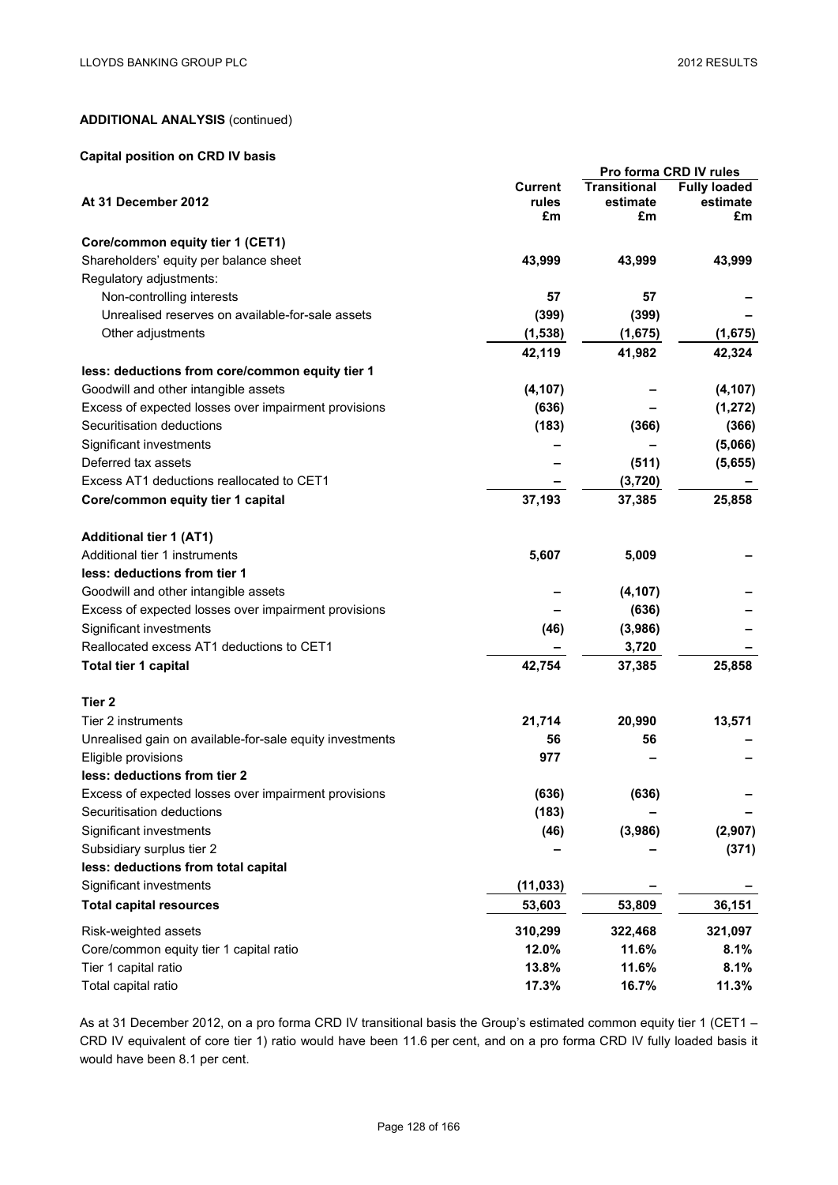**ADDITIONAL ANALYSIS** (continued)

**Capital position on CRD IV basis**

| At 31 December 2012 | Current rules £m | Pro forma CRD IV rules Transitional estimate £m | Pro forma CRD IV rules Fully loaded estimate £m |
|---|---|---|---|
| **Core/common equity tier 1 (CET1)** | | | |
| Shareholders' equity per balance sheet | **43,999** | 43,999 | 43,999 |
| Regulatory adjustments: | | | |
| Non-controlling interests | **57** | 57 | – |
| Unrealised reserves on available-for-sale assets | **(399)** | (399) | – |
| Other adjustments | **(1,538)** | (1,675) | (1,675) |
| | **42,119** | 41,982 | 42,324 |
| **less: deductions from core/common equity tier 1** | | | |
| Goodwill and other intangible assets | **(4,107)** | – | (4,107) |
| Excess of expected losses over impairment provisions | **(636)** | – | (1,272) |
| Securitisation deductions | **(183)** | (366) | (366) |
| Significant investments | **–** | – | (5,066) |
| Deferred tax assets | **–** | (511) | (5,655) |
| Excess AT1 deductions reallocated to CET1 | **–** | (3,720) | – |
| **Core/common equity tier 1 capital** | **37,193** | 37,385 | 25,858 |
| | | | |
| **Additional tier 1 (AT1)** | | | |
| Additional tier 1 instruments | **5,607** | 5,009 | – |
| **less: deductions from tier 1** | | | |
| Goodwill and other intangible assets | **–** | (4,107) | – |
| Excess of expected losses over impairment provisions | **–** | (636) | – |
| Significant investments | **(46)** | (3,986) | – |
| Reallocated excess AT1 deductions to CET1 | **–** | 3,720 | – |
| **Total tier 1 capital** | **42,754** | 37,385 | 25,858 |
| | | | |
| **Tier 2** | | | |
| Tier 2 instruments | **21,714** | 20,990 | 13,571 |
| Unrealised gain on available-for-sale equity investments | **56** | 56 | – |
| Eligible provisions | **977** | – | – |
| **less: deductions from tier 2** | | | |
| Excess of expected losses over impairment provisions | **(636)** | (636) | – |
| Securitisation deductions | **(183)** | – | – |
| Significant investments | **(46)** | (3,986) | (2,907) |
| Subsidiary surplus tier 2 | **–** | – | (371) |
| **less: deductions from total capital** | | | |
| Significant investments | **(11,033)** | – | – |
| **Total capital resources** | **53,603** | 53,809 | 36,151 |
| Risk-weighted assets | **310,299** | 322,468 | 321,097 |
| Core/common equity tier 1 capital ratio | **12.0%** | 11.6% | 8.1% |
| Tier 1 capital ratio | **13.8%** | 11.6% | 8.1% |
| Total capital ratio | **17.3%** | 16.7% | 11.3% |

As at 31 December 2012, on a pro forma CRD IV transitional basis the Group's estimated common equity tier 1 (CET1 – CRD IV equivalent of core tier 1) ratio would have been 11.6 per cent, and on a pro forma CRD IV fully loaded basis it would have been 8.1 per cent.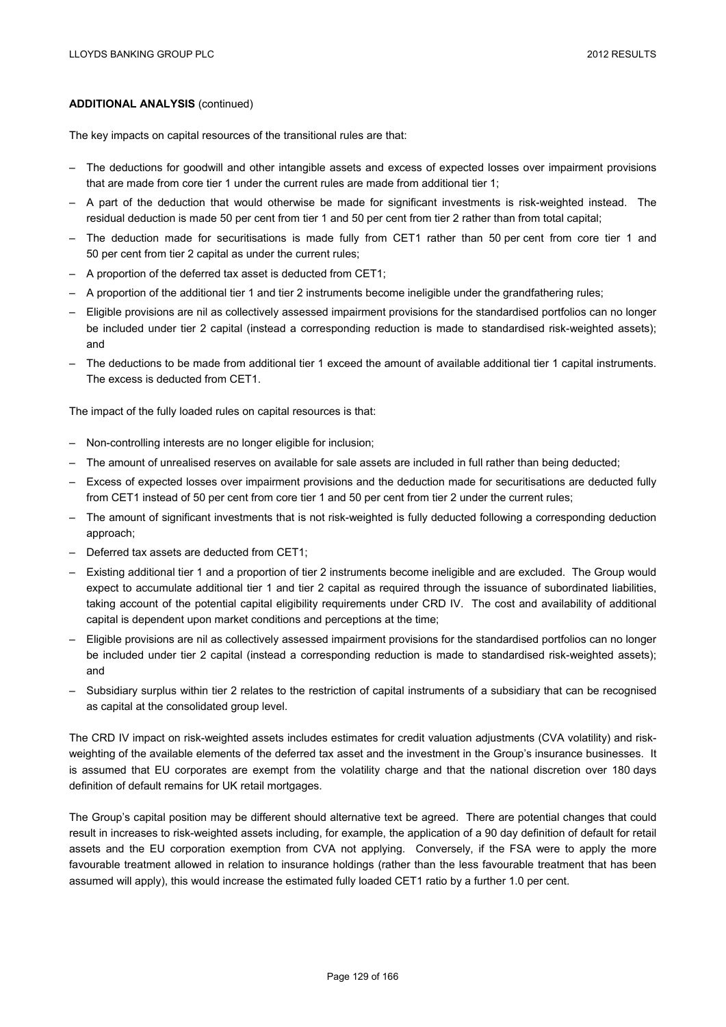**ADDITIONAL ANALYSIS** (continued)

The key impacts on capital resources of the transitional rules are that:

- The deductions for goodwill and other intangible assets and excess of expected losses over impairment provisions that are made from core tier 1 under the current rules are made from additional tier 1;
- A part of the deduction that would otherwise be made for significant investments is risk-weighted instead. The residual deduction is made 50 per cent from tier 1 and 50 per cent from tier 2 rather than from total capital;
- The deduction made for securitisations is made fully from CET1 rather than 50 per cent from core tier 1 and 50 per cent from tier 2 capital as under the current rules;
- A proportion of the deferred tax asset is deducted from CET1;
- A proportion of the additional tier 1 and tier 2 instruments become ineligible under the grandfathering rules;
- Eligible provisions are nil as collectively assessed impairment provisions for the standardised portfolios can no longer be included under tier 2 capital (instead a corresponding reduction is made to standardised risk-weighted assets); and
- The deductions to be made from additional tier 1 exceed the amount of available additional tier 1 capital instruments. The excess is deducted from CET1.

The impact of the fully loaded rules on capital resources is that:

- Non-controlling interests are no longer eligible for inclusion;
- The amount of unrealised reserves on available for sale assets are included in full rather than being deducted;
- Excess of expected losses over impairment provisions and the deduction made for securitisations are deducted fully from CET1 instead of 50 per cent from core tier 1 and 50 per cent from tier 2 under the current rules;
- The amount of significant investments that is not risk-weighted is fully deducted following a corresponding deduction approach;
- Deferred tax assets are deducted from CET1;
- Existing additional tier 1 and a proportion of tier 2 instruments become ineligible and are excluded. The Group would expect to accumulate additional tier 1 and tier 2 capital as required through the issuance of subordinated liabilities, taking account of the potential capital eligibility requirements under CRD IV. The cost and availability of additional capital is dependent upon market conditions and perceptions at the time;
- Eligible provisions are nil as collectively assessed impairment provisions for the standardised portfolios can no longer be included under tier 2 capital (instead a corresponding reduction is made to standardised risk-weighted assets); and
- Subsidiary surplus within tier 2 relates to the restriction of capital instruments of a subsidiary that can be recognised as capital at the consolidated group level.

The CRD IV impact on risk-weighted assets includes estimates for credit valuation adjustments (CVA volatility) and risk-weighting of the available elements of the deferred tax asset and the investment in the Group's insurance businesses. It is assumed that EU corporates are exempt from the volatility charge and that the national discretion over 180 days definition of default remains for UK retail mortgages.

The Group's capital position may be different should alternative text be agreed. There are potential changes that could result in increases to risk-weighted assets including, for example, the application of a 90 day definition of default for retail assets and the EU corporation exemption from CVA not applying. Conversely, if the FSA were to apply the more favourable treatment allowed in relation to insurance holdings (rather than the less favourable treatment that has been assumed will apply), this would increase the estimated fully loaded CET1 ratio by a further 1.0 per cent.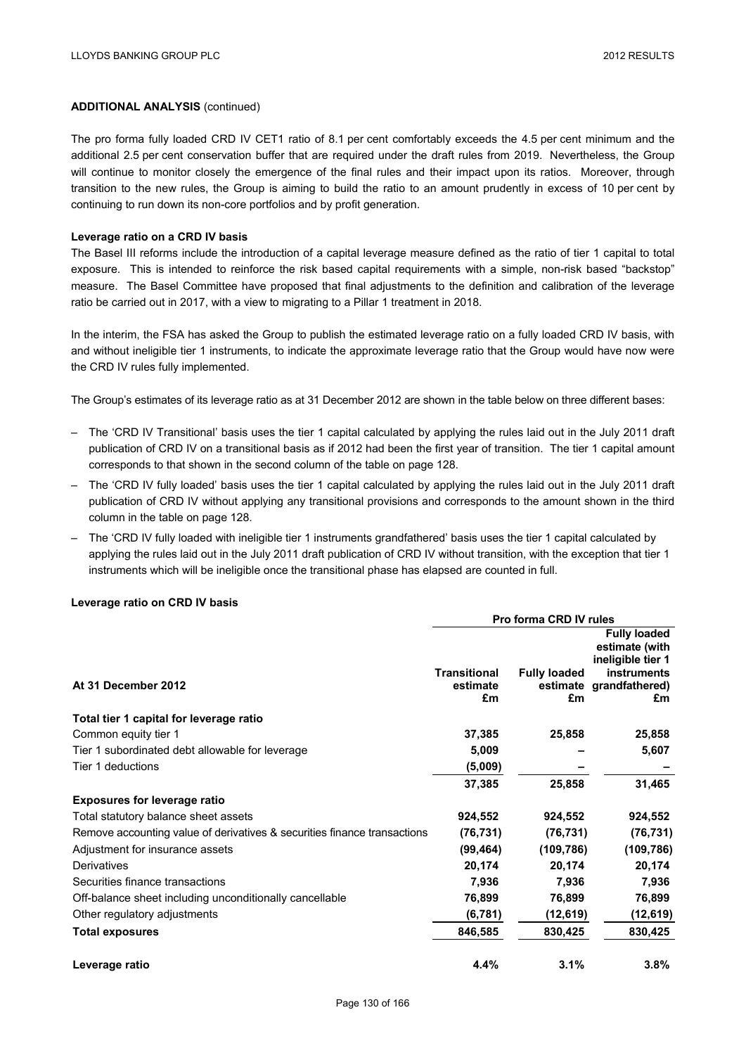## ADDITIONAL ANALYSIS (continued)

The pro forma fully loaded CRD IV CET1 ratio of 8.1 per cent comfortably exceeds the 4.5 per cent minimum and the additional 2.5 per cent conservation buffer that are required under the draft rules from 2019. Nevertheless, the Group will continue to monitor closely the emergence of the final rules and their impact upon its ratios. Moreover, through transition to the new rules, the Group is aiming to build the ratio to an amount prudently in excess of 10 per cent by continuing to run down its non-core portfolios and by profit generation.

### Leverage ratio on a CRD IV basis

The Basel III reforms include the introduction of a capital leverage measure defined as the ratio of tier 1 capital to total exposure. This is intended to reinforce the risk based capital requirements with a simple, non-risk based "backstop" measure. The Basel Committee have proposed that final adjustments to the definition and calibration of the leverage ratio be carried out in 2017, with a view to migrating to a Pillar 1 treatment in 2018.

In the interim, the FSA has asked the Group to publish the estimated leverage ratio on a fully loaded CRD IV basis, with and without ineligible tier 1 instruments, to indicate the approximate leverage ratio that the Group would have now were the CRD IV rules fully implemented.

The Group's estimates of its leverage ratio as at 31 December 2012 are shown in the table below on three different bases:

– The 'CRD IV Transitional' basis uses the tier 1 capital calculated by applying the rules laid out in the July 2011 draft publication of CRD IV on a transitional basis as if 2012 had been the first year of transition. The tier 1 capital amount corresponds to that shown in the second column of the table on page 128.

– The 'CRD IV fully loaded' basis uses the tier 1 capital calculated by applying the rules laid out in the July 2011 draft publication of CRD IV without applying any transitional provisions and corresponds to the amount shown in the third column in the table on page 128.

– The 'CRD IV fully loaded with ineligible tier 1 instruments grandfathered' basis uses the tier 1 capital calculated by applying the rules laid out in the July 2011 draft publication of CRD IV without transition, with the exception that tier 1 instruments which will be ineligible once the transitional phase has elapsed are counted in full.

### Leverage ratio on CRD IV basis

| | Pro forma CRD IV rules | | |
|---|---|---|---|
| **At 31 December 2012** | **Transitional estimate £m** | **Fully loaded estimate £m** | **Fully loaded estimate (with ineligible tier 1 instruments grandfathered) £m** |
| **Total tier 1 capital for leverage ratio** | | | |
| Common equity tier 1 | **37,385** | **25,858** | **25,858** |
| Tier 1 subordinated debt allowable for leverage | **5,009** | **–** | **5,607** |
| Tier 1 deductions | **(5,009)** | **–** | **–** |
| | **37,385** | **25,858** | **31,465** |
| **Exposures for leverage ratio** | | | |
| Total statutory balance sheet assets | **924,552** | **924,552** | **924,552** |
| Remove accounting value of derivatives & securities finance transactions | **(76,731)** | **(76,731)** | **(76,731)** |
| Adjustment for insurance assets | **(99,464)** | **(109,786)** | **(109,786)** |
| Derivatives | **20,174** | **20,174** | **20,174** |
| Securities finance transactions | **7,936** | **7,936** | **7,936** |
| Off-balance sheet including unconditionally cancellable | **76,899** | **76,899** | **76,899** |
| Other regulatory adjustments | **(6,781)** | **(12,619)** | **(12,619)** |
| **Total exposures** | **846,585** | **830,425** | **830,425** |
| **Leverage ratio** | **4.4%** | **3.1%** | **3.8%** |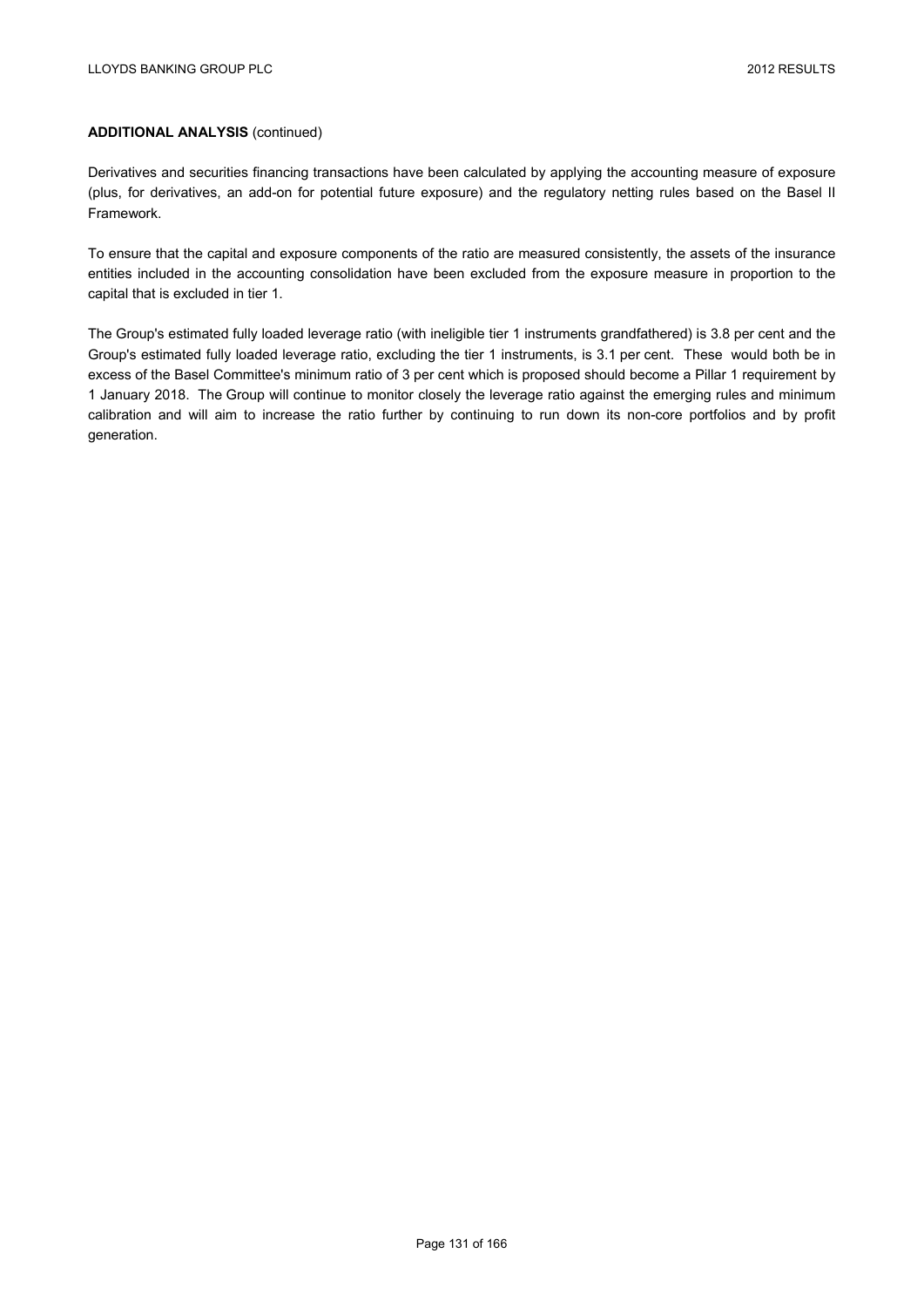**ADDITIONAL ANALYSIS** (continued)

Derivatives and securities financing transactions have been calculated by applying the accounting measure of exposure (plus, for derivatives, an add-on for potential future exposure) and the regulatory netting rules based on the Basel II Framework.

To ensure that the capital and exposure components of the ratio are measured consistently, the assets of the insurance entities included in the accounting consolidation have been excluded from the exposure measure in proportion to the capital that is excluded in tier 1.

The Group's estimated fully loaded leverage ratio (with ineligible tier 1 instruments grandfathered) is 3.8 per cent and the Group's estimated fully loaded leverage ratio, excluding the tier 1 instruments, is 3.1 per cent. These would both be in excess of the Basel Committee's minimum ratio of 3 per cent which is proposed should become a Pillar 1 requirement by 1 January 2018. The Group will continue to monitor closely the leverage ratio against the emerging rules and minimum calibration and will aim to increase the ratio further by continuing to run down its non-core portfolios and by profit generation.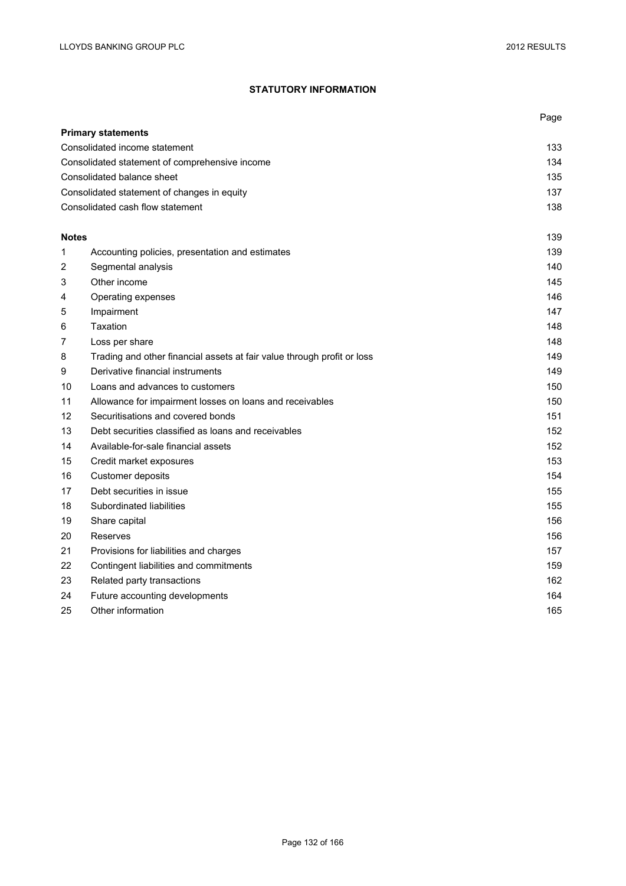# STATUTORY INFORMATION

| | | Page |
|---|---|---|
| **Primary statements** | | |
| Consolidated income statement | | 133 |
| Consolidated statement of comprehensive income | | 134 |
| Consolidated balance sheet | | 135 |
| Consolidated statement of changes in equity | | 137 |
| Consolidated cash flow statement | | 138 |
| | | |
| **Notes** | | 139 |
| 1 | Accounting policies, presentation and estimates | 139 |
| 2 | Segmental analysis | 140 |
| 3 | Other income | 145 |
| 4 | Operating expenses | 146 |
| 5 | Impairment | 147 |
| 6 | Taxation | 148 |
| 7 | Loss per share | 148 |
| 8 | Trading and other financial assets at fair value through profit or loss | 149 |
| 9 | Derivative financial instruments | 149 |
| 10 | Loans and advances to customers | 150 |
| 11 | Allowance for impairment losses on loans and receivables | 150 |
| 12 | Securitisations and covered bonds | 151 |
| 13 | Debt securities classified as loans and receivables | 152 |
| 14 | Available-for-sale financial assets | 152 |
| 15 | Credit market exposures | 153 |
| 16 | Customer deposits | 154 |
| 17 | Debt securities in issue | 155 |
| 18 | Subordinated liabilities | 155 |
| 19 | Share capital | 156 |
| 20 | Reserves | 156 |
| 21 | Provisions for liabilities and charges | 157 |
| 22 | Contingent liabilities and commitments | 159 |
| 23 | Related party transactions | 162 |
| 24 | Future accounting developments | 164 |
| 25 | Other information | 165 |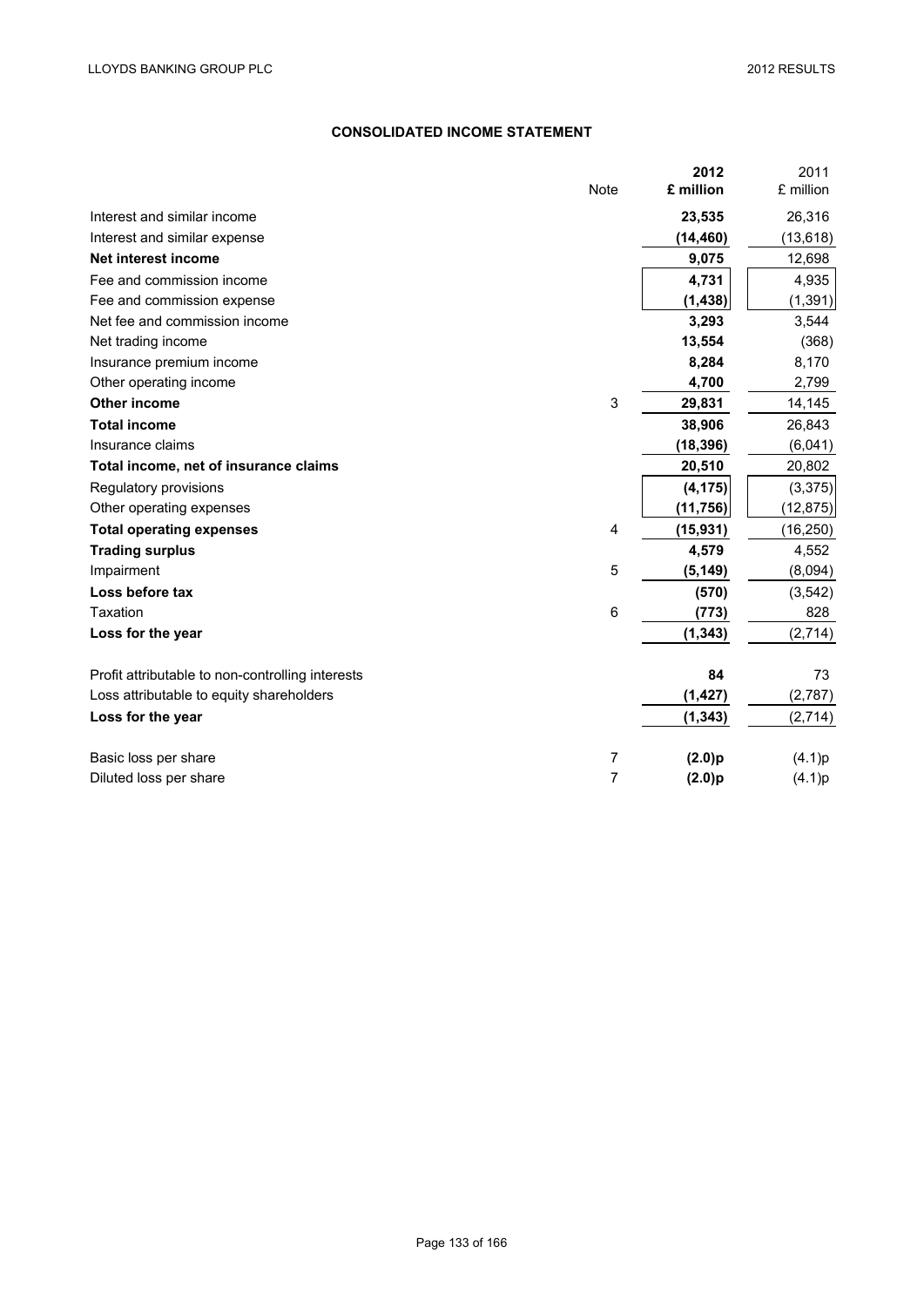# CONSOLIDATED INCOME STATEMENT

| | Note | 2012 £ million | 2011 £ million |
|---|---|---|---|
| Interest and similar income | | **23,535** | 26,316 |
| Interest and similar expense | | **(14,460)** | (13,618) |
| **Net interest income** | | **9,075** | 12,698 |
| Fee and commission income | | **4,731** | 4,935 |
| Fee and commission expense | | **(1,438)** | (1,391) |
| Net fee and commission income | | **3,293** | 3,544 |
| Net trading income | | **13,554** | (368) |
| Insurance premium income | | **8,284** | 8,170 |
| Other operating income | | **4,700** | 2,799 |
| **Other income** | 3 | **29,831** | 14,145 |
| **Total income** | | **38,906** | 26,843 |
| Insurance claims | | **(18,396)** | (6,041) |
| **Total income, net of insurance claims** | | **20,510** | 20,802 |
| Regulatory provisions | | **(4,175)** | (3,375) |
| Other operating expenses | | **(11,756)** | (12,875) |
| **Total operating expenses** | 4 | **(15,931)** | (16,250) |
| **Trading surplus** | | **4,579** | 4,552 |
| Impairment | 5 | **(5,149)** | (8,094) |
| **Loss before tax** | | **(570)** | (3,542) |
| Taxation | 6 | **(773)** | 828 |
| **Loss for the year** | | **(1,343)** | (2,714) |
| | | | |
| Profit attributable to non-controlling interests | | **84** | 73 |
| Loss attributable to equity shareholders | | **(1,427)** | (2,787) |
| **Loss for the year** | | **(1,343)** | (2,714) |
| | | | |
| Basic loss per share | 7 | **(2.0)p** | (4.1)p |
| Diluted loss per share | 7 | **(2.0)p** | (4.1)p |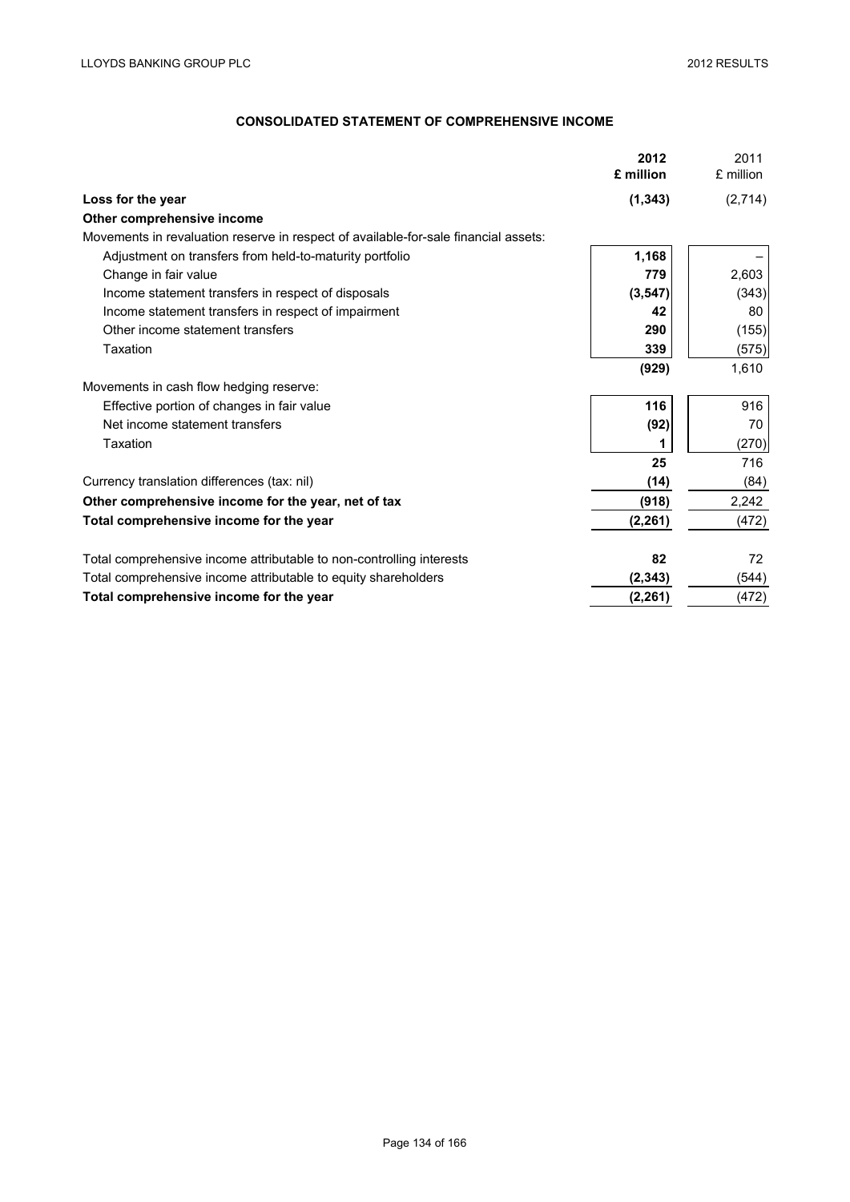## CONSOLIDATED STATEMENT OF COMPREHENSIVE INCOME

| | 2012 £ million | 2011 £ million |
|---|---|---|
| **Loss for the year** | **(1,343)** | (2,714) |
| **Other comprehensive income** | | |
| Movements in revaluation reserve in respect of available-for-sale financial assets: | | |
| Adjustment on transfers from held-to-maturity portfolio | **1,168** | – |
| Change in fair value | **779** | 2,603 |
| Income statement transfers in respect of disposals | **(3,547)** | (343) |
| Income statement transfers in respect of impairment | **42** | 80 |
| Other income statement transfers | **290** | (155) |
| Taxation | **339** | (575) |
| | **(929)** | 1,610 |
| Movements in cash flow hedging reserve: | | |
| Effective portion of changes in fair value | **116** | 916 |
| Net income statement transfers | **(92)** | 70 |
| Taxation | **1** | (270) |
| | **25** | 716 |
| Currency translation differences (tax: nil) | **(14)** | (84) |
| **Other comprehensive income for the year, net of tax** | **(918)** | 2,242 |
| **Total comprehensive income for the year** | **(2,261)** | (472) |
| | | |
| Total comprehensive income attributable to non-controlling interests | **82** | 72 |
| Total comprehensive income attributable to equity shareholders | **(2,343)** | (544) |
| **Total comprehensive income for the year** | **(2,261)** | (472) |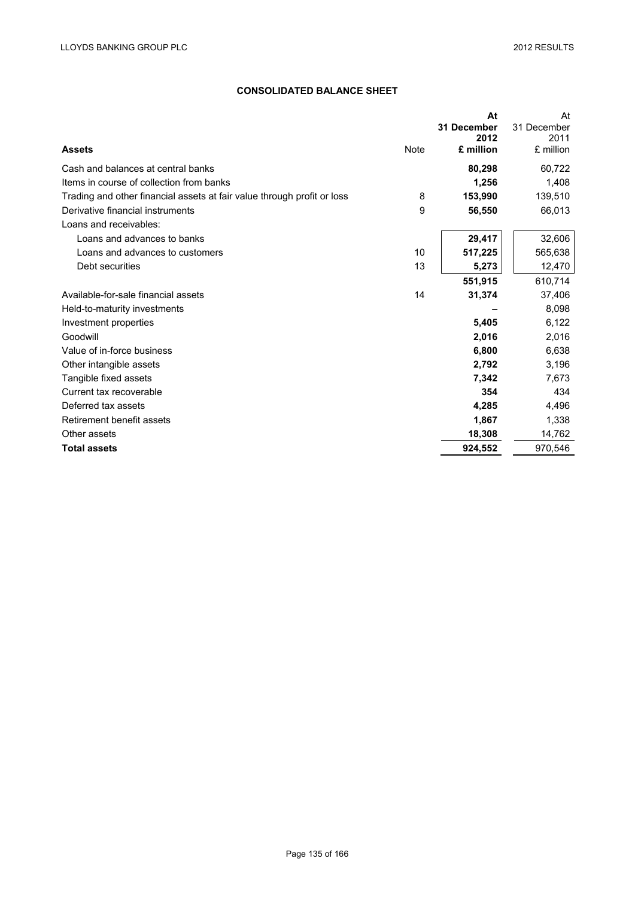# CONSOLIDATED BALANCE SHEET

| Assets | Note | At 31 December 2012 £ million | At 31 December 2011 £ million |
|---|---|---|---|
| Cash and balances at central banks | | **80,298** | 60,722 |
| Items in course of collection from banks | | **1,256** | 1,408 |
| Trading and other financial assets at fair value through profit or loss | 8 | **153,990** | 139,510 |
| Derivative financial instruments | 9 | **56,550** | 66,013 |
| Loans and receivables: | | | |
| Loans and advances to banks | | **29,417** | 32,606 |
| Loans and advances to customers | 10 | **517,225** | 565,638 |
| Debt securities | 13 | **5,273** | 12,470 |
| | | **551,915** | 610,714 |
| Available-for-sale financial assets | 14 | **31,374** | 37,406 |
| Held-to-maturity investments | | **–** | 8,098 |
| Investment properties | | **5,405** | 6,122 |
| Goodwill | | **2,016** | 2,016 |
| Value of in-force business | | **6,800** | 6,638 |
| Other intangible assets | | **2,792** | 3,196 |
| Tangible fixed assets | | **7,342** | 7,673 |
| Current tax recoverable | | **354** | 434 |
| Deferred tax assets | | **4,285** | 4,496 |
| Retirement benefit assets | | **1,867** | 1,338 |
| Other assets | | **18,308** | 14,762 |
| **Total assets** | | **924,552** | 970,546 |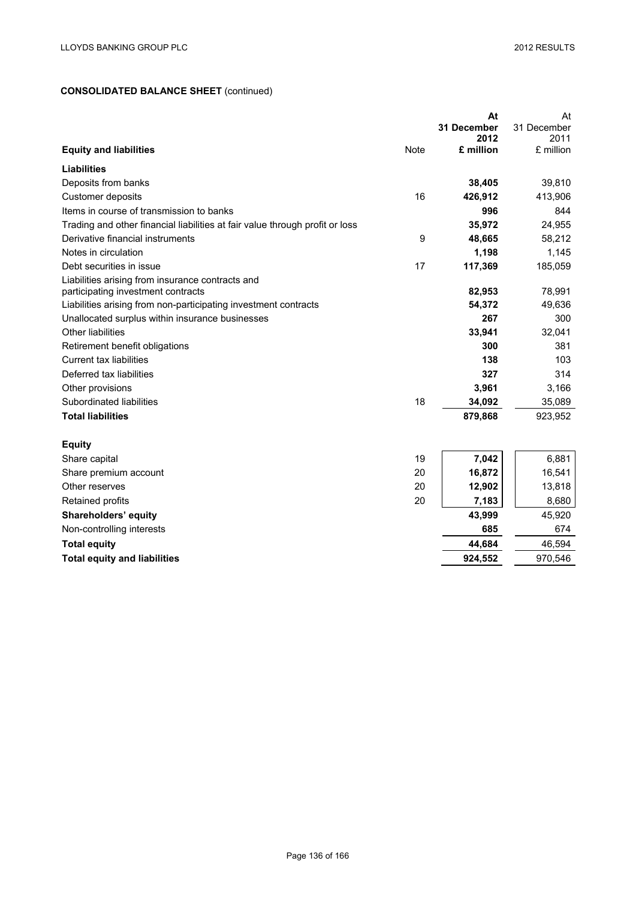## CONSOLIDATED BALANCE SHEET (continued)

| Equity and liabilities | Note | At 31 December 2012 £ million | At 31 December 2011 £ million |
|---|---|---|---|
| **Liabilities** | | | |
| Deposits from banks | | **38,405** | 39,810 |
| Customer deposits | 16 | **426,912** | 413,906 |
| Items in course of transmission to banks | | **996** | 844 |
| Trading and other financial liabilities at fair value through profit or loss | | **35,972** | 24,955 |
| Derivative financial instruments | 9 | **48,665** | 58,212 |
| Notes in circulation | | **1,198** | 1,145 |
| Debt securities in issue | 17 | **117,369** | 185,059 |
| Liabilities arising from insurance contracts and participating investment contracts | | **82,953** | 78,991 |
| Liabilities arising from non-participating investment contracts | | **54,372** | 49,636 |
| Unallocated surplus within insurance businesses | | **267** | 300 |
| Other liabilities | | **33,941** | 32,041 |
| Retirement benefit obligations | | **300** | 381 |
| Current tax liabilities | | **138** | 103 |
| Deferred tax liabilities | | **327** | 314 |
| Other provisions | | **3,961** | 3,166 |
| Subordinated liabilities | 18 | **34,092** | 35,089 |
| **Total liabilities** | | **879,868** | 923,952 |
| | | | |
| **Equity** | | | |
| Share capital | 19 | **7,042** | 6,881 |
| Share premium account | 20 | **16,872** | 16,541 |
| Other reserves | 20 | **12,902** | 13,818 |
| Retained profits | 20 | **7,183** | 8,680 |
| **Shareholders' equity** | | **43,999** | 45,920 |
| Non-controlling interests | | **685** | 674 |
| **Total equity** | | **44,684** | 46,594 |
| **Total equity and liabilities** | | **924,552** | 970,546 |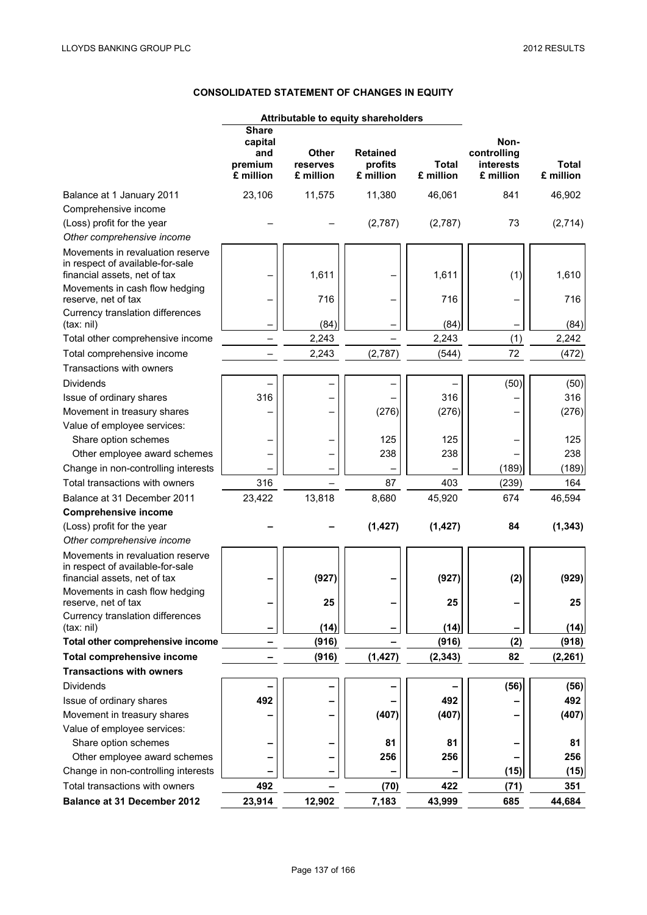# CONSOLIDATED STATEMENT OF CHANGES IN EQUITY

| | Attributable to equity shareholders | | | | | |
|---|---|---|---|---|---|---|
| | Share capital and premium £ million | Other reserves £ million | Retained profits £ million | Total £ million | Non-controlling interests £ million | Total £ million |
| Balance at 1 January 2011 | 23,106 | 11,575 | 11,380 | 46,061 | 841 | 46,902 |
| Comprehensive income | | | | | | |
| (Loss) profit for the year | – | – | (2,787) | (2,787) | 73 | (2,714) |
| *Other comprehensive income* | | | | | | |
| Movements in revaluation reserve in respect of available-for-sale financial assets, net of tax | – | 1,611 | – | 1,611 | (1) | 1,610 |
| Movements in cash flow hedging reserve, net of tax | – | 716 | – | 716 | – | 716 |
| Currency translation differences (tax: nil) | – | (84) | – | (84) | – | (84) |
| Total other comprehensive income | – | 2,243 | – | 2,243 | (1) | 2,242 |
| Total comprehensive income | – | 2,243 | (2,787) | (544) | 72 | (472) |
| Transactions with owners | | | | | | |
| Dividends | – | – | – | – | (50) | (50) |
| Issue of ordinary shares | 316 | – | – | 316 | – | 316 |
| Movement in treasury shares | – | – | (276) | (276) | – | (276) |
| Value of employee services: | | | | | | |
| Share option schemes | – | – | 125 | 125 | – | 125 |
| Other employee award schemes | – | – | 238 | 238 | – | 238 |
| Change in non-controlling interests | – | – | – | – | (189) | (189) |
| Total transactions with owners | 316 | – | 87 | 403 | (239) | 164 |
| Balance at 31 December 2011 | 23,422 | 13,818 | 8,680 | 45,920 | 674 | 46,594 |
| **Comprehensive income** | | | | | | |
| **(Loss) profit for the year** | **–** | **–** | **(1,427)** | **(1,427)** | **84** | **(1,343)** |
| *Other comprehensive income* | | | | | | |
| Movements in revaluation reserve in respect of available-for-sale financial assets, net of tax | **–** | **(927)** | **–** | **(927)** | **(2)** | **(929)** |
| Movements in cash flow hedging reserve, net of tax | **–** | **25** | **–** | **25** | **–** | **25** |
| Currency translation differences (tax: nil) | **–** | **(14)** | **–** | **(14)** | **–** | **(14)** |
| **Total other comprehensive income** | **–** | **(916)** | **–** | **(916)** | **(2)** | **(918)** |
| **Total comprehensive income** | **–** | **(916)** | **(1,427)** | **(2,343)** | **82** | **(2,261)** |
| **Transactions with owners** | | | | | | |
| Dividends | **–** | **–** | **–** | **–** | **(56)** | **(56)** |
| Issue of ordinary shares | **492** | **–** | **–** | **492** | **–** | **492** |
| Movement in treasury shares | **–** | **–** | **(407)** | **(407)** | **–** | **(407)** |
| Value of employee services: | | | | | | |
| Share option schemes | **–** | **–** | **81** | **81** | **–** | **81** |
| Other employee award schemes | **–** | **–** | **256** | **256** | **–** | **256** |
| Change in non-controlling interests | **–** | **–** | **–** | **–** | **(15)** | **(15)** |
| Total transactions with owners | **492** | **–** | **(70)** | **422** | **(71)** | **351** |
| **Balance at 31 December 2012** | **23,914** | **12,902** | **7,183** | **43,999** | **685** | **44,684** |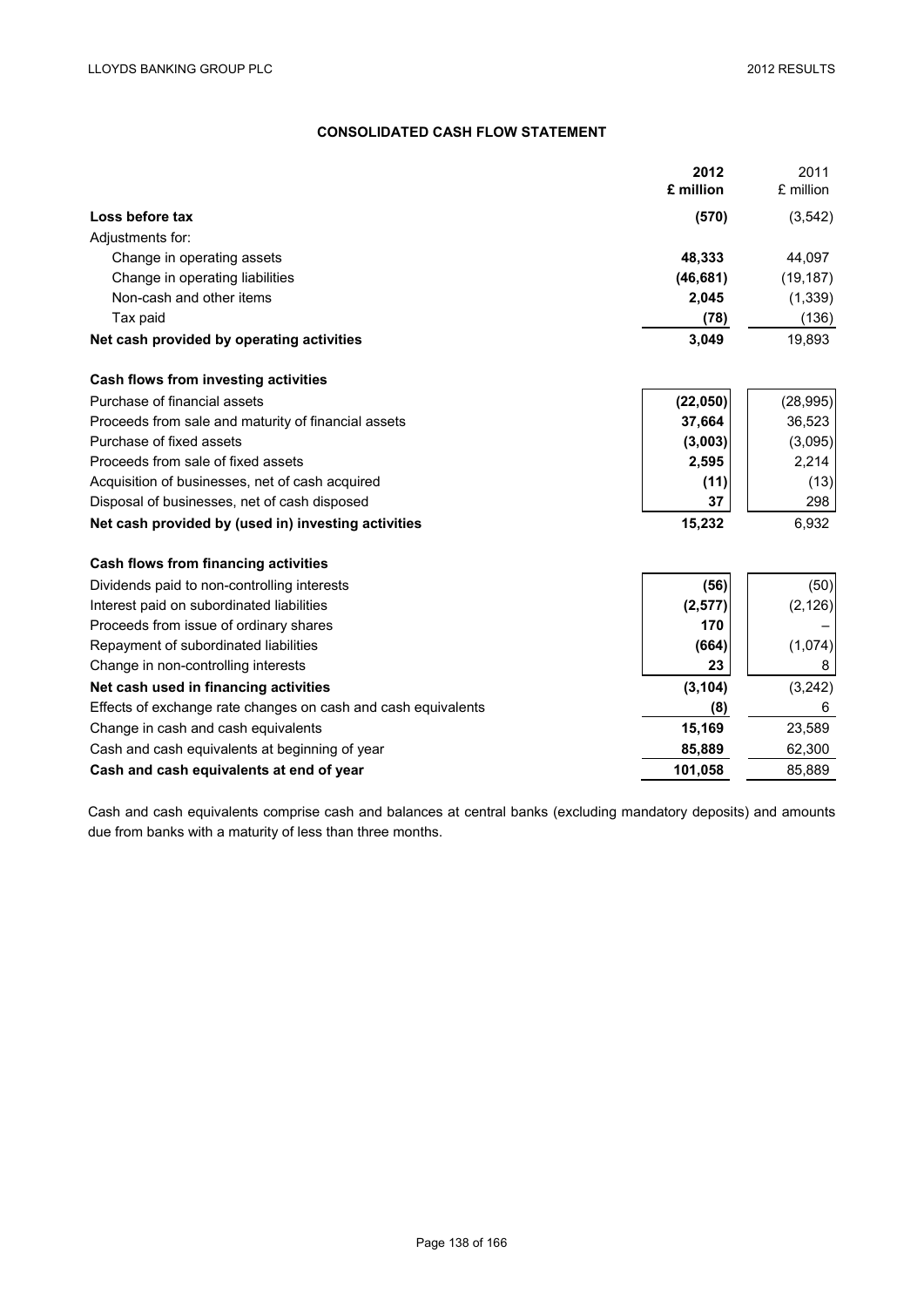# CONSOLIDATED CASH FLOW STATEMENT

| | 2012 £ million | 2011 £ million |
|---|---|---|
| **Loss before tax** | **(570)** | (3,542) |
| Adjustments for: | | |
| Change in operating assets | **48,333** | 44,097 |
| Change in operating liabilities | **(46,681)** | (19,187) |
| Non-cash and other items | **2,045** | (1,339) |
| Tax paid | **(78)** | (136) |
| **Net cash provided by operating activities** | **3,049** | 19,893 |
| **Cash flows from investing activities** | | |
| Purchase of financial assets | **(22,050)** | (28,995) |
| Proceeds from sale and maturity of financial assets | **37,664** | 36,523 |
| Purchase of fixed assets | **(3,003)** | (3,095) |
| Proceeds from sale of fixed assets | **2,595** | 2,214 |
| Acquisition of businesses, net of cash acquired | **(11)** | (13) |
| Disposal of businesses, net of cash disposed | **37** | 298 |
| **Net cash provided by (used in) investing activities** | **15,232** | 6,932 |
| **Cash flows from financing activities** | | |
| Dividends paid to non-controlling interests | **(56)** | (50) |
| Interest paid on subordinated liabilities | **(2,577)** | (2,126) |
| Proceeds from issue of ordinary shares | **170** | – |
| Repayment of subordinated liabilities | **(664)** | (1,074) |
| Change in non-controlling interests | **23** | 8 |
| **Net cash used in financing activities** | **(3,104)** | (3,242) |
| Effects of exchange rate changes on cash and cash equivalents | **(8)** | 6 |
| Change in cash and cash equivalents | **15,169** | 23,589 |
| Cash and cash equivalents at beginning of year | **85,889** | 62,300 |
| **Cash and cash equivalents at end of year** | **101,058** | 85,889 |

Cash and cash equivalents comprise cash and balances at central banks (excluding mandatory deposits) and amounts due from banks with a maturity of less than three months.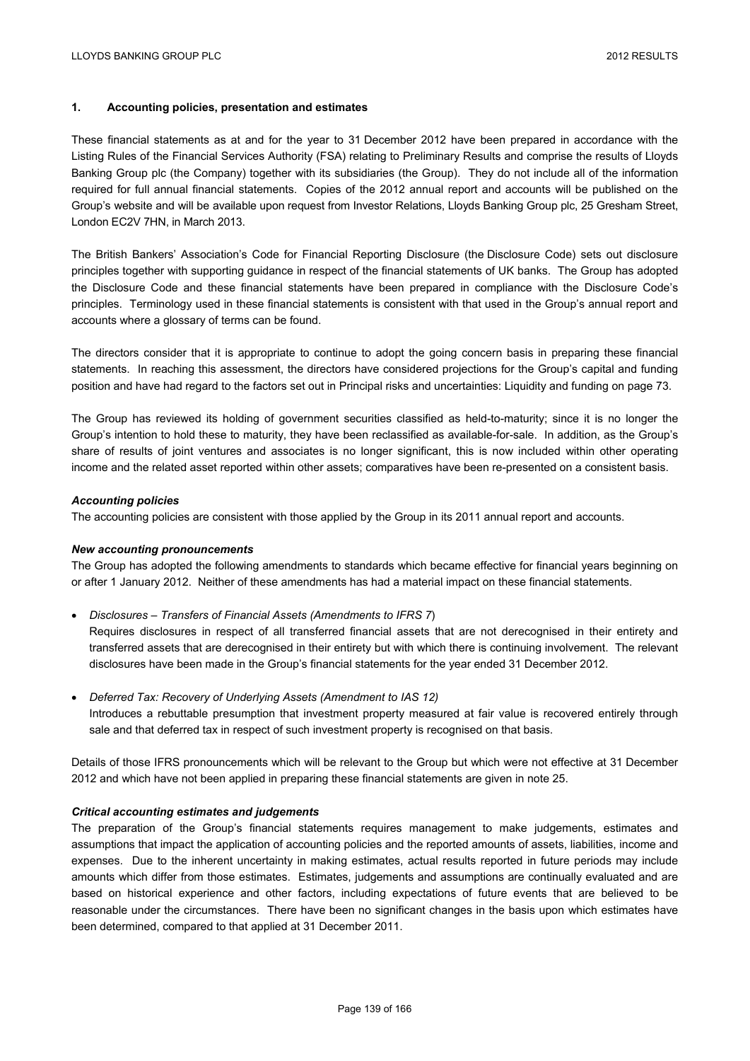## 1. Accounting policies, presentation and estimates

These financial statements as at and for the year to 31 December 2012 have been prepared in accordance with the Listing Rules of the Financial Services Authority (FSA) relating to Preliminary Results and comprise the results of Lloyds Banking Group plc (the Company) together with its subsidiaries (the Group). They do not include all of the information required for full annual financial statements. Copies of the 2012 annual report and accounts will be published on the Group's website and will be available upon request from Investor Relations, Lloyds Banking Group plc, 25 Gresham Street, London EC2V 7HN, in March 2013.

The British Bankers' Association's Code for Financial Reporting Disclosure (the Disclosure Code) sets out disclosure principles together with supporting guidance in respect of the financial statements of UK banks. The Group has adopted the Disclosure Code and these financial statements have been prepared in compliance with the Disclosure Code's principles. Terminology used in these financial statements is consistent with that used in the Group's annual report and accounts where a glossary of terms can be found.

The directors consider that it is appropriate to continue to adopt the going concern basis in preparing these financial statements. In reaching this assessment, the directors have considered projections for the Group's capital and funding position and have had regard to the factors set out in Principal risks and uncertainties: Liquidity and funding on page 73.

The Group has reviewed its holding of government securities classified as held-to-maturity; since it is no longer the Group's intention to hold these to maturity, they have been reclassified as available-for-sale. In addition, as the Group's share of results of joint ventures and associates is no longer significant, this is now included within other operating income and the related asset reported within other assets; comparatives have been re-presented on a consistent basis.

### *Accounting policies*

The accounting policies are consistent with those applied by the Group in its 2011 annual report and accounts.

### *New accounting pronouncements*

The Group has adopted the following amendments to standards which became effective for financial years beginning on or after 1 January 2012. Neither of these amendments has had a material impact on these financial statements.

- *Disclosures – Transfers of Financial Assets (Amendments to IFRS 7)*
  Requires disclosures in respect of all transferred financial assets that are not derecognised in their entirety and transferred assets that are derecognised in their entirety but with which there is continuing involvement. The relevant disclosures have been made in the Group's financial statements for the year ended 31 December 2012.

- *Deferred Tax: Recovery of Underlying Assets (Amendment to IAS 12)*
  Introduces a rebuttable presumption that investment property measured at fair value is recovered entirely through sale and that deferred tax in respect of such investment property is recognised on that basis.

Details of those IFRS pronouncements which will be relevant to the Group but which were not effective at 31 December 2012 and which have not been applied in preparing these financial statements are given in note 25.

### *Critical accounting estimates and judgements*

The preparation of the Group's financial statements requires management to make judgements, estimates and assumptions that impact the application of accounting policies and the reported amounts of assets, liabilities, income and expenses. Due to the inherent uncertainty in making estimates, actual results reported in future periods may include amounts which differ from those estimates. Estimates, judgements and assumptions are continually evaluated and are based on historical experience and other factors, including expectations of future events that are believed to be reasonable under the circumstances. There have been no significant changes in the basis upon which estimates have been determined, compared to that applied at 31 December 2011.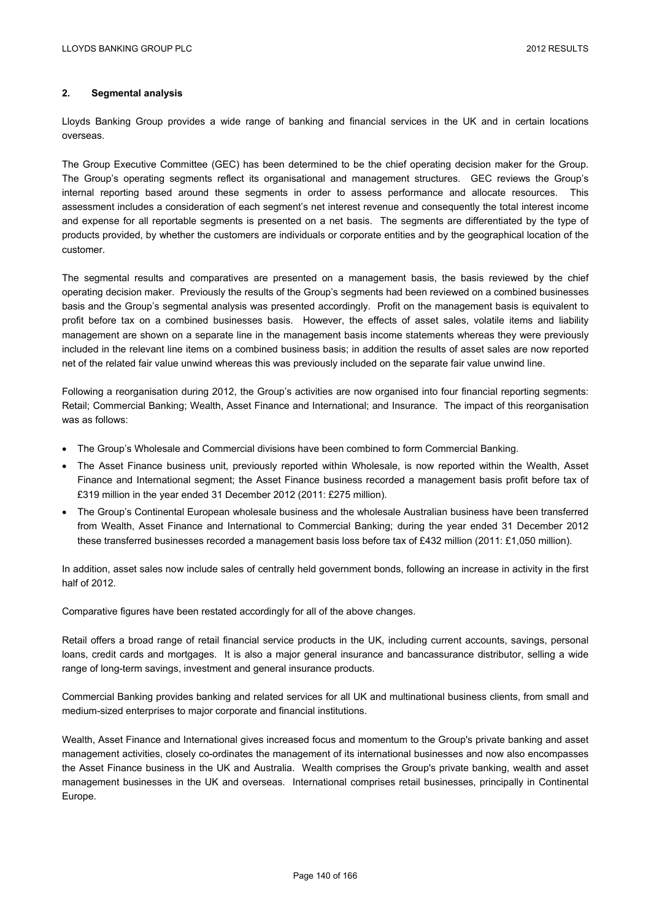## 2. Segmental analysis

Lloyds Banking Group provides a wide range of banking and financial services in the UK and in certain locations overseas.

The Group Executive Committee (GEC) has been determined to be the chief operating decision maker for the Group. The Group's operating segments reflect its organisational and management structures. GEC reviews the Group's internal reporting based around these segments in order to assess performance and allocate resources. This assessment includes a consideration of each segment's net interest revenue and consequently the total interest income and expense for all reportable segments is presented on a net basis. The segments are differentiated by the type of products provided, by whether the customers are individuals or corporate entities and by the geographical location of the customer.

The segmental results and comparatives are presented on a management basis, the basis reviewed by the chief operating decision maker. Previously the results of the Group's segments had been reviewed on a combined businesses basis and the Group's segmental analysis was presented accordingly. Profit on the management basis is equivalent to profit before tax on a combined businesses basis. However, the effects of asset sales, volatile items and liability management are shown on a separate line in the management basis income statements whereas they were previously included in the relevant line items on a combined business basis; in addition the results of asset sales are now reported net of the related fair value unwind whereas this was previously included on the separate fair value unwind line.

Following a reorganisation during 2012, the Group's activities are now organised into four financial reporting segments: Retail; Commercial Banking; Wealth, Asset Finance and International; and Insurance. The impact of this reorganisation was as follows:

- The Group's Wholesale and Commercial divisions have been combined to form Commercial Banking.
- The Asset Finance business unit, previously reported within Wholesale, is now reported within the Wealth, Asset Finance and International segment; the Asset Finance business recorded a management basis profit before tax of £319 million in the year ended 31 December 2012 (2011: £275 million).
- The Group's Continental European wholesale business and the wholesale Australian business have been transferred from Wealth, Asset Finance and International to Commercial Banking; during the year ended 31 December 2012 these transferred businesses recorded a management basis loss before tax of £432 million (2011: £1,050 million).

In addition, asset sales now include sales of centrally held government bonds, following an increase in activity in the first half of 2012.

Comparative figures have been restated accordingly for all of the above changes.

Retail offers a broad range of retail financial service products in the UK, including current accounts, savings, personal loans, credit cards and mortgages. It is also a major general insurance and bancassurance distributor, selling a wide range of long-term savings, investment and general insurance products.

Commercial Banking provides banking and related services for all UK and multinational business clients, from small and medium-sized enterprises to major corporate and financial institutions.

Wealth, Asset Finance and International gives increased focus and momentum to the Group's private banking and asset management activities, closely co-ordinates the management of its international businesses and now also encompasses the Asset Finance business in the UK and Australia. Wealth comprises the Group's private banking, wealth and asset management businesses in the UK and overseas. International comprises retail businesses, principally in Continental Europe.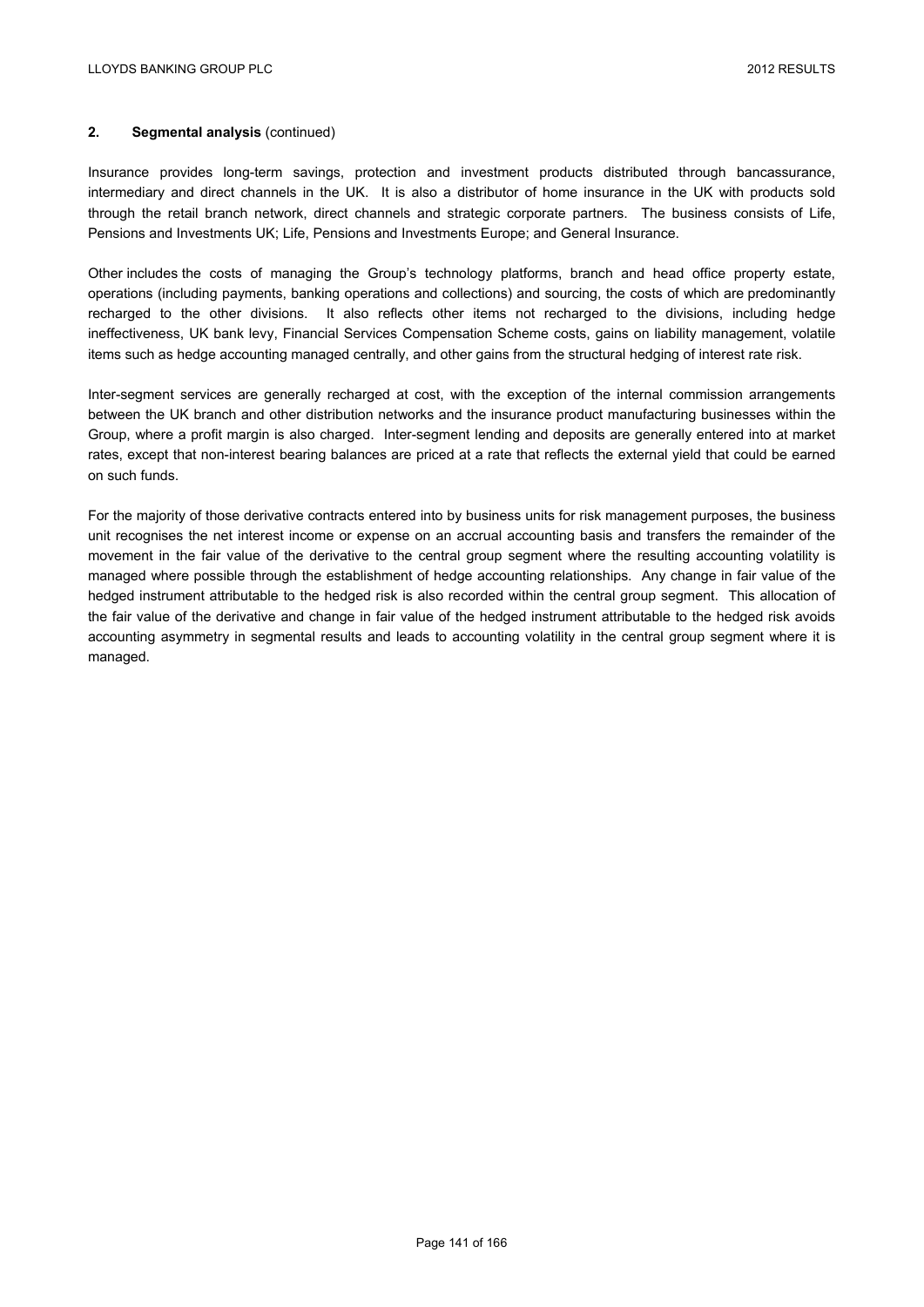## 2. Segmental analysis (continued)

Insurance provides long-term savings, protection and investment products distributed through bancassurance, intermediary and direct channels in the UK. It is also a distributor of home insurance in the UK with products sold through the retail branch network, direct channels and strategic corporate partners. The business consists of Life, Pensions and Investments UK; Life, Pensions and Investments Europe; and General Insurance.

Other includes the costs of managing the Group's technology platforms, branch and head office property estate, operations (including payments, banking operations and collections) and sourcing, the costs of which are predominantly recharged to the other divisions. It also reflects other items not recharged to the divisions, including hedge ineffectiveness, UK bank levy, Financial Services Compensation Scheme costs, gains on liability management, volatile items such as hedge accounting managed centrally, and other gains from the structural hedging of interest rate risk.

Inter-segment services are generally recharged at cost, with the exception of the internal commission arrangements between the UK branch and other distribution networks and the insurance product manufacturing businesses within the Group, where a profit margin is also charged. Inter-segment lending and deposits are generally entered into at market rates, except that non-interest bearing balances are priced at a rate that reflects the external yield that could be earned on such funds.

For the majority of those derivative contracts entered into by business units for risk management purposes, the business unit recognises the net interest income or expense on an accrual accounting basis and transfers the remainder of the movement in the fair value of the derivative to the central group segment where the resulting accounting volatility is managed where possible through the establishment of hedge accounting relationships. Any change in fair value of the hedged instrument attributable to the hedged risk is also recorded within the central group segment. This allocation of the fair value of the derivative and change in fair value of the hedged instrument attributable to the hedged risk avoids accounting asymmetry in segmental results and leads to accounting volatility in the central group segment where it is managed.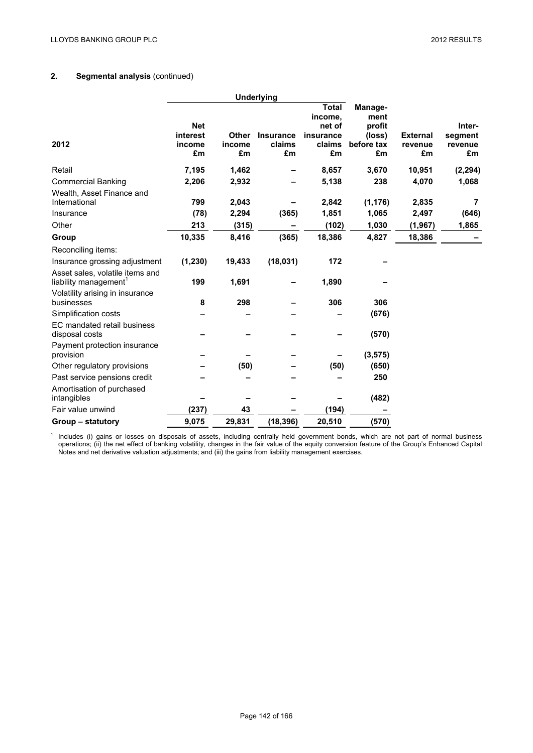## 2. Segmental analysis (continued)

| 2012 | Underlying | | | | | | |
|---|---|---|---|---|---|---|---|
| | **Net interest income £m** | **Other income £m** | **Insurance claims £m** | **Total income, net of insurance claims £m** | **Manage-ment profit (loss) before tax £m** | **External revenue £m** | **Inter-segment revenue £m** |
| Retail | **7,195** | **1,462** | **–** | **8,657** | **3,670** | **10,951** | **(2,294)** |
| Commercial Banking | **2,206** | **2,932** | **–** | **5,138** | **238** | **4,070** | **1,068** |
| Wealth, Asset Finance and International | **799** | **2,043** | **–** | **2,842** | **(1,176)** | **2,835** | **7** |
| Insurance | **(78)** | **2,294** | **(365)** | **1,851** | **1,065** | **2,497** | **(646)** |
| Other | **213** | **(315)** | **–** | **(102)** | **1,030** | **(1,967)** | **1,865** |
| **Group** | **10,335** | **8,416** | **(365)** | **18,386** | **4,827** | **18,386** | **–** |
| Reconciling items: | | | | | | | |
| Insurance grossing adjustment | **(1,230)** | **19,433** | **(18,031)** | **172** | **–** | | |
| Asset sales, volatile items and liability management[1] | **199** | **1,691** | **–** | **1,890** | **–** | | |
| Volatility arising in insurance businesses | **8** | **298** | **–** | **306** | **306** | | |
| Simplification costs | **–** | **–** | **–** | **–** | **(676)** | | |
| EC mandated retail business disposal costs | **–** | **–** | **–** | **–** | **(570)** | | |
| Payment protection insurance provision | **–** | **–** | **–** | **–** | **(3,575)** | | |
| Other regulatory provisions | **–** | **(50)** | **–** | **(50)** | **(650)** | | |
| Past service pensions credit | **–** | **–** | **–** | **–** | **250** | | |
| Amortisation of purchased intangibles | **–** | **–** | **–** | **–** | **(482)** | | |
| Fair value unwind | **(237)** | **43** | **–** | **(194)** | **–** | | |
| **Group – statutory** | **9,075** | **29,831** | **(18,396)** | **20,510** | **(570)** | | |

[1] Includes (i) gains or losses on disposals of assets, including centrally held government bonds, which are not part of normal business operations; (ii) the net effect of banking volatility, changes in the fair value of the equity conversion feature of the Group's Enhanced Capital Notes and net derivative valuation adjustments; and (iii) the gains from liability management exercises.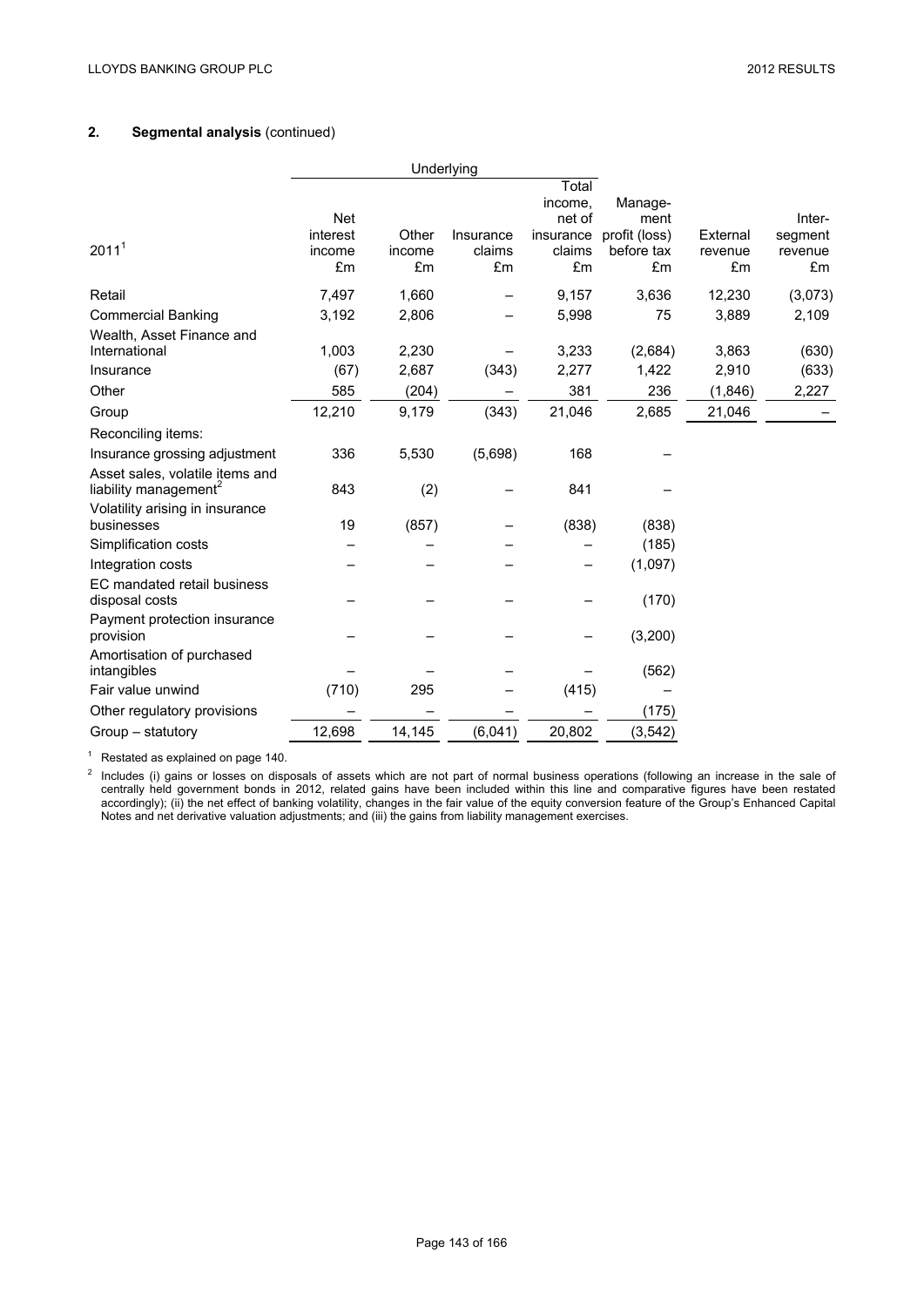## 2. Segmental analysis (continued)

| 2011[1] | Underlying | | | | | | |
|---|---|---|---|---|---|---|---|
| | Net interest income £m | Other income £m | Insurance claims £m | Total income, net of insurance claims £m | Management profit (loss) before tax £m | External revenue £m | Inter-segment revenue £m |
| Retail | 7,497 | 1,660 | – | 9,157 | 3,636 | 12,230 | (3,073) |
| Commercial Banking | 3,192 | 2,806 | – | 5,998 | 75 | 3,889 | 2,109 |
| Wealth, Asset Finance and International | 1,003 | 2,230 | – | 3,233 | (2,684) | 3,863 | (630) |
| Insurance | (67) | 2,687 | (343) | 2,277 | 1,422 | 2,910 | (633) |
| Other | 585 | (204) | – | 381 | 236 | (1,846) | 2,227 |
| Group | 12,210 | 9,179 | (343) | 21,046 | 2,685 | 21,046 | – |
| Reconciling items: | | | | | | | |
| Insurance grossing adjustment | 336 | 5,530 | (5,698) | 168 | – | | |
| Asset sales, volatile items and liability management[2] | 843 | (2) | – | 841 | – | | |
| Volatility arising in insurance businesses | 19 | (857) | – | (838) | (838) | | |
| Simplification costs | – | – | – | – | (185) | | |
| Integration costs | – | – | – | – | (1,097) | | |
| EC mandated retail business disposal costs | – | – | – | – | (170) | | |
| Payment protection insurance provision | – | – | – | – | (3,200) | | |
| Amortisation of purchased intangibles | – | – | – | – | (562) | | |
| Fair value unwind | (710) | 295 | – | (415) | – | | |
| Other regulatory provisions | – | – | – | – | (175) | | |
| Group – statutory | 12,698 | 14,145 | (6,041) | 20,802 | (3,542) | | |

[1] Restated as explained on page 140.

[2] Includes (i) gains or losses on disposals of assets which are not part of normal business operations (following an increase in the sale of centrally held government bonds in 2012, related gains have been included within this line and comparative figures have been restated accordingly); (ii) the net effect of banking volatility, changes in the fair value of the equity conversion feature of the Group's Enhanced Capital Notes and net derivative valuation adjustments; and (iii) the gains from liability management exercises.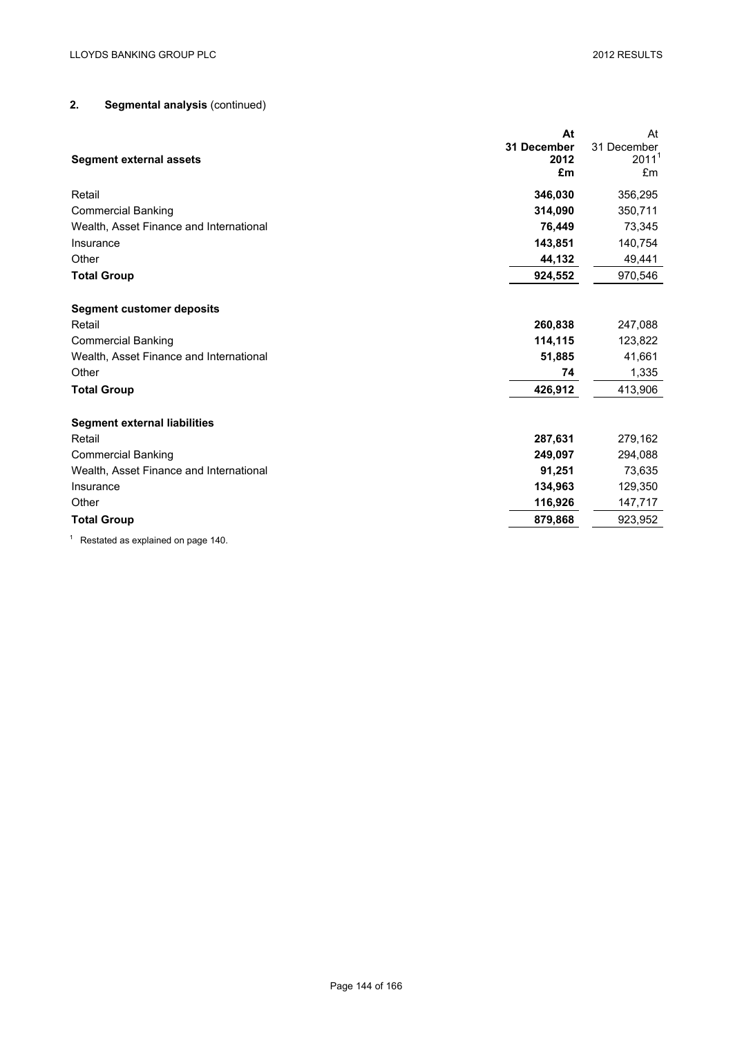## 2. Segmental analysis (continued)

| Segment external assets | At 31 December 2012 £m | At 31 December 2011[1] £m |
|---|---|---|
| Retail | **346,030** | 356,295 |
| Commercial Banking | **314,090** | 350,711 |
| Wealth, Asset Finance and International | **76,449** | 73,345 |
| Insurance | **143,851** | 140,754 |
| Other | **44,132** | 49,441 |
| **Total Group** | **924,552** | 970,546 |
| | | |
| **Segment customer deposits** | | |
| Retail | **260,838** | 247,088 |
| Commercial Banking | **114,115** | 123,822 |
| Wealth, Asset Finance and International | **51,885** | 41,661 |
| Other | **74** | 1,335 |
| **Total Group** | **426,912** | 413,906 |
| | | |
| **Segment external liabilities** | | |
| Retail | **287,631** | 279,162 |
| Commercial Banking | **249,097** | 294,088 |
| Wealth, Asset Finance and International | **91,251** | 73,635 |
| Insurance | **134,963** | 129,350 |
| Other | **116,926** | 147,717 |
| **Total Group** | **879,868** | 923,952 |

[1] Restated as explained on page 140.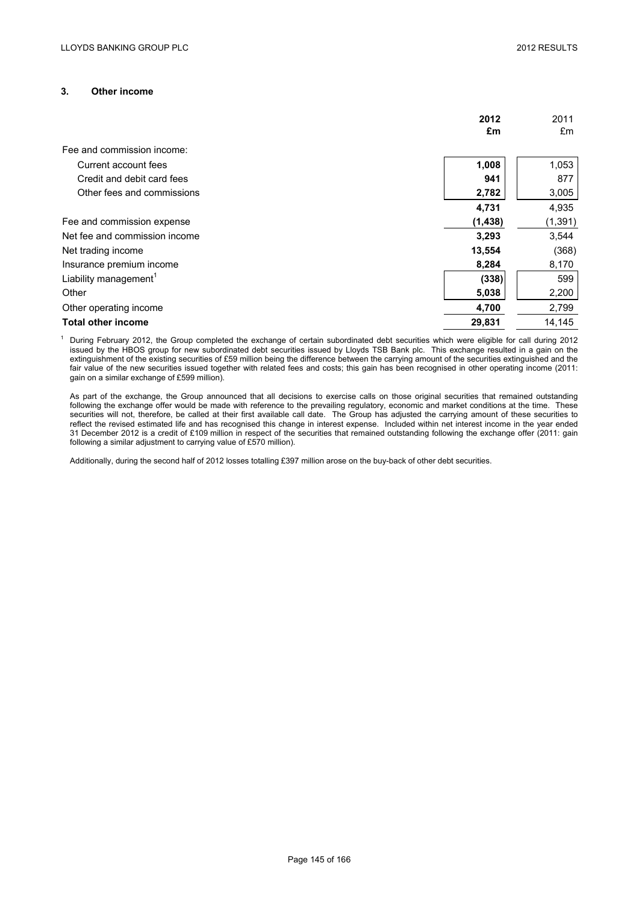## 3. Other income

| | 2012 £m | 2011 £m |
|---|---|---|
| Fee and commission income: | | |
| Current account fees | **1,008** | 1,053 |
| Credit and debit card fees | **941** | 877 |
| Other fees and commissions | **2,782** | 3,005 |
| | **4,731** | 4,935 |
| Fee and commission expense | **(1,438)** | (1,391) |
| Net fee and commission income | **3,293** | 3,544 |
| Net trading income | **13,554** | (368) |
| Insurance premium income | **8,284** | 8,170 |
| Liability management[1] | **(338)** | 599 |
| Other | **5,038** | 2,200 |
| Other operating income | **4,700** | 2,799 |
| **Total other income** | **29,831** | 14,145 |

[1] During February 2012, the Group completed the exchange of certain subordinated debt securities which were eligible for call during 2012 issued by the HBOS group for new subordinated debt securities issued by Lloyds TSB Bank plc. This exchange resulted in a gain on the extinguishment of the existing securities of £59 million being the difference between the carrying amount of the securities extinguished and the fair value of the new securities issued together with related fees and costs; this gain has been recognised in other operating income (2011: gain on a similar exchange of £599 million).

As part of the exchange, the Group announced that all decisions to exercise calls on those original securities that remained outstanding following the exchange offer would be made with reference to the prevailing regulatory, economic and market conditions at the time. These securities will not, therefore, be called at their first available call date. The Group has adjusted the carrying amount of these securities to reflect the revised estimated life and has recognised this change in interest expense. Included within net interest income in the year ended 31 December 2012 is a credit of £109 million in respect of the securities that remained outstanding following the exchange offer (2011: gain following a similar adjustment to carrying value of £570 million).

Additionally, during the second half of 2012 losses totalling £397 million arose on the buy-back of other debt securities.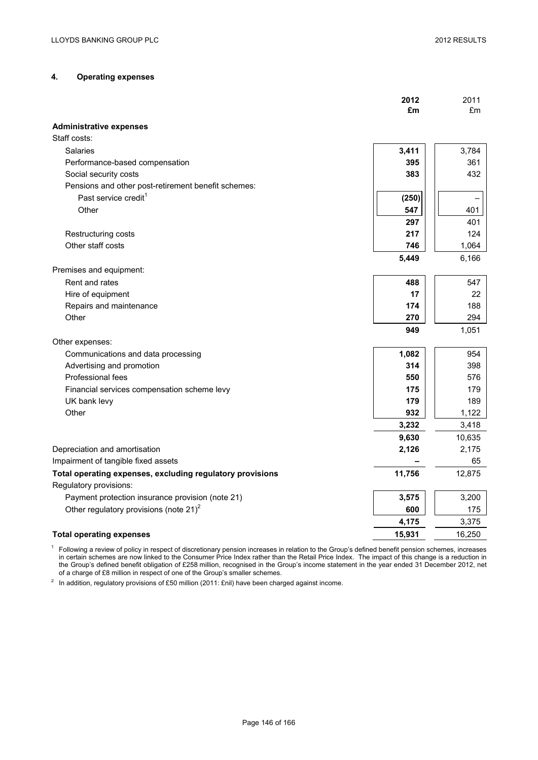## 4. Operating expenses

| | 2012 £m | 2011 £m |
|---|---|---|
| **Administrative expenses** | | |
| Staff costs: | | |
| Salaries | **3,411** | 3,784 |
| Performance-based compensation | **395** | 361 |
| Social security costs | **383** | 432 |
| Pensions and other post-retirement benefit schemes: | | |
| Past service credit[1] | **(250)** | – |
| Other | **547** | 401 |
| | **297** | 401 |
| Restructuring costs | **217** | 124 |
| Other staff costs | **746** | 1,064 |
| | **5,449** | 6,166 |
| Premises and equipment: | | |
| Rent and rates | **488** | 547 |
| Hire of equipment | **17** | 22 |
| Repairs and maintenance | **174** | 188 |
| Other | **270** | 294 |
| | **949** | 1,051 |
| Other expenses: | | |
| Communications and data processing | **1,082** | 954 |
| Advertising and promotion | **314** | 398 |
| Professional fees | **550** | 576 |
| Financial services compensation scheme levy | **175** | 179 |
| UK bank levy | **179** | 189 |
| Other | **932** | 1,122 |
| | **3,232** | 3,418 |
| | **9,630** | 10,635 |
| Depreciation and amortisation | **2,126** | 2,175 |
| Impairment of tangible fixed assets | **–** | 65 |
| **Total operating expenses, excluding regulatory provisions** | **11,756** | 12,875 |
| Regulatory provisions: | | |
| Payment protection insurance provision (note 21) | **3,575** | 3,200 |
| Other regulatory provisions (note 21)[2] | **600** | 175 |
| | **4,175** | 3,375 |
| **Total operating expenses** | **15,931** | 16,250 |

[1] Following a review of policy in respect of discretionary pension increases in relation to the Group's defined benefit pension schemes, increases in certain schemes are now linked to the Consumer Price Index rather than the Retail Price Index. The impact of this change is a reduction in the Group's defined benefit obligation of £258 million, recognised in the Group's income statement in the year ended 31 December 2012, net of a charge of £8 million in respect of one of the Group's smaller schemes.

[2] In addition, regulatory provisions of £50 million (2011: £nil) have been charged against income.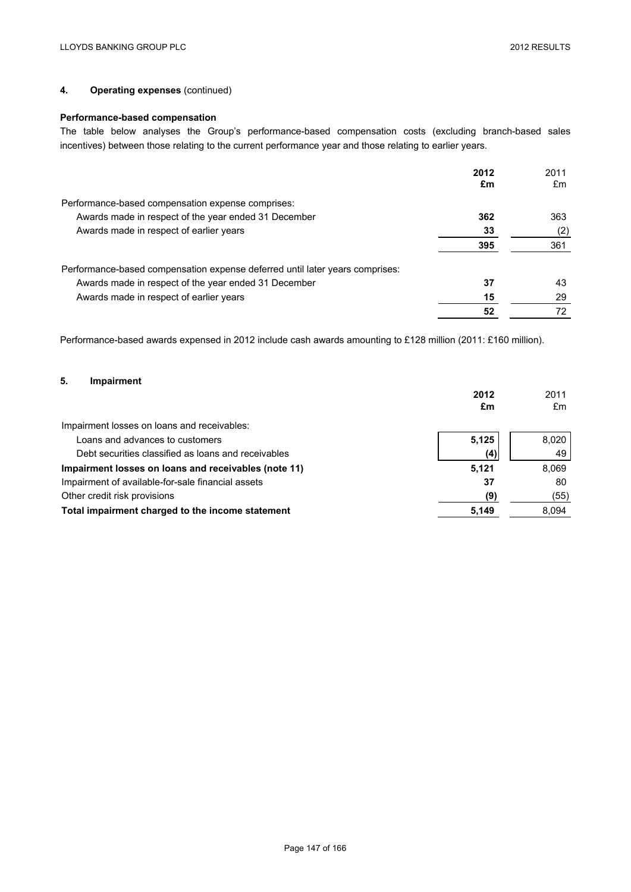## 4. Operating expenses (continued)

### Performance-based compensation

The table below analyses the Group's performance-based compensation costs (excluding branch-based sales incentives) between those relating to the current performance year and those relating to earlier years.

| | 2012 £m | 2011 £m |
|---|---|---|
| Performance-based compensation expense comprises: | | |
| Awards made in respect of the year ended 31 December | **362** | 363 |
| Awards made in respect of earlier years | **33** | (2) |
| | **395** | 361 |
| Performance-based compensation expense deferred until later years comprises: | | |
| Awards made in respect of the year ended 31 December | **37** | 43 |
| Awards made in respect of earlier years | **15** | 29 |
| | **52** | 72 |

Performance-based awards expensed in 2012 include cash awards amounting to £128 million (2011: £160 million).

## 5. Impairment

| | 2012 £m | 2011 £m |
|---|---|---|
| Impairment losses on loans and receivables: | | |
| Loans and advances to customers | **5,125** | 8,020 |
| Debt securities classified as loans and receivables | **(4)** | 49 |
| **Impairment losses on loans and receivables (note 11)** | **5,121** | 8,069 |
| Impairment of available-for-sale financial assets | **37** | 80 |
| Other credit risk provisions | **(9)** | (55) |
| **Total impairment charged to the income statement** | **5,149** | 8,094 |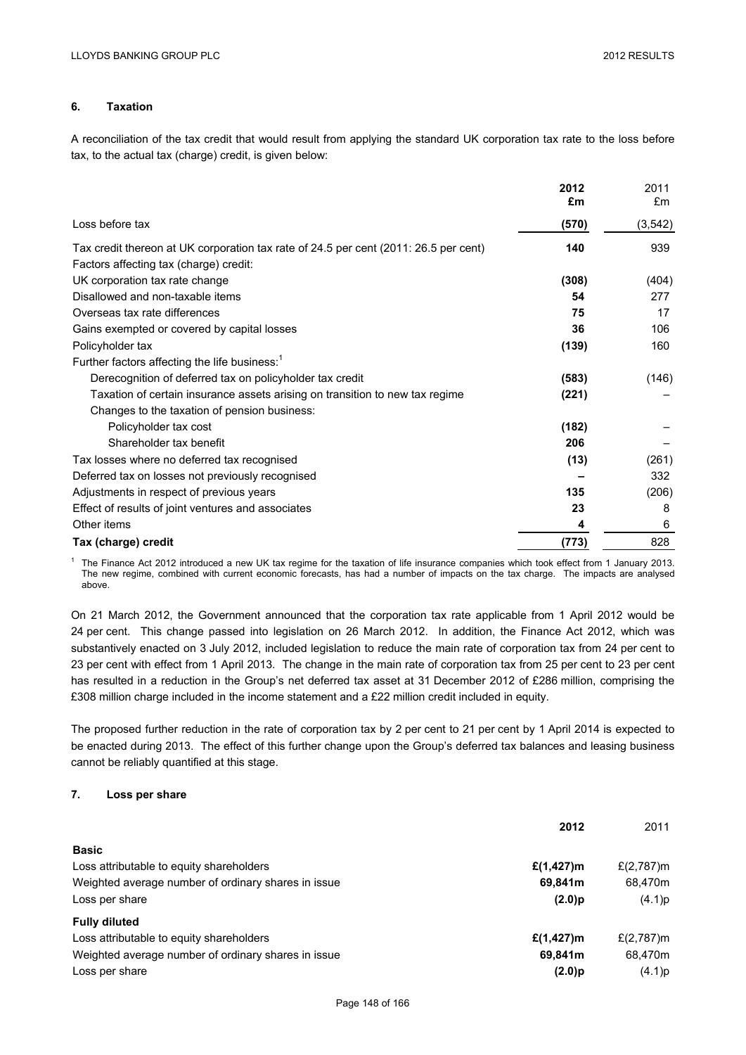## 6. Taxation

A reconciliation of the tax credit that would result from applying the standard UK corporation tax rate to the loss before tax, to the actual tax (charge) credit, is given below:

| | **2012 £m** | 2011 £m |
|---|---|---|
| Loss before tax | **(570)** | (3,542) |
| Tax credit thereon at UK corporation tax rate of 24.5 per cent (2011: 26.5 per cent) | **140** | 939 |
| Factors affecting tax (charge) credit: | | |
| UK corporation tax rate change | **(308)** | (404) |
| Disallowed and non-taxable items | **54** | 277 |
| Overseas tax rate differences | **75** | 17 |
| Gains exempted or covered by capital losses | **36** | 106 |
| Policyholder tax | **(139)** | 160 |
| Further factors affecting the life business:[1] | | |
| Derecognition of deferred tax on policyholder tax credit | **(583)** | (146) |
| Taxation of certain insurance assets arising on transition to new tax regime | **(221)** | – |
| Changes to the taxation of pension business: | | |
| Policyholder tax cost | **(182)** | – |
| Shareholder tax benefit | **206** | – |
| Tax losses where no deferred tax recognised | **(13)** | (261) |
| Deferred tax on losses not previously recognised | **–** | 332 |
| Adjustments in respect of previous years | **135** | (206) |
| Effect of results of joint ventures and associates | **23** | 8 |
| Other items | **4** | 6 |
| **Tax (charge) credit** | **(773)** | 828 |

[1] The Finance Act 2012 introduced a new UK tax regime for the taxation of life insurance companies which took effect from 1 January 2013. The new regime, combined with current economic forecasts, has had a number of impacts on the tax charge. The impacts are analysed above.

On 21 March 2012, the Government announced that the corporation tax rate applicable from 1 April 2012 would be 24 per cent. This change passed into legislation on 26 March 2012. In addition, the Finance Act 2012, which was substantively enacted on 3 July 2012, included legislation to reduce the main rate of corporation tax from 24 per cent to 23 per cent with effect from 1 April 2013. The change in the main rate of corporation tax from 25 per cent to 23 per cent has resulted in a reduction in the Group's net deferred tax asset at 31 December 2012 of £286 million, comprising the £308 million charge included in the income statement and a £22 million credit included in equity.

The proposed further reduction in the rate of corporation tax by 2 per cent to 21 per cent by 1 April 2014 is expected to be enacted during 2013. The effect of this further change upon the Group's deferred tax balances and leasing business cannot be reliably quantified at this stage.

## 7. Loss per share

| | **2012** | 2011 |
|---|---|---|
| **Basic** | | |
| Loss attributable to equity shareholders | **£(1,427)m** | £(2,787)m |
| Weighted average number of ordinary shares in issue | **69,841m** | 68,470m |
| Loss per share | **(2.0)p** | (4.1)p |
| **Fully diluted** | | |
| Loss attributable to equity shareholders | **£(1,427)m** | £(2,787)m |
| Weighted average number of ordinary shares in issue | **69,841m** | 68,470m |
| Loss per share | **(2.0)p** | (4.1)p |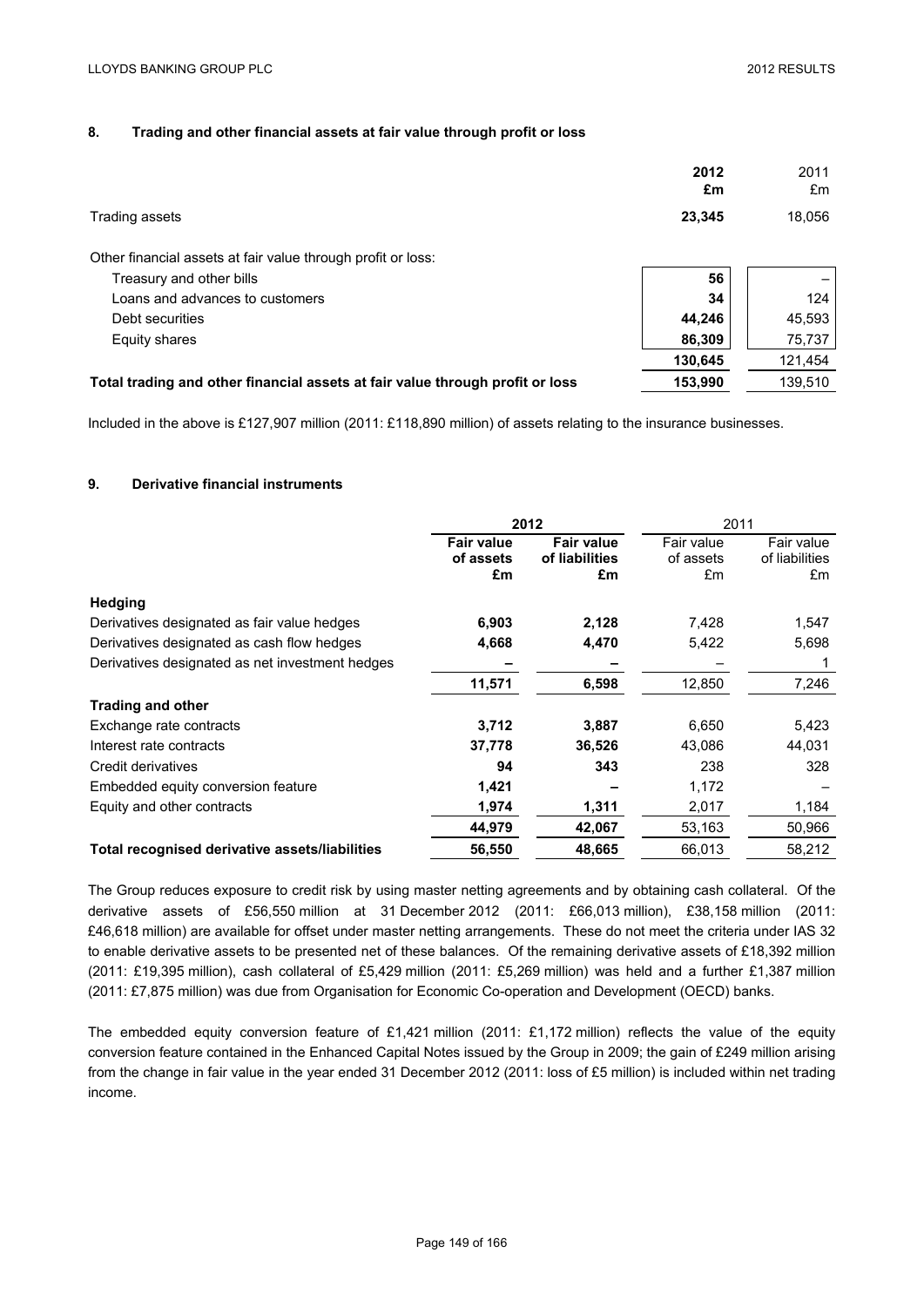## 8. Trading and other financial assets at fair value through profit or loss

| | **2012 £m** | 2011 £m |
|---|---|---|
| Trading assets | **23,345** | 18,056 |
| | | |
| Other financial assets at fair value through profit or loss: | | |
| Treasury and other bills | **56** | – |
| Loans and advances to customers | **34** | 124 |
| Debt securities | **44,246** | 45,593 |
| Equity shares | **86,309** | 75,737 |
| | **130,645** | 121,454 |
| **Total trading and other financial assets at fair value through profit or loss** | **153,990** | 139,510 |

Included in the above is £127,907 million (2011: £118,890 million) of assets relating to the insurance businesses.

## 9. Derivative financial instruments

| | **2012** | | 2011 | |
|---|---|---|---|---|
| | **Fair value of assets £m** | **Fair value of liabilities £m** | Fair value of assets £m | Fair value of liabilities £m |
| **Hedging** | | | | |
| Derivatives designated as fair value hedges | **6,903** | **2,128** | 7,428 | 1,547 |
| Derivatives designated as cash flow hedges | **4,668** | **4,470** | 5,422 | 5,698 |
| Derivatives designated as net investment hedges | **–** | **–** | – | 1 |
| | **11,571** | **6,598** | 12,850 | 7,246 |
| **Trading and other** | | | | |
| Exchange rate contracts | **3,712** | **3,887** | 6,650 | 5,423 |
| Interest rate contracts | **37,778** | **36,526** | 43,086 | 44,031 |
| Credit derivatives | **94** | **343** | 238 | 328 |
| Embedded equity conversion feature | **1,421** | **–** | 1,172 | – |
| Equity and other contracts | **1,974** | **1,311** | 2,017 | 1,184 |
| | **44,979** | **42,067** | 53,163 | 50,966 |
| **Total recognised derivative assets/liabilities** | **56,550** | **48,665** | 66,013 | 58,212 |

The Group reduces exposure to credit risk by using master netting agreements and by obtaining cash collateral. Of the derivative assets of £56,550 million at 31 December 2012 (2011: £66,013 million), £38,158 million (2011: £46,618 million) are available for offset under master netting arrangements. These do not meet the criteria under IAS 32 to enable derivative assets to be presented net of these balances. Of the remaining derivative assets of £18,392 million (2011: £19,395 million), cash collateral of £5,429 million (2011: £5,269 million) was held and a further £1,387 million (2011: £7,875 million) was due from Organisation for Economic Co-operation and Development (OECD) banks.

The embedded equity conversion feature of £1,421 million (2011: £1,172 million) reflects the value of the equity conversion feature contained in the Enhanced Capital Notes issued by the Group in 2009; the gain of £249 million arising from the change in fair value in the year ended 31 December 2012 (2011: loss of £5 million) is included within net trading income.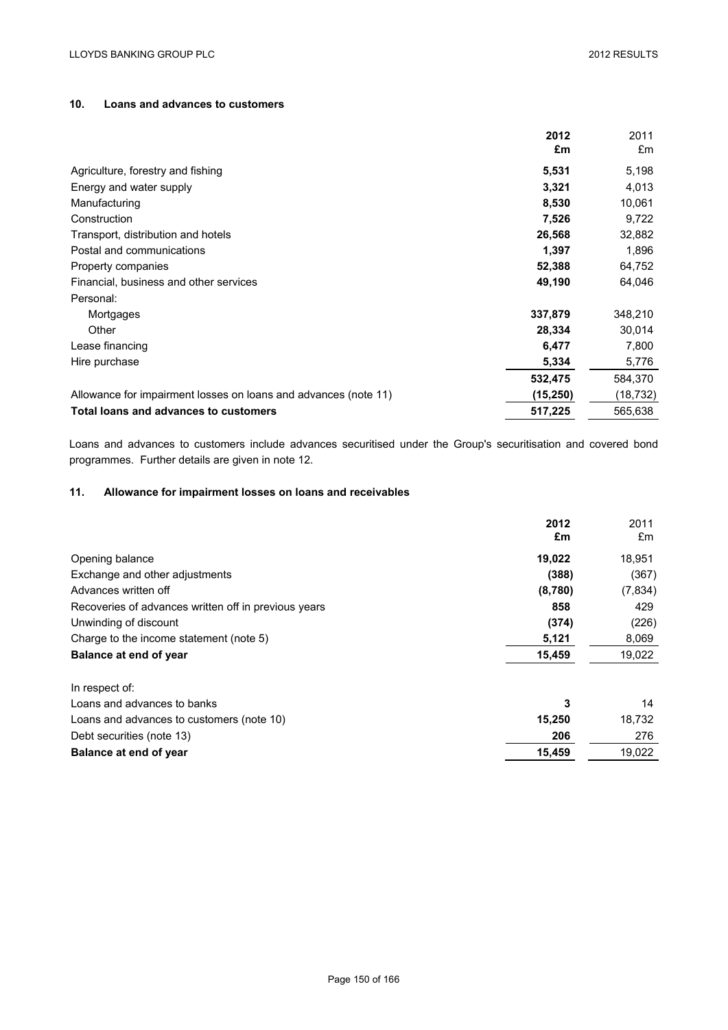## 10. Loans and advances to customers

| | **2012 £m** | 2011 £m |
|---|---|---|
| Agriculture, forestry and fishing | **5,531** | 5,198 |
| Energy and water supply | **3,321** | 4,013 |
| Manufacturing | **8,530** | 10,061 |
| Construction | **7,526** | 9,722 |
| Transport, distribution and hotels | **26,568** | 32,882 |
| Postal and communications | **1,397** | 1,896 |
| Property companies | **52,388** | 64,752 |
| Financial, business and other services | **49,190** | 64,046 |
| Personal: | | |
| Mortgages | **337,879** | 348,210 |
| Other | **28,334** | 30,014 |
| Lease financing | **6,477** | 7,800 |
| Hire purchase | **5,334** | 5,776 |
| | **532,475** | 584,370 |
| Allowance for impairment losses on loans and advances (note 11) | **(15,250)** | (18,732) |
| **Total loans and advances to customers** | **517,225** | 565,638 |

Loans and advances to customers include advances securitised under the Group's securitisation and covered bond programmes. Further details are given in note 12.

## 11. Allowance for impairment losses on loans and receivables

| | **2012 £m** | 2011 £m |
|---|---|---|
| Opening balance | **19,022** | 18,951 |
| Exchange and other adjustments | **(388)** | (367) |
| Advances written off | **(8,780)** | (7,834) |
| Recoveries of advances written off in previous years | **858** | 429 |
| Unwinding of discount | **(374)** | (226) |
| Charge to the income statement (note 5) | **5,121** | 8,069 |
| **Balance at end of year** | **15,459** | 19,022 |
| | | |
| In respect of: | | |
| Loans and advances to banks | **3** | 14 |
| Loans and advances to customers (note 10) | **15,250** | 18,732 |
| Debt securities (note 13) | **206** | 276 |
| **Balance at end of year** | **15,459** | 19,022 |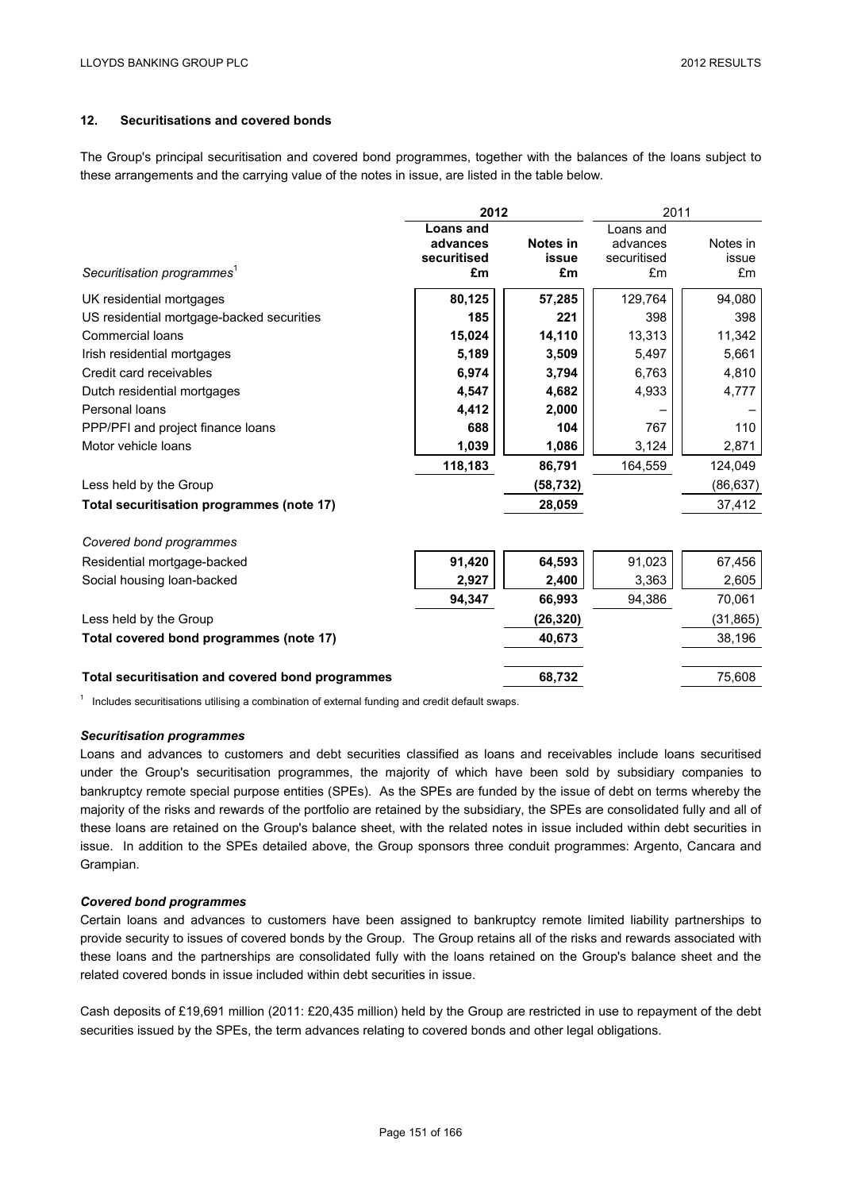## 12. Securitisations and covered bonds

The Group's principal securitisation and covered bond programmes, together with the balances of the loans subject to these arrangements and the carrying value of the notes in issue, are listed in the table below.

| | 2012 | | 2011 | |
|---|---|---|---|---|
| *Securitisation programmes*[1] | **Loans and advances securitised £m** | **Notes in issue £m** | Loans and advances securitised £m | Notes in issue £m |
| UK residential mortgages | **80,125** | **57,285** | 129,764 | 94,080 |
| US residential mortgage-backed securities | **185** | **221** | 398 | 398 |
| Commercial loans | **15,024** | **14,110** | 13,313 | 11,342 |
| Irish residential mortgages | **5,189** | **3,509** | 5,497 | 5,661 |
| Credit card receivables | **6,974** | **3,794** | 6,763 | 4,810 |
| Dutch residential mortgages | **4,547** | **4,682** | 4,933 | 4,777 |
| Personal loans | **4,412** | **2,000** | – | – |
| PPP/PFI and project finance loans | **688** | **104** | 767 | 110 |
| Motor vehicle loans | **1,039** | **1,086** | 3,124 | 2,871 |
| | **118,183** | **86,791** | 164,559 | 124,049 |
| Less held by the Group | | **(58,732)** | | (86,637) |
| **Total securitisation programmes (note 17)** | | **28,059** | | 37,412 |
| *Covered bond programmes* | | | | |
| Residential mortgage-backed | **91,420** | **64,593** | 91,023 | 67,456 |
| Social housing loan-backed | **2,927** | **2,400** | 3,363 | 2,605 |
| | **94,347** | **66,993** | 94,386 | 70,061 |
| Less held by the Group | | **(26,320)** | | (31,865) |
| **Total covered bond programmes (note 17)** | | **40,673** | | 38,196 |
| **Total securitisation and covered bond programmes** | | **68,732** | | 75,608 |

[1] Includes securitisations utilising a combination of external funding and credit default swaps.

***Securitisation programmes***

Loans and advances to customers and debt securities classified as loans and receivables include loans securitised under the Group's securitisation programmes, the majority of which have been sold by subsidiary companies to bankruptcy remote special purpose entities (SPEs). As the SPEs are funded by the issue of debt on terms whereby the majority of the risks and rewards of the portfolio are retained by the subsidiary, the SPEs are consolidated fully and all of these loans are retained on the Group's balance sheet, with the related notes in issue included within debt securities in issue. In addition to the SPEs detailed above, the Group sponsors three conduit programmes: Argento, Cancara and Grampian.

***Covered bond programmes***

Certain loans and advances to customers have been assigned to bankruptcy remote limited liability partnerships to provide security to issues of covered bonds by the Group. The Group retains all of the risks and rewards associated with these loans and the partnerships are consolidated fully with the loans retained on the Group's balance sheet and the related covered bonds in issue included within debt securities in issue.

Cash deposits of £19,691 million (2011: £20,435 million) held by the Group are restricted in use to repayment of the debt securities issued by the SPEs, the term advances relating to covered bonds and other legal obligations.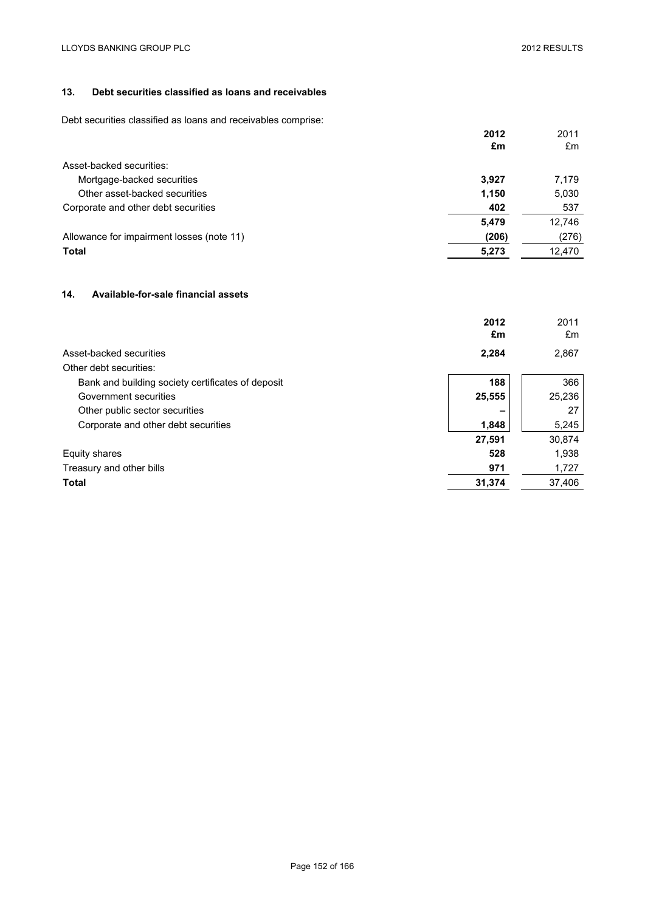## 13. Debt securities classified as loans and receivables

Debt securities classified as loans and receivables comprise:

| | 2012 £m | 2011 £m |
|---|---|---|
| Asset-backed securities: | | |
| Mortgage-backed securities | **3,927** | 7,179 |
| Other asset-backed securities | **1,150** | 5,030 |
| Corporate and other debt securities | **402** | 537 |
| | **5,479** | 12,746 |
| Allowance for impairment losses (note 11) | **(206)** | (276) |
| **Total** | **5,273** | 12,470 |

## 14. Available-for-sale financial assets

| | 2012 £m | 2011 £m |
|---|---|---|
| Asset-backed securities | **2,284** | 2,867 |
| Other debt securities: | | |
| Bank and building society certificates of deposit | **188** | 366 |
| Government securities | **25,555** | 25,236 |
| Other public sector securities | **–** | 27 |
| Corporate and other debt securities | **1,848** | 5,245 |
| | **27,591** | 30,874 |
| Equity shares | **528** | 1,938 |
| Treasury and other bills | **971** | 1,727 |
| **Total** | **31,374** | 37,406 |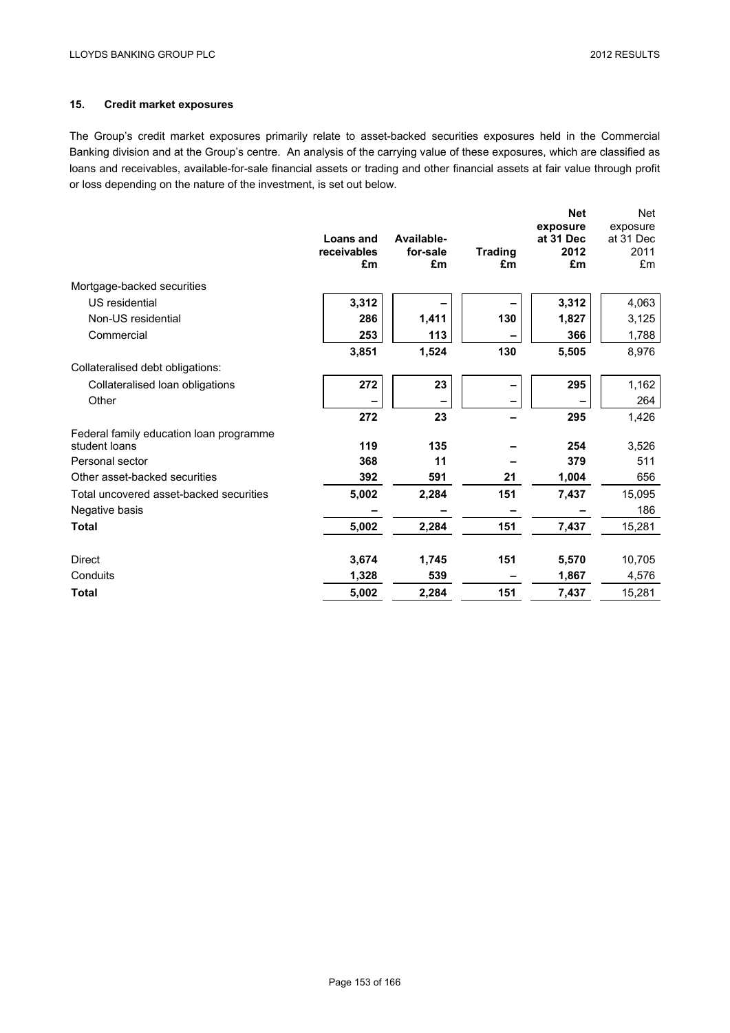## 15. Credit market exposures

The Group's credit market exposures primarily relate to asset-backed securities exposures held in the Commercial Banking division and at the Group's centre. An analysis of the carrying value of these exposures, which are classified as loans and receivables, available-for-sale financial assets or trading and other financial assets at fair value through profit or loss depending on the nature of the investment, is set out below.

| | **Loans and receivables £m** | **Available-for-sale £m** | **Trading £m** | **Net exposure at 31 Dec 2012 £m** | Net exposure at 31 Dec 2011 £m |
|---|---|---|---|---|---|
| Mortgage-backed securities | | | | | |
| US residential | **3,312** | **–** | **–** | **3,312** | 4,063 |
| Non-US residential | **286** | **1,411** | **130** | **1,827** | 3,125 |
| Commercial | **253** | **113** | **–** | **366** | 1,788 |
| | **3,851** | **1,524** | **130** | **5,505** | 8,976 |
| Collateralised debt obligations: | | | | | |
| Collateralised loan obligations | **272** | **23** | **–** | **295** | 1,162 |
| Other | **–** | **–** | **–** | **–** | 264 |
| | **272** | **23** | **–** | **295** | 1,426 |
| Federal family education loan programme student loans | **119** | **135** | **–** | **254** | 3,526 |
| Personal sector | **368** | **11** | **–** | **379** | 511 |
| Other asset-backed securities | **392** | **591** | **21** | **1,004** | 656 |
| Total uncovered asset-backed securities | **5,002** | **2,284** | **151** | **7,437** | 15,095 |
| Negative basis | **–** | **–** | **–** | **–** | 186 |
| **Total** | **5,002** | **2,284** | **151** | **7,437** | 15,281 |
| | | | | | |
| Direct | **3,674** | **1,745** | **151** | **5,570** | 10,705 |
| Conduits | **1,328** | **539** | **–** | **1,867** | 4,576 |
| **Total** | **5,002** | **2,284** | **151** | **7,437** | 15,281 |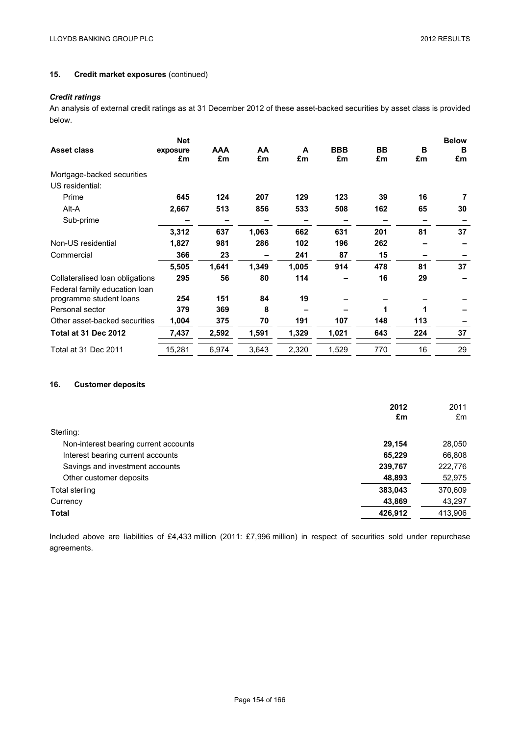## 15. Credit market exposures (continued)

### *Credit ratings*

An analysis of external credit ratings as at 31 December 2012 of these asset-backed securities by asset class is provided below.

| Asset class | Net exposure £m | AAA £m | AA £m | A £m | BBB £m | BB £m | B £m | Below B £m |
|---|---|---|---|---|---|---|---|---|
| Mortgage-backed securities | | | | | | | | |
| US residential: | | | | | | | | |
| Prime | **645** | **124** | **207** | **129** | **123** | **39** | **16** | **7** |
| Alt-A | **2,667** | **513** | **856** | **533** | **508** | **162** | **65** | **30** |
| Sub-prime | **–** | **–** | **–** | **–** | **–** | **–** | **–** | **–** |
| | **3,312** | **637** | **1,063** | **662** | **631** | **201** | **81** | **37** |
| Non-US residential | **1,827** | **981** | **286** | **102** | **196** | **262** | **–** | **–** |
| Commercial | **366** | **23** | **–** | **241** | **87** | **15** | **–** | **–** |
| | **5,505** | **1,641** | **1,349** | **1,005** | **914** | **478** | **81** | **37** |
| Collateralised loan obligations | **295** | **56** | **80** | **114** | **–** | **16** | **29** | **–** |
| Federal family education loan programme student loans | **254** | **151** | **84** | **19** | **–** | **–** | **–** | **–** |
| Personal sector | **379** | **369** | **8** | **–** | **–** | **1** | **1** | **–** |
| Other asset-backed securities | **1,004** | **375** | **70** | **191** | **107** | **148** | **113** | **–** |
| **Total at 31 Dec 2012** | **7,437** | **2,592** | **1,591** | **1,329** | **1,021** | **643** | **224** | **37** |
| Total at 31 Dec 2011 | 15,281 | 6,974 | 3,643 | 2,320 | 1,529 | 770 | 16 | 29 |

## 16. Customer deposits

| | 2012 £m | 2011 £m |
|---|---|---|
| Sterling: | | |
| Non-interest bearing current accounts | **29,154** | 28,050 |
| Interest bearing current accounts | **65,229** | 66,808 |
| Savings and investment accounts | **239,767** | 222,776 |
| Other customer deposits | **48,893** | 52,975 |
| Total sterling | **383,043** | 370,609 |
| Currency | **43,869** | 43,297 |
| **Total** | **426,912** | 413,906 |

Included above are liabilities of £4,433 million (2011: £7,996 million) in respect of securities sold under repurchase agreements.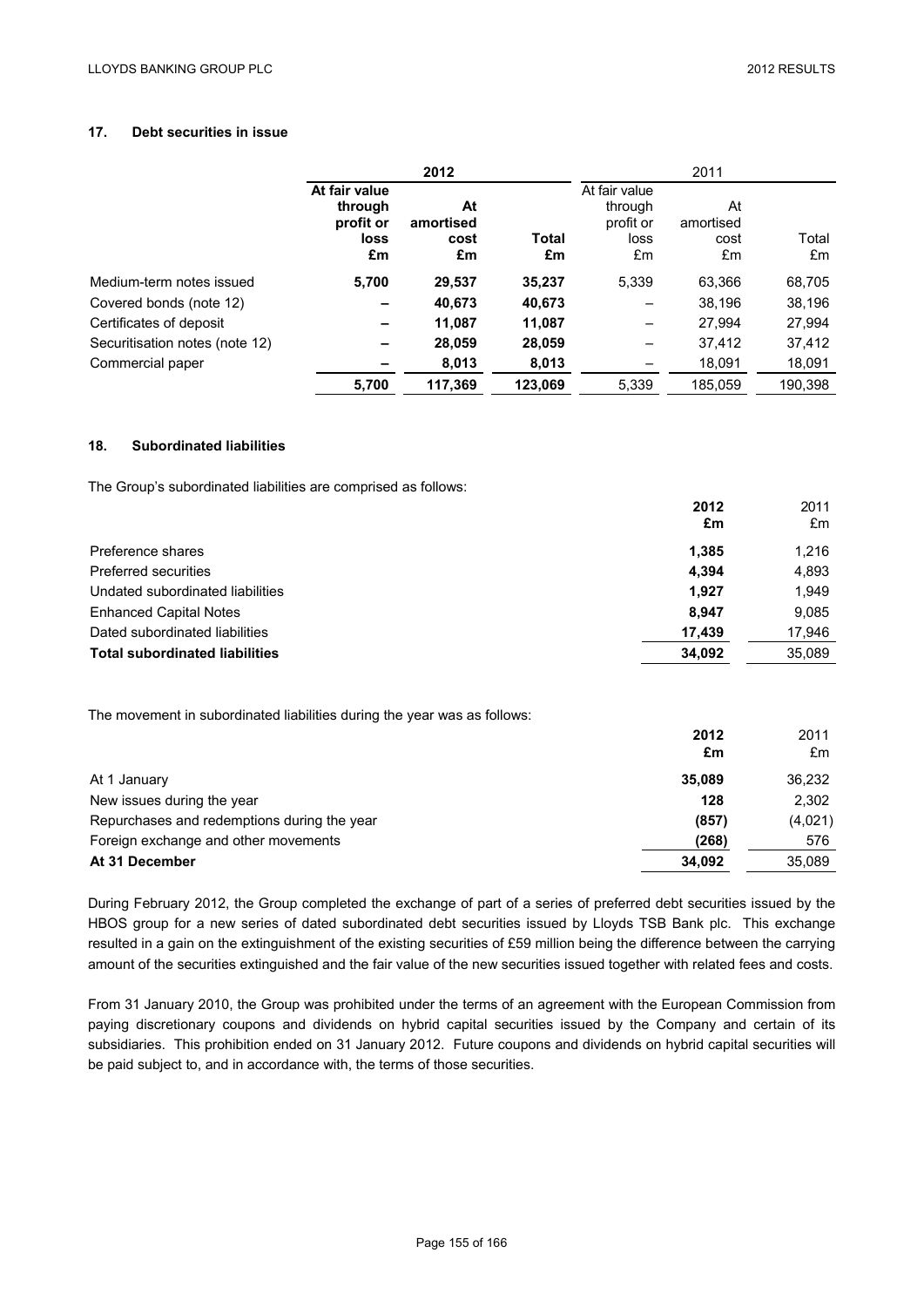## 17. Debt securities in issue

| | 2012 | | | 2011 | | |
|---|---|---|---|---|---|---|
| | **At fair value through profit or loss £m** | **At amortised cost £m** | **Total £m** | At fair value through profit or loss £m | At amortised cost £m | Total £m |
| Medium-term notes issued | **5,700** | **29,537** | **35,237** | 5,339 | 63,366 | 68,705 |
| Covered bonds (note 12) | **–** | **40,673** | **40,673** | – | 38,196 | 38,196 |
| Certificates of deposit | **–** | **11,087** | **11,087** | – | 27,994 | 27,994 |
| Securitisation notes (note 12) | **–** | **28,059** | **28,059** | – | 37,412 | 37,412 |
| Commercial paper | **–** | **8,013** | **8,013** | – | 18,091 | 18,091 |
| | **5,700** | **117,369** | **123,069** | 5,339 | 185,059 | 190,398 |

## 18. Subordinated liabilities

The Group's subordinated liabilities are comprised as follows:

| | **2012 £m** | 2011 £m |
|---|---|---|
| Preference shares | **1,385** | 1,216 |
| Preferred securities | **4,394** | 4,893 |
| Undated subordinated liabilities | **1,927** | 1,949 |
| Enhanced Capital Notes | **8,947** | 9,085 |
| Dated subordinated liabilities | **17,439** | 17,946 |
| **Total subordinated liabilities** | **34,092** | 35,089 |

The movement in subordinated liabilities during the year was as follows:

| | **2012 £m** | 2011 £m |
|---|---|---|
| At 1 January | **35,089** | 36,232 |
| New issues during the year | **128** | 2,302 |
| Repurchases and redemptions during the year | **(857)** | (4,021) |
| Foreign exchange and other movements | **(268)** | 576 |
| **At 31 December** | **34,092** | 35,089 |

During February 2012, the Group completed the exchange of part of a series of preferred debt securities issued by the HBOS group for a new series of dated subordinated debt securities issued by Lloyds TSB Bank plc. This exchange resulted in a gain on the extinguishment of the existing securities of £59 million being the difference between the carrying amount of the securities extinguished and the fair value of the new securities issued together with related fees and costs.

From 31 January 2010, the Group was prohibited under the terms of an agreement with the European Commission from paying discretionary coupons and dividends on hybrid capital securities issued by the Company and certain of its subsidiaries. This prohibition ended on 31 January 2012. Future coupons and dividends on hybrid capital securities will be paid subject to, and in accordance with, the terms of those securities.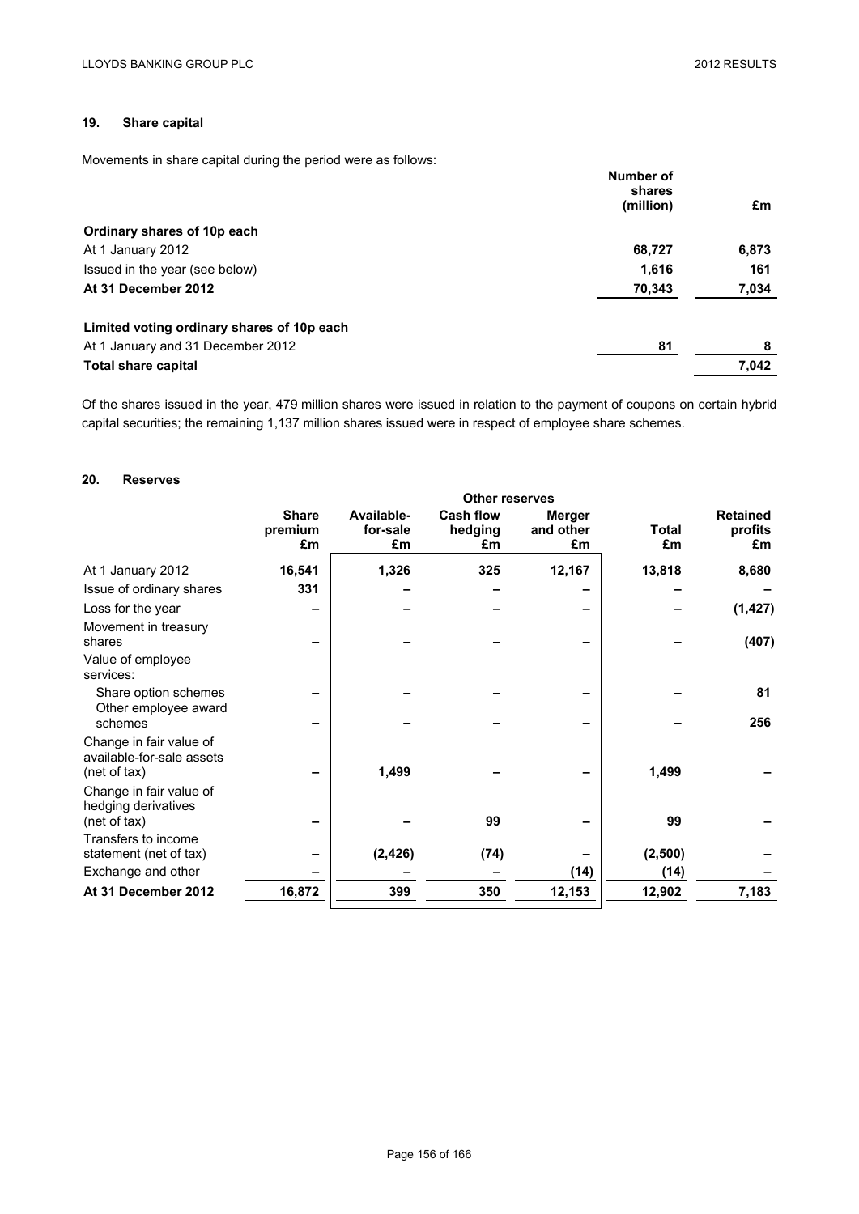## 19. Share capital

Movements in share capital during the period were as follows:

| | Number of shares (million) | £m |
|---|---|---|
| **Ordinary shares of 10p each** | | |
| At 1 January 2012 | 68,727 | 6,873 |
| Issued in the year (see below) | 1,616 | 161 |
| **At 31 December 2012** | 70,343 | 7,034 |
| | | |
| **Limited voting ordinary shares of 10p each** | | |
| At 1 January and 31 December 2012 | 81 | 8 |
| **Total share capital** | | 7,042 |

Of the shares issued in the year, 479 million shares were issued in relation to the payment of coupons on certain hybrid capital securities; the remaining 1,137 million shares issued were in respect of employee share schemes.

## 20. Reserves

| | | Other reserves | | | | | |
|---|---|---|---|---|---|---|---|
| | Share premium £m | Available-for-sale £m | Cash flow hedging £m | Merger and other £m | Total £m | Retained profits £m |
| At 1 January 2012 | 16,541 | 1,326 | 325 | 12,167 | 13,818 | 8,680 |
| Issue of ordinary shares | 331 | – | – | – | – | – |
| Loss for the year | – | – | – | – | – | (1,427) |
| Movement in treasury shares | – | – | – | – | – | (407) |
| Value of employee services: | | | | | | |
| Share option schemes | – | – | – | – | – | 81 |
| Other employee award schemes | – | – | – | – | – | 256 |
| Change in fair value of available-for-sale assets (net of tax) | – | 1,499 | – | – | 1,499 | – |
| Change in fair value of hedging derivatives (net of tax) | – | – | 99 | – | 99 | – |
| Transfers to income statement (net of tax) | – | (2,426) | (74) | – | (2,500) | – |
| Exchange and other | – | – | – | (14) | (14) | – |
| **At 31 December 2012** | 16,872 | 399 | 350 | 12,153 | 12,902 | 7,183 |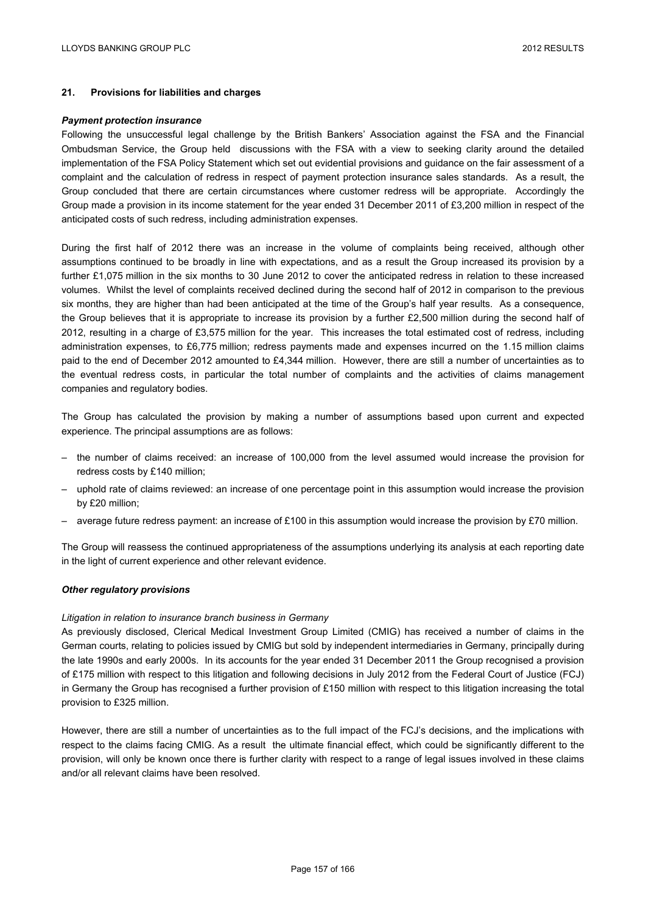## 21. Provisions for liabilities and charges

### *Payment protection insurance*

Following the unsuccessful legal challenge by the British Bankers' Association against the FSA and the Financial Ombudsman Service, the Group held discussions with the FSA with a view to seeking clarity around the detailed implementation of the FSA Policy Statement which set out evidential provisions and guidance on the fair assessment of a complaint and the calculation of redress in respect of payment protection insurance sales standards. As a result, the Group concluded that there are certain circumstances where customer redress will be appropriate. Accordingly the Group made a provision in its income statement for the year ended 31 December 2011 of £3,200 million in respect of the anticipated costs of such redress, including administration expenses.

During the first half of 2012 there was an increase in the volume of complaints being received, although other assumptions continued to be broadly in line with expectations, and as a result the Group increased its provision by a further £1,075 million in the six months to 30 June 2012 to cover the anticipated redress in relation to these increased volumes. Whilst the level of complaints received declined during the second half of 2012 in comparison to the previous six months, they are higher than had been anticipated at the time of the Group's half year results. As a consequence, the Group believes that it is appropriate to increase its provision by a further £2,500 million during the second half of 2012, resulting in a charge of £3,575 million for the year. This increases the total estimated cost of redress, including administration expenses, to £6,775 million; redress payments made and expenses incurred on the 1.15 million claims paid to the end of December 2012 amounted to £4,344 million. However, there are still a number of uncertainties as to the eventual redress costs, in particular the total number of complaints and the activities of claims management companies and regulatory bodies.

The Group has calculated the provision by making a number of assumptions based upon current and expected experience. The principal assumptions are as follows:

- the number of claims received: an increase of 100,000 from the level assumed would increase the provision for redress costs by £140 million;
- uphold rate of claims reviewed: an increase of one percentage point in this assumption would increase the provision by £20 million;
- average future redress payment: an increase of £100 in this assumption would increase the provision by £70 million.

The Group will reassess the continued appropriateness of the assumptions underlying its analysis at each reporting date in the light of current experience and other relevant evidence.

### *Other regulatory provisions*

*Litigation in relation to insurance branch business in Germany*

As previously disclosed, Clerical Medical Investment Group Limited (CMIG) has received a number of claims in the German courts, relating to policies issued by CMIG but sold by independent intermediaries in Germany, principally during the late 1990s and early 2000s. In its accounts for the year ended 31 December 2011 the Group recognised a provision of £175 million with respect to this litigation and following decisions in July 2012 from the Federal Court of Justice (FCJ) in Germany the Group has recognised a further provision of £150 million with respect to this litigation increasing the total provision to £325 million.

However, there are still a number of uncertainties as to the full impact of the FCJ's decisions, and the implications with respect to the claims facing CMIG. As a result the ultimate financial effect, which could be significantly different to the provision, will only be known once there is further clarity with respect to a range of legal issues involved in these claims and/or all relevant claims have been resolved.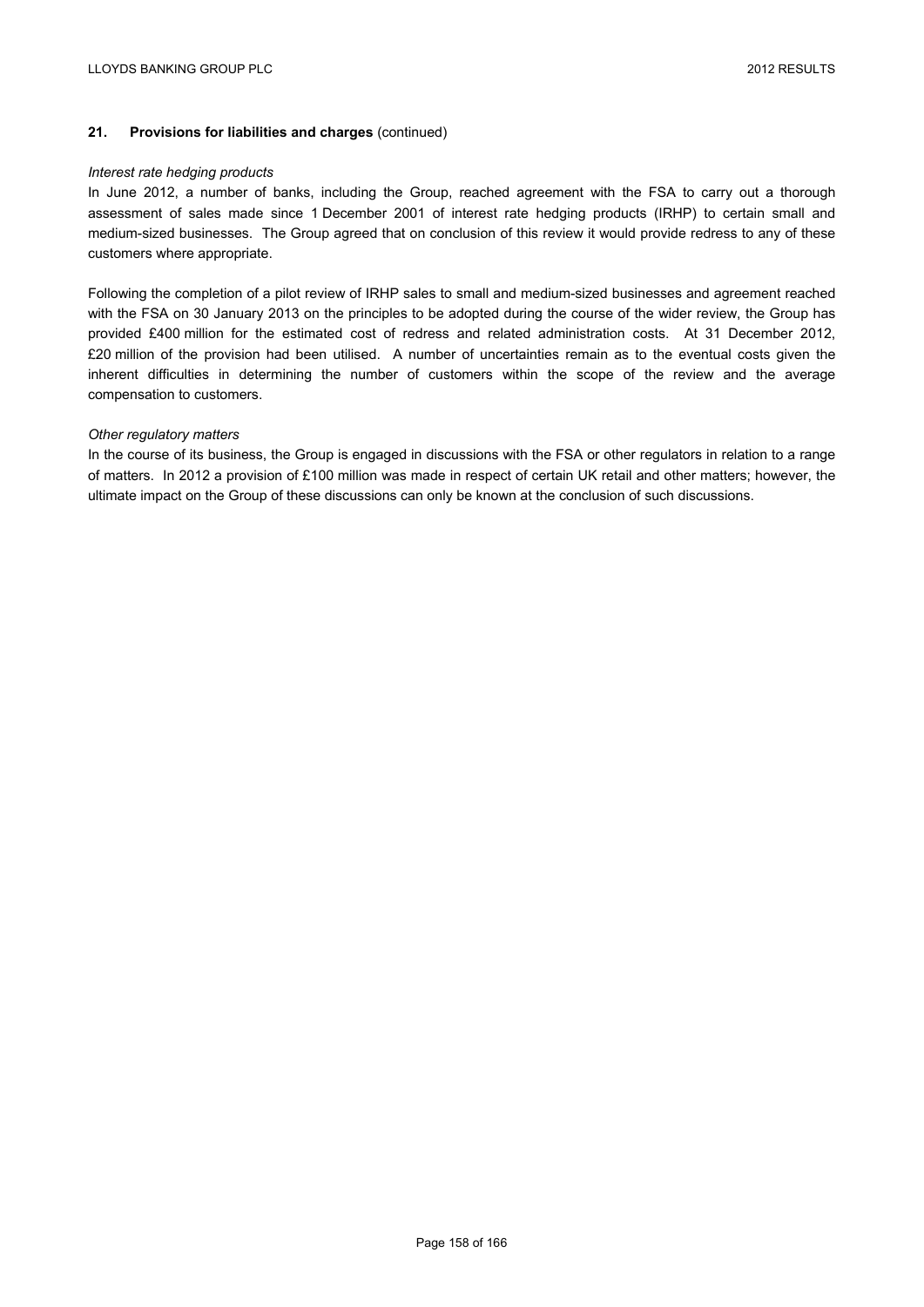## 21. Provisions for liabilities and charges (continued)

*Interest rate hedging products*

In June 2012, a number of banks, including the Group, reached agreement with the FSA to carry out a thorough assessment of sales made since 1 December 2001 of interest rate hedging products (IRHP) to certain small and medium-sized businesses. The Group agreed that on conclusion of this review it would provide redress to any of these customers where appropriate.

Following the completion of a pilot review of IRHP sales to small and medium-sized businesses and agreement reached with the FSA on 30 January 2013 on the principles to be adopted during the course of the wider review, the Group has provided £400 million for the estimated cost of redress and related administration costs. At 31 December 2012, £20 million of the provision had been utilised. A number of uncertainties remain as to the eventual costs given the inherent difficulties in determining the number of customers within the scope of the review and the average compensation to customers.

*Other regulatory matters*

In the course of its business, the Group is engaged in discussions with the FSA or other regulators in relation to a range of matters. In 2012 a provision of £100 million was made in respect of certain UK retail and other matters; however, the ultimate impact on the Group of these discussions can only be known at the conclusion of such discussions.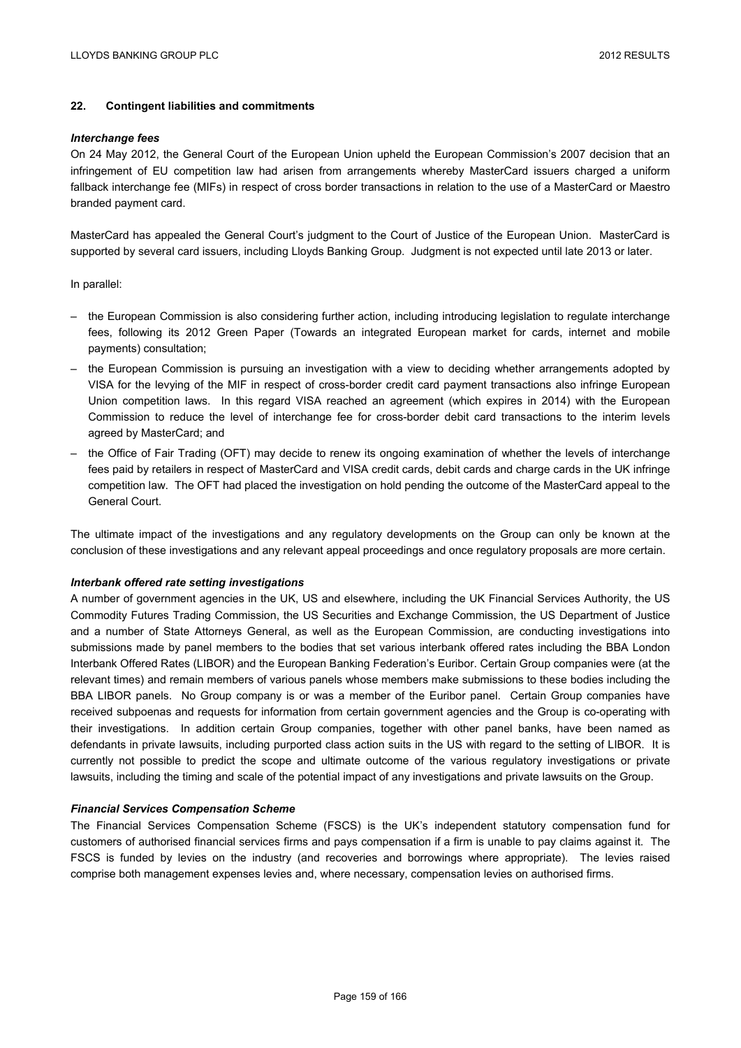## 22. Contingent liabilities and commitments

***Interchange fees***

On 24 May 2012, the General Court of the European Union upheld the European Commission's 2007 decision that an infringement of EU competition law had arisen from arrangements whereby MasterCard issuers charged a uniform fallback interchange fee (MIFs) in respect of cross border transactions in relation to the use of a MasterCard or Maestro branded payment card.

MasterCard has appealed the General Court's judgment to the Court of Justice of the European Union. MasterCard is supported by several card issuers, including Lloyds Banking Group. Judgment is not expected until late 2013 or later.

In parallel:

- the European Commission is also considering further action, including introducing legislation to regulate interchange fees, following its 2012 Green Paper (Towards an integrated European market for cards, internet and mobile payments) consultation;
- the European Commission is pursuing an investigation with a view to deciding whether arrangements adopted by VISA for the levying of the MIF in respect of cross-border credit card payment transactions also infringe European Union competition laws. In this regard VISA reached an agreement (which expires in 2014) with the European Commission to reduce the level of interchange fee for cross-border debit card transactions to the interim levels agreed by MasterCard; and
- the Office of Fair Trading (OFT) may decide to renew its ongoing examination of whether the levels of interchange fees paid by retailers in respect of MasterCard and VISA credit cards, debit cards and charge cards in the UK infringe competition law. The OFT had placed the investigation on hold pending the outcome of the MasterCard appeal to the General Court.

The ultimate impact of the investigations and any regulatory developments on the Group can only be known at the conclusion of these investigations and any relevant appeal proceedings and once regulatory proposals are more certain.

***Interbank offered rate setting investigations***

A number of government agencies in the UK, US and elsewhere, including the UK Financial Services Authority, the US Commodity Futures Trading Commission, the US Securities and Exchange Commission, the US Department of Justice and a number of State Attorneys General, as well as the European Commission, are conducting investigations into submissions made by panel members to the bodies that set various interbank offered rates including the BBA London Interbank Offered Rates (LIBOR) and the European Banking Federation's Euribor. Certain Group companies were (at the relevant times) and remain members of various panels whose members make submissions to these bodies including the BBA LIBOR panels. No Group company is or was a member of the Euribor panel. Certain Group companies have received subpoenas and requests for information from certain government agencies and the Group is co-operating with their investigations. In addition certain Group companies, together with other panel banks, have been named as defendants in private lawsuits, including purported class action suits in the US with regard to the setting of LIBOR. It is currently not possible to predict the scope and ultimate outcome of the various regulatory investigations or private lawsuits, including the timing and scale of the potential impact of any investigations and private lawsuits on the Group.

***Financial Services Compensation Scheme***

The Financial Services Compensation Scheme (FSCS) is the UK's independent statutory compensation fund for customers of authorised financial services firms and pays compensation if a firm is unable to pay claims against it. The FSCS is funded by levies on the industry (and recoveries and borrowings where appropriate). The levies raised comprise both management expenses levies and, where necessary, compensation levies on authorised firms.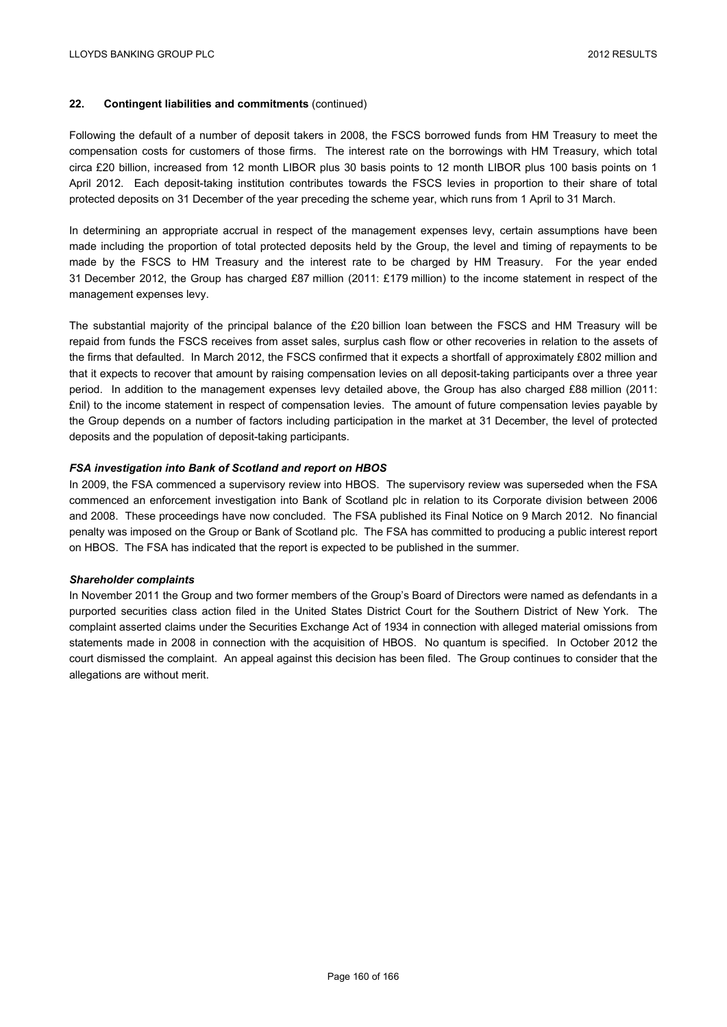## 22. Contingent liabilities and commitments (continued)

Following the default of a number of deposit takers in 2008, the FSCS borrowed funds from HM Treasury to meet the compensation costs for customers of those firms. The interest rate on the borrowings with HM Treasury, which total circa £20 billion, increased from 12 month LIBOR plus 30 basis points to 12 month LIBOR plus 100 basis points on 1 April 2012. Each deposit-taking institution contributes towards the FSCS levies in proportion to their share of total protected deposits on 31 December of the year preceding the scheme year, which runs from 1 April to 31 March.

In determining an appropriate accrual in respect of the management expenses levy, certain assumptions have been made including the proportion of total protected deposits held by the Group, the level and timing of repayments to be made by the FSCS to HM Treasury and the interest rate to be charged by HM Treasury. For the year ended 31 December 2012, the Group has charged £87 million (2011: £179 million) to the income statement in respect of the management expenses levy.

The substantial majority of the principal balance of the £20 billion loan between the FSCS and HM Treasury will be repaid from funds the FSCS receives from asset sales, surplus cash flow or other recoveries in relation to the assets of the firms that defaulted. In March 2012, the FSCS confirmed that it expects a shortfall of approximately £802 million and that it expects to recover that amount by raising compensation levies on all deposit-taking participants over a three year period. In addition to the management expenses levy detailed above, the Group has also charged £88 million (2011: £nil) to the income statement in respect of compensation levies. The amount of future compensation levies payable by the Group depends on a number of factors including participation in the market at 31 December, the level of protected deposits and the population of deposit-taking participants.

### *FSA investigation into Bank of Scotland and report on HBOS*

In 2009, the FSA commenced a supervisory review into HBOS. The supervisory review was superseded when the FSA commenced an enforcement investigation into Bank of Scotland plc in relation to its Corporate division between 2006 and 2008. These proceedings have now concluded. The FSA published its Final Notice on 9 March 2012. No financial penalty was imposed on the Group or Bank of Scotland plc. The FSA has committed to producing a public interest report on HBOS. The FSA has indicated that the report is expected to be published in the summer.

### *Shareholder complaints*

In November 2011 the Group and two former members of the Group's Board of Directors were named as defendants in a purported securities class action filed in the United States District Court for the Southern District of New York. The complaint asserted claims under the Securities Exchange Act of 1934 in connection with alleged material omissions from statements made in 2008 in connection with the acquisition of HBOS. No quantum is specified. In October 2012 the court dismissed the complaint. An appeal against this decision has been filed. The Group continues to consider that the allegations are without merit.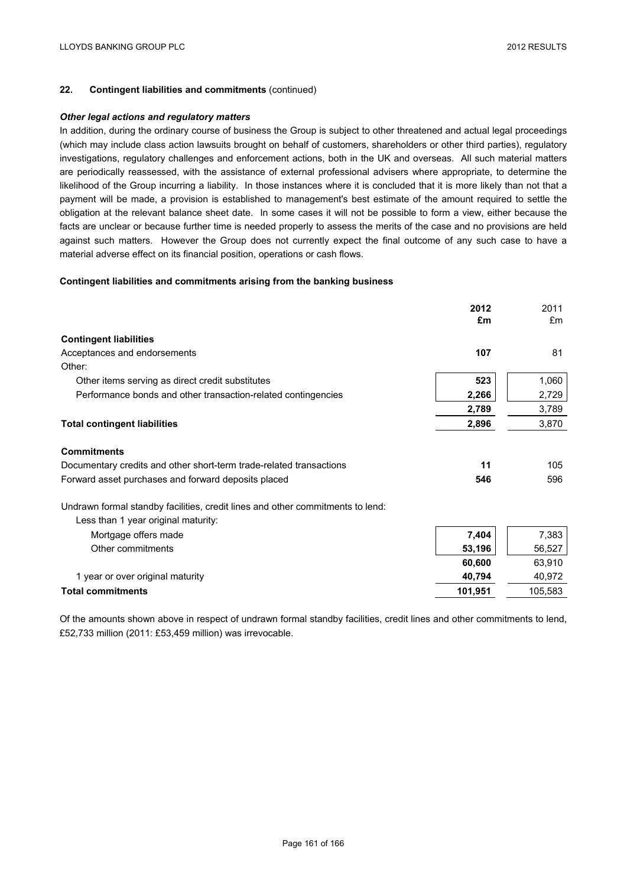## 22. Contingent liabilities and commitments (continued)

### *Other legal actions and regulatory matters*

In addition, during the ordinary course of business the Group is subject to other threatened and actual legal proceedings (which may include class action lawsuits brought on behalf of customers, shareholders or other third parties), regulatory investigations, regulatory challenges and enforcement actions, both in the UK and overseas. All such material matters are periodically reassessed, with the assistance of external professional advisers where appropriate, to determine the likelihood of the Group incurring a liability. In those instances where it is concluded that it is more likely than not that a payment will be made, a provision is established to management's best estimate of the amount required to settle the obligation at the relevant balance sheet date. In some cases it will not be possible to form a view, either because the facts are unclear or because further time is needed properly to assess the merits of the case and no provisions are held against such matters. However the Group does not currently expect the final outcome of any such case to have a material adverse effect on its financial position, operations or cash flows.

### Contingent liabilities and commitments arising from the banking business

| | **2012 £m** | 2011 £m |
|---|---|---|
| **Contingent liabilities** | | |
| Acceptances and endorsements | **107** | 81 |
| Other: | | |
| Other items serving as direct credit substitutes | **523** | 1,060 |
| Performance bonds and other transaction-related contingencies | **2,266** | 2,729 |
| | **2,789** | 3,789 |
| **Total contingent liabilities** | **2,896** | 3,870 |
| | | |
| **Commitments** | | |
| Documentary credits and other short-term trade-related transactions | **11** | 105 |
| Forward asset purchases and forward deposits placed | **546** | 596 |
| | | |
| Undrawn formal standby facilities, credit lines and other commitments to lend: | | |
| Less than 1 year original maturity: | | |
| Mortgage offers made | **7,404** | 7,383 |
| Other commitments | **53,196** | 56,527 |
| | **60,600** | 63,910 |
| 1 year or over original maturity | **40,794** | 40,972 |
| **Total commitments** | **101,951** | 105,583 |

Of the amounts shown above in respect of undrawn formal standby facilities, credit lines and other commitments to lend, £52,733 million (2011: £53,459 million) was irrevocable.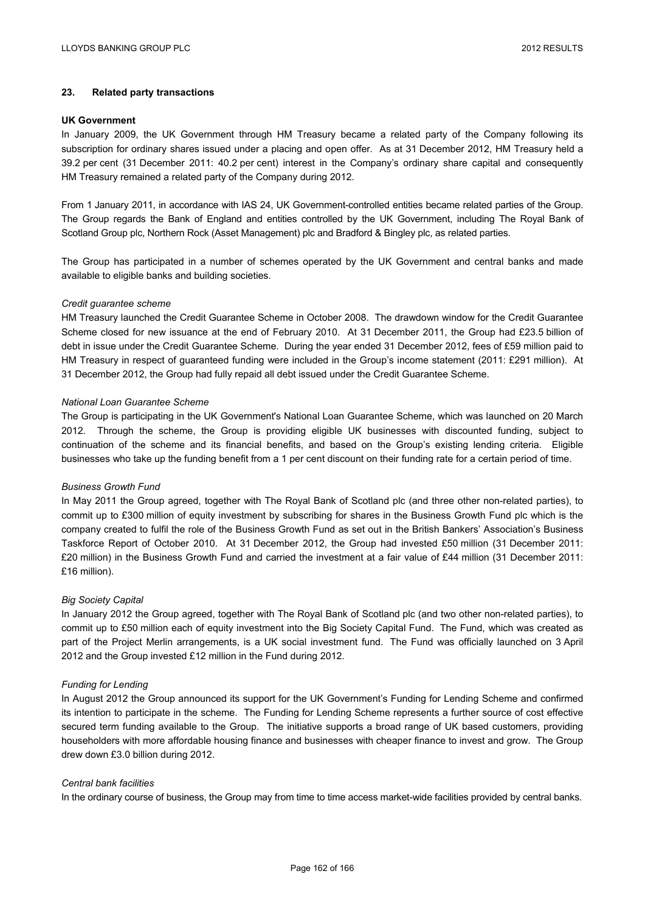## 23. Related party transactions

### UK Government

In January 2009, the UK Government through HM Treasury became a related party of the Company following its subscription for ordinary shares issued under a placing and open offer. As at 31 December 2012, HM Treasury held a 39.2 per cent (31 December 2011: 40.2 per cent) interest in the Company's ordinary share capital and consequently HM Treasury remained a related party of the Company during 2012.

From 1 January 2011, in accordance with IAS 24, UK Government-controlled entities became related parties of the Group. The Group regards the Bank of England and entities controlled by the UK Government, including The Royal Bank of Scotland Group plc, Northern Rock (Asset Management) plc and Bradford & Bingley plc, as related parties.

The Group has participated in a number of schemes operated by the UK Government and central banks and made available to eligible banks and building societies.

*Credit guarantee scheme*

HM Treasury launched the Credit Guarantee Scheme in October 2008. The drawdown window for the Credit Guarantee Scheme closed for new issuance at the end of February 2010. At 31 December 2011, the Group had £23.5 billion of debt in issue under the Credit Guarantee Scheme. During the year ended 31 December 2012, fees of £59 million paid to HM Treasury in respect of guaranteed funding were included in the Group's income statement (2011: £291 million). At 31 December 2012, the Group had fully repaid all debt issued under the Credit Guarantee Scheme.

*National Loan Guarantee Scheme*

The Group is participating in the UK Government's National Loan Guarantee Scheme, which was launched on 20 March 2012. Through the scheme, the Group is providing eligible UK businesses with discounted funding, subject to continuation of the scheme and its financial benefits, and based on the Group's existing lending criteria. Eligible businesses who take up the funding benefit from a 1 per cent discount on their funding rate for a certain period of time.

*Business Growth Fund*

In May 2011 the Group agreed, together with The Royal Bank of Scotland plc (and three other non-related parties), to commit up to £300 million of equity investment by subscribing for shares in the Business Growth Fund plc which is the company created to fulfil the role of the Business Growth Fund as set out in the British Bankers' Association's Business Taskforce Report of October 2010. At 31 December 2012, the Group had invested £50 million (31 December 2011: £20 million) in the Business Growth Fund and carried the investment at a fair value of £44 million (31 December 2011: £16 million).

*Big Society Capital*

In January 2012 the Group agreed, together with The Royal Bank of Scotland plc (and two other non-related parties), to commit up to £50 million each of equity investment into the Big Society Capital Fund. The Fund, which was created as part of the Project Merlin arrangements, is a UK social investment fund. The Fund was officially launched on 3 April 2012 and the Group invested £12 million in the Fund during 2012.

*Funding for Lending*

In August 2012 the Group announced its support for the UK Government's Funding for Lending Scheme and confirmed its intention to participate in the scheme. The Funding for Lending Scheme represents a further source of cost effective secured term funding available to the Group. The initiative supports a broad range of UK based customers, providing householders with more affordable housing finance and businesses with cheaper finance to invest and grow. The Group drew down £3.0 billion during 2012.

*Central bank facilities*

In the ordinary course of business, the Group may from time to time access market-wide facilities provided by central banks.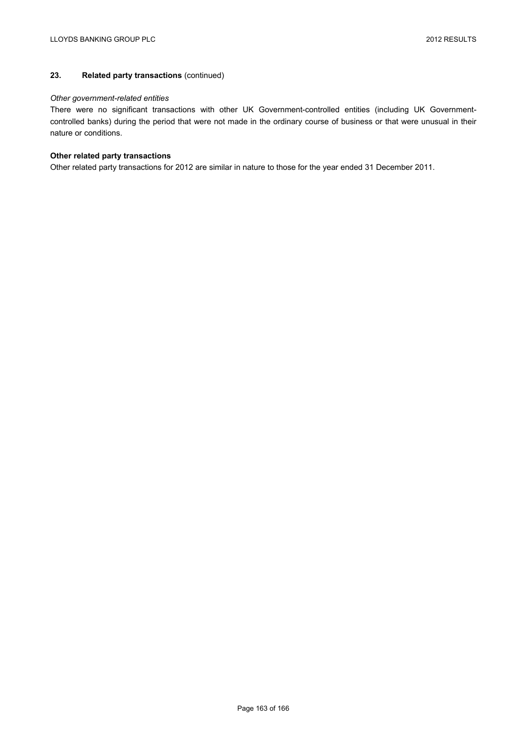## 23. Related party transactions (continued)

*Other government-related entities*

There were no significant transactions with other UK Government-controlled entities (including UK Government-controlled banks) during the period that were not made in the ordinary course of business or that were unusual in their nature or conditions.

**Other related party transactions**

Other related party transactions for 2012 are similar in nature to those for the year ended 31 December 2011.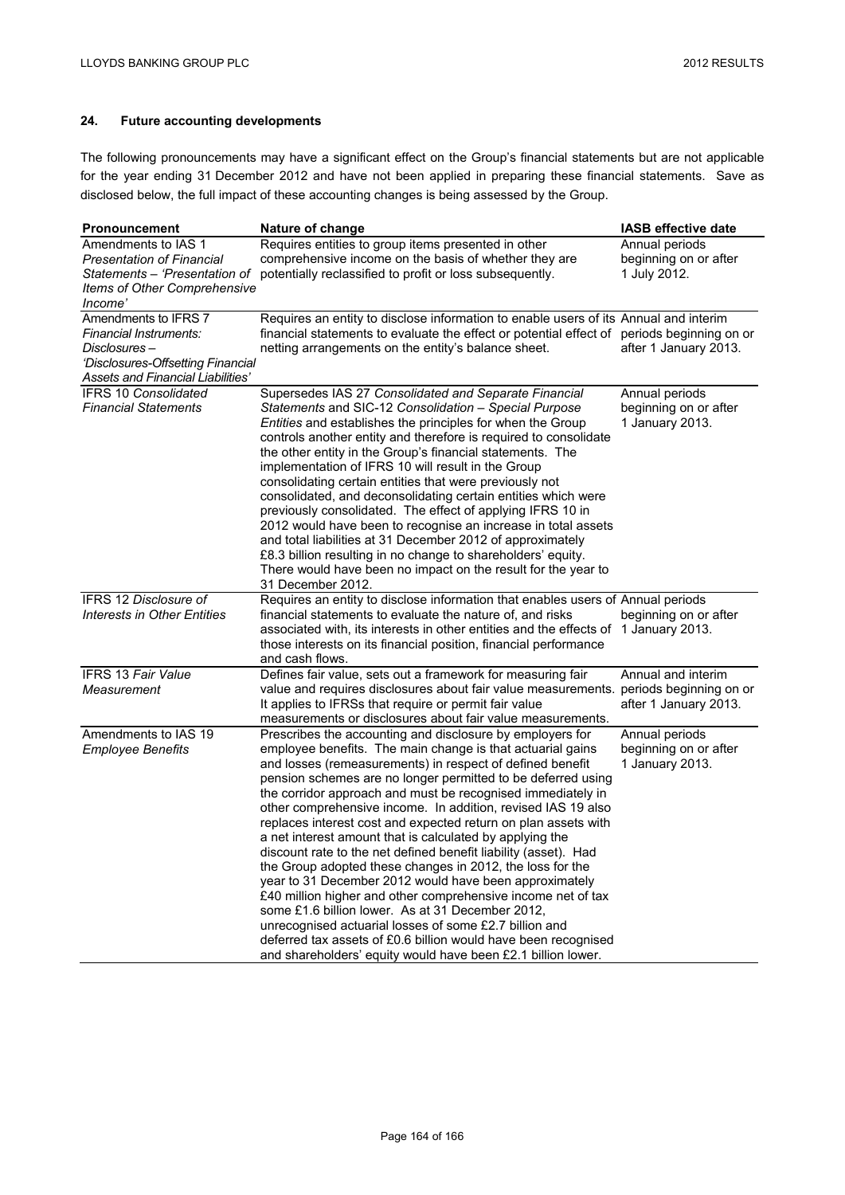## 24. Future accounting developments

The following pronouncements may have a significant effect on the Group's financial statements but are not applicable for the year ending 31 December 2012 and have not been applied in preparing these financial statements. Save as disclosed below, the full impact of these accounting changes is being assessed by the Group.

| Pronouncement | Nature of change | IASB effective date |
|---|---|---|
| Amendments to IAS 1 *Presentation of Financial Statements – 'Presentation of Items of Other Comprehensive Income'* | Requires entities to group items presented in other comprehensive income on the basis of whether they are potentially reclassified to profit or loss subsequently. | Annual periods beginning on or after 1 July 2012. |
| Amendments to IFRS 7 *Financial Instruments: Disclosures – 'Disclosures-Offsetting Financial Assets and Financial Liabilities'* | Requires an entity to disclose information to enable users of its financial statements to evaluate the effect or potential effect of netting arrangements on the entity's balance sheet. | Annual and interim periods beginning on or after 1 January 2013. |
| IFRS 10 *Consolidated Financial Statements* | Supersedes IAS 27 *Consolidated and Separate Financial Statements* and SIC-12 *Consolidation – Special Purpose Entities* and establishes the principles for when the Group controls another entity and therefore is required to consolidate the other entity in the Group's financial statements. The implementation of IFRS 10 will result in the Group consolidating certain entities that were previously not consolidated, and deconsolidating certain entities which were previously consolidated. The effect of applying IFRS 10 in 2012 would have been to recognise an increase in total assets and total liabilities at 31 December 2012 of approximately £8.3 billion resulting in no change to shareholders' equity. There would have been no impact on the result for the year to 31 December 2012. | Annual periods beginning on or after 1 January 2013. |
| IFRS 12 *Disclosure of Interests in Other Entities* | Requires an entity to disclose information that enables users of financial statements to evaluate the nature of, and risks associated with, its interests in other entities and the effects of those interests on its financial position, financial performance and cash flows. | Annual periods beginning on or after 1 January 2013. |
| IFRS 13 *Fair Value Measurement* | Defines fair value, sets out a framework for measuring fair value and requires disclosures about fair value measurements. It applies to IFRSs that require or permit fair value measurements or disclosures about fair value measurements. | Annual and interim periods beginning on or after 1 January 2013. |
| Amendments to IAS 19 *Employee Benefits* | Prescribes the accounting and disclosure by employers for employee benefits. The main change is that actuarial gains and losses (remeasurements) in respect of defined benefit pension schemes are no longer permitted to be deferred using the corridor approach and must be recognised immediately in other comprehensive income. In addition, revised IAS 19 also replaces interest cost and expected return on plan assets with a net interest amount that is calculated by applying the discount rate to the net defined benefit liability (asset). Had the Group adopted these changes in 2012, the loss for the year to 31 December 2012 would have been approximately £40 million higher and other comprehensive income net of tax some £1.6 billion lower. As at 31 December 2012, unrecognised actuarial losses of some £2.7 billion and deferred tax assets of £0.6 billion would have been recognised and shareholders' equity would have been £2.1 billion lower. | Annual periods beginning on or after 1 January 2013. |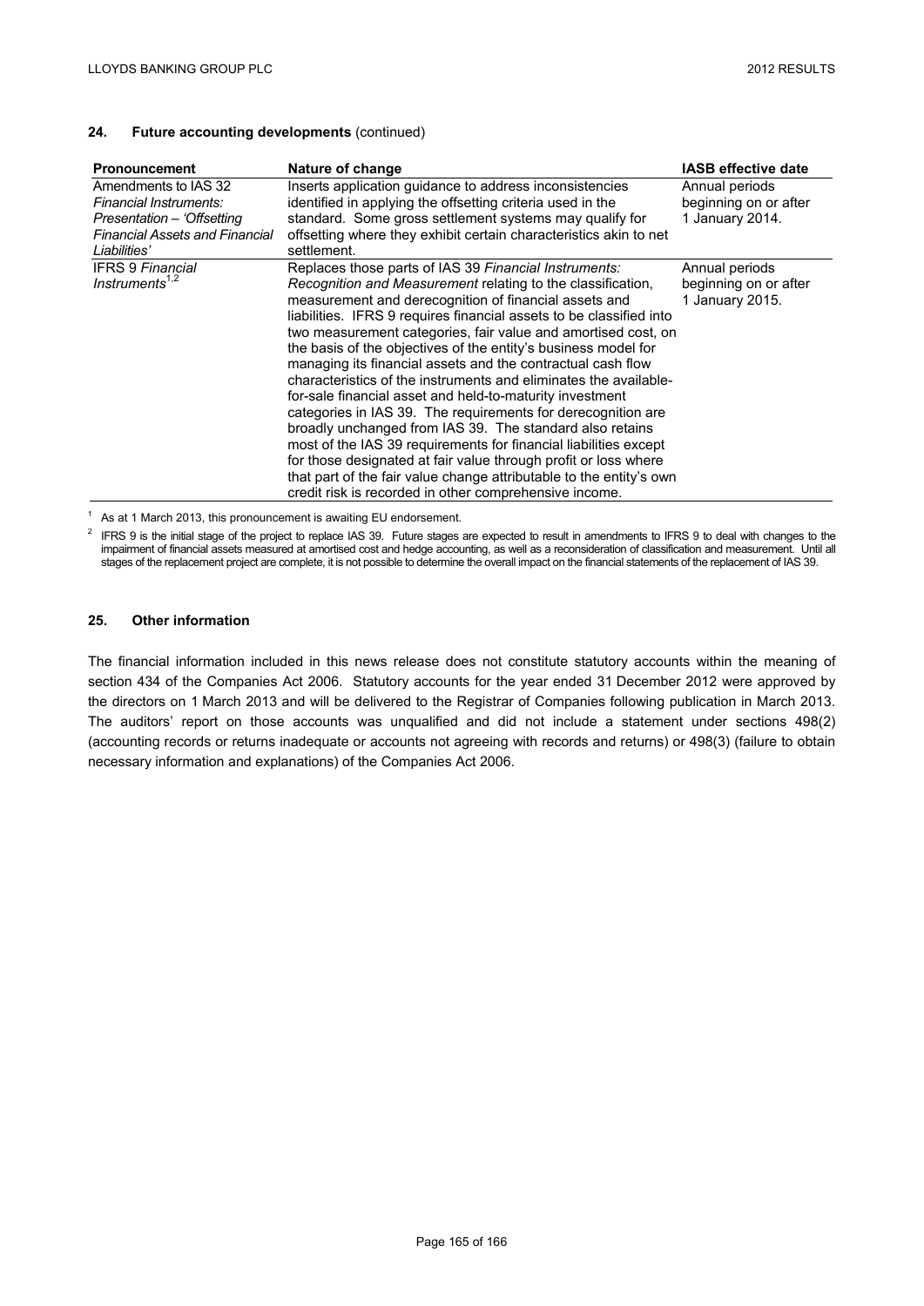## 24. Future accounting developments (continued)

| Pronouncement | Nature of change | IASB effective date |
| --- | --- | --- |
| Amendments to IAS 32 *Financial Instruments: Presentation – 'Offsetting Financial Assets and Financial Liabilities'* | Inserts application guidance to address inconsistencies identified in applying the offsetting criteria used in the standard. Some gross settlement systems may qualify for offsetting where they exhibit certain characteristics akin to net settlement. | Annual periods beginning on or after 1 January 2014. |
| IFRS 9 *Financial Instruments*[1,2] | Replaces those parts of IAS 39 *Financial Instruments: Recognition and Measurement* relating to the classification, measurement and derecognition of financial assets and liabilities. IFRS 9 requires financial assets to be classified into two measurement categories, fair value and amortised cost, on the basis of the objectives of the entity's business model for managing its financial assets and the contractual cash flow characteristics of the instruments and eliminates the available-for-sale financial asset and held-to-maturity investment categories in IAS 39. The requirements for derecognition are broadly unchanged from IAS 39. The standard also retains most of the IAS 39 requirements for financial liabilities except for those designated at fair value through profit or loss where that part of the fair value change attributable to the entity's own credit risk is recorded in other comprehensive income. | Annual periods beginning on or after 1 January 2015. |

[1] As at 1 March 2013, this pronouncement is awaiting EU endorsement.

[2] IFRS 9 is the initial stage of the project to replace IAS 39. Future stages are expected to result in amendments to IFRS 9 to deal with changes to the impairment of financial assets measured at amortised cost and hedge accounting, as well as a reconsideration of classification and measurement. Until all stages of the replacement project are complete, it is not possible to determine the overall impact on the financial statements of the replacement of IAS 39.

## 25. Other information

The financial information included in this news release does not constitute statutory accounts within the meaning of section 434 of the Companies Act 2006. Statutory accounts for the year ended 31 December 2012 were approved by the directors on 1 March 2013 and will be delivered to the Registrar of Companies following publication in March 2013. The auditors' report on those accounts was unqualified and did not include a statement under sections 498(2) (accounting records or returns inadequate or accounts not agreeing with records and returns) or 498(3) (failure to obtain necessary information and explanations) of the Companies Act 2006.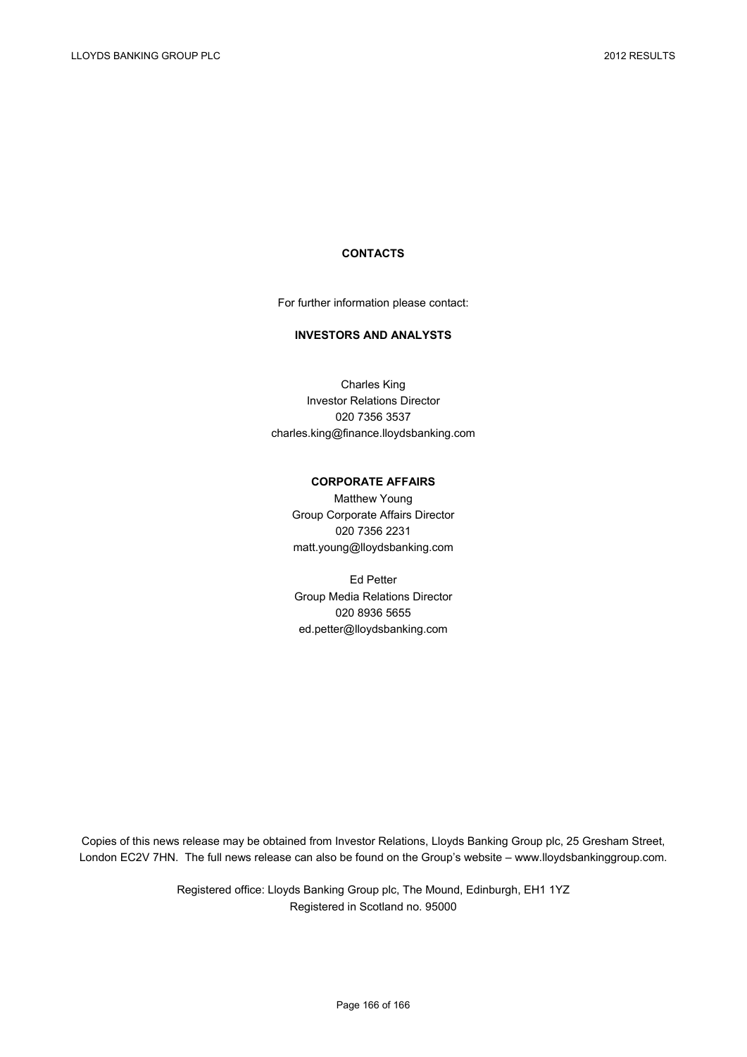## CONTACTS

For further information please contact:

### INVESTORS AND ANALYSTS

Charles King
Investor Relations Director
020 7356 3537
charles.king@finance.lloydsbanking.com

### CORPORATE AFFAIRS

Matthew Young
Group Corporate Affairs Director
020 7356 2231
matt.young@lloydsbanking.com

Ed Petter
Group Media Relations Director
020 8936 5655
ed.petter@lloydsbanking.com

Copies of this news release may be obtained from Investor Relations, Lloyds Banking Group plc, 25 Gresham Street, London EC2V 7HN. The full news release can also be found on the Group's website – www.lloydsbankinggroup.com.

Registered office: Lloyds Banking Group plc, The Mound, Edinburgh, EH1 1YZ
Registered in Scotland no. 95000